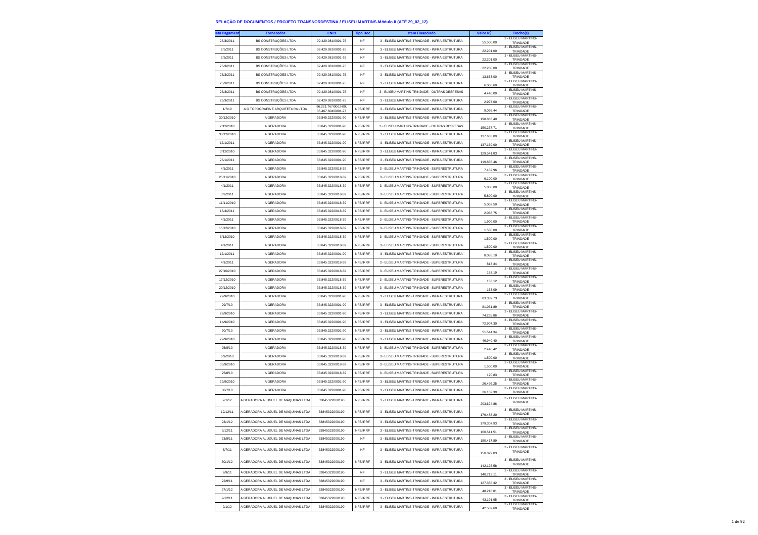## RELAÇÃO DE DOCUMENTOS / PROJETO TRANSNORDESTINA / ELISEU MARTINS-Módulo II (ATÉ 29_02_12)

| Data Pagamento | Fornecedor | CNPJ | Tipo Doc | Item Financiado | Valor R$ | Trecho(s) |
|---|---|---|---|---|---|---|
| 25/3/2011 | BS CONSTRUÇÕES LTDA | 02.429.081/0001-75 | NF | 3 - ELISEU MARTINS-TRINDADE - INFRA-ESTRUTURA | 55.500,00 | 3 - ELISEU MARTINS-TRINDADE |
| 2/5/2011 | BS CONSTRUÇÕES LTDA | 02.429.081/0001-75 | NF | 3 - ELISEU MARTINS-TRINDADE - INFRA-ESTRUTURA | 22.201,00 | 3 - ELISEU MARTINS-TRINDADE |
| 2/5/2011 | BS CONSTRUÇÕES LTDA | 02.429.081/0001-75 | NF | 3 - ELISEU MARTINS-TRINDADE - INFRA-ESTRUTURA | 22.201,00 | 3 - ELISEU MARTINS-TRINDADE |
| 25/3/2011 | BS CONSTRUÇÕES LTDA | 02.429.081/0001-75 | NF | 3 - ELISEU MARTINS-TRINDADE - INFRA-ESTRUTURA | 22.200,00 | 3 - ELISEU MARTINS-TRINDADE |
| 25/3/2011 | BS CONSTRUÇÕES LTDA | 02.429.081/0001-75 | NF | 3 - ELISEU MARTINS-TRINDADE - INFRA-ESTRUTURA | 13.653,00 | 3 - ELISEU MARTINS-TRINDADE |
| 25/3/2011 | BS CONSTRUÇÕES LTDA | 02.429.081/0001-75 | NF | 3 - ELISEU MARTINS-TRINDADE - INFRA-ESTRUTURA | 6.060,60 | 3 - ELISEU MARTINS-TRINDADE |
| 25/3/2011 | BS CONSTRUÇÕES LTDA | 02.429.081/0001-75 | NF | 3 - ELISEU MARTINS-TRINDADE - OUTRAS DESPESAS | 4.440,00 | 3 - ELISEU MARTINS-TRINDADE |
| 25/3/2011 | BS CONSTRUÇÕES LTDA | 02.429.081/0001-75 | NF | 3 - ELISEU MARTINS-TRINDADE - INFRA-ESTRUTURA | 2.997,00 | 3 - ELISEU MARTINS-TRINDADE |
| 1/7/10 | A G TOPOGRAFIA E ARQUITETURA LTDA | 96.221.767/0002-09; 35.467.604/0001-27 | NFS/IRRF | 3 - ELISEU MARTINS-TRINDADE - INFRA-ESTRUTURA | 9.095,44 | 3 - ELISEU MARTINS-TRINDADE |
| 30/12/2010 | A GERADORA | 33.845.322/0001-90 | NFS/IRRF | 3 - ELISEU MARTINS-TRINDADE - INFRA-ESTRUTURA | 198.833,40 | 3 - ELISEU MARTINS-TRINDADE |
| 2/12/2010 | A GERADORA | 33.845.322/0001-90 | NFS/IRRF | 3 - ELISEU MARTINS-TRINDADE - OUTRAS DESPESAS | 150.237,71 | 3 - ELISEU MARTINS-TRINDADE |
| 30/12/2010 | A GERADORA | 33.845.322/0001-90 | NFS/IRRF | 3 - ELISEU MARTINS-TRINDADE - INFRA-ESTRUTURA | 137.633,09 | 3 - ELISEU MARTINS-TRINDADE |
| 17/1/2011 | A GERADORA | 33.845.322/0001-90 | NFS/IRRF | 3 - ELISEU MARTINS-TRINDADE - INFRA-ESTRUTURA | 137.169,00 | 3 - ELISEU MARTINS-TRINDADE |
| 3/12/2010 | A GERADORA | 33.845.322/0001-90 | NFS/IRRF | 3 - ELISEU MARTINS-TRINDADE - INFRA-ESTRUTURA | 129.541,83 | 3 - ELISEU MARTINS-TRINDADE |
| 26/1/2011 | A GERADORA | 33.845.322/0001-90 | NFS/IRRF | 3 - ELISEU MARTINS-TRINDADE - INFRA-ESTRUTURA | 119.836,46 | 3 - ELISEU MARTINS-TRINDADE |
| 4/1/2011 | A GERADORA | 33.845.322/0018-39 | NFS/IRRF | 3 - ELISEU MARTINS-TRINDADE - SUPERESTRUTURA | 7.452,96 | 3 - ELISEU MARTINS-TRINDADE |
| 25/11/2010 | A GERADORA | 33.845.322/0018-39 | NFS/IRRF | 3 - ELISEU MARTINS-TRINDADE - SUPERESTRUTURA | 6.100,00 | 3 - ELISEU MARTINS-TRINDADE |
| 4/1/2011 | A GERADORA | 33.845.322/0018-39 | NFS/IRRF | 3 - ELISEU MARTINS-TRINDADE - SUPERESTRUTURA | 5.800,00 | 3 - ELISEU MARTINS-TRINDADE |
| 3/2/2011 | A GERADORA | 33.845.322/0018-39 | NFS/IRRF | 3 - ELISEU MARTINS-TRINDADE - SUPERESTRUTURA | 5.800,00 | 3 - ELISEU MARTINS-TRINDADE |
| 11/11/2010 | A GERADORA | 33.845.322/0018-39 | NFS/IRRF | 3 - ELISEU MARTINS-TRINDADE - SUPERESTRUTURA | 5.062,50 | 3 - ELISEU MARTINS-TRINDADE |
| 15/4/2011 | A GERADORA | 33.845.322/0018-39 | NFS/IRRF | 3 - ELISEU MARTINS-TRINDADE - SUPERESTRUTURA | 2.068,75 | 3 - ELISEU MARTINS-TRINDADE |
| 4/1/2011 | A GERADORA | 33.845.322/0018-39 | NFS/IRRF | 3 - ELISEU MARTINS-TRINDADE - SUPERESTRUTURA | 1.900,00 | 3 - ELISEU MARTINS-TRINDADE |
| 15/12/2010 | A GERADORA | 33.845.322/0018-39 | NFS/IRRF | 3 - ELISEU MARTINS-TRINDADE - SUPERESTRUTURA | 1.530,00 | 3 - ELISEU MARTINS-TRINDADE |
| 6/12/2010 | A GERADORA | 33.845.322/0018-39 | NFS/IRRF | 3 - ELISEU MARTINS-TRINDADE - SUPERESTRUTURA | 1.500,00 | 3 - ELISEU MARTINS-TRINDADE |
| 4/1/2011 | A GERADORA | 33.845.322/0018-39 | NFS/IRRF | 3 - ELISEU MARTINS-TRINDADE - SUPERESTRUTURA | 1.500,00 | 3 - ELISEU MARTINS-TRINDADE |
| 17/1/2011 | A GERADORA | 33.845.322/0001-90 | NFS/IRRF | 3 - ELISEU MARTINS-TRINDADE - INFRA-ESTRUTURA | 8.085,10 | 3 - ELISEU MARTINS-TRINDADE |
| 4/1/2011 | A GERADORA | 33.845.322/0018-39 | NFS/IRRF | 3 - ELISEU MARTINS-TRINDADE - SUPERESTRUTURA | 813,34 | 3 - ELISEU MARTINS-TRINDADE |
| 27/10/2010 | A GERADORA | 33.845.322/0018-39 | NFS/IRRF | 3 - ELISEU MARTINS-TRINDADE - SUPERESTRUTURA | 153,19 | 3 - ELISEU MARTINS-TRINDADE |
| 17/12/2010 | A GERADORA | 33.845.322/0018-39 | NFS/IRRF | 3 - ELISEU MARTINS-TRINDADE - SUPERESTRUTURA | 153,12 | 3 - ELISEU MARTINS-TRINDADE |
| 20/12/2010 | A GERADORA | 33.845.322/0018-39 | NFS/IRRF | 3 - ELISEU MARTINS-TRINDADE - SUPERESTRUTURA | 153,09 | 3 - ELISEU MARTINS-TRINDADE |
| 29/9/2010 | A GERADORA | 33.845.322/0001-90 | NFS/IRRF | 3 - ELISEU MARTINS-TRINDADE - INFRA-ESTRUTURA | 83.389,73 | 3 - ELISEU MARTINS-TRINDADE |
| 29/7/10 | A GERADORA | 33.845.322/0001-90 | NFS/IRRF | 3 - ELISEU MARTINS-TRINDADE - INFRA-ESTRUTURA | 81.031,89 | 3 - ELISEU MARTINS-TRINDADE |
| 29/9/2010 | A GERADORA | 33.845.322/0001-90 | NFS/IRRF | 3 - ELISEU MARTINS-TRINDADE - INFRA-ESTRUTURA | 74.235,86 | 3 - ELISEU MARTINS-TRINDADE |
| 14/9/2010 | A GERADORA | 33.845.322/0001-90 | NFS/IRRF | 3 - ELISEU MARTINS-TRINDADE - INFRA-ESTRUTURA | 72.907,30 | 3 - ELISEU MARTINS-TRINDADE |
| 20/7/10 | A GERADORA | 33.845.322/0001-90 | NFS/IRRF | 3 - ELISEU MARTINS-TRINDADE - INFRA-ESTRUTURA | 51.544,34 | 3 - ELISEU MARTINS-TRINDADE |
| 29/9/2010 | A GERADORA | 33.845.322/0001-90 | NFS/IRRF | 3 - ELISEU MARTINS-TRINDADE - INFRA-ESTRUTURA | 46.940,40 | 3 - ELISEU MARTINS-TRINDADE |
| 25/8/10 | A GERADORA | 33.845.322/0018-39 | NFS/IRRF | 3 - ELISEU MARTINS-TRINDADE - SUPERESTRUTURA | 2.440,42 | 3 - ELISEU MARTINS-TRINDADE |
| 6/9/2010 | A GERADORA | 33.845.322/0018-39 | NFS/IRRF | 3 - ELISEU MARTINS-TRINDADE - SUPERESTRUTURA | 1.500,00 | 3 - ELISEU MARTINS-TRINDADE |
| 30/9/2010 | A GERADORA | 33.845.322/0018-39 | NFS/IRRF | 3 - ELISEU MARTINS-TRINDADE - SUPERESTRUTURA | 1.500,00 | 3 - ELISEU MARTINS-TRINDADE |
| 25/8/10 | A GERADORA | 33.845.322/0018-39 | NFS/IRRF | 3 - ELISEU MARTINS-TRINDADE - SUPERESTRUTURA | 170,83 | 3 - ELISEU MARTINS-TRINDADE |
| 29/9/2010 | A GERADORA | 33.845.322/0001-90 | NFS/IRRF | 3 - ELISEU MARTINS-TRINDADE - INFRA-ESTRUTURA | 26.496,25 | 3 - ELISEU MARTINS-TRINDADE |
| 30/7/10 | A GERADORA | 33.845.322/0001-90 | NFS/IRRF | 3 - ELISEU MARTINS-TRINDADE - INFRA-ESTRUTURA | 26.132,39 | 3 - ELISEU MARTINS-TRINDADE |
| 2/1/12 | A GERADORA ALUGUEL DE MAQUINAS LTDA | 33845322000190 | NFS/IRRF | 3 - ELISEU MARTINS-TRINDADE - INFRA-ESTRUTURA | 203.624,86 | 3 - ELISEU MARTINS-TRINDADE |
| 12/12/11 | A GERADORA ALUGUEL DE MAQUINAS LTDA | 33845322000190 | NFS/IRRF | 3 - ELISEU MARTINS-TRINDADE - INFRA-ESTRUTURA | 179.488,20 | 3 - ELISEU MARTINS-TRINDADE |
| 23/1/12 | A GERADORA ALUGUEL DE MAQUINAS LTDA | 33845322000190 | NFS/IRRF | 3 - ELISEU MARTINS-TRINDADE - INFRA-ESTRUTURA | 179.307,93 | 3 - ELISEU MARTINS-TRINDADE |
| 9/12/11 | A GERADORA ALUGUEL DE MAQUINAS LTDA | 33845322000190 | NFS/IRRF | 3 - ELISEU MARTINS-TRINDADE - INFRA-ESTRUTURA | 160.511,51 | 3 - ELISEU MARTINS-TRINDADE |
| 23/8/11 | A GERADORA ALUGUEL DE MAQUINAS LTDA | 33845322000190 | NF | 3 - ELISEU MARTINS-TRINDADE - INFRA-ESTRUTURA | 150.417,89 | 3 - ELISEU MARTINS-TRINDADE |
| 5/7/11 | A GERADORA ALUGUEL DE MAQUINAS LTDA | 33845322000190 | NF | 3 - ELISEU MARTINS-TRINDADE - INFRA-ESTRUTURA | 150.029,03 | 3 - ELISEU MARTINS-TRINDADE |
| 30/1/12 | A GERADORA ALUGUEL DE MAQUINAS LTDA | 33845322000190 | NFS/IRRF | 3 - ELISEU MARTINS-TRINDADE - INFRA-ESTRUTURA | 142.125,58 | 3 - ELISEU MARTINS-TRINDADE |
| 9/9/11 | A GERADORA ALUGUEL DE MAQUINAS LTDA | 33845322000190 | NF | 3 - ELISEU MARTINS-TRINDADE - INFRA-ESTRUTURA | 140.713,11 | 3 - ELISEU MARTINS-TRINDADE |
| 22/9/11 | A GERADORA ALUGUEL DE MAQUINAS LTDA | 33845322000190 | NF | 3 - ELISEU MARTINS-TRINDADE - INFRA-ESTRUTURA | 127.335,32 | 3 - ELISEU MARTINS-TRINDADE |
| 27/1/12 | A GERADORA ALUGUEL DE MAQUINAS LTDA | 33845322000190 | NFS/IRRF | 3 - ELISEU MARTINS-TRINDADE - INFRA-ESTRUTURA | 48.218,81 | 3 - ELISEU MARTINS-TRINDADE |
| 9/12/11 | A GERADORA ALUGUEL DE MAQUINAS LTDA | 33845322000190 | NFS/IRRF | 3 - ELISEU MARTINS-TRINDADE - INFRA-ESTRUTURA | 43.191,95 | 3 - ELISEU MARTINS-TRINDADE |
| 2/1/12 | A GERADORA ALUGUEL DE MAQUINAS LTDA | 33845322000190 | NFS/IRRF | 3 - ELISEU MARTINS-TRINDADE - INFRA-ESTRUTURA | 42.589,60 | 3 - ELISEU MARTINS-TRINDADE |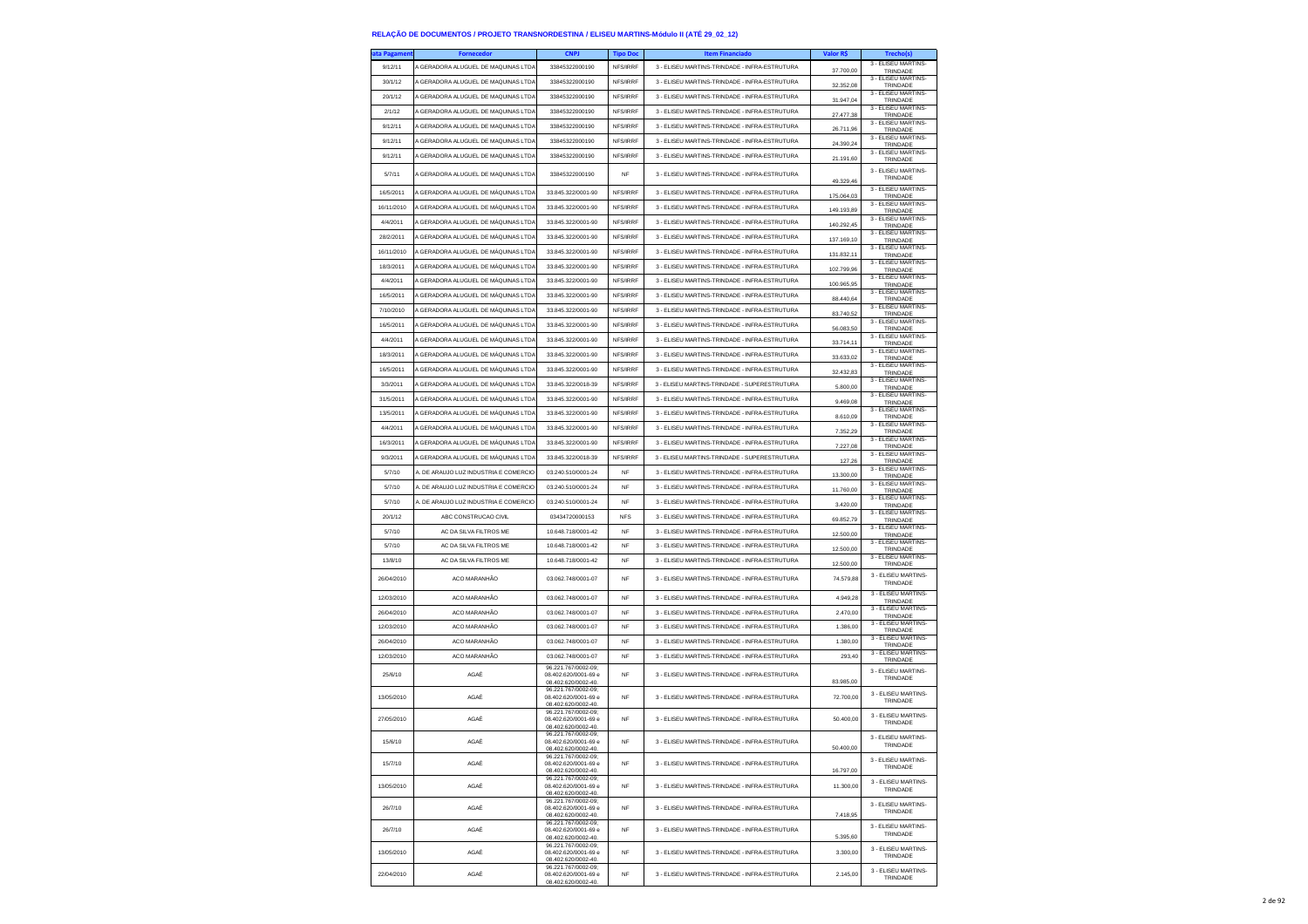## RELAÇÃO DE DOCUMENTOS / PROJETO TRANSNORDESTINA / ELISEU MARTINS-Módulo II (ATÉ 29_02_12)

| ata Pagament | Fornecedor | CNPJ | Tipo Doc | Item Financiado | Valor R$ | Trecho(s) |
|---|---|---|---|---|---|---|
| 9/12/11 | A GERADORA ALUGUEL DE MAQUINAS LTDA | 33845322000190 | NFS/IRRF | 3 - ELISEU MARTINS-TRINDADE - INFRA-ESTRUTURA | 37.700,00 | 3 - ELISEU MARTINS-TRINDADE |
| 30/1/12 | A GERADORA ALUGUEL DE MAQUINAS LTDA | 33845322000190 | NFS/IRRF | 3 - ELISEU MARTINS-TRINDADE - INFRA-ESTRUTURA | 32.352,08 | 3 - ELISEU MARTINS-TRINDADE |
| 20/1/12 | A GERADORA ALUGUEL DE MAQUINAS LTDA | 33845322000190 | NFS/IRRF | 3 - ELISEU MARTINS-TRINDADE - INFRA-ESTRUTURA | 31.947,04 | 3 - ELISEU MARTINS-TRINDADE |
| 2/1/12 | A GERADORA ALUGUEL DE MAQUINAS LTDA | 33845322000190 | NFS/IRRF | 3 - ELISEU MARTINS-TRINDADE - INFRA-ESTRUTURA | 27.477,38 | 3 - ELISEU MARTINS-TRINDADE |
| 9/12/11 | A GERADORA ALUGUEL DE MAQUINAS LTDA | 33845322000190 | NFS/IRRF | 3 - ELISEU MARTINS-TRINDADE - INFRA-ESTRUTURA | 26.711,96 | 3 - ELISEU MARTINS-TRINDADE |
| 9/12/11 | A GERADORA ALUGUEL DE MAQUINAS LTDA | 33845322000190 | NFS/IRRF | 3 - ELISEU MARTINS-TRINDADE - INFRA-ESTRUTURA | 24.390,24 | 3 - ELISEU MARTINS-TRINDADE |
| 9/12/11 | A GERADORA ALUGUEL DE MAQUINAS LTDA | 33845322000190 | NFS/IRRF | 3 - ELISEU MARTINS-TRINDADE - INFRA-ESTRUTURA | 21.191,60 | 3 - ELISEU MARTINS-TRINDADE |
| 5/7/11 | A GERADORA ALUGUEL DE MAQUINAS LTDA | 33845322000190 | NF | 3 - ELISEU MARTINS-TRINDADE - INFRA-ESTRUTURA | 49.329,46 | 3 - ELISEU MARTINS-TRINDADE |
| 16/5/2011 | A GERADORA ALUGUEL DE MÁQUINAS LTDA | 33.845.322/0001-90 | NFS/IRRF | 3 - ELISEU MARTINS-TRINDADE - INFRA-ESTRUTURA | 175.064,03 | 3 - ELISEU MARTINS-TRINDADE |
| 16/11/2010 | A GERADORA ALUGUEL DE MÁQUINAS LTDA | 33.845.322/0001-90 | NFS/IRRF | 3 - ELISEU MARTINS-TRINDADE - INFRA-ESTRUTURA | 149.193,89 | 3 - ELISEU MARTINS-TRINDADE |
| 4/4/2011 | A GERADORA ALUGUEL DE MÁQUINAS LTDA | 33.845.322/0001-90 | NFS/IRRF | 3 - ELISEU MARTINS-TRINDADE - INFRA-ESTRUTURA | 140.292,45 | 3 - ELISEU MARTINS-TRINDADE |
| 28/2/2011 | A GERADORA ALUGUEL DE MÁQUINAS LTDA | 33.845.322/0001-90 | NFS/IRRF | 3 - ELISEU MARTINS-TRINDADE - INFRA-ESTRUTURA | 137.169,10 | 3 - ELISEU MARTINS-TRINDADE |
| 16/11/2010 | A GERADORA ALUGUEL DE MÁQUINAS LTDA | 33.845.322/0001-90 | NFS/IRRF | 3 - ELISEU MARTINS-TRINDADE - INFRA-ESTRUTURA | 131.832,11 | 3 - ELISEU MARTINS-TRINDADE |
| 18/3/2011 | A GERADORA ALUGUEL DE MÁQUINAS LTDA | 33.845.322/0001-90 | NFS/IRRF | 3 - ELISEU MARTINS-TRINDADE - INFRA-ESTRUTURA | 102.799,96 | 3 - ELISEU MARTINS-TRINDADE |
| 4/4/2011 | A GERADORA ALUGUEL DE MÁQUINAS LTDA | 33.845.322/0001-90 | NFS/IRRF | 3 - ELISEU MARTINS-TRINDADE - INFRA-ESTRUTURA | 100.965,95 | 3 - ELISEU MARTINS-TRINDADE |
| 16/5/2011 | A GERADORA ALUGUEL DE MÁQUINAS LTDA | 33.845.322/0001-90 | NFS/IRRF | 3 - ELISEU MARTINS-TRINDADE - INFRA-ESTRUTURA | 88.440,64 | 3 - ELISEU MARTINS-TRINDADE |
| 7/10/2010 | A GERADORA ALUGUEL DE MÁQUINAS LTDA | 33.845.322/0001-90 | NFS/IRRF | 3 - ELISEU MARTINS-TRINDADE - INFRA-ESTRUTURA | 83.740,52 | 3 - ELISEU MARTINS-TRINDADE |
| 16/5/2011 | A GERADORA ALUGUEL DE MÁQUINAS LTDA | 33.845.322/0001-90 | NFS/IRRF | 3 - ELISEU MARTINS-TRINDADE - INFRA-ESTRUTURA | 56.083,50 | 3 - ELISEU MARTINS-TRINDADE |
| 4/4/2011 | A GERADORA ALUGUEL DE MÁQUINAS LTDA | 33.845.322/0001-90 | NFS/IRRF | 3 - ELISEU MARTINS-TRINDADE - INFRA-ESTRUTURA | 33.714,11 | 3 - ELISEU MARTINS-TRINDADE |
| 18/3/2011 | A GERADORA ALUGUEL DE MÁQUINAS LTDA | 33.845.322/0001-90 | NFS/IRRF | 3 - ELISEU MARTINS-TRINDADE - INFRA-ESTRUTURA | 33.633,02 | 3 - ELISEU MARTINS-TRINDADE |
| 16/5/2011 | A GERADORA ALUGUEL DE MÁQUINAS LTDA | 33.845.322/0001-90 | NFS/IRRF | 3 - ELISEU MARTINS-TRINDADE - INFRA-ESTRUTURA | 32.432,83 | 3 - ELISEU MARTINS-TRINDADE |
| 3/3/2011 | A GERADORA ALUGUEL DE MÁQUINAS LTDA | 33.845.322/0018-39 | NFS/IRRF | 3 - ELISEU MARTINS-TRINDADE - SUPERESTRUTURA | 5.800,00 | 3 - ELISEU MARTINS-TRINDADE |
| 31/5/2011 | A GERADORA ALUGUEL DE MÁQUINAS LTDA | 33.845.322/0001-90 | NFS/IRRF | 3 - ELISEU MARTINS-TRINDADE - INFRA-ESTRUTURA | 9.469,08 | 3 - ELISEU MARTINS-TRINDADE |
| 13/5/2011 | A GERADORA ALUGUEL DE MÁQUINAS LTDA | 33.845.322/0001-90 | NFS/IRRF | 3 - ELISEU MARTINS-TRINDADE - INFRA-ESTRUTURA | 8.610,09 | 3 - ELISEU MARTINS-TRINDADE |
| 4/4/2011 | A GERADORA ALUGUEL DE MÁQUINAS LTDA | 33.845.322/0001-90 | NFS/IRRF | 3 - ELISEU MARTINS-TRINDADE - INFRA-ESTRUTURA | 7.352,29 | 3 - ELISEU MARTINS-TRINDADE |
| 16/3/2011 | A GERADORA ALUGUEL DE MÁQUINAS LTDA | 33.845.322/0001-90 | NFS/IRRF | 3 - ELISEU MARTINS-TRINDADE - INFRA-ESTRUTURA | 7.227,08 | 3 - ELISEU MARTINS-TRINDADE |
| 9/3/2011 | A GERADORA ALUGUEL DE MÁQUINAS LTDA | 33.845.322/0018-39 | NFS/IRRF | 3 - ELISEU MARTINS-TRINDADE - SUPERESTRUTURA | 127,26 | 3 - ELISEU MARTINS-TRINDADE |
| 5/7/10 | A. DE ARAUJO LUZ INDUSTRIA E COMERCIO | 03.240.510/0001-24 | NF | 3 - ELISEU MARTINS-TRINDADE - INFRA-ESTRUTURA | 13.300,00 | 3 - ELISEU MARTINS-TRINDADE |
| 5/7/10 | A. DE ARAUJO LUZ INDUSTRIA E COMERCIO | 03.240.510/0001-24 | NF | 3 - ELISEU MARTINS-TRINDADE - INFRA-ESTRUTURA | 11.760,00 | 3 - ELISEU MARTINS-TRINDADE |
| 5/7/10 | A. DE ARAUJO LUZ INDUSTRIA E COMERCIO | 03.240.510/0001-24 | NF | 3 - ELISEU MARTINS-TRINDADE - INFRA-ESTRUTURA | 3.420,00 | 3 - ELISEU MARTINS-TRINDADE |
| 20/1/12 | ABC CONSTRUCAO CIVIL | 03434720000153 | NFS | 3 - ELISEU MARTINS-TRINDADE - INFRA-ESTRUTURA | 69.852,79 | 3 - ELISEU MARTINS-TRINDADE |
| 5/7/10 | AC DA SILVA FILTROS ME | 10.648.718/0001-42 | NF | 3 - ELISEU MARTINS-TRINDADE - INFRA-ESTRUTURA | 12.500,00 | 3 - ELISEU MARTINS-TRINDADE |
| 5/7/10 | AC DA SILVA FILTROS ME | 10.648.718/0001-42 | NF | 3 - ELISEU MARTINS-TRINDADE - INFRA-ESTRUTURA | 12.500,00 | 3 - ELISEU MARTINS-TRINDADE |
| 13/8/10 | AC DA SILVA FILTROS ME | 10.648.718/0001-42 | NF | 3 - ELISEU MARTINS-TRINDADE - INFRA-ESTRUTURA | 12.500,00 | 3 - ELISEU MARTINS-TRINDADE |
| 26/04/2010 | ACO MARANHÃO | 03.062.748/0001-07 | NF | 3 - ELISEU MARTINS-TRINDADE - INFRA-ESTRUTURA | 74.579,88 | 3 - ELISEU MARTINS-TRINDADE |
| 12/03/2010 | ACO MARANHÃO | 03.062.748/0001-07 | NF | 3 - ELISEU MARTINS-TRINDADE - INFRA-ESTRUTURA | 4.949,28 | 3 - ELISEU MARTINS-TRINDADE |
| 26/04/2010 | ACO MARANHÃO | 03.062.748/0001-07 | NF | 3 - ELISEU MARTINS-TRINDADE - INFRA-ESTRUTURA | 2.470,00 | 3 - ELISEU MARTINS-TRINDADE |
| 12/03/2010 | ACO MARANHÃO | 03.062.748/0001-07 | NF | 3 - ELISEU MARTINS-TRINDADE - INFRA-ESTRUTURA | 1.386,00 | 3 - ELISEU MARTINS-TRINDADE |
| 26/04/2010 | ACO MARANHÃO | 03.062.748/0001-07 | NF | 3 - ELISEU MARTINS-TRINDADE - INFRA-ESTRUTURA | 1.380,00 | 3 - ELISEU MARTINS-TRINDADE |
| 12/03/2010 | ACO MARANHÃO | 03.062.748/0001-07 | NF | 3 - ELISEU MARTINS-TRINDADE - INFRA-ESTRUTURA | 293,40 | 3 - ELISEU MARTINS-TRINDADE |
| 25/6/10 | AGAÊ | 96.221.767/0002-09, 08.402.620/0001-69 e 08.402.620/0002-40. | NF | 3 - ELISEU MARTINS-TRINDADE - INFRA-ESTRUTURA | 83.985,00 | 3 - ELISEU MARTINS-TRINDADE |
| 13/05/2010 | AGAÊ | 96.221.767/0002-09, 08.402.620/0001-69 e 08.402.620/0002-40. | NF | 3 - ELISEU MARTINS-TRINDADE - INFRA-ESTRUTURA | 72.700,00 | 3 - ELISEU MARTINS-TRINDADE |
| 27/05/2010 | AGAÊ | 96.221.767/0002-09, 08.402.620/0001-69 e 08.402.620/0002-40. | NF | 3 - ELISEU MARTINS-TRINDADE - INFRA-ESTRUTURA | 50.400,00 | 3 - ELISEU MARTINS-TRINDADE |
| 15/6/10 | AGAÊ | 96.221.767/0002-09, 08.402.620/0001-69 e 08.402.620/0002-40. | NF | 3 - ELISEU MARTINS-TRINDADE - INFRA-ESTRUTURA | 50.400,00 | 3 - ELISEU MARTINS-TRINDADE |
| 15/7/10 | AGAÊ | 96.221.767/0002-09, 08.402.620/0001-69 e 08.402.620/0002-40. | NF | 3 - ELISEU MARTINS-TRINDADE - INFRA-ESTRUTURA | 16.797,00 | 3 - ELISEU MARTINS-TRINDADE |
| 13/05/2010 | AGAÊ | 96.221.767/0002-09, 08.402.620/0001-69 e 08.402.620/0002-40. | NF | 3 - ELISEU MARTINS-TRINDADE - INFRA-ESTRUTURA | 11.300,00 | 3 - ELISEU MARTINS-TRINDADE |
| 26/7/10 | AGAÊ | 96.221.767/0002-09, 08.402.620/0001-69 e 08.402.620/0002-40. | NF | 3 - ELISEU MARTINS-TRINDADE - INFRA-ESTRUTURA | 7.418,95 | 3 - ELISEU MARTINS-TRINDADE |
| 26/7/10 | AGAÊ | 96.221.767/0002-09, 08.402.620/0001-69 e 08.402.620/0002-40. | NF | 3 - ELISEU MARTINS-TRINDADE - INFRA-ESTRUTURA | 5.395,60 | 3 - ELISEU MARTINS-TRINDADE |
| 13/05/2010 | AGAÊ | 96.221.767/0002-09, 08.402.620/0001-69 e 08.402.620/0002-40. | NF | 3 - ELISEU MARTINS-TRINDADE - INFRA-ESTRUTURA | 3.300,00 | 3 - ELISEU MARTINS-TRINDADE |
| 22/04/2010 | AGAÊ | 96.221.767/0002-09, 08.402.620/0001-69 e 08.402.620/0002-40. | NF | 3 - ELISEU MARTINS-TRINDADE - INFRA-ESTRUTURA | 2.145,00 | 3 - ELISEU MARTINS-TRINDADE |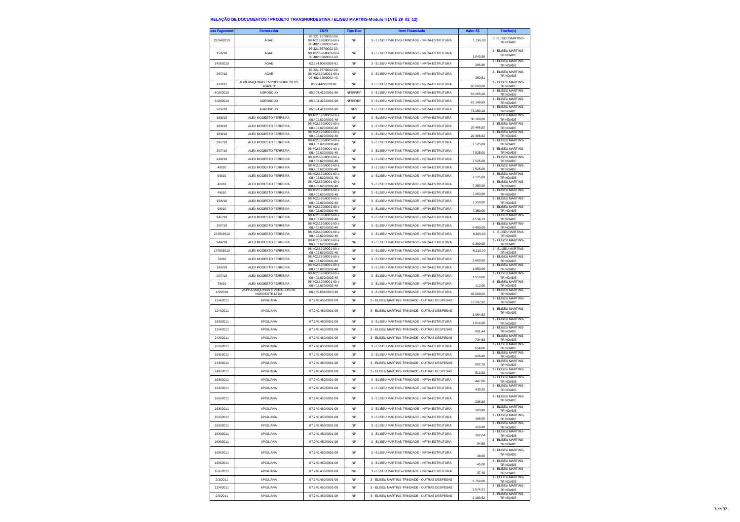# RELAÇÃO DE DOCUMENTOS / PROJETO TRANSNORDESTINA / ELISEU MARTINS-Módulo II (ATÉ 29_02_12)

| ata Pagament | Fornecedor | CNPJ | Tipo Doc | Item Financiado | Valor R$ | Trecho(s) |
|---|---|---|---|---|---|---|
| 22/04/2010 | AGAÊ | 96.221.767/0002-09, 08.402.620/0001-69 e 08.402.620/0002-40. | NF | 3 - ELISEU MARTINS-TRINDADE - INFRA-ESTRUTURA | 1.196,00 | 3 - ELISEU MARTINS-TRINDADE |
| 15/6/10 | AGAÊ | 96.221.767/0002-09, 08.402.620/0001-69 e 08.402.620/0002-40. | NF | 3 - ELISEU MARTINS-TRINDADE - INFRA-ESTRUTURA | 1.043,90 | 3 - ELISEU MARTINS-TRINDADE |
| 24/9/2010 | AGAÊ | 02.284.908/0003-61 | NF | 3 - ELISEU MARTINS-TRINDADE - INFRA-ESTRUTURA | 285,86 | 3 - ELISEU MARTINS-TRINDADE |
| 26/7/10 | AGAÊ | 96.221.767/0002-09, 08.402.620/0001-69 e 08.402.620/0002-40. | NF | 3 - ELISEU MARTINS-TRINDADE - INFRA-ESTRUTURA | 250,51 | 3 - ELISEU MARTINS-TRINDADE |
| 12/9/11 | AGROMAQUINAS EMPREENDIMENTOS AGRICO | 05604422000190 | NF | 3 - ELISEU MARTINS-TRINDADE - INFRA-ESTRUTURA | 60.660,00 | 3 - ELISEU MARTINS-TRINDADE |
| 8/10/2010 | AGROSOLO | 05.604.422/0001-90 | NFS/IRRF | 3 - ELISEU MARTINS-TRINDADE - INFRA-ESTRUTURA | 65.265,00 | 3 - ELISEU MARTINS-TRINDADE |
| 6/10/2010 | AGROSOLO | 05.604.422/0001-90 | NFS/IRRF | 3 - ELISEU MARTINS-TRINDADE - INFRA-ESTRUTURA | 63.149,80 | 3 - ELISEU MARTINS-TRINDADE |
| 28/6/10 | AGROSOLO | 05.604.422/0001-90 | NFS | 3 - ELISEU MARTINS-TRINDADE - INFRA-ESTRUTURA | 73.180,10 | 3 - ELISEU MARTINS-TRINDADE |
| 18/6/10 | ALEX MODESTO FERREIRA | 08.402.620/0001-69 e 08.402.620/0002-40 | NF | 3 - ELISEU MARTINS-TRINDADE - INFRA-ESTRUTURA | 30.100,00 | 3 - ELISEU MARTINS-TRINDADE |
| 18/8/10 | ALEX MODESTO FERREIRA | 08.402.620/0001-69 e 08.402.620/0002-40 | NF | 3 - ELISEU MARTINS-TRINDADE - INFRA-ESTRUTURA | 20.486,82 | 3 - ELISEU MARTINS-TRINDADE |
| 18/8/10 | ALEX MODESTO FERREIRA | 08.402.620/0001-69 e 08.402.620/0002-40 | NF | 3 - ELISEU MARTINS-TRINDADE - INFRA-ESTRUTURA | 20.486,82 | 3 - ELISEU MARTINS-TRINDADE |
| 29/7/10 | ALEX MODESTO FERREIRA | 08.402.620/0001-69 e 08.402.620/0002-40 | NF | 3 - ELISEU MARTINS-TRINDADE - INFRA-ESTRUTURA | 7.525,00 | 3 - ELISEU MARTINS-TRINDADE |
| 30/7/10 | ALEX MODESTO FERREIRA | 08.402.620/0001-69 e 08.402.620/0002-40 | NF | 3 - ELISEU MARTINS-TRINDADE - INFRA-ESTRUTURA | 7.525,00 | 3 - ELISEU MARTINS-TRINDADE |
| 24/8/10 | ALEX MODESTO FERREIRA | 08.402.620/0001-69 e 08.402.620/0002-40 | NF | 3 - ELISEU MARTINS-TRINDADE - INFRA-ESTRUTURA | 7.525,00 | 3 - ELISEU MARTINS-TRINDADE |
| 4/8/10 | ALEX MODESTO FERREIRA | 08.402.620/0001-69 e 08.402.620/0002-40 | NF | 3 - ELISEU MARTINS-TRINDADE - INFRA-ESTRUTURA | 7.525,00 | 3 - ELISEU MARTINS-TRINDADE |
| 9/8/10 | ALEX MODESTO FERREIRA | 08.402.620/0001-69 e 08.402.620/0002-40 | NF | 3 - ELISEU MARTINS-TRINDADE - INFRA-ESTRUTURA | 7.525,00 | 3 - ELISEU MARTINS-TRINDADE |
| 4/6/10 | ALEX MODESTO FERREIRA | 08.402.620/0001-69 e 08.402.620/0002-40 | NF | 3 - ELISEU MARTINS-TRINDADE - INFRA-ESTRUTURA | 7.350,00 | 3 - ELISEU MARTINS-TRINDADE |
| 4/6/10 | ALEX MODESTO FERREIRA | 08.402.620/0001-69 e 08.402.620/0002-40 | NF | 3 - ELISEU MARTINS-TRINDADE - INFRA-ESTRUTURA | 7.350,00 | 3 - ELISEU MARTINS-TRINDADE |
| 15/6/10 | ALEX MODESTO FERREIRA | 08.402.620/0001-69 e 08.402.620/0002-40 | NF | 3 - ELISEU MARTINS-TRINDADE - INFRA-ESTRUTURA | 7.350,00 | 3 - ELISEU MARTINS-TRINDADE |
| 9/6/10 | ALEX MODESTO FERREIRA | 08.402.620/0001-69 e 08.402.620/0002-40 | NF | 3 - ELISEU MARTINS-TRINDADE - INFRA-ESTRUTURA | 7.350,00 | 3 - ELISEU MARTINS-TRINDADE |
| 14/7/10 | ALEX MODESTO FERREIRA | 08.402.620/0001-69 e 08.402.620/0002-40 | NF | 3 - ELISEU MARTINS-TRINDADE - INFRA-ESTRUTURA | 6.534,13 | 3 - ELISEU MARTINS-TRINDADE |
| 20/7/10 | ALEX MODESTO FERREIRA | 08.402.620/0001-69 e 08.402.620/0002-40 | NF | 3 - ELISEU MARTINS-TRINDADE - INFRA-ESTRUTURA | 6.450,00 | 3 - ELISEU MARTINS-TRINDADE |
| 27/05/2010 | ALEX MODESTO FERREIRA | 08.402.620/0001-69 e 08.402.620/0002-40 | NF | 3 - ELISEU MARTINS-TRINDADE - INFRA-ESTRUTURA | 6.300,00 | 3 - ELISEU MARTINS-TRINDADE |
| 24/6/10 | ALEX MODESTO FERREIRA | 08.402.620/0001-69 e 08.402.620/0002-40 | NF | 3 - ELISEU MARTINS-TRINDADE - INFRA-ESTRUTURA | 6.300,00 | 3 - ELISEU MARTINS-TRINDADE |
| 17/05/2010 | ALEX MODESTO FERREIRA | 08.402.620/0001-69 e 08.402.620/0002-40 | NF | 3 - ELISEU MARTINS-TRINDADE - INFRA-ESTRUTURA | 6.210,00 | 3 - ELISEU MARTINS-TRINDADE |
| 7/6/10 | ALEX MODESTO FERREIRA | 08.402.620/0001-69 e 08.402.620/0002-40 | NF | 3 - ELISEU MARTINS-TRINDADE - INFRA-ESTRUTURA | 3.600,00 | 3 - ELISEU MARTINS-TRINDADE |
| 18/6/10 | ALEX MODESTO FERREIRA | 08.402.620/0001-69 e 08.402.620/0002-40 | NF | 3 - ELISEU MARTINS-TRINDADE - INFRA-ESTRUTURA | 1.950,00 | 3 - ELISEU MARTINS-TRINDADE |
| 20/7/10 | ALEX MODESTO FERREIRA | 08.402.620/0001-69 e 08.402.620/0002-40 | NF | 3 - ELISEU MARTINS-TRINDADE - INFRA-ESTRUTURA | 1.950,00 | 3 - ELISEU MARTINS-TRINDADE |
| 7/6/10 | ALEX MODESTO FERREIRA | 08.402.620/0001-69 e 08.402.620/0002-40 | NF | 3 - ELISEU MARTINS-TRINDADE - INFRA-ESTRUTURA | 112,00 | 3 - ELISEU MARTINS-TRINDADE |
| 1/9/2010 | ALPHA MAQUINAS E VEICULOS DO NORDESTE LTDA | 06.495.634/0010-30 | NF | 3 - ELISEU MARTINS-TRINDADE - INFRA-ESTRUTURA | 45.000,02 | 3 - ELISEU MARTINS-TRINDADE |
| 12/4/2011 | APIGUANA | 07.240.450/0001-09 | NF | 3 - ELISEU MARTINS-TRINDADE - OUTRAS DESPESAS | 10.297,92 | 3 - ELISEU MARTINS-TRINDADE |
| 12/4/2011 | APIGUANA | 07.240.450/0001-09 | NF | 3 - ELISEU MARTINS-TRINDADE - OUTRAS DESPESAS | 1.064,82 | 3 - ELISEU MARTINS-TRINDADE |
| 16/6/2011 | APIGUANA | 07.240.450/0001-09 | NF | 3 - ELISEU MARTINS-TRINDADE - INFRA-ESTRUTURA | 1.014,00 | 3 - ELISEU MARTINS-TRINDADE |
| 12/4/2011 | APIGUANA | 07.240.450/0001-09 | NF | 3 - ELISEU MARTINS-TRINDADE - OUTRAS DESPESAS | 891,44 | 3 - ELISEU MARTINS-TRINDADE |
| 24/6/2011 | APIGUANA | 07.240.450/0001-09 | NF | 3 - ELISEU MARTINS-TRINDADE - OUTRAS DESPESAS | 734,63 | 3 - ELISEU MARTINS-TRINDADE |
| 16/6/2011 | APIGUANA | 07.240.450/0001-09 | NF | 3 - ELISEU MARTINS-TRINDADE - INFRA-ESTRUTURA | 654,00 | 3 - ELISEU MARTINS-TRINDADE |
| 16/6/2011 | APIGUANA | 07.240.450/0001-09 | NF | 3 - ELISEU MARTINS-TRINDADE - INFRA-ESTRUTURA | 626,40 | 3 - ELISEU MARTINS-TRINDADE |
| 24/6/2011 | APIGUANA | 07.240.450/0001-09 | NF | 3 - ELISEU MARTINS-TRINDADE - OUTRAS DESPESAS | 602,76 | 3 - ELISEU MARTINS-TRINDADE |
| 24/6/2011 | APIGUANA | 07.240.450/0001-09 | NF | 3 - ELISEU MARTINS-TRINDADE - OUTRAS DESPESAS | 512,92 | 3 - ELISEU MARTINS-TRINDADE |
| 16/6/2011 | APIGUANA | 07.240.450/0001-09 | NF | 3 - ELISEU MARTINS-TRINDADE - INFRA-ESTRUTURA | 447,60 | 3 - ELISEU MARTINS-TRINDADE |
| 16/6/2011 | APIGUANA | 07.240.450/0001-09 | NF | 3 - ELISEU MARTINS-TRINDADE - INFRA-ESTRUTURA | 439,20 | 3 - ELISEU MARTINS-TRINDADE |
| 16/6/2011 | APIGUANA | 07.240.450/0001-09 | NF | 3 - ELISEU MARTINS-TRINDADE - INFRA-ESTRUTURA | 235,80 | 3 - ELISEU MARTINS-TRINDADE |
| 16/6/2011 | APIGUANA | 07.240.450/0001-09 | NF | 3 - ELISEU MARTINS-TRINDADE - INFRA-ESTRUTURA | 183,90 | 3 - ELISEU MARTINS-TRINDADE |
| 16/6/2011 | APIGUANA | 07.240.450/0001-09 | NF | 3 - ELISEU MARTINS-TRINDADE - INFRA-ESTRUTURA | 168,00 | 3 - ELISEU MARTINS-TRINDADE |
| 16/6/2011 | APIGUANA | 07.240.450/0001-09 | NF | 3 - ELISEU MARTINS-TRINDADE - INFRA-ESTRUTURA | 113,40 | 3 - ELISEU MARTINS-TRINDADE |
| 16/6/2011 | APIGUANA | 07.240.450/0001-09 | NF | 3 - ELISEU MARTINS-TRINDADE - INFRA-ESTRUTURA | 102,04 | 3 - ELISEU MARTINS-TRINDADE |
| 16/6/2011 | APIGUANA | 07.240.450/0001-09 | NF | 3 - ELISEU MARTINS-TRINDADE - INFRA-ESTRUTURA | 94,50 | 3 - ELISEU MARTINS-TRINDADE |
| 16/6/2011 | APIGUANA | 07.240.450/0001-09 | NF | 3 - ELISEU MARTINS-TRINDADE - INFRA-ESTRUTURA | 48,60 | 3 - ELISEU MARTINS-TRINDADE |
| 16/6/2011 | APIGUANA | 07.240.450/0001-09 | NF | 3 - ELISEU MARTINS-TRINDADE - INFRA-ESTRUTURA | 45,00 | 3 - ELISEU MARTINS-TRINDADE |
| 16/6/2011 | APIGUANA | 07.240.450/0001-09 | NF | 3 - ELISEU MARTINS-TRINDADE - INFRA-ESTRUTURA | 37,40 | 3 - ELISEU MARTINS-TRINDADE |
| 2/3/2011 | APIGUANA | 07.240.450/0001-09 | NF | 3 - ELISEU MARTINS-TRINDADE - OUTRAS DESPESAS | 3.759,00 | 3 - ELISEU MARTINS-TRINDADE |
| 12/4/2011 | APIGUANA | 07.240.450/0001-09 | NF | 3 - ELISEU MARTINS-TRINDADE - OUTRAS DESPESAS | 2.674,31 | 3 - ELISEU MARTINS-TRINDADE |
| 2/3/2011 | APIGUANA | 07.240.450/0001-09 | NF | 3 - ELISEU MARTINS-TRINDADE - OUTRAS DESPESAS | 2.183,52 | 3 - ELISEU MARTINS-TRINDADE |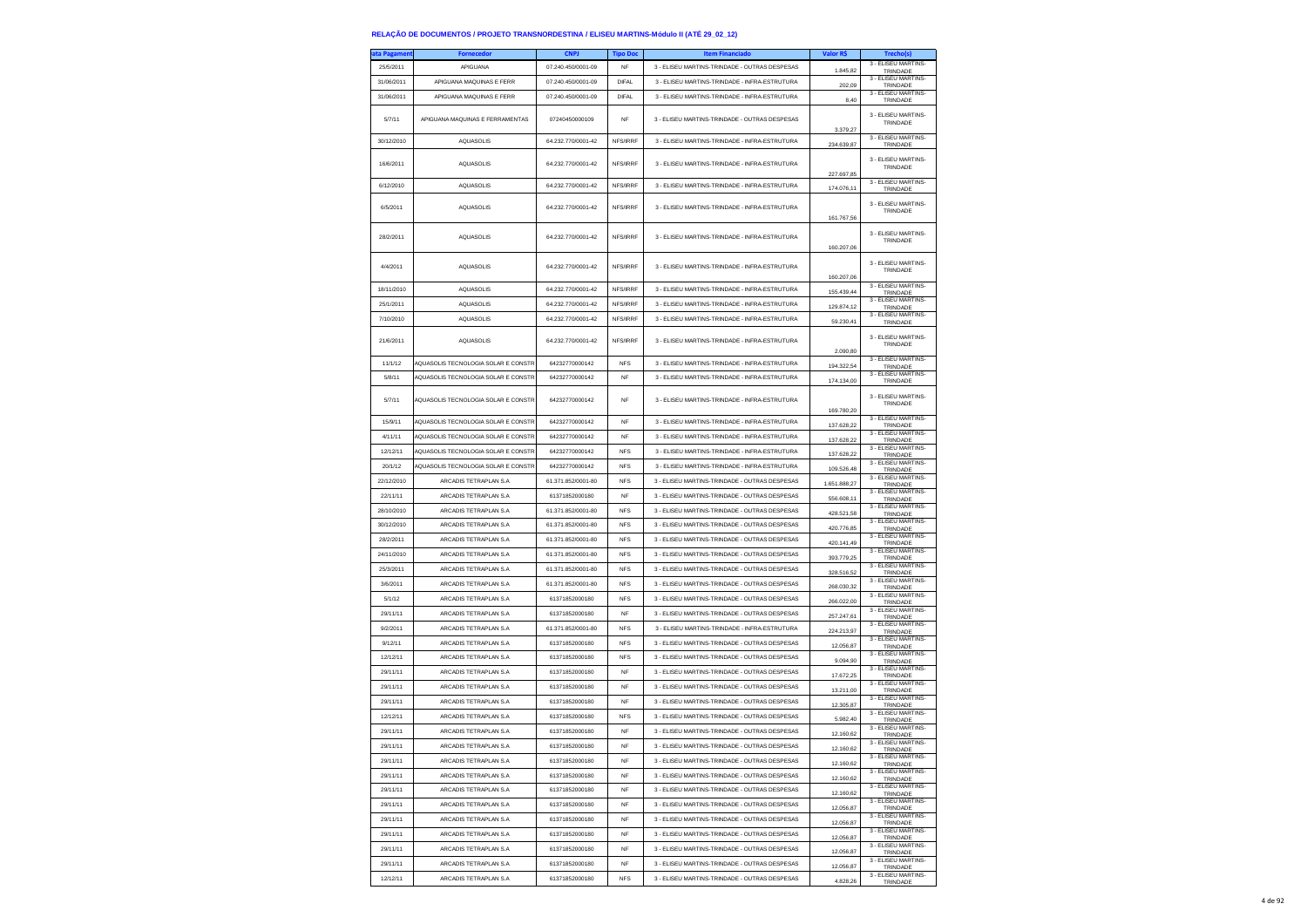## RELAÇÃO DE DOCUMENTOS / PROJETO TRANSNORDESTINA / ELISEU MARTINS-Módulo II (ATÉ 29_02_12)

| ata Pagament | Fornecedor | CNPJ | Tipo Doc | Item Financiado | Valor R$ | Trecho(s) |
|---|---|---|---|---|---|---|
| 25/5/2011 | APIGUANA | 07.240.450/0001-09 | NF | 3 - ELISEU MARTINS-TRINDADE - OUTRAS DESPESAS | 1.845,82 | 3 - ELISEU MARTINS-TRINDADE |
| 31/06/2011 | APIGUANA MAQUINAS E FERR | 07.240.450/0001-09 | DIFAL | 3 - ELISEU MARTINS-TRINDADE - INFRA-ESTRUTURA | 202,09 | 3 - ELISEU MARTINS-TRINDADE |
| 31/06/2011 | APIGUANA MAQUINAS E FERR | 07.240.450/0001-09 | DIFAL | 3 - ELISEU MARTINS-TRINDADE - INFRA-ESTRUTURA | 8,40 | 3 - ELISEU MARTINS-TRINDADE |
| 5/7/11 | APIGUANA MAQUINAS E FERRAMENTAS | 07240450000109 | NF | 3 - ELISEU MARTINS-TRINDADE - OUTRAS DESPESAS | 3.379,27 | 3 - ELISEU MARTINS-TRINDADE |
| 30/12/2010 | AQUASOLIS | 64.232.770/0001-42 | NFS/IRRF | 3 - ELISEU MARTINS-TRINDADE - INFRA-ESTRUTURA | 234.639,87 | 3 - ELISEU MARTINS-TRINDADE |
| 16/6/2011 | AQUASOLIS | 64.232.770/0001-42 | NFS/IRRF | 3 - ELISEU MARTINS-TRINDADE - INFRA-ESTRUTURA | 227.697,85 | 3 - ELISEU MARTINS-TRINDADE |
| 6/12/2010 | AQUASOLIS | 64.232.770/0001-42 | NFS/IRRF | 3 - ELISEU MARTINS-TRINDADE - INFRA-ESTRUTURA | 174.076,11 | 3 - ELISEU MARTINS-TRINDADE |
| 6/5/2011 | AQUASOLIS | 64.232.770/0001-42 | NFS/IRRF | 3 - ELISEU MARTINS-TRINDADE - INFRA-ESTRUTURA | 161.767,56 | 3 - ELISEU MARTINS-TRINDADE |
| 28/2/2011 | AQUASOLIS | 64.232.770/0001-42 | NFS/IRRF | 3 - ELISEU MARTINS-TRINDADE - INFRA-ESTRUTURA | 160.207,06 | 3 - ELISEU MARTINS-TRINDADE |
| 4/4/2011 | AQUASOLIS | 64.232.770/0001-42 | NFS/IRRF | 3 - ELISEU MARTINS-TRINDADE - INFRA-ESTRUTURA | 160.207,06 | 3 - ELISEU MARTINS-TRINDADE |
| 18/11/2010 | AQUASOLIS | 64.232.770/0001-42 | NFS/IRRF | 3 - ELISEU MARTINS-TRINDADE - INFRA-ESTRUTURA | 155.439,44 | 3 - ELISEU MARTINS-TRINDADE |
| 25/1/2011 | AQUASOLIS | 64.232.770/0001-42 | NFS/IRRF | 3 - ELISEU MARTINS-TRINDADE - INFRA-ESTRUTURA | 129.874,12 | 3 - ELISEU MARTINS-TRINDADE |
| 7/10/2010 | AQUASOLIS | 64.232.770/0001-42 | NFS/IRRF | 3 - ELISEU MARTINS-TRINDADE - INFRA-ESTRUTURA | 59.230,41 | 3 - ELISEU MARTINS-TRINDADE |
| 21/6/2011 | AQUASOLIS | 64.232.770/0001-42 | NFS/IRRF | 3 - ELISEU MARTINS-TRINDADE - INFRA-ESTRUTURA | 2.090,80 | 3 - ELISEU MARTINS-TRINDADE |
| 11/1/12 | AQUASOLIS TECNOLOGIA SOLAR E CONSTR | 64232770000142 | NFS | 3 - ELISEU MARTINS-TRINDADE - INFRA-ESTRUTURA | 194.322,54 | 3 - ELISEU MARTINS-TRINDADE |
| 5/8/11 | AQUASOLIS TECNOLOGIA SOLAR E CONSTR | 64232770000142 | NF | 3 - ELISEU MARTINS-TRINDADE - INFRA-ESTRUTURA | 174.134,00 | 3 - ELISEU MARTINS-TRINDADE |
| 5/7/11 | AQUASOLIS TECNOLOGIA SOLAR E CONSTR | 64232770000142 | NF | 3 - ELISEU MARTINS-TRINDADE - INFRA-ESTRUTURA | 169.780,20 | 3 - ELISEU MARTINS-TRINDADE |
| 15/9/11 | AQUASOLIS TECNOLOGIA SOLAR E CONSTR | 64232770000142 | NF | 3 - ELISEU MARTINS-TRINDADE - INFRA-ESTRUTURA | 137.628,22 | 3 - ELISEU MARTINS-TRINDADE |
| 4/11/11 | AQUASOLIS TECNOLOGIA SOLAR E CONSTR | 64232770000142 | NF | 3 - ELISEU MARTINS-TRINDADE - INFRA-ESTRUTURA | 137.628,22 | 3 - ELISEU MARTINS-TRINDADE |
| 12/12/11 | AQUASOLIS TECNOLOGIA SOLAR E CONSTR | 64232770000142 | NFS | 3 - ELISEU MARTINS-TRINDADE - INFRA-ESTRUTURA | 137.628,22 | 3 - ELISEU MARTINS-TRINDADE |
| 20/1/12 | AQUASOLIS TECNOLOGIA SOLAR E CONSTR | 64232770000142 | NFS | 3 - ELISEU MARTINS-TRINDADE - INFRA-ESTRUTURA | 109.526,48 | 3 - ELISEU MARTINS-TRINDADE |
| 22/12/2010 | ARCADIS TETRAPLAN S.A | 61.371.852/0001-80 | NFS | 3 - ELISEU MARTINS-TRINDADE - OUTRAS DESPESAS | 1.651.888,27 | 3 - ELISEU MARTINS-TRINDADE |
| 22/11/11 | ARCADIS TETRAPLAN S.A | 61371852000180 | NF | 3 - ELISEU MARTINS-TRINDADE - OUTRAS DESPESAS | 556.608,11 | 3 - ELISEU MARTINS-TRINDADE |
| 28/10/2010 | ARCADIS TETRAPLAN S.A | 61.371.852/0001-80 | NFS | 3 - ELISEU MARTINS-TRINDADE - OUTRAS DESPESAS | 428.521,58 | 3 - ELISEU MARTINS-TRINDADE |
| 30/12/2010 | ARCADIS TETRAPLAN S.A | 61.371.852/0001-80 | NFS | 3 - ELISEU MARTINS-TRINDADE - OUTRAS DESPESAS | 420.776,85 | 3 - ELISEU MARTINS-TRINDADE |
| 28/2/2011 | ARCADIS TETRAPLAN S.A | 61.371.852/0001-80 | NFS | 3 - ELISEU MARTINS-TRINDADE - OUTRAS DESPESAS | 420.141,49 | 3 - ELISEU MARTINS-TRINDADE |
| 24/11/2010 | ARCADIS TETRAPLAN S.A | 61.371.852/0001-80 | NFS | 3 - ELISEU MARTINS-TRINDADE - OUTRAS DESPESAS | 393.779,25 | 3 - ELISEU MARTINS-TRINDADE |
| 25/3/2011 | ARCADIS TETRAPLAN S.A | 61.371.852/0001-80 | NFS | 3 - ELISEU MARTINS-TRINDADE - OUTRAS DESPESAS | 328.516,52 | 3 - ELISEU MARTINS-TRINDADE |
| 3/6/2011 | ARCADIS TETRAPLAN S.A | 61.371.852/0001-80 | NFS | 3 - ELISEU MARTINS-TRINDADE - OUTRAS DESPESAS | 268.030,32 | 3 - ELISEU MARTINS-TRINDADE |
| 5/1/12 | ARCADIS TETRAPLAN S.A | 61371852000180 | NFS | 3 - ELISEU MARTINS-TRINDADE - OUTRAS DESPESAS | 266.022,00 | 3 - ELISEU MARTINS-TRINDADE |
| 29/11/11 | ARCADIS TETRAPLAN S.A | 61371852000180 | NF | 3 - ELISEU MARTINS-TRINDADE - OUTRAS DESPESAS | 257.247,61 | 3 - ELISEU MARTINS-TRINDADE |
| 9/2/2011 | ARCADIS TETRAPLAN S.A | 61.371.852/0001-80 | NFS | 3 - ELISEU MARTINS-TRINDADE - INFRA-ESTRUTURA | 224.213,97 | 3 - ELISEU MARTINS-TRINDADE |
| 9/12/11 | ARCADIS TETRAPLAN S.A | 61371852000180 | NFS | 3 - ELISEU MARTINS-TRINDADE - OUTRAS DESPESAS | 12.056,87 | 3 - ELISEU MARTINS-TRINDADE |
| 12/12/11 | ARCADIS TETRAPLAN S.A | 61371852000180 | NFS | 3 - ELISEU MARTINS-TRINDADE - OUTRAS DESPESAS | 9.094,90 | 3 - ELISEU MARTINS-TRINDADE |
| 29/11/11 | ARCADIS TETRAPLAN S.A | 61371852000180 | NF | 3 - ELISEU MARTINS-TRINDADE - OUTRAS DESPESAS | 17.672,25 | 3 - ELISEU MARTINS-TRINDADE |
| 29/11/11 | ARCADIS TETRAPLAN S.A | 61371852000180 | NF | 3 - ELISEU MARTINS-TRINDADE - OUTRAS DESPESAS | 13.211,00 | 3 - ELISEU MARTINS-TRINDADE |
| 29/11/11 | ARCADIS TETRAPLAN S.A | 61371852000180 | NF | 3 - ELISEU MARTINS-TRINDADE - OUTRAS DESPESAS | 12.305,87 | 3 - ELISEU MARTINS-TRINDADE |
| 12/12/11 | ARCADIS TETRAPLAN S.A | 61371852000180 | NFS | 3 - ELISEU MARTINS-TRINDADE - OUTRAS DESPESAS | 5.982,40 | 3 - ELISEU MARTINS-TRINDADE |
| 29/11/11 | ARCADIS TETRAPLAN S.A | 61371852000180 | NF | 3 - ELISEU MARTINS-TRINDADE - OUTRAS DESPESAS | 12.160,62 | 3 - ELISEU MARTINS-TRINDADE |
| 29/11/11 | ARCADIS TETRAPLAN S.A | 61371852000180 | NF | 3 - ELISEU MARTINS-TRINDADE - OUTRAS DESPESAS | 12.160,62 | 3 - ELISEU MARTINS-TRINDADE |
| 29/11/11 | ARCADIS TETRAPLAN S.A | 61371852000180 | NF | 3 - ELISEU MARTINS-TRINDADE - OUTRAS DESPESAS | 12.160,62 | 3 - ELISEU MARTINS-TRINDADE |
| 29/11/11 | ARCADIS TETRAPLAN S.A | 61371852000180 | NF | 3 - ELISEU MARTINS-TRINDADE - OUTRAS DESPESAS | 12.160,62 | 3 - ELISEU MARTINS-TRINDADE |
| 29/11/11 | ARCADIS TETRAPLAN S.A | 61371852000180 | NF | 3 - ELISEU MARTINS-TRINDADE - OUTRAS DESPESAS | 12.160,62 | 3 - ELISEU MARTINS-TRINDADE |
| 29/11/11 | ARCADIS TETRAPLAN S.A | 61371852000180 | NF | 3 - ELISEU MARTINS-TRINDADE - OUTRAS DESPESAS | 12.056,87 | 3 - ELISEU MARTINS-TRINDADE |
| 29/11/11 | ARCADIS TETRAPLAN S.A | 61371852000180 | NF | 3 - ELISEU MARTINS-TRINDADE - OUTRAS DESPESAS | 12.056,87 | 3 - ELISEU MARTINS-TRINDADE |
| 29/11/11 | ARCADIS TETRAPLAN S.A | 61371852000180 | NF | 3 - ELISEU MARTINS-TRINDADE - OUTRAS DESPESAS | 12.056,87 | 3 - ELISEU MARTINS-TRINDADE |
| 29/11/11 | ARCADIS TETRAPLAN S.A | 61371852000180 | NF | 3 - ELISEU MARTINS-TRINDADE - OUTRAS DESPESAS | 12.056,87 | 3 - ELISEU MARTINS-TRINDADE |
| 29/11/11 | ARCADIS TETRAPLAN S.A | 61371852000180 | NF | 3 - ELISEU MARTINS-TRINDADE - OUTRAS DESPESAS | 12.056,87 | 3 - ELISEU MARTINS-TRINDADE |
| 12/12/11 | ARCADIS TETRAPLAN S.A | 61371852000180 | NFS | 3 - ELISEU MARTINS-TRINDADE - OUTRAS DESPESAS | 4.828,26 | 3 - ELISEU MARTINS-TRINDADE |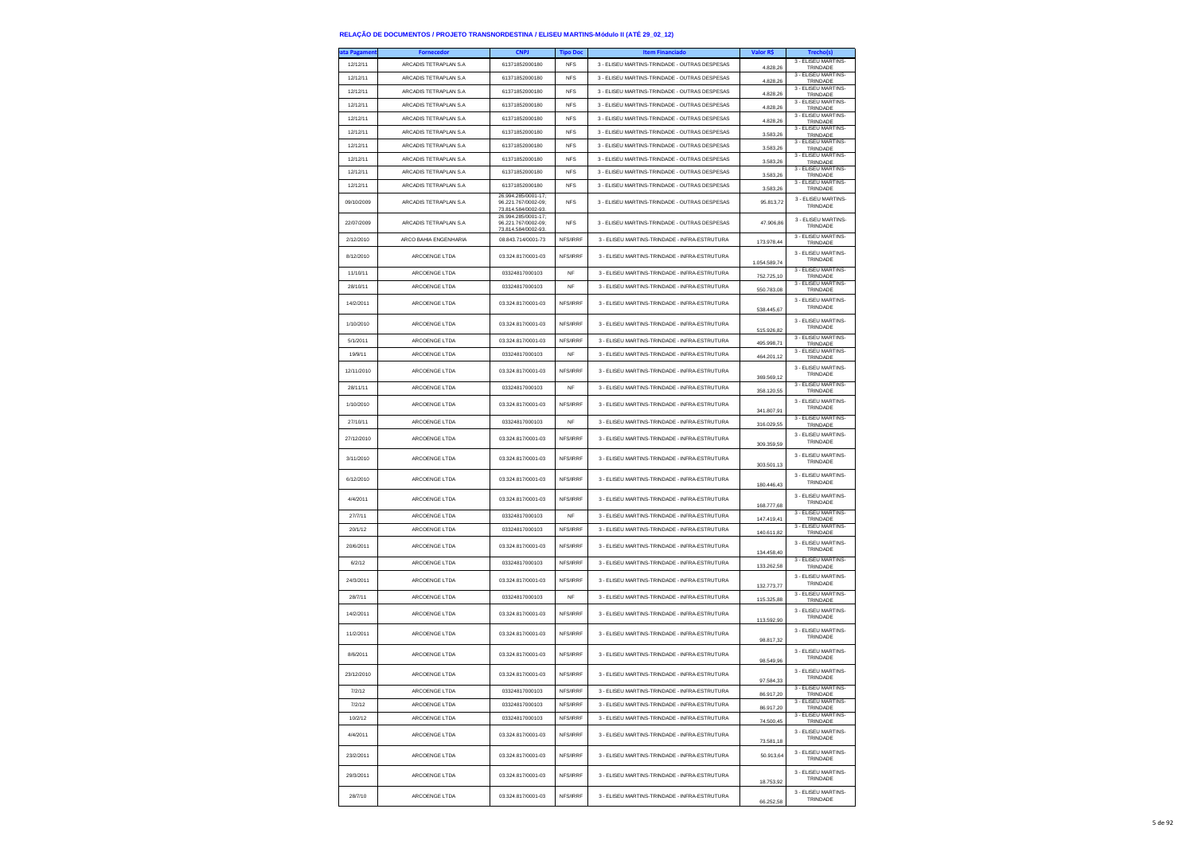### RELAÇÃO DE DOCUMENTOS / PROJETO TRANSNORDESTINA / ELISEU MARTINS-Módulo II (ATÉ 29_02_12)

| ata Pagament | Fornecedor | CNPJ | Tipo Doc | Item Financiado | Valor R$ | Trecho(s) |
|---|---|---|---|---|---|---|
| 12/12/11 | ARCADIS TETRAPLAN S.A | 61371852000180 | NFS | 3 - ELISEU MARTINS-TRINDADE - OUTRAS DESPESAS | 4.828,26 | 3 - ELISEU MARTINS-TRINDADE |
| 12/12/11 | ARCADIS TETRAPLAN S.A | 61371852000180 | NFS | 3 - ELISEU MARTINS-TRINDADE - OUTRAS DESPESAS | 4.828,26 | 3 - ELISEU MARTINS-TRINDADE |
| 12/12/11 | ARCADIS TETRAPLAN S.A | 61371852000180 | NFS | 3 - ELISEU MARTINS-TRINDADE - OUTRAS DESPESAS | 4.828,26 | 3 - ELISEU MARTINS-TRINDADE |
| 12/12/11 | ARCADIS TETRAPLAN S.A | 61371852000180 | NFS | 3 - ELISEU MARTINS-TRINDADE - OUTRAS DESPESAS | 4.828,26 | 3 - ELISEU MARTINS-TRINDADE |
| 12/12/11 | ARCADIS TETRAPLAN S.A | 61371852000180 | NFS | 3 - ELISEU MARTINS-TRINDADE - OUTRAS DESPESAS | 4.828,26 | 3 - ELISEU MARTINS-TRINDADE |
| 12/12/11 | ARCADIS TETRAPLAN S.A | 61371852000180 | NFS | 3 - ELISEU MARTINS-TRINDADE - OUTRAS DESPESAS | 3.583,26 | 3 - ELISEU MARTINS-TRINDADE |
| 12/12/11 | ARCADIS TETRAPLAN S.A | 61371852000180 | NFS | 3 - ELISEU MARTINS-TRINDADE - OUTRAS DESPESAS | 3.583,26 | 3 - ELISEU MARTINS-TRINDADE |
| 12/12/11 | ARCADIS TETRAPLAN S.A | 61371852000180 | NFS | 3 - ELISEU MARTINS-TRINDADE - OUTRAS DESPESAS | 3.583,26 | 3 - ELISEU MARTINS-TRINDADE |
| 12/12/11 | ARCADIS TETRAPLAN S.A | 61371852000180 | NFS | 3 - ELISEU MARTINS-TRINDADE - OUTRAS DESPESAS | 3.583,26 | 3 - ELISEU MARTINS-TRINDADE |
| 12/12/11 | ARCADIS TETRAPLAN S.A | 61371852000180 | NFS | 3 - ELISEU MARTINS-TRINDADE - OUTRAS DESPESAS | 3.583,26 | 3 - ELISEU MARTINS-TRINDADE |
| 09/10/2009 | ARCADIS TETRAPLAN S.A | 26.994.285/0001-17; 96.221.767/0002-09; 73.814.584/0002-93. | NFS | 3 - ELISEU MARTINS-TRINDADE - OUTRAS DESPESAS | 95.813,72 | 3 - ELISEU MARTINS-TRINDADE |
| 22/07/2009 | ARCADIS TETRAPLAN S.A | 26.994.285/0001-17; 96.221.767/0002-09; 73.814.584/0002-93. | NFS | 3 - ELISEU MARTINS-TRINDADE - OUTRAS DESPESAS | 47.906,86 | 3 - ELISEU MARTINS-TRINDADE |
| 2/12/2010 | ARCO BAHIA ENGENHARIA | 08.843.714/0001-73 | NFS/IRRF | 3 - ELISEU MARTINS-TRINDADE - INFRA-ESTRUTURA | 173.978,44 | 3 - ELISEU MARTINS-TRINDADE |
| 8/12/2010 | ARCOENGE LTDA | 03.324.817/0001-03 | NFS/IRRF | 3 - ELISEU MARTINS-TRINDADE - INFRA-ESTRUTURA | 1.054.589,74 | 3 - ELISEU MARTINS-TRINDADE |
| 11/10/11 | ARCOENGE LTDA | 03324817000103 | NF | 3 - ELISEU MARTINS-TRINDADE - INFRA-ESTRUTURA | 752.725,10 | 3 - ELISEU MARTINS-TRINDADE |
| 28/10/11 | ARCOENGE LTDA | 03324817000103 | NF | 3 - ELISEU MARTINS-TRINDADE - INFRA-ESTRUTURA | 550.783,08 | 3 - ELISEU MARTINS-TRINDADE |
| 14/2/2011 | ARCOENGE LTDA | 03.324.817/0001-03 | NFS/IRRF | 3 - ELISEU MARTINS-TRINDADE - INFRA-ESTRUTURA | 538.445,67 | 3 - ELISEU MARTINS-TRINDADE |
| 1/10/2010 | ARCOENGE LTDA | 03.324.817/0001-03 | NFS/IRRF | 3 - ELISEU MARTINS-TRINDADE - INFRA-ESTRUTURA | 515.926,82 | 3 - ELISEU MARTINS-TRINDADE |
| 5/1/2011 | ARCOENGE LTDA | 03.324.817/0001-03 | NFS/IRRF | 3 - ELISEU MARTINS-TRINDADE - INFRA-ESTRUTURA | 495.998,71 | 3 - ELISEU MARTINS-TRINDADE |
| 19/9/11 | ARCOENGE LTDA | 03324817000103 | NF | 3 - ELISEU MARTINS-TRINDADE - INFRA-ESTRUTURA | 464.201,12 | 3 - ELISEU MARTINS-TRINDADE |
| 12/11/2010 | ARCOENGE LTDA | 03.324.817/0001-03 | NFS/IRRF | 3 - ELISEU MARTINS-TRINDADE - INFRA-ESTRUTURA | 369.569,12 | 3 - ELISEU MARTINS-TRINDADE |
| 28/11/11 | ARCOENGE LTDA | 03324817000103 | NF | 3 - ELISEU MARTINS-TRINDADE - INFRA-ESTRUTURA | 358.120,55 | 3 - ELISEU MARTINS-TRINDADE |
| 1/10/2010 | ARCOENGE LTDA | 03.324.817/0001-03 | NFS/IRRF | 3 - ELISEU MARTINS-TRINDADE - INFRA-ESTRUTURA | 341.807,91 | 3 - ELISEU MARTINS-TRINDADE |
| 27/10/11 | ARCOENGE LTDA | 03324817000103 | NF | 3 - ELISEU MARTINS-TRINDADE - INFRA-ESTRUTURA | 316.029,55 | 3 - ELISEU MARTINS-TRINDADE |
| 27/12/2010 | ARCOENGE LTDA | 03.324.817/0001-03 | NFS/IRRF | 3 - ELISEU MARTINS-TRINDADE - INFRA-ESTRUTURA | 309.359,59 | 3 - ELISEU MARTINS-TRINDADE |
| 3/11/2010 | ARCOENGE LTDA | 03.324.817/0001-03 | NFS/IRRF | 3 - ELISEU MARTINS-TRINDADE - INFRA-ESTRUTURA | 303.501,13 | 3 - ELISEU MARTINS-TRINDADE |
| 6/12/2010 | ARCOENGE LTDA | 03.324.817/0001-03 | NFS/IRRF | 3 - ELISEU MARTINS-TRINDADE - INFRA-ESTRUTURA | 180.446,43 | 3 - ELISEU MARTINS-TRINDADE |
| 4/4/2011 | ARCOENGE LTDA | 03.324.817/0001-03 | NFS/IRRF | 3 - ELISEU MARTINS-TRINDADE - INFRA-ESTRUTURA | 168.777,68 | 3 - ELISEU MARTINS-TRINDADE |
| 27/7/11 | ARCOENGE LTDA | 03324817000103 | NF | 3 - ELISEU MARTINS-TRINDADE - INFRA-ESTRUTURA | 147.419,41 | 3 - ELISEU MARTINS-TRINDADE |
| 20/1/12 | ARCOENGE LTDA | 03324817000103 | NFS/IRRF | 3 - ELISEU MARTINS-TRINDADE - INFRA-ESTRUTURA | 140.611,82 | 3 - ELISEU MARTINS-TRINDADE |
| 20/6/2011 | ARCOENGE LTDA | 03.324.817/0001-03 | NFS/IRRF | 3 - ELISEU MARTINS-TRINDADE - INFRA-ESTRUTURA | 134.458,40 | 3 - ELISEU MARTINS-TRINDADE |
| 6/2/12 | ARCOENGE LTDA | 03324817000103 | NFS/IRRF | 3 - ELISEU MARTINS-TRINDADE - INFRA-ESTRUTURA | 133.262,58 | 3 - ELISEU MARTINS-TRINDADE |
| 24/3/2011 | ARCOENGE LTDA | 03.324.817/0001-03 | NFS/IRRF | 3 - ELISEU MARTINS-TRINDADE - INFRA-ESTRUTURA | 132.773,77 | 3 - ELISEU MARTINS-TRINDADE |
| 28/7/11 | ARCOENGE LTDA | 03324817000103 | NF | 3 - ELISEU MARTINS-TRINDADE - INFRA-ESTRUTURA | 115.325,88 | 3 - ELISEU MARTINS-TRINDADE |
| 14/2/2011 | ARCOENGE LTDA | 03.324.817/0001-03 | NFS/IRRF | 3 - ELISEU MARTINS-TRINDADE - INFRA-ESTRUTURA | 113.592,90 | 3 - ELISEU MARTINS-TRINDADE |
| 11/2/2011 | ARCOENGE LTDA | 03.324.817/0001-03 | NFS/IRRF | 3 - ELISEU MARTINS-TRINDADE - INFRA-ESTRUTURA | 98.817,32 | 3 - ELISEU MARTINS-TRINDADE |
| 8/6/2011 | ARCOENGE LTDA | 03.324.817/0001-03 | NFS/IRRF | 3 - ELISEU MARTINS-TRINDADE - INFRA-ESTRUTURA | 98.549,96 | 3 - ELISEU MARTINS-TRINDADE |
| 23/12/2010 | ARCOENGE LTDA | 03.324.817/0001-03 | NFS/IRRF | 3 - ELISEU MARTINS-TRINDADE - INFRA-ESTRUTURA | 97.584,33 | 3 - ELISEU MARTINS-TRINDADE |
| 7/2/12 | ARCOENGE LTDA | 03324817000103 | NFS/IRRF | 3 - ELISEU MARTINS-TRINDADE - INFRA-ESTRUTURA | 86.917,20 | 3 - ELISEU MARTINS-TRINDADE |
| 7/2/12 | ARCOENGE LTDA | 03324817000103 | NFS/IRRF | 3 - ELISEU MARTINS-TRINDADE - INFRA-ESTRUTURA | 86.917,20 | 3 - ELISEU MARTINS-TRINDADE |
| 10/2/12 | ARCOENGE LTDA | 03324817000103 | NFS/IRRF | 3 - ELISEU MARTINS-TRINDADE - INFRA-ESTRUTURA | 74.500,45 | 3 - ELISEU MARTINS-TRINDADE |
| 4/4/2011 | ARCOENGE LTDA | 03.324.817/0001-03 | NFS/IRRF | 3 - ELISEU MARTINS-TRINDADE - INFRA-ESTRUTURA | 73.581,18 | 3 - ELISEU MARTINS-TRINDADE |
| 23/2/2011 | ARCOENGE LTDA | 03.324.817/0001-03 | NFS/IRRF | 3 - ELISEU MARTINS-TRINDADE - INFRA-ESTRUTURA | 50.913,64 | 3 - ELISEU MARTINS-TRINDADE |
| 29/9/2011 | ARCOENGE LTDA | 03.324.817/0001-03 | NFS/IRRF | 3 - ELISEU MARTINS-TRINDADE - INFRA-ESTRUTURA | 18.753,92 | 3 - ELISEU MARTINS-TRINDADE |
| 28/7/10 | ARCOENGE LTDA | 03.324.817/0001-03 | NFS/IRRF | 3 - ELISEU MARTINS-TRINDADE - INFRA-ESTRUTURA | 66.252,58 | 3 - ELISEU MARTINS-TRINDADE |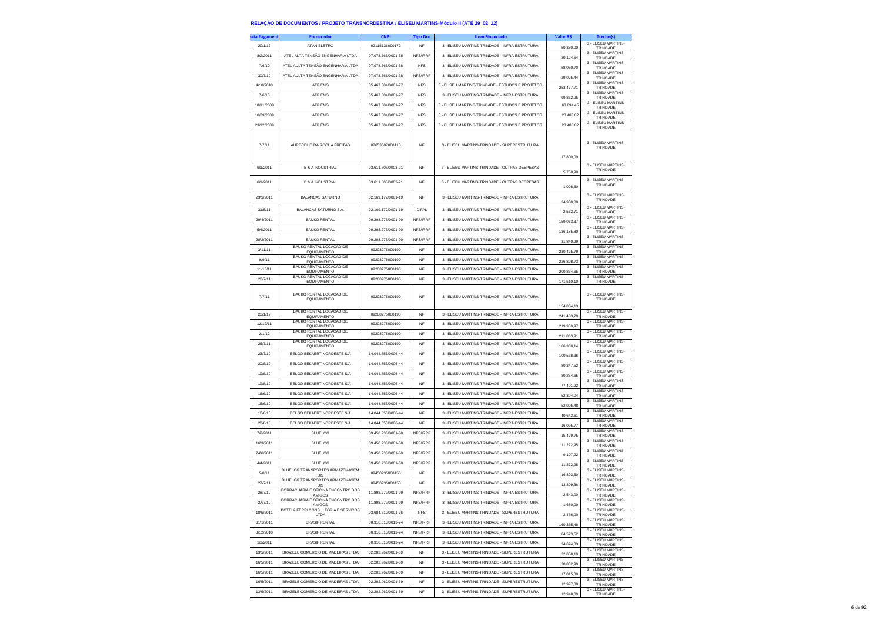## RELAÇÃO DE DOCUMENTOS / PROJETO TRANSNORDESTINA / ELISEU MARTINS-Módulo II (ATÉ 29_02_12)

| ata Pagament | Fornecedor | CNPJ | Tipo Doc | Item Financiado | Valor R$ | Trecho(s) |
|---|---|---|---|---|---|---|
| 20/1/12 | ATAN ELETRO | 02115136000172 | NF | 3 - ELISEU MARTINS-TRINDADE - INFRA-ESTRUTURA | 50.380,00 | 3 - ELISEU MARTINS-TRINDADE |
| 8/2/2011 | ATEL ALTA TENSÃO ENGENHARIA LTDA | 07.078.766/0001-38 | NFS/IRRF | 3 - ELISEU MARTINS-TRINDADE - INFRA-ESTRUTURA | 30.124,64 | 3 - ELISEU MARTINS-TRINDADE |
| 7/6/10 | ATEL AULTA TENSÃO ENGENHARIA LTDA | 07.078.766/0001-38 | NFS | 3 - ELISEU MARTINS-TRINDADE - INFRA-ESTRUTURA | 58.050,70 | 3 - ELISEU MARTINS-TRINDADE |
| 30/7/10 | ATEL AULTA TENSÃO ENGENHARIA LTDA | 07.078.766/0001-38 | NFS/IRRF | 3 - ELISEU MARTINS-TRINDADE - INFRA-ESTRUTURA | 29.025,44 | 3 - ELISEU MARTINS-TRINDADE |
| 4/10/2010 | ATP ENG | 35.467.604/0001-27 | NFS | 3 - ELISEU MARTINS-TRINDADE - ESTUDOS E PROJETOS | 253.477,71 | 3 - ELISEU MARTINS-TRINDADE |
| 7/6/10 | ATP ENG | 35.467.604/0001-27 | NFS | 3 - ELISEU MARTINS-TRINDADE - INFRA-ESTRUTURA | 99.862,95 | 3 - ELISEU MARTINS-TRINDADE |
| 18/11/2008 | ATP ENG | 35.467.604/0001-27 | NFS | 3 - ELISEU MARTINS-TRINDADE - ESTUDOS E PROJETOS | 63.894,45 | 3 - ELISEU MARTINS-TRINDADE |
| 10/09/2009 | ATP ENG | 35.467.604/0001-27 | NFS | 3 - ELISEU MARTINS-TRINDADE - ESTUDOS E PROJETOS | 20.480,02 | 3 - ELISEU MARTINS-TRINDADE |
| 23/12/2009 | ATP ENG | 35.467.604/0001-27 | NFS | 3 - ELISEU MARTINS-TRINDADE - ESTUDOS E PROJETOS | 20.480,02 | 3 - ELISEU MARTINS-TRINDADE |
| 7/7/11 | AURECELIO DA ROCHA FREITAS | 07653607000110 | NF | 3 - ELISEU MARTINS-TRINDADE - SUPERESTRUTURA | 17.800,00 | 3 - ELISEU MARTINS-TRINDADE |
| 6/1/2011 | B & A INDUSTRIAL | 03.611.805/0003-21 | NF | 3 - ELISEU MARTINS-TRINDADE - OUTRAS DESPESAS | 5.758,90 | 3 - ELISEU MARTINS-TRINDADE |
| 6/1/2011 | B & A INDUSTRIAL | 03.611.805/0003-21 | NF | 3 - ELISEU MARTINS-TRINDADE - OUTRAS DESPESAS | 1.008,60 | 3 - ELISEU MARTINS-TRINDADE |
| 23/5/2011 | BALANCAS SATURNO | 02.169.172/0001-19 | NF | 3 - ELISEU MARTINS-TRINDADE - INFRA-ESTRUTURA | 34.900,00 | 3 - ELISEU MARTINS-TRINDADE |
| 31/5/11 | BALANCAS SATURNO S.A. | 02.169.172/0001-19 | DIFAL | 3 - ELISEU MARTINS-TRINDADE - INFRA-ESTRUTURA | 2.562,71 | 3 - ELISEU MARTINS-TRINDADE |
| 29/4/2011 | BAUKO RENTAL | 09.208.275/0001-90 | NFS/IRRF | 3 - ELISEU MARTINS-TRINDADE - INFRA-ESTRUTURA | 159.063,37 | 3 - ELISEU MARTINS-TRINDADE |
| 5/4/2011 | BAUKO RENTAL | 09.208.275/0001-90 | NFS/IRRF | 3 - ELISEU MARTINS-TRINDADE - INFRA-ESTRUTURA | 136.185,80 | 3 - ELISEU MARTINS-TRINDADE |
| 28/2/2011 | BAUKO RENTAL | 09.208.275/0001-90 | NFS/IRRF | 3 - ELISEU MARTINS-TRINDADE - INFRA-ESTRUTURA | 31.840,29 | 3 - ELISEU MARTINS-TRINDADE |
| 3/11/11 | BAUKO RENTAL LOCACAO DE EQUIPAMENTO | 09208275000190 | NF | 3 - ELISEU MARTINS-TRINDADE - INFRA-ESTRUTURA | 230.475,79 | 3 - ELISEU MARTINS-TRINDADE |
| 9/9/11 | BAUKO RENTAL LOCACAO DE EQUIPAMENTO | 09208275000190 | NF | 3 - ELISEU MARTINS-TRINDADE - INFRA-ESTRUTURA | 226.808,73 | 3 - ELISEU MARTINS-TRINDADE |
| 11/10/11 | BAUKO RENTAL LOCACAO DE EQUIPAMENTO | 09208275000190 | NF | 3 - ELISEU MARTINS-TRINDADE - INFRA-ESTRUTURA | 200.834,65 | 3 - ELISEU MARTINS-TRINDADE |
| 26/7/11 | BAUKO RENTAL LOCACAO DE EQUIPAMENTO | 09208275000190 | NF | 3 - ELISEU MARTINS-TRINDADE - INFRA-ESTRUTURA | 171.510,10 | 3 - ELISEU MARTINS-TRINDADE |
| 7/7/11 | BAUKO RENTAL LOCACAO DE EQUIPAMENTO | 09208275000190 | NF | 3 - ELISEU MARTINS-TRINDADE - INFRA-ESTRUTURA | 154.834,13 | 3 - ELISEU MARTINS-TRINDADE |
| 20/1/12 | BAUKO RENTAL LOCACAO DE EQUIPAMENTO | 09208275000190 | NF | 3 - ELISEU MARTINS-TRINDADE - INFRA-ESTRUTURA | 241.403,20 | 3 - ELISEU MARTINS-TRINDADE |
| 12/12/11 | BAUKO RENTAL LOCACAO DE EQUIPAMENTO | 09208275000190 | NF | 3 - ELISEU MARTINS-TRINDADE - INFRA-ESTRUTURA | 219.959,97 | 3 - ELISEU MARTINS-TRINDADE |
| 2/1/12 | BAUKO RENTAL LOCACAO DE EQUIPAMENTO | 09208275000190 | NF | 3 - ELISEU MARTINS-TRINDADE - INFRA-ESTRUTURA | 211.063,91 | 3 - ELISEU MARTINS-TRINDADE |
| 26/7/11 | BAUKO RENTAL LOCACAO DE EQUIPAMENTO | 09208275000190 | NF | 3 - ELISEU MARTINS-TRINDADE - INFRA-ESTRUTURA | 186.338,14 | 3 - ELISEU MARTINS-TRINDADE |
| 23/7/10 | BELGO BEKAERT NORDESTE S/A | 14.044.853/0006-44 | NF | 3 - ELISEU MARTINS-TRINDADE - INFRA-ESTRUTURA | 100.538,36 | 3 - ELISEU MARTINS-TRINDADE |
| 20/8/10 | BELGO BEKAERT NORDESTE S/A | 14.044.853/0006-44 | NF | 3 - ELISEU MARTINS-TRINDADE - INFRA-ESTRUTURA | 80.347,52 | 3 - ELISEU MARTINS-TRINDADE |
| 19/8/10 | BELGO BEKAERT NORDESTE S/A | 14.044.853/0006-44 | NF | 3 - ELISEU MARTINS-TRINDADE - INFRA-ESTRUTURA | 80.254,65 | 3 - ELISEU MARTINS-TRINDADE |
| 19/8/10 | BELGO BEKAERT NORDESTE S/A | 14.044.853/0006-44 | NF | 3 - ELISEU MARTINS-TRINDADE - INFRA-ESTRUTURA | 77.401,22 | 3 - ELISEU MARTINS-TRINDADE |
| 16/6/10 | BELGO BEKAERT NORDESTE S/A | 14.044.853/0006-44 | NF | 3 - ELISEU MARTINS-TRINDADE - INFRA-ESTRUTURA | 52.304,04 | 3 - ELISEU MARTINS-TRINDADE |
| 16/6/10 | BELGO BEKAERT NORDESTE S/A | 14.044.853/0006-44 | NF | 3 - ELISEU MARTINS-TRINDADE - INFRA-ESTRUTURA | 52.005,48 | 3 - ELISEU MARTINS-TRINDADE |
| 16/6/10 | BELGO BEKAERT NORDESTE S/A | 14.044.853/0006-44 | NF | 3 - ELISEU MARTINS-TRINDADE - INFRA-ESTRUTURA | 40.642,61 | 3 - ELISEU MARTINS-TRINDADE |
| 20/8/10 | BELGO BEKAERT NORDESTE S/A | 14.044.853/0006-44 | NF | 3 - ELISEU MARTINS-TRINDADE - INFRA-ESTRUTURA | 16.095,77 | 3 - ELISEU MARTINS-TRINDADE |
| 7/2/2011 | BLUELOG | 09.450.235/0001-50 | NFS/IRRF | 3 - ELISEU MARTINS-TRINDADE - INFRA-ESTRUTURA | 15.479,75 | 3 - ELISEU MARTINS-TRINDADE |
| 16/3/2011 | BLUELOG | 09.450.235/0001-50 | NFS/IRRF | 3 - ELISEU MARTINS-TRINDADE - INFRA-ESTRUTURA | 11.272,95 | 3 - ELISEU MARTINS-TRINDADE |
| 24/6/2011 | BLUELOG | 09.450.235/0001-50 | NFS/IRRF | 3 - ELISEU MARTINS-TRINDADE - INFRA-ESTRUTURA | 9.107,92 | 3 - ELISEU MARTINS-TRINDADE |
| 4/4/2011 | BLUELOG | 09.450.235/0001-50 | NFS/IRRF | 3 - ELISEU MARTINS-TRINDADE - INFRA-ESTRUTURA | 11.272,95 | 3 - ELISEU MARTINS-TRINDADE |
| 5/8/11 | BLUELOG TRANSPORTES ARMAZENAGEM DIS | 09450235000150 | NF | 3 - ELISEU MARTINS-TRINDADE - INFRA-ESTRUTURA | 16.893,50 | 3 - ELISEU MARTINS-TRINDADE |
| 27/7/11 | BLUELOG TRANSPORTES ARMAZENAGEM DIS | 09450235000150 | NF | 3 - ELISEU MARTINS-TRINDADE - INFRA-ESTRUTURA | 13.809,36 | 3 - ELISEU MARTINS-TRINDADE |
| 28/7/10 | BORRACHARIA E OFICINA ENCONTRO DOS AMIGOS | 11.898.279/0001-99 | NFS/IRRF | 3 - ELISEU MARTINS-TRINDADE - INFRA-ESTRUTURA | 2.543,00 | 3 - ELISEU MARTINS-TRINDADE |
| 27/7/10 | BORRACHARIA E OFICINA ENCONTRO DOS AMIGOS | 11.898.279/0001-99 | NFS/IRRF | 3 - ELISEU MARTINS-TRINDADE - INFRA-ESTRUTURA | 1.680,00 | 3 - ELISEU MARTINS-TRINDADE |
| 18/5/2011 | BOTTI & FERRI CONSULTORIA E SERVICOS LTDA | 03.684.710/0001-76 | NFS | 3 - ELISEU MARTINS-TRINDADE - SUPERESTRUTURA | 2.436,00 | 3 - ELISEU MARTINS-TRINDADE |
| 31/1/2011 | BRASIF RENTAL | 00.316.010/0013-74 | NFS/IRRF | 3 - ELISEU MARTINS-TRINDADE - INFRA-ESTRUTURA | 160.355,48 | 3 - ELISEU MARTINS-TRINDADE |
| 3/12/2010 | BRASIF RENTAL | 00.316.010/0013-74 | NFS/IRRF | 3 - ELISEU MARTINS-TRINDADE - INFRA-ESTRUTURA | 84.523,52 | 3 - ELISEU MARTINS-TRINDADE |
| 1/3/2011 | BRASIF RENTAL | 00.316.010/0013-74 | NFS/IRRF | 3 - ELISEU MARTINS-TRINDADE - INFRA-ESTRUTURA | 34.624,83 | 3 - ELISEU MARTINS-TRINDADE |
| 13/5/2011 | BRAZELE COMERCIO DE MADEIRAS LTDA | 02.202.962/0001-59 | NF | 3 - ELISEU MARTINS-TRINDADE - SUPERESTRUTURA | 22.858,19 | 3 - ELISEU MARTINS-TRINDADE |
| 16/5/2011 | BRAZELE COMERCIO DE MADEIRAS LTDA | 02.202.962/0001-59 | NF | 3 - ELISEU MARTINS-TRINDADE - SUPERESTRUTURA | 20.832,99 | 3 - ELISEU MARTINS-TRINDADE |
| 16/5/2011 | BRAZELE COMERCIO DE MADEIRAS LTDA | 02.202.962/0001-59 | NF | 3 - ELISEU MARTINS-TRINDADE - SUPERESTRUTURA | 17.015,00 | 3 - ELISEU MARTINS-TRINDADE |
| 16/5/2011 | BRAZELE COMERCIO DE MADEIRAS LTDA | 02.202.962/0001-59 | NF | 3 - ELISEU MARTINS-TRINDADE - SUPERESTRUTURA | 12.997,80 | 3 - ELISEU MARTINS-TRINDADE |
| 13/5/2011 | BRAZELE COMERCIO DE MADEIRAS LTDA | 02.202.962/0001-59 | NF | 3 - ELISEU MARTINS-TRINDADE - SUPERESTRUTURA | 12.948,00 | 3 - ELISEU MARTINS-TRINDADE |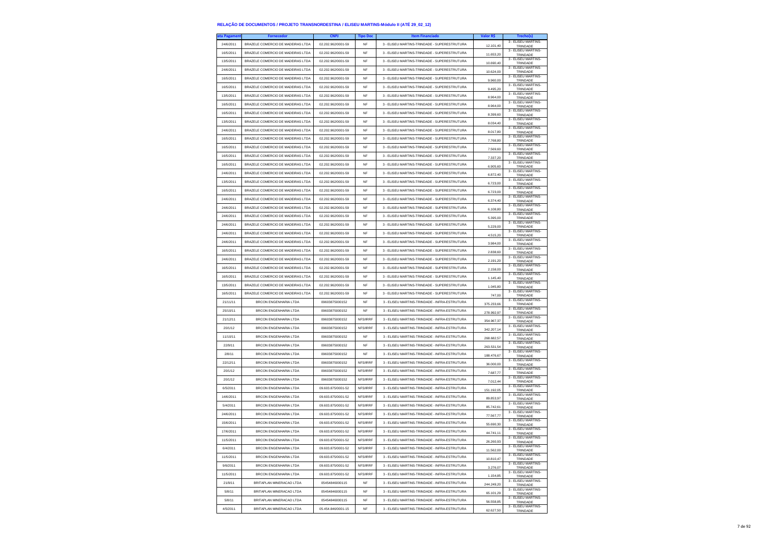# RELAÇÃO DE DOCUMENTOS / PROJETO TRANSNORDESTINA / ELISEU MARTINS-Módulo II (ATÉ 29_02_12)

| ata Pagament | Fornecedor | CNPJ | Tipo Doc | Item Financiado | Valor R$ | Trecho(s) |
|---|---|---|---|---|---|---|
| 24/6/2011 | BRAZELE COMERCIO DE MADEIRAS LTDA | 02.202.962/0001-59 | NF | 3 - ELISEU MARTINS-TRINDADE - SUPERESTRUTURA | 12.101,40 | 3 - ELISEU MARTINS-TRINDADE |
| 16/5/2011 | BRAZELE COMERCIO DE MADEIRAS LTDA | 02.202.962/0001-59 | NF | 3 - ELISEU MARTINS-TRINDADE - SUPERESTRUTURA | 11.653,20 | 3 - ELISEU MARTINS-TRINDADE |
| 13/5/2011 | BRAZELE COMERCIO DE MADEIRAS LTDA | 02.202.962/0001-59 | NF | 3 - ELISEU MARTINS-TRINDADE - SUPERESTRUTURA | 10.690,40 | 3 - ELISEU MARTINS-TRINDADE |
| 24/6/2011 | BRAZELE COMERCIO DE MADEIRAS LTDA | 02.202.962/0001-59 | NF | 3 - ELISEU MARTINS-TRINDADE - SUPERESTRUTURA | 10.624,00 | 3 - ELISEU MARTINS-TRINDADE |
| 16/5/2011 | BRAZELE COMERCIO DE MADEIRAS LTDA | 02.202.962/0001-59 | NF | 3 - ELISEU MARTINS-TRINDADE - SUPERESTRUTURA | 9.960,00 | 3 - ELISEU MARTINS-TRINDADE |
| 16/5/2011 | BRAZELE COMERCIO DE MADEIRAS LTDA | 02.202.962/0001-59 | NF | 3 - ELISEU MARTINS-TRINDADE - SUPERESTRUTURA | 9.495,20 | 3 - ELISEU MARTINS-TRINDADE |
| 13/5/2011 | BRAZELE COMERCIO DE MADEIRAS LTDA | 02.202.962/0001-59 | NF | 3 - ELISEU MARTINS-TRINDADE - SUPERESTRUTURA | 8.964,00 | 3 - ELISEU MARTINS-TRINDADE |
| 16/5/2011 | BRAZELE COMERCIO DE MADEIRAS LTDA | 02.202.962/0001-59 | NF | 3 - ELISEU MARTINS-TRINDADE - SUPERESTRUTURA | 8.964,00 | 3 - ELISEU MARTINS-TRINDADE |
| 16/5/2011 | BRAZELE COMERCIO DE MADEIRAS LTDA | 02.202.962/0001-59 | NF | 3 - ELISEU MARTINS-TRINDADE - SUPERESTRUTURA | 8.399,60 | 3 - ELISEU MARTINS-TRINDADE |
| 13/5/2011 | BRAZELE COMERCIO DE MADEIRAS LTDA | 02.202.962/0001-59 | NF | 3 - ELISEU MARTINS-TRINDADE - SUPERESTRUTURA | 8.034,40 | 3 - ELISEU MARTINS-TRINDADE |
| 24/6/2011 | BRAZELE COMERCIO DE MADEIRAS LTDA | 02.202.962/0001-59 | NF | 3 - ELISEU MARTINS-TRINDADE - SUPERESTRUTURA | 8.017,80 | 3 - ELISEU MARTINS-TRINDADE |
| 16/5/2011 | BRAZELE COMERCIO DE MADEIRAS LTDA | 02.202.962/0001-59 | NF | 3 - ELISEU MARTINS-TRINDADE - SUPERESTRUTURA | 7.768,80 | 3 - ELISEU MARTINS-TRINDADE |
| 16/5/2011 | BRAZELE COMERCIO DE MADEIRAS LTDA | 02.202.962/0001-59 | NF | 3 - ELISEU MARTINS-TRINDADE - SUPERESTRUTURA | 7.569,60 | 3 - ELISEU MARTINS-TRINDADE |
| 16/5/2011 | BRAZELE COMERCIO DE MADEIRAS LTDA | 02.202.962/0001-59 | NF | 3 - ELISEU MARTINS-TRINDADE - SUPERESTRUTURA | 7.337,20 | 3 - ELISEU MARTINS-TRINDADE |
| 16/5/2011 | BRAZELE COMERCIO DE MADEIRAS LTDA | 02.202.962/0001-59 | NF | 3 - ELISEU MARTINS-TRINDADE - SUPERESTRUTURA | 6.905,60 | 3 - ELISEU MARTINS-TRINDADE |
| 24/6/2011 | BRAZELE COMERCIO DE MADEIRAS LTDA | 02.202.962/0001-59 | NF | 3 - ELISEU MARTINS-TRINDADE - SUPERESTRUTURA | 6.872,40 | 3 - ELISEU MARTINS-TRINDADE |
| 13/5/2011 | BRAZELE COMERCIO DE MADEIRAS LTDA | 02.202.962/0001-59 | NF | 3 - ELISEU MARTINS-TRINDADE - SUPERESTRUTURA | 6.723,00 | 3 - ELISEU MARTINS-TRINDADE |
| 16/5/2011 | BRAZELE COMERCIO DE MADEIRAS LTDA | 02.202.962/0001-59 | NF | 3 - ELISEU MARTINS-TRINDADE - SUPERESTRUTURA | 6.723,00 | 3 - ELISEU MARTINS-TRINDADE |
| 24/6/2011 | BRAZELE COMERCIO DE MADEIRAS LTDA | 02.202.962/0001-59 | NF | 3 - ELISEU MARTINS-TRINDADE - SUPERESTRUTURA | 6.374,40 | 3 - ELISEU MARTINS-TRINDADE |
| 24/6/2011 | BRAZELE COMERCIO DE MADEIRAS LTDA | 02.202.962/0001-59 | NF | 3 - ELISEU MARTINS-TRINDADE - SUPERESTRUTURA | 6.108,80 | 3 - ELISEU MARTINS-TRINDADE |
| 24/6/2011 | BRAZELE COMERCIO DE MADEIRAS LTDA | 02.202.962/0001-59 | NF | 3 - ELISEU MARTINS-TRINDADE - SUPERESTRUTURA | 5.395,00 | 3 - ELISEU MARTINS-TRINDADE |
| 24/6/2011 | BRAZELE COMERCIO DE MADEIRAS LTDA | 02.202.962/0001-59 | NF | 3 - ELISEU MARTINS-TRINDADE - SUPERESTRUTURA | 5.229,00 | 3 - ELISEU MARTINS-TRINDADE |
| 24/6/2011 | BRAZELE COMERCIO DE MADEIRAS LTDA | 02.202.962/0001-59 | NF | 3 - ELISEU MARTINS-TRINDADE - SUPERESTRUTURA | 4.515,20 | 3 - ELISEU MARTINS-TRINDADE |
| 24/6/2011 | BRAZELE COMERCIO DE MADEIRAS LTDA | 02.202.962/0001-59 | NF | 3 - ELISEU MARTINS-TRINDADE - SUPERESTRUTURA | 3.984,00 | 3 - ELISEU MARTINS-TRINDADE |
| 16/5/2011 | BRAZELE COMERCIO DE MADEIRAS LTDA | 02.202.962/0001-59 | NF | 3 - ELISEU MARTINS-TRINDADE - SUPERESTRUTURA | 2.838,60 | 3 - ELISEU MARTINS-TRINDADE |
| 24/6/2011 | BRAZELE COMERCIO DE MADEIRAS LTDA | 02.202.962/0001-59 | NF | 3 - ELISEU MARTINS-TRINDADE - SUPERESTRUTURA | 2.191,20 | 3 - ELISEU MARTINS-TRINDADE |
| 16/5/2011 | BRAZELE COMERCIO DE MADEIRAS LTDA | 02.202.962/0001-59 | NF | 3 - ELISEU MARTINS-TRINDADE - SUPERESTRUTURA | 2.158,00 | 3 - ELISEU MARTINS-TRINDADE |
| 16/5/2011 | BRAZELE COMERCIO DE MADEIRAS LTDA | 02.202.962/0001-59 | NF | 3 - ELISEU MARTINS-TRINDADE - SUPERESTRUTURA | 1.145,40 | 3 - ELISEU MARTINS-TRINDADE |
| 13/5/2011 | BRAZELE COMERCIO DE MADEIRAS LTDA | 02.202.962/0001-59 | NF | 3 - ELISEU MARTINS-TRINDADE - SUPERESTRUTURA | 1.045,80 | 3 - ELISEU MARTINS-TRINDADE |
| 16/5/2011 | BRAZELE COMERCIO DE MADEIRAS LTDA | 02.202.962/0001-59 | NF | 3 - ELISEU MARTINS-TRINDADE - SUPERESTRUTURA | 747,00 | 3 - ELISEU MARTINS-TRINDADE |
| 21/11/11 | BRCON ENGENHARIA LTDA | 09603875000152 | NF | 3 - ELISEU MARTINS-TRINDADE - INFRA-ESTRUTURA | 375.233,66 | 3 - ELISEU MARTINS-TRINDADE |
| 25/10/11 | BRCON ENGENHARIA LTDA | 09603875000152 | NF | 3 - ELISEU MARTINS-TRINDADE - INFRA-ESTRUTURA | 278.992,97 | 3 - ELISEU MARTINS-TRINDADE |
| 21/12/11 | BRCON ENGENHARIA LTDA | 09603875000152 | NFS/IRRF | 3 - ELISEU MARTINS-TRINDADE - INFRA-ESTRUTURA | 354.967,37 | 3 - ELISEU MARTINS-TRINDADE |
| 20/1/12 | BRCON ENGENHARIA LTDA | 09603875000152 | NFS/IRRF | 3 - ELISEU MARTINS-TRINDADE - INFRA-ESTRUTURA | 342.207,14 | 3 - ELISEU MARTINS-TRINDADE |
| 11/10/11 | BRCON ENGENHARIA LTDA | 09603875000152 | NF | 3 - ELISEU MARTINS-TRINDADE - INFRA-ESTRUTURA | 268.682,57 | 3 - ELISEU MARTINS-TRINDADE |
| 22/9/11 | BRCON ENGENHARIA LTDA | 09603875000152 | NF | 3 - ELISEU MARTINS-TRINDADE - INFRA-ESTRUTURA | 263.531,54 | 3 - ELISEU MARTINS-TRINDADE |
| 2/8/11 | BRCON ENGENHARIA LTDA | 09603875000152 | NF | 3 - ELISEU MARTINS-TRINDADE - INFRA-ESTRUTURA | 188.476,67 | 3 - ELISEU MARTINS-TRINDADE |
| 22/12/11 | BRCON ENGENHARIA LTDA | 09603875000152 | NFS/IRRF | 3 - ELISEU MARTINS-TRINDADE - INFRA-ESTRUTURA | 36.000,00 | 3 - ELISEU MARTINS-TRINDADE |
| 20/1/12 | BRCON ENGENHARIA LTDA | 09603875000152 | NFS/IRRF | 3 - ELISEU MARTINS-TRINDADE - INFRA-ESTRUTURA | 7.687,77 | 3 - ELISEU MARTINS-TRINDADE |
| 20/1/12 | BRCON ENGENHARIA LTDA | 09603875000152 | NFS/IRRF | 3 - ELISEU MARTINS-TRINDADE - INFRA-ESTRUTURA | 7.012,44 | 3 - ELISEU MARTINS-TRINDADE |
| 6/5/2011 | BRCON ENGENHARIA LTDA | 09.603.875/0001-52 | NFS/IRRF | 3 - ELISEU MARTINS-TRINDADE - INFRA-ESTRUTURA | 151.192,05 | 3 - ELISEU MARTINS-TRINDADE |
| 14/6/2011 | BRCON ENGENHARIA LTDA | 09.603.875/0001-52 | NFS/IRRF | 3 - ELISEU MARTINS-TRINDADE - INFRA-ESTRUTURA | 89.853,97 | 3 - ELISEU MARTINS-TRINDADE |
| 5/4/2011 | BRCON ENGENHARIA LTDA | 09.603.875/0001-52 | NFS/IRRF | 3 - ELISEU MARTINS-TRINDADE - INFRA-ESTRUTURA | 85.742,61 | 3 - ELISEU MARTINS-TRINDADE |
| 24/6/2011 | BRCON ENGENHARIA LTDA | 09.603.875/0001-52 | NFS/IRRF | 3 - ELISEU MARTINS-TRINDADE - INFRA-ESTRUTURA | 77.567,77 | 3 - ELISEU MARTINS-TRINDADE |
| 15/6/2011 | BRCON ENGENHARIA LTDA | 09.603.875/0001-52 | NFS/IRRF | 3 - ELISEU MARTINS-TRINDADE - INFRA-ESTRUTURA | 55.690,30 | 3 - ELISEU MARTINS-TRINDADE |
| 17/6/2011 | BRCON ENGENHARIA LTDA | 09.603.875/0001-52 | NFS/IRRF | 3 - ELISEU MARTINS-TRINDADE - INFRA-ESTRUTURA | 44.741,11 | 3 - ELISEU MARTINS-TRINDADE |
| 11/5/2011 | BRCON ENGENHARIA LTDA | 09.603.875/0001-52 | NFS/IRRF | 3 - ELISEU MARTINS-TRINDADE - INFRA-ESTRUTURA | 26.260,93 | 3 - ELISEU MARTINS-TRINDADE |
| 6/4/2011 | BRCON ENGENHARIA LTDA | 09.603.875/0001-52 | NFS/IRRF | 3 - ELISEU MARTINS-TRINDADE - INFRA-ESTRUTURA | 11.562,00 | 3 - ELISEU MARTINS-TRINDADE |
| 11/5/2011 | BRCON ENGENHARIA LTDA | 09.603.875/0001-52 | NFS/IRRF | 3 - ELISEU MARTINS-TRINDADE - INFRA-ESTRUTURA | 10.810,47 | 3 - ELISEU MARTINS-TRINDADE |
| 9/6/2011 | BRCON ENGENHARIA LTDA | 09.603.875/0001-52 | NFS/IRRF | 3 - ELISEU MARTINS-TRINDADE - INFRA-ESTRUTURA | 3.276,07 | 3 - ELISEU MARTINS-TRINDADE |
| 11/5/2011 | BRCON ENGENHARIA LTDA | 09.603.875/0001-52 | NFS/IRRF | 3 - ELISEU MARTINS-TRINDADE - INFRA-ESTRUTURA | 1.154,85 | 3 - ELISEU MARTINS-TRINDADE |
| 21/9/11 | BRITAPLAN MINERACAO LTDA | 05454846000115 | NF | 3 - ELISEU MARTINS-TRINDADE - INFRA-ESTRUTURA | 244.249,20 | 3 - ELISEU MARTINS-TRINDADE |
| 5/8/11 | BRITAPLAN MINERACAO LTDA | 05454846000115 | NF | 3 - ELISEU MARTINS-TRINDADE - INFRA-ESTRUTURA | 65.101,29 | 3 - ELISEU MARTINS-TRINDADE |
| 5/8/11 | BRITAPLAN MINERACAO LTDA | 05454846000115 | NF | 3 - ELISEU MARTINS-TRINDADE - INFRA-ESTRUTURA | 56.558,85 | 3 - ELISEU MARTINS-TRINDADE |
| 4/5/2011 | BRITAPLAN MINERACAO LTDA | 05.454.846/0001-15 | NF | 3 - ELISEU MARTINS-TRINDADE - INFRA-ESTRUTURA | 62.627,50 | 3 - ELISEU MARTINS-TRINDADE |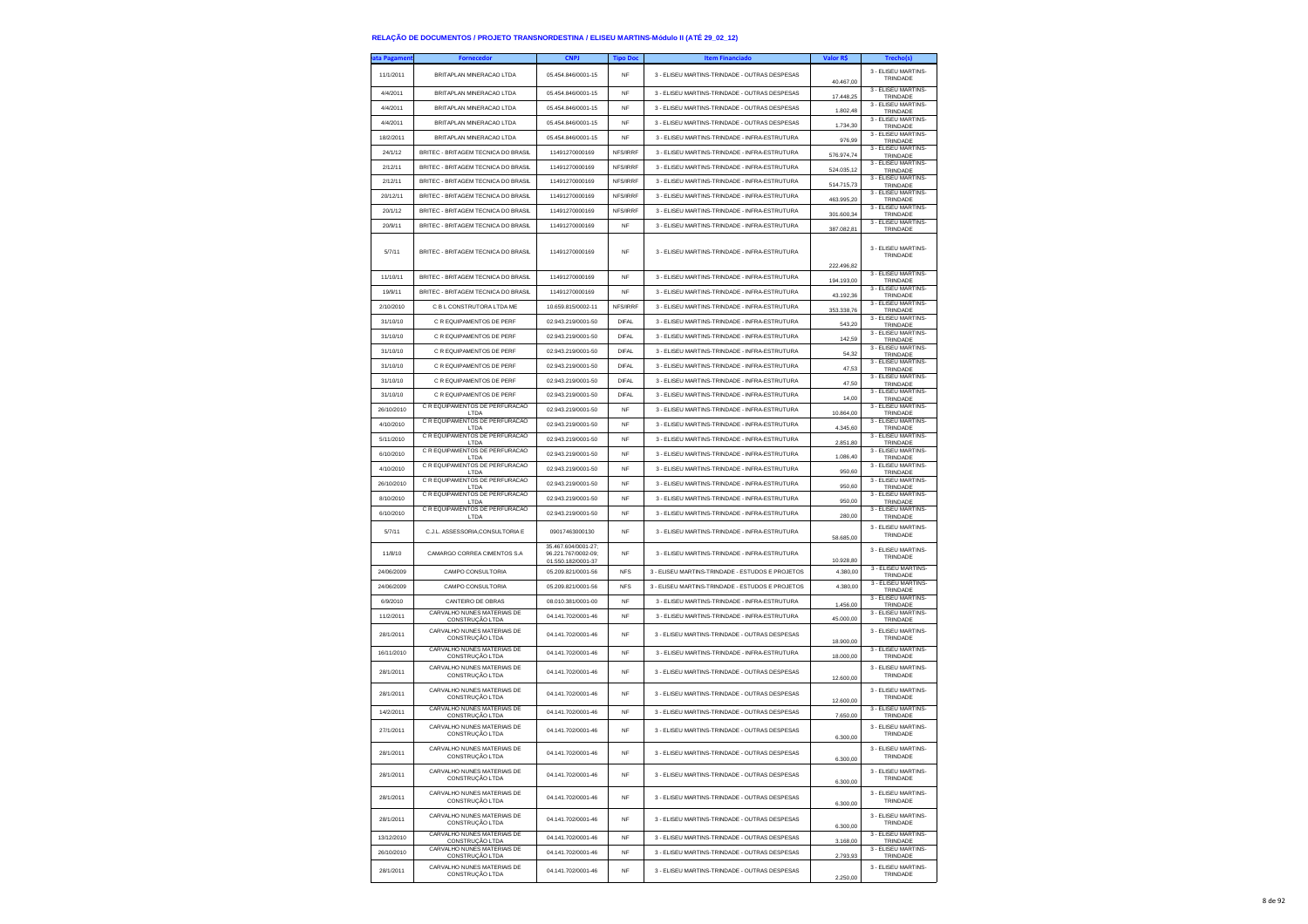# RELAÇÃO DE DOCUMENTOS / PROJETO TRANSNORDESTINA / ELISEU MARTINS-Módulo II (ATÉ 29_02_12)

| ata Pagament | Fornecedor | CNPJ | Tipo Doc | Item Financiado | Valor R$ | Trecho(s) |
|---|---|---|---|---|---|---|
| 11/1/2011 | BRITAPLAN MINERACAO LTDA | 05.454.846/0001-15 | NF | 3 - ELISEU MARTINS-TRINDADE - OUTRAS DESPESAS | 40.467,00 | 3 - ELISEU MARTINS-TRINDADE |
| 4/4/2011 | BRITAPLAN MINERACAO LTDA | 05.454.846/0001-15 | NF | 3 - ELISEU MARTINS-TRINDADE - OUTRAS DESPESAS | 17.448,25 | 3 - ELISEU MARTINS-TRINDADE |
| 4/4/2011 | BRITAPLAN MINERACAO LTDA | 05.454.846/0001-15 | NF | 3 - ELISEU MARTINS-TRINDADE - OUTRAS DESPESAS | 1.802,48 | 3 - ELISEU MARTINS-TRINDADE |
| 4/4/2011 | BRITAPLAN MINERACAO LTDA | 05.454.846/0001-15 | NF | 3 - ELISEU MARTINS-TRINDADE - OUTRAS DESPESAS | 1.734,30 | 3 - ELISEU MARTINS-TRINDADE |
| 18/2/2011 | BRITAPLAN MINERACAO LTDA | 05.454.846/0001-15 | NF | 3 - ELISEU MARTINS-TRINDADE - INFRA-ESTRUTURA | 976,99 | 3 - ELISEU MARTINS-TRINDADE |
| 24/1/12 | BRITEC - BRITAGEM TECNICA DO BRASIL | 11491270000169 | NFS/IRRF | 3 - ELISEU MARTINS-TRINDADE - INFRA-ESTRUTURA | 576.974,74 | 3 - ELISEU MARTINS-TRINDADE |
| 2/12/11 | BRITEC - BRITAGEM TECNICA DO BRASIL | 11491270000169 | NFS/IRRF | 3 - ELISEU MARTINS-TRINDADE - INFRA-ESTRUTURA | 524.035,12 | 3 - ELISEU MARTINS-TRINDADE |
| 2/12/11 | BRITEC - BRITAGEM TECNICA DO BRASIL | 11491270000169 | NFS/IRRF | 3 - ELISEU MARTINS-TRINDADE - INFRA-ESTRUTURA | 514.715,73 | 3 - ELISEU MARTINS-TRINDADE |
| 20/12/11 | BRITEC - BRITAGEM TECNICA DO BRASIL | 11491270000169 | NFS/IRRF | 3 - ELISEU MARTINS-TRINDADE - INFRA-ESTRUTURA | 463.995,20 | 3 - ELISEU MARTINS-TRINDADE |
| 20/1/12 | BRITEC - BRITAGEM TECNICA DO BRASIL | 11491270000169 | NFS/IRRF | 3 - ELISEU MARTINS-TRINDADE - INFRA-ESTRUTURA | 301.600,34 | 3 - ELISEU MARTINS-TRINDADE |
| 20/9/11 | BRITEC - BRITAGEM TECNICA DO BRASIL | 11491270000169 | NF | 3 - ELISEU MARTINS-TRINDADE - INFRA-ESTRUTURA | 387.082,81 | 3 - ELISEU MARTINS-TRINDADE |
| 5/7/11 | BRITEC - BRITAGEM TECNICA DO BRASIL | 11491270000169 | NF | 3 - ELISEU MARTINS-TRINDADE - INFRA-ESTRUTURA | 222.496,82 | 3 - ELISEU MARTINS-TRINDADE |
| 11/10/11 | BRITEC - BRITAGEM TECNICA DO BRASIL | 11491270000169 | NF | 3 - ELISEU MARTINS-TRINDADE - INFRA-ESTRUTURA | 194.193,00 | 3 - ELISEU MARTINS-TRINDADE |
| 19/9/11 | BRITEC - BRITAGEM TECNICA DO BRASIL | 11491270000169 | NF | 3 - ELISEU MARTINS-TRINDADE - INFRA-ESTRUTURA | 43.192,36 | 3 - ELISEU MARTINS-TRINDADE |
| 2/10/2010 | C B L CONSTRUTORA LTDA ME | 10.659.815/0002-11 | NFS/IRRF | 3 - ELISEU MARTINS-TRINDADE - INFRA-ESTRUTURA | 353.338,76 | 3 - ELISEU MARTINS-TRINDADE |
| 31/10/10 | C R EQUIPAMENTOS DE PERF | 02.943.219/0001-50 | DIFAL | 3 - ELISEU MARTINS-TRINDADE - INFRA-ESTRUTURA | 543,20 | 3 - ELISEU MARTINS-TRINDADE |
| 31/10/10 | C R EQUIPAMENTOS DE PERF | 02.943.219/0001-50 | DIFAL | 3 - ELISEU MARTINS-TRINDADE - INFRA-ESTRUTURA | 142,59 | 3 - ELISEU MARTINS-TRINDADE |
| 31/10/10 | C R EQUIPAMENTOS DE PERF | 02.943.219/0001-50 | DIFAL | 3 - ELISEU MARTINS-TRINDADE - INFRA-ESTRUTURA | 54,32 | 3 - ELISEU MARTINS-TRINDADE |
| 31/10/10 | C R EQUIPAMENTOS DE PERF | 02.943.219/0001-50 | DIFAL | 3 - ELISEU MARTINS-TRINDADE - INFRA-ESTRUTURA | 47,53 | 3 - ELISEU MARTINS-TRINDADE |
| 31/10/10 | C R EQUIPAMENTOS DE PERF | 02.943.219/0001-50 | DIFAL | 3 - ELISEU MARTINS-TRINDADE - INFRA-ESTRUTURA | 47,50 | 3 - ELISEU MARTINS-TRINDADE |
| 31/10/10 | C R EQUIPAMENTOS DE PERF | 02.943.219/0001-50 | DIFAL | 3 - ELISEU MARTINS-TRINDADE - INFRA-ESTRUTURA | 14,00 | 3 - ELISEU MARTINS-TRINDADE |
| 26/10/2010 | C R EQUIPAMENTOS DE PERFURACAO LTDA | 02.943.219/0001-50 | NF | 3 - ELISEU MARTINS-TRINDADE - INFRA-ESTRUTURA | 10.864,00 | 3 - ELISEU MARTINS-TRINDADE |
| 4/10/2010 | C R EQUIPAMENTOS DE PERFURACAO LTDA | 02.943.219/0001-50 | NF | 3 - ELISEU MARTINS-TRINDADE - INFRA-ESTRUTURA | 4.345,60 | 3 - ELISEU MARTINS-TRINDADE |
| 5/11/2010 | C R EQUIPAMENTOS DE PERFURACAO LTDA | 02.943.219/0001-50 | NF | 3 - ELISEU MARTINS-TRINDADE - INFRA-ESTRUTURA | 2.851,80 | 3 - ELISEU MARTINS-TRINDADE |
| 6/10/2010 | C R EQUIPAMENTOS DE PERFURACAO LTDA | 02.943.219/0001-50 | NF | 3 - ELISEU MARTINS-TRINDADE - INFRA-ESTRUTURA | 1.086,40 | 3 - ELISEU MARTINS-TRINDADE |
| 4/10/2010 | C R EQUIPAMENTOS DE PERFURACAO LTDA | 02.943.219/0001-50 | NF | 3 - ELISEU MARTINS-TRINDADE - INFRA-ESTRUTURA | 950,60 | 3 - ELISEU MARTINS-TRINDADE |
| 26/10/2010 | C R EQUIPAMENTOS DE PERFURACAO LTDA | 02.943.219/0001-50 | NF | 3 - ELISEU MARTINS-TRINDADE - INFRA-ESTRUTURA | 950,60 | 3 - ELISEU MARTINS-TRINDADE |
| 8/10/2010 | C R EQUIPAMENTOS DE PERFURACAO LTDA | 02.943.219/0001-50 | NF | 3 - ELISEU MARTINS-TRINDADE - INFRA-ESTRUTURA | 950,00 | 3 - ELISEU MARTINS-TRINDADE |
| 6/10/2010 | C R EQUIPAMENTOS DE PERFURACAO LTDA | 02.943.219/0001-50 | NF | 3 - ELISEU MARTINS-TRINDADE - INFRA-ESTRUTURA | 280,00 | 3 - ELISEU MARTINS-TRINDADE |
| 5/7/11 | C.J.L. ASSESSORIA,CONSULTORIA E | 09017463000130 | NF | 3 - ELISEU MARTINS-TRINDADE - INFRA-ESTRUTURA | 58.685,00 | 3 - ELISEU MARTINS-TRINDADE |
| 11/8/10 | CAMARGO CORREA CIMENTOS S.A | 35.467.604/0001-27; 96.221.767/0002-09; 01.550.182/0001-37 | NF | 3 - ELISEU MARTINS-TRINDADE - INFRA-ESTRUTURA | 10.928,80 | 3 - ELISEU MARTINS-TRINDADE |
| 24/06/2009 | CAMPO CONSULTORIA | 05.209.821/0001-56 | NFS | 3 - ELISEU MARTINS-TRINDADE - ESTUDOS E PROJETOS | 4.380,00 | 3 - ELISEU MARTINS-TRINDADE |
| 24/06/2009 | CAMPO CONSULTORIA | 05.209.821/0001-56 | NFS | 3 - ELISEU MARTINS-TRINDADE - ESTUDOS E PROJETOS | 4.380,00 | 3 - ELISEU MARTINS-TRINDADE |
| 6/9/2010 | CANTEIRO DE OBRAS | 08.010.381/0001-00 | NF | 3 - ELISEU MARTINS-TRINDADE - INFRA-ESTRUTURA | 1.456,00 | 3 - ELISEU MARTINS-TRINDADE |
| 11/2/2011 | CARVALHO NUNES MATERIAIS DE CONSTRUÇÃO LTDA | 04.141.702/0001-46 | NF | 3 - ELISEU MARTINS-TRINDADE - INFRA-ESTRUTURA | 45.000,00 | 3 - ELISEU MARTINS-TRINDADE |
| 28/1/2011 | CARVALHO NUNES MATERIAIS DE CONSTRUÇÃO LTDA | 04.141.702/0001-46 | NF | 3 - ELISEU MARTINS-TRINDADE - OUTRAS DESPESAS | 18.900,00 | 3 - ELISEU MARTINS-TRINDADE |
| 16/11/2010 | CARVALHO NUNES MATERIAIS DE CONSTRUÇÃO LTDA | 04.141.702/0001-46 | NF | 3 - ELISEU MARTINS-TRINDADE - INFRA-ESTRUTURA | 18.000,00 | 3 - ELISEU MARTINS-TRINDADE |
| 28/1/2011 | CARVALHO NUNES MATERIAIS DE CONSTRUÇÃO LTDA | 04.141.702/0001-46 | NF | 3 - ELISEU MARTINS-TRINDADE - OUTRAS DESPESAS | 12.600,00 | 3 - ELISEU MARTINS-TRINDADE |
| 28/1/2011 | CARVALHO NUNES MATERIAIS DE CONSTRUÇÃO LTDA | 04.141.702/0001-46 | NF | 3 - ELISEU MARTINS-TRINDADE - OUTRAS DESPESAS | 12.600,00 | 3 - ELISEU MARTINS-TRINDADE |
| 14/2/2011 | CARVALHO NUNES MATERIAIS DE CONSTRUÇÃO LTDA | 04.141.702/0001-46 | NF | 3 - ELISEU MARTINS-TRINDADE - OUTRAS DESPESAS | 7.650,00 | 3 - ELISEU MARTINS-TRINDADE |
| 27/1/2011 | CARVALHO NUNES MATERIAIS DE CONSTRUÇÃO LTDA | 04.141.702/0001-46 | NF | 3 - ELISEU MARTINS-TRINDADE - OUTRAS DESPESAS | 6.300,00 | 3 - ELISEU MARTINS-TRINDADE |
| 28/1/2011 | CARVALHO NUNES MATERIAIS DE CONSTRUÇÃO LTDA | 04.141.702/0001-46 | NF | 3 - ELISEU MARTINS-TRINDADE - OUTRAS DESPESAS | 6.300,00 | 3 - ELISEU MARTINS-TRINDADE |
| 28/1/2011 | CARVALHO NUNES MATERIAIS DE CONSTRUÇÃO LTDA | 04.141.702/0001-46 | NF | 3 - ELISEU MARTINS-TRINDADE - OUTRAS DESPESAS | 6.300,00 | 3 - ELISEU MARTINS-TRINDADE |
| 28/1/2011 | CARVALHO NUNES MATERIAIS DE CONSTRUÇÃO LTDA | 04.141.702/0001-46 | NF | 3 - ELISEU MARTINS-TRINDADE - OUTRAS DESPESAS | 6.300,00 | 3 - ELISEU MARTINS-TRINDADE |
| 28/1/2011 | CARVALHO NUNES MATERIAIS DE CONSTRUÇÃO LTDA | 04.141.702/0001-46 | NF | 3 - ELISEU MARTINS-TRINDADE - OUTRAS DESPESAS | 6.300,00 | 3 - ELISEU MARTINS-TRINDADE |
| 13/12/2010 | CARVALHO NUNES MATERIAIS DE CONSTRUÇÃO LTDA | 04.141.702/0001-46 | NF | 3 - ELISEU MARTINS-TRINDADE - OUTRAS DESPESAS | 3.168,00 | 3 - ELISEU MARTINS-TRINDADE |
| 26/10/2010 | CARVALHO NUNES MATERIAIS DE CONSTRUÇÃO LTDA | 04.141.702/0001-46 | NF | 3 - ELISEU MARTINS-TRINDADE - OUTRAS DESPESAS | 2.793,93 | 3 - ELISEU MARTINS-TRINDADE |
| 28/1/2011 | CARVALHO NUNES MATERIAIS DE CONSTRUÇÃO LTDA | 04.141.702/0001-46 | NF | 3 - ELISEU MARTINS-TRINDADE - OUTRAS DESPESAS | 2.250,00 | 3 - ELISEU MARTINS-TRINDADE |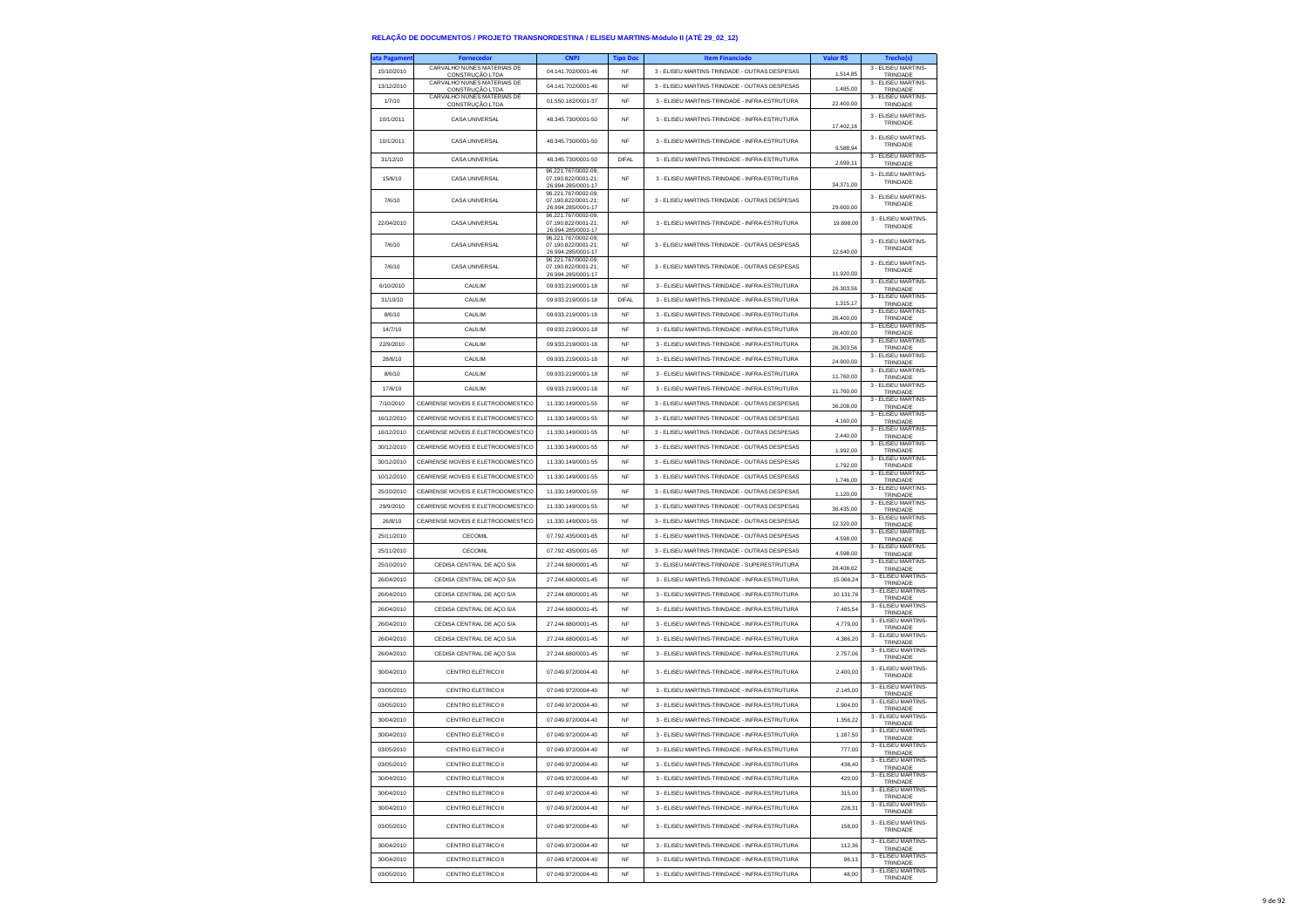### RELAÇÃO DE DOCUMENTOS / PROJETO TRANSNORDESTINA / ELISEU MARTINS-Módulo II (ATÉ 29_02_12)

| ata Pagament | Fornecedor | CNPJ | Tipo Doc | Item Financiado | Valor R$ | Trecho(s) |
|---|---|---|---|---|---|---|
| 15/10/2010 | CARVALHO NUNES MATERIAIS DE CONSTRUÇÃO LTDA | 04.141.702/0001-46 | NF | 3 - ELISEU MARTINS-TRINDADE - OUTRAS DESPESAS | 1.514,85 | 3 - ELISEU MARTINS-TRINDADE |
| 13/12/2010 | CARVALHO NUNES MATERIAIS DE CONSTRUÇÃO LTDA | 04.141.702/0001-46 | NF | 3 - ELISEU MARTINS-TRINDADE - OUTRAS DESPESAS | 1.485,00 | 3 - ELISEU MARTINS-TRINDADE |
| 1/7/10 | CARVALHO NUNES MATERIAIS DE CONSTRUÇÃO LTDA | 01.550.182/0001-37 | NF | 3 - ELISEU MARTINS-TRINDADE - INFRA-ESTRUTURA | 22.400,00 | 3 - ELISEU MARTINS-TRINDADE |
| 10/1/2011 | CASA UNIVERSAL | 48.345.730/0001-50 | NF | 3 - ELISEU MARTINS-TRINDADE - INFRA-ESTRUTURA | 17.402,16 | 3 - ELISEU MARTINS-TRINDADE |
| 10/1/2011 | CASA UNIVERSAL | 48.345.730/0001-50 | NF | 3 - ELISEU MARTINS-TRINDADE - INFRA-ESTRUTURA | 9.588,94 | 3 - ELISEU MARTINS-TRINDADE |
| 31/12/10 | CASA UNIVERSAL | 48.345.730/0001-50 | DIFAL | 3 - ELISEU MARTINS-TRINDADE - INFRA-ESTRUTURA | 2.699,11 | 3 - ELISEU MARTINS-TRINDADE |
| 15/6/10 | CASA UNIVERSAL | 96.221.767/0002-09; 07.190.822/0001-21; 26.994.285/0001-17 | NF | 3 - ELISEU MARTINS-TRINDADE - INFRA-ESTRUTURA | 34.371,00 | 3 - ELISEU MARTINS-TRINDADE |
| 7/6/10 | CASA UNIVERSAL | 96.221.767/0002-09; 07.190.822/0001-21; 26.994.285/0001-17 | NF | 3 - ELISEU MARTINS-TRINDADE - OUTRAS DESPESAS | 29.600,00 | 3 - ELISEU MARTINS-TRINDADE |
| 22/04/2010 | CASA UNIVERSAL | 96.221.767/0002-09; 07.190.822/0001-21; 26.994.285/0001-17 | NF | 3 - ELISEU MARTINS-TRINDADE - INFRA-ESTRUTURA | 19.698,00 | 3 - ELISEU MARTINS-TRINDADE |
| 7/6/10 | CASA UNIVERSAL | 96.221.767/0002-09; 07.190.822/0001-21; 26.994.285/0001-17 | NF | 3 - ELISEU MARTINS-TRINDADE - OUTRAS DESPESAS | 12.640,00 | 3 - ELISEU MARTINS-TRINDADE |
| 7/6/10 | CASA UNIVERSAL | 96.221.767/0002-09; 07.190.822/0001-21; 26.994.285/0001-17 | NF | 3 - ELISEU MARTINS-TRINDADE - OUTRAS DESPESAS | 11.920,00 | 3 - ELISEU MARTINS-TRINDADE |
| 6/10/2010 | CAULIM | 09.933.219/0001-18 | NF | 3 - ELISEU MARTINS-TRINDADE - INFRA-ESTRUTURA | 26.303,56 | 3 - ELISEU MARTINS-TRINDADE |
| 31/10/10 | CAULIM | 09.933.219/0001-18 | DIFAL | 3 - ELISEU MARTINS-TRINDADE - INFRA-ESTRUTURA | 1.315,17 | 3 - ELISEU MARTINS-TRINDADE |
| 8/6/10 | CAULIM | 09.933.219/0001-18 | NF | 3 - ELISEU MARTINS-TRINDADE - INFRA-ESTRUTURA | 26.400,00 | 3 - ELISEU MARTINS-TRINDADE |
| 14/7/10 | CAULIM | 09.933.219/0001-18 | NF | 3 - ELISEU MARTINS-TRINDADE - INFRA-ESTRUTURA | 26.400,00 | 3 - ELISEU MARTINS-TRINDADE |
| 22/9/2010 | CAULIM | 09.933.219/0001-18 | NF | 3 - ELISEU MARTINS-TRINDADE - INFRA-ESTRUTURA | 26.303,56 | 3 - ELISEU MARTINS-TRINDADE |
| 28/6/10 | CAULIM | 09.933.219/0001-18 | NF | 3 - ELISEU MARTINS-TRINDADE - INFRA-ESTRUTURA | 24.900,00 | 3 - ELISEU MARTINS-TRINDADE |
| 8/6/10 | CAULIM | 09.933.219/0001-18 | NF | 3 - ELISEU MARTINS-TRINDADE - INFRA-ESTRUTURA | 11.760,00 | 3 - ELISEU MARTINS-TRINDADE |
| 17/6/10 | CAULIM | 09.933.219/0001-18 | NF | 3 - ELISEU MARTINS-TRINDADE - INFRA-ESTRUTURA | 11.760,00 | 3 - ELISEU MARTINS-TRINDADE |
| 7/10/2010 | CEARENSE MOVEIS E ELETRODOMESTICO | 11.330.149/0001-55 | NF | 3 - ELISEU MARTINS-TRINDADE - OUTRAS DESPESAS | 36.208,00 | 3 - ELISEU MARTINS-TRINDADE |
| 16/12/2010 | CEARENSE MOVEIS E ELETRODOMESTICO | 11.330.149/0001-55 | NF | 3 - ELISEU MARTINS-TRINDADE - OUTRAS DESPESAS | 4.160,00 | 3 - ELISEU MARTINS-TRINDADE |
| 16/12/2010 | CEARENSE MOVEIS E ELETRODOMESTICO | 11.330.149/0001-55 | NF | 3 - ELISEU MARTINS-TRINDADE - OUTRAS DESPESAS | 2.440,00 | 3 - ELISEU MARTINS-TRINDADE |
| 30/12/2010 | CEARENSE MOVEIS E ELETRODOMESTICO | 11.330.149/0001-55 | NF | 3 - ELISEU MARTINS-TRINDADE - OUTRAS DESPESAS | 1.992,00 | 3 - ELISEU MARTINS-TRINDADE |
| 30/12/2010 | CEARENSE MOVEIS E ELETRODOMESTICO | 11.330.149/0001-55 | NF | 3 - ELISEU MARTINS-TRINDADE - OUTRAS DESPESAS | 1.792,00 | 3 - ELISEU MARTINS-TRINDADE |
| 10/12/2010 | CEARENSE MOVEIS E ELETRODOMESTICO | 11.330.149/0001-55 | NF | 3 - ELISEU MARTINS-TRINDADE - OUTRAS DESPESAS | 1.746,00 | 3 - ELISEU MARTINS-TRINDADE |
| 25/10/2010 | CEARENSE MOVEIS E ELETRODOMESTICO | 11.330.149/0001-55 | NF | 3 - ELISEU MARTINS-TRINDADE - OUTRAS DESPESAS | 1.120,00 | 3 - ELISEU MARTINS-TRINDADE |
| 29/9/2010 | CEARENSE MOVEIS E ELETRODOMESTICO | 11.330.149/0001-55 | NF | 3 - ELISEU MARTINS-TRINDADE - OUTRAS DESPESAS | 36.435,00 | 3 - ELISEU MARTINS-TRINDADE |
| 26/8/10 | CEARENSE MOVEIS E ELETRODOMESTICO | 11.330.149/0001-55 | NF | 3 - ELISEU MARTINS-TRINDADE - OUTRAS DESPESAS | 12.320,00 | 3 - ELISEU MARTINS-TRINDADE |
| 25/11/2010 | CECOMIL | 07.792.435/0001-65 | NF | 3 - ELISEU MARTINS-TRINDADE - OUTRAS DESPESAS | 4.598,00 | 3 - ELISEU MARTINS-TRINDADE |
| 25/11/2010 | CECOMIL | 07.792.435/0001-65 | NF | 3 - ELISEU MARTINS-TRINDADE - OUTRAS DESPESAS | 4.598,00 | 3 - ELISEU MARTINS-TRINDADE |
| 25/10/2010 | CEDISA CENTRAL DE AÇO S/A | 27.244.680/0001-45 | NF | 3 - ELISEU MARTINS-TRINDADE - SUPERESTRUTURA | 28.408,62 | 3 - ELISEU MARTINS-TRINDADE |
| 26/04/2010 | CEDISA CENTRAL DE AÇO S/A | 27.244.680/0001-45 | NF | 3 - ELISEU MARTINS-TRINDADE - INFRA-ESTRUTURA | 15.066,24 | 3 - ELISEU MARTINS-TRINDADE |
| 26/04/2010 | CEDISA CENTRAL DE AÇO S/A | 27.244.680/0001-45 | NF | 3 - ELISEU MARTINS-TRINDADE - INFRA-ESTRUTURA | 10.131,76 | 3 - ELISEU MARTINS-TRINDADE |
| 26/04/2010 | CEDISA CENTRAL DE AÇO S/A | 27.244.680/0001-45 | NF | 3 - ELISEU MARTINS-TRINDADE - INFRA-ESTRUTURA | 7.485,54 | 3 - ELISEU MARTINS-TRINDADE |
| 26/04/2010 | CEDISA CENTRAL DE AÇO S/A | 27.244.680/0001-45 | NF | 3 - ELISEU MARTINS-TRINDADE - INFRA-ESTRUTURA | 4.779,00 | 3 - ELISEU MARTINS-TRINDADE |
| 26/04/2010 | CEDISA CENTRAL DE AÇO S/A | 27.244.680/0001-45 | NF | 3 - ELISEU MARTINS-TRINDADE - INFRA-ESTRUTURA | 4.386,20 | 3 - ELISEU MARTINS-TRINDADE |
| 26/04/2010 | CEDISA CENTRAL DE AÇO S/A | 27.244.680/0001-45 | NF | 3 - ELISEU MARTINS-TRINDADE - INFRA-ESTRUTURA | 2.757,06 | 3 - ELISEU MARTINS-TRINDADE |
| 30/04/2010 | CENTRO ELETRICO II | 07.049.972/0004-40 | NF | 3 - ELISEU MARTINS-TRINDADE - INFRA-ESTRUTURA | 2.400,00 | 3 - ELISEU MARTINS-TRINDADE |
| 03/05/2010 | CENTRO ELETRICO II | 07.049.972/0004-40 | NF | 3 - ELISEU MARTINS-TRINDADE - INFRA-ESTRUTURA | 2.145,00 | 3 - ELISEU MARTINS-TRINDADE |
| 03/05/2010 | CENTRO ELETRICO II | 07.049.972/0004-40 | NF | 3 - ELISEU MARTINS-TRINDADE - INFRA-ESTRUTURA | 1.904,00 | 3 - ELISEU MARTINS-TRINDADE |
| 30/04/2010 | CENTRO ELETRICO II | 07.049.972/0004-40 | NF | 3 - ELISEU MARTINS-TRINDADE - INFRA-ESTRUTURA | 1.356,22 | 3 - ELISEU MARTINS-TRINDADE |
| 30/04/2010 | CENTRO ELETRICO II | 07.049.972/0004-40 | NF | 3 - ELISEU MARTINS-TRINDADE - INFRA-ESTRUTURA | 1.187,50 | 3 - ELISEU MARTINS-TRINDADE |
| 03/05/2010 | CENTRO ELETRICO II | 07.049.972/0004-40 | NF | 3 - ELISEU MARTINS-TRINDADE - INFRA-ESTRUTURA | 777,00 | 3 - ELISEU MARTINS-TRINDADE |
| 03/05/2010 | CENTRO ELETRICO II | 07.049.972/0004-40 | NF | 3 - ELISEU MARTINS-TRINDADE - INFRA-ESTRUTURA | 438,40 | 3 - ELISEU MARTINS-TRINDADE |
| 30/04/2010 | CENTRO ELETRICO II | 07.049.972/0004-40 | NF | 3 - ELISEU MARTINS-TRINDADE - INFRA-ESTRUTURA | 420,00 | 3 - ELISEU MARTINS-TRINDADE |
| 30/04/2010 | CENTRO ELETRICO II | 07.049.972/0004-40 | NF | 3 - ELISEU MARTINS-TRINDADE - INFRA-ESTRUTURA | 315,00 | 3 - ELISEU MARTINS-TRINDADE |
| 30/04/2010 | CENTRO ELETRICO II | 07.049.972/0004-40 | NF | 3 - ELISEU MARTINS-TRINDADE - INFRA-ESTRUTURA | 228,31 | 3 - ELISEU MARTINS-TRINDADE |
| 03/05/2010 | CENTRO ELETRICO II | 07.049.972/0004-40 | NF | 3 - ELISEU MARTINS-TRINDADE - INFRA-ESTRUTURA | 158,00 | 3 - ELISEU MARTINS-TRINDADE |
| 30/04/2010 | CENTRO ELETRICO II | 07.049.972/0004-40 | NF | 3 - ELISEU MARTINS-TRINDADE - INFRA-ESTRUTURA | 112,36 | 3 - ELISEU MARTINS-TRINDADE |
| 30/04/2010 | CENTRO ELETRICO II | 07.049.972/0004-40 | NF | 3 - ELISEU MARTINS-TRINDADE - INFRA-ESTRUTURA | 98,13 | 3 - ELISEU MARTINS-TRINDADE |
| 03/05/2010 | CENTRO ELETRICO II | 07.049.972/0004-40 | NF | 3 - ELISEU MARTINS-TRINDADE - INFRA-ESTRUTURA | 48,00 | 3 - ELISEU MARTINS-TRINDADE |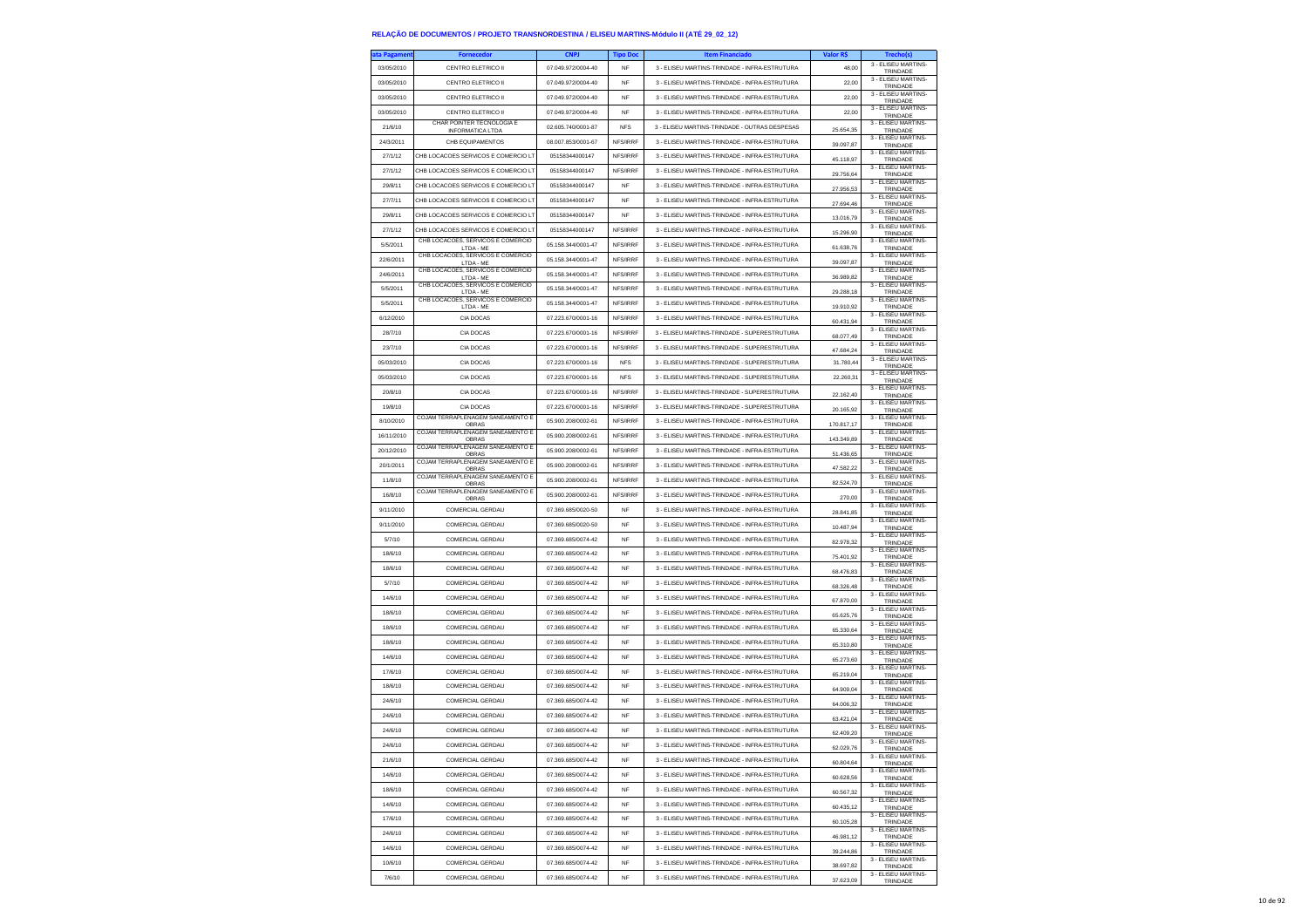# RELAÇÃO DE DOCUMENTOS / PROJETO TRANSNORDESTINA / ELISEU MARTINS-Módulo II (ATÉ 29_02_12)

| ata Pagament | Fornecedor | CNPJ | Tipo Doc | Item Financiado | Valor R$ | Trecho(s) |
|---|---|---|---|---|---|---|
| 03/05/2010 | CENTRO ELETRICO II | 07.049.972/0004-40 | NF | 3 - ELISEU MARTINS-TRINDADE - INFRA-ESTRUTURA | 48,00 | 3 - ELISEU MARTINS-TRINDADE |
| 03/05/2010 | CENTRO ELETRICO II | 07.049.972/0004-40 | NF | 3 - ELISEU MARTINS-TRINDADE - INFRA-ESTRUTURA | 22,00 | 3 - ELISEU MARTINS-TRINDADE |
| 03/05/2010 | CENTRO ELETRICO II | 07.049.972/0004-40 | NF | 3 - ELISEU MARTINS-TRINDADE - INFRA-ESTRUTURA | 22,00 | 3 - ELISEU MARTINS-TRINDADE |
| 03/05/2010 | CENTRO ELETRICO II | 07.049.972/0004-40 | NF | 3 - ELISEU MARTINS-TRINDADE - INFRA-ESTRUTURA | 22,00 | 3 - ELISEU MARTINS-TRINDADE |
| 21/6/10 | CHAR POINTER TECNOLOGIA E INFORMATICA LTDA | 02.605.740/0001-87 | NFS | 3 - ELISEU MARTINS-TRINDADE - OUTRAS DESPESAS | 25.654,35 | 3 - ELISEU MARTINS-TRINDADE |
| 24/3/2011 | CHB EQUIPAMENTOS | 08.007.853/0001-67 | NFS/IRRF | 3 - ELISEU MARTINS-TRINDADE - INFRA-ESTRUTURA | 39.097,87 | 3 - ELISEU MARTINS-TRINDADE |
| 27/1/12 | CHB LOCACOES SERVICOS E COMERCIO LT | 05158344000147 | NFS/IRRF | 3 - ELISEU MARTINS-TRINDADE - INFRA-ESTRUTURA | 45.118,97 | 3 - ELISEU MARTINS-TRINDADE |
| 27/1/12 | CHB LOCACOES SERVICOS E COMERCIO LT | 05158344000147 | NFS/IRRF | 3 - ELISEU MARTINS-TRINDADE - INFRA-ESTRUTURA | 29.756,64 | 3 - ELISEU MARTINS-TRINDADE |
| 29/8/11 | CHB LOCACOES SERVICOS E COMERCIO LT | 05158344000147 | NF | 3 - ELISEU MARTINS-TRINDADE - INFRA-ESTRUTURA | 27.956,53 | 3 - ELISEU MARTINS-TRINDADE |
| 27/7/11 | CHB LOCACOES SERVICOS E COMERCIO LT | 05158344000147 | NF | 3 - ELISEU MARTINS-TRINDADE - INFRA-ESTRUTURA | 27.694,46 | 3 - ELISEU MARTINS-TRINDADE |
| 29/8/11 | CHB LOCACOES SERVICOS E COMERCIO LT | 05158344000147 | NF | 3 - ELISEU MARTINS-TRINDADE - INFRA-ESTRUTURA | 13.016,79 | 3 - ELISEU MARTINS-TRINDADE |
| 27/1/12 | CHB LOCACOES SERVICOS E COMERCIO LT | 05158344000147 | NFS/IRRF | 3 - ELISEU MARTINS-TRINDADE - INFRA-ESTRUTURA | 15.296,90 | 3 - ELISEU MARTINS-TRINDADE |
| 5/5/2011 | CHB LOCACOES, SERVICOS E COMERCIO LTDA - ME | 05.158.344/0001-47 | NFS/IRRF | 3 - ELISEU MARTINS-TRINDADE - INFRA-ESTRUTURA | 61.638,76 | 3 - ELISEU MARTINS-TRINDADE |
| 22/6/2011 | CHB LOCACOES, SERVICOS E COMERCIO LTDA - ME | 05.158.344/0001-47 | NFS/IRRF | 3 - ELISEU MARTINS-TRINDADE - INFRA-ESTRUTURA | 39.097,87 | 3 - ELISEU MARTINS-TRINDADE |
| 24/6/2011 | CHB LOCACOES, SERVICOS E COMERCIO LTDA - ME | 05.158.344/0001-47 | NFS/IRRF | 3 - ELISEU MARTINS-TRINDADE - INFRA-ESTRUTURA | 36.989,82 | 3 - ELISEU MARTINS-TRINDADE |
| 5/5/2011 | CHB LOCACOES, SERVICOS E COMERCIO LTDA - ME | 05.158.344/0001-47 | NFS/IRRF | 3 - ELISEU MARTINS-TRINDADE - INFRA-ESTRUTURA | 29.288,18 | 3 - ELISEU MARTINS-TRINDADE |
| 5/5/2011 | CHB LOCACOES, SERVICOS E COMERCIO LTDA - ME | 05.158.344/0001-47 | NFS/IRRF | 3 - ELISEU MARTINS-TRINDADE - INFRA-ESTRUTURA | 19.910,92 | 3 - ELISEU MARTINS-TRINDADE |
| 6/12/2010 | CIA DOCAS | 07.223.670/0001-16 | NFS/IRRF | 3 - ELISEU MARTINS-TRINDADE - INFRA-ESTRUTURA | 60.431,94 | 3 - ELISEU MARTINS-TRINDADE |
| 28/7/10 | CIA DOCAS | 07.223.670/0001-16 | NFS/IRRF | 3 - ELISEU MARTINS-TRINDADE - SUPERESTRUTURA | 68.077,49 | 3 - ELISEU MARTINS-TRINDADE |
| 23/7/10 | CIA DOCAS | 07.223.670/0001-16 | NFS/IRRF | 3 - ELISEU MARTINS-TRINDADE - SUPERESTRUTURA | 47.684,24 | 3 - ELISEU MARTINS-TRINDADE |
| 05/03/2010 | CIA DOCAS | 07.223.670/0001-16 | NFS | 3 - ELISEU MARTINS-TRINDADE - SUPERESTRUTURA | 31.780,44 | 3 - ELISEU MARTINS-TRINDADE |
| 05/03/2010 | CIA DOCAS | 07.223.670/0001-16 | NFS | 3 - ELISEU MARTINS-TRINDADE - SUPERESTRUTURA | 22.260,31 | 3 - ELISEU MARTINS-TRINDADE |
| 20/8/10 | CIA DOCAS | 07.223.670/0001-16 | NFS/IRRF | 3 - ELISEU MARTINS-TRINDADE - SUPERESTRUTURA | 22.162,40 | 3 - ELISEU MARTINS-TRINDADE |
| 19/8/10 | CIA DOCAS | 07.223.670/0001-16 | NFS/IRRF | 3 - ELISEU MARTINS-TRINDADE - SUPERESTRUTURA | 20.165,92 | 3 - ELISEU MARTINS-TRINDADE |
| 8/10/2010 | COJAM TERRAPLENAGEM SANEAMENTO E OBRAS | 05.900.208/0002-61 | NFS/IRRF | 3 - ELISEU MARTINS-TRINDADE - INFRA-ESTRUTURA | 170.817,17 | 3 - ELISEU MARTINS-TRINDADE |
| 16/11/2010 | COJAM TERRAPLENAGEM SANEAMENTO E OBRAS | 05.900.208/0002-61 | NFS/IRRF | 3 - ELISEU MARTINS-TRINDADE - INFRA-ESTRUTURA | 143.349,89 | 3 - ELISEU MARTINS-TRINDADE |
| 20/12/2010 | COJAM TERRAPLENAGEM SANEAMENTO E OBRAS | 05.900.208/0002-61 | NFS/IRRF | 3 - ELISEU MARTINS-TRINDADE - INFRA-ESTRUTURA | 51.436,65 | 3 - ELISEU MARTINS-TRINDADE |
| 20/1/2011 | COJAM TERRAPLENAGEM SANEAMENTO E OBRAS | 05.900.208/0002-61 | NFS/IRRF | 3 - ELISEU MARTINS-TRINDADE - INFRA-ESTRUTURA | 47.582,22 | 3 - ELISEU MARTINS-TRINDADE |
| 11/8/10 | COJAM TERRAPLENAGEM SANEAMENTO E OBRAS | 05.900.208/0002-61 | NFS/IRRF | 3 - ELISEU MARTINS-TRINDADE - INFRA-ESTRUTURA | 82.524,70 | 3 - ELISEU MARTINS-TRINDADE |
| 16/8/10 | COJAM TERRAPLENAGEM SANEAMENTO E OBRAS | 05.900.208/0002-61 | NFS/IRRF | 3 - ELISEU MARTINS-TRINDADE - INFRA-ESTRUTURA | 270,00 | 3 - ELISEU MARTINS-TRINDADE |
| 9/11/2010 | COMERCIAL GERDAU | 07.369.685/0020-50 | NF | 3 - ELISEU MARTINS-TRINDADE - INFRA-ESTRUTURA | 28.841,85 | 3 - ELISEU MARTINS-TRINDADE |
| 9/11/2010 | COMERCIAL GERDAU | 07.369.685/0020-50 | NF | 3 - ELISEU MARTINS-TRINDADE - INFRA-ESTRUTURA | 10.487,94 | 3 - ELISEU MARTINS-TRINDADE |
| 5/7/10 | COMERCIAL GERDAU | 07.369.685/0074-42 | NF | 3 - ELISEU MARTINS-TRINDADE - INFRA-ESTRUTURA | 82.978,32 | 3 - ELISEU MARTINS-TRINDADE |
| 18/6/10 | COMERCIAL GERDAU | 07.369.685/0074-42 | NF | 3 - ELISEU MARTINS-TRINDADE - INFRA-ESTRUTURA | 75.401,92 | 3 - ELISEU MARTINS-TRINDADE |
| 18/6/10 | COMERCIAL GERDAU | 07.369.685/0074-42 | NF | 3 - ELISEU MARTINS-TRINDADE - INFRA-ESTRUTURA | 68.476,83 | 3 - ELISEU MARTINS-TRINDADE |
| 5/7/10 | COMERCIAL GERDAU | 07.369.685/0074-42 | NF | 3 - ELISEU MARTINS-TRINDADE - INFRA-ESTRUTURA | 68.326,48 | 3 - ELISEU MARTINS-TRINDADE |
| 14/6/10 | COMERCIAL GERDAU | 07.369.685/0074-42 | NF | 3 - ELISEU MARTINS-TRINDADE - INFRA-ESTRUTURA | 67.870,00 | 3 - ELISEU MARTINS-TRINDADE |
| 18/6/10 | COMERCIAL GERDAU | 07.369.685/0074-42 | NF | 3 - ELISEU MARTINS-TRINDADE - INFRA-ESTRUTURA | 65.625,76 | 3 - ELISEU MARTINS-TRINDADE |
| 18/6/10 | COMERCIAL GERDAU | 07.369.685/0074-42 | NF | 3 - ELISEU MARTINS-TRINDADE - INFRA-ESTRUTURA | 65.330,64 | 3 - ELISEU MARTINS-TRINDADE |
| 18/6/10 | COMERCIAL GERDAU | 07.369.685/0074-42 | NF | 3 - ELISEU MARTINS-TRINDADE - INFRA-ESTRUTURA | 65.310,80 | 3 - ELISEU MARTINS-TRINDADE |
| 14/6/10 | COMERCIAL GERDAU | 07.369.685/0074-42 | NF | 3 - ELISEU MARTINS-TRINDADE - INFRA-ESTRUTURA | 65.273,60 | 3 - ELISEU MARTINS-TRINDADE |
| 17/6/10 | COMERCIAL GERDAU | 07.369.685/0074-42 | NF | 3 - ELISEU MARTINS-TRINDADE - INFRA-ESTRUTURA | 65.219,04 | 3 - ELISEU MARTINS-TRINDADE |
| 18/6/10 | COMERCIAL GERDAU | 07.369.685/0074-42 | NF | 3 - ELISEU MARTINS-TRINDADE - INFRA-ESTRUTURA | 64.909,04 | 3 - ELISEU MARTINS-TRINDADE |
| 24/6/10 | COMERCIAL GERDAU | 07.369.685/0074-42 | NF | 3 - ELISEU MARTINS-TRINDADE - INFRA-ESTRUTURA | 64.006,32 | 3 - ELISEU MARTINS-TRINDADE |
| 24/6/10 | COMERCIAL GERDAU | 07.369.685/0074-42 | NF | 3 - ELISEU MARTINS-TRINDADE - INFRA-ESTRUTURA | 63.421,04 | 3 - ELISEU MARTINS-TRINDADE |
| 24/6/10 | COMERCIAL GERDAU | 07.369.685/0074-42 | NF | 3 - ELISEU MARTINS-TRINDADE - INFRA-ESTRUTURA | 62.409,20 | 3 - ELISEU MARTINS-TRINDADE |
| 24/6/10 | COMERCIAL GERDAU | 07.369.685/0074-42 | NF | 3 - ELISEU MARTINS-TRINDADE - INFRA-ESTRUTURA | 62.029,76 | 3 - ELISEU MARTINS-TRINDADE |
| 21/6/10 | COMERCIAL GERDAU | 07.369.685/0074-42 | NF | 3 - ELISEU MARTINS-TRINDADE - INFRA-ESTRUTURA | 60.804,64 | 3 - ELISEU MARTINS-TRINDADE |
| 14/6/10 | COMERCIAL GERDAU | 07.369.685/0074-42 | NF | 3 - ELISEU MARTINS-TRINDADE - INFRA-ESTRUTURA | 60.628,56 | 3 - ELISEU MARTINS-TRINDADE |
| 18/6/10 | COMERCIAL GERDAU | 07.369.685/0074-42 | NF | 3 - ELISEU MARTINS-TRINDADE - INFRA-ESTRUTURA | 60.567,32 | 3 - ELISEU MARTINS-TRINDADE |
| 14/6/10 | COMERCIAL GERDAU | 07.369.685/0074-42 | NF | 3 - ELISEU MARTINS-TRINDADE - INFRA-ESTRUTURA | 60.435,12 | 3 - ELISEU MARTINS-TRINDADE |
| 17/6/10 | COMERCIAL GERDAU | 07.369.685/0074-42 | NF | 3 - ELISEU MARTINS-TRINDADE - INFRA-ESTRUTURA | 60.105,28 | 3 - ELISEU MARTINS-TRINDADE |
| 24/6/10 | COMERCIAL GERDAU | 07.369.685/0074-42 | NF | 3 - ELISEU MARTINS-TRINDADE - INFRA-ESTRUTURA | 46.981,12 | 3 - ELISEU MARTINS-TRINDADE |
| 14/6/10 | COMERCIAL GERDAU | 07.369.685/0074-42 | NF | 3 - ELISEU MARTINS-TRINDADE - INFRA-ESTRUTURA | 39.244,86 | 3 - ELISEU MARTINS-TRINDADE |
| 10/6/10 | COMERCIAL GERDAU | 07.369.685/0074-42 | NF | 3 - ELISEU MARTINS-TRINDADE - INFRA-ESTRUTURA | 38.697,82 | 3 - ELISEU MARTINS-TRINDADE |
| 7/6/10 | COMERCIAL GERDAU | 07.369.685/0074-42 | NF | 3 - ELISEU MARTINS-TRINDADE - INFRA-ESTRUTURA | 37.623,09 | 3 - ELISEU MARTINS-TRINDADE |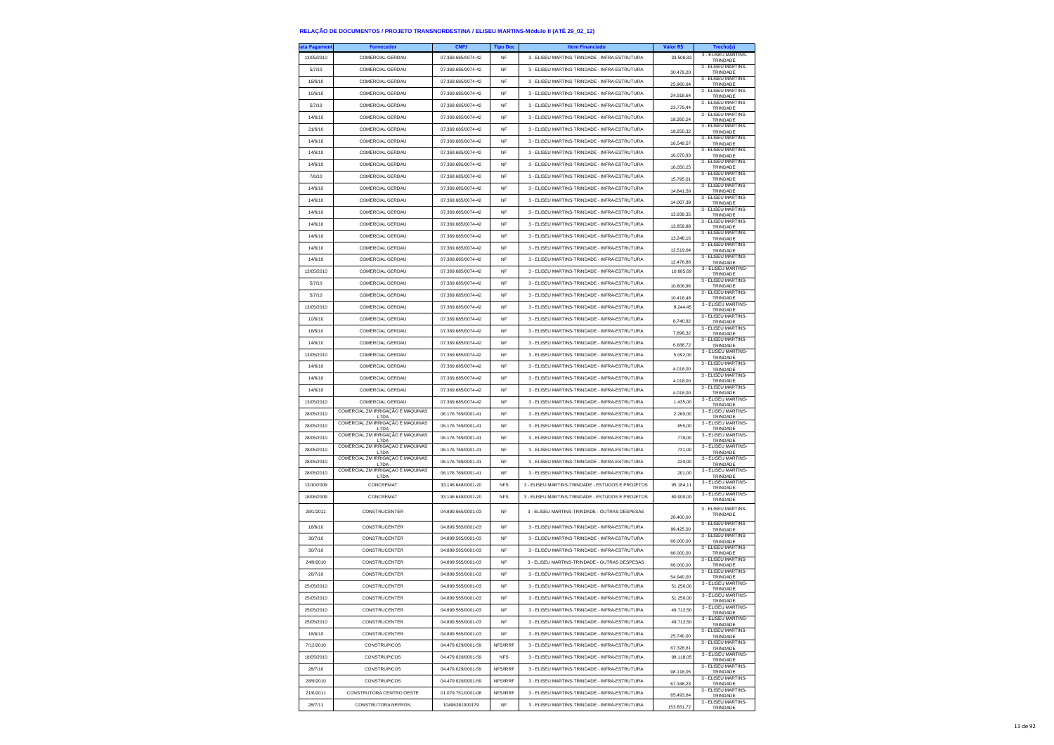# RELAÇÃO DE DOCUMENTOS / PROJETO TRANSNORDESTINA / ELISEU MARTINS-Módulo II (ATÉ 29_02_12)

| ata Pagament | Fornecedor | CNPJ | Tipo Doc | Item Financiado | Valor R$ | Trecho(s) |
|---|---|---|---|---|---|---|
| 13/05/2010 | COMERCIAL GERDAU | 07.369.685/0074-42 | NF | 3 - ELISEU MARTINS-TRINDADE - INFRA-ESTRUTURA | 33.508,83 | 3 - ELISEU MARTINS-TRINDADE |
| 5/7/10 | COMERCIAL GERDAU | 07.369.685/0074-42 | NF | 3 - ELISEU MARTINS-TRINDADE - INFRA-ESTRUTURA | 30.479,20 | 3 - ELISEU MARTINS-TRINDADE |
| 18/6/10 | COMERCIAL GERDAU | 07.369.685/0074-42 | NF | 3 - ELISEU MARTINS-TRINDADE - INFRA-ESTRUTURA | 25.960,64 | 3 - ELISEU MARTINS-TRINDADE |
| 10/6/10 | COMERCIAL GERDAU | 07.369.685/0074-42 | NF | 3 - ELISEU MARTINS-TRINDADE - INFRA-ESTRUTURA | 24.918,64 | 3 - ELISEU MARTINS-TRINDADE |
| 5/7/10 | COMERCIAL GERDAU | 07.369.685/0074-42 | NF | 3 - ELISEU MARTINS-TRINDADE - INFRA-ESTRUTURA | 23.779,44 | 3 - ELISEU MARTINS-TRINDADE |
| 14/6/10 | COMERCIAL GERDAU | 07.369.685/0074-42 | NF | 3 - ELISEU MARTINS-TRINDADE - INFRA-ESTRUTURA | 18.260,24 | 3 - ELISEU MARTINS-TRINDADE |
| 21/6/10 | COMERCIAL GERDAU | 07.369.685/0074-42 | NF | 3 - ELISEU MARTINS-TRINDADE - INFRA-ESTRUTURA | 18.250,32 | 3 - ELISEU MARTINS-TRINDADE |
| 14/6/10 | COMERCIAL GERDAU | 07.369.685/0074-42 | NF | 3 - ELISEU MARTINS-TRINDADE - INFRA-ESTRUTURA | 16.549,57 | 3 - ELISEU MARTINS-TRINDADE |
| 14/6/10 | COMERCIAL GERDAU | 07.369.685/0074-42 | NF | 3 - ELISEU MARTINS-TRINDADE - INFRA-ESTRUTURA | 16.070,93 | 3 - ELISEU MARTINS-TRINDADE |
| 14/6/10 | COMERCIAL GERDAU | 07.369.685/0074-42 | NF | 3 - ELISEU MARTINS-TRINDADE - INFRA-ESTRUTURA | 16.050,25 | 3 - ELISEU MARTINS-TRINDADE |
| 7/6/10 | COMERCIAL GERDAU | 07.369.685/0074-42 | NF | 3 - ELISEU MARTINS-TRINDADE - INFRA-ESTRUTURA | 15.795,01 | 3 - ELISEU MARTINS-TRINDADE |
| 14/6/10 | COMERCIAL GERDAU | 07.369.685/0074-42 | NF | 3 - ELISEU MARTINS-TRINDADE - INFRA-ESTRUTURA | 14.841,59 | 3 - ELISEU MARTINS-TRINDADE |
| 14/6/10 | COMERCIAL GERDAU | 07.369.685/0074-42 | NF | 3 - ELISEU MARTINS-TRINDADE - INFRA-ESTRUTURA | 14.007,38 | 3 - ELISEU MARTINS-TRINDADE |
| 14/6/10 | COMERCIAL GERDAU | 07.369.685/0074-42 | NF | 3 - ELISEU MARTINS-TRINDADE - INFRA-ESTRUTURA | 13.939,35 | 3 - ELISEU MARTINS-TRINDADE |
| 14/6/10 | COMERCIAL GERDAU | 07.369.685/0074-42 | NF | 3 - ELISEU MARTINS-TRINDADE - INFRA-ESTRUTURA | 13.859,88 | 3 - ELISEU MARTINS-TRINDADE |
| 14/6/10 | COMERCIAL GERDAU | 07.369.685/0074-42 | NF | 3 - ELISEU MARTINS-TRINDADE - INFRA-ESTRUTURA | 13.248,16 | 3 - ELISEU MARTINS-TRINDADE |
| 14/6/10 | COMERCIAL GERDAU | 07.369.685/0074-42 | NF | 3 - ELISEU MARTINS-TRINDADE - INFRA-ESTRUTURA | 12.519,04 | 3 - ELISEU MARTINS-TRINDADE |
| 14/6/10 | COMERCIAL GERDAU | 07.369.685/0074-42 | NF | 3 - ELISEU MARTINS-TRINDADE - INFRA-ESTRUTURA | 12.476,88 | 3 - ELISEU MARTINS-TRINDADE |
| 13/05/2010 | COMERCIAL GERDAU | 07.369.685/0074-42 | NF | 3 - ELISEU MARTINS-TRINDADE - INFRA-ESTRUTURA | 10.685,69 | 3 - ELISEU MARTINS-TRINDADE |
| 5/7/10 | COMERCIAL GERDAU | 07.369.685/0074-42 | NF | 3 - ELISEU MARTINS-TRINDADE - INFRA-ESTRUTURA | 10.606,96 | 3 - ELISEU MARTINS-TRINDADE |
| 5/7/10 | COMERCIAL GERDAU | 07.369.685/0074-42 | NF | 3 - ELISEU MARTINS-TRINDADE - INFRA-ESTRUTURA | 10.418,48 | 3 - ELISEU MARTINS-TRINDADE |
| 13/05/2010 | COMERCIAL GERDAU | 07.369.685/0074-42 | NF | 3 - ELISEU MARTINS-TRINDADE - INFRA-ESTRUTURA | 9.244,45 | 3 - ELISEU MARTINS-TRINDADE |
| 10/6/10 | COMERCIAL GERDAU | 07.369.685/0074-42 | NF | 3 - ELISEU MARTINS-TRINDADE - INFRA-ESTRUTURA | 8.740,92 | 3 - ELISEU MARTINS-TRINDADE |
| 18/6/10 | COMERCIAL GERDAU | 07.369.685/0074-42 | NF | 3 - ELISEU MARTINS-TRINDADE - INFRA-ESTRUTURA | 7.896,32 | 3 - ELISEU MARTINS-TRINDADE |
| 14/6/10 | COMERCIAL GERDAU | 07.369.685/0074-42 | NF | 3 - ELISEU MARTINS-TRINDADE - INFRA-ESTRUTURA | 6.688,72 | 3 - ELISEU MARTINS-TRINDADE |
| 13/05/2010 | COMERCIAL GERDAU | 07.369.685/0074-42 | NF | 3 - ELISEU MARTINS-TRINDADE - INFRA-ESTRUTURA | 5.092,00 | 3 - ELISEU MARTINS-TRINDADE |
| 14/6/10 | COMERCIAL GERDAU | 07.369.685/0074-42 | NF | 3 - ELISEU MARTINS-TRINDADE - INFRA-ESTRUTURA | 4.018,00 | 3 - ELISEU MARTINS-TRINDADE |
| 14/6/10 | COMERCIAL GERDAU | 07.369.685/0074-42 | NF | 3 - ELISEU MARTINS-TRINDADE - INFRA-ESTRUTURA | 4.018,00 | 3 - ELISEU MARTINS-TRINDADE |
| 14/6/10 | COMERCIAL GERDAU | 07.369.685/0074-42 | NF | 3 - ELISEU MARTINS-TRINDADE - INFRA-ESTRUTURA | 4.018,00 | 3 - ELISEU MARTINS-TRINDADE |
| 13/05/2010 | COMERCIAL GERDAU | 07.369.685/0074-42 | NF | 3 - ELISEU MARTINS-TRINDADE - INFRA-ESTRUTURA | 1.435,00 | 3 - ELISEU MARTINS-TRINDADE |
| 28/05/2010 | COMERCIAL ZM IRRIGAÇÃO E MAQUINAS LTDA | 06.176.769/0001-41 | NF | 3 - ELISEU MARTINS-TRINDADE - INFRA-ESTRUTURA | 2.260,00 | 3 - ELISEU MARTINS-TRINDADE |
| 28/05/2010 | COMERCIAL ZM IRRIGAÇÃO E MAQUINAS LTDA | 06.176.769/0001-41 | NF | 3 - ELISEU MARTINS-TRINDADE - INFRA-ESTRUTURA | 855,00 | 3 - ELISEU MARTINS-TRINDADE |
| 28/05/2010 | COMERCIAL ZM IRRIGAÇÃO E MAQUINAS LTDA | 06.176.769/0001-41 | NF | 3 - ELISEU MARTINS-TRINDADE - INFRA-ESTRUTURA | 779,00 | 3 - ELISEU MARTINS-TRINDADE |
| 28/05/2010 | COMERCIAL ZM IRRIGAÇÃO E MAQUINAS LTDA | 06.176.769/0001-41 | NF | 3 - ELISEU MARTINS-TRINDADE - INFRA-ESTRUTURA | 731,00 | 3 - ELISEU MARTINS-TRINDADE |
| 28/05/2010 | COMERCIAL ZM IRRIGAÇÃO E MAQUINAS LTDA | 06.176.769/0001-41 | NF | 3 - ELISEU MARTINS-TRINDADE - INFRA-ESTRUTURA | 220,00 | 3 - ELISEU MARTINS-TRINDADE |
| 28/05/2010 | COMERCIAL ZM IRRIGAÇÃO E MAQUINAS LTDA | 06.176.769/0001-41 | NF | 3 - ELISEU MARTINS-TRINDADE - INFRA-ESTRUTURA | 201,00 | 3 - ELISEU MARTINS-TRINDADE |
| 13/10/2009 | CONCREMAT | 33.146.648/0001-20 | NFS | 3 - ELISEU MARTINS-TRINDADE - ESTUDOS E PROJETOS | 95.184,11 | 3 - ELISEU MARTINS-TRINDADE |
| 18/06/2009 | CONCREMAT | 33.146.648/0001-20 | NFS | 3 - ELISEU MARTINS-TRINDADE - ESTUDOS E PROJETOS | 80.000,00 | 3 - ELISEU MARTINS-TRINDADE |
| 28/1/2011 | CONSTRUCENTER | 04.899.565/0001-03 | NF | 3 - ELISEU MARTINS-TRINDADE - OUTRAS DESPESAS | 26.400,00 | 3 - ELISEU MARTINS-TRINDADE |
| 18/6/10 | CONSTRUCENTER | 04.899.565/0001-03 | NF | 3 - ELISEU MARTINS-TRINDADE - INFRA-ESTRUTURA | 99.425,00 | 3 - ELISEU MARTINS-TRINDADE |
| 30/7/10 | CONSTRUCENTER | 04.899.565/0001-03 | NF | 3 - ELISEU MARTINS-TRINDADE - INFRA-ESTRUTURA | 66.000,00 | 3 - ELISEU MARTINS-TRINDADE |
| 30/7/10 | CONSTRUCENTER | 04.899.565/0001-03 | NF | 3 - ELISEU MARTINS-TRINDADE - INFRA-ESTRUTURA | 66.000,00 | 3 - ELISEU MARTINS-TRINDADE |
| 24/9/2010 | CONSTRUCENTER | 04.899.565/0001-03 | NF | 3 - ELISEU MARTINS-TRINDADE - OUTRAS DESPESAS | 66.000,00 | 3 - ELISEU MARTINS-TRINDADE |
| 26/7/10 | CONSTRUCENTER | 04.899.565/0001-03 | NF | 3 - ELISEU MARTINS-TRINDADE - INFRA-ESTRUTURA | 54.940,00 | 3 - ELISEU MARTINS-TRINDADE |
| 25/05/2010 | CONSTRUCENTER | 04.899.565/0001-03 | NF | 3 - ELISEU MARTINS-TRINDADE - INFRA-ESTRUTURA | 51.250,00 | 3 - ELISEU MARTINS-TRINDADE |
| 25/05/2010 | CONSTRUCENTER | 04.899.565/0001-03 | NF | 3 - ELISEU MARTINS-TRINDADE - INFRA-ESTRUTURA | 51.250,00 | 3 - ELISEU MARTINS-TRINDADE |
| 25/05/2010 | CONSTRUCENTER | 04.899.565/0001-03 | NF | 3 - ELISEU MARTINS-TRINDADE - INFRA-ESTRUTURA | 49.712,50 | 3 - ELISEU MARTINS-TRINDADE |
| 25/05/2010 | CONSTRUCENTER | 04.899.565/0001-03 | NF | 3 - ELISEU MARTINS-TRINDADE - INFRA-ESTRUTURA | 49.712,50 | 3 - ELISEU MARTINS-TRINDADE |
| 18/6/10 | CONSTRUCENTER | 04.899.565/0001-03 | NF | 3 - ELISEU MARTINS-TRINDADE - INFRA-ESTRUTURA | 25.740,00 | 3 - ELISEU MARTINS-TRINDADE |
| 7/12/2010 | CONSTRUPICOS | 04.479.029/0001-59 | NFS/IRRF | 3 - ELISEU MARTINS-TRINDADE - INFRA-ESTRUTURA | 67.328,61 | 3 - ELISEU MARTINS-TRINDADE |
| 18/05/2010 | CONSTRUPICOS | 04.479.029/0001-59 | NFS | 3 - ELISEU MARTINS-TRINDADE - INFRA-ESTRUTURA | 98.118,05 | 3 - ELISEU MARTINS-TRINDADE |
| 28/7/10 | CONSTRUPICOS | 04.479.029/0001-59 | NFS/IRRF | 3 - ELISEU MARTINS-TRINDADE - INFRA-ESTRUTURA | 98.118,05 | 3 - ELISEU MARTINS-TRINDADE |
| 28/9/2010 | CONSTRUPICOS | 04.479.029/0001-59 | NFS/IRRF | 3 - ELISEU MARTINS-TRINDADE - INFRA-ESTRUTURA | 67.348,23 | 3 - ELISEU MARTINS-TRINDADE |
| 21/6/2011 | CONSTRUTORA CENTRO OESTE | 01.079.751/0001-08 | NFS/IRRF | 3 - ELISEU MARTINS-TRINDADE - INFRA-ESTRUTURA | 65.493,64 | 3 - ELISEU MARTINS-TRINDADE |
| 28/7/11 | CONSTRUTORA NEFRON | 10496281000179 | NF | 3 - ELISEU MARTINS-TRINDADE - INFRA-ESTRUTURA | 153.651,72 | 3 - ELISEU MARTINS-TRINDADE |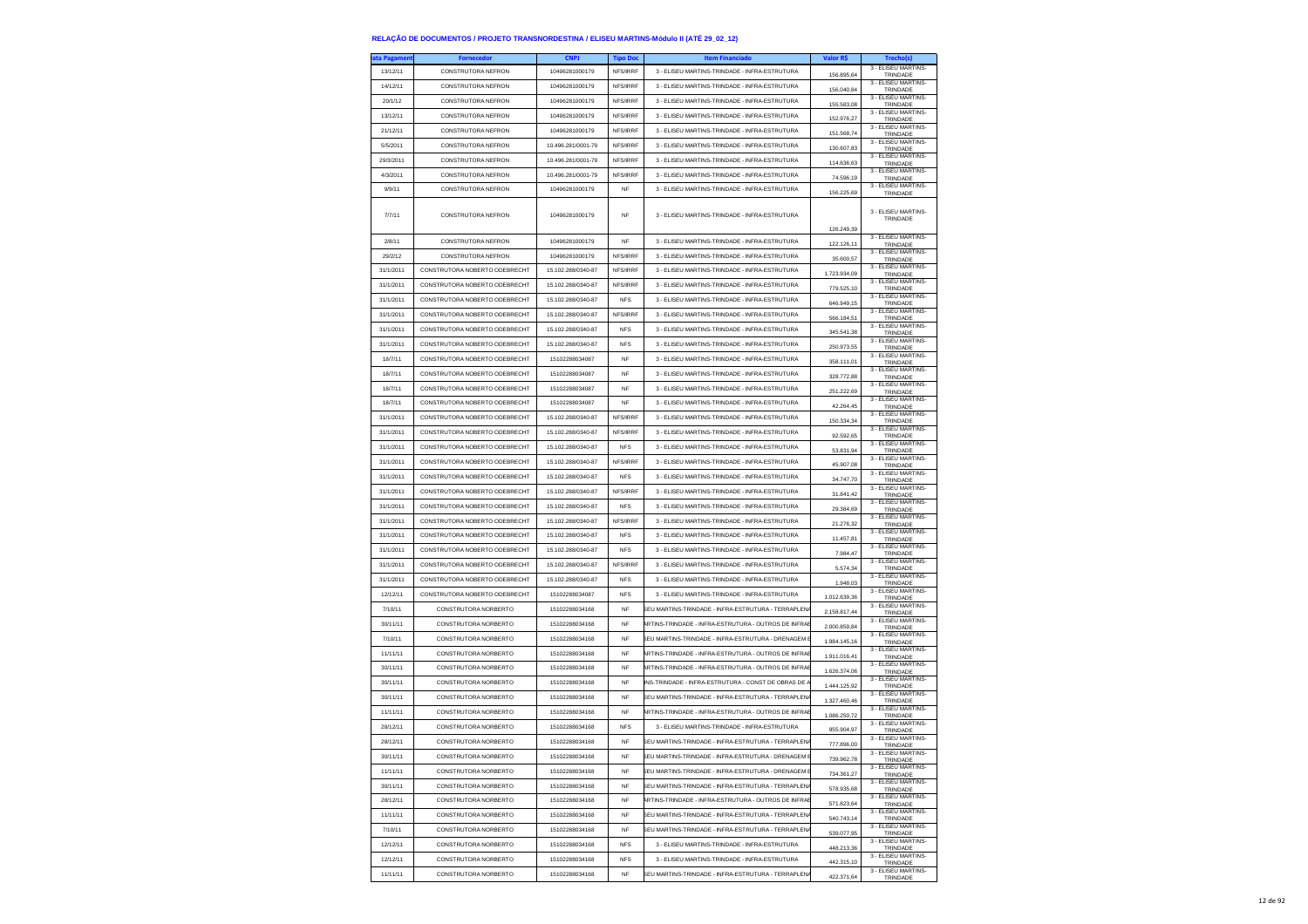## RELAÇÃO DE DOCUMENTOS / PROJETO TRANSNORDESTINA / ELISEU MARTINS-Módulo II (ATÉ 29_02_12)

| ata Pagament | Fornecedor | CNPJ | Tipo Doc | Item Financiado | Valor R$ | Trecho(s) |
|---|---|---|---|---|---|---|
| 13/12/11 | CONSTRUTORA NEFRON | 10496281000179 | NFS/IRRF | 3 - ELISEU MARTINS-TRINDADE - INFRA-ESTRUTURA | 156.895,64 | 3 - ELISEU MARTINS-TRINDADE |
| 14/12/11 | CONSTRUTORA NEFRON | 10496281000179 | NFS/IRRF | 3 - ELISEU MARTINS-TRINDADE - INFRA-ESTRUTURA | 156.040,84 | 3 - ELISEU MARTINS-TRINDADE |
| 20/1/12 | CONSTRUTORA NEFRON | 10496281000179 | NFS/IRRF | 3 - ELISEU MARTINS-TRINDADE - INFRA-ESTRUTURA | 155.583,08 | 3 - ELISEU MARTINS-TRINDADE |
| 13/12/11 | CONSTRUTORA NEFRON | 10496281000179 | NFS/IRRF | 3 - ELISEU MARTINS-TRINDADE - INFRA-ESTRUTURA | 152.976,27 | 3 - ELISEU MARTINS-TRINDADE |
| 21/12/11 | CONSTRUTORA NEFRON | 10496281000179 | NFS/IRRF | 3 - ELISEU MARTINS-TRINDADE - INFRA-ESTRUTURA | 151.568,74 | 3 - ELISEU MARTINS-TRINDADE |
| 5/5/2011 | CONSTRUTORA NEFRON | 10.496.281/0001-79 | NFS/IRRF | 3 - ELISEU MARTINS-TRINDADE - INFRA-ESTRUTURA | 130.607,83 | 3 - ELISEU MARTINS-TRINDADE |
| 29/3/2011 | CONSTRUTORA NEFRON | 10.496.281/0001-79 | NFS/IRRF | 3 - ELISEU MARTINS-TRINDADE - INFRA-ESTRUTURA | 114.636,63 | 3 - ELISEU MARTINS-TRINDADE |
| 4/3/2011 | CONSTRUTORA NEFRON | 10.496.281/0001-79 | NFS/IRRF | 3 - ELISEU MARTINS-TRINDADE - INFRA-ESTRUTURA | 74.596,19 | 3 - ELISEU MARTINS-TRINDADE |
| 9/9/11 | CONSTRUTORA NEFRON | 10496281000179 | NF | 3 - ELISEU MARTINS-TRINDADE - INFRA-ESTRUTURA | 156.225,69 | 3 - ELISEU MARTINS-TRINDADE |
| 7/7/11 | CONSTRUTORA NEFRON | 10496281000179 | NF | 3 - ELISEU MARTINS-TRINDADE - INFRA-ESTRUTURA | 126.249,39 | 3 - ELISEU MARTINS-TRINDADE |
| 2/8/11 | CONSTRUTORA NEFRON | 10496281000179 | NF | 3 - ELISEU MARTINS-TRINDADE - INFRA-ESTRUTURA | 122.126,11 | 3 - ELISEU MARTINS-TRINDADE |
| 29/2/12 | CONSTRUTORA NEFRON | 10496281000179 | NFS/IRRF | 3 - ELISEU MARTINS-TRINDADE - INFRA-ESTRUTURA | 35.600,57 | 3 - ELISEU MARTINS-TRINDADE |
| 31/1/2011 | CONSTRUTORA NOBERTO ODEBRECHT | 15.102.288/0340-87 | NFS/IRRF | 3 - ELISEU MARTINS-TRINDADE - INFRA-ESTRUTURA | 1.723.934,09 | 3 - ELISEU MARTINS-TRINDADE |
| 31/1/2011 | CONSTRUTORA NOBERTO ODEBRECHT | 15.102.288/0340-87 | NFS/IRRF | 3 - ELISEU MARTINS-TRINDADE - INFRA-ESTRUTURA | 779.525,10 | 3 - ELISEU MARTINS-TRINDADE |
| 31/1/2011 | CONSTRUTORA NOBERTO ODEBRECHT | 15.102.288/0340-87 | NFS | 3 - ELISEU MARTINS-TRINDADE - INFRA-ESTRUTURA | 646.949,15 | 3 - ELISEU MARTINS-TRINDADE |
| 31/1/2011 | CONSTRUTORA NOBERTO ODEBRECHT | 15.102.288/0340-87 | NFS/IRRF | 3 - ELISEU MARTINS-TRINDADE - INFRA-ESTRUTURA | 566.184,51 | 3 - ELISEU MARTINS-TRINDADE |
| 31/1/2011 | CONSTRUTORA NOBERTO ODEBRECHT | 15.102.288/0340-87 | NFS | 3 - ELISEU MARTINS-TRINDADE - INFRA-ESTRUTURA | 345.541,38 | 3 - ELISEU MARTINS-TRINDADE |
| 31/1/2011 | CONSTRUTORA NOBERTO ODEBRECHT | 15.102.288/0340-87 | NFS | 3 - ELISEU MARTINS-TRINDADE - INFRA-ESTRUTURA | 250.973,55 | 3 - ELISEU MARTINS-TRINDADE |
| 18/7/11 | CONSTRUTORA NOBERTO ODEBRECHT | 15102288034087 | NF | 3 - ELISEU MARTINS-TRINDADE - INFRA-ESTRUTURA | 358.111,01 | 3 - ELISEU MARTINS-TRINDADE |
| 18/7/11 | CONSTRUTORA NOBERTO ODEBRECHT | 15102288034087 | NF | 3 - ELISEU MARTINS-TRINDADE - INFRA-ESTRUTURA | 328.772,88 | 3 - ELISEU MARTINS-TRINDADE |
| 18/7/11 | CONSTRUTORA NOBERTO ODEBRECHT | 15102288034087 | NF | 3 - ELISEU MARTINS-TRINDADE - INFRA-ESTRUTURA | 251.222,69 | 3 - ELISEU MARTINS-TRINDADE |
| 18/7/11 | CONSTRUTORA NOBERTO ODEBRECHT | 15102288034087 | NF | 3 - ELISEU MARTINS-TRINDADE - INFRA-ESTRUTURA | 42.264,45 | 3 - ELISEU MARTINS-TRINDADE |
| 31/1/2011 | CONSTRUTORA NOBERTO ODEBRECHT | 15.102.288/0340-87 | NFS/IRRF | 3 - ELISEU MARTINS-TRINDADE - INFRA-ESTRUTURA | 150.334,34 | 3 - ELISEU MARTINS-TRINDADE |
| 31/1/2011 | CONSTRUTORA NOBERTO ODEBRECHT | 15.102.288/0340-87 | NFS/IRRF | 3 - ELISEU MARTINS-TRINDADE - INFRA-ESTRUTURA | 92.592,65 | 3 - ELISEU MARTINS-TRINDADE |
| 31/1/2011 | CONSTRUTORA NOBERTO ODEBRECHT | 15.102.288/0340-87 | NFS | 3 - ELISEU MARTINS-TRINDADE - INFRA-ESTRUTURA | 53.831,94 | 3 - ELISEU MARTINS-TRINDADE |
| 31/1/2011 | CONSTRUTORA NOBERTO ODEBRECHT | 15.102.288/0340-87 | NFS/IRRF | 3 - ELISEU MARTINS-TRINDADE - INFRA-ESTRUTURA | 45.907,08 | 3 - ELISEU MARTINS-TRINDADE |
| 31/1/2011 | CONSTRUTORA NOBERTO ODEBRECHT | 15.102.288/0340-87 | NFS | 3 - ELISEU MARTINS-TRINDADE - INFRA-ESTRUTURA | 34.747,70 | 3 - ELISEU MARTINS-TRINDADE |
| 31/1/2011 | CONSTRUTORA NOBERTO ODEBRECHT | 15.102.288/0340-87 | NFS/IRRF | 3 - ELISEU MARTINS-TRINDADE - INFRA-ESTRUTURA | 31.841,42 | 3 - ELISEU MARTINS-TRINDADE |
| 31/1/2011 | CONSTRUTORA NOBERTO ODEBRECHT | 15.102.288/0340-87 | NFS | 3 - ELISEU MARTINS-TRINDADE - INFRA-ESTRUTURA | 29.384,69 | 3 - ELISEU MARTINS-TRINDADE |
| 31/1/2011 | CONSTRUTORA NOBERTO ODEBRECHT | 15.102.288/0340-87 | NFS/IRRF | 3 - ELISEU MARTINS-TRINDADE - INFRA-ESTRUTURA | 21.276,32 | 3 - ELISEU MARTINS-TRINDADE |
| 31/1/2011 | CONSTRUTORA NOBERTO ODEBRECHT | 15.102.288/0340-87 | NFS | 3 - ELISEU MARTINS-TRINDADE - INFRA-ESTRUTURA | 11.457,81 | 3 - ELISEU MARTINS-TRINDADE |
| 31/1/2011 | CONSTRUTORA NOBERTO ODEBRECHT | 15.102.288/0340-87 | NFS | 3 - ELISEU MARTINS-TRINDADE - INFRA-ESTRUTURA | 7.984,47 | 3 - ELISEU MARTINS-TRINDADE |
| 31/1/2011 | CONSTRUTORA NOBERTO ODEBRECHT | 15.102.288/0340-87 | NFS/IRRF | 3 - ELISEU MARTINS-TRINDADE - INFRA-ESTRUTURA | 5.574,34 | 3 - ELISEU MARTINS-TRINDADE |
| 31/1/2011 | CONSTRUTORA NOBERTO ODEBRECHT | 15.102.288/0340-87 | NFS | 3 - ELISEU MARTINS-TRINDADE - INFRA-ESTRUTURA | 1.948,03 | 3 - ELISEU MARTINS-TRINDADE |
| 12/12/11 | CONSTRUTORA NOBERTO ODEBRECHT | 15102288034087 | NFS | 3 - ELISEU MARTINS-TRINDADE - INFRA-ESTRUTURA | 1.012.639,36 | 3 - ELISEU MARTINS-TRINDADE |
| 7/10/11 | CONSTRUTORA NORBERTO | 15102288034168 | NF | SEU MARTINS-TRINDADE - INFRA-ESTRUTURA - TERRAPLENA | 2.158.817,44 | 3 - ELISEU MARTINS-TRINDADE |
| 30/11/11 | CONSTRUTORA NORBERTO | 15102288034168 | NF | ARTINS-TRINDADE - INFRA-ESTRUTURA - OUTROS DE INFRAE | 2.000.859,84 | 3 - ELISEU MARTINS-TRINDADE |
| 7/10/11 | CONSTRUTORA NORBERTO | 15102288034168 | NF | SEU MARTINS-TRINDADE - INFRA-ESTRUTURA - DRENAGEM E | 1.984.145,16 | 3 - ELISEU MARTINS-TRINDADE |
| 11/11/11 | CONSTRUTORA NORBERTO | 15102288034168 | NF | ARTINS-TRINDADE - INFRA-ESTRUTURA - OUTROS DE INFRAE | 1.911.016,41 | 3 - ELISEU MARTINS-TRINDADE |
| 30/11/11 | CONSTRUTORA NORBERTO | 15102288034168 | NF | ARTINS-TRINDADE - INFRA-ESTRUTURA - OUTROS DE INFRAE | 1.626.374,06 | 3 - ELISEU MARTINS-TRINDADE |
| 30/11/11 | CONSTRUTORA NORBERTO | 15102288034168 | NF | INS-TRINDADE - INFRA-ESTRUTURA - CONST DE OBRAS DE A | 1.444.125,92 | 3 - ELISEU MARTINS-TRINDADE |
| 30/11/11 | CONSTRUTORA NORBERTO | 15102288034168 | NF | SEU MARTINS-TRINDADE - INFRA-ESTRUTURA - TERRAPLENA | 1.327.460,46 | 3 - ELISEU MARTINS-TRINDADE |
| 11/11/11 | CONSTRUTORA NORBERTO | 15102288034168 | NF | ARTINS-TRINDADE - INFRA-ESTRUTURA - OUTROS DE INFRAE | 1.086.250,72 | 3 - ELISEU MARTINS-TRINDADE |
| 28/12/11 | CONSTRUTORA NORBERTO | 15102288034168 | NFS | 3 - ELISEU MARTINS-TRINDADE - INFRA-ESTRUTURA | 955.904,97 | 3 - ELISEU MARTINS-TRINDADE |
| 28/12/11 | CONSTRUTORA NORBERTO | 15102288034168 | NF | SEU MARTINS-TRINDADE - INFRA-ESTRUTURA - TERRAPLENA | 777.896,00 | 3 - ELISEU MARTINS-TRINDADE |
| 30/11/11 | CONSTRUTORA NORBERTO | 15102288034168 | NF | SEU MARTINS-TRINDADE - INFRA-ESTRUTURA - DRENAGEM E | 739.962,78 | 3 - ELISEU MARTINS-TRINDADE |
| 11/11/11 | CONSTRUTORA NORBERTO | 15102288034168 | NF | SEU MARTINS-TRINDADE - INFRA-ESTRUTURA - DRENAGEM E | 734.361,27 | 3 - ELISEU MARTINS-TRINDADE |
| 30/11/11 | CONSTRUTORA NORBERTO | 15102288034168 | NF | SEU MARTINS-TRINDADE - INFRA-ESTRUTURA - TERRAPLENA | 578.935,68 | 3 - ELISEU MARTINS-TRINDADE |
| 28/12/11 | CONSTRUTORA NORBERTO | 15102288034168 | NF | ARTINS-TRINDADE - INFRA-ESTRUTURA - OUTROS DE INFRAE | 571.823,64 | 3 - ELISEU MARTINS-TRINDADE |
| 11/11/11 | CONSTRUTORA NORBERTO | 15102288034168 | NF | SEU MARTINS-TRINDADE - INFRA-ESTRUTURA - TERRAPLENA | 540.743,14 | 3 - ELISEU MARTINS-TRINDADE |
| 7/10/11 | CONSTRUTORA NORBERTO | 15102288034168 | NF | SEU MARTINS-TRINDADE - INFRA-ESTRUTURA - TERRAPLENA | 539.077,95 | 3 - ELISEU MARTINS-TRINDADE |
| 12/12/11 | CONSTRUTORA NORBERTO | 15102288034168 | NFS | 3 - ELISEU MARTINS-TRINDADE - INFRA-ESTRUTURA | 448.213,36 | 3 - ELISEU MARTINS-TRINDADE |
| 12/12/11 | CONSTRUTORA NORBERTO | 15102288034168 | NFS | 3 - ELISEU MARTINS-TRINDADE - INFRA-ESTRUTURA | 442.315,10 | 3 - ELISEU MARTINS-TRINDADE |
| 11/11/11 | CONSTRUTORA NORBERTO | 15102288034168 | NF | SEU MARTINS-TRINDADE - INFRA-ESTRUTURA - TERRAPLENA | 422.371,64 | 3 - ELISEU MARTINS-TRINDADE |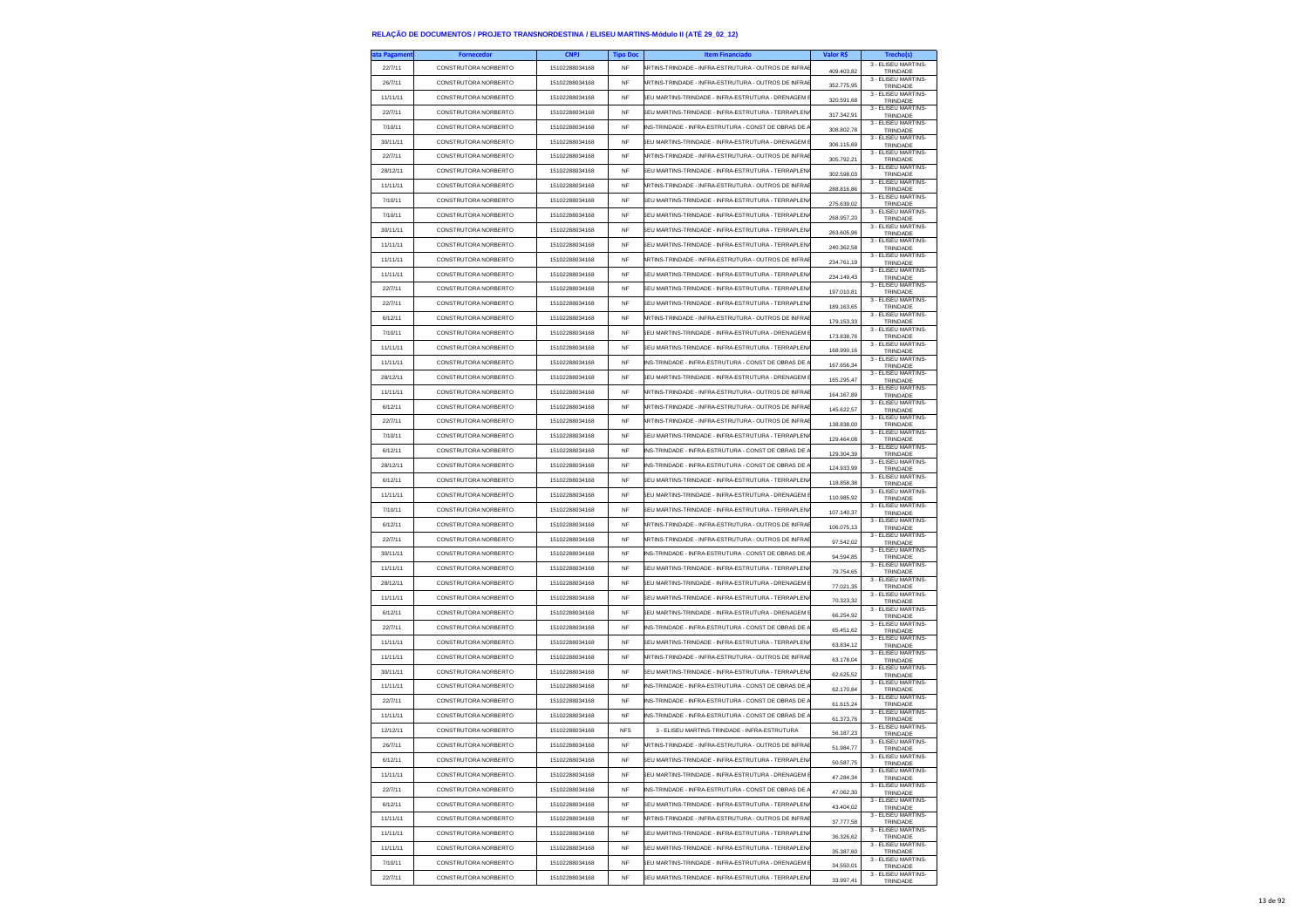## RELAÇÃO DE DOCUMENTOS / PROJETO TRANSNORDESTINA / ELISEU MARTINS-Módulo II (ATÉ 29_02_12)

| ata Pagament | Fornecedor | CNPJ | Tipo Doc | Item Financiado | Valor R$ | Trecho(s) |
|---|---|---|---|---|---|---|
| 22/7/11 | CONSTRUTORA NORBERTO | 15102288034168 | NF | ARTINS-TRINDADE - INFRA-ESTRUTURA - OUTROS DE INFRAE | 409.403,82 | 3 - ELISEU MARTINS-TRINDADE |
| 26/7/11 | CONSTRUTORA NORBERTO | 15102288034168 | NF | ARTINS-TRINDADE - INFRA-ESTRUTURA - OUTROS DE INFRAE | 352.775,95 | 3 - ELISEU MARTINS-TRINDADE |
| 11/11/11 | CONSTRUTORA NORBERTO | 15102288034168 | NF | SEU MARTINS-TRINDADE - INFRA-ESTRUTURA - DRENAGEM E | 320.591,68 | 3 - ELISEU MARTINS-TRINDADE |
| 22/7/11 | CONSTRUTORA NORBERTO | 15102288034168 | NF | SEU MARTINS-TRINDADE - INFRA-ESTRUTURA - TERRAPLENA | 317.342,91 | 3 - ELISEU MARTINS-TRINDADE |
| 7/10/11 | CONSTRUTORA NORBERTO | 15102288034168 | NF | INS-TRINDADE - INFRA-ESTRUTURA - CONST DE OBRAS DE A | 308.802,78 | 3 - ELISEU MARTINS-TRINDADE |
| 30/11/11 | CONSTRUTORA NORBERTO | 15102288034168 | NF | SEU MARTINS-TRINDADE - INFRA-ESTRUTURA - DRENAGEM E | 306.115,69 | 3 - ELISEU MARTINS-TRINDADE |
| 22/7/11 | CONSTRUTORA NORBERTO | 15102288034168 | NF | ARTINS-TRINDADE - INFRA-ESTRUTURA - OUTROS DE INFRAE | 305.792,21 | 3 - ELISEU MARTINS-TRINDADE |
| 28/12/11 | CONSTRUTORA NORBERTO | 15102288034168 | NF | SEU MARTINS-TRINDADE - INFRA-ESTRUTURA - TERRAPLENA | 302.598,03 | 3 - ELISEU MARTINS-TRINDADE |
| 11/11/11 | CONSTRUTORA NORBERTO | 15102288034168 | NF | ARTINS-TRINDADE - INFRA-ESTRUTURA - OUTROS DE INFRAE | 288.816,86 | 3 - ELISEU MARTINS-TRINDADE |
| 7/10/11 | CONSTRUTORA NORBERTO | 15102288034168 | NF | SEU MARTINS-TRINDADE - INFRA-ESTRUTURA - TERRAPLENA | 275.639,02 | 3 - ELISEU MARTINS-TRINDADE |
| 7/10/11 | CONSTRUTORA NORBERTO | 15102288034168 | NF | SEU MARTINS-TRINDADE - INFRA-ESTRUTURA - TERRAPLENA | 268.957,20 | 3 - ELISEU MARTINS-TRINDADE |
| 30/11/11 | CONSTRUTORA NORBERTO | 15102288034168 | NF | SEU MARTINS-TRINDADE - INFRA-ESTRUTURA - TERRAPLENA | 263.605,96 | 3 - ELISEU MARTINS-TRINDADE |
| 11/11/11 | CONSTRUTORA NORBERTO | 15102288034168 | NF | SEU MARTINS-TRINDADE - INFRA-ESTRUTURA - TERRAPLENA | 240.362,58 | 3 - ELISEU MARTINS-TRINDADE |
| 11/11/11 | CONSTRUTORA NORBERTO | 15102288034168 | NF | ARTINS-TRINDADE - INFRA-ESTRUTURA - OUTROS DE INFRAE | 234.761,19 | 3 - ELISEU MARTINS-TRINDADE |
| 11/11/11 | CONSTRUTORA NORBERTO | 15102288034168 | NF | SEU MARTINS-TRINDADE - INFRA-ESTRUTURA - TERRAPLENA | 234.149,43 | 3 - ELISEU MARTINS-TRINDADE |
| 22/7/11 | CONSTRUTORA NORBERTO | 15102288034168 | NF | SEU MARTINS-TRINDADE - INFRA-ESTRUTURA - TERRAPLENA | 197.010,81 | 3 - ELISEU MARTINS-TRINDADE |
| 22/7/11 | CONSTRUTORA NORBERTO | 15102288034168 | NF | SEU MARTINS-TRINDADE - INFRA-ESTRUTURA - TERRAPLENA | 189.163,65 | 3 - ELISEU MARTINS-TRINDADE |
| 6/12/11 | CONSTRUTORA NORBERTO | 15102288034168 | NF | ARTINS-TRINDADE - INFRA-ESTRUTURA - OUTROS DE INFRAE | 179.153,33 | 3 - ELISEU MARTINS-TRINDADE |
| 7/10/11 | CONSTRUTORA NORBERTO | 15102288034168 | NF | SEU MARTINS-TRINDADE - INFRA-ESTRUTURA - DRENAGEM E | 173.838,76 | 3 - ELISEU MARTINS-TRINDADE |
| 11/11/11 | CONSTRUTORA NORBERTO | 15102288034168 | NF | SEU MARTINS-TRINDADE - INFRA-ESTRUTURA - TERRAPLENA | 168.990,16 | 3 - ELISEU MARTINS-TRINDADE |
| 11/11/11 | CONSTRUTORA NORBERTO | 15102288034168 | NF | INS-TRINDADE - INFRA-ESTRUTURA - CONST DE OBRAS DE A | 167.656,34 | 3 - ELISEU MARTINS-TRINDADE |
| 28/12/11 | CONSTRUTORA NORBERTO | 15102288034168 | NF | SEU MARTINS-TRINDADE - INFRA-ESTRUTURA - DRENAGEM E | 165.295,47 | 3 - ELISEU MARTINS-TRINDADE |
| 11/11/11 | CONSTRUTORA NORBERTO | 15102288034168 | NF | ARTINS-TRINDADE - INFRA-ESTRUTURA - OUTROS DE INFRAE | 164.167,89 | 3 - ELISEU MARTINS-TRINDADE |
| 6/12/11 | CONSTRUTORA NORBERTO | 15102288034168 | NF | ARTINS-TRINDADE - INFRA-ESTRUTURA - OUTROS DE INFRAE | 145.622,57 | 3 - ELISEU MARTINS-TRINDADE |
| 22/7/11 | CONSTRUTORA NORBERTO | 15102288034168 | NF | ARTINS-TRINDADE - INFRA-ESTRUTURA - OUTROS DE INFRAE | 138.838,00 | 3 - ELISEU MARTINS-TRINDADE |
| 7/10/11 | CONSTRUTORA NORBERTO | 15102288034168 | NF | SEU MARTINS-TRINDADE - INFRA-ESTRUTURA - TERRAPLENA | 129.464,08 | 3 - ELISEU MARTINS-TRINDADE |
| 6/12/11 | CONSTRUTORA NORBERTO | 15102288034168 | NF | INS-TRINDADE - INFRA-ESTRUTURA - CONST DE OBRAS DE A | 129.304,39 | 3 - ELISEU MARTINS-TRINDADE |
| 28/12/11 | CONSTRUTORA NORBERTO | 15102288034168 | NF | INS-TRINDADE - INFRA-ESTRUTURA - CONST DE OBRAS DE A | 124.933,99 | 3 - ELISEU MARTINS-TRINDADE |
| 6/12/11 | CONSTRUTORA NORBERTO | 15102288034168 | NF | SEU MARTINS-TRINDADE - INFRA-ESTRUTURA - TERRAPLENA | 118.858,38 | 3 - ELISEU MARTINS-TRINDADE |
| 11/11/11 | CONSTRUTORA NORBERTO | 15102288034168 | NF | SEU MARTINS-TRINDADE - INFRA-ESTRUTURA - DRENAGEM E | 110.985,92 | 3 - ELISEU MARTINS-TRINDADE |
| 7/10/11 | CONSTRUTORA NORBERTO | 15102288034168 | NF | SEU MARTINS-TRINDADE - INFRA-ESTRUTURA - TERRAPLENA | 107.140,37 | 3 - ELISEU MARTINS-TRINDADE |
| 6/12/11 | CONSTRUTORA NORBERTO | 15102288034168 | NF | ARTINS-TRINDADE - INFRA-ESTRUTURA - OUTROS DE INFRAE | 106.075,13 | 3 - ELISEU MARTINS-TRINDADE |
| 22/7/11 | CONSTRUTORA NORBERTO | 15102288034168 | NF | ARTINS-TRINDADE - INFRA-ESTRUTURA - OUTROS DE INFRAE | 97.542,02 | 3 - ELISEU MARTINS-TRINDADE |
| 30/11/11 | CONSTRUTORA NORBERTO | 15102288034168 | NF | INS-TRINDADE - INFRA-ESTRUTURA - CONST DE OBRAS DE A | 94.594,85 | 3 - ELISEU MARTINS-TRINDADE |
| 11/11/11 | CONSTRUTORA NORBERTO | 15102288034168 | NF | SEU MARTINS-TRINDADE - INFRA-ESTRUTURA - TERRAPLENA | 79.754,65 | 3 - ELISEU MARTINS-TRINDADE |
| 28/12/11 | CONSTRUTORA NORBERTO | 15102288034168 | NF | SEU MARTINS-TRINDADE - INFRA-ESTRUTURA - DRENAGEM E | 77.021,35 | 3 - ELISEU MARTINS-TRINDADE |
| 11/11/11 | CONSTRUTORA NORBERTO | 15102288034168 | NF | SEU MARTINS-TRINDADE - INFRA-ESTRUTURA - TERRAPLENA | 70.323,32 | 3 - ELISEU MARTINS-TRINDADE |
| 6/12/11 | CONSTRUTORA NORBERTO | 15102288034168 | NF | SEU MARTINS-TRINDADE - INFRA-ESTRUTURA - DRENAGEM E | 66.254,92 | 3 - ELISEU MARTINS-TRINDADE |
| 22/7/11 | CONSTRUTORA NORBERTO | 15102288034168 | NF | INS-TRINDADE - INFRA-ESTRUTURA - CONST DE OBRAS DE A | 65.451,62 | 3 - ELISEU MARTINS-TRINDADE |
| 11/11/11 | CONSTRUTORA NORBERTO | 15102288034168 | NF | SEU MARTINS-TRINDADE - INFRA-ESTRUTURA - TERRAPLENA | 63.834,12 | 3 - ELISEU MARTINS-TRINDADE |
| 11/11/11 | CONSTRUTORA NORBERTO | 15102288034168 | NF | ARTINS-TRINDADE - INFRA-ESTRUTURA - OUTROS DE INFRAE | 63.178,04 | 3 - ELISEU MARTINS-TRINDADE |
| 30/11/11 | CONSTRUTORA NORBERTO | 15102288034168 | NF | SEU MARTINS-TRINDADE - INFRA-ESTRUTURA - TERRAPLENA | 62.625,52 | 3 - ELISEU MARTINS-TRINDADE |
| 11/11/11 | CONSTRUTORA NORBERTO | 15102288034168 | NF | INS-TRINDADE - INFRA-ESTRUTURA - CONST DE OBRAS DE A | 62.170,84 | 3 - ELISEU MARTINS-TRINDADE |
| 22/7/11 | CONSTRUTORA NORBERTO | 15102288034168 | NF | INS-TRINDADE - INFRA-ESTRUTURA - CONST DE OBRAS DE A | 61.615,24 | 3 - ELISEU MARTINS-TRINDADE |
| 11/11/11 | CONSTRUTORA NORBERTO | 15102288034168 | NF | INS-TRINDADE - INFRA-ESTRUTURA - CONST DE OBRAS DE A | 61.373,76 | 3 - ELISEU MARTINS-TRINDADE |
| 12/12/11 | CONSTRUTORA NORBERTO | 15102288034168 | NFS | 3 - ELISEU MARTINS-TRINDADE - INFRA-ESTRUTURA | 56.187,23 | 3 - ELISEU MARTINS-TRINDADE |
| 26/7/11 | CONSTRUTORA NORBERTO | 15102288034168 | NF | ARTINS-TRINDADE - INFRA-ESTRUTURA - OUTROS DE INFRAE | 51.984,77 | 3 - ELISEU MARTINS-TRINDADE |
| 6/12/11 | CONSTRUTORA NORBERTO | 15102288034168 | NF | SEU MARTINS-TRINDADE - INFRA-ESTRUTURA - TERRAPLENA | 50.587,75 | 3 - ELISEU MARTINS-TRINDADE |
| 11/11/11 | CONSTRUTORA NORBERTO | 15102288034168 | NF | SEU MARTINS-TRINDADE - INFRA-ESTRUTURA - DRENAGEM E | 47.284,34 | 3 - ELISEU MARTINS-TRINDADE |
| 22/7/11 | CONSTRUTORA NORBERTO | 15102288034168 | NF | INS-TRINDADE - INFRA-ESTRUTURA - CONST DE OBRAS DE A | 47.062,30 | 3 - ELISEU MARTINS-TRINDADE |
| 6/12/11 | CONSTRUTORA NORBERTO | 15102288034168 | NF | SEU MARTINS-TRINDADE - INFRA-ESTRUTURA - TERRAPLENA | 43.404,02 | 3 - ELISEU MARTINS-TRINDADE |
| 11/11/11 | CONSTRUTORA NORBERTO | 15102288034168 | NF | ARTINS-TRINDADE - INFRA-ESTRUTURA - OUTROS DE INFRAE | 37.777,58 | 3 - ELISEU MARTINS-TRINDADE |
| 11/11/11 | CONSTRUTORA NORBERTO | 15102288034168 | NF | SEU MARTINS-TRINDADE - INFRA-ESTRUTURA - TERRAPLENA | 36.326,62 | 3 - ELISEU MARTINS-TRINDADE |
| 11/11/11 | CONSTRUTORA NORBERTO | 15102288034168 | NF | SEU MARTINS-TRINDADE - INFRA-ESTRUTURA - TERRAPLENA | 35.387,60 | 3 - ELISEU MARTINS-TRINDADE |
| 7/10/11 | CONSTRUTORA NORBERTO | 15102288034168 | NF | SEU MARTINS-TRINDADE - INFRA-ESTRUTURA - DRENAGEM E | 34.550,01 | 3 - ELISEU MARTINS-TRINDADE |
| 22/7/11 | CONSTRUTORA NORBERTO | 15102288034168 | NF | SEU MARTINS-TRINDADE - INFRA-ESTRUTURA - TERRAPLENA | 33.997,41 | 3 - ELISEU MARTINS-TRINDADE |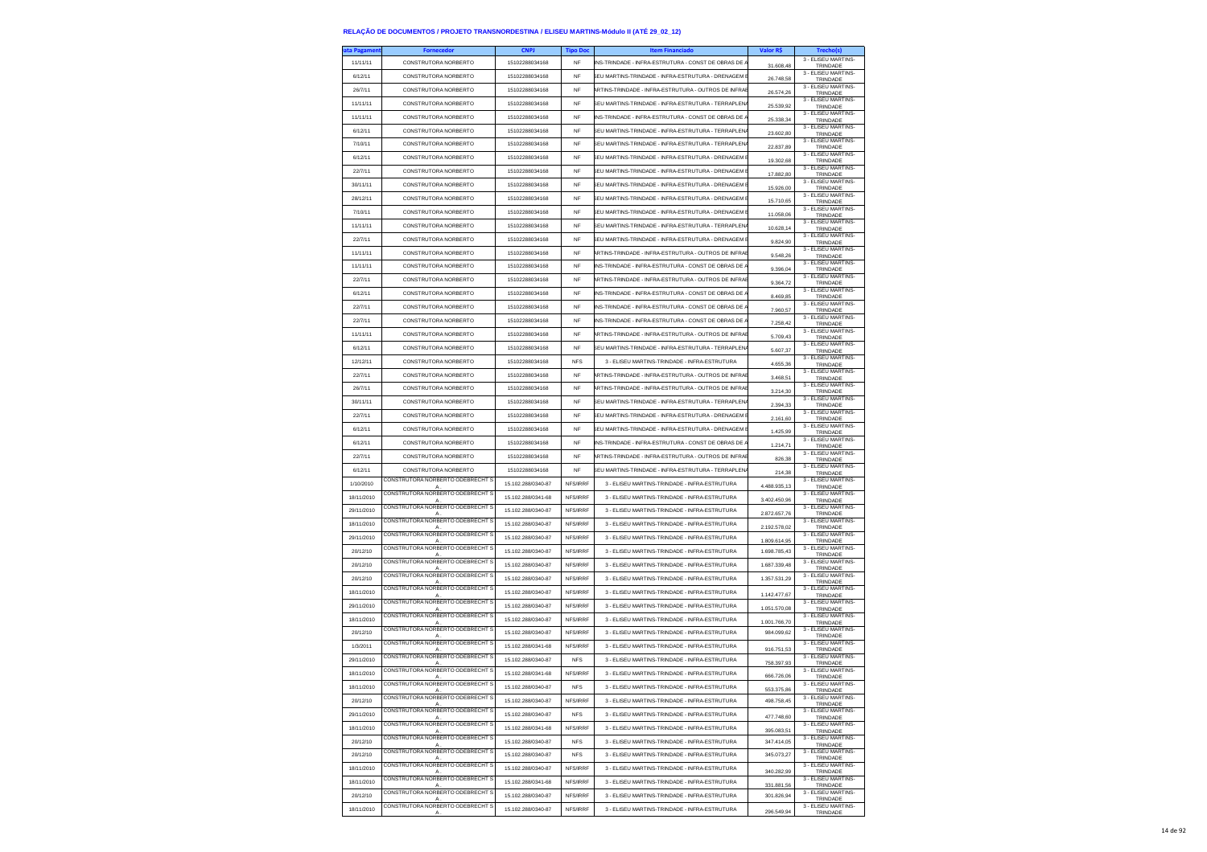# RELAÇÃO DE DOCUMENTOS / PROJETO TRANSNORDESTINA / ELISEU MARTINS-Módulo II (ATÉ 29_02_12)

| ata Pagament | Fornecedor | CNPJ | Tipo Doc | Item Financiado | Valor R$ | Trecho(s) |
|---|---|---|---|---|---|---|
| 11/11/11 | CONSTRUTORA NORBERTO | 15102288034168 | NF | INS-TRINDADE - INFRA-ESTRUTURA - CONST DE OBRAS DE A | 31.608,48 | 3 - ELISEU MARTINS-TRINDADE |
| 6/12/11 | CONSTRUTORA NORBERTO | 15102288034168 | NF | SEU MARTINS-TRINDADE - INFRA-ESTRUTURA - DRENAGEM E | 26.748,58 | 3 - ELISEU MARTINS-TRINDADE |
| 26/7/11 | CONSTRUTORA NORBERTO | 15102288034168 | NF | ARTINS-TRINDADE - INFRA-ESTRUTURA - OUTROS DE INFRAE | 26.574,26 | 3 - ELISEU MARTINS-TRINDADE |
| 11/11/11 | CONSTRUTORA NORBERTO | 15102288034168 | NF | SEU MARTINS-TRINDADE - INFRA-ESTRUTURA - TERRAPLENA | 25.539,92 | 3 - ELISEU MARTINS-TRINDADE |
| 11/11/11 | CONSTRUTORA NORBERTO | 15102288034168 | NF | INS-TRINDADE - INFRA-ESTRUTURA - CONST DE OBRAS DE A | 25.338,34 | 3 - ELISEU MARTINS-TRINDADE |
| 6/12/11 | CONSTRUTORA NORBERTO | 15102288034168 | NF | SEU MARTINS-TRINDADE - INFRA-ESTRUTURA - TERRAPLENA | 23.602,80 | 3 - ELISEU MARTINS-TRINDADE |
| 7/10/11 | CONSTRUTORA NORBERTO | 15102288034168 | NF | SEU MARTINS-TRINDADE - INFRA-ESTRUTURA - TERRAPLENA | 22.837,89 | 3 - ELISEU MARTINS-TRINDADE |
| 6/12/11 | CONSTRUTORA NORBERTO | 15102288034168 | NF | SEU MARTINS-TRINDADE - INFRA-ESTRUTURA - DRENAGEM E | 19.302,68 | 3 - ELISEU MARTINS-TRINDADE |
| 22/7/11 | CONSTRUTORA NORBERTO | 15102288034168 | NF | SEU MARTINS-TRINDADE - INFRA-ESTRUTURA - DRENAGEM E | 17.882,80 | 3 - ELISEU MARTINS-TRINDADE |
| 30/11/11 | CONSTRUTORA NORBERTO | 15102288034168 | NF | SEU MARTINS-TRINDADE - INFRA-ESTRUTURA - DRENAGEM E | 15.926,00 | 3 - ELISEU MARTINS-TRINDADE |
| 28/12/11 | CONSTRUTORA NORBERTO | 15102288034168 | NF | SEU MARTINS-TRINDADE - INFRA-ESTRUTURA - DRENAGEM E | 15.710,65 | 3 - ELISEU MARTINS-TRINDADE |
| 7/10/11 | CONSTRUTORA NORBERTO | 15102288034168 | NF | SEU MARTINS-TRINDADE - INFRA-ESTRUTURA - DRENAGEM E | 11.058,06 | 3 - ELISEU MARTINS-TRINDADE |
| 11/11/11 | CONSTRUTORA NORBERTO | 15102288034168 | NF | SEU MARTINS-TRINDADE - INFRA-ESTRUTURA - TERRAPLENA | 10.628,14 | 3 - ELISEU MARTINS-TRINDADE |
| 22/7/11 | CONSTRUTORA NORBERTO | 15102288034168 | NF | SEU MARTINS-TRINDADE - INFRA-ESTRUTURA - DRENAGEM E | 9.824,90 | 3 - ELISEU MARTINS-TRINDADE |
| 11/11/11 | CONSTRUTORA NORBERTO | 15102288034168 | NF | ARTINS-TRINDADE - INFRA-ESTRUTURA - OUTROS DE INFRAE | 9.548,26 | 3 - ELISEU MARTINS-TRINDADE |
| 11/11/11 | CONSTRUTORA NORBERTO | 15102288034168 | NF | INS-TRINDADE - INFRA-ESTRUTURA - CONST DE OBRAS DE A | 9.396,04 | 3 - ELISEU MARTINS-TRINDADE |
| 22/7/11 | CONSTRUTORA NORBERTO | 15102288034168 | NF | ARTINS-TRINDADE - INFRA-ESTRUTURA - OUTROS DE INFRAE | 9.364,72 | 3 - ELISEU MARTINS-TRINDADE |
| 6/12/11 | CONSTRUTORA NORBERTO | 15102288034168 | NF | INS-TRINDADE - INFRA-ESTRUTURA - CONST DE OBRAS DE A | 8.469,85 | 3 - ELISEU MARTINS-TRINDADE |
| 22/7/11 | CONSTRUTORA NORBERTO | 15102288034168 | NF | INS-TRINDADE - INFRA-ESTRUTURA - CONST DE OBRAS DE A | 7.960,57 | 3 - ELISEU MARTINS-TRINDADE |
| 22/7/11 | CONSTRUTORA NORBERTO | 15102288034168 | NF | INS-TRINDADE - INFRA-ESTRUTURA - CONST DE OBRAS DE A | 7.258,42 | 3 - ELISEU MARTINS-TRINDADE |
| 11/11/11 | CONSTRUTORA NORBERTO | 15102288034168 | NF | ARTINS-TRINDADE - INFRA-ESTRUTURA - OUTROS DE INFRAE | 5.709,43 | 3 - ELISEU MARTINS-TRINDADE |
| 6/12/11 | CONSTRUTORA NORBERTO | 15102288034168 | NF | SEU MARTINS-TRINDADE - INFRA-ESTRUTURA - TERRAPLENA | 5.607,37 | 3 - ELISEU MARTINS-TRINDADE |
| 12/12/11 | CONSTRUTORA NORBERTO | 15102288034168 | NFS | 3 - ELISEU MARTINS-TRINDADE - INFRA-ESTRUTURA | 4.655,36 | 3 - ELISEU MARTINS-TRINDADE |
| 22/7/11 | CONSTRUTORA NORBERTO | 15102288034168 | NF | ARTINS-TRINDADE - INFRA-ESTRUTURA - OUTROS DE INFRAE | 3.468,51 | 3 - ELISEU MARTINS-TRINDADE |
| 26/7/11 | CONSTRUTORA NORBERTO | 15102288034168 | NF | ARTINS-TRINDADE - INFRA-ESTRUTURA - OUTROS DE INFRAE | 3.214,30 | 3 - ELISEU MARTINS-TRINDADE |
| 30/11/11 | CONSTRUTORA NORBERTO | 15102288034168 | NF | SEU MARTINS-TRINDADE - INFRA-ESTRUTURA - TERRAPLENA | 2.394,33 | 3 - ELISEU MARTINS-TRINDADE |
| 22/7/11 | CONSTRUTORA NORBERTO | 15102288034168 | NF | SEU MARTINS-TRINDADE - INFRA-ESTRUTURA - DRENAGEM E | 2.161,60 | 3 - ELISEU MARTINS-TRINDADE |
| 6/12/11 | CONSTRUTORA NORBERTO | 15102288034168 | NF | SEU MARTINS-TRINDADE - INFRA-ESTRUTURA - DRENAGEM E | 1.425,99 | 3 - ELISEU MARTINS-TRINDADE |
| 6/12/11 | CONSTRUTORA NORBERTO | 15102288034168 | NF | INS-TRINDADE - INFRA-ESTRUTURA - CONST DE OBRAS DE A | 1.214,71 | 3 - ELISEU MARTINS-TRINDADE |
| 22/7/11 | CONSTRUTORA NORBERTO | 15102288034168 | NF | ARTINS-TRINDADE - INFRA-ESTRUTURA - OUTROS DE INFRAE | 826,38 | 3 - ELISEU MARTINS-TRINDADE |
| 6/12/11 | CONSTRUTORA NORBERTO | 15102288034168 | NF | SEU MARTINS-TRINDADE - INFRA-ESTRUTURA - TERRAPLENA | 214,38 | 3 - ELISEU MARTINS-TRINDADE |
| 1/10/2010 | CONSTRUTORA NORBERTO ODEBRECHT S A. | 15.102.288/0340-87 | NFS/IRRF | 3 - ELISEU MARTINS-TRINDADE - INFRA-ESTRUTURA | 4.488.935,13 | 3 - ELISEU MARTINS-TRINDADE |
| 18/11/2010 | CONSTRUTORA NORBERTO ODEBRECHT S A. | 15.102.288/0341-68 | NFS/IRRF | 3 - ELISEU MARTINS-TRINDADE - INFRA-ESTRUTURA | 3.402.450,96 | 3 - ELISEU MARTINS-TRINDADE |
| 29/11/2010 | CONSTRUTORA NORBERTO ODEBRECHT S A. | 15.102.288/0340-87 | NFS/IRRF | 3 - ELISEU MARTINS-TRINDADE - INFRA-ESTRUTURA | 2.872.657,76 | 3 - ELISEU MARTINS-TRINDADE |
| 18/11/2010 | CONSTRUTORA NORBERTO ODEBRECHT S A. | 15.102.288/0340-87 | NFS/IRRF | 3 - ELISEU MARTINS-TRINDADE - INFRA-ESTRUTURA | 2.192.578,02 | 3 - ELISEU MARTINS-TRINDADE |
| 29/11/2010 | CONSTRUTORA NORBERTO ODEBRECHT S A. | 15.102.288/0340-87 | NFS/IRRF | 3 - ELISEU MARTINS-TRINDADE - INFRA-ESTRUTURA | 1.809.614,95 | 3 - ELISEU MARTINS-TRINDADE |
| 20/12/10 | CONSTRUTORA NORBERTO ODEBRECHT S A. | 15.102.288/0340-87 | NFS/IRRF | 3 - ELISEU MARTINS-TRINDADE - INFRA-ESTRUTURA | 1.698.785,43 | 3 - ELISEU MARTINS-TRINDADE |
| 20/12/10 | CONSTRUTORA NORBERTO ODEBRECHT S A. | 15.102.288/0340-87 | NFS/IRRF | 3 - ELISEU MARTINS-TRINDADE - INFRA-ESTRUTURA | 1.687.339,48 | 3 - ELISEU MARTINS-TRINDADE |
| 20/12/10 | CONSTRUTORA NORBERTO ODEBRECHT S A. | 15.102.288/0340-87 | NFS/IRRF | 3 - ELISEU MARTINS-TRINDADE - INFRA-ESTRUTURA | 1.357.531,29 | 3 - ELISEU MARTINS-TRINDADE |
| 18/11/2010 | CONSTRUTORA NORBERTO ODEBRECHT S A. | 15.102.288/0340-87 | NFS/IRRF | 3 - ELISEU MARTINS-TRINDADE - INFRA-ESTRUTURA | 1.142.477,67 | 3 - ELISEU MARTINS-TRINDADE |
| 29/11/2010 | CONSTRUTORA NORBERTO ODEBRECHT S A. | 15.102.288/0340-87 | NFS/IRRF | 3 - ELISEU MARTINS-TRINDADE - INFRA-ESTRUTURA | 1.051.570,08 | 3 - ELISEU MARTINS-TRINDADE |
| 18/11/2010 | CONSTRUTORA NORBERTO ODEBRECHT S A. | 15.102.288/0340-87 | NFS/IRRF | 3 - ELISEU MARTINS-TRINDADE - INFRA-ESTRUTURA | 1.001.766,70 | 3 - ELISEU MARTINS-TRINDADE |
| 20/12/10 | CONSTRUTORA NORBERTO ODEBRECHT S A. | 15.102.288/0340-87 | NFS/IRRF | 3 - ELISEU MARTINS-TRINDADE - INFRA-ESTRUTURA | 984.099,62 | 3 - ELISEU MARTINS-TRINDADE |
| 1/3/2011 | CONSTRUTORA NORBERTO ODEBRECHT S A. | 15.102.288/0341-68 | NFS/IRRF | 3 - ELISEU MARTINS-TRINDADE - INFRA-ESTRUTURA | 916.751,53 | 3 - ELISEU MARTINS-TRINDADE |
| 29/11/2010 | CONSTRUTORA NORBERTO ODEBRECHT S A. | 15.102.288/0340-87 | NFS | 3 - ELISEU MARTINS-TRINDADE - INFRA-ESTRUTURA | 758.397,93 | 3 - ELISEU MARTINS-TRINDADE |
| 18/11/2010 | CONSTRUTORA NORBERTO ODEBRECHT S A. | 15.102.288/0341-68 | NFS/IRRF | 3 - ELISEU MARTINS-TRINDADE - INFRA-ESTRUTURA | 666.726,06 | 3 - ELISEU MARTINS-TRINDADE |
| 18/11/2010 | CONSTRUTORA NORBERTO ODEBRECHT S A. | 15.102.288/0340-87 | NFS | 3 - ELISEU MARTINS-TRINDADE - INFRA-ESTRUTURA | 553.375,86 | 3 - ELISEU MARTINS-TRINDADE |
| 20/12/10 | CONSTRUTORA NORBERTO ODEBRECHT S A. | 15.102.288/0340-87 | NFS/IRRF | 3 - ELISEU MARTINS-TRINDADE - INFRA-ESTRUTURA | 498.758,45 | 3 - ELISEU MARTINS-TRINDADE |
| 29/11/2010 | CONSTRUTORA NORBERTO ODEBRECHT S A. | 15.102.288/0340-87 | NFS | 3 - ELISEU MARTINS-TRINDADE - INFRA-ESTRUTURA | 477.748,60 | 3 - ELISEU MARTINS-TRINDADE |
| 18/11/2010 | CONSTRUTORA NORBERTO ODEBRECHT S A. | 15.102.288/0341-68 | NFS/IRRF | 3 - ELISEU MARTINS-TRINDADE - INFRA-ESTRUTURA | 395.083,51 | 3 - ELISEU MARTINS-TRINDADE |
| 20/12/10 | CONSTRUTORA NORBERTO ODEBRECHT S A. | 15.102.288/0340-87 | NFS | 3 - ELISEU MARTINS-TRINDADE - INFRA-ESTRUTURA | 347.414,05 | 3 - ELISEU MARTINS-TRINDADE |
| 20/12/10 | CONSTRUTORA NORBERTO ODEBRECHT S A. | 15.102.288/0340-87 | NFS | 3 - ELISEU MARTINS-TRINDADE - INFRA-ESTRUTURA | 345.073,27 | 3 - ELISEU MARTINS-TRINDADE |
| 18/11/2010 | CONSTRUTORA NORBERTO ODEBRECHT S A. | 15.102.288/0340-87 | NFS/IRRF | 3 - ELISEU MARTINS-TRINDADE - INFRA-ESTRUTURA | 340.282,99 | 3 - ELISEU MARTINS-TRINDADE |
| 18/11/2010 | CONSTRUTORA NORBERTO ODEBRECHT S A. | 15.102.288/0341-68 | NFS/IRRF | 3 - ELISEU MARTINS-TRINDADE - INFRA-ESTRUTURA | 331.881,56 | 3 - ELISEU MARTINS-TRINDADE |
| 20/12/10 | CONSTRUTORA NORBERTO ODEBRECHT S A. | 15.102.288/0340-87 | NFS/IRRF | 3 - ELISEU MARTINS-TRINDADE - INFRA-ESTRUTURA | 301.826,94 | 3 - ELISEU MARTINS-TRINDADE |
| 18/11/2010 | CONSTRUTORA NORBERTO ODEBRECHT S A. | 15.102.288/0340-87 | NFS/IRRF | 3 - ELISEU MARTINS-TRINDADE - INFRA-ESTRUTURA | 296.549,94 | 3 - ELISEU MARTINS-TRINDADE |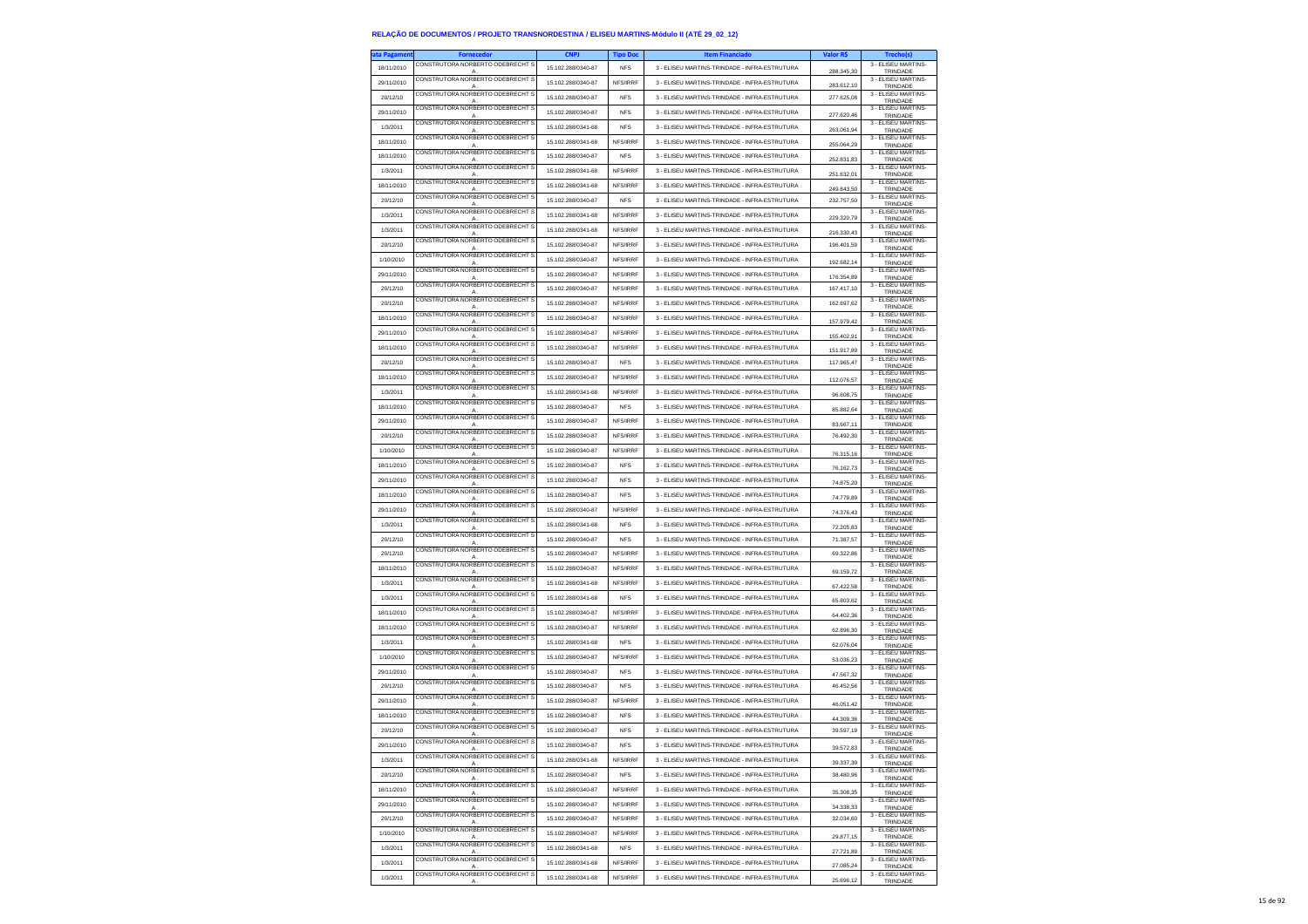## RELAÇÃO DE DOCUMENTOS / PROJETO TRANSNORDESTINA / ELISEU MARTINS-Módulo II (ATÉ 29_02_12)

| ata Pagament | Fornecedor | CNPJ | Tipo Doc | Item Financiado | Valor R$ | Trecho(s) |
|---|---|---|---|---|---|---|
| 18/11/2010 | CONSTRUTORA NORBERTO ODEBRECHT S A . | 15.102.288/0340-87 | NFS | 3 - ELISEU MARTINS-TRINDADE - INFRA-ESTRUTURA | 288.345,30 | 3 - ELISEU MARTINS-TRINDADE |
| 29/11/2010 | CONSTRUTORA NORBERTO ODEBRECHT S A . | 15.102.288/0340-87 | NFS/IRRF | 3 - ELISEU MARTINS-TRINDADE - INFRA-ESTRUTURA | 283.612,10 | 3 - ELISEU MARTINS-TRINDADE |
| 20/12/10 | CONSTRUTORA NORBERTO ODEBRECHT S A . | 15.102.288/0340-87 | NFS | 3 - ELISEU MARTINS-TRINDADE - INFRA-ESTRUTURA | 277.625,08 | 3 - ELISEU MARTINS-TRINDADE |
| 29/11/2010 | CONSTRUTORA NORBERTO ODEBRECHT S A . | 15.102.288/0340-87 | NFS | 3 - ELISEU MARTINS-TRINDADE - INFRA-ESTRUTURA | 277.620,46 | 3 - ELISEU MARTINS-TRINDADE |
| 1/3/2011 | CONSTRUTORA NORBERTO ODEBRECHT S A . | 15.102.288/0341-68 | NFS | 3 - ELISEU MARTINS-TRINDADE - INFRA-ESTRUTURA | 263.061,94 | 3 - ELISEU MARTINS-TRINDADE |
| 18/11/2010 | CONSTRUTORA NORBERTO ODEBRECHT S A . | 15.102.288/0341-68 | NFS/IRRF | 3 - ELISEU MARTINS-TRINDADE - INFRA-ESTRUTURA | 255.064,29 | 3 - ELISEU MARTINS-TRINDADE |
| 18/11/2010 | CONSTRUTORA NORBERTO ODEBRECHT S A . | 15.102.288/0340-87 | NFS | 3 - ELISEU MARTINS-TRINDADE - INFRA-ESTRUTURA | 252.831,83 | 3 - ELISEU MARTINS-TRINDADE |
| 1/3/2011 | CONSTRUTORA NORBERTO ODEBRECHT S A . | 15.102.288/0341-68 | NFS/IRRF | 3 - ELISEU MARTINS-TRINDADE - INFRA-ESTRUTURA | 251.632,01 | 3 - ELISEU MARTINS-TRINDADE |
| 18/11/2010 | CONSTRUTORA NORBERTO ODEBRECHT S A . | 15.102.288/0341-68 | NFS/IRRF | 3 - ELISEU MARTINS-TRINDADE - INFRA-ESTRUTURA | 249.843,50 | 3 - ELISEU MARTINS-TRINDADE |
| 20/12/10 | CONSTRUTORA NORBERTO ODEBRECHT S A . | 15.102.288/0340-87 | NFS | 3 - ELISEU MARTINS-TRINDADE - INFRA-ESTRUTURA | 232.757,50 | 3 - ELISEU MARTINS-TRINDADE |
| 1/3/2011 | CONSTRUTORA NORBERTO ODEBRECHT S A . | 15.102.288/0341-68 | NFS/IRRF | 3 - ELISEU MARTINS-TRINDADE - INFRA-ESTRUTURA | 229.320,79 | 3 - ELISEU MARTINS-TRINDADE |
| 1/3/2011 | CONSTRUTORA NORBERTO ODEBRECHT S A . | 15.102.288/0341-68 | NFS/IRRF | 3 - ELISEU MARTINS-TRINDADE - INFRA-ESTRUTURA | 216.330,43 | 3 - ELISEU MARTINS-TRINDADE |
| 20/12/10 | CONSTRUTORA NORBERTO ODEBRECHT S A . | 15.102.288/0340-87 | NFS/IRRF | 3 - ELISEU MARTINS-TRINDADE - INFRA-ESTRUTURA | 196.401,59 | 3 - ELISEU MARTINS-TRINDADE |
| 1/10/2010 | CONSTRUTORA NORBERTO ODEBRECHT S A . | 15.102.288/0340-87 | NFS/IRRF | 3 - ELISEU MARTINS-TRINDADE - INFRA-ESTRUTURA | 192.682,14 | 3 - ELISEU MARTINS-TRINDADE |
| 29/11/2010 | CONSTRUTORA NORBERTO ODEBRECHT S A . | 15.102.288/0340-87 | NFS/IRRF | 3 - ELISEU MARTINS-TRINDADE - INFRA-ESTRUTURA | 176.354,89 | 3 - ELISEU MARTINS-TRINDADE |
| 20/12/10 | CONSTRUTORA NORBERTO ODEBRECHT S A . | 15.102.288/0340-87 | NFS/IRRF | 3 - ELISEU MARTINS-TRINDADE - INFRA-ESTRUTURA | 167.417,10 | 3 - ELISEU MARTINS-TRINDADE |
| 20/12/10 | CONSTRUTORA NORBERTO ODEBRECHT S A . | 15.102.288/0340-87 | NFS/IRRF | 3 - ELISEU MARTINS-TRINDADE - INFRA-ESTRUTURA | 162.697,62 | 3 - ELISEU MARTINS-TRINDADE |
| 18/11/2010 | CONSTRUTORA NORBERTO ODEBRECHT S A . | 15.102.288/0340-87 | NFS/IRRF | 3 - ELISEU MARTINS-TRINDADE - INFRA-ESTRUTURA | 157.979,42 | 3 - ELISEU MARTINS-TRINDADE |
| 29/11/2010 | CONSTRUTORA NORBERTO ODEBRECHT S A . | 15.102.288/0340-87 | NFS/IRRF | 3 - ELISEU MARTINS-TRINDADE - INFRA-ESTRUTURA | 155.402,91 | 3 - ELISEU MARTINS-TRINDADE |
| 18/11/2010 | CONSTRUTORA NORBERTO ODEBRECHT S A . | 15.102.288/0340-87 | NFS/IRRF | 3 - ELISEU MARTINS-TRINDADE - INFRA-ESTRUTURA | 151.917,89 | 3 - ELISEU MARTINS-TRINDADE |
| 20/12/10 | CONSTRUTORA NORBERTO ODEBRECHT S A . | 15.102.288/0340-87 | NFS | 3 - ELISEU MARTINS-TRINDADE - INFRA-ESTRUTURA | 117.965,47 | 3 - ELISEU MARTINS-TRINDADE |
| 18/11/2010 | CONSTRUTORA NORBERTO ODEBRECHT S A . | 15.102.288/0340-87 | NFS/IRRF | 3 - ELISEU MARTINS-TRINDADE - INFRA-ESTRUTURA | 112.076,57 | 3 - ELISEU MARTINS-TRINDADE |
| 1/3/2011 | CONSTRUTORA NORBERTO ODEBRECHT S A . | 15.102.288/0341-68 | NFS/IRRF | 3 - ELISEU MARTINS-TRINDADE - INFRA-ESTRUTURA | 96.608,75 | 3 - ELISEU MARTINS-TRINDADE |
| 18/11/2010 | CONSTRUTORA NORBERTO ODEBRECHT S A . | 15.102.288/0340-87 | NFS | 3 - ELISEU MARTINS-TRINDADE - INFRA-ESTRUTURA | 85.882,64 | 3 - ELISEU MARTINS-TRINDADE |
| 29/11/2010 | CONSTRUTORA NORBERTO ODEBRECHT S A . | 15.102.288/0340-87 | NFS/IRRF | 3 - ELISEU MARTINS-TRINDADE - INFRA-ESTRUTURA | 83.667,11 | 3 - ELISEU MARTINS-TRINDADE |
| 20/12/10 | CONSTRUTORA NORBERTO ODEBRECHT S A . | 15.102.288/0340-87 | NFS/IRRF | 3 - ELISEU MARTINS-TRINDADE - INFRA-ESTRUTURA | 76.492,30 | 3 - ELISEU MARTINS-TRINDADE |
| 1/10/2010 | CONSTRUTORA NORBERTO ODEBRECHT S A . | 15.102.288/0340-87 | NFS/IRRF | 3 - ELISEU MARTINS-TRINDADE - INFRA-ESTRUTURA | 76.315,16 | 3 - ELISEU MARTINS-TRINDADE |
| 18/11/2010 | CONSTRUTORA NORBERTO ODEBRECHT S A . | 15.102.288/0340-87 | NFS | 3 - ELISEU MARTINS-TRINDADE - INFRA-ESTRUTURA | 76.162,73 | 3 - ELISEU MARTINS-TRINDADE |
| 29/11/2010 | CONSTRUTORA NORBERTO ODEBRECHT S A . | 15.102.288/0340-87 | NFS | 3 - ELISEU MARTINS-TRINDADE - INFRA-ESTRUTURA | 74.875,20 | 3 - ELISEU MARTINS-TRINDADE |
| 18/11/2010 | CONSTRUTORA NORBERTO ODEBRECHT S A . | 15.102.288/0340-87 | NFS | 3 - ELISEU MARTINS-TRINDADE - INFRA-ESTRUTURA | 74.779,89 | 3 - ELISEU MARTINS-TRINDADE |
| 29/11/2010 | CONSTRUTORA NORBERTO ODEBRECHT S A . | 15.102.288/0340-87 | NFS/IRRF | 3 - ELISEU MARTINS-TRINDADE - INFRA-ESTRUTURA | 74.376,43 | 3 - ELISEU MARTINS-TRINDADE |
| 1/3/2011 | CONSTRUTORA NORBERTO ODEBRECHT S A . | 15.102.288/0341-68 | NFS | 3 - ELISEU MARTINS-TRINDADE - INFRA-ESTRUTURA | 72.205,83 | 3 - ELISEU MARTINS-TRINDADE |
| 20/12/10 | CONSTRUTORA NORBERTO ODEBRECHT S A . | 15.102.288/0340-87 | NFS | 3 - ELISEU MARTINS-TRINDADE - INFRA-ESTRUTURA | 71.387,57 | 3 - ELISEU MARTINS-TRINDADE |
| 20/12/10 | CONSTRUTORA NORBERTO ODEBRECHT S A . | 15.102.288/0340-87 | NFS/IRRF | 3 - ELISEU MARTINS-TRINDADE - INFRA-ESTRUTURA | 69.322,86 | 3 - ELISEU MARTINS-TRINDADE |
| 18/11/2010 | CONSTRUTORA NORBERTO ODEBRECHT S A . | 15.102.288/0340-87 | NFS/IRRF | 3 - ELISEU MARTINS-TRINDADE - INFRA-ESTRUTURA | 69.159,72 | 3 - ELISEU MARTINS-TRINDADE |
| 1/3/2011 | CONSTRUTORA NORBERTO ODEBRECHT S A . | 15.102.288/0341-68 | NFS/IRRF | 3 - ELISEU MARTINS-TRINDADE - INFRA-ESTRUTURA | 67.422,58 | 3 - ELISEU MARTINS-TRINDADE |
| 1/3/2011 | CONSTRUTORA NORBERTO ODEBRECHT S A . | 15.102.288/0341-68 | NFS | 3 - ELISEU MARTINS-TRINDADE - INFRA-ESTRUTURA | 65.803,62 | 3 - ELISEU MARTINS-TRINDADE |
| 18/11/2010 | CONSTRUTORA NORBERTO ODEBRECHT S A . | 15.102.288/0340-87 | NFS/IRRF | 3 - ELISEU MARTINS-TRINDADE - INFRA-ESTRUTURA | 64.402,36 | 3 - ELISEU MARTINS-TRINDADE |
| 18/11/2010 | CONSTRUTORA NORBERTO ODEBRECHT S A . | 15.102.288/0340-87 | NFS/IRRF | 3 - ELISEU MARTINS-TRINDADE - INFRA-ESTRUTURA | 62.896,30 | 3 - ELISEU MARTINS-TRINDADE |
| 1/3/2011 | CONSTRUTORA NORBERTO ODEBRECHT S A . | 15.102.288/0341-68 | NFS | 3 - ELISEU MARTINS-TRINDADE - INFRA-ESTRUTURA | 62.076,04 | 3 - ELISEU MARTINS-TRINDADE |
| 1/10/2010 | CONSTRUTORA NORBERTO ODEBRECHT S A . | 15.102.288/0340-87 | NFS/IRRF | 3 - ELISEU MARTINS-TRINDADE - INFRA-ESTRUTURA | 53.036,23 | 3 - ELISEU MARTINS-TRINDADE |
| 29/11/2010 | CONSTRUTORA NORBERTO ODEBRECHT S A . | 15.102.288/0340-87 | NFS | 3 - ELISEU MARTINS-TRINDADE - INFRA-ESTRUTURA | 47.567,32 | 3 - ELISEU MARTINS-TRINDADE |
| 20/12/10 | CONSTRUTORA NORBERTO ODEBRECHT S A . | 15.102.288/0340-87 | NFS | 3 - ELISEU MARTINS-TRINDADE - INFRA-ESTRUTURA | 46.452,56 | 3 - ELISEU MARTINS-TRINDADE |
| 29/11/2010 | CONSTRUTORA NORBERTO ODEBRECHT S A . | 15.102.288/0340-87 | NFS/IRRF | 3 - ELISEU MARTINS-TRINDADE - INFRA-ESTRUTURA | 46.051,42 | 3 - ELISEU MARTINS-TRINDADE |
| 18/11/2010 | CONSTRUTORA NORBERTO ODEBRECHT S A . | 15.102.288/0340-87 | NFS | 3 - ELISEU MARTINS-TRINDADE - INFRA-ESTRUTURA | 44.309,36 | 3 - ELISEU MARTINS-TRINDADE |
| 20/12/10 | CONSTRUTORA NORBERTO ODEBRECHT S A . | 15.102.288/0340-87 | NFS | 3 - ELISEU MARTINS-TRINDADE - INFRA-ESTRUTURA | 39.597,19 | 3 - ELISEU MARTINS-TRINDADE |
| 29/11/2010 | CONSTRUTORA NORBERTO ODEBRECHT S A . | 15.102.288/0340-87 | NFS | 3 - ELISEU MARTINS-TRINDADE - INFRA-ESTRUTURA | 39.572,83 | 3 - ELISEU MARTINS-TRINDADE |
| 1/3/2011 | CONSTRUTORA NORBERTO ODEBRECHT S A . | 15.102.288/0341-68 | NFS/IRRF | 3 - ELISEU MARTINS-TRINDADE - INFRA-ESTRUTURA | 39.337,39 | 3 - ELISEU MARTINS-TRINDADE |
| 20/12/10 | CONSTRUTORA NORBERTO ODEBRECHT S A . | 15.102.288/0340-87 | NFS | 3 - ELISEU MARTINS-TRINDADE - INFRA-ESTRUTURA | 38.480,96 | 3 - ELISEU MARTINS-TRINDADE |
| 18/11/2010 | CONSTRUTORA NORBERTO ODEBRECHT S A . | 15.102.288/0340-87 | NFS/IRRF | 3 - ELISEU MARTINS-TRINDADE - INFRA-ESTRUTURA | 35.308,35 | 3 - ELISEU MARTINS-TRINDADE |
| 29/11/2010 | CONSTRUTORA NORBERTO ODEBRECHT S A . | 15.102.288/0340-87 | NFS/IRRF | 3 - ELISEU MARTINS-TRINDADE - INFRA-ESTRUTURA | 34.338,33 | 3 - ELISEU MARTINS-TRINDADE |
| 20/12/10 | CONSTRUTORA NORBERTO ODEBRECHT S A . | 15.102.288/0340-87 | NFS/IRRF | 3 - ELISEU MARTINS-TRINDADE - INFRA-ESTRUTURA | 32.034,60 | 3 - ELISEU MARTINS-TRINDADE |
| 1/10/2010 | CONSTRUTORA NORBERTO ODEBRECHT S A . | 15.102.288/0340-87 | NFS/IRRF | 3 - ELISEU MARTINS-TRINDADE - INFRA-ESTRUTURA | 29.877,15 | 3 - ELISEU MARTINS-TRINDADE |
| 1/3/2011 | CONSTRUTORA NORBERTO ODEBRECHT S A . | 15.102.288/0341-68 | NFS | 3 - ELISEU MARTINS-TRINDADE - INFRA-ESTRUTURA | 27.721,89 | 3 - ELISEU MARTINS-TRINDADE |
| 1/3/2011 | CONSTRUTORA NORBERTO ODEBRECHT S A . | 15.102.288/0341-68 | NFS/IRRF | 3 - ELISEU MARTINS-TRINDADE - INFRA-ESTRUTURA | 27.085,24 | 3 - ELISEU MARTINS-TRINDADE |
| 1/3/2011 | CONSTRUTORA NORBERTO ODEBRECHT S A . | 15.102.288/0341-68 | NFS/IRRF | 3 - ELISEU MARTINS-TRINDADE - INFRA-ESTRUTURA | 25.696,12 | 3 - ELISEU MARTINS-TRINDADE |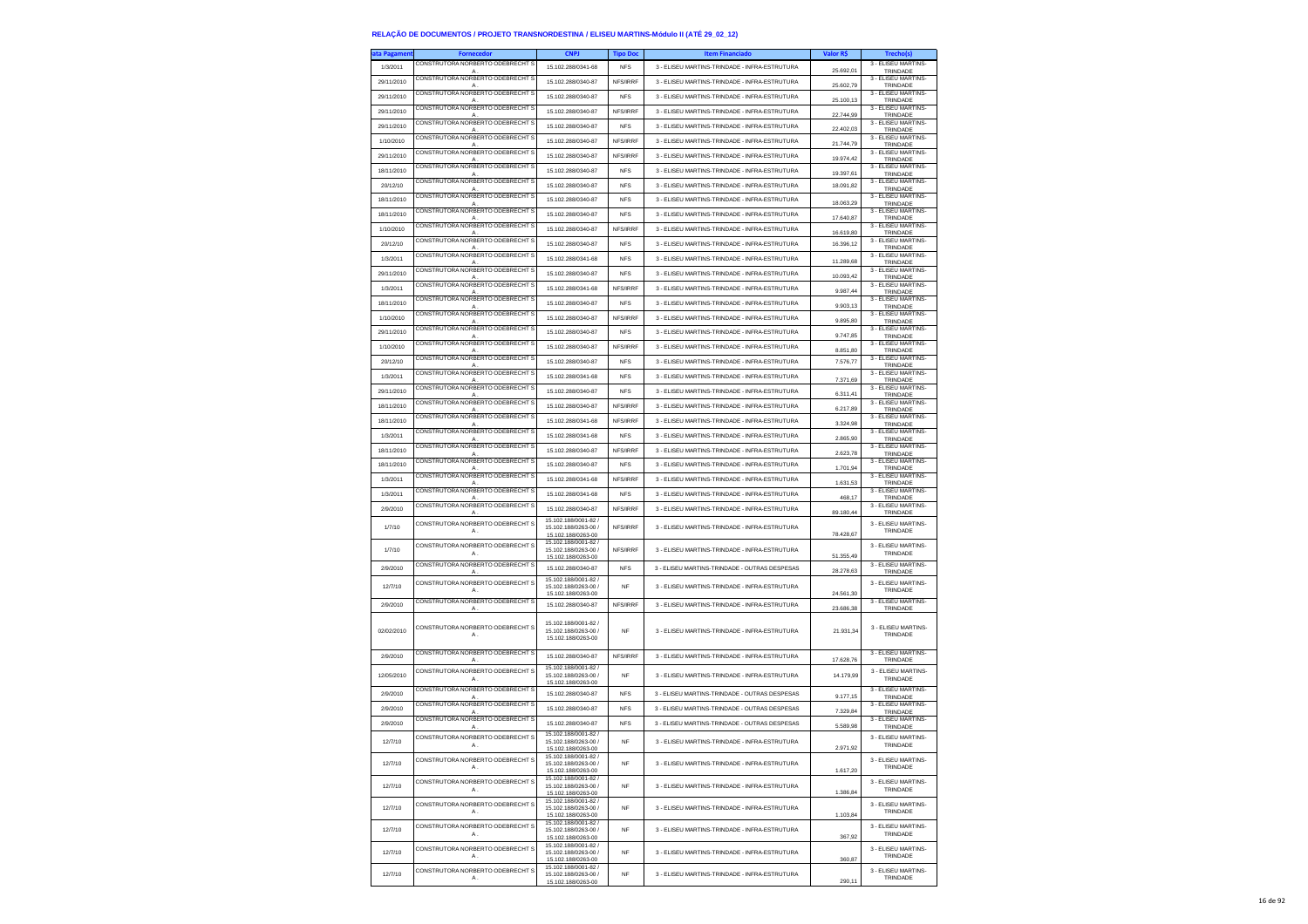# RELAÇÃO DE DOCUMENTOS / PROJETO TRANSNORDESTINA / ELISEU MARTINS-Módulo II (ATÉ 29_02_12)

| ata Pagament | Fornecedor | CNPJ | Tipo Doc | Item Financiado | Valor R$ | Trecho(s) |
|---|---|---|---|---|---|---|
| 1/3/2011 | CONSTRUTORA NORBERTO ODEBRECHT S A . | 15.102.288/0341-68 | NFS | 3 - ELISEU MARTINS-TRINDADE - INFRA-ESTRUTURA | 25.692,01 | 3 - ELISEU MARTINS-TRINDADE |
| 29/11/2010 | CONSTRUTORA NORBERTO ODEBRECHT S A . | 15.102.288/0340-87 | NFS/IRRF | 3 - ELISEU MARTINS-TRINDADE - INFRA-ESTRUTURA | 25.602,79 | 3 - ELISEU MARTINS-TRINDADE |
| 29/11/2010 | CONSTRUTORA NORBERTO ODEBRECHT S A . | 15.102.288/0340-87 | NFS | 3 - ELISEU MARTINS-TRINDADE - INFRA-ESTRUTURA | 25.100,13 | 3 - ELISEU MARTINS-TRINDADE |
| 29/11/2010 | CONSTRUTORA NORBERTO ODEBRECHT S A . | 15.102.288/0340-87 | NFS/IRRF | 3 - ELISEU MARTINS-TRINDADE - INFRA-ESTRUTURA | 22.744,99 | 3 - ELISEU MARTINS-TRINDADE |
| 29/11/2010 | CONSTRUTORA NORBERTO ODEBRECHT S A . | 15.102.288/0340-87 | NFS | 3 - ELISEU MARTINS-TRINDADE - INFRA-ESTRUTURA | 22.402,03 | 3 - ELISEU MARTINS-TRINDADE |
| 1/10/2010 | CONSTRUTORA NORBERTO ODEBRECHT S A . | 15.102.288/0340-87 | NFS/IRRF | 3 - ELISEU MARTINS-TRINDADE - INFRA-ESTRUTURA | 21.744,79 | 3 - ELISEU MARTINS-TRINDADE |
| 29/11/2010 | CONSTRUTORA NORBERTO ODEBRECHT S A . | 15.102.288/0340-87 | NFS/IRRF | 3 - ELISEU MARTINS-TRINDADE - INFRA-ESTRUTURA | 19.974,42 | 3 - ELISEU MARTINS-TRINDADE |
| 18/11/2010 | CONSTRUTORA NORBERTO ODEBRECHT S A . | 15.102.288/0340-87 | NFS | 3 - ELISEU MARTINS-TRINDADE - INFRA-ESTRUTURA | 19.397,61 | 3 - ELISEU MARTINS-TRINDADE |
| 20/12/10 | CONSTRUTORA NORBERTO ODEBRECHT S A . | 15.102.288/0340-87 | NFS | 3 - ELISEU MARTINS-TRINDADE - INFRA-ESTRUTURA | 18.091,82 | 3 - ELISEU MARTINS-TRINDADE |
| 18/11/2010 | CONSTRUTORA NORBERTO ODEBRECHT S A . | 15.102.288/0340-87 | NFS | 3 - ELISEU MARTINS-TRINDADE - INFRA-ESTRUTURA | 18.063,29 | 3 - ELISEU MARTINS-TRINDADE |
| 18/11/2010 | CONSTRUTORA NORBERTO ODEBRECHT S A . | 15.102.288/0340-87 | NFS | 3 - ELISEU MARTINS-TRINDADE - INFRA-ESTRUTURA | 17.640,87 | 3 - ELISEU MARTINS-TRINDADE |
| 1/10/2010 | CONSTRUTORA NORBERTO ODEBRECHT S A . | 15.102.288/0340-87 | NFS/IRRF | 3 - ELISEU MARTINS-TRINDADE - INFRA-ESTRUTURA | 16.619,80 | 3 - ELISEU MARTINS-TRINDADE |
| 20/12/10 | CONSTRUTORA NORBERTO ODEBRECHT S A . | 15.102.288/0340-87 | NFS | 3 - ELISEU MARTINS-TRINDADE - INFRA-ESTRUTURA | 16.396,12 | 3 - ELISEU MARTINS-TRINDADE |
| 1/3/2011 | CONSTRUTORA NORBERTO ODEBRECHT S A . | 15.102.288/0341-68 | NFS | 3 - ELISEU MARTINS-TRINDADE - INFRA-ESTRUTURA | 11.289,68 | 3 - ELISEU MARTINS-TRINDADE |
| 29/11/2010 | CONSTRUTORA NORBERTO ODEBRECHT S A . | 15.102.288/0340-87 | NFS | 3 - ELISEU MARTINS-TRINDADE - INFRA-ESTRUTURA | 10.093,42 | 3 - ELISEU MARTINS-TRINDADE |
| 1/3/2011 | CONSTRUTORA NORBERTO ODEBRECHT S A . | 15.102.288/0341-68 | NFS/IRRF | 3 - ELISEU MARTINS-TRINDADE - INFRA-ESTRUTURA | 9.987,44 | 3 - ELISEU MARTINS-TRINDADE |
| 18/11/2010 | CONSTRUTORA NORBERTO ODEBRECHT S A . | 15.102.288/0340-87 | NFS | 3 - ELISEU MARTINS-TRINDADE - INFRA-ESTRUTURA | 9.903,13 | 3 - ELISEU MARTINS-TRINDADE |
| 1/10/2010 | CONSTRUTORA NORBERTO ODEBRECHT S A . | 15.102.288/0340-87 | NFS/IRRF | 3 - ELISEU MARTINS-TRINDADE - INFRA-ESTRUTURA | 9.895,80 | 3 - ELISEU MARTINS-TRINDADE |
| 29/11/2010 | CONSTRUTORA NORBERTO ODEBRECHT S A . | 15.102.288/0340-87 | NFS | 3 - ELISEU MARTINS-TRINDADE - INFRA-ESTRUTURA | 9.747,85 | 3 - ELISEU MARTINS-TRINDADE |
| 1/10/2010 | CONSTRUTORA NORBERTO ODEBRECHT S A . | 15.102.288/0340-87 | NFS/IRRF | 3 - ELISEU MARTINS-TRINDADE - INFRA-ESTRUTURA | 8.851,80 | 3 - ELISEU MARTINS-TRINDADE |
| 20/12/10 | CONSTRUTORA NORBERTO ODEBRECHT S A . | 15.102.288/0340-87 | NFS | 3 - ELISEU MARTINS-TRINDADE - INFRA-ESTRUTURA | 7.576,77 | 3 - ELISEU MARTINS-TRINDADE |
| 1/3/2011 | CONSTRUTORA NORBERTO ODEBRECHT S A . | 15.102.288/0341-68 | NFS | 3 - ELISEU MARTINS-TRINDADE - INFRA-ESTRUTURA | 7.371,69 | 3 - ELISEU MARTINS-TRINDADE |
| 29/11/2010 | CONSTRUTORA NORBERTO ODEBRECHT S A . | 15.102.288/0340-87 | NFS | 3 - ELISEU MARTINS-TRINDADE - INFRA-ESTRUTURA | 6.311,41 | 3 - ELISEU MARTINS-TRINDADE |
| 18/11/2010 | CONSTRUTORA NORBERTO ODEBRECHT S A . | 15.102.288/0340-87 | NFS/IRRF | 3 - ELISEU MARTINS-TRINDADE - INFRA-ESTRUTURA | 6.217,89 | 3 - ELISEU MARTINS-TRINDADE |
| 18/11/2010 | CONSTRUTORA NORBERTO ODEBRECHT S A . | 15.102.288/0341-68 | NFS/IRRF | 3 - ELISEU MARTINS-TRINDADE - INFRA-ESTRUTURA | 3.324,98 | 3 - ELISEU MARTINS-TRINDADE |
| 1/3/2011 | CONSTRUTORA NORBERTO ODEBRECHT S A . | 15.102.288/0341-68 | NFS | 3 - ELISEU MARTINS-TRINDADE - INFRA-ESTRUTURA | 2.865,90 | 3 - ELISEU MARTINS-TRINDADE |
| 18/11/2010 | CONSTRUTORA NORBERTO ODEBRECHT S A . | 15.102.288/0340-87 | NFS/IRRF | 3 - ELISEU MARTINS-TRINDADE - INFRA-ESTRUTURA | 2.623,78 | 3 - ELISEU MARTINS-TRINDADE |
| 18/11/2010 | CONSTRUTORA NORBERTO ODEBRECHT S A . | 15.102.288/0340-87 | NFS | 3 - ELISEU MARTINS-TRINDADE - INFRA-ESTRUTURA | 1.701,94 | 3 - ELISEU MARTINS-TRINDADE |
| 1/3/2011 | CONSTRUTORA NORBERTO ODEBRECHT S A . | 15.102.288/0341-68 | NFS/IRRF | 3 - ELISEU MARTINS-TRINDADE - INFRA-ESTRUTURA | 1.631,53 | 3 - ELISEU MARTINS-TRINDADE |
| 1/3/2011 | CONSTRUTORA NORBERTO ODEBRECHT S A . | 15.102.288/0341-68 | NFS | 3 - ELISEU MARTINS-TRINDADE - INFRA-ESTRUTURA | 468,17 | 3 - ELISEU MARTINS-TRINDADE |
| 2/9/2010 | CONSTRUTORA NORBERTO ODEBRECHT S A . | 15.102.288/0340-87 | NFS/IRRF | 3 - ELISEU MARTINS-TRINDADE - INFRA-ESTRUTURA | 89.180,44 | 3 - ELISEU MARTINS-TRINDADE |
| 1/7/10 | CONSTRUTORA NORBERTO ODEBRECHT S A . | 15.102.188/0001-82 / 15.102.188/0263-00 / 15.102.188/0263-00 | NFS/IRRF | 3 - ELISEU MARTINS-TRINDADE - INFRA-ESTRUTURA | 78.428,67 | 3 - ELISEU MARTINS-TRINDADE |
| 1/7/10 | CONSTRUTORA NORBERTO ODEBRECHT S A . | 15.102.188/0001-82 / 15.102.188/0263-00 / 15.102.188/0263-00 | NFS/IRRF | 3 - ELISEU MARTINS-TRINDADE - INFRA-ESTRUTURA | 51.355,49 | 3 - ELISEU MARTINS-TRINDADE |
| 2/9/2010 | CONSTRUTORA NORBERTO ODEBRECHT S A . | 15.102.288/0340-87 | NFS | 3 - ELISEU MARTINS-TRINDADE - OUTRAS DESPESAS | 28.278,63 | 3 - ELISEU MARTINS-TRINDADE |
| 12/7/10 | CONSTRUTORA NORBERTO ODEBRECHT S A . | 15.102.188/0001-82 / 15.102.188/0263-00 / 15.102.188/0263-00 | NF | 3 - ELISEU MARTINS-TRINDADE - INFRA-ESTRUTURA | 24.561,30 | 3 - ELISEU MARTINS-TRINDADE |
| 2/9/2010 | CONSTRUTORA NORBERTO ODEBRECHT S A . | 15.102.288/0340-87 | NFS/IRRF | 3 - ELISEU MARTINS-TRINDADE - INFRA-ESTRUTURA | 23.686,38 | 3 - ELISEU MARTINS-TRINDADE |
| 02/02/2010 | CONSTRUTORA NORBERTO ODEBRECHT S A . | 15.102.188/0001-82 / 15.102.188/0263-00 / 15.102.188/0263-00 | NF | 3 - ELISEU MARTINS-TRINDADE - INFRA-ESTRUTURA | 21.931,34 | 3 - ELISEU MARTINS-TRINDADE |
| 2/9/2010 | CONSTRUTORA NORBERTO ODEBRECHT S A . | 15.102.288/0340-87 | NFS/IRRF | 3 - ELISEU MARTINS-TRINDADE - INFRA-ESTRUTURA | 17.628,76 | 3 - ELISEU MARTINS-TRINDADE |
| 12/05/2010 | CONSTRUTORA NORBERTO ODEBRECHT S A . | 15.102.188/0001-82 / 15.102.188/0263-00 / 15.102.188/0263-00 | NF | 3 - ELISEU MARTINS-TRINDADE - INFRA-ESTRUTURA | 14.179,99 | 3 - ELISEU MARTINS-TRINDADE |
| 2/9/2010 | CONSTRUTORA NORBERTO ODEBRECHT S A . | 15.102.288/0340-87 | NFS | 3 - ELISEU MARTINS-TRINDADE - OUTRAS DESPESAS | 9.177,15 | 3 - ELISEU MARTINS-TRINDADE |
| 2/9/2010 | CONSTRUTORA NORBERTO ODEBRECHT S A . | 15.102.288/0340-87 | NFS | 3 - ELISEU MARTINS-TRINDADE - OUTRAS DESPESAS | 7.329,84 | 3 - ELISEU MARTINS-TRINDADE |
| 2/9/2010 | CONSTRUTORA NORBERTO ODEBRECHT S A . | 15.102.288/0340-87 | NFS | 3 - ELISEU MARTINS-TRINDADE - OUTRAS DESPESAS | 5.589,98 | 3 - ELISEU MARTINS-TRINDADE |
| 12/7/10 | CONSTRUTORA NORBERTO ODEBRECHT S A . | 15.102.188/0001-82 / 15.102.188/0263-00 / 15.102.188/0263-00 | NF | 3 - ELISEU MARTINS-TRINDADE - INFRA-ESTRUTURA | 2.971,92 | 3 - ELISEU MARTINS-TRINDADE |
| 12/7/10 | CONSTRUTORA NORBERTO ODEBRECHT S A . | 15.102.188/0001-82 / 15.102.188/0263-00 / 15.102.188/0263-00 | NF | 3 - ELISEU MARTINS-TRINDADE - INFRA-ESTRUTURA | 1.617,20 | 3 - ELISEU MARTINS-TRINDADE |
| 12/7/10 | CONSTRUTORA NORBERTO ODEBRECHT S A . | 15.102.188/0001-82 / 15.102.188/0263-00 / 15.102.188/0263-00 | NF | 3 - ELISEU MARTINS-TRINDADE - INFRA-ESTRUTURA | 1.386,84 | 3 - ELISEU MARTINS-TRINDADE |
| 12/7/10 | CONSTRUTORA NORBERTO ODEBRECHT S A . | 15.102.188/0001-82 / 15.102.188/0263-00 / 15.102.188/0263-00 | NF | 3 - ELISEU MARTINS-TRINDADE - INFRA-ESTRUTURA | 1.103,84 | 3 - ELISEU MARTINS-TRINDADE |
| 12/7/10 | CONSTRUTORA NORBERTO ODEBRECHT S A . | 15.102.188/0001-82 / 15.102.188/0263-00 / 15.102.188/0263-00 | NF | 3 - ELISEU MARTINS-TRINDADE - INFRA-ESTRUTURA | 367,92 | 3 - ELISEU MARTINS-TRINDADE |
| 12/7/10 | CONSTRUTORA NORBERTO ODEBRECHT S A . | 15.102.188/0001-82 / 15.102.188/0263-00 / 15.102.188/0263-00 | NF | 3 - ELISEU MARTINS-TRINDADE - INFRA-ESTRUTURA | 360,87 | 3 - ELISEU MARTINS-TRINDADE |
| 12/7/10 | CONSTRUTORA NORBERTO ODEBRECHT S A . | 15.102.188/0001-82 / 15.102.188/0263-00 / 15.102.188/0263-00 | NF | 3 - ELISEU MARTINS-TRINDADE - INFRA-ESTRUTURA | 290,11 | 3 - ELISEU MARTINS-TRINDADE |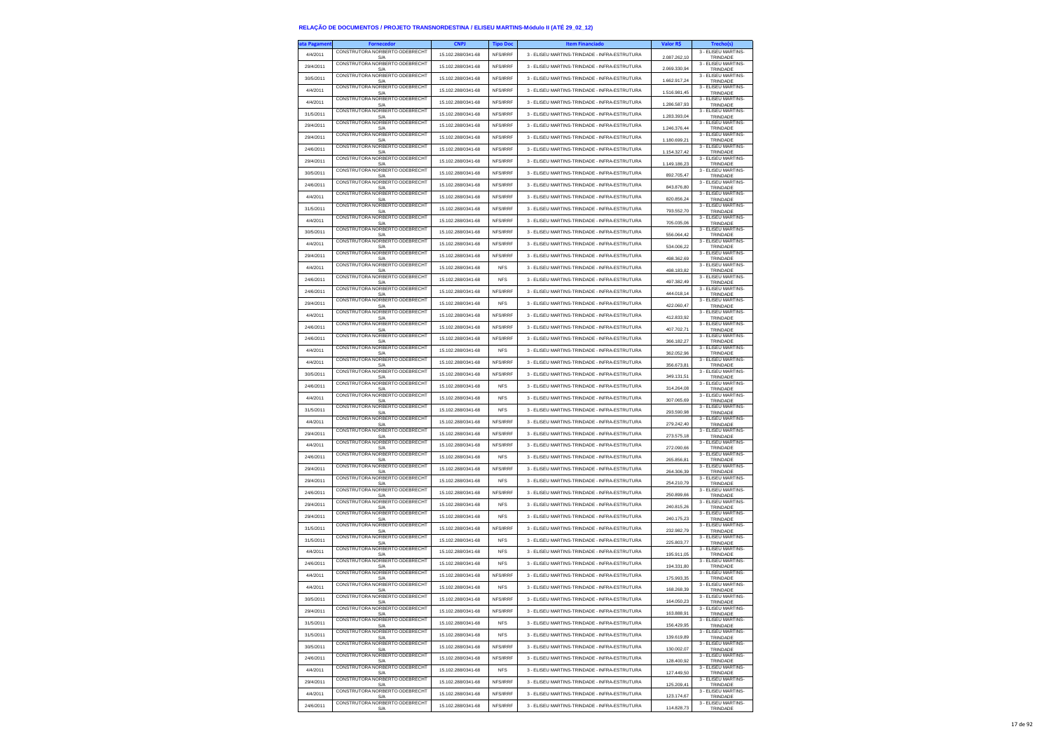## RELAÇÃO DE DOCUMENTOS / PROJETO TRANSNORDESTINA / ELISEU MARTINS-Módulo II (ATÉ 29_02_12)

| ata Pagament | Fornecedor | CNPJ | Tipo Doc | Item Financiado | Valor R$ | Trecho(s) |
|---|---|---|---|---|---|---|
| 4/4/2011 | CONSTRUTORA NORBERTO ODEBRECHT S/A | 15.102.288/0341-68 | NFS/IRRF | 3 - ELISEU MARTINS-TRINDADE - INFRA-ESTRUTURA | 2.087.262,10 | 3 - ELISEU MARTINS-TRINDADE |
| 29/4/2011 | CONSTRUTORA NORBERTO ODEBRECHT S/A | 15.102.288/0341-68 | NFS/IRRF | 3 - ELISEU MARTINS-TRINDADE - INFRA-ESTRUTURA | 2.069.330,94 | 3 - ELISEU MARTINS-TRINDADE |
| 30/5/2011 | CONSTRUTORA NORBERTO ODEBRECHT S/A | 15.102.288/0341-68 | NFS/IRRF | 3 - ELISEU MARTINS-TRINDADE - INFRA-ESTRUTURA | 1.662.917,24 | 3 - ELISEU MARTINS-TRINDADE |
| 4/4/2011 | CONSTRUTORA NORBERTO ODEBRECHT S/A | 15.102.288/0341-68 | NFS/IRRF | 3 - ELISEU MARTINS-TRINDADE - INFRA-ESTRUTURA | 1.516.981,45 | 3 - ELISEU MARTINS-TRINDADE |
| 4/4/2011 | CONSTRUTORA NORBERTO ODEBRECHT S/A | 15.102.288/0341-68 | NFS/IRRF | 3 - ELISEU MARTINS-TRINDADE - INFRA-ESTRUTURA | 1.286.587,93 | 3 - ELISEU MARTINS-TRINDADE |
| 31/5/2011 | CONSTRUTORA NORBERTO ODEBRECHT S/A | 15.102.288/0341-68 | NFS/IRRF | 3 - ELISEU MARTINS-TRINDADE - INFRA-ESTRUTURA | 1.283.393,04 | 3 - ELISEU MARTINS-TRINDADE |
| 29/4/2011 | CONSTRUTORA NORBERTO ODEBRECHT S/A | 15.102.288/0341-68 | NFS/IRRF | 3 - ELISEU MARTINS-TRINDADE - INFRA-ESTRUTURA | 1.246.376,44 | 3 - ELISEU MARTINS-TRINDADE |
| 29/4/2011 | CONSTRUTORA NORBERTO ODEBRECHT S/A | 15.102.288/0341-68 | NFS/IRRF | 3 - ELISEU MARTINS-TRINDADE - INFRA-ESTRUTURA | 1.180.699,21 | 3 - ELISEU MARTINS-TRINDADE |
| 24/6/2011 | CONSTRUTORA NORBERTO ODEBRECHT S/A | 15.102.288/0341-68 | NFS/IRRF | 3 - ELISEU MARTINS-TRINDADE - INFRA-ESTRUTURA | 1.154.327,42 | 3 - ELISEU MARTINS-TRINDADE |
| 29/4/2011 | CONSTRUTORA NORBERTO ODEBRECHT S/A | 15.102.288/0341-68 | NFS/IRRF | 3 - ELISEU MARTINS-TRINDADE - INFRA-ESTRUTURA | 1.149.186,23 | 3 - ELISEU MARTINS-TRINDADE |
| 30/5/2011 | CONSTRUTORA NORBERTO ODEBRECHT S/A | 15.102.288/0341-68 | NFS/IRRF | 3 - ELISEU MARTINS-TRINDADE - INFRA-ESTRUTURA | 892.705,47 | 3 - ELISEU MARTINS-TRINDADE |
| 24/6/2011 | CONSTRUTORA NORBERTO ODEBRECHT S/A | 15.102.288/0341-68 | NFS/IRRF | 3 - ELISEU MARTINS-TRINDADE - INFRA-ESTRUTURA | 843.876,80 | 3 - ELISEU MARTINS-TRINDADE |
| 4/4/2011 | CONSTRUTORA NORBERTO ODEBRECHT S/A | 15.102.288/0341-68 | NFS/IRRF | 3 - ELISEU MARTINS-TRINDADE - INFRA-ESTRUTURA | 820.856,24 | 3 - ELISEU MARTINS-TRINDADE |
| 31/5/2011 | CONSTRUTORA NORBERTO ODEBRECHT S/A | 15.102.288/0341-68 | NFS/IRRF | 3 - ELISEU MARTINS-TRINDADE - INFRA-ESTRUTURA | 793.552,70 | 3 - ELISEU MARTINS-TRINDADE |
| 4/4/2011 | CONSTRUTORA NORBERTO ODEBRECHT S/A | 15.102.288/0341-68 | NFS/IRRF | 3 - ELISEU MARTINS-TRINDADE - INFRA-ESTRUTURA | 705.035,06 | 3 - ELISEU MARTINS-TRINDADE |
| 30/5/2011 | CONSTRUTORA NORBERTO ODEBRECHT S/A | 15.102.288/0341-68 | NFS/IRRF | 3 - ELISEU MARTINS-TRINDADE - INFRA-ESTRUTURA | 556.064,42 | 3 - ELISEU MARTINS-TRINDADE |
| 4/4/2011 | CONSTRUTORA NORBERTO ODEBRECHT S/A | 15.102.288/0341-68 | NFS/IRRF | 3 - ELISEU MARTINS-TRINDADE - INFRA-ESTRUTURA | 534.006,22 | 3 - ELISEU MARTINS-TRINDADE |
| 29/4/2011 | CONSTRUTORA NORBERTO ODEBRECHT S/A | 15.102.288/0341-68 | NFS/IRRF | 3 - ELISEU MARTINS-TRINDADE - INFRA-ESTRUTURA | 498.362,69 | 3 - ELISEU MARTINS-TRINDADE |
| 4/4/2011 | CONSTRUTORA NORBERTO ODEBRECHT S/A | 15.102.288/0341-68 | NFS | 3 - ELISEU MARTINS-TRINDADE - INFRA-ESTRUTURA | 498.183,82 | 3 - ELISEU MARTINS-TRINDADE |
| 24/6/2011 | CONSTRUTORA NORBERTO ODEBRECHT S/A | 15.102.288/0341-68 | NFS | 3 - ELISEU MARTINS-TRINDADE - INFRA-ESTRUTURA | 497.382,49 | 3 - ELISEU MARTINS-TRINDADE |
| 24/6/2011 | CONSTRUTORA NORBERTO ODEBRECHT S/A | 15.102.288/0341-68 | NFS/IRRF | 3 - ELISEU MARTINS-TRINDADE - INFRA-ESTRUTURA | 444.018,14 | 3 - ELISEU MARTINS-TRINDADE |
| 29/4/2011 | CONSTRUTORA NORBERTO ODEBRECHT S/A | 15.102.288/0341-68 | NFS | 3 - ELISEU MARTINS-TRINDADE - INFRA-ESTRUTURA | 422.060,47 | 3 - ELISEU MARTINS-TRINDADE |
| 4/4/2011 | CONSTRUTORA NORBERTO ODEBRECHT S/A | 15.102.288/0341-68 | NFS/IRRF | 3 - ELISEU MARTINS-TRINDADE - INFRA-ESTRUTURA | 412.833,92 | 3 - ELISEU MARTINS-TRINDADE |
| 24/6/2011 | CONSTRUTORA NORBERTO ODEBRECHT S/A | 15.102.288/0341-68 | NFS/IRRF | 3 - ELISEU MARTINS-TRINDADE - INFRA-ESTRUTURA | 407.702,71 | 3 - ELISEU MARTINS-TRINDADE |
| 24/6/2011 | CONSTRUTORA NORBERTO ODEBRECHT S/A | 15.102.288/0341-68 | NFS/IRRF | 3 - ELISEU MARTINS-TRINDADE - INFRA-ESTRUTURA | 366.182,27 | 3 - ELISEU MARTINS-TRINDADE |
| 4/4/2011 | CONSTRUTORA NORBERTO ODEBRECHT S/A | 15.102.288/0341-68 | NFS | 3 - ELISEU MARTINS-TRINDADE - INFRA-ESTRUTURA | 362.052,96 | 3 - ELISEU MARTINS-TRINDADE |
| 4/4/2011 | CONSTRUTORA NORBERTO ODEBRECHT S/A | 15.102.288/0341-68 | NFS/IRRF | 3 - ELISEU MARTINS-TRINDADE - INFRA-ESTRUTURA | 356.673,81 | 3 - ELISEU MARTINS-TRINDADE |
| 30/5/2011 | CONSTRUTORA NORBERTO ODEBRECHT S/A | 15.102.288/0341-68 | NFS/IRRF | 3 - ELISEU MARTINS-TRINDADE - INFRA-ESTRUTURA | 349.131,51 | 3 - ELISEU MARTINS-TRINDADE |
| 24/6/2011 | CONSTRUTORA NORBERTO ODEBRECHT S/A | 15.102.288/0341-68 | NFS | 3 - ELISEU MARTINS-TRINDADE - INFRA-ESTRUTURA | 314.264,08 | 3 - ELISEU MARTINS-TRINDADE |
| 4/4/2011 | CONSTRUTORA NORBERTO ODEBRECHT S/A | 15.102.288/0341-68 | NFS | 3 - ELISEU MARTINS-TRINDADE - INFRA-ESTRUTURA | 307.065,69 | 3 - ELISEU MARTINS-TRINDADE |
| 31/5/2011 | CONSTRUTORA NORBERTO ODEBRECHT S/A | 15.102.288/0341-68 | NFS | 3 - ELISEU MARTINS-TRINDADE - INFRA-ESTRUTURA | 293.590,98 | 3 - ELISEU MARTINS-TRINDADE |
| 4/4/2011 | CONSTRUTORA NORBERTO ODEBRECHT S/A | 15.102.288/0341-68 | NFS/IRRF | 3 - ELISEU MARTINS-TRINDADE - INFRA-ESTRUTURA | 279.242,40 | 3 - ELISEU MARTINS-TRINDADE |
| 29/4/2011 | CONSTRUTORA NORBERTO ODEBRECHT S/A | 15.102.288/0341-68 | NFS/IRRF | 3 - ELISEU MARTINS-TRINDADE - INFRA-ESTRUTURA | 273.575,18 | 3 - ELISEU MARTINS-TRINDADE |
| 4/4/2011 | CONSTRUTORA NORBERTO ODEBRECHT S/A | 15.102.288/0341-68 | NFS/IRRF | 3 - ELISEU MARTINS-TRINDADE - INFRA-ESTRUTURA | 272.090,66 | 3 - ELISEU MARTINS-TRINDADE |
| 24/6/2011 | CONSTRUTORA NORBERTO ODEBRECHT S/A | 15.102.288/0341-68 | NFS | 3 - ELISEU MARTINS-TRINDADE - INFRA-ESTRUTURA | 265.856,81 | 3 - ELISEU MARTINS-TRINDADE |
| 29/4/2011 | CONSTRUTORA NORBERTO ODEBRECHT S/A | 15.102.288/0341-68 | NFS/IRRF | 3 - ELISEU MARTINS-TRINDADE - INFRA-ESTRUTURA | 264.306,39 | 3 - ELISEU MARTINS-TRINDADE |
| 29/4/2011 | CONSTRUTORA NORBERTO ODEBRECHT S/A | 15.102.288/0341-68 | NFS | 3 - ELISEU MARTINS-TRINDADE - INFRA-ESTRUTURA | 254.210,79 | 3 - ELISEU MARTINS-TRINDADE |
| 24/6/2011 | CONSTRUTORA NORBERTO ODEBRECHT S/A | 15.102.288/0341-68 | NFS/IRRF | 3 - ELISEU MARTINS-TRINDADE - INFRA-ESTRUTURA | 250.899,66 | 3 - ELISEU MARTINS-TRINDADE |
| 29/4/2011 | CONSTRUTORA NORBERTO ODEBRECHT S/A | 15.102.288/0341-68 | NFS | 3 - ELISEU MARTINS-TRINDADE - INFRA-ESTRUTURA | 240.815,26 | 3 - ELISEU MARTINS-TRINDADE |
| 29/4/2011 | CONSTRUTORA NORBERTO ODEBRECHT S/A | 15.102.288/0341-68 | NFS | 3 - ELISEU MARTINS-TRINDADE - INFRA-ESTRUTURA | 240.175,23 | 3 - ELISEU MARTINS-TRINDADE |
| 31/5/2011 | CONSTRUTORA NORBERTO ODEBRECHT S/A | 15.102.288/0341-68 | NFS/IRRF | 3 - ELISEU MARTINS-TRINDADE - INFRA-ESTRUTURA | 232.982,79 | 3 - ELISEU MARTINS-TRINDADE |
| 31/5/2011 | CONSTRUTORA NORBERTO ODEBRECHT S/A | 15.102.288/0341-68 | NFS | 3 - ELISEU MARTINS-TRINDADE - INFRA-ESTRUTURA | 225.803,77 | 3 - ELISEU MARTINS-TRINDADE |
| 4/4/2011 | CONSTRUTORA NORBERTO ODEBRECHT S/A | 15.102.288/0341-68 | NFS | 3 - ELISEU MARTINS-TRINDADE - INFRA-ESTRUTURA | 195.911,05 | 3 - ELISEU MARTINS-TRINDADE |
| 24/6/2011 | CONSTRUTORA NORBERTO ODEBRECHT S/A | 15.102.288/0341-68 | NFS | 3 - ELISEU MARTINS-TRINDADE - INFRA-ESTRUTURA | 194.331,80 | 3 - ELISEU MARTINS-TRINDADE |
| 4/4/2011 | CONSTRUTORA NORBERTO ODEBRECHT S/A | 15.102.288/0341-68 | NFS/IRRF | 3 - ELISEU MARTINS-TRINDADE - INFRA-ESTRUTURA | 175.993,35 | 3 - ELISEU MARTINS-TRINDADE |
| 4/4/2011 | CONSTRUTORA NORBERTO ODEBRECHT S/A | 15.102.288/0341-68 | NFS | 3 - ELISEU MARTINS-TRINDADE - INFRA-ESTRUTURA | 168.268,39 | 3 - ELISEU MARTINS-TRINDADE |
| 30/5/2011 | CONSTRUTORA NORBERTO ODEBRECHT S/A | 15.102.288/0341-68 | NFS/IRRF | 3 - ELISEU MARTINS-TRINDADE - INFRA-ESTRUTURA | 164.050,23 | 3 - ELISEU MARTINS-TRINDADE |
| 29/4/2011 | CONSTRUTORA NORBERTO ODEBRECHT S/A | 15.102.288/0341-68 | NFS/IRRF | 3 - ELISEU MARTINS-TRINDADE - INFRA-ESTRUTURA | 163.888,91 | 3 - ELISEU MARTINS-TRINDADE |
| 31/5/2011 | CONSTRUTORA NORBERTO ODEBRECHT S/A | 15.102.288/0341-68 | NFS | 3 - ELISEU MARTINS-TRINDADE - INFRA-ESTRUTURA | 156.429,95 | 3 - ELISEU MARTINS-TRINDADE |
| 31/5/2011 | CONSTRUTORA NORBERTO ODEBRECHT S/A | 15.102.288/0341-68 | NFS | 3 - ELISEU MARTINS-TRINDADE - INFRA-ESTRUTURA | 139.619,89 | 3 - ELISEU MARTINS-TRINDADE |
| 30/5/2011 | CONSTRUTORA NORBERTO ODEBRECHT S/A | 15.102.288/0341-68 | NFS/IRRF | 3 - ELISEU MARTINS-TRINDADE - INFRA-ESTRUTURA | 130.002,07 | 3 - ELISEU MARTINS-TRINDADE |
| 24/6/2011 | CONSTRUTORA NORBERTO ODEBRECHT S/A | 15.102.288/0341-68 | NFS/IRRF | 3 - ELISEU MARTINS-TRINDADE - INFRA-ESTRUTURA | 128.400,92 | 3 - ELISEU MARTINS-TRINDADE |
| 4/4/2011 | CONSTRUTORA NORBERTO ODEBRECHT S/A | 15.102.288/0341-68 | NFS | 3 - ELISEU MARTINS-TRINDADE - INFRA-ESTRUTURA | 127.449,50 | 3 - ELISEU MARTINS-TRINDADE |
| 29/4/2011 | CONSTRUTORA NORBERTO ODEBRECHT S/A | 15.102.288/0341-68 | NFS/IRRF | 3 - ELISEU MARTINS-TRINDADE - INFRA-ESTRUTURA | 125.209,41 | 3 - ELISEU MARTINS-TRINDADE |
| 4/4/2011 | CONSTRUTORA NORBERTO ODEBRECHT S/A | 15.102.288/0341-68 | NFS/IRRF | 3 - ELISEU MARTINS-TRINDADE - INFRA-ESTRUTURA | 123.174,67 | 3 - ELISEU MARTINS-TRINDADE |
| 24/6/2011 | CONSTRUTORA NORBERTO ODEBRECHT S/A | 15.102.288/0341-68 | NFS/IRRF | 3 - ELISEU MARTINS-TRINDADE - INFRA-ESTRUTURA | 114.828,73 | 3 - ELISEU MARTINS-TRINDADE |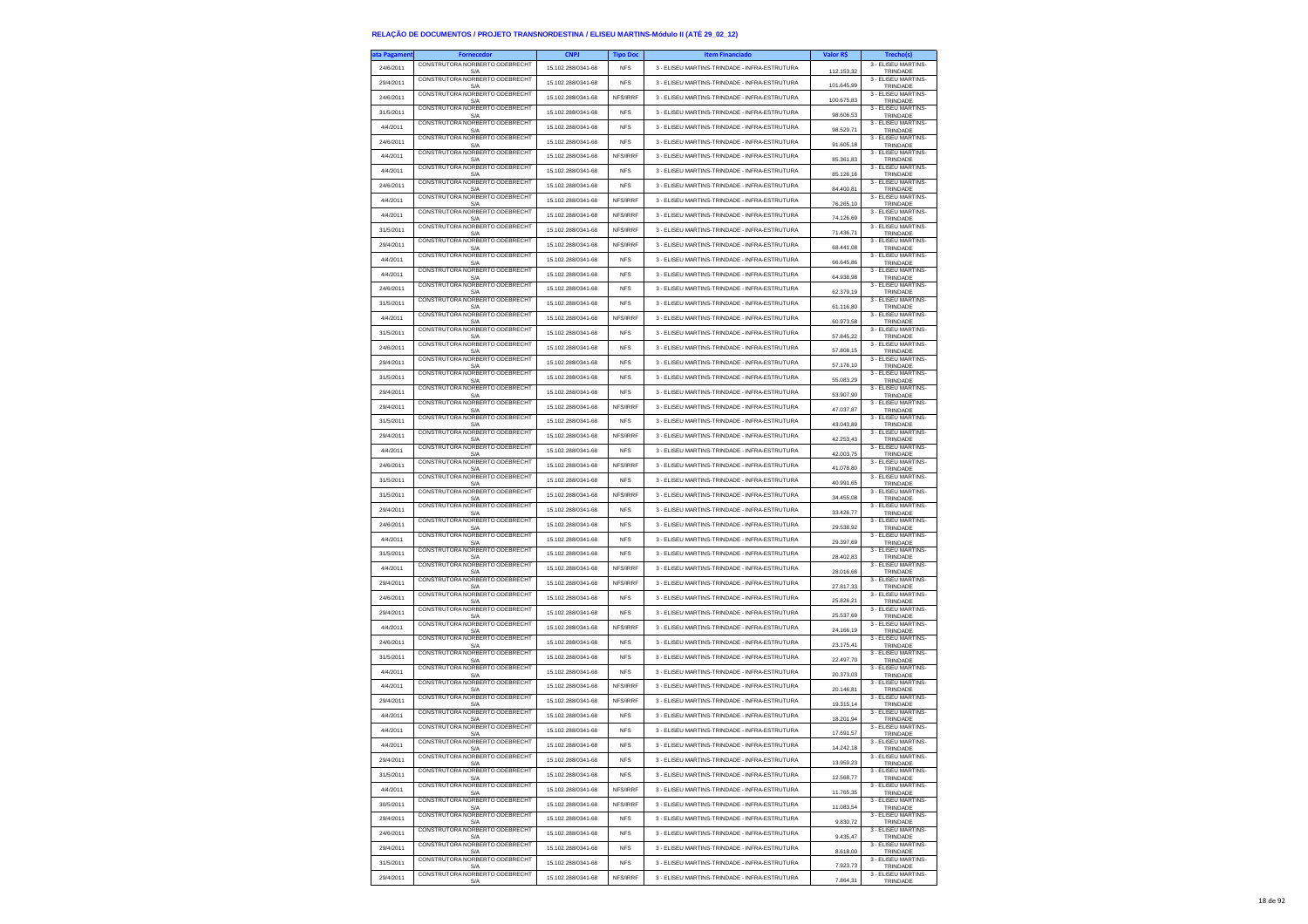## RELAÇÃO DE DOCUMENTOS / PROJETO TRANSNORDESTINA / ELISEU MARTINS-Módulo II (ATÉ 29_02_12)

| ata Pagament | Fornecedor | CNPJ | Tipo Doc | Item Financiado | Valor R$ | Trecho(s) |
|---|---|---|---|---|---|---|
| 24/6/2011 | CONSTRUTORA NORBERTO ODEBRECHT S/A | 15.102.288/0341-68 | NFS | 3 - ELISEU MARTINS-TRINDADE - INFRA-ESTRUTURA | 112.153,32 | 3 - ELISEU MARTINS-TRINDADE |
| 29/4/2011 | CONSTRUTORA NORBERTO ODEBRECHT S/A | 15.102.288/0341-68 | NFS | 3 - ELISEU MARTINS-TRINDADE - INFRA-ESTRUTURA | 101.645,99 | 3 - ELISEU MARTINS-TRINDADE |
| 24/6/2011 | CONSTRUTORA NORBERTO ODEBRECHT S/A | 15.102.288/0341-68 | NFS/IRRF | 3 - ELISEU MARTINS-TRINDADE - INFRA-ESTRUTURA | 100.675,83 | 3 - ELISEU MARTINS-TRINDADE |
| 31/5/2011 | CONSTRUTORA NORBERTO ODEBRECHT S/A | 15.102.288/0341-68 | NFS | 3 - ELISEU MARTINS-TRINDADE - INFRA-ESTRUTURA | 98.606,53 | 3 - ELISEU MARTINS-TRINDADE |
| 4/4/2011 | CONSTRUTORA NORBERTO ODEBRECHT S/A | 15.102.288/0341-68 | NFS | 3 - ELISEU MARTINS-TRINDADE - INFRA-ESTRUTURA | 98.529,71 | 3 - ELISEU MARTINS-TRINDADE |
| 24/6/2011 | CONSTRUTORA NORBERTO ODEBRECHT S/A | 15.102.288/0341-68 | NFS | 3 - ELISEU MARTINS-TRINDADE - INFRA-ESTRUTURA | 91.605,18 | 3 - ELISEU MARTINS-TRINDADE |
| 4/4/2011 | CONSTRUTORA NORBERTO ODEBRECHT S/A | 15.102.288/0341-68 | NFS/IRRF | 3 - ELISEU MARTINS-TRINDADE - INFRA-ESTRUTURA | 85.361,83 | 3 - ELISEU MARTINS-TRINDADE |
| 4/4/2011 | CONSTRUTORA NORBERTO ODEBRECHT S/A | 15.102.288/0341-68 | NFS | 3 - ELISEU MARTINS-TRINDADE - INFRA-ESTRUTURA | 85.126,16 | 3 - ELISEU MARTINS-TRINDADE |
| 24/6/2011 | CONSTRUTORA NORBERTO ODEBRECHT S/A | 15.102.288/0341-68 | NFS | 3 - ELISEU MARTINS-TRINDADE - INFRA-ESTRUTURA | 84.400,81 | 3 - ELISEU MARTINS-TRINDADE |
| 4/4/2011 | CONSTRUTORA NORBERTO ODEBRECHT S/A | 15.102.288/0341-68 | NFS/IRRF | 3 - ELISEU MARTINS-TRINDADE - INFRA-ESTRUTURA | 76.265,10 | 3 - ELISEU MARTINS-TRINDADE |
| 4/4/2011 | CONSTRUTORA NORBERTO ODEBRECHT S/A | 15.102.288/0341-68 | NFS/IRRF | 3 - ELISEU MARTINS-TRINDADE - INFRA-ESTRUTURA | 74.126,69 | 3 - ELISEU MARTINS-TRINDADE |
| 31/5/2011 | CONSTRUTORA NORBERTO ODEBRECHT S/A | 15.102.288/0341-68 | NFS/IRRF | 3 - ELISEU MARTINS-TRINDADE - INFRA-ESTRUTURA | 71.436,71 | 3 - ELISEU MARTINS-TRINDADE |
| 29/4/2011 | CONSTRUTORA NORBERTO ODEBRECHT S/A | 15.102.288/0341-68 | NFS/IRRF | 3 - ELISEU MARTINS-TRINDADE - INFRA-ESTRUTURA | 68.441,08 | 3 - ELISEU MARTINS-TRINDADE |
| 4/4/2011 | CONSTRUTORA NORBERTO ODEBRECHT S/A | 15.102.288/0341-68 | NFS | 3 - ELISEU MARTINS-TRINDADE - INFRA-ESTRUTURA | 66.645,86 | 3 - ELISEU MARTINS-TRINDADE |
| 4/4/2011 | CONSTRUTORA NORBERTO ODEBRECHT S/A | 15.102.288/0341-68 | NFS | 3 - ELISEU MARTINS-TRINDADE - INFRA-ESTRUTURA | 64.938,98 | 3 - ELISEU MARTINS-TRINDADE |
| 24/6/2011 | CONSTRUTORA NORBERTO ODEBRECHT S/A | 15.102.288/0341-68 | NFS | 3 - ELISEU MARTINS-TRINDADE - INFRA-ESTRUTURA | 62.379,19 | 3 - ELISEU MARTINS-TRINDADE |
| 31/5/2011 | CONSTRUTORA NORBERTO ODEBRECHT S/A | 15.102.288/0341-68 | NFS | 3 - ELISEU MARTINS-TRINDADE - INFRA-ESTRUTURA | 61.116,80 | 3 - ELISEU MARTINS-TRINDADE |
| 4/4/2011 | CONSTRUTORA NORBERTO ODEBRECHT S/A | 15.102.288/0341-68 | NFS/IRRF | 3 - ELISEU MARTINS-TRINDADE - INFRA-ESTRUTURA | 60.973,58 | 3 - ELISEU MARTINS-TRINDADE |
| 31/5/2011 | CONSTRUTORA NORBERTO ODEBRECHT S/A | 15.102.288/0341-68 | NFS | 3 - ELISEU MARTINS-TRINDADE - INFRA-ESTRUTURA | 57.845,22 | 3 - ELISEU MARTINS-TRINDADE |
| 24/6/2011 | CONSTRUTORA NORBERTO ODEBRECHT S/A | 15.102.288/0341-68 | NFS | 3 - ELISEU MARTINS-TRINDADE - INFRA-ESTRUTURA | 57.808,15 | 3 - ELISEU MARTINS-TRINDADE |
| 29/4/2011 | CONSTRUTORA NORBERTO ODEBRECHT S/A | 15.102.288/0341-68 | NFS | 3 - ELISEU MARTINS-TRINDADE - INFRA-ESTRUTURA | 57.176,10 | 3 - ELISEU MARTINS-TRINDADE |
| 31/5/2011 | CONSTRUTORA NORBERTO ODEBRECHT S/A | 15.102.288/0341-68 | NFS | 3 - ELISEU MARTINS-TRINDADE - INFRA-ESTRUTURA | 55.083,29 | 3 - ELISEU MARTINS-TRINDADE |
| 29/4/2011 | CONSTRUTORA NORBERTO ODEBRECHT S/A | 15.102.288/0341-68 | NFS | 3 - ELISEU MARTINS-TRINDADE - INFRA-ESTRUTURA | 53.907,90 | 3 - ELISEU MARTINS-TRINDADE |
| 29/4/2011 | CONSTRUTORA NORBERTO ODEBRECHT S/A | 15.102.288/0341-68 | NFS/IRRF | 3 - ELISEU MARTINS-TRINDADE - INFRA-ESTRUTURA | 47.037,87 | 3 - ELISEU MARTINS-TRINDADE |
| 31/5/2011 | CONSTRUTORA NORBERTO ODEBRECHT S/A | 15.102.288/0341-68 | NFS | 3 - ELISEU MARTINS-TRINDADE - INFRA-ESTRUTURA | 43.043,89 | 3 - ELISEU MARTINS-TRINDADE |
| 29/4/2011 | CONSTRUTORA NORBERTO ODEBRECHT S/A | 15.102.288/0341-68 | NFS/IRRF | 3 - ELISEU MARTINS-TRINDADE - INFRA-ESTRUTURA | 42.253,43 | 3 - ELISEU MARTINS-TRINDADE |
| 4/4/2011 | CONSTRUTORA NORBERTO ODEBRECHT S/A | 15.102.288/0341-68 | NFS | 3 - ELISEU MARTINS-TRINDADE - INFRA-ESTRUTURA | 42.003,75 | 3 - ELISEU MARTINS-TRINDADE |
| 24/6/2011 | CONSTRUTORA NORBERTO ODEBRECHT S/A | 15.102.288/0341-68 | NFS/IRRF | 3 - ELISEU MARTINS-TRINDADE - INFRA-ESTRUTURA | 41.078,80 | 3 - ELISEU MARTINS-TRINDADE |
| 31/5/2011 | CONSTRUTORA NORBERTO ODEBRECHT S/A | 15.102.288/0341-68 | NFS | 3 - ELISEU MARTINS-TRINDADE - INFRA-ESTRUTURA | 40.991,65 | 3 - ELISEU MARTINS-TRINDADE |
| 31/5/2011 | CONSTRUTORA NORBERTO ODEBRECHT S/A | 15.102.288/0341-68 | NFS/IRRF | 3 - ELISEU MARTINS-TRINDADE - INFRA-ESTRUTURA | 34.455,08 | 3 - ELISEU MARTINS-TRINDADE |
| 29/4/2011 | CONSTRUTORA NORBERTO ODEBRECHT S/A | 15.102.288/0341-68 | NFS | 3 - ELISEU MARTINS-TRINDADE - INFRA-ESTRUTURA | 33.426,77 | 3 - ELISEU MARTINS-TRINDADE |
| 24/6/2011 | CONSTRUTORA NORBERTO ODEBRECHT S/A | 15.102.288/0341-68 | NFS | 3 - ELISEU MARTINS-TRINDADE - INFRA-ESTRUTURA | 29.538,92 | 3 - ELISEU MARTINS-TRINDADE |
| 4/4/2011 | CONSTRUTORA NORBERTO ODEBRECHT S/A | 15.102.288/0341-68 | NFS | 3 - ELISEU MARTINS-TRINDADE - INFRA-ESTRUTURA | 29.397,69 | 3 - ELISEU MARTINS-TRINDADE |
| 31/5/2011 | CONSTRUTORA NORBERTO ODEBRECHT S/A | 15.102.288/0341-68 | NFS | 3 - ELISEU MARTINS-TRINDADE - INFRA-ESTRUTURA | 28.402,83 | 3 - ELISEU MARTINS-TRINDADE |
| 4/4/2011 | CONSTRUTORA NORBERTO ODEBRECHT S/A | 15.102.288/0341-68 | NFS/IRRF | 3 - ELISEU MARTINS-TRINDADE - INFRA-ESTRUTURA | 28.016,66 | 3 - ELISEU MARTINS-TRINDADE |
| 29/4/2011 | CONSTRUTORA NORBERTO ODEBRECHT S/A | 15.102.288/0341-68 | NFS/IRRF | 3 - ELISEU MARTINS-TRINDADE - INFRA-ESTRUTURA | 27.817,33 | 3 - ELISEU MARTINS-TRINDADE |
| 24/6/2011 | CONSTRUTORA NORBERTO ODEBRECHT S/A | 15.102.288/0341-68 | NFS | 3 - ELISEU MARTINS-TRINDADE - INFRA-ESTRUTURA | 25.826,21 | 3 - ELISEU MARTINS-TRINDADE |
| 29/4/2011 | CONSTRUTORA NORBERTO ODEBRECHT S/A | 15.102.288/0341-68 | NFS | 3 - ELISEU MARTINS-TRINDADE - INFRA-ESTRUTURA | 25.537,69 | 3 - ELISEU MARTINS-TRINDADE |
| 4/4/2011 | CONSTRUTORA NORBERTO ODEBRECHT S/A | 15.102.288/0341-68 | NFS/IRRF | 3 - ELISEU MARTINS-TRINDADE - INFRA-ESTRUTURA | 24.166,19 | 3 - ELISEU MARTINS-TRINDADE |
| 24/6/2011 | CONSTRUTORA NORBERTO ODEBRECHT S/A | 15.102.288/0341-68 | NFS | 3 - ELISEU MARTINS-TRINDADE - INFRA-ESTRUTURA | 23.175,41 | 3 - ELISEU MARTINS-TRINDADE |
| 31/5/2011 | CONSTRUTORA NORBERTO ODEBRECHT S/A | 15.102.288/0341-68 | NFS | 3 - ELISEU MARTINS-TRINDADE - INFRA-ESTRUTURA | 22.497,70 | 3 - ELISEU MARTINS-TRINDADE |
| 4/4/2011 | CONSTRUTORA NORBERTO ODEBRECHT S/A | 15.102.288/0341-68 | NFS | 3 - ELISEU MARTINS-TRINDADE - INFRA-ESTRUTURA | 20.373,03 | 3 - ELISEU MARTINS-TRINDADE |
| 4/4/2011 | CONSTRUTORA NORBERTO ODEBRECHT S/A | 15.102.288/0341-68 | NFS/IRRF | 3 - ELISEU MARTINS-TRINDADE - INFRA-ESTRUTURA | 20.146,81 | 3 - ELISEU MARTINS-TRINDADE |
| 29/4/2011 | CONSTRUTORA NORBERTO ODEBRECHT S/A | 15.102.288/0341-68 | NFS/IRRF | 3 - ELISEU MARTINS-TRINDADE - INFRA-ESTRUTURA | 19.315,14 | 3 - ELISEU MARTINS-TRINDADE |
| 4/4/2011 | CONSTRUTORA NORBERTO ODEBRECHT S/A | 15.102.288/0341-68 | NFS | 3 - ELISEU MARTINS-TRINDADE - INFRA-ESTRUTURA | 18.201,94 | 3 - ELISEU MARTINS-TRINDADE |
| 4/4/2011 | CONSTRUTORA NORBERTO ODEBRECHT S/A | 15.102.288/0341-68 | NFS | 3 - ELISEU MARTINS-TRINDADE - INFRA-ESTRUTURA | 17.691,57 | 3 - ELISEU MARTINS-TRINDADE |
| 4/4/2011 | CONSTRUTORA NORBERTO ODEBRECHT S/A | 15.102.288/0341-68 | NFS | 3 - ELISEU MARTINS-TRINDADE - INFRA-ESTRUTURA | 14.242,18 | 3 - ELISEU MARTINS-TRINDADE |
| 29/4/2011 | CONSTRUTORA NORBERTO ODEBRECHT S/A | 15.102.288/0341-68 | NFS | 3 - ELISEU MARTINS-TRINDADE - INFRA-ESTRUTURA | 13.959,23 | 3 - ELISEU MARTINS-TRINDADE |
| 31/5/2011 | CONSTRUTORA NORBERTO ODEBRECHT S/A | 15.102.288/0341-68 | NFS | 3 - ELISEU MARTINS-TRINDADE - INFRA-ESTRUTURA | 12.568,77 | 3 - ELISEU MARTINS-TRINDADE |
| 4/4/2011 | CONSTRUTORA NORBERTO ODEBRECHT S/A | 15.102.288/0341-68 | NFS/IRRF | 3 - ELISEU MARTINS-TRINDADE - INFRA-ESTRUTURA | 11.765,35 | 3 - ELISEU MARTINS-TRINDADE |
| 30/5/2011 | CONSTRUTORA NORBERTO ODEBRECHT S/A | 15.102.288/0341-68 | NFS/IRRF | 3 - ELISEU MARTINS-TRINDADE - INFRA-ESTRUTURA | 11.083,54 | 3 - ELISEU MARTINS-TRINDADE |
| 29/4/2011 | CONSTRUTORA NORBERTO ODEBRECHT S/A | 15.102.288/0341-68 | NFS | 3 - ELISEU MARTINS-TRINDADE - INFRA-ESTRUTURA | 9.830,72 | 3 - ELISEU MARTINS-TRINDADE |
| 24/6/2011 | CONSTRUTORA NORBERTO ODEBRECHT S/A | 15.102.288/0341-68 | NFS | 3 - ELISEU MARTINS-TRINDADE - INFRA-ESTRUTURA | 9.435,47 | 3 - ELISEU MARTINS-TRINDADE |
| 29/4/2011 | CONSTRUTORA NORBERTO ODEBRECHT S/A | 15.102.288/0341-68 | NFS | 3 - ELISEU MARTINS-TRINDADE - INFRA-ESTRUTURA | 8.618,00 | 3 - ELISEU MARTINS-TRINDADE |
| 31/5/2011 | CONSTRUTORA NORBERTO ODEBRECHT S/A | 15.102.288/0341-68 | NFS | 3 - ELISEU MARTINS-TRINDADE - INFRA-ESTRUTURA | 7.923,73 | 3 - ELISEU MARTINS-TRINDADE |
| 29/4/2011 | CONSTRUTORA NORBERTO ODEBRECHT S/A | 15.102.288/0341-68 | NFS/IRRF | 3 - ELISEU MARTINS-TRINDADE - INFRA-ESTRUTURA | 7.864,31 | 3 - ELISEU MARTINS-TRINDADE |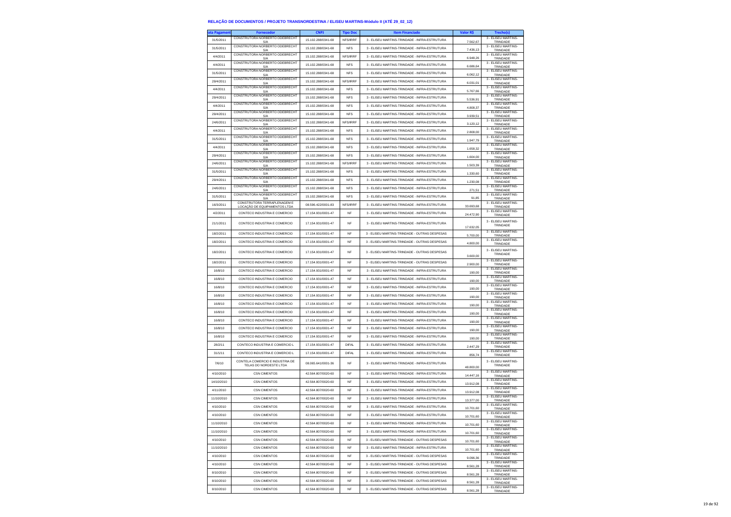# RELAÇÃO DE DOCUMENTOS / PROJETO TRANSNORDESTINA / ELISEU MARTINS-Módulo II (ATÉ 29_02_12)

| ata Pagament | Fornecedor | CNPJ | Tipo Doc | Item Financiado | Valor R$ | Trecho(s) |
|---|---|---|---|---|---|---|
| 31/5/2011 | CONSTRUTORA NORBERTO ODEBRECHT S/A | 15.102.288/0341-68 | NFS/IRRF | 3 - ELISEU MARTINS-TRINDADE - INFRA-ESTRUTURA | 7.562,67 | 3 - ELISEU MARTINS-TRINDADE |
| 31/5/2011 | CONSTRUTORA NORBERTO ODEBRECHT S/A | 15.102.288/0341-68 | NFS | 3 - ELISEU MARTINS-TRINDADE - INFRA-ESTRUTURA | 7.436,13 | 3 - ELISEU MARTINS-TRINDADE |
| 4/4/2011 | CONSTRUTORA NORBERTO ODEBRECHT S/A | 15.102.288/0341-68 | NFS/IRRF | 3 - ELISEU MARTINS-TRINDADE - INFRA-ESTRUTURA | 6.948,26 | 3 - ELISEU MARTINS-TRINDADE |
| 4/4/2011 | CONSTRUTORA NORBERTO ODEBRECHT S/A | 15.102.288/0341-68 | NFS | 3 - ELISEU MARTINS-TRINDADE - INFRA-ESTRUTURA | 6.686,64 | 3 - ELISEU MARTINS-TRINDADE |
| 31/5/2011 | CONSTRUTORA NORBERTO ODEBRECHT S/A | 15.102.288/0341-68 | NFS | 3 - ELISEU MARTINS-TRINDADE - INFRA-ESTRUTURA | 6.062,12 | 3 - ELISEU MARTINS-TRINDADE |
| 29/4/2011 | CONSTRUTORA NORBERTO ODEBRECHT S/A | 15.102.288/0341-68 | NFS/IRRF | 3 - ELISEU MARTINS-TRINDADE - INFRA-ESTRUTURA | 6.031,01 | 3 - ELISEU MARTINS-TRINDADE |
| 4/4/2011 | CONSTRUTORA NORBERTO ODEBRECHT S/A | 15.102.288/0341-68 | NFS | 3 - ELISEU MARTINS-TRINDADE - INFRA-ESTRUTURA | 5.767,66 | 3 - ELISEU MARTINS-TRINDADE |
| 29/4/2011 | CONSTRUTORA NORBERTO ODEBRECHT S/A | 15.102.288/0341-68 | NFS | 3 - ELISEU MARTINS-TRINDADE - INFRA-ESTRUTURA | 5.536,91 | 3 - ELISEU MARTINS-TRINDADE |
| 4/4/2011 | CONSTRUTORA NORBERTO ODEBRECHT S/A | 15.102.288/0341-68 | NFS | 3 - ELISEU MARTINS-TRINDADE - INFRA-ESTRUTURA | 4.808,37 | 3 - ELISEU MARTINS-TRINDADE |
| 29/4/2011 | CONSTRUTORA NORBERTO ODEBRECHT S/A | 15.102.288/0341-68 | NFS | 3 - ELISEU MARTINS-TRINDADE - INFRA-ESTRUTURA | 3.939,51 | 3 - ELISEU MARTINS-TRINDADE |
| 24/6/2011 | CONSTRUTORA NORBERTO ODEBRECHT S/A | 15.102.288/0341-68 | NFS/IRRF | 3 - ELISEU MARTINS-TRINDADE - INFRA-ESTRUTURA | 3.120,12 | 3 - ELISEU MARTINS-TRINDADE |
| 4/4/2011 | CONSTRUTORA NORBERTO ODEBRECHT S/A | 15.102.288/0341-68 | NFS | 3 - ELISEU MARTINS-TRINDADE - INFRA-ESTRUTURA | 2.808,00 | 3 - ELISEU MARTINS-TRINDADE |
| 31/5/2011 | CONSTRUTORA NORBERTO ODEBRECHT S/A | 15.102.288/0341-68 | NFS | 3 - ELISEU MARTINS-TRINDADE - INFRA-ESTRUTURA | 1.947,79 | 3 - ELISEU MARTINS-TRINDADE |
| 4/4/2011 | CONSTRUTORA NORBERTO ODEBRECHT S/A | 15.102.288/0341-68 | NFS | 3 - ELISEU MARTINS-TRINDADE - INFRA-ESTRUTURA | 1.658,32 | 3 - ELISEU MARTINS-TRINDADE |
| 29/4/2011 | CONSTRUTORA NORBERTO ODEBRECHT S/A | 15.102.288/0341-68 | NFS | 3 - ELISEU MARTINS-TRINDADE - INFRA-ESTRUTURA | 1.604,00 | 3 - ELISEU MARTINS-TRINDADE |
| 24/6/2011 | CONSTRUTORA NORBERTO ODEBRECHT S/A | 15.102.288/0341-68 | NFS/IRRF | 3 - ELISEU MARTINS-TRINDADE - INFRA-ESTRUTURA | 1.503,39 | 3 - ELISEU MARTINS-TRINDADE |
| 31/5/2011 | CONSTRUTORA NORBERTO ODEBRECHT S/A | 15.102.288/0341-68 | NFS | 3 - ELISEU MARTINS-TRINDADE - INFRA-ESTRUTURA | 1.330,60 | 3 - ELISEU MARTINS-TRINDADE |
| 29/4/2011 | CONSTRUTORA NORBERTO ODEBRECHT S/A | 15.102.288/0341-68 | NFS | 3 - ELISEU MARTINS-TRINDADE - INFRA-ESTRUTURA | 1.230,08 | 3 - ELISEU MARTINS-TRINDADE |
| 24/6/2011 | CONSTRUTORA NORBERTO ODEBRECHT S/A | 15.102.288/0341-68 | NFS | 3 - ELISEU MARTINS-TRINDADE - INFRA-ESTRUTURA | 271,51 | 3 - ELISEU MARTINS-TRINDADE |
| 31/5/2011 | CONSTRUTORA NORBERTO ODEBRECHT S/A | 15.102.288/0341-68 | NFS | 3 - ELISEU MARTINS-TRINDADE - INFRA-ESTRUTURA | 91,85 | 3 - ELISEU MARTINS-TRINDADE |
| 16/3/2011 | CONSTRUTORA TERRAPLENAGEM E LOCAÇÃO DE EQUIPAMENTOS LTDA | 08.596.422/0001-83 | NFS/IRRF | 3 - ELISEU MARTINS-TRINDADE - INFRA-ESTRUTURA | 33.693,68 | 3 - ELISEU MARTINS-TRINDADE |
| 4/2/2011 | CONTECO INDUSTRIA E COMERCIO | 17.154.931/0001-47 | NF | 3 - ELISEU MARTINS-TRINDADE - INFRA-ESTRUTURA | 24.472,90 | 3 - ELISEU MARTINS-TRINDADE |
| 21/1/2011 | CONTECO INDUSTRIA E COMERCIO | 17.154.931/0001-47 | NF | 3 - ELISEU MARTINS-TRINDADE - INFRA-ESTRUTURA | 17.632,05 | 3 - ELISEU MARTINS-TRINDADE |
| 18/2/2011 | CONTECO INDUSTRIA E COMERCIO | 17.154.931/0001-47 | NF | 3 - ELISEU MARTINS-TRINDADE - OUTRAS DESPESAS | 5.700,00 | 3 - ELISEU MARTINS-TRINDADE |
| 18/2/2011 | CONTECO INDUSTRIA E COMERCIO | 17.154.931/0001-47 | NF | 3 - ELISEU MARTINS-TRINDADE - OUTRAS DESPESAS | 4.800,00 | 3 - ELISEU MARTINS-TRINDADE |
| 18/2/2011 | CONTECO INDUSTRIA E COMERCIO | 17.154.931/0001-47 | NF | 3 - ELISEU MARTINS-TRINDADE - OUTRAS DESPESAS | 3.600,00 | 3 - ELISEU MARTINS-TRINDADE |
| 18/2/2011 | CONTECO INDUSTRIA E COMERCIO | 17.154.931/0001-47 | NF | 3 - ELISEU MARTINS-TRINDADE - OUTRAS DESPESAS | 2.900,00 | 3 - ELISEU MARTINS-TRINDADE |
| 16/8/10 | CONTECO INDUSTRIA E COMERCIO | 17.154.931/0001-47 | NF | 3 - ELISEU MARTINS-TRINDADE - INFRA-ESTRUTURA | 190,00 | 3 - ELISEU MARTINS-TRINDADE |
| 16/8/10 | CONTECO INDUSTRIA E COMERCIO | 17.154.931/0001-47 | NF | 3 - ELISEU MARTINS-TRINDADE - INFRA-ESTRUTURA | 190,00 | 3 - ELISEU MARTINS-TRINDADE |
| 16/8/10 | CONTECO INDUSTRIA E COMERCIO | 17.154.931/0001-47 | NF | 3 - ELISEU MARTINS-TRINDADE - INFRA-ESTRUTURA | 190,00 | 3 - ELISEU MARTINS-TRINDADE |
| 16/8/10 | CONTECO INDUSTRIA E COMERCIO | 17.154.931/0001-47 | NF | 3 - ELISEU MARTINS-TRINDADE - INFRA-ESTRUTURA | 190,00 | 3 - ELISEU MARTINS-TRINDADE |
| 16/8/10 | CONTECO INDUSTRIA E COMERCIO | 17.154.931/0001-47 | NF | 3 - ELISEU MARTINS-TRINDADE - INFRA-ESTRUTURA | 190,00 | 3 - ELISEU MARTINS-TRINDADE |
| 16/8/10 | CONTECO INDUSTRIA E COMERCIO | 17.154.931/0001-47 | NF | 3 - ELISEU MARTINS-TRINDADE - INFRA-ESTRUTURA | 190,00 | 3 - ELISEU MARTINS-TRINDADE |
| 16/8/10 | CONTECO INDUSTRIA E COMERCIO | 17.154.931/0001-47 | NF | 3 - ELISEU MARTINS-TRINDADE - INFRA-ESTRUTURA | 190,00 | 3 - ELISEU MARTINS-TRINDADE |
| 16/8/10 | CONTECO INDUSTRIA E COMERCIO | 17.154.931/0001-47 | NF | 3 - ELISEU MARTINS-TRINDADE - INFRA-ESTRUTURA | 190,00 | 3 - ELISEU MARTINS-TRINDADE |
| 16/8/10 | CONTECO INDUSTRIA E COMERCIO | 17.154.931/0001-47 | NF | 3 - ELISEU MARTINS-TRINDADE - INFRA-ESTRUTURA | 190,00 | 3 - ELISEU MARTINS-TRINDADE |
| 28/2/11 | CONTECO INDUSTRIA E COMERCIO L | 17.154.931/0001-47 | DIFAL | 3 - ELISEU MARTINS-TRINDADE - INFRA-ESTRUTURA | 2.447,29 | 3 - ELISEU MARTINS-TRINDADE |
| 31/1/11 | CONTECO INDUSTRIA E COMERCIO L | 17.154.931/0001-47 | DIFAL | 3 - ELISEU MARTINS-TRINDADE - INFRA-ESTRUTURA | 856,74 | 3 - ELISEU MARTINS-TRINDADE |
| 7/6/10 | CONTELA COMERCIO E INDUSTRIA DE TELAS DO NORDESTE LTDA | 08.065.641/0001-36 | NF | 3 - ELISEU MARTINS-TRINDADE - INFRA-ESTRUTURA | 48.800,00 | 3 - ELISEU MARTINS-TRINDADE |
| 4/10/2010 | CSN CIMENTOS | 42.564.807/0020-60 | NF | 3 - ELISEU MARTINS-TRINDADE - INFRA-ESTRUTURA | 14.447,16 | 3 - ELISEU MARTINS-TRINDADE |
| 14/10/2010 | CSN CIMENTOS | 42.564.807/0020-60 | NF | 3 - ELISEU MARTINS-TRINDADE - INFRA-ESTRUTURA | 13.912,08 | 3 - ELISEU MARTINS-TRINDADE |
| 4/11/2010 | CSN CIMENTOS | 42.564.807/0020-60 | NF | 3 - ELISEU MARTINS-TRINDADE - INFRA-ESTRUTURA | 13.912,08 | 3 - ELISEU MARTINS-TRINDADE |
| 11/10/2010 | CSN CIMENTOS | 42.564.807/0020-60 | NF | 3 - ELISEU MARTINS-TRINDADE - INFRA-ESTRUTURA | 13.377,00 | 3 - ELISEU MARTINS-TRINDADE |
| 4/10/2010 | CSN CIMENTOS | 42.564.807/0020-60 | NF | 3 - ELISEU MARTINS-TRINDADE - INFRA-ESTRUTURA | 10.701,60 | 3 - ELISEU MARTINS-TRINDADE |
| 4/10/2010 | CSN CIMENTOS | 42.564.807/0020-60 | NF | 3 - ELISEU MARTINS-TRINDADE - INFRA-ESTRUTURA | 10.701,60 | 3 - ELISEU MARTINS-TRINDADE |
| 11/10/2010 | CSN CIMENTOS | 42.564.807/0020-60 | NF | 3 - ELISEU MARTINS-TRINDADE - INFRA-ESTRUTURA | 10.701,60 | 3 - ELISEU MARTINS-TRINDADE |
| 11/10/2010 | CSN CIMENTOS | 42.564.807/0020-60 | NF | 3 - ELISEU MARTINS-TRINDADE - INFRA-ESTRUTURA | 10.701,60 | 3 - ELISEU MARTINS-TRINDADE |
| 4/10/2010 | CSN CIMENTOS | 42.564.807/0020-60 | NF | 3 - ELISEU MARTINS-TRINDADE - OUTRAS DESPESAS | 10.701,60 | 3 - ELISEU MARTINS-TRINDADE |
| 11/10/2010 | CSN CIMENTOS | 42.564.807/0020-60 | NF | 3 - ELISEU MARTINS-TRINDADE - INFRA-ESTRUTURA | 10.701,60 | 3 - ELISEU MARTINS-TRINDADE |
| 4/10/2010 | CSN CIMENTOS | 42.564.807/0020-60 | NF | 3 - ELISEU MARTINS-TRINDADE - OUTRAS DESPESAS | 9.096,36 | 3 - ELISEU MARTINS-TRINDADE |
| 4/10/2010 | CSN CIMENTOS | 42.564.807/0020-60 | NF | 3 - ELISEU MARTINS-TRINDADE - OUTRAS DESPESAS | 8.561,28 | 3 - ELISEU MARTINS-TRINDADE |
| 8/10/2010 | CSN CIMENTOS | 42.564.807/0020-60 | NF | 3 - ELISEU MARTINS-TRINDADE - OUTRAS DESPESAS | 8.561,28 | 3 - ELISEU MARTINS-TRINDADE |
| 8/10/2010 | CSN CIMENTOS | 42.564.807/0020-60 | NF | 3 - ELISEU MARTINS-TRINDADE - OUTRAS DESPESAS | 8.561,28 | 3 - ELISEU MARTINS-TRINDADE |
| 8/10/2010 | CSN CIMENTOS | 42.564.807/0020-60 | NF | 3 - ELISEU MARTINS-TRINDADE - OUTRAS DESPESAS | 8.561,28 | 3 - ELISEU MARTINS-TRINDADE |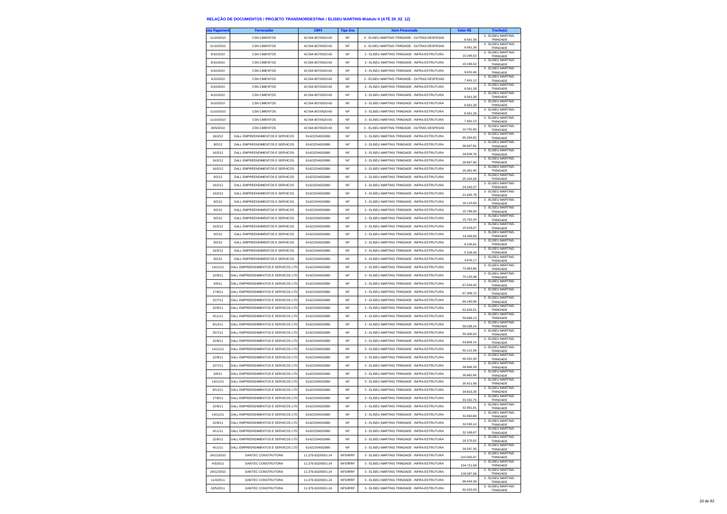## RELAÇÃO DE DOCUMENTOS / PROJETO TRANSNORDESTINA / ELISEU MARTINS-Módulo II (ATÉ 29_02_12)

| ata Pagament | Fornecedor | CNPJ | Tipo Doc | Item Financiado | Valor R$ | Trecho(s) |
|---|---|---|---|---|---|---|
| 11/10/2010 | CSN CIMENTOS | 42.564.807/0020-60 | NF | 3 - ELISEU MARTINS-TRINDADE - OUTRAS DESPESAS | 8.561,28 | 3 - ELISEU MARTINS-TRINDADE |
| 11/10/2010 | CSN CIMENTOS | 42.564.807/0020-60 | NF | 3 - ELISEU MARTINS-TRINDADE - OUTRAS DESPESAS | 8.561,28 | 3 - ELISEU MARTINS-TRINDADE |
| 8/10/2010 | CSN CIMENTOS | 42.564.807/0020-60 | NF | 3 - ELISEU MARTINS-TRINDADE - INFRA-ESTRUTURA | 10.166,52 | 3 - ELISEU MARTINS-TRINDADE |
| 8/10/2010 | CSN CIMENTOS | 42.564.807/0020-60 | NF | 3 - ELISEU MARTINS-TRINDADE - INFRA-ESTRUTURA | 10.166,52 | 3 - ELISEU MARTINS-TRINDADE |
| 6/10/2010 | CSN CIMENTOS | 42.564.807/0020-60 | NF | 3 - ELISEU MARTINS-TRINDADE - INFRA-ESTRUTURA | 9.631,44 | 3 - ELISEU MARTINS-TRINDADE |
| 4/10/2010 | CSN CIMENTOS | 42.564.807/0020-60 | NF | 3 - ELISEU MARTINS-TRINDADE - OUTRAS DESPESAS | 7.491,12 | 3 - ELISEU MARTINS-TRINDADE |
| 6/10/2010 | CSN CIMENTOS | 42.564.807/0020-60 | NF | 3 - ELISEU MARTINS-TRINDADE - INFRA-ESTRUTURA | 8.561,28 | 3 - ELISEU MARTINS-TRINDADE |
| 8/10/2010 | CSN CIMENTOS | 42.564.807/0020-60 | NF | 3 - ELISEU MARTINS-TRINDADE - INFRA-ESTRUTURA | 8.561,28 | 3 - ELISEU MARTINS-TRINDADE |
| 8/10/2010 | CSN CIMENTOS | 42.564.807/0020-60 | NF | 3 - ELISEU MARTINS-TRINDADE - INFRA-ESTRUTURA | 8.561,28 | 3 - ELISEU MARTINS-TRINDADE |
| 11/10/2010 | CSN CIMENTOS | 42.564.807/0020-60 | NF | 3 - ELISEU MARTINS-TRINDADE - INFRA-ESTRUTURA | 8.561,28 | 3 - ELISEU MARTINS-TRINDADE |
| 11/10/2010 | CSN CIMENTOS | 42.564.807/0020-60 | NF | 3 - ELISEU MARTINS-TRINDADE - INFRA-ESTRUTURA | 7.491,12 | 3 - ELISEU MARTINS-TRINDADE |
| 30/9/2010 | CSN CIMENTOS | 42.564.807/0020-60 | NF | 3 - ELISEU MARTINS-TRINDADE - OUTRAS DESPESAS | 10.701,60 | 3 - ELISEU MARTINS-TRINDADE |
| 16/2/12 | DALL EMPREENDIMENTOS E SERVICOS | 01422254002880 | NF | 3 - ELISEU MARTINS-TRINDADE - INFRA-ESTRUTURA | 65.204,82 | 3 - ELISEU MARTINS-TRINDADE |
| 9/2/12 | DALL EMPREENDIMENTOS E SERVICOS | 01422254002880 | NF | 3 - ELISEU MARTINS-TRINDADE - INFRA-ESTRUTURA | 36.607,81 | 3 - ELISEU MARTINS-TRINDADE |
| 16/2/12 | DALL EMPREENDIMENTOS E SERVICOS | 01422254002880 | NF | 3 - ELISEU MARTINS-TRINDADE - INFRA-ESTRUTURA | 34.939,76 | 3 - ELISEU MARTINS-TRINDADE |
| 16/2/12 | DALL EMPREENDIMENTOS E SERVICOS | 01422254002880 | NF | 3 - ELISEU MARTINS-TRINDADE - INFRA-ESTRUTURA | 28.687,90 | 3 - ELISEU MARTINS-TRINDADE |
| 16/2/12 | DALL EMPREENDIMENTOS E SERVICOS | 01422254002880 | NF | 3 - ELISEU MARTINS-TRINDADE - INFRA-ESTRUTURA | 26.361,45 | 3 - ELISEU MARTINS-TRINDADE |
| 9/2/12 | DALL EMPREENDIMENTOS E SERVICOS | 01422254002880 | NF | 3 - ELISEU MARTINS-TRINDADE - INFRA-ESTRUTURA | 25.104,58 | 3 - ELISEU MARTINS-TRINDADE |
| 16/2/12 | DALL EMPREENDIMENTOS E SERVICOS | 01422254002880 | NF | 3 - ELISEU MARTINS-TRINDADE - INFRA-ESTRUTURA | 24.343,37 | 3 - ELISEU MARTINS-TRINDADE |
| 16/2/12 | DALL EMPREENDIMENTOS E SERVICOS | 01422254002880 | NF | 3 - ELISEU MARTINS-TRINDADE - INFRA-ESTRUTURA | 21.445,78 | 3 - ELISEU MARTINS-TRINDADE |
| 9/2/12 | DALL EMPREENDIMENTOS E SERVICOS | 01422254002880 | NF | 3 - ELISEU MARTINS-TRINDADE - INFRA-ESTRUTURA | 16.115,83 | 3 - ELISEU MARTINS-TRINDADE |
| 9/2/12 | DALL EMPREENDIMENTOS E SERVICOS | 01422254002880 | NF | 3 - ELISEU MARTINS-TRINDADE - INFRA-ESTRUTURA | 15.799,00 | 3 - ELISEU MARTINS-TRINDADE |
| 9/2/12 | DALL EMPREENDIMENTOS E SERVICOS | 01422254002880 | NF | 3 - ELISEU MARTINS-TRINDADE - INFRA-ESTRUTURA | 15.762,24 | 3 - ELISEU MARTINS-TRINDADE |
| 16/2/12 | DALL EMPREENDIMENTOS E SERVICOS | 01422254002880 | NF | 3 - ELISEU MARTINS-TRINDADE - INFRA-ESTRUTURA | 15.518,07 | 3 - ELISEU MARTINS-TRINDADE |
| 9/2/12 | DALL EMPREENDIMENTOS E SERVICOS | 01422254002880 | NF | 3 - ELISEU MARTINS-TRINDADE - INFRA-ESTRUTURA | 14.184,60 | 3 - ELISEU MARTINS-TRINDADE |
| 9/2/12 | DALL EMPREENDIMENTOS E SERVICOS | 01422254002880 | NF | 3 - ELISEU MARTINS-TRINDADE - INFRA-ESTRUTURA | 9.156,81 | 3 - ELISEU MARTINS-TRINDADE |
| 16/2/12 | DALL EMPREENDIMENTOS E SERVICOS | 01422254002880 | NF | 3 - ELISEU MARTINS-TRINDADE - INFRA-ESTRUTURA | 5.109,40 | 3 - ELISEU MARTINS-TRINDADE |
| 9/2/12 | DALL EMPREENDIMENTOS E SERVICOS | 01422254002880 | NF | 3 - ELISEU MARTINS-TRINDADE - INFRA-ESTRUTURA | 3.976,17 | 3 - ELISEU MARTINS-TRINDADE |
| 14/11/11 | DALL EMPREENDIMENTOS E SERVICOS LTD | 01422254002880 | NF | 3 - ELISEU MARTINS-TRINDADE - INFRA-ESTRUTURA | 73.963,86 | 3 - ELISEU MARTINS-TRINDADE |
| 22/9/11 | DALL EMPREENDIMENTOS E SERVICOS LTD | 01422254002880 | NF | 3 - ELISEU MARTINS-TRINDADE - INFRA-ESTRUTURA | 70.120,48 | 3 - ELISEU MARTINS-TRINDADE |
| 5/9/11 | DALL EMPREENDIMENTOS E SERVICOS LTD | 01422254002880 | NF | 3 - ELISEU MARTINS-TRINDADE - INFRA-ESTRUTURA | 67.526,42 | 3 - ELISEU MARTINS-TRINDADE |
| 17/8/11 | DALL EMPREENDIMENTOS E SERVICOS LTD | 01422254002880 | NF | 3 - ELISEU MARTINS-TRINDADE - INFRA-ESTRUTURA | 67.358,72 | 3 - ELISEU MARTINS-TRINDADE |
| 22/7/11 | DALL EMPREENDIMENTOS E SERVICOS LTD | 01422254002880 | NF | 3 - ELISEU MARTINS-TRINDADE - INFRA-ESTRUTURA | 66.240,96 | 3 - ELISEU MARTINS-TRINDADE |
| 22/9/11 | DALL EMPREENDIMENTOS E SERVICOS LTD | 01422254002880 | NF | 3 - ELISEU MARTINS-TRINDADE - INFRA-ESTRUTURA | 62.626,51 | 3 - ELISEU MARTINS-TRINDADE |
| 4/11/11 | DALL EMPREENDIMENTOS E SERVICOS LTD | 01422254002880 | NF | 3 - ELISEU MARTINS-TRINDADE - INFRA-ESTRUTURA | 59.699,13 | 3 - ELISEU MARTINS-TRINDADE |
| 9/12/11 | DALL EMPREENDIMENTOS E SERVICOS LTD | 01422254002880 | NF | 3 - ELISEU MARTINS-TRINDADE - INFRA-ESTRUTURA | 59.036,14 | 3 - ELISEU MARTINS-TRINDADE |
| 25/7/11 | DALL EMPREENDIMENTOS E SERVICOS LTD | 01422254002880 | NF | 3 - ELISEU MARTINS-TRINDADE - INFRA-ESTRUTURA | 55.306,02 | 3 - ELISEU MARTINS-TRINDADE |
| 22/9/11 | DALL EMPREENDIMENTOS E SERVICOS LTD | 01422254002880 | NF | 3 - ELISEU MARTINS-TRINDADE - INFRA-ESTRUTURA | 54.859,14 | 3 - ELISEU MARTINS-TRINDADE |
| 14/11/11 | DALL EMPREENDIMENTOS E SERVICOS LTD | 01422254002880 | NF | 3 - ELISEU MARTINS-TRINDADE - INFRA-ESTRUTURA | 50.121,08 | 3 - ELISEU MARTINS-TRINDADE |
| 22/9/11 | DALL EMPREENDIMENTOS E SERVICOS LTD | 01422254002880 | NF | 3 - ELISEU MARTINS-TRINDADE - INFRA-ESTRUTURA | 46.331,40 | 3 - ELISEU MARTINS-TRINDADE |
| 22/7/11 | DALL EMPREENDIMENTOS E SERVICOS LTD | 01422254002880 | NF | 3 - ELISEU MARTINS-TRINDADE - INFRA-ESTRUTURA | 39.466,29 | 3 - ELISEU MARTINS-TRINDADE |
| 5/9/11 | DALL EMPREENDIMENTOS E SERVICOS LTD | 01422254002880 | NF | 3 - ELISEU MARTINS-TRINDADE - INFRA-ESTRUTURA | 35.662,65 | 3 - ELISEU MARTINS-TRINDADE |
| 14/11/11 | DALL EMPREENDIMENTOS E SERVICOS LTD | 01422254002880 | NF | 3 - ELISEU MARTINS-TRINDADE - INFRA-ESTRUTURA | 35.421,69 | 3 - ELISEU MARTINS-TRINDADE |
| 9/12/11 | DALL EMPREENDIMENTOS E SERVICOS LTD | 01422254002880 | NF | 3 - ELISEU MARTINS-TRINDADE - INFRA-ESTRUTURA | 34.819,28 | 3 - ELISEU MARTINS-TRINDADE |
| 17/8/11 | DALL EMPREENDIMENTOS E SERVICOS LTD | 01422254002880 | NF | 3 - ELISEU MARTINS-TRINDADE - INFRA-ESTRUTURA | 33.332,76 | 3 - ELISEU MARTINS-TRINDADE |
| 22/9/11 | DALL EMPREENDIMENTOS E SERVICOS LTD | 01422254002880 | NF | 3 - ELISEU MARTINS-TRINDADE - INFRA-ESTRUTURA | 32.951,81 | 3 - ELISEU MARTINS-TRINDADE |
| 14/11/11 | DALL EMPREENDIMENTOS E SERVICOS LTD | 01422254002880 | NF | 3 - ELISEU MARTINS-TRINDADE - INFRA-ESTRUTURA | 32.650,60 | 3 - ELISEU MARTINS-TRINDADE |
| 22/9/11 | DALL EMPREENDIMENTOS E SERVICOS LTD | 01422254002880 | NF | 3 - ELISEU MARTINS-TRINDADE - INFRA-ESTRUTURA | 32.530,12 | 3 - ELISEU MARTINS-TRINDADE |
| 4/11/11 | DALL EMPREENDIMENTOS E SERVICOS LTD | 01422254002880 | NF | 3 - ELISEU MARTINS-TRINDADE - INFRA-ESTRUTURA | 32.168,67 | 3 - ELISEU MARTINS-TRINDADE |
| 22/9/11 | DALL EMPREENDIMENTOS E SERVICOS LTD | 01422254002880 | NF | 3 - ELISEU MARTINS-TRINDADE - INFRA-ESTRUTURA | 29.375,02 | 3 - ELISEU MARTINS-TRINDADE |
| 4/11/11 | DALL EMPREENDIMENTOS E SERVICOS LTD | 01422254002880 | NF | 3 - ELISEU MARTINS-TRINDADE - INFRA-ESTRUTURA | 29.337,35 | 3 - ELISEU MARTINS-TRINDADE |
| 24/12/2010 | DANTEC CONSTRUTORA | 11.379.632/0001-24 | NFS/IRRF | 3 - ELISEU MARTINS-TRINDADE - INFRA-ESTRUTURA | 210.565,97 | 3 - ELISEU MARTINS-TRINDADE |
| 4/3/2011 | DANTEC CONSTRUTORA | 11.379.632/0001-24 | NFS/IRRF | 3 - ELISEU MARTINS-TRINDADE - INFRA-ESTRUTURA | 134.721,69 | 3 - ELISEU MARTINS-TRINDADE |
| 24/12/2010 | DANTEC CONSTRUTORA | 11.379.632/0001-24 | NFS/IRRF | 3 - ELISEU MARTINS-TRINDADE - INFRA-ESTRUTURA | 128.087,68 | 3 - ELISEU MARTINS-TRINDADE |
| 11/4/2011 | DANTEC CONSTRUTORA | 11.379.632/0001-24 | NFS/IRRF | 3 - ELISEU MARTINS-TRINDADE - INFRA-ESTRUTURA | 96.444,39 | 3 - ELISEU MARTINS-TRINDADE |
| 20/5/2011 | DANTEC CONSTRUTORA | 11.379.632/0001-24 | NFS/IRRF | 3 - ELISEU MARTINS-TRINDADE - INFRA-ESTRUTURA | 92.620,03 | 3 - ELISEU MARTINS-TRINDADE |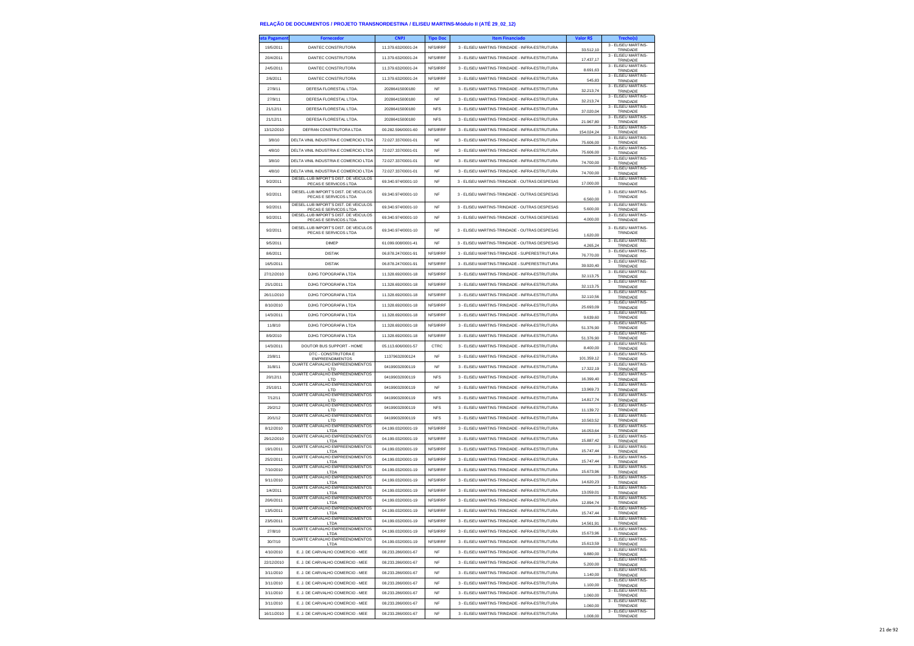### RELAÇÃO DE DOCUMENTOS / PROJETO TRANSNORDESTINA / ELISEU MARTINS-Módulo II (ATÉ 29_02_12)

| ata Pagament | Fornecedor | CNPJ | Tipo Doc | Item Financiado | Valor R$ | Trecho(s) |
|---|---|---|---|---|---|---|
| 19/5/2011 | DANTEC CONSTRUTORA | 11.379.632/0001-24 | NFS/IRRF | 3 - ELISEU MARTINS-TRINDADE - INFRA-ESTRUTURA | 33.512,10 | 3 - ELISEU MARTINS-TRINDADE |
| 20/4/2011 | DANTEC CONSTRUTORA | 11.379.632/0001-24 | NFS/IRRF | 3 - ELISEU MARTINS-TRINDADE - INFRA-ESTRUTURA | 17.437,17 | 3 - ELISEU MARTINS-TRINDADE |
| 24/5/2011 | DANTEC CONSTRUTORA | 11.379.632/0001-24 | NFS/IRRF | 3 - ELISEU MARTINS-TRINDADE - INFRA-ESTRUTURA | 8.691,63 | 3 - ELISEU MARTINS-TRINDADE |
| 2/6/2011 | DANTEC CONSTRUTORA | 11.379.632/0001-24 | NFS/IRRF | 3 - ELISEU MARTINS-TRINDADE - INFRA-ESTRUTURA | 545,83 | 3 - ELISEU MARTINS-TRINDADE |
| 27/9/11 | DEFESA FLORESTAL LTDA. | 20286415000180 | NF | 3 - ELISEU MARTINS-TRINDADE - INFRA-ESTRUTURA | 32.213,74 | 3 - ELISEU MARTINS-TRINDADE |
| 27/9/11 | DEFESA FLORESTAL LTDA. | 20286415000180 | NF | 3 - ELISEU MARTINS-TRINDADE - INFRA-ESTRUTURA | 32.213,74 | 3 - ELISEU MARTINS-TRINDADE |
| 21/12/11 | DEFESA FLORESTAL LTDA. | 20286415000180 | NFS | 3 - ELISEU MARTINS-TRINDADE - INFRA-ESTRUTURA | 37.020,04 | 3 - ELISEU MARTINS-TRINDADE |
| 21/12/11 | DEFESA FLORESTAL LTDA. | 20286415000180 | NFS | 3 - ELISEU MARTINS-TRINDADE - INFRA-ESTRUTURA | 21.967,80 | 3 - ELISEU MARTINS-TRINDADE |
| 13/12/2010 | DEFRAN CONSTRUTORA LTDA | 00.282.596/0001-60 | NFS/IRRF | 3 - ELISEU MARTINS-TRINDADE - INFRA-ESTRUTURA | 154.024,24 | 3 - ELISEU MARTINS-TRINDADE |
| 3/8/10 | DELTA VINIL INDUSTRIA E COMERCIO LTDA | 72.027.337/0001-01 | NF | 3 - ELISEU MARTINS-TRINDADE - INFRA-ESTRUTURA | 75.606,00 | 3 - ELISEU MARTINS-TRINDADE |
| 4/8/10 | DELTA VINIL INDUSTRIA E COMERCIO LTDA | 72.027.337/0001-01 | NF | 3 - ELISEU MARTINS-TRINDADE - INFRA-ESTRUTURA | 75.606,00 | 3 - ELISEU MARTINS-TRINDADE |
| 3/8/10 | DELTA VINIL INDUSTRIA E COMERCIO LTDA | 72.027.337/0001-01 | NF | 3 - ELISEU MARTINS-TRINDADE - INFRA-ESTRUTURA | 74.700,00 | 3 - ELISEU MARTINS-TRINDADE |
| 4/8/10 | DELTA VINIL INDUSTRIA E COMERCIO LTDA | 72.027.337/0001-01 | NF | 3 - ELISEU MARTINS-TRINDADE - INFRA-ESTRUTURA | 74.700,00 | 3 - ELISEU MARTINS-TRINDADE |
| 9/2/2011 | DIESEL-LUB IMPORT'S DIST. DE VEICULOS PECAS E SERVICOS LTDA | 69.340.974/0001-10 | NF | 3 - ELISEU MARTINS-TRINDADE - OUTRAS DESPESAS | 17.000,00 | 3 - ELISEU MARTINS-TRINDADE |
| 9/2/2011 | DIESEL-LUB IMPORT'S DIST. DE VEICULOS PECAS E SERVICOS LTDA | 69.340.974/0001-10 | NF | 3 - ELISEU MARTINS-TRINDADE - OUTRAS DESPESAS | 6.560,00 | 3 - ELISEU MARTINS-TRINDADE |
| 9/2/2011 | DIESEL-LUB IMPORT'S DIST. DE VEICULOS PECAS E SERVICOS LTDA | 69.340.974/0001-10 | NF | 3 - ELISEU MARTINS-TRINDADE - OUTRAS DESPESAS | 5.600,00 | 3 - ELISEU MARTINS-TRINDADE |
| 9/2/2011 | DIESEL-LUB IMPORT'S DIST. DE VEICULOS PECAS E SERVICOS LTDA | 69.340.974/0001-10 | NF | 3 - ELISEU MARTINS-TRINDADE - OUTRAS DESPESAS | 4.000,00 | 3 - ELISEU MARTINS-TRINDADE |
| 9/2/2011 | DIESEL-LUB IMPORT'S DIST. DE VEICULOS PECAS E SERVICOS LTDA | 69.340.974/0001-10 | NF | 3 - ELISEU MARTINS-TRINDADE - OUTRAS DESPESAS | 1.620,00 | 3 - ELISEU MARTINS-TRINDADE |
| 9/5/2011 | DIMEP | 61.099.008/0001-41 | NF | 3 - ELISEU MARTINS-TRINDADE - OUTRAS DESPESAS | 4.265,24 | 3 - ELISEU MARTINS-TRINDADE |
| 8/6/2011 | DISTAK | 06.878.247/0001-91 | NFS/IRRF | 3 - ELISEU MARTINS-TRINDADE - SUPERESTRUTURA | 76.770,00 | 3 - ELISEU MARTINS-TRINDADE |
| 16/5/2011 | DISTAK | 06.878.247/0001-91 | NFS/IRRF | 3 - ELISEU MARTINS-TRINDADE - SUPERESTRUTURA | 39.920,40 | 3 - ELISEU MARTINS-TRINDADE |
| 27/12/2010 | DJHG TOPOGRAFIA LTDA | 11.328.692/0001-18 | NFS/IRRF | 3 - ELISEU MARTINS-TRINDADE - INFRA-ESTRUTURA | 32.113,75 | 3 - ELISEU MARTINS-TRINDADE |
| 25/1/2011 | DJHG TOPOGRAFIA LTDA | 11.328.692/0001-18 | NFS/IRRF | 3 - ELISEU MARTINS-TRINDADE - INFRA-ESTRUTURA | 32.113,75 | 3 - ELISEU MARTINS-TRINDADE |
| 26/11/2010 | DJHG TOPOGRAFIA LTDA | 11.328.692/0001-18 | NFS/IRRF | 3 - ELISEU MARTINS-TRINDADE - INFRA-ESTRUTURA | 32.110,56 | 3 - ELISEU MARTINS-TRINDADE |
| 8/10/2010 | DJHG TOPOGRAFIA LTDA | 11.328.692/0001-18 | NFS/IRRF | 3 - ELISEU MARTINS-TRINDADE - INFRA-ESTRUTURA | 25.693,09 | 3 - ELISEU MARTINS-TRINDADE |
| 14/3/2011 | DJHG TOPOGRAFIA LTDA | 11.328.692/0001-18 | NFS/IRRF | 3 - ELISEU MARTINS-TRINDADE - INFRA-ESTRUTURA | 9.639,60 | 3 - ELISEU MARTINS-TRINDADE |
| 11/8/10 | DJHG TOPOGRAFIA LTDA | 11.328.692/0001-18 | NFS/IRRF | 3 - ELISEU MARTINS-TRINDADE - INFRA-ESTRUTURA | 51.376,90 | 3 - ELISEU MARTINS-TRINDADE |
| 8/9/2010 | DJHG TOPOGRAFIA LTDA | 11.328.692/0001-18 | NFS/IRRF | 3 - ELISEU MARTINS-TRINDADE - INFRA-ESTRUTURA | 51.376,90 | 3 - ELISEU MARTINS-TRINDADE |
| 14/3/2011 | DOUTOR BUS SUPPORT - HOME | 05.113.606/0001-57 | CTRC | 3 - ELISEU MARTINS-TRINDADE - INFRA-ESTRUTURA | 8.400,00 | 3 - ELISEU MARTINS-TRINDADE |
| 23/8/11 | DTC - CONSTRUTORA E EMPREENDIMENTOS | 11379632000124 | NF | 3 - ELISEU MARTINS-TRINDADE - INFRA-ESTRUTURA | 101.359,12 | 3 - ELISEU MARTINS-TRINDADE |
| 31/8/11 | DUARTE CARVALHO EMPREENDIMENTOS LTD | 04199032000119 | NF | 3 - ELISEU MARTINS-TRINDADE - INFRA-ESTRUTURA | 17.322,19 | 3 - ELISEU MARTINS-TRINDADE |
| 20/12/11 | DUARTE CARVALHO EMPREENDIMENTOS LTD | 04199032000119 | NFS | 3 - ELISEU MARTINS-TRINDADE - INFRA-ESTRUTURA | 16.399,40 | 3 - ELISEU MARTINS-TRINDADE |
| 25/10/11 | DUARTE CARVALHO EMPREENDIMENTOS LTD | 04199032000119 | NF | 3 - ELISEU MARTINS-TRINDADE - INFRA-ESTRUTURA | 13.969,73 | 3 - ELISEU MARTINS-TRINDADE |
| 7/12/11 | DUARTE CARVALHO EMPREENDIMENTOS LTD | 04199032000119 | NFS | 3 - ELISEU MARTINS-TRINDADE - INFRA-ESTRUTURA | 14.817,74 | 3 - ELISEU MARTINS-TRINDADE |
| 29/2/12 | DUARTE CARVALHO EMPREENDIMENTOS LTD | 04199032000119 | NFS | 3 - ELISEU MARTINS-TRINDADE - INFRA-ESTRUTURA | 11.139,72 | 3 - ELISEU MARTINS-TRINDADE |
| 20/1/12 | DUARTE CARVALHO EMPREENDIMENTOS LTD | 04199032000119 | NFS | 3 - ELISEU MARTINS-TRINDADE - INFRA-ESTRUTURA | 10.563,52 | 3 - ELISEU MARTINS-TRINDADE |
| 8/12/2010 | DUARTE CARVALHO EMPREENDIMENTOS LTDA | 04.199.032/0001-19 | NFS/IRRF | 3 - ELISEU MARTINS-TRINDADE - INFRA-ESTRUTURA | 16.053,64 | 3 - ELISEU MARTINS-TRINDADE |
| 29/12/2010 | DUARTE CARVALHO EMPREENDIMENTOS LTDA | 04.199.032/0001-19 | NFS/IRRF | 3 - ELISEU MARTINS-TRINDADE - INFRA-ESTRUTURA | 15.887,42 | 3 - ELISEU MARTINS-TRINDADE |
| 19/1/2011 | DUARTE CARVALHO EMPREENDIMENTOS LTDA | 04.199.032/0001-19 | NFS/IRRF | 3 - ELISEU MARTINS-TRINDADE - INFRA-ESTRUTURA | 15.747,44 | 3 - ELISEU MARTINS-TRINDADE |
| 25/2/2011 | DUARTE CARVALHO EMPREENDIMENTOS LTDA | 04.199.032/0001-19 | NFS/IRRF | 3 - ELISEU MARTINS-TRINDADE - INFRA-ESTRUTURA | 15.747,44 | 3 - ELISEU MARTINS-TRINDADE |
| 7/10/2010 | DUARTE CARVALHO EMPREENDIMENTOS LTDA | 04.199.032/0001-19 | NFS/IRRF | 3 - ELISEU MARTINS-TRINDADE - INFRA-ESTRUTURA | 15.673,96 | 3 - ELISEU MARTINS-TRINDADE |
| 9/11/2010 | DUARTE CARVALHO EMPREENDIMENTOS LTDA | 04.199.032/0001-19 | NFS/IRRF | 3 - ELISEU MARTINS-TRINDADE - INFRA-ESTRUTURA | 14.620,23 | 3 - ELISEU MARTINS-TRINDADE |
| 1/4/2011 | DUARTE CARVALHO EMPREENDIMENTOS LTDA | 04.199.032/0001-19 | NFS/IRRF | 3 - ELISEU MARTINS-TRINDADE - INFRA-ESTRUTURA | 13.059,01 | 3 - ELISEU MARTINS-TRINDADE |
| 20/6/2011 | DUARTE CARVALHO EMPREENDIMENTOS LTDA | 04.199.032/0001-19 | NFS/IRRF | 3 - ELISEU MARTINS-TRINDADE - INFRA-ESTRUTURA | 12.894,74 | 3 - ELISEU MARTINS-TRINDADE |
| 13/5/2011 | DUARTE CARVALHO EMPREENDIMENTOS LTDA | 04.199.032/0001-19 | NFS/IRRF | 3 - ELISEU MARTINS-TRINDADE - INFRA-ESTRUTURA | 15.747,44 | 3 - ELISEU MARTINS-TRINDADE |
| 23/5/2011 | DUARTE CARVALHO EMPREENDIMENTOS LTDA | 04.199.032/0001-19 | NFS/IRRF | 3 - ELISEU MARTINS-TRINDADE - INFRA-ESTRUTURA | 14.561,91 | 3 - ELISEU MARTINS-TRINDADE |
| 27/8/10 | DUARTE CARVALHO EMPREENDIMENTOS LTDA | 04.199.032/0001-19 | NFS/IRRF | 3 - ELISEU MARTINS-TRINDADE - INFRA-ESTRUTURA | 15.673,96 | 3 - ELISEU MARTINS-TRINDADE |
| 30/7/10 | DUARTE CARVALHO EMPREENDIMENTOS LTDA | 04.199.032/0001-19 | NFS/IRRF | 3 - ELISEU MARTINS-TRINDADE - INFRA-ESTRUTURA | 15.613,59 | 3 - ELISEU MARTINS-TRINDADE |
| 4/10/2010 | E. J. DE CARVALHO COMERCIO - MEE | 08.233.286/0001-67 | NF | 3 - ELISEU MARTINS-TRINDADE - INFRA-ESTRUTURA | 9.880,00 | 3 - ELISEU MARTINS-TRINDADE |
| 22/12/2010 | E. J. DE CARVALHO COMERCIO - MEE | 08.233.286/0001-67 | NF | 3 - ELISEU MARTINS-TRINDADE - INFRA-ESTRUTURA | 5.200,00 | 3 - ELISEU MARTINS-TRINDADE |
| 3/11/2010 | E. J. DE CARVALHO COMERCIO - MEE | 08.233.286/0001-67 | NF | 3 - ELISEU MARTINS-TRINDADE - INFRA-ESTRUTURA | 1.140,00 | 3 - ELISEU MARTINS-TRINDADE |
| 3/11/2010 | E. J. DE CARVALHO COMERCIO - MEE | 08.233.286/0001-67 | NF | 3 - ELISEU MARTINS-TRINDADE - INFRA-ESTRUTURA | 1.100,00 | 3 - ELISEU MARTINS-TRINDADE |
| 3/11/2010 | E. J. DE CARVALHO COMERCIO - MEE | 08.233.286/0001-67 | NF | 3 - ELISEU MARTINS-TRINDADE - INFRA-ESTRUTURA | 1.060,00 | 3 - ELISEU MARTINS-TRINDADE |
| 3/11/2010 | E. J. DE CARVALHO COMERCIO - MEE | 08.233.286/0001-67 | NF | 3 - ELISEU MARTINS-TRINDADE - INFRA-ESTRUTURA | 1.060,00 | 3 - ELISEU MARTINS-TRINDADE |
| 16/11/2010 | E. J. DE CARVALHO COMERCIO - MEE | 08.233.286/0001-67 | NF | 3 - ELISEU MARTINS-TRINDADE - INFRA-ESTRUTURA | 1.008,00 | 3 - ELISEU MARTINS-TRINDADE |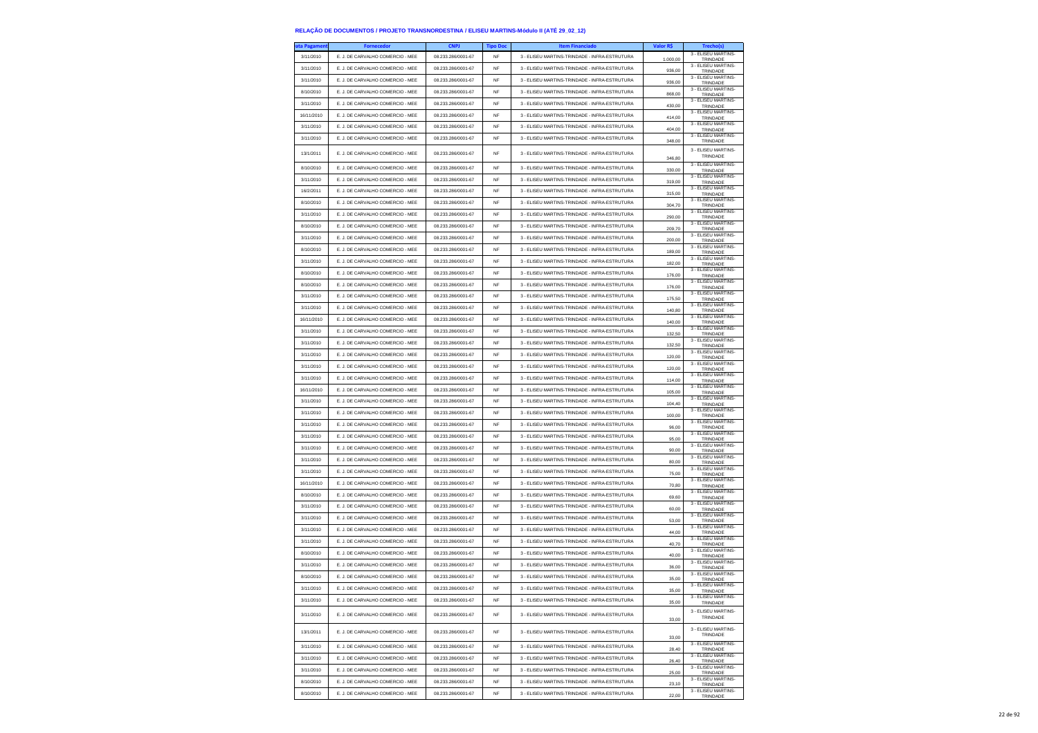**RELAÇÃO DE DOCUMENTOS / PROJETO TRANSNORDESTINA / ELISEU MARTINS-Módulo II (ATÉ 29_02_12)**

| ata Pagament | Fornecedor | CNPJ | Tipo Doc | Item Financiado | Valor R$ | Trecho(s) |
|---|---|---|---|---|---|---|
| 3/11/2010 | E. J. DE CARVALHO COMERCIO - MEE | 08.233.286/0001-67 | NF | 3 - ELISEU MARTINS-TRINDADE - INFRA-ESTRUTURA | 1.000,00 | 3 - ELISEU MARTINS-TRINDADE |
| 3/11/2010 | E. J. DE CARVALHO COMERCIO - MEE | 08.233.286/0001-67 | NF | 3 - ELISEU MARTINS-TRINDADE - INFRA-ESTRUTURA | 936,00 | 3 - ELISEU MARTINS-TRINDADE |
| 3/11/2010 | E. J. DE CARVALHO COMERCIO - MEE | 08.233.286/0001-67 | NF | 3 - ELISEU MARTINS-TRINDADE - INFRA-ESTRUTURA | 936,00 | 3 - ELISEU MARTINS-TRINDADE |
| 8/10/2010 | E. J. DE CARVALHO COMERCIO - MEE | 08.233.286/0001-67 | NF | 3 - ELISEU MARTINS-TRINDADE - INFRA-ESTRUTURA | 868,00 | 3 - ELISEU MARTINS-TRINDADE |
| 3/11/2010 | E. J. DE CARVALHO COMERCIO - MEE | 08.233.286/0001-67 | NF | 3 - ELISEU MARTINS-TRINDADE - INFRA-ESTRUTURA | 430,00 | 3 - ELISEU MARTINS-TRINDADE |
| 16/11/2010 | E. J. DE CARVALHO COMERCIO - MEE | 08.233.286/0001-67 | NF | 3 - ELISEU MARTINS-TRINDADE - INFRA-ESTRUTURA | 414,00 | 3 - ELISEU MARTINS-TRINDADE |
| 3/11/2010 | E. J. DE CARVALHO COMERCIO - MEE | 08.233.286/0001-67 | NF | 3 - ELISEU MARTINS-TRINDADE - INFRA-ESTRUTURA | 404,00 | 3 - ELISEU MARTINS-TRINDADE |
| 3/11/2010 | E. J. DE CARVALHO COMERCIO - MEE | 08.233.286/0001-67 | NF | 3 - ELISEU MARTINS-TRINDADE - INFRA-ESTRUTURA | 348,00 | 3 - ELISEU MARTINS-TRINDADE |
| 13/1/2011 | E. J. DE CARVALHO COMERCIO - MEE | 08.233.286/0001-67 | NF | 3 - ELISEU MARTINS-TRINDADE - INFRA-ESTRUTURA | 346,80 | 3 - ELISEU MARTINS-TRINDADE |
| 8/10/2010 | E. J. DE CARVALHO COMERCIO - MEE | 08.233.286/0001-67 | NF | 3 - ELISEU MARTINS-TRINDADE - INFRA-ESTRUTURA | 330,00 | 3 - ELISEU MARTINS-TRINDADE |
| 3/11/2010 | E. J. DE CARVALHO COMERCIO - MEE | 08.233.286/0001-67 | NF | 3 - ELISEU MARTINS-TRINDADE - INFRA-ESTRUTURA | 319,00 | 3 - ELISEU MARTINS-TRINDADE |
| 16/2/2011 | E. J. DE CARVALHO COMERCIO - MEE | 08.233.286/0001-67 | NF | 3 - ELISEU MARTINS-TRINDADE - INFRA-ESTRUTURA | 315,00 | 3 - ELISEU MARTINS-TRINDADE |
| 8/10/2010 | E. J. DE CARVALHO COMERCIO - MEE | 08.233.286/0001-67 | NF | 3 - ELISEU MARTINS-TRINDADE - INFRA-ESTRUTURA | 304,70 | 3 - ELISEU MARTINS-TRINDADE |
| 3/11/2010 | E. J. DE CARVALHO COMERCIO - MEE | 08.233.286/0001-67 | NF | 3 - ELISEU MARTINS-TRINDADE - INFRA-ESTRUTURA | 290,00 | 3 - ELISEU MARTINS-TRINDADE |
| 8/10/2010 | E. J. DE CARVALHO COMERCIO - MEE | 08.233.286/0001-67 | NF | 3 - ELISEU MARTINS-TRINDADE - INFRA-ESTRUTURA | 209,70 | 3 - ELISEU MARTINS-TRINDADE |
| 3/11/2010 | E. J. DE CARVALHO COMERCIO - MEE | 08.233.286/0001-67 | NF | 3 - ELISEU MARTINS-TRINDADE - INFRA-ESTRUTURA | 200,00 | 3 - ELISEU MARTINS-TRINDADE |
| 8/10/2010 | E. J. DE CARVALHO COMERCIO - MEE | 08.233.286/0001-67 | NF | 3 - ELISEU MARTINS-TRINDADE - INFRA-ESTRUTURA | 189,00 | 3 - ELISEU MARTINS-TRINDADE |
| 3/11/2010 | E. J. DE CARVALHO COMERCIO - MEE | 08.233.286/0001-67 | NF | 3 - ELISEU MARTINS-TRINDADE - INFRA-ESTRUTURA | 182,00 | 3 - ELISEU MARTINS-TRINDADE |
| 8/10/2010 | E. J. DE CARVALHO COMERCIO - MEE | 08.233.286/0001-67 | NF | 3 - ELISEU MARTINS-TRINDADE - INFRA-ESTRUTURA | 176,00 | 3 - ELISEU MARTINS-TRINDADE |
| 8/10/2010 | E. J. DE CARVALHO COMERCIO - MEE | 08.233.286/0001-67 | NF | 3 - ELISEU MARTINS-TRINDADE - INFRA-ESTRUTURA | 176,00 | 3 - ELISEU MARTINS-TRINDADE |
| 3/11/2010 | E. J. DE CARVALHO COMERCIO - MEE | 08.233.286/0001-67 | NF | 3 - ELISEU MARTINS-TRINDADE - INFRA-ESTRUTURA | 175,50 | 3 - ELISEU MARTINS-TRINDADE |
| 3/11/2010 | E. J. DE CARVALHO COMERCIO - MEE | 08.233.286/0001-67 | NF | 3 - ELISEU MARTINS-TRINDADE - INFRA-ESTRUTURA | 140,80 | 3 - ELISEU MARTINS-TRINDADE |
| 16/11/2010 | E. J. DE CARVALHO COMERCIO - MEE | 08.233.286/0001-67 | NF | 3 - ELISEU MARTINS-TRINDADE - INFRA-ESTRUTURA | 140,00 | 3 - ELISEU MARTINS-TRINDADE |
| 3/11/2010 | E. J. DE CARVALHO COMERCIO - MEE | 08.233.286/0001-67 | NF | 3 - ELISEU MARTINS-TRINDADE - INFRA-ESTRUTURA | 132,50 | 3 - ELISEU MARTINS-TRINDADE |
| 3/11/2010 | E. J. DE CARVALHO COMERCIO - MEE | 08.233.286/0001-67 | NF | 3 - ELISEU MARTINS-TRINDADE - INFRA-ESTRUTURA | 132,50 | 3 - ELISEU MARTINS-TRINDADE |
| 3/11/2010 | E. J. DE CARVALHO COMERCIO - MEE | 08.233.286/0001-67 | NF | 3 - ELISEU MARTINS-TRINDADE - INFRA-ESTRUTURA | 120,00 | 3 - ELISEU MARTINS-TRINDADE |
| 3/11/2010 | E. J. DE CARVALHO COMERCIO - MEE | 08.233.286/0001-67 | NF | 3 - ELISEU MARTINS-TRINDADE - INFRA-ESTRUTURA | 120,00 | 3 - ELISEU MARTINS-TRINDADE |
| 3/11/2010 | E. J. DE CARVALHO COMERCIO - MEE | 08.233.286/0001-67 | NF | 3 - ELISEU MARTINS-TRINDADE - INFRA-ESTRUTURA | 114,00 | 3 - ELISEU MARTINS-TRINDADE |
| 16/11/2010 | E. J. DE CARVALHO COMERCIO - MEE | 08.233.286/0001-67 | NF | 3 - ELISEU MARTINS-TRINDADE - INFRA-ESTRUTURA | 105,00 | 3 - ELISEU MARTINS-TRINDADE |
| 3/11/2010 | E. J. DE CARVALHO COMERCIO - MEE | 08.233.286/0001-67 | NF | 3 - ELISEU MARTINS-TRINDADE - INFRA-ESTRUTURA | 104,40 | 3 - ELISEU MARTINS-TRINDADE |
| 3/11/2010 | E. J. DE CARVALHO COMERCIO - MEE | 08.233.286/0001-67 | NF | 3 - ELISEU MARTINS-TRINDADE - INFRA-ESTRUTURA | 100,00 | 3 - ELISEU MARTINS-TRINDADE |
| 3/11/2010 | E. J. DE CARVALHO COMERCIO - MEE | 08.233.286/0001-67 | NF | 3 - ELISEU MARTINS-TRINDADE - INFRA-ESTRUTURA | 96,00 | 3 - ELISEU MARTINS-TRINDADE |
| 3/11/2010 | E. J. DE CARVALHO COMERCIO - MEE | 08.233.286/0001-67 | NF | 3 - ELISEU MARTINS-TRINDADE - INFRA-ESTRUTURA | 95,00 | 3 - ELISEU MARTINS-TRINDADE |
| 3/11/2010 | E. J. DE CARVALHO COMERCIO - MEE | 08.233.286/0001-67 | NF | 3 - ELISEU MARTINS-TRINDADE - INFRA-ESTRUTURA | 90,00 | 3 - ELISEU MARTINS-TRINDADE |
| 3/11/2010 | E. J. DE CARVALHO COMERCIO - MEE | 08.233.286/0001-67 | NF | 3 - ELISEU MARTINS-TRINDADE - INFRA-ESTRUTURA | 80,00 | 3 - ELISEU MARTINS-TRINDADE |
| 3/11/2010 | E. J. DE CARVALHO COMERCIO - MEE | 08.233.286/0001-67 | NF | 3 - ELISEU MARTINS-TRINDADE - INFRA-ESTRUTURA | 75,00 | 3 - ELISEU MARTINS-TRINDADE |
| 16/11/2010 | E. J. DE CARVALHO COMERCIO - MEE | 08.233.286/0001-67 | NF | 3 - ELISEU MARTINS-TRINDADE - INFRA-ESTRUTURA | 70,80 | 3 - ELISEU MARTINS-TRINDADE |
| 8/10/2010 | E. J. DE CARVALHO COMERCIO - MEE | 08.233.286/0001-67 | NF | 3 - ELISEU MARTINS-TRINDADE - INFRA-ESTRUTURA | 69,60 | 3 - ELISEU MARTINS-TRINDADE |
| 3/11/2010 | E. J. DE CARVALHO COMERCIO - MEE | 08.233.286/0001-67 | NF | 3 - ELISEU MARTINS-TRINDADE - INFRA-ESTRUTURA | 60,00 | 3 - ELISEU MARTINS-TRINDADE |
| 3/11/2010 | E. J. DE CARVALHO COMERCIO - MEE | 08.233.286/0001-67 | NF | 3 - ELISEU MARTINS-TRINDADE - INFRA-ESTRUTURA | 53,00 | 3 - ELISEU MARTINS-TRINDADE |
| 3/11/2010 | E. J. DE CARVALHO COMERCIO - MEE | 08.233.286/0001-67 | NF | 3 - ELISEU MARTINS-TRINDADE - INFRA-ESTRUTURA | 44,00 | 3 - ELISEU MARTINS-TRINDADE |
| 3/11/2010 | E. J. DE CARVALHO COMERCIO - MEE | 08.233.286/0001-67 | NF | 3 - ELISEU MARTINS-TRINDADE - INFRA-ESTRUTURA | 40,70 | 3 - ELISEU MARTINS-TRINDADE |
| 8/10/2010 | E. J. DE CARVALHO COMERCIO - MEE | 08.233.286/0001-67 | NF | 3 - ELISEU MARTINS-TRINDADE - INFRA-ESTRUTURA | 40,00 | 3 - ELISEU MARTINS-TRINDADE |
| 3/11/2010 | E. J. DE CARVALHO COMERCIO - MEE | 08.233.286/0001-67 | NF | 3 - ELISEU MARTINS-TRINDADE - INFRA-ESTRUTURA | 36,00 | 3 - ELISEU MARTINS-TRINDADE |
| 8/10/2010 | E. J. DE CARVALHO COMERCIO - MEE | 08.233.286/0001-67 | NF | 3 - ELISEU MARTINS-TRINDADE - INFRA-ESTRUTURA | 35,00 | 3 - ELISEU MARTINS-TRINDADE |
| 3/11/2010 | E. J. DE CARVALHO COMERCIO - MEE | 08.233.286/0001-67 | NF | 3 - ELISEU MARTINS-TRINDADE - INFRA-ESTRUTURA | 35,00 | 3 - ELISEU MARTINS-TRINDADE |
| 3/11/2010 | E. J. DE CARVALHO COMERCIO - MEE | 08.233.286/0001-67 | NF | 3 - ELISEU MARTINS-TRINDADE - INFRA-ESTRUTURA | 35,00 | 3 - ELISEU MARTINS-TRINDADE |
| 3/11/2010 | E. J. DE CARVALHO COMERCIO - MEE | 08.233.286/0001-67 | NF | 3 - ELISEU MARTINS-TRINDADE - INFRA-ESTRUTURA | 33,00 | 3 - ELISEU MARTINS-TRINDADE |
| 13/1/2011 | E. J. DE CARVALHO COMERCIO - MEE | 08.233.286/0001-67 | NF | 3 - ELISEU MARTINS-TRINDADE - INFRA-ESTRUTURA | 33,00 | 3 - ELISEU MARTINS-TRINDADE |
| 3/11/2010 | E. J. DE CARVALHO COMERCIO - MEE | 08.233.286/0001-67 | NF | 3 - ELISEU MARTINS-TRINDADE - INFRA-ESTRUTURA | 28,40 | 3 - ELISEU MARTINS-TRINDADE |
| 3/11/2010 | E. J. DE CARVALHO COMERCIO - MEE | 08.233.286/0001-67 | NF | 3 - ELISEU MARTINS-TRINDADE - INFRA-ESTRUTURA | 26,40 | 3 - ELISEU MARTINS-TRINDADE |
| 3/11/2010 | E. J. DE CARVALHO COMERCIO - MEE | 08.233.286/0001-67 | NF | 3 - ELISEU MARTINS-TRINDADE - INFRA-ESTRUTURA | 25,00 | 3 - ELISEU MARTINS-TRINDADE |
| 8/10/2010 | E. J. DE CARVALHO COMERCIO - MEE | 08.233.286/0001-67 | NF | 3 - ELISEU MARTINS-TRINDADE - INFRA-ESTRUTURA | 23,10 | 3 - ELISEU MARTINS-TRINDADE |
| 8/10/2010 | E. J. DE CARVALHO COMERCIO - MEE | 08.233.286/0001-67 | NF | 3 - ELISEU MARTINS-TRINDADE - INFRA-ESTRUTURA | 22,00 | 3 - ELISEU MARTINS-TRINDADE |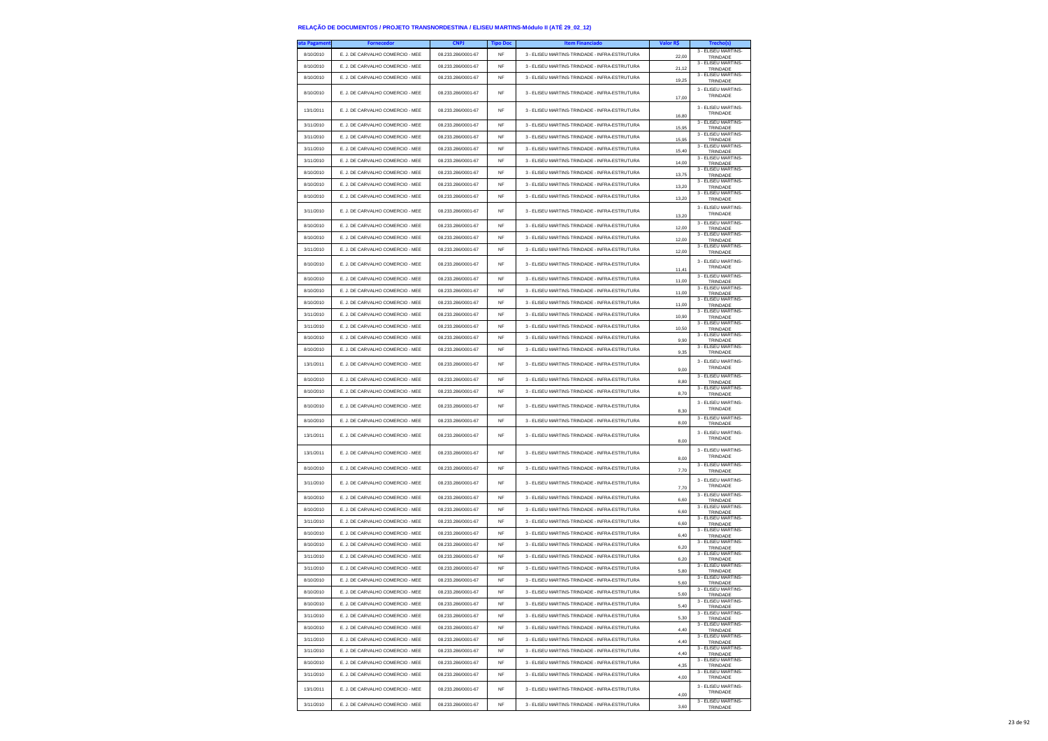#### RELAÇÃO DE DOCUMENTOS / PROJETO TRANSNORDESTINA / ELISEU MARTINS-Módulo II (ATÉ 29_02_12)

| ata Pagament | Fornecedor | CNPJ | Tipo Doc | Item Financiado | Valor R$ | Trecho(s) |
|---|---|---|---|---|---|---|
| 8/10/2010 | E. J. DE CARVALHO COMERCIO - MEE | 08.233.286/0001-67 | NF | 3 - ELISEU MARTINS-TRINDADE - INFRA-ESTRUTURA | 22,00 | 3 - ELISEU MARTINS-TRINDADE |
| 8/10/2010 | E. J. DE CARVALHO COMERCIO - MEE | 08.233.286/0001-67 | NF | 3 - ELISEU MARTINS-TRINDADE - INFRA-ESTRUTURA | 21,12 | 3 - ELISEU MARTINS-TRINDADE |
| 8/10/2010 | E. J. DE CARVALHO COMERCIO - MEE | 08.233.286/0001-67 | NF | 3 - ELISEU MARTINS-TRINDADE - INFRA-ESTRUTURA | 19,25 | 3 - ELISEU MARTINS-TRINDADE |
| 8/10/2010 | E. J. DE CARVALHO COMERCIO - MEE | 08.233.286/0001-67 | NF | 3 - ELISEU MARTINS-TRINDADE - INFRA-ESTRUTURA | 17,00 | 3 - ELISEU MARTINS-TRINDADE |
| 13/1/2011 | E. J. DE CARVALHO COMERCIO - MEE | 08.233.286/0001-67 | NF | 3 - ELISEU MARTINS-TRINDADE - INFRA-ESTRUTURA | 16,80 | 3 - ELISEU MARTINS-TRINDADE |
| 3/11/2010 | E. J. DE CARVALHO COMERCIO - MEE | 08.233.286/0001-67 | NF | 3 - ELISEU MARTINS-TRINDADE - INFRA-ESTRUTURA | 15,95 | 3 - ELISEU MARTINS-TRINDADE |
| 3/11/2010 | E. J. DE CARVALHO COMERCIO - MEE | 08.233.286/0001-67 | NF | 3 - ELISEU MARTINS-TRINDADE - INFRA-ESTRUTURA | 15,95 | 3 - ELISEU MARTINS-TRINDADE |
| 3/11/2010 | E. J. DE CARVALHO COMERCIO - MEE | 08.233.286/0001-67 | NF | 3 - ELISEU MARTINS-TRINDADE - INFRA-ESTRUTURA | 15,40 | 3 - ELISEU MARTINS-TRINDADE |
| 3/11/2010 | E. J. DE CARVALHO COMERCIO - MEE | 08.233.286/0001-67 | NF | 3 - ELISEU MARTINS-TRINDADE - INFRA-ESTRUTURA | 14,00 | 3 - ELISEU MARTINS-TRINDADE |
| 8/10/2010 | E. J. DE CARVALHO COMERCIO - MEE | 08.233.286/0001-67 | NF | 3 - ELISEU MARTINS-TRINDADE - INFRA-ESTRUTURA | 13,75 | 3 - ELISEU MARTINS-TRINDADE |
| 8/10/2010 | E. J. DE CARVALHO COMERCIO - MEE | 08.233.286/0001-67 | NF | 3 - ELISEU MARTINS-TRINDADE - INFRA-ESTRUTURA | 13,20 | 3 - ELISEU MARTINS-TRINDADE |
| 8/10/2010 | E. J. DE CARVALHO COMERCIO - MEE | 08.233.286/0001-67 | NF | 3 - ELISEU MARTINS-TRINDADE - INFRA-ESTRUTURA | 13,20 | 3 - ELISEU MARTINS-TRINDADE |
| 3/11/2010 | E. J. DE CARVALHO COMERCIO - MEE | 08.233.286/0001-67 | NF | 3 - ELISEU MARTINS-TRINDADE - INFRA-ESTRUTURA | 13,20 | 3 - ELISEU MARTINS-TRINDADE |
| 8/10/2010 | E. J. DE CARVALHO COMERCIO - MEE | 08.233.286/0001-67 | NF | 3 - ELISEU MARTINS-TRINDADE - INFRA-ESTRUTURA | 12,00 | 3 - ELISEU MARTINS-TRINDADE |
| 8/10/2010 | E. J. DE CARVALHO COMERCIO - MEE | 08.233.286/0001-67 | NF | 3 - ELISEU MARTINS-TRINDADE - INFRA-ESTRUTURA | 12,00 | 3 - ELISEU MARTINS-TRINDADE |
| 3/11/2010 | E. J. DE CARVALHO COMERCIO - MEE | 08.233.286/0001-67 | NF | 3 - ELISEU MARTINS-TRINDADE - INFRA-ESTRUTURA | 12,00 | 3 - ELISEU MARTINS-TRINDADE |
| 8/10/2010 | E. J. DE CARVALHO COMERCIO - MEE | 08.233.286/0001-67 | NF | 3 - ELISEU MARTINS-TRINDADE - INFRA-ESTRUTURA | 11,41 | 3 - ELISEU MARTINS-TRINDADE |
| 8/10/2010 | E. J. DE CARVALHO COMERCIO - MEE | 08.233.286/0001-67 | NF | 3 - ELISEU MARTINS-TRINDADE - INFRA-ESTRUTURA | 11,00 | 3 - ELISEU MARTINS-TRINDADE |
| 8/10/2010 | E. J. DE CARVALHO COMERCIO - MEE | 08.233.286/0001-67 | NF | 3 - ELISEU MARTINS-TRINDADE - INFRA-ESTRUTURA | 11,00 | 3 - ELISEU MARTINS-TRINDADE |
| 8/10/2010 | E. J. DE CARVALHO COMERCIO - MEE | 08.233.286/0001-67 | NF | 3 - ELISEU MARTINS-TRINDADE - INFRA-ESTRUTURA | 11,00 | 3 - ELISEU MARTINS-TRINDADE |
| 3/11/2010 | E. J. DE CARVALHO COMERCIO - MEE | 08.233.286/0001-67 | NF | 3 - ELISEU MARTINS-TRINDADE - INFRA-ESTRUTURA | 10,90 | 3 - ELISEU MARTINS-TRINDADE |
| 3/11/2010 | E. J. DE CARVALHO COMERCIO - MEE | 08.233.286/0001-67 | NF | 3 - ELISEU MARTINS-TRINDADE - INFRA-ESTRUTURA | 10,50 | 3 - ELISEU MARTINS-TRINDADE |
| 8/10/2010 | E. J. DE CARVALHO COMERCIO - MEE | 08.233.286/0001-67 | NF | 3 - ELISEU MARTINS-TRINDADE - INFRA-ESTRUTURA | 9,90 | 3 - ELISEU MARTINS-TRINDADE |
| 8/10/2010 | E. J. DE CARVALHO COMERCIO - MEE | 08.233.286/0001-67 | NF | 3 - ELISEU MARTINS-TRINDADE - INFRA-ESTRUTURA | 9,35 | 3 - ELISEU MARTINS-TRINDADE |
| 13/1/2011 | E. J. DE CARVALHO COMERCIO - MEE | 08.233.286/0001-67 | NF | 3 - ELISEU MARTINS-TRINDADE - INFRA-ESTRUTURA | 9,00 | 3 - ELISEU MARTINS-TRINDADE |
| 8/10/2010 | E. J. DE CARVALHO COMERCIO - MEE | 08.233.286/0001-67 | NF | 3 - ELISEU MARTINS-TRINDADE - INFRA-ESTRUTURA | 8,80 | 3 - ELISEU MARTINS-TRINDADE |
| 8/10/2010 | E. J. DE CARVALHO COMERCIO - MEE | 08.233.286/0001-67 | NF | 3 - ELISEU MARTINS-TRINDADE - INFRA-ESTRUTURA | 8,70 | 3 - ELISEU MARTINS-TRINDADE |
| 8/10/2010 | E. J. DE CARVALHO COMERCIO - MEE | 08.233.286/0001-67 | NF | 3 - ELISEU MARTINS-TRINDADE - INFRA-ESTRUTURA | 8,30 | 3 - ELISEU MARTINS-TRINDADE |
| 8/10/2010 | E. J. DE CARVALHO COMERCIO - MEE | 08.233.286/0001-67 | NF | 3 - ELISEU MARTINS-TRINDADE - INFRA-ESTRUTURA | 8,00 | 3 - ELISEU MARTINS-TRINDADE |
| 13/1/2011 | E. J. DE CARVALHO COMERCIO - MEE | 08.233.286/0001-67 | NF | 3 - ELISEU MARTINS-TRINDADE - INFRA-ESTRUTURA | 8,00 | 3 - ELISEU MARTINS-TRINDADE |
| 13/1/2011 | E. J. DE CARVALHO COMERCIO - MEE | 08.233.286/0001-67 | NF | 3 - ELISEU MARTINS-TRINDADE - INFRA-ESTRUTURA | 8,00 | 3 - ELISEU MARTINS-TRINDADE |
| 8/10/2010 | E. J. DE CARVALHO COMERCIO - MEE | 08.233.286/0001-67 | NF | 3 - ELISEU MARTINS-TRINDADE - INFRA-ESTRUTURA | 7,70 | 3 - ELISEU MARTINS-TRINDADE |
| 3/11/2010 | E. J. DE CARVALHO COMERCIO - MEE | 08.233.286/0001-67 | NF | 3 - ELISEU MARTINS-TRINDADE - INFRA-ESTRUTURA | 7,70 | 3 - ELISEU MARTINS-TRINDADE |
| 8/10/2010 | E. J. DE CARVALHO COMERCIO - MEE | 08.233.286/0001-67 | NF | 3 - ELISEU MARTINS-TRINDADE - INFRA-ESTRUTURA | 6,60 | 3 - ELISEU MARTINS-TRINDADE |
| 8/10/2010 | E. J. DE CARVALHO COMERCIO - MEE | 08.233.286/0001-67 | NF | 3 - ELISEU MARTINS-TRINDADE - INFRA-ESTRUTURA | 6,60 | 3 - ELISEU MARTINS-TRINDADE |
| 3/11/2010 | E. J. DE CARVALHO COMERCIO - MEE | 08.233.286/0001-67 | NF | 3 - ELISEU MARTINS-TRINDADE - INFRA-ESTRUTURA | 6,60 | 3 - ELISEU MARTINS-TRINDADE |
| 8/10/2010 | E. J. DE CARVALHO COMERCIO - MEE | 08.233.286/0001-67 | NF | 3 - ELISEU MARTINS-TRINDADE - INFRA-ESTRUTURA | 6,40 | 3 - ELISEU MARTINS-TRINDADE |
| 8/10/2010 | E. J. DE CARVALHO COMERCIO - MEE | 08.233.286/0001-67 | NF | 3 - ELISEU MARTINS-TRINDADE - INFRA-ESTRUTURA | 6,20 | 3 - ELISEU MARTINS-TRINDADE |
| 3/11/2010 | E. J. DE CARVALHO COMERCIO - MEE | 08.233.286/0001-67 | NF | 3 - ELISEU MARTINS-TRINDADE - INFRA-ESTRUTURA | 6,20 | 3 - ELISEU MARTINS-TRINDADE |
| 3/11/2010 | E. J. DE CARVALHO COMERCIO - MEE | 08.233.286/0001-67 | NF | 3 - ELISEU MARTINS-TRINDADE - INFRA-ESTRUTURA | 5,80 | 3 - ELISEU MARTINS-TRINDADE |
| 8/10/2010 | E. J. DE CARVALHO COMERCIO - MEE | 08.233.286/0001-67 | NF | 3 - ELISEU MARTINS-TRINDADE - INFRA-ESTRUTURA | 5,60 | 3 - ELISEU MARTINS-TRINDADE |
| 8/10/2010 | E. J. DE CARVALHO COMERCIO - MEE | 08.233.286/0001-67 | NF | 3 - ELISEU MARTINS-TRINDADE - INFRA-ESTRUTURA | 5,60 | 3 - ELISEU MARTINS-TRINDADE |
| 8/10/2010 | E. J. DE CARVALHO COMERCIO - MEE | 08.233.286/0001-67 | NF | 3 - ELISEU MARTINS-TRINDADE - INFRA-ESTRUTURA | 5,40 | 3 - ELISEU MARTINS-TRINDADE |
| 3/11/2010 | E. J. DE CARVALHO COMERCIO - MEE | 08.233.286/0001-67 | NF | 3 - ELISEU MARTINS-TRINDADE - INFRA-ESTRUTURA | 5,30 | 3 - ELISEU MARTINS-TRINDADE |
| 8/10/2010 | E. J. DE CARVALHO COMERCIO - MEE | 08.233.286/0001-67 | NF | 3 - ELISEU MARTINS-TRINDADE - INFRA-ESTRUTURA | 4,40 | 3 - ELISEU MARTINS-TRINDADE |
| 3/11/2010 | E. J. DE CARVALHO COMERCIO - MEE | 08.233.286/0001-67 | NF | 3 - ELISEU MARTINS-TRINDADE - INFRA-ESTRUTURA | 4,40 | 3 - ELISEU MARTINS-TRINDADE |
| 3/11/2010 | E. J. DE CARVALHO COMERCIO - MEE | 08.233.286/0001-67 | NF | 3 - ELISEU MARTINS-TRINDADE - INFRA-ESTRUTURA | 4,40 | 3 - ELISEU MARTINS-TRINDADE |
| 8/10/2010 | E. J. DE CARVALHO COMERCIO - MEE | 08.233.286/0001-67 | NF | 3 - ELISEU MARTINS-TRINDADE - INFRA-ESTRUTURA | 4,35 | 3 - ELISEU MARTINS-TRINDADE |
| 3/11/2010 | E. J. DE CARVALHO COMERCIO - MEE | 08.233.286/0001-67 | NF | 3 - ELISEU MARTINS-TRINDADE - INFRA-ESTRUTURA | 4,00 | 3 - ELISEU MARTINS-TRINDADE |
| 13/1/2011 | E. J. DE CARVALHO COMERCIO - MEE | 08.233.286/0001-67 | NF | 3 - ELISEU MARTINS-TRINDADE - INFRA-ESTRUTURA | 4,00 | 3 - ELISEU MARTINS-TRINDADE |
| 3/11/2010 | E. J. DE CARVALHO COMERCIO - MEE | 08.233.286/0001-67 | NF | 3 - ELISEU MARTINS-TRINDADE - INFRA-ESTRUTURA | 3,60 | 3 - ELISEU MARTINS-TRINDADE |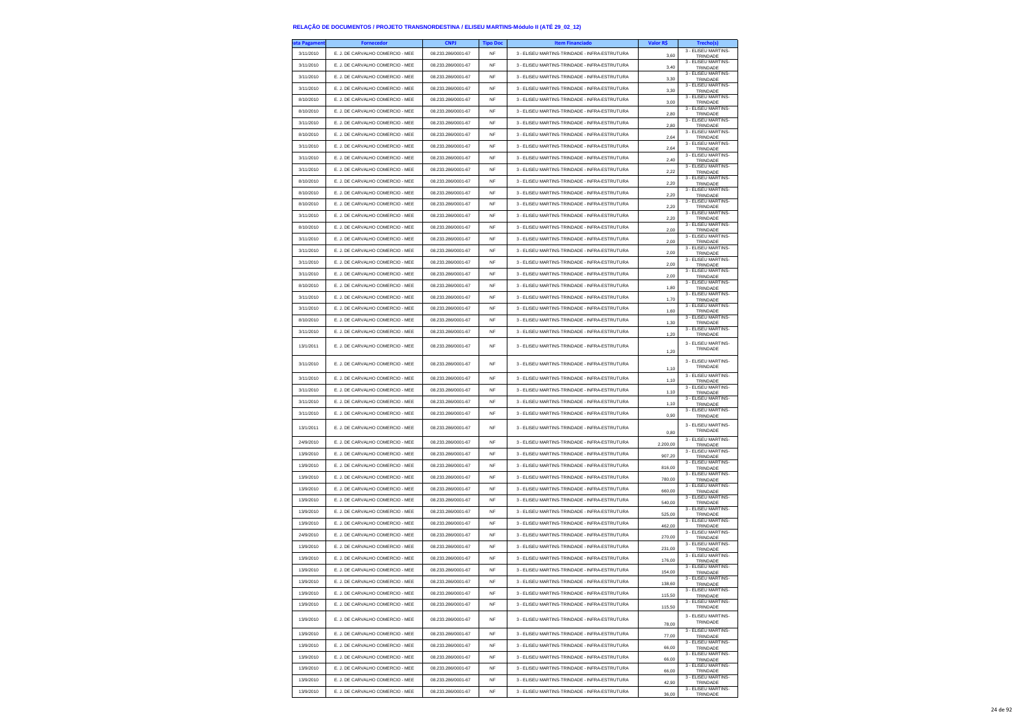### RELAÇÃO DE DOCUMENTOS / PROJETO TRANSNORDESTINA / ELISEU MARTINS-Módulo II (ATÉ 29_02_12)

| ata Pagament | Fornecedor | CNPJ | Tipo Doc | Item Financiado | Valor R$ | Trecho(s) |
|---|---|---|---|---|---|---|
| 3/11/2010 | E. J. DE CARVALHO COMERCIO - MEE | 08.233.286/0001-67 | NF | 3 - ELISEU MARTINS-TRINDADE - INFRA-ESTRUTURA | 3,60 | 3 - ELISEU MARTINS-TRINDADE |
| 3/11/2010 | E. J. DE CARVALHO COMERCIO - MEE | 08.233.286/0001-67 | NF | 3 - ELISEU MARTINS-TRINDADE - INFRA-ESTRUTURA | 3,40 | 3 - ELISEU MARTINS-TRINDADE |
| 3/11/2010 | E. J. DE CARVALHO COMERCIO - MEE | 08.233.286/0001-67 | NF | 3 - ELISEU MARTINS-TRINDADE - INFRA-ESTRUTURA | 3,30 | 3 - ELISEU MARTINS-TRINDADE |
| 3/11/2010 | E. J. DE CARVALHO COMERCIO - MEE | 08.233.286/0001-67 | NF | 3 - ELISEU MARTINS-TRINDADE - INFRA-ESTRUTURA | 3,30 | 3 - ELISEU MARTINS-TRINDADE |
| 8/10/2010 | E. J. DE CARVALHO COMERCIO - MEE | 08.233.286/0001-67 | NF | 3 - ELISEU MARTINS-TRINDADE - INFRA-ESTRUTURA | 3,00 | 3 - ELISEU MARTINS-TRINDADE |
| 8/10/2010 | E. J. DE CARVALHO COMERCIO - MEE | 08.233.286/0001-67 | NF | 3 - ELISEU MARTINS-TRINDADE - INFRA-ESTRUTURA | 2,80 | 3 - ELISEU MARTINS-TRINDADE |
| 3/11/2010 | E. J. DE CARVALHO COMERCIO - MEE | 08.233.286/0001-67 | NF | 3 - ELISEU MARTINS-TRINDADE - INFRA-ESTRUTURA | 2,80 | 3 - ELISEU MARTINS-TRINDADE |
| 8/10/2010 | E. J. DE CARVALHO COMERCIO - MEE | 08.233.286/0001-67 | NF | 3 - ELISEU MARTINS-TRINDADE - INFRA-ESTRUTURA | 2,64 | 3 - ELISEU MARTINS-TRINDADE |
| 3/11/2010 | E. J. DE CARVALHO COMERCIO - MEE | 08.233.286/0001-67 | NF | 3 - ELISEU MARTINS-TRINDADE - INFRA-ESTRUTURA | 2,64 | 3 - ELISEU MARTINS-TRINDADE |
| 3/11/2010 | E. J. DE CARVALHO COMERCIO - MEE | 08.233.286/0001-67 | NF | 3 - ELISEU MARTINS-TRINDADE - INFRA-ESTRUTURA | 2,40 | 3 - ELISEU MARTINS-TRINDADE |
| 3/11/2010 | E. J. DE CARVALHO COMERCIO - MEE | 08.233.286/0001-67 | NF | 3 - ELISEU MARTINS-TRINDADE - INFRA-ESTRUTURA | 2,22 | 3 - ELISEU MARTINS-TRINDADE |
| 8/10/2010 | E. J. DE CARVALHO COMERCIO - MEE | 08.233.286/0001-67 | NF | 3 - ELISEU MARTINS-TRINDADE - INFRA-ESTRUTURA | 2,20 | 3 - ELISEU MARTINS-TRINDADE |
| 8/10/2010 | E. J. DE CARVALHO COMERCIO - MEE | 08.233.286/0001-67 | NF | 3 - ELISEU MARTINS-TRINDADE - INFRA-ESTRUTURA | 2,20 | 3 - ELISEU MARTINS-TRINDADE |
| 8/10/2010 | E. J. DE CARVALHO COMERCIO - MEE | 08.233.286/0001-67 | NF | 3 - ELISEU MARTINS-TRINDADE - INFRA-ESTRUTURA | 2,20 | 3 - ELISEU MARTINS-TRINDADE |
| 3/11/2010 | E. J. DE CARVALHO COMERCIO - MEE | 08.233.286/0001-67 | NF | 3 - ELISEU MARTINS-TRINDADE - INFRA-ESTRUTURA | 2,20 | 3 - ELISEU MARTINS-TRINDADE |
| 8/10/2010 | E. J. DE CARVALHO COMERCIO - MEE | 08.233.286/0001-67 | NF | 3 - ELISEU MARTINS-TRINDADE - INFRA-ESTRUTURA | 2,00 | 3 - ELISEU MARTINS-TRINDADE |
| 3/11/2010 | E. J. DE CARVALHO COMERCIO - MEE | 08.233.286/0001-67 | NF | 3 - ELISEU MARTINS-TRINDADE - INFRA-ESTRUTURA | 2,00 | 3 - ELISEU MARTINS-TRINDADE |
| 3/11/2010 | E. J. DE CARVALHO COMERCIO - MEE | 08.233.286/0001-67 | NF | 3 - ELISEU MARTINS-TRINDADE - INFRA-ESTRUTURA | 2,00 | 3 - ELISEU MARTINS-TRINDADE |
| 3/11/2010 | E. J. DE CARVALHO COMERCIO - MEE | 08.233.286/0001-67 | NF | 3 - ELISEU MARTINS-TRINDADE - INFRA-ESTRUTURA | 2,00 | 3 - ELISEU MARTINS-TRINDADE |
| 3/11/2010 | E. J. DE CARVALHO COMERCIO - MEE | 08.233.286/0001-67 | NF | 3 - ELISEU MARTINS-TRINDADE - INFRA-ESTRUTURA | 2,00 | 3 - ELISEU MARTINS-TRINDADE |
| 8/10/2010 | E. J. DE CARVALHO COMERCIO - MEE | 08.233.286/0001-67 | NF | 3 - ELISEU MARTINS-TRINDADE - INFRA-ESTRUTURA | 1,80 | 3 - ELISEU MARTINS-TRINDADE |
| 3/11/2010 | E. J. DE CARVALHO COMERCIO - MEE | 08.233.286/0001-67 | NF | 3 - ELISEU MARTINS-TRINDADE - INFRA-ESTRUTURA | 1,70 | 3 - ELISEU MARTINS-TRINDADE |
| 3/11/2010 | E. J. DE CARVALHO COMERCIO - MEE | 08.233.286/0001-67 | NF | 3 - ELISEU MARTINS-TRINDADE - INFRA-ESTRUTURA | 1,60 | 3 - ELISEU MARTINS-TRINDADE |
| 8/10/2010 | E. J. DE CARVALHO COMERCIO - MEE | 08.233.286/0001-67 | NF | 3 - ELISEU MARTINS-TRINDADE - INFRA-ESTRUTURA | 1,30 | 3 - ELISEU MARTINS-TRINDADE |
| 3/11/2010 | E. J. DE CARVALHO COMERCIO - MEE | 08.233.286/0001-67 | NF | 3 - ELISEU MARTINS-TRINDADE - INFRA-ESTRUTURA | 1,20 | 3 - ELISEU MARTINS-TRINDADE |
| 13/1/2011 | E. J. DE CARVALHO COMERCIO - MEE | 08.233.286/0001-67 | NF | 3 - ELISEU MARTINS-TRINDADE - INFRA-ESTRUTURA | 1,20 | 3 - ELISEU MARTINS-TRINDADE |
| 3/11/2010 | E. J. DE CARVALHO COMERCIO - MEE | 08.233.286/0001-67 | NF | 3 - ELISEU MARTINS-TRINDADE - INFRA-ESTRUTURA | 1,10 | 3 - ELISEU MARTINS-TRINDADE |
| 3/11/2010 | E. J. DE CARVALHO COMERCIO - MEE | 08.233.286/0001-67 | NF | 3 - ELISEU MARTINS-TRINDADE - INFRA-ESTRUTURA | 1,10 | 3 - ELISEU MARTINS-TRINDADE |
| 3/11/2010 | E. J. DE CARVALHO COMERCIO - MEE | 08.233.286/0001-67 | NF | 3 - ELISEU MARTINS-TRINDADE - INFRA-ESTRUTURA | 1,10 | 3 - ELISEU MARTINS-TRINDADE |
| 3/11/2010 | E. J. DE CARVALHO COMERCIO - MEE | 08.233.286/0001-67 | NF | 3 - ELISEU MARTINS-TRINDADE - INFRA-ESTRUTURA | 1,10 | 3 - ELISEU MARTINS-TRINDADE |
| 3/11/2010 | E. J. DE CARVALHO COMERCIO - MEE | 08.233.286/0001-67 | NF | 3 - ELISEU MARTINS-TRINDADE - INFRA-ESTRUTURA | 0,90 | 3 - ELISEU MARTINS-TRINDADE |
| 13/1/2011 | E. J. DE CARVALHO COMERCIO - MEE | 08.233.286/0001-67 | NF | 3 - ELISEU MARTINS-TRINDADE - INFRA-ESTRUTURA | 0,80 | 3 - ELISEU MARTINS-TRINDADE |
| 24/9/2010 | E. J. DE CARVALHO COMERCIO - MEE | 08.233.286/0001-67 | NF | 3 - ELISEU MARTINS-TRINDADE - INFRA-ESTRUTURA | 2.200,00 | 3 - ELISEU MARTINS-TRINDADE |
| 13/9/2010 | E. J. DE CARVALHO COMERCIO - MEE | 08.233.286/0001-67 | NF | 3 - ELISEU MARTINS-TRINDADE - INFRA-ESTRUTURA | 907,20 | 3 - ELISEU MARTINS-TRINDADE |
| 13/9/2010 | E. J. DE CARVALHO COMERCIO - MEE | 08.233.286/0001-67 | NF | 3 - ELISEU MARTINS-TRINDADE - INFRA-ESTRUTURA | 816,00 | 3 - ELISEU MARTINS-TRINDADE |
| 13/9/2010 | E. J. DE CARVALHO COMERCIO - MEE | 08.233.286/0001-67 | NF | 3 - ELISEU MARTINS-TRINDADE - INFRA-ESTRUTURA | 780,00 | 3 - ELISEU MARTINS-TRINDADE |
| 13/9/2010 | E. J. DE CARVALHO COMERCIO - MEE | 08.233.286/0001-67 | NF | 3 - ELISEU MARTINS-TRINDADE - INFRA-ESTRUTURA | 660,00 | 3 - ELISEU MARTINS-TRINDADE |
| 13/9/2010 | E. J. DE CARVALHO COMERCIO - MEE | 08.233.286/0001-67 | NF | 3 - ELISEU MARTINS-TRINDADE - INFRA-ESTRUTURA | 540,00 | 3 - ELISEU MARTINS-TRINDADE |
| 13/9/2010 | E. J. DE CARVALHO COMERCIO - MEE | 08.233.286/0001-67 | NF | 3 - ELISEU MARTINS-TRINDADE - INFRA-ESTRUTURA | 525,00 | 3 - ELISEU MARTINS-TRINDADE |
| 13/9/2010 | E. J. DE CARVALHO COMERCIO - MEE | 08.233.286/0001-67 | NF | 3 - ELISEU MARTINS-TRINDADE - INFRA-ESTRUTURA | 462,00 | 3 - ELISEU MARTINS-TRINDADE |
| 24/9/2010 | E. J. DE CARVALHO COMERCIO - MEE | 08.233.286/0001-67 | NF | 3 - ELISEU MARTINS-TRINDADE - INFRA-ESTRUTURA | 270,00 | 3 - ELISEU MARTINS-TRINDADE |
| 13/9/2010 | E. J. DE CARVALHO COMERCIO - MEE | 08.233.286/0001-67 | NF | 3 - ELISEU MARTINS-TRINDADE - INFRA-ESTRUTURA | 231,00 | 3 - ELISEU MARTINS-TRINDADE |
| 13/9/2010 | E. J. DE CARVALHO COMERCIO - MEE | 08.233.286/0001-67 | NF | 3 - ELISEU MARTINS-TRINDADE - INFRA-ESTRUTURA | 176,00 | 3 - ELISEU MARTINS-TRINDADE |
| 13/9/2010 | E. J. DE CARVALHO COMERCIO - MEE | 08.233.286/0001-67 | NF | 3 - ELISEU MARTINS-TRINDADE - INFRA-ESTRUTURA | 154,00 | 3 - ELISEU MARTINS-TRINDADE |
| 13/9/2010 | E. J. DE CARVALHO COMERCIO - MEE | 08.233.286/0001-67 | NF | 3 - ELISEU MARTINS-TRINDADE - INFRA-ESTRUTURA | 138,60 | 3 - ELISEU MARTINS-TRINDADE |
| 13/9/2010 | E. J. DE CARVALHO COMERCIO - MEE | 08.233.286/0001-67 | NF | 3 - ELISEU MARTINS-TRINDADE - INFRA-ESTRUTURA | 115,50 | 3 - ELISEU MARTINS-TRINDADE |
| 13/9/2010 | E. J. DE CARVALHO COMERCIO - MEE | 08.233.286/0001-67 | NF | 3 - ELISEU MARTINS-TRINDADE - INFRA-ESTRUTURA | 115,50 | 3 - ELISEU MARTINS-TRINDADE |
| 13/9/2010 | E. J. DE CARVALHO COMERCIO - MEE | 08.233.286/0001-67 | NF | 3 - ELISEU MARTINS-TRINDADE - INFRA-ESTRUTURA | 78,00 | 3 - ELISEU MARTINS-TRINDADE |
| 13/9/2010 | E. J. DE CARVALHO COMERCIO - MEE | 08.233.286/0001-67 | NF | 3 - ELISEU MARTINS-TRINDADE - INFRA-ESTRUTURA | 77,00 | 3 - ELISEU MARTINS-TRINDADE |
| 13/9/2010 | E. J. DE CARVALHO COMERCIO - MEE | 08.233.286/0001-67 | NF | 3 - ELISEU MARTINS-TRINDADE - INFRA-ESTRUTURA | 66,00 | 3 - ELISEU MARTINS-TRINDADE |
| 13/9/2010 | E. J. DE CARVALHO COMERCIO - MEE | 08.233.286/0001-67 | NF | 3 - ELISEU MARTINS-TRINDADE - INFRA-ESTRUTURA | 66,00 | 3 - ELISEU MARTINS-TRINDADE |
| 13/9/2010 | E. J. DE CARVALHO COMERCIO - MEE | 08.233.286/0001-67 | NF | 3 - ELISEU MARTINS-TRINDADE - INFRA-ESTRUTURA | 66,00 | 3 - ELISEU MARTINS-TRINDADE |
| 13/9/2010 | E. J. DE CARVALHO COMERCIO - MEE | 08.233.286/0001-67 | NF | 3 - ELISEU MARTINS-TRINDADE - INFRA-ESTRUTURA | 42,90 | 3 - ELISEU MARTINS-TRINDADE |
| 13/9/2010 | E. J. DE CARVALHO COMERCIO - MEE | 08.233.286/0001-67 | NF | 3 - ELISEU MARTINS-TRINDADE - INFRA-ESTRUTURA | 36,00 | 3 - ELISEU MARTINS-TRINDADE |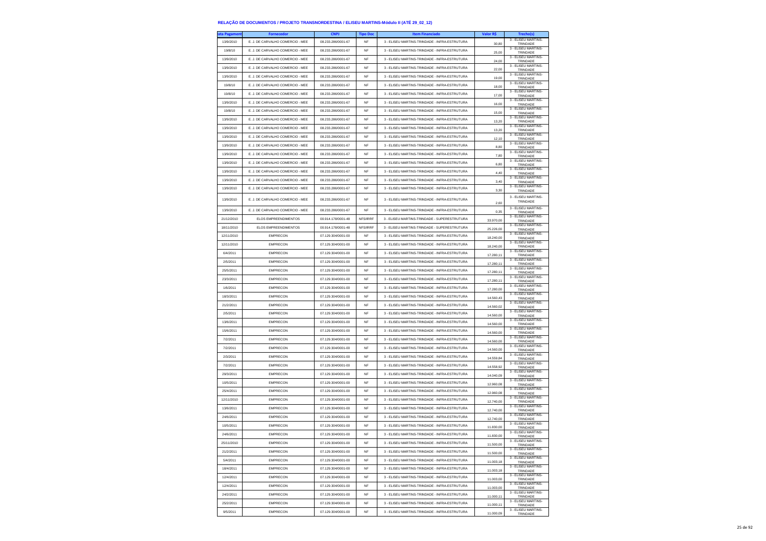# RELAÇÃO DE DOCUMENTOS / PROJETO TRANSNORDESTINA / ELISEU MARTINS-Módulo II (ATÉ 29_02_12)

| ata Pagament | Fornecedor | CNPJ | Tipo Doc | Item Financiado | Valor R$ | Trecho(s) |
|---|---|---|---|---|---|---|
| 13/9/2010 | E. J. DE CARVALHO COMERCIO - MEE | 08.233.286/0001-67 | NF | 3 - ELISEU MARTINS-TRINDADE - INFRA-ESTRUTURA | 30,80 | 3 - ELISEU MARTINS-TRINDADE |
| 19/8/10 | E. J. DE CARVALHO COMERCIO - MEE | 08.233.286/0001-67 | NF | 3 - ELISEU MARTINS-TRINDADE - INFRA-ESTRUTURA | 25,00 | 3 - ELISEU MARTINS-TRINDADE |
| 13/9/2010 | E. J. DE CARVALHO COMERCIO - MEE | 08.233.286/0001-67 | NF | 3 - ELISEU MARTINS-TRINDADE - INFRA-ESTRUTURA | 24,00 | 3 - ELISEU MARTINS-TRINDADE |
| 13/9/2010 | E. J. DE CARVALHO COMERCIO - MEE | 08.233.286/0001-67 | NF | 3 - ELISEU MARTINS-TRINDADE - INFRA-ESTRUTURA | 22,00 | 3 - ELISEU MARTINS-TRINDADE |
| 13/9/2010 | E. J. DE CARVALHO COMERCIO - MEE | 08.233.286/0001-67 | NF | 3 - ELISEU MARTINS-TRINDADE - INFRA-ESTRUTURA | 19,00 | 3 - ELISEU MARTINS-TRINDADE |
| 19/8/10 | E. J. DE CARVALHO COMERCIO - MEE | 08.233.286/0001-67 | NF | 3 - ELISEU MARTINS-TRINDADE - INFRA-ESTRUTURA | 18,00 | 3 - ELISEU MARTINS-TRINDADE |
| 19/8/10 | E. J. DE CARVALHO COMERCIO - MEE | 08.233.286/0001-67 | NF | 3 - ELISEU MARTINS-TRINDADE - INFRA-ESTRUTURA | 17,00 | 3 - ELISEU MARTINS-TRINDADE |
| 13/9/2010 | E. J. DE CARVALHO COMERCIO - MEE | 08.233.286/0001-67 | NF | 3 - ELISEU MARTINS-TRINDADE - INFRA-ESTRUTURA | 16,00 | 3 - ELISEU MARTINS-TRINDADE |
| 19/8/10 | E. J. DE CARVALHO COMERCIO - MEE | 08.233.286/0001-67 | NF | 3 - ELISEU MARTINS-TRINDADE - INFRA-ESTRUTURA | 15,00 | 3 - ELISEU MARTINS-TRINDADE |
| 13/9/2010 | E. J. DE CARVALHO COMERCIO - MEE | 08.233.286/0001-67 | NF | 3 - ELISEU MARTINS-TRINDADE - INFRA-ESTRUTURA | 13,20 | 3 - ELISEU MARTINS-TRINDADE |
| 13/9/2010 | E. J. DE CARVALHO COMERCIO - MEE | 08.233.286/0001-67 | NF | 3 - ELISEU MARTINS-TRINDADE - INFRA-ESTRUTURA | 13,20 | 3 - ELISEU MARTINS-TRINDADE |
| 13/9/2010 | E. J. DE CARVALHO COMERCIO - MEE | 08.233.286/0001-67 | NF | 3 - ELISEU MARTINS-TRINDADE - INFRA-ESTRUTURA | 12,10 | 3 - ELISEU MARTINS-TRINDADE |
| 13/9/2010 | E. J. DE CARVALHO COMERCIO - MEE | 08.233.286/0001-67 | NF | 3 - ELISEU MARTINS-TRINDADE - INFRA-ESTRUTURA | 8,80 | 3 - ELISEU MARTINS-TRINDADE |
| 13/9/2010 | E. J. DE CARVALHO COMERCIO - MEE | 08.233.286/0001-67 | NF | 3 - ELISEU MARTINS-TRINDADE - INFRA-ESTRUTURA | 7,80 | 3 - ELISEU MARTINS-TRINDADE |
| 13/9/2010 | E. J. DE CARVALHO COMERCIO - MEE | 08.233.286/0001-67 | NF | 3 - ELISEU MARTINS-TRINDADE - INFRA-ESTRUTURA | 6,80 | 3 - ELISEU MARTINS-TRINDADE |
| 13/9/2010 | E. J. DE CARVALHO COMERCIO - MEE | 08.233.286/0001-67 | NF | 3 - ELISEU MARTINS-TRINDADE - INFRA-ESTRUTURA | 4,40 | 3 - ELISEU MARTINS-TRINDADE |
| 13/9/2010 | E. J. DE CARVALHO COMERCIO - MEE | 08.233.286/0001-67 | NF | 3 - ELISEU MARTINS-TRINDADE - INFRA-ESTRUTURA | 3,40 | 3 - ELISEU MARTINS-TRINDADE |
| 13/9/2010 | E. J. DE CARVALHO COMERCIO - MEE | 08.233.286/0001-67 | NF | 3 - ELISEU MARTINS-TRINDADE - INFRA-ESTRUTURA | 3,30 | 3 - ELISEU MARTINS-TRINDADE |
| 13/9/2010 | E. J. DE CARVALHO COMERCIO - MEE | 08.233.286/0001-67 | NF | 3 - ELISEU MARTINS-TRINDADE - INFRA-ESTRUTURA | 2,60 | 3 - ELISEU MARTINS-TRINDADE |
| 13/9/2010 | E. J. DE CARVALHO COMERCIO - MEE | 08.233.286/0001-67 | NF | 3 - ELISEU MARTINS-TRINDADE - INFRA-ESTRUTURA | 0,35 | 3 - ELISEU MARTINS-TRINDADE |
| 21/12/2010 | ELOS EMPREENDIMENTOS | 00.914.178/0001-48 | NFS/IRRF | 3 - ELISEU MARTINS-TRINDADE - SUPERESTRUTURA | 33.970,00 | 3 - ELISEU MARTINS-TRINDADE |
| 18/11/2010 | ELOS EMPREENDIMENTOS | 00.914.178/0001-48 | NFS/IRRF | 3 - ELISEU MARTINS-TRINDADE - SUPERESTRUTURA | 25.226,00 | 3 - ELISEU MARTINS-TRINDADE |
| 12/11/2010 | EMPRECON | 07.129.304/0001-00 | NF | 3 - ELISEU MARTINS-TRINDADE - INFRA-ESTRUTURA | 18.240,00 | 3 - ELISEU MARTINS-TRINDADE |
| 12/11/2010 | EMPRECON | 07.129.304/0001-00 | NF | 3 - ELISEU MARTINS-TRINDADE - INFRA-ESTRUTURA | 18.240,00 | 3 - ELISEU MARTINS-TRINDADE |
| 6/4/2011 | EMPRECON | 07.129.304/0001-00 | NF | 3 - ELISEU MARTINS-TRINDADE - INFRA-ESTRUTURA | 17.280,11 | 3 - ELISEU MARTINS-TRINDADE |
| 2/5/2011 | EMPRECON | 07.129.304/0001-00 | NF | 3 - ELISEU MARTINS-TRINDADE - INFRA-ESTRUTURA | 17.280,11 | 3 - ELISEU MARTINS-TRINDADE |
| 25/5/2011 | EMPRECON | 07.129.304/0001-00 | NF | 3 - ELISEU MARTINS-TRINDADE - INFRA-ESTRUTURA | 17.280,11 | 3 - ELISEU MARTINS-TRINDADE |
| 23/3/2011 | EMPRECON | 07.129.304/0001-00 | NF | 3 - ELISEU MARTINS-TRINDADE - INFRA-ESTRUTURA | 17.280,11 | 3 - ELISEU MARTINS-TRINDADE |
| 1/6/2011 | EMPRECON | 07.129.304/0001-00 | NF | 3 - ELISEU MARTINS-TRINDADE - INFRA-ESTRUTURA | 17.280,00 | 3 - ELISEU MARTINS-TRINDADE |
| 18/3/2011 | EMPRECON | 07.129.304/0001-00 | NF | 3 - ELISEU MARTINS-TRINDADE - INFRA-ESTRUTURA | 14.560,43 | 3 - ELISEU MARTINS-TRINDADE |
| 21/2/2011 | EMPRECON | 07.129.304/0001-00 | NF | 3 - ELISEU MARTINS-TRINDADE - INFRA-ESTRUTURA | 14.560,02 | 3 - ELISEU MARTINS-TRINDADE |
| 2/5/2011 | EMPRECON | 07.129.304/0001-00 | NF | 3 - ELISEU MARTINS-TRINDADE - INFRA-ESTRUTURA | 14.560,00 | 3 - ELISEU MARTINS-TRINDADE |
| 13/6/2011 | EMPRECON | 07.129.304/0001-00 | NF | 3 - ELISEU MARTINS-TRINDADE - INFRA-ESTRUTURA | 14.560,00 | 3 - ELISEU MARTINS-TRINDADE |
| 15/6/2011 | EMPRECON | 07.129.304/0001-00 | NF | 3 - ELISEU MARTINS-TRINDADE - INFRA-ESTRUTURA | 14.560,00 | 3 - ELISEU MARTINS-TRINDADE |
| 7/2/2011 | EMPRECON | 07.129.304/0001-00 | NF | 3 - ELISEU MARTINS-TRINDADE - INFRA-ESTRUTURA | 14.560,00 | 3 - ELISEU MARTINS-TRINDADE |
| 7/2/2011 | EMPRECON | 07.129.304/0001-00 | NF | 3 - ELISEU MARTINS-TRINDADE - INFRA-ESTRUTURA | 14.560,00 | 3 - ELISEU MARTINS-TRINDADE |
| 2/3/2011 | EMPRECON | 07.129.304/0001-00 | NF | 3 - ELISEU MARTINS-TRINDADE - INFRA-ESTRUTURA | 14.559,84 | 3 - ELISEU MARTINS-TRINDADE |
| 7/2/2011 | EMPRECON | 07.129.304/0001-00 | NF | 3 - ELISEU MARTINS-TRINDADE - INFRA-ESTRUTURA | 14.558,92 | 3 - ELISEU MARTINS-TRINDADE |
| 29/3/2011 | EMPRECON | 07.129.304/0001-00 | NF | 3 - ELISEU MARTINS-TRINDADE - INFRA-ESTRUTURA | 14.040,09 | 3 - ELISEU MARTINS-TRINDADE |
| 10/5/2011 | EMPRECON | 07.129.304/0001-00 | NF | 3 - ELISEU MARTINS-TRINDADE - INFRA-ESTRUTURA | 12.960,08 | 3 - ELISEU MARTINS-TRINDADE |
| 25/4/2011 | EMPRECON | 07.129.304/0001-00 | NF | 3 - ELISEU MARTINS-TRINDADE - INFRA-ESTRUTURA | 12.960,08 | 3 - ELISEU MARTINS-TRINDADE |
| 12/11/2010 | EMPRECON | 07.129.304/0001-00 | NF | 3 - ELISEU MARTINS-TRINDADE - INFRA-ESTRUTURA | 12.740,00 | 3 - ELISEU MARTINS-TRINDADE |
| 13/6/2011 | EMPRECON | 07.129.304/0001-00 | NF | 3 - ELISEU MARTINS-TRINDADE - INFRA-ESTRUTURA | 12.740,00 | 3 - ELISEU MARTINS-TRINDADE |
| 24/6/2011 | EMPRECON | 07.129.304/0001-00 | NF | 3 - ELISEU MARTINS-TRINDADE - INFRA-ESTRUTURA | 12.740,00 | 3 - ELISEU MARTINS-TRINDADE |
| 10/5/2011 | EMPRECON | 07.129.304/0001-00 | NF | 3 - ELISEU MARTINS-TRINDADE - INFRA-ESTRUTURA | 11.830,00 | 3 - ELISEU MARTINS-TRINDADE |
| 24/6/2011 | EMPRECON | 07.129.304/0001-00 | NF | 3 - ELISEU MARTINS-TRINDADE - INFRA-ESTRUTURA | 11.830,00 | 3 - ELISEU MARTINS-TRINDADE |
| 25/11/2010 | EMPRECON | 07.129.304/0001-00 | NF | 3 - ELISEU MARTINS-TRINDADE - INFRA-ESTRUTURA | 11.500,00 | 3 - ELISEU MARTINS-TRINDADE |
| 21/2/2011 | EMPRECON | 07.129.304/0001-00 | NF | 3 - ELISEU MARTINS-TRINDADE - INFRA-ESTRUTURA | 11.500,00 | 3 - ELISEU MARTINS-TRINDADE |
| 5/4/2011 | EMPRECON | 07.129.304/0001-00 | NF | 3 - ELISEU MARTINS-TRINDADE - INFRA-ESTRUTURA | 11.003,18 | 3 - ELISEU MARTINS-TRINDADE |
| 18/4/2011 | EMPRECON | 07.129.304/0001-00 | NF | 3 - ELISEU MARTINS-TRINDADE - INFRA-ESTRUTURA | 11.003,18 | 3 - ELISEU MARTINS-TRINDADE |
| 12/4/2011 | EMPRECON | 07.129.304/0001-00 | NF | 3 - ELISEU MARTINS-TRINDADE - INFRA-ESTRUTURA | 11.003,00 | 3 - ELISEU MARTINS-TRINDADE |
| 12/4/2011 | EMPRECON | 07.129.304/0001-00 | NF | 3 - ELISEU MARTINS-TRINDADE - INFRA-ESTRUTURA | 11.003,00 | 3 - ELISEU MARTINS-TRINDADE |
| 24/2/2011 | EMPRECON | 07.129.304/0001-00 | NF | 3 - ELISEU MARTINS-TRINDADE - INFRA-ESTRUTURA | 11.000,11 | 3 - ELISEU MARTINS-TRINDADE |
| 25/2/2011 | EMPRECON | 07.129.304/0001-00 | NF | 3 - ELISEU MARTINS-TRINDADE - INFRA-ESTRUTURA | 11.000,11 | 3 - ELISEU MARTINS-TRINDADE |
| 9/5/2011 | EMPRECON | 07.129.304/0001-00 | NF | 3 - ELISEU MARTINS-TRINDADE - INFRA-ESTRUTURA | 11.000,09 | 3 - ELISEU MARTINS-TRINDADE |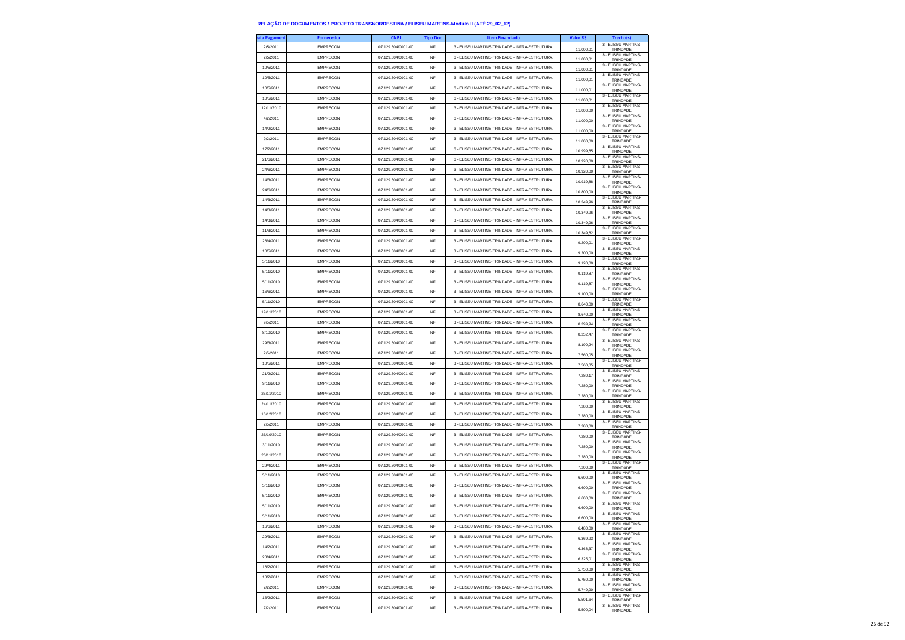#### RELAÇÃO DE DOCUMENTOS / PROJETO TRANSNORDESTINA / ELISEU MARTINS-Módulo II (ATÉ 29_02_12)

| ata Pagament | Fornecedor | CNPJ | Tipo Doc | Item Financiado | Valor R$ | Trecho(s) |
|---|---|---|---|---|---|---|
| 2/5/2011 | EMPRECON | 07.129.304/0001-00 | NF | 3 - ELISEU MARTINS-TRINDADE - INFRA-ESTRUTURA | 11.000,01 | 3 - ELISEU MARTINS-TRINDADE |
| 2/5/2011 | EMPRECON | 07.129.304/0001-00 | NF | 3 - ELISEU MARTINS-TRINDADE - INFRA-ESTRUTURA | 11.000,01 | 3 - ELISEU MARTINS-TRINDADE |
| 10/5/2011 | EMPRECON | 07.129.304/0001-00 | NF | 3 - ELISEU MARTINS-TRINDADE - INFRA-ESTRUTURA | 11.000,01 | 3 - ELISEU MARTINS-TRINDADE |
| 10/5/2011 | EMPRECON | 07.129.304/0001-00 | NF | 3 - ELISEU MARTINS-TRINDADE - INFRA-ESTRUTURA | 11.000,01 | 3 - ELISEU MARTINS-TRINDADE |
| 10/5/2011 | EMPRECON | 07.129.304/0001-00 | NF | 3 - ELISEU MARTINS-TRINDADE - INFRA-ESTRUTURA | 11.000,01 | 3 - ELISEU MARTINS-TRINDADE |
| 10/5/2011 | EMPRECON | 07.129.304/0001-00 | NF | 3 - ELISEU MARTINS-TRINDADE - INFRA-ESTRUTURA | 11.000,01 | 3 - ELISEU MARTINS-TRINDADE |
| 12/11/2010 | EMPRECON | 07.129.304/0001-00 | NF | 3 - ELISEU MARTINS-TRINDADE - INFRA-ESTRUTURA | 11.000,00 | 3 - ELISEU MARTINS-TRINDADE |
| 4/2/2011 | EMPRECON | 07.129.304/0001-00 | NF | 3 - ELISEU MARTINS-TRINDADE - INFRA-ESTRUTURA | 11.000,00 | 3 - ELISEU MARTINS-TRINDADE |
| 14/2/2011 | EMPRECON | 07.129.304/0001-00 | NF | 3 - ELISEU MARTINS-TRINDADE - INFRA-ESTRUTURA | 11.000,00 | 3 - ELISEU MARTINS-TRINDADE |
| 9/2/2011 | EMPRECON | 07.129.304/0001-00 | NF | 3 - ELISEU MARTINS-TRINDADE - INFRA-ESTRUTURA | 11.000,00 | 3 - ELISEU MARTINS-TRINDADE |
| 17/2/2011 | EMPRECON | 07.129.304/0001-00 | NF | 3 - ELISEU MARTINS-TRINDADE - INFRA-ESTRUTURA | 10.999,85 | 3 - ELISEU MARTINS-TRINDADE |
| 21/6/2011 | EMPRECON | 07.129.304/0001-00 | NF | 3 - ELISEU MARTINS-TRINDADE - INFRA-ESTRUTURA | 10.920,00 | 3 - ELISEU MARTINS-TRINDADE |
| 24/6/2011 | EMPRECON | 07.129.304/0001-00 | NF | 3 - ELISEU MARTINS-TRINDADE - INFRA-ESTRUTURA | 10.920,00 | 3 - ELISEU MARTINS-TRINDADE |
| 14/3/2011 | EMPRECON | 07.129.304/0001-00 | NF | 3 - ELISEU MARTINS-TRINDADE - INFRA-ESTRUTURA | 10.919,88 | 3 - ELISEU MARTINS-TRINDADE |
| 24/6/2011 | EMPRECON | 07.129.304/0001-00 | NF | 3 - ELISEU MARTINS-TRINDADE - INFRA-ESTRUTURA | 10.800,00 | 3 - ELISEU MARTINS-TRINDADE |
| 14/3/2011 | EMPRECON | 07.129.304/0001-00 | NF | 3 - ELISEU MARTINS-TRINDADE - INFRA-ESTRUTURA | 10.349,96 | 3 - ELISEU MARTINS-TRINDADE |
| 14/3/2011 | EMPRECON | 07.129.304/0001-00 | NF | 3 - ELISEU MARTINS-TRINDADE - INFRA-ESTRUTURA | 10.349,96 | 3 - ELISEU MARTINS-TRINDADE |
| 14/3/2011 | EMPRECON | 07.129.304/0001-00 | NF | 3 - ELISEU MARTINS-TRINDADE - INFRA-ESTRUTURA | 10.349,96 | 3 - ELISEU MARTINS-TRINDADE |
| 11/3/2011 | EMPRECON | 07.129.304/0001-00 | NF | 3 - ELISEU MARTINS-TRINDADE - INFRA-ESTRUTURA | 10.349,82 | 3 - ELISEU MARTINS-TRINDADE |
| 28/4/2011 | EMPRECON | 07.129.304/0001-00 | NF | 3 - ELISEU MARTINS-TRINDADE - INFRA-ESTRUTURA | 9.200,01 | 3 - ELISEU MARTINS-TRINDADE |
| 10/5/2011 | EMPRECON | 07.129.304/0001-00 | NF | 3 - ELISEU MARTINS-TRINDADE - INFRA-ESTRUTURA | 9.200,00 | 3 - ELISEU MARTINS-TRINDADE |
| 5/11/2010 | EMPRECON | 07.129.304/0001-00 | NF | 3 - ELISEU MARTINS-TRINDADE - INFRA-ESTRUTURA | 9.120,00 | 3 - ELISEU MARTINS-TRINDADE |
| 5/11/2010 | EMPRECON | 07.129.304/0001-00 | NF | 3 - ELISEU MARTINS-TRINDADE - INFRA-ESTRUTURA | 9.119,87 | 3 - ELISEU MARTINS-TRINDADE |
| 5/11/2010 | EMPRECON | 07.129.304/0001-00 | NF | 3 - ELISEU MARTINS-TRINDADE - INFRA-ESTRUTURA | 9.119,87 | 3 - ELISEU MARTINS-TRINDADE |
| 16/6/2011 | EMPRECON | 07.129.304/0001-00 | NF | 3 - ELISEU MARTINS-TRINDADE - INFRA-ESTRUTURA | 9.100,00 | 3 - ELISEU MARTINS-TRINDADE |
| 5/11/2010 | EMPRECON | 07.129.304/0001-00 | NF | 3 - ELISEU MARTINS-TRINDADE - INFRA-ESTRUTURA | 8.640,00 | 3 - ELISEU MARTINS-TRINDADE |
| 19/11/2010 | EMPRECON | 07.129.304/0001-00 | NF | 3 - ELISEU MARTINS-TRINDADE - INFRA-ESTRUTURA | 8.640,00 | 3 - ELISEU MARTINS-TRINDADE |
| 9/5/2011 | EMPRECON | 07.129.304/0001-00 | NF | 3 - ELISEU MARTINS-TRINDADE - INFRA-ESTRUTURA | 8.399,94 | 3 - ELISEU MARTINS-TRINDADE |
| 8/10/2010 | EMPRECON | 07.129.304/0001-00 | NF | 3 - ELISEU MARTINS-TRINDADE - INFRA-ESTRUTURA | 8.252,47 | 3 - ELISEU MARTINS-TRINDADE |
| 29/3/2011 | EMPRECON | 07.129.304/0001-00 | NF | 3 - ELISEU MARTINS-TRINDADE - INFRA-ESTRUTURA | 8.190,24 | 3 - ELISEU MARTINS-TRINDADE |
| 2/5/2011 | EMPRECON | 07.129.304/0001-00 | NF | 3 - ELISEU MARTINS-TRINDADE - INFRA-ESTRUTURA | 7.560,05 | 3 - ELISEU MARTINS-TRINDADE |
| 10/5/2011 | EMPRECON | 07.129.304/0001-00 | NF | 3 - ELISEU MARTINS-TRINDADE - INFRA-ESTRUTURA | 7.560,05 | 3 - ELISEU MARTINS-TRINDADE |
| 21/2/2011 | EMPRECON | 07.129.304/0001-00 | NF | 3 - ELISEU MARTINS-TRINDADE - INFRA-ESTRUTURA | 7.280,17 | 3 - ELISEU MARTINS-TRINDADE |
| 9/11/2010 | EMPRECON | 07.129.304/0001-00 | NF | 3 - ELISEU MARTINS-TRINDADE - INFRA-ESTRUTURA | 7.280,00 | 3 - ELISEU MARTINS-TRINDADE |
| 25/11/2010 | EMPRECON | 07.129.304/0001-00 | NF | 3 - ELISEU MARTINS-TRINDADE - INFRA-ESTRUTURA | 7.280,00 | 3 - ELISEU MARTINS-TRINDADE |
| 24/11/2010 | EMPRECON | 07.129.304/0001-00 | NF | 3 - ELISEU MARTINS-TRINDADE - INFRA-ESTRUTURA | 7.280,00 | 3 - ELISEU MARTINS-TRINDADE |
| 16/12/2010 | EMPRECON | 07.129.304/0001-00 | NF | 3 - ELISEU MARTINS-TRINDADE - INFRA-ESTRUTURA | 7.280,00 | 3 - ELISEU MARTINS-TRINDADE |
| 2/5/2011 | EMPRECON | 07.129.304/0001-00 | NF | 3 - ELISEU MARTINS-TRINDADE - INFRA-ESTRUTURA | 7.280,00 | 3 - ELISEU MARTINS-TRINDADE |
| 26/10/2010 | EMPRECON | 07.129.304/0001-00 | NF | 3 - ELISEU MARTINS-TRINDADE - INFRA-ESTRUTURA | 7.280,00 | 3 - ELISEU MARTINS-TRINDADE |
| 3/11/2010 | EMPRECON | 07.129.304/0001-00 | NF | 3 - ELISEU MARTINS-TRINDADE - INFRA-ESTRUTURA | 7.280,00 | 3 - ELISEU MARTINS-TRINDADE |
| 26/11/2010 | EMPRECON | 07.129.304/0001-00 | NF | 3 - ELISEU MARTINS-TRINDADE - INFRA-ESTRUTURA | 7.280,00 | 3 - ELISEU MARTINS-TRINDADE |
| 29/4/2011 | EMPRECON | 07.129.304/0001-00 | NF | 3 - ELISEU MARTINS-TRINDADE - INFRA-ESTRUTURA | 7.200,00 | 3 - ELISEU MARTINS-TRINDADE |
| 5/11/2010 | EMPRECON | 07.129.304/0001-00 | NF | 3 - ELISEU MARTINS-TRINDADE - INFRA-ESTRUTURA | 6.600,00 | 3 - ELISEU MARTINS-TRINDADE |
| 5/11/2010 | EMPRECON | 07.129.304/0001-00 | NF | 3 - ELISEU MARTINS-TRINDADE - INFRA-ESTRUTURA | 6.600,00 | 3 - ELISEU MARTINS-TRINDADE |
| 5/11/2010 | EMPRECON | 07.129.304/0001-00 | NF | 3 - ELISEU MARTINS-TRINDADE - INFRA-ESTRUTURA | 6.600,00 | 3 - ELISEU MARTINS-TRINDADE |
| 5/11/2010 | EMPRECON | 07.129.304/0001-00 | NF | 3 - ELISEU MARTINS-TRINDADE - INFRA-ESTRUTURA | 6.600,00 | 3 - ELISEU MARTINS-TRINDADE |
| 5/11/2010 | EMPRECON | 07.129.304/0001-00 | NF | 3 - ELISEU MARTINS-TRINDADE - INFRA-ESTRUTURA | 6.600,00 | 3 - ELISEU MARTINS-TRINDADE |
| 16/6/2011 | EMPRECON | 07.129.304/0001-00 | NF | 3 - ELISEU MARTINS-TRINDADE - INFRA-ESTRUTURA | 6.480,00 | 3 - ELISEU MARTINS-TRINDADE |
| 29/3/2011 | EMPRECON | 07.129.304/0001-00 | NF | 3 - ELISEU MARTINS-TRINDADE - INFRA-ESTRUTURA | 6.369,93 | 3 - ELISEU MARTINS-TRINDADE |
| 14/2/2011 | EMPRECON | 07.129.304/0001-00 | NF | 3 - ELISEU MARTINS-TRINDADE - INFRA-ESTRUTURA | 6.368,37 | 3 - ELISEU MARTINS-TRINDADE |
| 28/4/2011 | EMPRECON | 07.129.304/0001-00 | NF | 3 - ELISEU MARTINS-TRINDADE - INFRA-ESTRUTURA | 6.325,01 | 3 - ELISEU MARTINS-TRINDADE |
| 18/2/2011 | EMPRECON | 07.129.304/0001-00 | NF | 3 - ELISEU MARTINS-TRINDADE - INFRA-ESTRUTURA | 5.750,00 | 3 - ELISEU MARTINS-TRINDADE |
| 18/2/2011 | EMPRECON | 07.129.304/0001-00 | NF | 3 - ELISEU MARTINS-TRINDADE - INFRA-ESTRUTURA | 5.750,00 | 3 - ELISEU MARTINS-TRINDADE |
| 7/2/2011 | EMPRECON | 07.129.304/0001-00 | NF | 3 - ELISEU MARTINS-TRINDADE - INFRA-ESTRUTURA | 5.749,90 | 3 - ELISEU MARTINS-TRINDADE |
| 16/2/2011 | EMPRECON | 07.129.304/0001-00 | NF | 3 - ELISEU MARTINS-TRINDADE - INFRA-ESTRUTURA | 5.501,64 | 3 - ELISEU MARTINS-TRINDADE |
| 7/2/2011 | EMPRECON | 07.129.304/0001-00 | NF | 3 - ELISEU MARTINS-TRINDADE - INFRA-ESTRUTURA | 5.500,04 | 3 - ELISEU MARTINS-TRINDADE |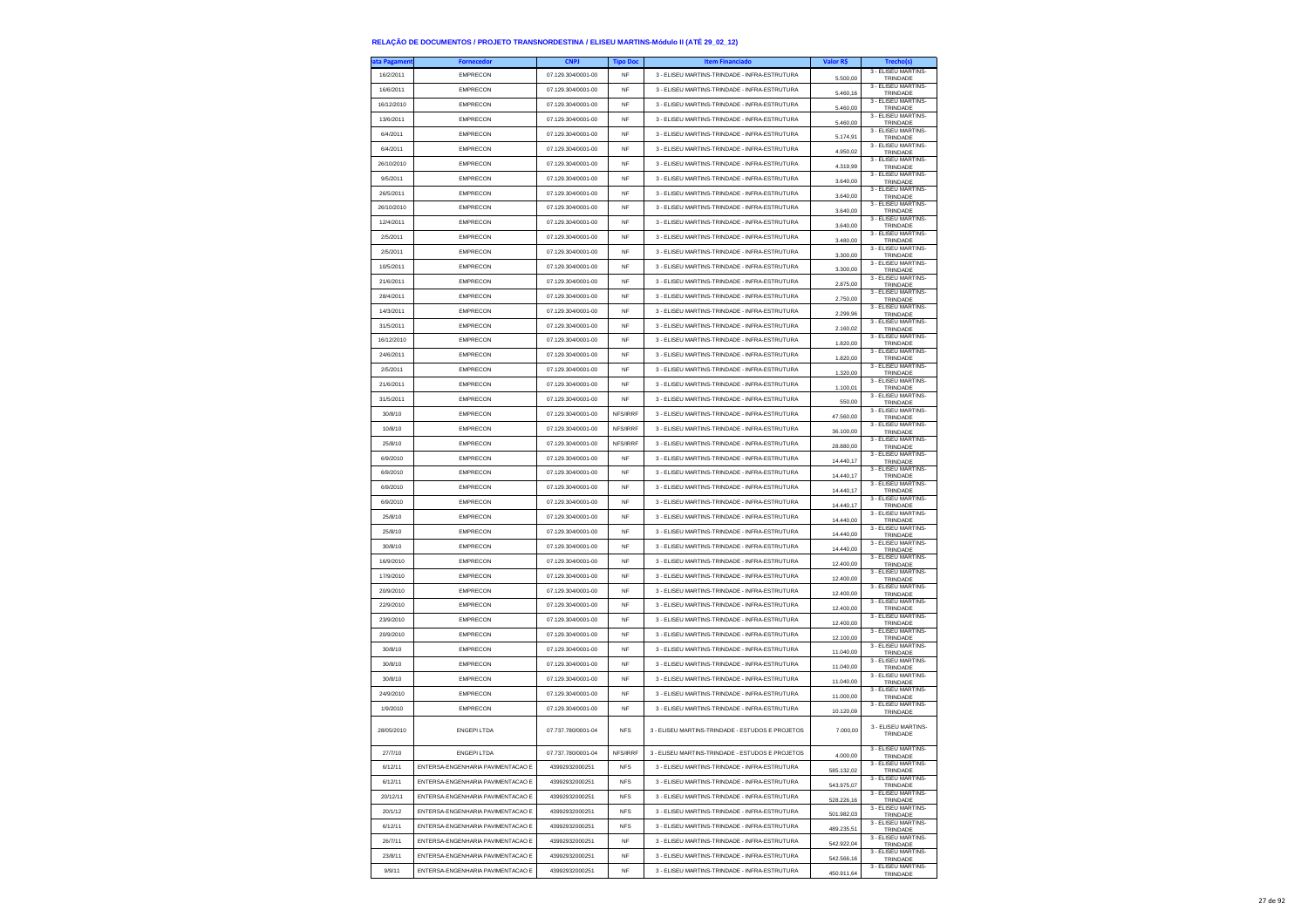**RELAÇÃO DE DOCUMENTOS / PROJETO TRANSNORDESTINA / ELISEU MARTINS-Módulo II (ATÉ 29_02_12)**

| ata Pagament | Fornecedor | CNPJ | Tipo Doc | Item Financiado | Valor R$ | Trecho(s) |
|---|---|---|---|---|---|---|
| 16/2/2011 | EMPRECON | 07.129.304/0001-00 | NF | 3 - ELISEU MARTINS-TRINDADE - INFRA-ESTRUTURA | 5.500,00 | 3 - ELISEU MARTINS-TRINDADE |
| 16/6/2011 | EMPRECON | 07.129.304/0001-00 | NF | 3 - ELISEU MARTINS-TRINDADE - INFRA-ESTRUTURA | 5.460,16 | 3 - ELISEU MARTINS-TRINDADE |
| 16/12/2010 | EMPRECON | 07.129.304/0001-00 | NF | 3 - ELISEU MARTINS-TRINDADE - INFRA-ESTRUTURA | 5.460,00 | 3 - ELISEU MARTINS-TRINDADE |
| 13/6/2011 | EMPRECON | 07.129.304/0001-00 | NF | 3 - ELISEU MARTINS-TRINDADE - INFRA-ESTRUTURA | 5.460,00 | 3 - ELISEU MARTINS-TRINDADE |
| 6/4/2011 | EMPRECON | 07.129.304/0001-00 | NF | 3 - ELISEU MARTINS-TRINDADE - INFRA-ESTRUTURA | 5.174,91 | 3 - ELISEU MARTINS-TRINDADE |
| 6/4/2011 | EMPRECON | 07.129.304/0001-00 | NF | 3 - ELISEU MARTINS-TRINDADE - INFRA-ESTRUTURA | 4.950,02 | 3 - ELISEU MARTINS-TRINDADE |
| 26/10/2010 | EMPRECON | 07.129.304/0001-00 | NF | 3 - ELISEU MARTINS-TRINDADE - INFRA-ESTRUTURA | 4.319,99 | 3 - ELISEU MARTINS-TRINDADE |
| 9/5/2011 | EMPRECON | 07.129.304/0001-00 | NF | 3 - ELISEU MARTINS-TRINDADE - INFRA-ESTRUTURA | 3.640,00 | 3 - ELISEU MARTINS-TRINDADE |
| 26/5/2011 | EMPRECON | 07.129.304/0001-00 | NF | 3 - ELISEU MARTINS-TRINDADE - INFRA-ESTRUTURA | 3.640,00 | 3 - ELISEU MARTINS-TRINDADE |
| 26/10/2010 | EMPRECON | 07.129.304/0001-00 | NF | 3 - ELISEU MARTINS-TRINDADE - INFRA-ESTRUTURA | 3.640,00 | 3 - ELISEU MARTINS-TRINDADE |
| 12/4/2011 | EMPRECON | 07.129.304/0001-00 | NF | 3 - ELISEU MARTINS-TRINDADE - INFRA-ESTRUTURA | 3.640,00 | 3 - ELISEU MARTINS-TRINDADE |
| 2/5/2011 | EMPRECON | 07.129.304/0001-00 | NF | 3 - ELISEU MARTINS-TRINDADE - INFRA-ESTRUTURA | 3.480,00 | 3 - ELISEU MARTINS-TRINDADE |
| 2/5/2011 | EMPRECON | 07.129.304/0001-00 | NF | 3 - ELISEU MARTINS-TRINDADE - INFRA-ESTRUTURA | 3.300,00 | 3 - ELISEU MARTINS-TRINDADE |
| 10/5/2011 | EMPRECON | 07.129.304/0001-00 | NF | 3 - ELISEU MARTINS-TRINDADE - INFRA-ESTRUTURA | 3.300,00 | 3 - ELISEU MARTINS-TRINDADE |
| 21/6/2011 | EMPRECON | 07.129.304/0001-00 | NF | 3 - ELISEU MARTINS-TRINDADE - INFRA-ESTRUTURA | 2.875,00 | 3 - ELISEU MARTINS-TRINDADE |
| 28/4/2011 | EMPRECON | 07.129.304/0001-00 | NF | 3 - ELISEU MARTINS-TRINDADE - INFRA-ESTRUTURA | 2.750,00 | 3 - ELISEU MARTINS-TRINDADE |
| 14/3/2011 | EMPRECON | 07.129.304/0001-00 | NF | 3 - ELISEU MARTINS-TRINDADE - INFRA-ESTRUTURA | 2.299,96 | 3 - ELISEU MARTINS-TRINDADE |
| 31/5/2011 | EMPRECON | 07.129.304/0001-00 | NF | 3 - ELISEU MARTINS-TRINDADE - INFRA-ESTRUTURA | 2.160,02 | 3 - ELISEU MARTINS-TRINDADE |
| 16/12/2010 | EMPRECON | 07.129.304/0001-00 | NF | 3 - ELISEU MARTINS-TRINDADE - INFRA-ESTRUTURA | 1.820,00 | 3 - ELISEU MARTINS-TRINDADE |
| 24/6/2011 | EMPRECON | 07.129.304/0001-00 | NF | 3 - ELISEU MARTINS-TRINDADE - INFRA-ESTRUTURA | 1.820,00 | 3 - ELISEU MARTINS-TRINDADE |
| 2/5/2011 | EMPRECON | 07.129.304/0001-00 | NF | 3 - ELISEU MARTINS-TRINDADE - INFRA-ESTRUTURA | 1.320,00 | 3 - ELISEU MARTINS-TRINDADE |
| 21/6/2011 | EMPRECON | 07.129.304/0001-00 | NF | 3 - ELISEU MARTINS-TRINDADE - INFRA-ESTRUTURA | 1.100,01 | 3 - ELISEU MARTINS-TRINDADE |
| 31/5/2011 | EMPRECON | 07.129.304/0001-00 | NF | 3 - ELISEU MARTINS-TRINDADE - INFRA-ESTRUTURA | 550,00 | 3 - ELISEU MARTINS-TRINDADE |
| 30/8/10 | EMPRECON | 07.129.304/0001-00 | NFS/IRRF | 3 - ELISEU MARTINS-TRINDADE - INFRA-ESTRUTURA | 47.560,00 | 3 - ELISEU MARTINS-TRINDADE |
| 10/8/10 | EMPRECON | 07.129.304/0001-00 | NFS/IRRF | 3 - ELISEU MARTINS-TRINDADE - INFRA-ESTRUTURA | 36.100,00 | 3 - ELISEU MARTINS-TRINDADE |
| 25/8/10 | EMPRECON | 07.129.304/0001-00 | NFS/IRRF | 3 - ELISEU MARTINS-TRINDADE - INFRA-ESTRUTURA | 28.880,00 | 3 - ELISEU MARTINS-TRINDADE |
| 6/9/2010 | EMPRECON | 07.129.304/0001-00 | NF | 3 - ELISEU MARTINS-TRINDADE - INFRA-ESTRUTURA | 14.440,17 | 3 - ELISEU MARTINS-TRINDADE |
| 6/9/2010 | EMPRECON | 07.129.304/0001-00 | NF | 3 - ELISEU MARTINS-TRINDADE - INFRA-ESTRUTURA | 14.440,17 | 3 - ELISEU MARTINS-TRINDADE |
| 6/9/2010 | EMPRECON | 07.129.304/0001-00 | NF | 3 - ELISEU MARTINS-TRINDADE - INFRA-ESTRUTURA | 14.440,17 | 3 - ELISEU MARTINS-TRINDADE |
| 6/9/2010 | EMPRECON | 07.129.304/0001-00 | NF | 3 - ELISEU MARTINS-TRINDADE - INFRA-ESTRUTURA | 14.440,17 | 3 - ELISEU MARTINS-TRINDADE |
| 25/8/10 | EMPRECON | 07.129.304/0001-00 | NF | 3 - ELISEU MARTINS-TRINDADE - INFRA-ESTRUTURA | 14.440,00 | 3 - ELISEU MARTINS-TRINDADE |
| 25/8/10 | EMPRECON | 07.129.304/0001-00 | NF | 3 - ELISEU MARTINS-TRINDADE - INFRA-ESTRUTURA | 14.440,00 | 3 - ELISEU MARTINS-TRINDADE |
| 30/8/10 | EMPRECON | 07.129.304/0001-00 | NF | 3 - ELISEU MARTINS-TRINDADE - INFRA-ESTRUTURA | 14.440,00 | 3 - ELISEU MARTINS-TRINDADE |
| 16/9/2010 | EMPRECON | 07.129.304/0001-00 | NF | 3 - ELISEU MARTINS-TRINDADE - INFRA-ESTRUTURA | 12.400,00 | 3 - ELISEU MARTINS-TRINDADE |
| 17/9/2010 | EMPRECON | 07.129.304/0001-00 | NF | 3 - ELISEU MARTINS-TRINDADE - INFRA-ESTRUTURA | 12.400,00 | 3 - ELISEU MARTINS-TRINDADE |
| 20/9/2010 | EMPRECON | 07.129.304/0001-00 | NF | 3 - ELISEU MARTINS-TRINDADE - INFRA-ESTRUTURA | 12.400,00 | 3 - ELISEU MARTINS-TRINDADE |
| 22/9/2010 | EMPRECON | 07.129.304/0001-00 | NF | 3 - ELISEU MARTINS-TRINDADE - INFRA-ESTRUTURA | 12.400,00 | 3 - ELISEU MARTINS-TRINDADE |
| 23/9/2010 | EMPRECON | 07.129.304/0001-00 | NF | 3 - ELISEU MARTINS-TRINDADE - INFRA-ESTRUTURA | 12.400,00 | 3 - ELISEU MARTINS-TRINDADE |
| 20/9/2010 | EMPRECON | 07.129.304/0001-00 | NF | 3 - ELISEU MARTINS-TRINDADE - INFRA-ESTRUTURA | 12.100,00 | 3 - ELISEU MARTINS-TRINDADE |
| 30/8/10 | EMPRECON | 07.129.304/0001-00 | NF | 3 - ELISEU MARTINS-TRINDADE - INFRA-ESTRUTURA | 11.040,00 | 3 - ELISEU MARTINS-TRINDADE |
| 30/8/10 | EMPRECON | 07.129.304/0001-00 | NF | 3 - ELISEU MARTINS-TRINDADE - INFRA-ESTRUTURA | 11.040,00 | 3 - ELISEU MARTINS-TRINDADE |
| 30/8/10 | EMPRECON | 07.129.304/0001-00 | NF | 3 - ELISEU MARTINS-TRINDADE - INFRA-ESTRUTURA | 11.040,00 | 3 - ELISEU MARTINS-TRINDADE |
| 24/9/2010 | EMPRECON | 07.129.304/0001-00 | NF | 3 - ELISEU MARTINS-TRINDADE - INFRA-ESTRUTURA | 11.000,00 | 3 - ELISEU MARTINS-TRINDADE |
| 1/9/2010 | EMPRECON | 07.129.304/0001-00 | NF | 3 - ELISEU MARTINS-TRINDADE - INFRA-ESTRUTURA | 10.120,09 | 3 - ELISEU MARTINS-TRINDADE |
| 28/05/2010 | ENGEPI LTDA | 07.737.780/0001-04 | NFS | 3 - ELISEU MARTINS-TRINDADE - ESTUDOS E PROJETOS | 7.000,00 | 3 - ELISEU MARTINS-TRINDADE |
| 27/7/10 | ENGEPI LTDA | 07.737.780/0001-04 | NFS/IRRF | 3 - ELISEU MARTINS-TRINDADE - ESTUDOS E PROJETOS | 4.000,00 | 3 - ELISEU MARTINS-TRINDADE |
| 6/12/11 | ENTERSA-ENGENHARIA PAVIMENTACAO E | 43992932000251 | NFS | 3 - ELISEU MARTINS-TRINDADE - INFRA-ESTRUTURA | 585.132,02 | 3 - ELISEU MARTINS-TRINDADE |
| 6/12/11 | ENTERSA-ENGENHARIA PAVIMENTACAO E | 43992932000251 | NFS | 3 - ELISEU MARTINS-TRINDADE - INFRA-ESTRUTURA | 543.975,07 | 3 - ELISEU MARTINS-TRINDADE |
| 20/12/11 | ENTERSA-ENGENHARIA PAVIMENTACAO E | 43992932000251 | NFS | 3 - ELISEU MARTINS-TRINDADE - INFRA-ESTRUTURA | 528.226,16 | 3 - ELISEU MARTINS-TRINDADE |
| 20/1/12 | ENTERSA-ENGENHARIA PAVIMENTACAO E | 43992932000251 | NFS | 3 - ELISEU MARTINS-TRINDADE - INFRA-ESTRUTURA | 501.982,03 | 3 - ELISEU MARTINS-TRINDADE |
| 6/12/11 | ENTERSA-ENGENHARIA PAVIMENTACAO E | 43992932000251 | NFS | 3 - ELISEU MARTINS-TRINDADE - INFRA-ESTRUTURA | 489.235,51 | 3 - ELISEU MARTINS-TRINDADE |
| 26/7/11 | ENTERSA-ENGENHARIA PAVIMENTACAO E | 43992932000251 | NF | 3 - ELISEU MARTINS-TRINDADE - INFRA-ESTRUTURA | 542.922,04 | 3 - ELISEU MARTINS-TRINDADE |
| 23/8/11 | ENTERSA-ENGENHARIA PAVIMENTACAO E | 43992932000251 | NF | 3 - ELISEU MARTINS-TRINDADE - INFRA-ESTRUTURA | 542.566,16 | 3 - ELISEU MARTINS-TRINDADE |
| 9/9/11 | ENTERSA-ENGENHARIA PAVIMENTACAO E | 43992932000251 | NF | 3 - ELISEU MARTINS-TRINDADE - INFRA-ESTRUTURA | 450.911,64 | 3 - ELISEU MARTINS-TRINDADE |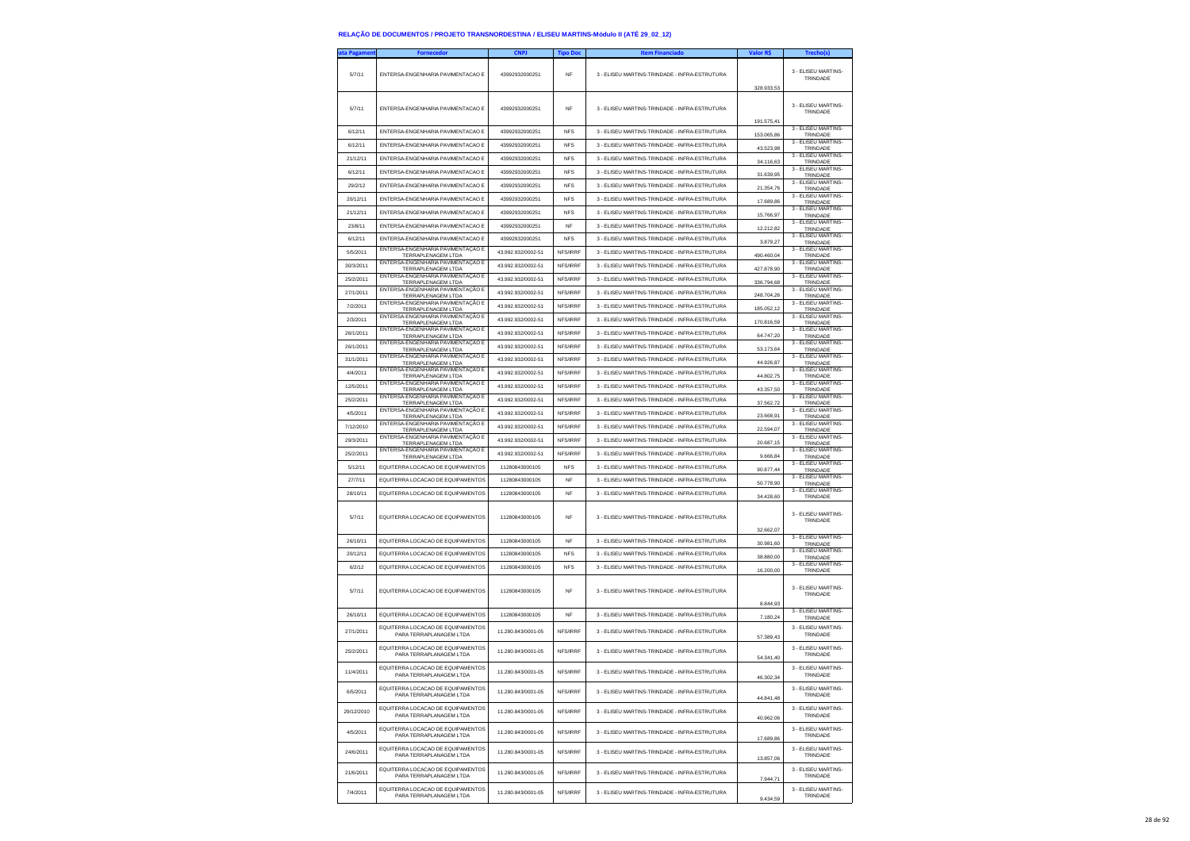## RELAÇÃO DE DOCUMENTOS / PROJETO TRANSNORDESTINA / ELISEU MARTINS-Módulo II (ATÉ 29_02_12)

| ata Pagament | Fornecedor | CNPJ | Tipo Doc | Item Financiado | Valor R$ | Trecho(s) |
|---|---|---|---|---|---|---|
| 5/7/11 | ENTERSA-ENGENHARIA PAVIMENTACAO E | 43992932000251 | NF | 3 - ELISEU MARTINS-TRINDADE - INFRA-ESTRUTURA | 328.933,53 | 3 - ELISEU MARTINS-TRINDADE |
| 5/7/11 | ENTERSA-ENGENHARIA PAVIMENTACAO E | 43992932000251 | NF | 3 - ELISEU MARTINS-TRINDADE - INFRA-ESTRUTURA | 191.575,41 | 3 - ELISEU MARTINS-TRINDADE |
| 6/12/11 | ENTERSA-ENGENHARIA PAVIMENTACAO E | 43992932000251 | NFS | 3 - ELISEU MARTINS-TRINDADE - INFRA-ESTRUTURA | 153.065,86 | 3 - ELISEU MARTINS-TRINDADE |
| 6/12/11 | ENTERSA-ENGENHARIA PAVIMENTACAO E | 43992932000251 | NFS | 3 - ELISEU MARTINS-TRINDADE - INFRA-ESTRUTURA | 43.523,98 | 3 - ELISEU MARTINS-TRINDADE |
| 21/12/11 | ENTERSA-ENGENHARIA PAVIMENTACAO E | 43992932000251 | NFS | 3 - ELISEU MARTINS-TRINDADE - INFRA-ESTRUTURA | 34.116,63 | 3 - ELISEU MARTINS-TRINDADE |
| 6/12/11 | ENTERSA-ENGENHARIA PAVIMENTACAO E | 43992932000251 | NFS | 3 - ELISEU MARTINS-TRINDADE - INFRA-ESTRUTURA | 31.639,95 | 3 - ELISEU MARTINS-TRINDADE |
| 29/2/12 | ENTERSA-ENGENHARIA PAVIMENTACAO E | 43992932000251 | NFS | 3 - ELISEU MARTINS-TRINDADE - INFRA-ESTRUTURA | 21.354,76 | 3 - ELISEU MARTINS-TRINDADE |
| 20/12/11 | ENTERSA-ENGENHARIA PAVIMENTACAO E | 43992932000251 | NFS | 3 - ELISEU MARTINS-TRINDADE - INFRA-ESTRUTURA | 17.689,86 | 3 - ELISEU MARTINS-TRINDADE |
| 21/12/11 | ENTERSA-ENGENHARIA PAVIMENTACAO E | 43992932000251 | NFS | 3 - ELISEU MARTINS-TRINDADE - INFRA-ESTRUTURA | 15.766,97 | 3 - ELISEU MARTINS-TRINDADE |
| 23/8/11 | ENTERSA-ENGENHARIA PAVIMENTACAO E | 43992932000251 | NF | 3 - ELISEU MARTINS-TRINDADE - INFRA-ESTRUTURA | 12.212,82 | 3 - ELISEU MARTINS-TRINDADE |
| 6/12/11 | ENTERSA-ENGENHARIA PAVIMENTACAO E | 43992932000251 | NFS | 3 - ELISEU MARTINS-TRINDADE - INFRA-ESTRUTURA | 3.879,27 | 3 - ELISEU MARTINS-TRINDADE |
| 5/5/2011 | ENTERSA-ENGENHARIA PAVIMENTAÇÃO E TERRAPLENAGEM LTDA | 43.992.932/0002-51 | NFS/IRRF | 3 - ELISEU MARTINS-TRINDADE - INFRA-ESTRUTURA | 490.460,04 | 3 - ELISEU MARTINS-TRINDADE |
| 30/3/2011 | ENTERSA-ENGENHARIA PAVIMENTAÇÃO E TERRAPLENAGEM LTDA | 43.992.932/0002-51 | NFS/IRRF | 3 - ELISEU MARTINS-TRINDADE - INFRA-ESTRUTURA | 427.878,90 | 3 - ELISEU MARTINS-TRINDADE |
| 25/2/2011 | ENTERSA-ENGENHARIA PAVIMENTAÇÃO E TERRAPLENAGEM LTDA | 43.992.932/0002-51 | NFS/IRRF | 3 - ELISEU MARTINS-TRINDADE - INFRA-ESTRUTURA | 336.794,68 | 3 - ELISEU MARTINS-TRINDADE |
| 27/1/2011 | ENTERSA-ENGENHARIA PAVIMENTAÇÃO E TERRAPLENAGEM LTDA | 43.992.932/0002-51 | NFS/IRRF | 3 - ELISEU MARTINS-TRINDADE - INFRA-ESTRUTURA | 248.704,26 | 3 - ELISEU MARTINS-TRINDADE |
| 7/2/2011 | ENTERSA-ENGENHARIA PAVIMENTAÇÃO E TERRAPLENAGEM LTDA | 43.992.932/0002-51 | NFS/IRRF | 3 - ELISEU MARTINS-TRINDADE - INFRA-ESTRUTURA | 185.052,12 | 3 - ELISEU MARTINS-TRINDADE |
| 2/3/2011 | ENTERSA-ENGENHARIA PAVIMENTAÇÃO E TERRAPLENAGEM LTDA | 43.992.932/0002-51 | NFS/IRRF | 3 - ELISEU MARTINS-TRINDADE - INFRA-ESTRUTURA | 170.816,59 | 3 - ELISEU MARTINS-TRINDADE |
| 26/1/2011 | ENTERSA-ENGENHARIA PAVIMENTAÇÃO E TERRAPLENAGEM LTDA | 43.992.932/0002-51 | NFS/IRRF | 3 - ELISEU MARTINS-TRINDADE - INFRA-ESTRUTURA | 64.747,20 | 3 - ELISEU MARTINS-TRINDADE |
| 26/1/2011 | ENTERSA-ENGENHARIA PAVIMENTAÇÃO E TERRAPLENAGEM LTDA | 43.992.932/0002-51 | NFS/IRRF | 3 - ELISEU MARTINS-TRINDADE - INFRA-ESTRUTURA | 53.173,64 | 3 - ELISEU MARTINS-TRINDADE |
| 31/1/2011 | ENTERSA-ENGENHARIA PAVIMENTAÇÃO E TERRAPLENAGEM LTDA | 43.992.932/0002-51 | NFS/IRRF | 3 - ELISEU MARTINS-TRINDADE - INFRA-ESTRUTURA | 44.926,87 | 3 - ELISEU MARTINS-TRINDADE |
| 4/4/2011 | ENTERSA-ENGENHARIA PAVIMENTAÇÃO E TERRAPLENAGEM LTDA | 43.992.932/0002-51 | NFS/IRRF | 3 - ELISEU MARTINS-TRINDADE - INFRA-ESTRUTURA | 44.802,75 | 3 - ELISEU MARTINS-TRINDADE |
| 12/5/2011 | ENTERSA-ENGENHARIA PAVIMENTAÇÃO E TERRAPLENAGEM LTDA | 43.992.932/0002-51 | NFS/IRRF | 3 - ELISEU MARTINS-TRINDADE - INFRA-ESTRUTURA | 43.357,50 | 3 - ELISEU MARTINS-TRINDADE |
| 25/2/2011 | ENTERSA-ENGENHARIA PAVIMENTAÇÃO E TERRAPLENAGEM LTDA | 43.992.932/0002-51 | NFS/IRRF | 3 - ELISEU MARTINS-TRINDADE - INFRA-ESTRUTURA | 37.562,72 | 3 - ELISEU MARTINS-TRINDADE |
| 4/5/2011 | ENTERSA-ENGENHARIA PAVIMENTAÇÃO E TERRAPLENAGEM LTDA | 43.992.932/0002-51 | NFS/IRRF | 3 - ELISEU MARTINS-TRINDADE - INFRA-ESTRUTURA | 23.668,91 | 3 - ELISEU MARTINS-TRINDADE |
| 7/12/2010 | ENTERSA-ENGENHARIA PAVIMENTAÇÃO E TERRAPLENAGEM LTDA | 43.992.932/0002-51 | NFS/IRRF | 3 - ELISEU MARTINS-TRINDADE - INFRA-ESTRUTURA | 22.594,07 | 3 - ELISEU MARTINS-TRINDADE |
| 29/3/2011 | ENTERSA-ENGENHARIA PAVIMENTAÇÃO E TERRAPLENAGEM LTDA | 43.992.932/0002-51 | NFS/IRRF | 3 - ELISEU MARTINS-TRINDADE - INFRA-ESTRUTURA | 20.687,15 | 3 - ELISEU MARTINS-TRINDADE |
| 25/2/2011 | ENTERSA-ENGENHARIA PAVIMENTAÇÃO E TERRAPLENAGEM LTDA | 43.992.932/0002-51 | NFS/IRRF | 3 - ELISEU MARTINS-TRINDADE - INFRA-ESTRUTURA | 9.666,84 | 3 - ELISEU MARTINS-TRINDADE |
| 5/12/11 | EQUITERRA LOCACAO DE EQUIPAMENTOS | 11280843000105 | NFS | 3 - ELISEU MARTINS-TRINDADE - INFRA-ESTRUTURA | 90.877,44 | 3 - ELISEU MARTINS-TRINDADE |
| 27/7/11 | EQUITERRA LOCACAO DE EQUIPAMENTOS | 11280843000105 | NF | 3 - ELISEU MARTINS-TRINDADE - INFRA-ESTRUTURA | 50.778,90 | 3 - ELISEU MARTINS-TRINDADE |
| 28/10/11 | EQUITERRA LOCACAO DE EQUIPAMENTOS | 11280843000105 | NF | 3 - ELISEU MARTINS-TRINDADE - INFRA-ESTRUTURA | 34.428,60 | 3 - ELISEU MARTINS-TRINDADE |
| 5/7/11 | EQUITERRA LOCACAO DE EQUIPAMENTOS | 11280843000105 | NF | 3 - ELISEU MARTINS-TRINDADE - INFRA-ESTRUTURA | 32.662,07 | 3 - ELISEU MARTINS-TRINDADE |
| 26/10/11 | EQUITERRA LOCACAO DE EQUIPAMENTOS | 11280843000105 | NF | 3 - ELISEU MARTINS-TRINDADE - INFRA-ESTRUTURA | 30.981,60 | 3 - ELISEU MARTINS-TRINDADE |
| 20/12/11 | EQUITERRA LOCACAO DE EQUIPAMENTOS | 11280843000105 | NFS | 3 - ELISEU MARTINS-TRINDADE - INFRA-ESTRUTURA | 38.880,00 | 3 - ELISEU MARTINS-TRINDADE |
| 6/2/12 | EQUITERRA LOCACAO DE EQUIPAMENTOS | 11280843000105 | NFS | 3 - ELISEU MARTINS-TRINDADE - INFRA-ESTRUTURA | 16.200,00 | 3 - ELISEU MARTINS-TRINDADE |
| 5/7/11 | EQUITERRA LOCACAO DE EQUIPAMENTOS | 11280843000105 | NF | 3 - ELISEU MARTINS-TRINDADE - INFRA-ESTRUTURA | 8.844,93 | 3 - ELISEU MARTINS-TRINDADE |
| 26/10/11 | EQUITERRA LOCACAO DE EQUIPAMENTOS | 11280843000105 | NF | 3 - ELISEU MARTINS-TRINDADE - INFRA-ESTRUTURA | 7.180,24 | 3 - ELISEU MARTINS-TRINDADE |
| 27/1/2011 | EQUITERRA LOCACAO DE EQUIPAMENTOS PARA TERRAPLANAGEM LTDA | 11.280.843/0001-05 | NFS/IRRF | 3 - ELISEU MARTINS-TRINDADE - INFRA-ESTRUTURA | 57.389,43 | 3 - ELISEU MARTINS-TRINDADE |
| 25/2/2011 | EQUITERRA LOCACAO DE EQUIPAMENTOS PARA TERRAPLANAGEM LTDA | 11.280.843/0001-05 | NFS/IRRF | 3 - ELISEU MARTINS-TRINDADE - INFRA-ESTRUTURA | 54.341,40 | 3 - ELISEU MARTINS-TRINDADE |
| 11/4/2011 | EQUITERRA LOCACAO DE EQUIPAMENTOS PARA TERRAPLANAGEM LTDA | 11.280.843/0001-05 | NFS/IRRF | 3 - ELISEU MARTINS-TRINDADE - INFRA-ESTRUTURA | 46.302,34 | 3 - ELISEU MARTINS-TRINDADE |
| 6/5/2011 | EQUITERRA LOCACAO DE EQUIPAMENTOS PARA TERRAPLANAGEM LTDA | 11.280.843/0001-05 | NFS/IRRF | 3 - ELISEU MARTINS-TRINDADE - INFRA-ESTRUTURA | 44.841,48 | 3 - ELISEU MARTINS-TRINDADE |
| 29/12/2010 | EQUITERRA LOCACAO DE EQUIPAMENTOS PARA TERRAPLANAGEM LTDA | 11.280.843/0001-05 | NFS/IRRF | 3 - ELISEU MARTINS-TRINDADE - INFRA-ESTRUTURA | 40.962,06 | 3 - ELISEU MARTINS-TRINDADE |
| 4/5/2011 | EQUITERRA LOCACAO DE EQUIPAMENTOS PARA TERRAPLANAGEM LTDA | 11.280.843/0001-05 | NFS/IRRF | 3 - ELISEU MARTINS-TRINDADE - INFRA-ESTRUTURA | 17.689,86 | 3 - ELISEU MARTINS-TRINDADE |
| 24/6/2011 | EQUITERRA LOCACAO DE EQUIPAMENTOS PARA TERRAPLANAGEM LTDA | 11.280.843/0001-05 | NFS/IRRF | 3 - ELISEU MARTINS-TRINDADE - INFRA-ESTRUTURA | 13.857,06 | 3 - ELISEU MARTINS-TRINDADE |
| 21/6/2011 | EQUITERRA LOCACAO DE EQUIPAMENTOS PARA TERRAPLANAGEM LTDA | 11.280.843/0001-05 | NFS/IRRF | 3 - ELISEU MARTINS-TRINDADE - INFRA-ESTRUTURA | 7.944,71 | 3 - ELISEU MARTINS-TRINDADE |
| 7/4/2011 | EQUITERRA LOCACAO DE EQUIPAMENTOS PARA TERRAPLANAGEM LTDA | 11.280.843/0001-05 | NFS/IRRF | 3 - ELISEU MARTINS-TRINDADE - INFRA-ESTRUTURA | 9.434,59 | 3 - ELISEU MARTINS-TRINDADE |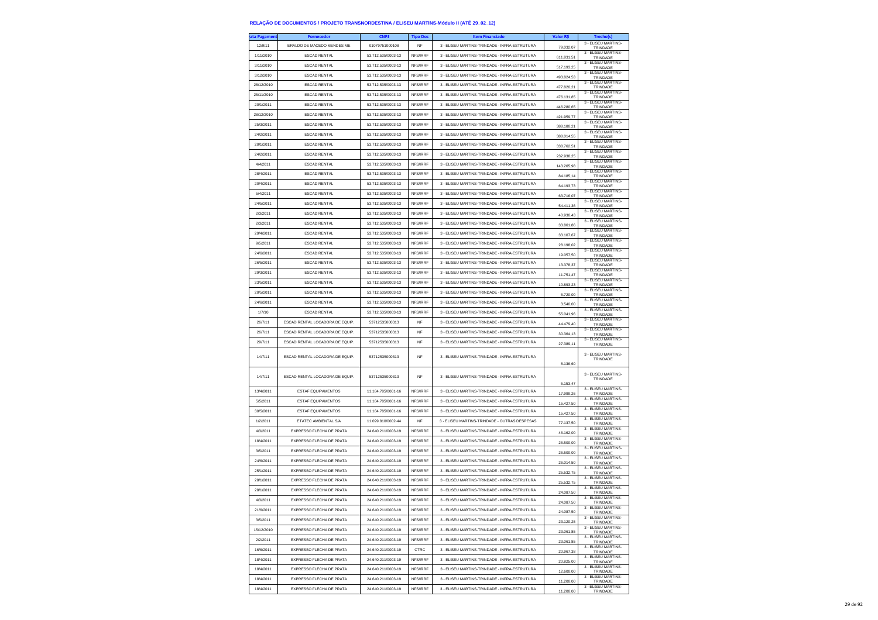## RELAÇÃO DE DOCUMENTOS / PROJETO TRANSNORDESTINA / ELISEU MARTINS-Módulo II (ATÉ 29_02_12)

| ata Pagament | Fornecedor | CNPJ | Tipo Doc | Item Financiado | Valor R$ | Trecho(s) |
|---|---|---|---|---|---|---|
| 12/8/11 | ERALDO DE MACEDO MENDES ME | 01079751000108 | NF | 3 - ELISEU MARTINS-TRINDADE - INFRA-ESTRUTURA | 79.032,07 | 3 - ELISEU MARTINS-TRINDADE |
| 1/11/2010 | ESCAD RENTAL | 53.712.535/0003-13 | NFS/IRRF | 3 - ELISEU MARTINS-TRINDADE - INFRA-ESTRUTURA | 611.831,51 | 3 - ELISEU MARTINS-TRINDADE |
| 3/11/2010 | ESCAD RENTAL | 53.712.535/0003-13 | NFS/IRRF | 3 - ELISEU MARTINS-TRINDADE - INFRA-ESTRUTURA | 517.193,25 | 3 - ELISEU MARTINS-TRINDADE |
| 3/12/2010 | ESCAD RENTAL | 53.712.535/0003-13 | NFS/IRRF | 3 - ELISEU MARTINS-TRINDADE - INFRA-ESTRUTURA | 493.824,53 | 3 - ELISEU MARTINS-TRINDADE |
| 28/12/2010 | ESCAD RENTAL | 53.712.535/0003-13 | NFS/IRRF | 3 - ELISEU MARTINS-TRINDADE - INFRA-ESTRUTURA | 477.820,21 | 3 - ELISEU MARTINS-TRINDADE |
| 25/11/2010 | ESCAD RENTAL | 53.712.535/0003-13 | NFS/IRRF | 3 - ELISEU MARTINS-TRINDADE - INFRA-ESTRUTURA | 476.131,85 | 3 - ELISEU MARTINS-TRINDADE |
| 20/1/2011 | ESCAD RENTAL | 53.712.535/0003-13 | NFS/IRRF | 3 - ELISEU MARTINS-TRINDADE - INFRA-ESTRUTURA | 446.280,65 | 3 - ELISEU MARTINS-TRINDADE |
| 28/12/2010 | ESCAD RENTAL | 53.712.535/0003-13 | NFS/IRRF | 3 - ELISEU MARTINS-TRINDADE - INFRA-ESTRUTURA | 421.959,77 | 3 - ELISEU MARTINS-TRINDADE |
| 25/3/2011 | ESCAD RENTAL | 53.712.535/0003-13 | NFS/IRRF | 3 - ELISEU MARTINS-TRINDADE - INFRA-ESTRUTURA | 388.180,21 | 3 - ELISEU MARTINS-TRINDADE |
| 24/2/2011 | ESCAD RENTAL | 53.712.535/0003-13 | NFS/IRRF | 3 - ELISEU MARTINS-TRINDADE - INFRA-ESTRUTURA | 388.014,55 | 3 - ELISEU MARTINS-TRINDADE |
| 20/1/2011 | ESCAD RENTAL | 53.712.535/0003-13 | NFS/IRRF | 3 - ELISEU MARTINS-TRINDADE - INFRA-ESTRUTURA | 338.762,51 | 3 - ELISEU MARTINS-TRINDADE |
| 24/2/2011 | ESCAD RENTAL | 53.712.535/0003-13 | NFS/IRRF | 3 - ELISEU MARTINS-TRINDADE - INFRA-ESTRUTURA | 232.938,25 | 3 - ELISEU MARTINS-TRINDADE |
| 4/4/2011 | ESCAD RENTAL | 53.712.535/0003-13 | NFS/IRRF | 3 - ELISEU MARTINS-TRINDADE - INFRA-ESTRUTURA | 143.265,98 | 3 - ELISEU MARTINS-TRINDADE |
| 28/4/2011 | ESCAD RENTAL | 53.712.535/0003-13 | NFS/IRRF | 3 - ELISEU MARTINS-TRINDADE - INFRA-ESTRUTURA | 84.185,14 | 3 - ELISEU MARTINS-TRINDADE |
| 20/4/2011 | ESCAD RENTAL | 53.712.535/0003-13 | NFS/IRRF | 3 - ELISEU MARTINS-TRINDADE - INFRA-ESTRUTURA | 64.193,73 | 3 - ELISEU MARTINS-TRINDADE |
| 5/4/2011 | ESCAD RENTAL | 53.712.535/0003-13 | NFS/IRRF | 3 - ELISEU MARTINS-TRINDADE - INFRA-ESTRUTURA | 63.716,07 | 3 - ELISEU MARTINS-TRINDADE |
| 24/5/2011 | ESCAD RENTAL | 53.712.535/0003-13 | NFS/IRRF | 3 - ELISEU MARTINS-TRINDADE - INFRA-ESTRUTURA | 54.411,36 | 3 - ELISEU MARTINS-TRINDADE |
| 2/3/2011 | ESCAD RENTAL | 53.712.535/0003-13 | NFS/IRRF | 3 - ELISEU MARTINS-TRINDADE - INFRA-ESTRUTURA | 40.930,43 | 3 - ELISEU MARTINS-TRINDADE |
| 2/3/2011 | ESCAD RENTAL | 53.712.535/0003-13 | NFS/IRRF | 3 - ELISEU MARTINS-TRINDADE - INFRA-ESTRUTURA | 33.861,86 | 3 - ELISEU MARTINS-TRINDADE |
| 29/4/2011 | ESCAD RENTAL | 53.712.535/0003-13 | NFS/IRRF | 3 - ELISEU MARTINS-TRINDADE - INFRA-ESTRUTURA | 33.107,67 | 3 - ELISEU MARTINS-TRINDADE |
| 9/5/2011 | ESCAD RENTAL | 53.712.535/0003-13 | NFS/IRRF | 3 - ELISEU MARTINS-TRINDADE - INFRA-ESTRUTURA | 28.198,02 | 3 - ELISEU MARTINS-TRINDADE |
| 24/6/2011 | ESCAD RENTAL | 53.712.535/0003-13 | NFS/IRRF | 3 - ELISEU MARTINS-TRINDADE - INFRA-ESTRUTURA | 19.057,50 | 3 - ELISEU MARTINS-TRINDADE |
| 26/5/2011 | ESCAD RENTAL | 53.712.535/0003-13 | NFS/IRRF | 3 - ELISEU MARTINS-TRINDADE - INFRA-ESTRUTURA | 13.378,37 | 3 - ELISEU MARTINS-TRINDADE |
| 29/3/2011 | ESCAD RENTAL | 53.712.535/0003-13 | NFS/IRRF | 3 - ELISEU MARTINS-TRINDADE - INFRA-ESTRUTURA | 11.751,47 | 3 - ELISEU MARTINS-TRINDADE |
| 23/5/2011 | ESCAD RENTAL | 53.712.535/0003-13 | NFS/IRRF | 3 - ELISEU MARTINS-TRINDADE - INFRA-ESTRUTURA | 10.893,23 | 3 - ELISEU MARTINS-TRINDADE |
| 20/5/2011 | ESCAD RENTAL | 53.712.535/0003-13 | NFS/IRRF | 3 - ELISEU MARTINS-TRINDADE - INFRA-ESTRUTURA | 6.720,00 | 3 - ELISEU MARTINS-TRINDADE |
| 24/6/2011 | ESCAD RENTAL | 53.712.535/0003-13 | NFS/IRRF | 3 - ELISEU MARTINS-TRINDADE - INFRA-ESTRUTURA | 3.540,00 | 3 - ELISEU MARTINS-TRINDADE |
| 1/7/10 | ESCAD RENTAL | 53.712.535/0003-13 | NFS/IRRF | 3 - ELISEU MARTINS-TRINDADE - INFRA-ESTRUTURA | 55.041,96 | 3 - ELISEU MARTINS-TRINDADE |
| 26/7/11 | ESCAD RENTAL LOCADORA DE EQUIP. | 53712535000313 | NF | 3 - ELISEU MARTINS-TRINDADE - INFRA-ESTRUTURA | 44.479,40 | 3 - ELISEU MARTINS-TRINDADE |
| 26/7/11 | ESCAD RENTAL LOCADORA DE EQUIP. | 53712535000313 | NF | 3 - ELISEU MARTINS-TRINDADE - INFRA-ESTRUTURA | 30.364,13 | 3 - ELISEU MARTINS-TRINDADE |
| 29/7/11 | ESCAD RENTAL LOCADORA DE EQUIP. | 53712535000313 | NF | 3 - ELISEU MARTINS-TRINDADE - INFRA-ESTRUTURA | 27.389,11 | 3 - ELISEU MARTINS-TRINDADE |
| 14/7/11 | ESCAD RENTAL LOCADORA DE EQUIP. | 53712535000313 | NF | 3 - ELISEU MARTINS-TRINDADE - INFRA-ESTRUTURA | 8.136,60 | 3 - ELISEU MARTINS-TRINDADE |
| 14/7/11 | ESCAD RENTAL LOCADORA DE EQUIP. | 53712535000313 | NF | 3 - ELISEU MARTINS-TRINDADE - INFRA-ESTRUTURA | 5.153,47 | 3 - ELISEU MARTINS-TRINDADE |
| 13/4/2011 | ESTAF EQUIPAMENTOS | 11.184.785/0001-16 | NFS/IRRF | 3 - ELISEU MARTINS-TRINDADE - INFRA-ESTRUTURA | 17.999,26 | 3 - ELISEU MARTINS-TRINDADE |
| 5/5/2011 | ESTAF EQUIPAMENTOS | 11.184.785/0001-16 | NFS/IRRF | 3 - ELISEU MARTINS-TRINDADE - INFRA-ESTRUTURA | 15.427,50 | 3 - ELISEU MARTINS-TRINDADE |
| 30/5/2011 | ESTAF EQUIPAMENTOS | 11.184.785/0001-16 | NFS/IRRF | 3 - ELISEU MARTINS-TRINDADE - INFRA-ESTRUTURA | 15.427,50 | 3 - ELISEU MARTINS-TRINDADE |
| 1/2/2011 | ETATEC AMBIENTAL S/A | 11.099.810/0002-44 | NF | 3 - ELISEU MARTINS-TRINDADE - OUTRAS DESPESAS | 77.137,50 | 3 - ELISEU MARTINS-TRINDADE |
| 4/3/2011 | EXPRESSO FLECHA DE PRATA | 24.640.211/0003-19 | NFS/IRRF | 3 - ELISEU MARTINS-TRINDADE - INFRA-ESTRUTURA | 46.162,00 | 3 - ELISEU MARTINS-TRINDADE |
| 18/4/2011 | EXPRESSO FLECHA DE PRATA | 24.640.211/0003-19 | NFS/IRRF | 3 - ELISEU MARTINS-TRINDADE - INFRA-ESTRUTURA | 26.500,00 | 3 - ELISEU MARTINS-TRINDADE |
| 3/5/2011 | EXPRESSO FLECHA DE PRATA | 24.640.211/0003-19 | NFS/IRRF | 3 - ELISEU MARTINS-TRINDADE - INFRA-ESTRUTURA | 26.500,00 | 3 - ELISEU MARTINS-TRINDADE |
| 24/6/2011 | EXPRESSO FLECHA DE PRATA | 24.640.211/0003-19 | NFS/IRRF | 3 - ELISEU MARTINS-TRINDADE - INFRA-ESTRUTURA | 26.014,50 | 3 - ELISEU MARTINS-TRINDADE |
| 25/1/2011 | EXPRESSO FLECHA DE PRATA | 24.640.211/0003-19 | NFS/IRRF | 3 - ELISEU MARTINS-TRINDADE - INFRA-ESTRUTURA | 25.532,75 | 3 - ELISEU MARTINS-TRINDADE |
| 28/1/2011 | EXPRESSO FLECHA DE PRATA | 24.640.211/0003-19 | NFS/IRRF | 3 - ELISEU MARTINS-TRINDADE - INFRA-ESTRUTURA | 25.532,75 | 3 - ELISEU MARTINS-TRINDADE |
| 28/1/2011 | EXPRESSO FLECHA DE PRATA | 24.640.211/0003-19 | NFS/IRRF | 3 - ELISEU MARTINS-TRINDADE - INFRA-ESTRUTURA | 24.087,50 | 3 - ELISEU MARTINS-TRINDADE |
| 4/3/2011 | EXPRESSO FLECHA DE PRATA | 24.640.211/0003-19 | NFS/IRRF | 3 - ELISEU MARTINS-TRINDADE - INFRA-ESTRUTURA | 24.087,50 | 3 - ELISEU MARTINS-TRINDADE |
| 21/6/2011 | EXPRESSO FLECHA DE PRATA | 24.640.211/0003-19 | NFS/IRRF | 3 - ELISEU MARTINS-TRINDADE - INFRA-ESTRUTURA | 24.087,50 | 3 - ELISEU MARTINS-TRINDADE |
| 3/5/2011 | EXPRESSO FLECHA DE PRATA | 24.640.211/0003-19 | NFS/IRRF | 3 - ELISEU MARTINS-TRINDADE - INFRA-ESTRUTURA | 23.120,25 | 3 - ELISEU MARTINS-TRINDADE |
| 15/12/2010 | EXPRESSO FLECHA DE PRATA | 24.640.211/0003-19 | NFS/IRRF | 3 - ELISEU MARTINS-TRINDADE - INFRA-ESTRUTURA | 23.061,85 | 3 - ELISEU MARTINS-TRINDADE |
| 2/2/2011 | EXPRESSO FLECHA DE PRATA | 24.640.211/0003-19 | NFS/IRRF | 3 - ELISEU MARTINS-TRINDADE - INFRA-ESTRUTURA | 23.061,85 | 3 - ELISEU MARTINS-TRINDADE |
| 16/6/2011 | EXPRESSO FLECHA DE PRATA | 24.640.211/0003-19 | CTRC | 3 - ELISEU MARTINS-TRINDADE - INFRA-ESTRUTURA | 20.967,38 | 3 - ELISEU MARTINS-TRINDADE |
| 18/4/2011 | EXPRESSO FLECHA DE PRATA | 24.640.211/0003-19 | NFS/IRRF | 3 - ELISEU MARTINS-TRINDADE - INFRA-ESTRUTURA | 20.825,00 | 3 - ELISEU MARTINS-TRINDADE |
| 18/4/2011 | EXPRESSO FLECHA DE PRATA | 24.640.211/0003-19 | NFS/IRRF | 3 - ELISEU MARTINS-TRINDADE - INFRA-ESTRUTURA | 12.600,00 | 3 - ELISEU MARTINS-TRINDADE |
| 18/4/2011 | EXPRESSO FLECHA DE PRATA | 24.640.211/0003-19 | NFS/IRRF | 3 - ELISEU MARTINS-TRINDADE - INFRA-ESTRUTURA | 11.200,00 | 3 - ELISEU MARTINS-TRINDADE |
| 18/4/2011 | EXPRESSO FLECHA DE PRATA | 24.640.211/0003-19 | NFS/IRRF | 3 - ELISEU MARTINS-TRINDADE - INFRA-ESTRUTURA | 11.200,00 | 3 - ELISEU MARTINS-TRINDADE |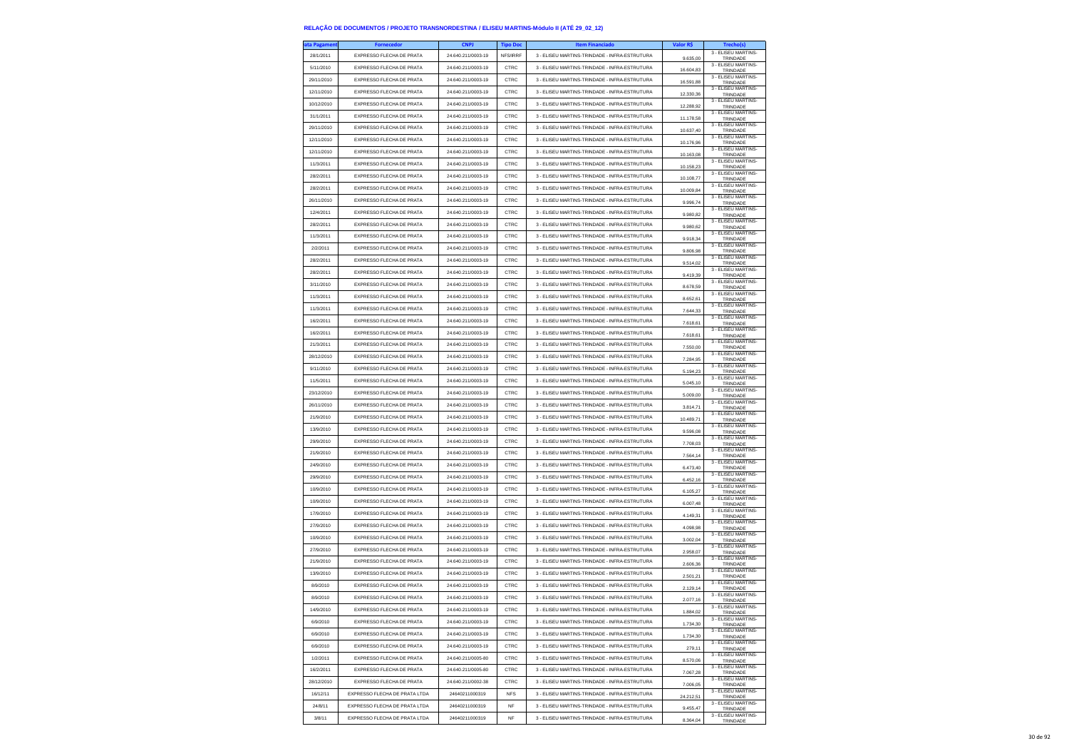## RELAÇÃO DE DOCUMENTOS / PROJETO TRANSNORDESTINA / ELISEU MARTINS-Módulo II (ATÉ 29_02_12)

| ata Pagament | Fornecedor | CNPJ | Tipo Doc | Item Financiado | Valor R$ | Trecho(s) |
|---|---|---|---|---|---|---|
| 28/1/2011 | EXPRESSO FLECHA DE PRATA | 24.640.211/0003-19 | NFS/IRRF | 3 - ELISEU MARTINS-TRINDADE - INFRA-ESTRUTURA | 9.635,00 | 3 - ELISEU MARTINS-TRINDADE |
| 5/11/2010 | EXPRESSO FLECHA DE PRATA | 24.640.211/0003-19 | CTRC | 3 - ELISEU MARTINS-TRINDADE - INFRA-ESTRUTURA | 16.604,83 | 3 - ELISEU MARTINS-TRINDADE |
| 29/11/2010 | EXPRESSO FLECHA DE PRATA | 24.640.211/0003-19 | CTRC | 3 - ELISEU MARTINS-TRINDADE - INFRA-ESTRUTURA | 16.591,88 | 3 - ELISEU MARTINS-TRINDADE |
| 12/11/2010 | EXPRESSO FLECHA DE PRATA | 24.640.211/0003-19 | CTRC | 3 - ELISEU MARTINS-TRINDADE - INFRA-ESTRUTURA | 12.330,36 | 3 - ELISEU MARTINS-TRINDADE |
| 10/12/2010 | EXPRESSO FLECHA DE PRATA | 24.640.211/0003-19 | CTRC | 3 - ELISEU MARTINS-TRINDADE - INFRA-ESTRUTURA | 12.288,92 | 3 - ELISEU MARTINS-TRINDADE |
| 31/1/2011 | EXPRESSO FLECHA DE PRATA | 24.640.211/0003-19 | CTRC | 3 - ELISEU MARTINS-TRINDADE - INFRA-ESTRUTURA | 11.178,58 | 3 - ELISEU MARTINS-TRINDADE |
| 29/11/2010 | EXPRESSO FLECHA DE PRATA | 24.640.211/0003-19 | CTRC | 3 - ELISEU MARTINS-TRINDADE - INFRA-ESTRUTURA | 10.637,40 | 3 - ELISEU MARTINS-TRINDADE |
| 12/11/2010 | EXPRESSO FLECHA DE PRATA | 24.640.211/0003-19 | CTRC | 3 - ELISEU MARTINS-TRINDADE - INFRA-ESTRUTURA | 10.176,96 | 3 - ELISEU MARTINS-TRINDADE |
| 12/11/2010 | EXPRESSO FLECHA DE PRATA | 24.640.211/0003-19 | CTRC | 3 - ELISEU MARTINS-TRINDADE - INFRA-ESTRUTURA | 10.163,08 | 3 - ELISEU MARTINS-TRINDADE |
| 11/3/2011 | EXPRESSO FLECHA DE PRATA | 24.640.211/0003-19 | CTRC | 3 - ELISEU MARTINS-TRINDADE - INFRA-ESTRUTURA | 10.158,23 | 3 - ELISEU MARTINS-TRINDADE |
| 28/2/2011 | EXPRESSO FLECHA DE PRATA | 24.640.211/0003-19 | CTRC | 3 - ELISEU MARTINS-TRINDADE - INFRA-ESTRUTURA | 10.108,77 | 3 - ELISEU MARTINS-TRINDADE |
| 28/2/2011 | EXPRESSO FLECHA DE PRATA | 24.640.211/0003-19 | CTRC | 3 - ELISEU MARTINS-TRINDADE - INFRA-ESTRUTURA | 10.009,84 | 3 - ELISEU MARTINS-TRINDADE |
| 26/11/2010 | EXPRESSO FLECHA DE PRATA | 24.640.211/0003-19 | CTRC | 3 - ELISEU MARTINS-TRINDADE - INFRA-ESTRUTURA | 9.996,74 | 3 - ELISEU MARTINS-TRINDADE |
| 12/4/2011 | EXPRESSO FLECHA DE PRATA | 24.640.211/0003-19 | CTRC | 3 - ELISEU MARTINS-TRINDADE - INFRA-ESTRUTURA | 9.980,82 | 3 - ELISEU MARTINS-TRINDADE |
| 28/2/2011 | EXPRESSO FLECHA DE PRATA | 24.640.211/0003-19 | CTRC | 3 - ELISEU MARTINS-TRINDADE - INFRA-ESTRUTURA | 9.980,62 | 3 - ELISEU MARTINS-TRINDADE |
| 11/3/2011 | EXPRESSO FLECHA DE PRATA | 24.640.211/0003-19 | CTRC | 3 - ELISEU MARTINS-TRINDADE - INFRA-ESTRUTURA | 9.918,34 | 3 - ELISEU MARTINS-TRINDADE |
| 2/2/2011 | EXPRESSO FLECHA DE PRATA | 24.640.211/0003-19 | CTRC | 3 - ELISEU MARTINS-TRINDADE - INFRA-ESTRUTURA | 9.806,98 | 3 - ELISEU MARTINS-TRINDADE |
| 28/2/2011 | EXPRESSO FLECHA DE PRATA | 24.640.211/0003-19 | CTRC | 3 - ELISEU MARTINS-TRINDADE - INFRA-ESTRUTURA | 9.514,02 | 3 - ELISEU MARTINS-TRINDADE |
| 28/2/2011 | EXPRESSO FLECHA DE PRATA | 24.640.211/0003-19 | CTRC | 3 - ELISEU MARTINS-TRINDADE - INFRA-ESTRUTURA | 9.419,39 | 3 - ELISEU MARTINS-TRINDADE |
| 3/11/2010 | EXPRESSO FLECHA DE PRATA | 24.640.211/0003-19 | CTRC | 3 - ELISEU MARTINS-TRINDADE - INFRA-ESTRUTURA | 8.678,59 | 3 - ELISEU MARTINS-TRINDADE |
| 11/3/2011 | EXPRESSO FLECHA DE PRATA | 24.640.211/0003-19 | CTRC | 3 - ELISEU MARTINS-TRINDADE - INFRA-ESTRUTURA | 8.652,61 | 3 - ELISEU MARTINS-TRINDADE |
| 11/3/2011 | EXPRESSO FLECHA DE PRATA | 24.640.211/0003-19 | CTRC | 3 - ELISEU MARTINS-TRINDADE - INFRA-ESTRUTURA | 7.644,33 | 3 - ELISEU MARTINS-TRINDADE |
| 16/2/2011 | EXPRESSO FLECHA DE PRATA | 24.640.211/0003-19 | CTRC | 3 - ELISEU MARTINS-TRINDADE - INFRA-ESTRUTURA | 7.618,61 | 3 - ELISEU MARTINS-TRINDADE |
| 16/2/2011 | EXPRESSO FLECHA DE PRATA | 24.640.211/0003-19 | CTRC | 3 - ELISEU MARTINS-TRINDADE - INFRA-ESTRUTURA | 7.618,61 | 3 - ELISEU MARTINS-TRINDADE |
| 21/3/2011 | EXPRESSO FLECHA DE PRATA | 24.640.211/0003-19 | CTRC | 3 - ELISEU MARTINS-TRINDADE - INFRA-ESTRUTURA | 7.550,00 | 3 - ELISEU MARTINS-TRINDADE |
| 28/12/2010 | EXPRESSO FLECHA DE PRATA | 24.640.211/0003-19 | CTRC | 3 - ELISEU MARTINS-TRINDADE - INFRA-ESTRUTURA | 7.284,95 | 3 - ELISEU MARTINS-TRINDADE |
| 9/11/2010 | EXPRESSO FLECHA DE PRATA | 24.640.211/0003-19 | CTRC | 3 - ELISEU MARTINS-TRINDADE - INFRA-ESTRUTURA | 5.194,23 | 3 - ELISEU MARTINS-TRINDADE |
| 11/5/2011 | EXPRESSO FLECHA DE PRATA | 24.640.211/0003-19 | CTRC | 3 - ELISEU MARTINS-TRINDADE - INFRA-ESTRUTURA | 5.045,10 | 3 - ELISEU MARTINS-TRINDADE |
| 23/12/2010 | EXPRESSO FLECHA DE PRATA | 24.640.211/0003-19 | CTRC | 3 - ELISEU MARTINS-TRINDADE - INFRA-ESTRUTURA | 5.009,00 | 3 - ELISEU MARTINS-TRINDADE |
| 26/11/2010 | EXPRESSO FLECHA DE PRATA | 24.640.211/0003-19 | CTRC | 3 - ELISEU MARTINS-TRINDADE - INFRA-ESTRUTURA | 3.814,71 | 3 - ELISEU MARTINS-TRINDADE |
| 21/9/2010 | EXPRESSO FLECHA DE PRATA | 24.640.211/0003-19 | CTRC | 3 - ELISEU MARTINS-TRINDADE - INFRA-ESTRUTURA | 10.489,71 | 3 - ELISEU MARTINS-TRINDADE |
| 13/9/2010 | EXPRESSO FLECHA DE PRATA | 24.640.211/0003-19 | CTRC | 3 - ELISEU MARTINS-TRINDADE - INFRA-ESTRUTURA | 9.596,08 | 3 - ELISEU MARTINS-TRINDADE |
| 29/9/2010 | EXPRESSO FLECHA DE PRATA | 24.640.211/0003-19 | CTRC | 3 - ELISEU MARTINS-TRINDADE - INFRA-ESTRUTURA | 7.708,03 | 3 - ELISEU MARTINS-TRINDADE |
| 21/9/2010 | EXPRESSO FLECHA DE PRATA | 24.640.211/0003-19 | CTRC | 3 - ELISEU MARTINS-TRINDADE - INFRA-ESTRUTURA | 7.564,14 | 3 - ELISEU MARTINS-TRINDADE |
| 24/9/2010 | EXPRESSO FLECHA DE PRATA | 24.640.211/0003-19 | CTRC | 3 - ELISEU MARTINS-TRINDADE - INFRA-ESTRUTURA | 6.473,40 | 3 - ELISEU MARTINS-TRINDADE |
| 29/9/2010 | EXPRESSO FLECHA DE PRATA | 24.640.211/0003-19 | CTRC | 3 - ELISEU MARTINS-TRINDADE - INFRA-ESTRUTURA | 6.452,16 | 3 - ELISEU MARTINS-TRINDADE |
| 10/9/2010 | EXPRESSO FLECHA DE PRATA | 24.640.211/0003-19 | CTRC | 3 - ELISEU MARTINS-TRINDADE - INFRA-ESTRUTURA | 6.105,27 | 3 - ELISEU MARTINS-TRINDADE |
| 10/9/2010 | EXPRESSO FLECHA DE PRATA | 24.640.211/0003-19 | CTRC | 3 - ELISEU MARTINS-TRINDADE - INFRA-ESTRUTURA | 6.007,48 | 3 - ELISEU MARTINS-TRINDADE |
| 17/9/2010 | EXPRESSO FLECHA DE PRATA | 24.640.211/0003-19 | CTRC | 3 - ELISEU MARTINS-TRINDADE - INFRA-ESTRUTURA | 4.149,31 | 3 - ELISEU MARTINS-TRINDADE |
| 27/9/2010 | EXPRESSO FLECHA DE PRATA | 24.640.211/0003-19 | CTRC | 3 - ELISEU MARTINS-TRINDADE - INFRA-ESTRUTURA | 4.098,98 | 3 - ELISEU MARTINS-TRINDADE |
| 10/9/2010 | EXPRESSO FLECHA DE PRATA | 24.640.211/0003-19 | CTRC | 3 - ELISEU MARTINS-TRINDADE - INFRA-ESTRUTURA | 3.002,04 | 3 - ELISEU MARTINS-TRINDADE |
| 27/9/2010 | EXPRESSO FLECHA DE PRATA | 24.640.211/0003-19 | CTRC | 3 - ELISEU MARTINS-TRINDADE - INFRA-ESTRUTURA | 2.958,07 | 3 - ELISEU MARTINS-TRINDADE |
| 21/9/2010 | EXPRESSO FLECHA DE PRATA | 24.640.211/0003-19 | CTRC | 3 - ELISEU MARTINS-TRINDADE - INFRA-ESTRUTURA | 2.606,36 | 3 - ELISEU MARTINS-TRINDADE |
| 13/9/2010 | EXPRESSO FLECHA DE PRATA | 24.640.211/0003-19 | CTRC | 3 - ELISEU MARTINS-TRINDADE - INFRA-ESTRUTURA | 2.501,21 | 3 - ELISEU MARTINS-TRINDADE |
| 8/9/2010 | EXPRESSO FLECHA DE PRATA | 24.640.211/0003-19 | CTRC | 3 - ELISEU MARTINS-TRINDADE - INFRA-ESTRUTURA | 2.129,14 | 3 - ELISEU MARTINS-TRINDADE |
| 8/9/2010 | EXPRESSO FLECHA DE PRATA | 24.640.211/0003-19 | CTRC | 3 - ELISEU MARTINS-TRINDADE - INFRA-ESTRUTURA | 2.077,16 | 3 - ELISEU MARTINS-TRINDADE |
| 14/9/2010 | EXPRESSO FLECHA DE PRATA | 24.640.211/0003-19 | CTRC | 3 - ELISEU MARTINS-TRINDADE - INFRA-ESTRUTURA | 1.884,02 | 3 - ELISEU MARTINS-TRINDADE |
| 6/9/2010 | EXPRESSO FLECHA DE PRATA | 24.640.211/0003-19 | CTRC | 3 - ELISEU MARTINS-TRINDADE - INFRA-ESTRUTURA | 1.734,30 | 3 - ELISEU MARTINS-TRINDADE |
| 6/9/2010 | EXPRESSO FLECHA DE PRATA | 24.640.211/0003-19 | CTRC | 3 - ELISEU MARTINS-TRINDADE - INFRA-ESTRUTURA | 1.734,30 | 3 - ELISEU MARTINS-TRINDADE |
| 6/9/2010 | EXPRESSO FLECHA DE PRATA | 24.640.211/0003-19 | CTRC | 3 - ELISEU MARTINS-TRINDADE - INFRA-ESTRUTURA | 279,11 | 3 - ELISEU MARTINS-TRINDADE |
| 1/2/2011 | EXPRESSO FLECHA DE PRATA | 24.640.211/0005-80 | CTRC | 3 - ELISEU MARTINS-TRINDADE - INFRA-ESTRUTURA | 8.570,06 | 3 - ELISEU MARTINS-TRINDADE |
| 16/2/2011 | EXPRESSO FLECHA DE PRATA | 24.640.211/0005-80 | CTRC | 3 - ELISEU MARTINS-TRINDADE - INFRA-ESTRUTURA | 7.067,28 | 3 - ELISEU MARTINS-TRINDADE |
| 28/12/2010 | EXPRESSO FLECHA DE PRATA | 24.640.211/0002-38 | CTRC | 3 - ELISEU MARTINS-TRINDADE - INFRA-ESTRUTURA | 7.006,05 | 3 - ELISEU MARTINS-TRINDADE |
| 16/12/11 | EXPRESSO FLECHA DE PRATA LTDA | 24640211000319 | NFS | 3 - ELISEU MARTINS-TRINDADE - INFRA-ESTRUTURA | 24.212,51 | 3 - ELISEU MARTINS-TRINDADE |
| 24/8/11 | EXPRESSO FLECHA DE PRATA LTDA | 24640211000319 | NF | 3 - ELISEU MARTINS-TRINDADE - INFRA-ESTRUTURA | 9.455,47 | 3 - ELISEU MARTINS-TRINDADE |
| 3/8/11 | EXPRESSO FLECHA DE PRATA LTDA | 24640211000319 | NF | 3 - ELISEU MARTINS-TRINDADE - INFRA-ESTRUTURA | 8.364,04 | 3 - ELISEU MARTINS-TRINDADE |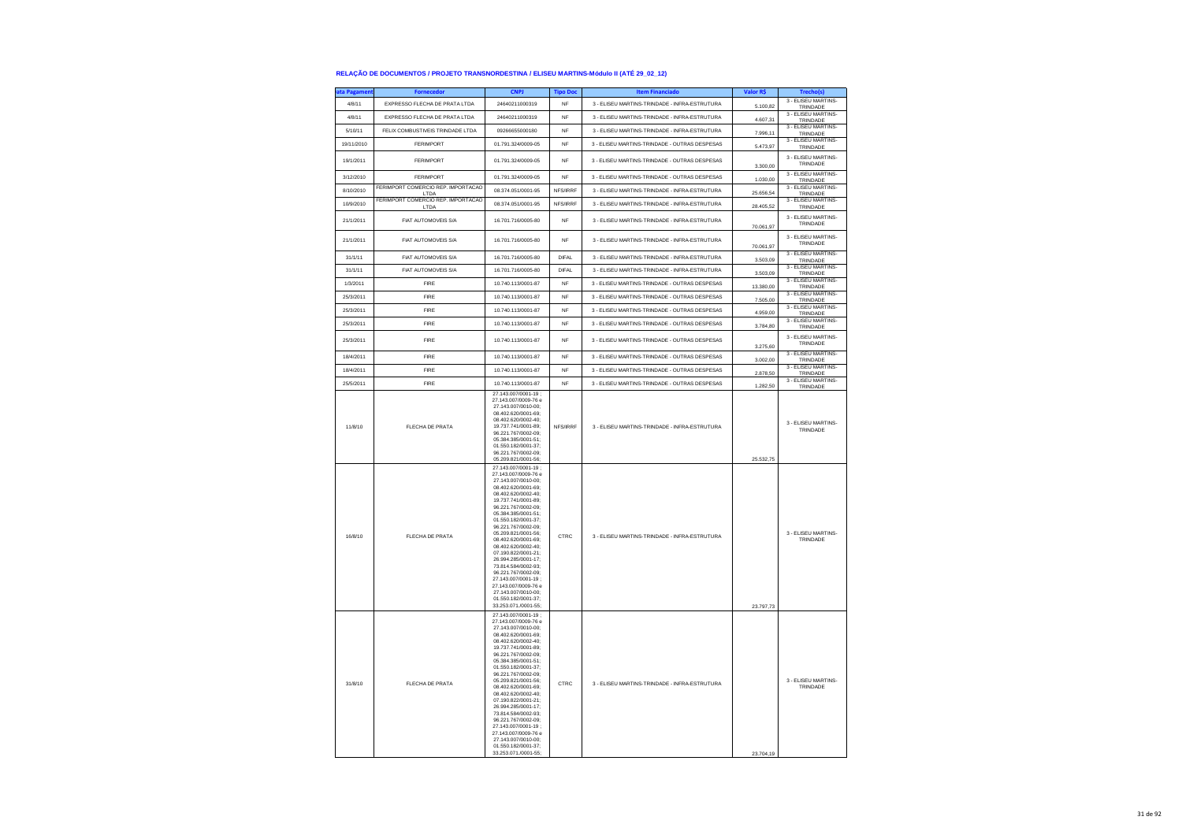**RELAÇÃO DE DOCUMENTOS / PROJETO TRANSNORDESTINA / ELISEU MARTINS-Módulo II (ATÉ 29_02_12)**

| ata Pagament | Fornecedor | CNPJ | Tipo Doc | Item Financiado | Valor R$ | Trecho(s) |
|---|---|---|---|---|---|---|
| 4/8/11 | EXPRESSO FLECHA DE PRATA LTDA | 24640211000319 | NF | 3 - ELISEU MARTINS-TRINDADE - INFRA-ESTRUTURA | 5.100,82 | 3 - ELISEU MARTINS-TRINDADE |
| 4/8/11 | EXPRESSO FLECHA DE PRATA LTDA | 24640211000319 | NF | 3 - ELISEU MARTINS-TRINDADE - INFRA-ESTRUTURA | 4.607,31 | 3 - ELISEU MARTINS-TRINDADE |
| 5/10/11 | FELIX COMBUSTIVEIS TRINDADE LTDA | 09266655000180 | NF | 3 - ELISEU MARTINS-TRINDADE - INFRA-ESTRUTURA | 7.996,11 | 3 - ELISEU MARTINS-TRINDADE |
| 19/11/2010 | FERIMPORT | 01.791.324/0009-05 | NF | 3 - ELISEU MARTINS-TRINDADE - OUTRAS DESPESAS | 5.473,97 | 3 - ELISEU MARTINS-TRINDADE |
| 19/1/2011 | FERIMPORT | 01.791.324/0009-05 | NF | 3 - ELISEU MARTINS-TRINDADE - OUTRAS DESPESAS | 3.300,00 | 3 - ELISEU MARTINS-TRINDADE |
| 3/12/2010 | FERIMPORT | 01.791.324/0009-05 | NF | 3 - ELISEU MARTINS-TRINDADE - OUTRAS DESPESAS | 1.030,00 | 3 - ELISEU MARTINS-TRINDADE |
| 8/10/2010 | FERIMPORT COMERCIO REP. IMPORTACAO LTDA | 08.374.051/0001-95 | NFS/IRRF | 3 - ELISEU MARTINS-TRINDADE - INFRA-ESTRUTURA | 25.656,54 | 3 - ELISEU MARTINS-TRINDADE |
| 10/9/2010 | FERIMPORT COMERCIO REP. IMPORTACAO LTDA | 08.374.051/0001-95 | NFS/IRRF | 3 - ELISEU MARTINS-TRINDADE - INFRA-ESTRUTURA | 28.405,52 | 3 - ELISEU MARTINS-TRINDADE |
| 21/1/2011 | FIAT AUTOMOVEIS S/A | 16.701.716/0005-80 | NF | 3 - ELISEU MARTINS-TRINDADE - INFRA-ESTRUTURA | 70.061,97 | 3 - ELISEU MARTINS-TRINDADE |
| 21/1/2011 | FIAT AUTOMOVEIS S/A | 16.701.716/0005-80 | NF | 3 - ELISEU MARTINS-TRINDADE - INFRA-ESTRUTURA | 70.061,97 | 3 - ELISEU MARTINS-TRINDADE |
| 31/1/11 | FIAT AUTOMOVEIS S/A | 16.701.716/0005-80 | DIFAL | 3 - ELISEU MARTINS-TRINDADE - INFRA-ESTRUTURA | 3.503,09 | 3 - ELISEU MARTINS-TRINDADE |
| 31/1/11 | FIAT AUTOMOVEIS S/A | 16.701.716/0005-80 | DIFAL | 3 - ELISEU MARTINS-TRINDADE - INFRA-ESTRUTURA | 3.503,09 | 3 - ELISEU MARTINS-TRINDADE |
| 1/3/2011 | FIRE | 10.740.113/0001-87 | NF | 3 - ELISEU MARTINS-TRINDADE - OUTRAS DESPESAS | 13.380,00 | 3 - ELISEU MARTINS-TRINDADE |
| 25/3/2011 | FIRE | 10.740.113/0001-87 | NF | 3 - ELISEU MARTINS-TRINDADE - OUTRAS DESPESAS | 7.505,00 | 3 - ELISEU MARTINS-TRINDADE |
| 25/3/2011 | FIRE | 10.740.113/0001-87 | NF | 3 - ELISEU MARTINS-TRINDADE - OUTRAS DESPESAS | 4.959,00 | 3 - ELISEU MARTINS-TRINDADE |
| 25/3/2011 | FIRE | 10.740.113/0001-87 | NF | 3 - ELISEU MARTINS-TRINDADE - OUTRAS DESPESAS | 3.784,80 | 3 - ELISEU MARTINS-TRINDADE |
| 25/3/2011 | FIRE | 10.740.113/0001-87 | NF | 3 - ELISEU MARTINS-TRINDADE - OUTRAS DESPESAS | 3.275,60 | 3 - ELISEU MARTINS-TRINDADE |
| 18/4/2011 | FIRE | 10.740.113/0001-87 | NF | 3 - ELISEU MARTINS-TRINDADE - OUTRAS DESPESAS | 3.002,00 | 3 - ELISEU MARTINS-TRINDADE |
| 18/4/2011 | FIRE | 10.740.113/0001-87 | NF | 3 - ELISEU MARTINS-TRINDADE - OUTRAS DESPESAS | 2.878,50 | 3 - ELISEU MARTINS-TRINDADE |
| 25/5/2011 | FIRE | 10.740.113/0001-87 | NF | 3 - ELISEU MARTINS-TRINDADE - OUTRAS DESPESAS | 1.282,50 | 3 - ELISEU MARTINS-TRINDADE |
| 11/8/10 | FLECHA DE PRATA | 27.143.007/0001-19 ; 27.143.007/0009-76 e 27.143.007/0010-00; 08.402.620/0001-69; 08.402.620/0002-40; 19.737.741/0001-89; 96.221.767/0002-09; 05.384.385/0001-51; 01.550.182/0001-37; 96.221.767/0002-09; 05.209.821/0001-56; | NFS/IRRF | 3 - ELISEU MARTINS-TRINDADE - INFRA-ESTRUTURA | 25.532,75 | 3 - ELISEU MARTINS-TRINDADE |
| 16/8/10 | FLECHA DE PRATA | 27.143.007/0001-19 ; 27.143.007/0009-76 e 27.143.007/0010-00; 08.402.620/0001-69; 08.402.620/0002-40; 19.737.741/0001-89; 96.221.767/0002-09; 05.384.385/0001-51; 01.550.182/0001-37; 96.221.767/0002-09; 05.209.821/0001-56; 08.402.620/0001-69; 08.402.620/0002-40; 07.190.822/0001-21; 26.994.285/0001-17; 73.814.584/0002-93; 96.221.767/0002-09; 27.143.007/0001-19 ; 27.143.007/0009-76 e 27.143.007/0010-00; 01.550.182/0001-37; 33.253.071./0001-55; | CTRC | 3 - ELISEU MARTINS-TRINDADE - INFRA-ESTRUTURA | 23.797,73 | 3 - ELISEU MARTINS-TRINDADE |
| 31/8/10 | FLECHA DE PRATA | 27.143.007/0001-19 ; 27.143.007/0009-76 e 27.143.007/0010-00; 08.402.620/0001-69; 08.402.620/0002-40; 19.737.741/0001-89; 96.221.767/0002-09; 05.384.385/0001-51; 01.550.182/0001-37; 96.221.767/0002-09; 05.209.821/0001-56; 08.402.620/0001-69; 08.402.620/0002-40; 07.190.822/0001-21; 26.994.285/0001-17; 73.814.584/0002-93; 96.221.767/0002-09; 27.143.007/0001-19 ; 27.143.007/0009-76 e 27.143.007/0010-00; 01.550.182/0001-37; 33.253.071./0001-55; | CTRC | 3 - ELISEU MARTINS-TRINDADE - INFRA-ESTRUTURA | 23.704,19 | 3 - ELISEU MARTINS-TRINDADE |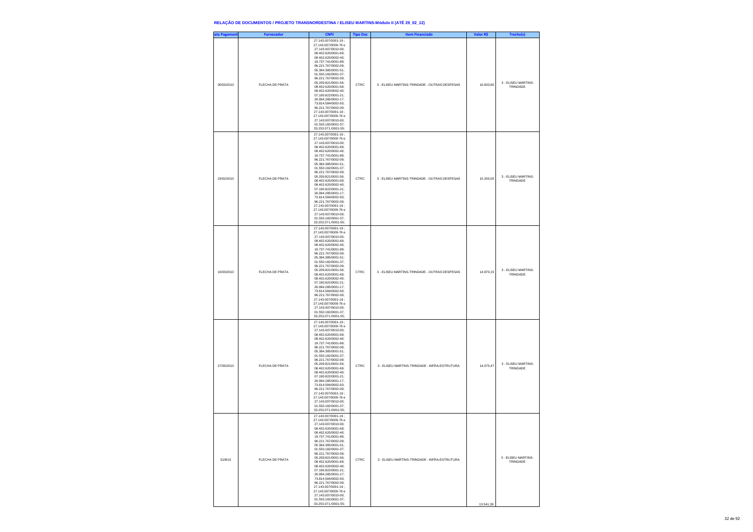**RELAÇÃO DE DOCUMENTOS / PROJETO TRANSNORDESTINA / ELISEU MARTINS-Módulo II (ATÉ 29_02_12)**

| ata Pagament | Fornecedor | CNPJ | Tipo Doc | Item Financiado | Valor R$ | Trecho(s) |
|---|---|---|---|---|---|---|
| 30/03/2010 | FLECHA DE PRATA | 27.143.007/0001-19 ; 27.143.007/0009-76 e 27.143.007/0010-00; 08.402.620/0001-69; 08.402.620/0002-40; 19.737.741/0001-89; 96.221.767/0002-09; 05.384.385/0001-51; 01.550.182/0001-37; 96.221.767/0002-09; 05.209.821/0001-56; 08.402.620/0001-69; 08.402.620/0002-40; 07.190.822/0001-21; 26.994.285/0001-17; 73.814.584/0002-93; 96.221.767/0002-09; 27.143.007/0001-19 ; 27.143.007/0009-76 e 27.143.007/0010-00; 01.550.182/0001-37; 33.253.071./0001-55; | CTRC | 3 - ELISEU MARTINS-TRINDADE - OUTRAS DESPESAS | 16.833,80 | 3 - ELISEU MARTINS-TRINDADE |
| 23/02/2010 | FLECHA DE PRATA | 27.143.007/0001-19 ; 27.143.007/0009-76 e 27.143.007/0010-00; 08.402.620/0001-69; 08.402.620/0002-40; 19.737.741/0001-89; 96.221.767/0002-09; 05.384.385/0001-51; 01.550.182/0001-37; 96.221.767/0002-09; 05.209.821/0001-56; 08.402.620/0001-69; 08.402.620/0002-40; 07.190.822/0001-21; 26.994.285/0001-17; 73.814.584/0002-93; 96.221.767/0002-09; 27.143.007/0001-19 ; 27.143.007/0009-76 e 27.143.007/0010-00; 01.550.182/0001-37; 33.253.071./0001-55; | CTRC | 3 - ELISEU MARTINS-TRINDADE - OUTRAS DESPESAS | 15.200,00 | 3 - ELISEU MARTINS-TRINDADE |
| 10/03/2010 | FLECHA DE PRATA | 27.143.007/0001-19 ; 27.143.007/0009-76 e 27.143.007/0010-00; 08.402.620/0001-69; 08.402.620/0002-40; 19.737.741/0001-89; 96.221.767/0002-09; 05.384.385/0001-51; 01.550.182/0001-37; 96.221.767/0002-09; 05.209.821/0001-56; 08.402.620/0001-69; 08.402.620/0002-40; 07.190.822/0001-21; 26.994.285/0001-17; 73.814.584/0002-93; 96.221.767/0002-09; 27.143.007/0001-19 ; 27.143.007/0009-76 e 27.143.007/0010-00; 01.550.182/0001-37; 33.253.071./0001-55; | CTRC | 3 - ELISEU MARTINS-TRINDADE - OUTRAS DESPESAS | 14.870,15 | 3 - ELISEU MARTINS-TRINDADE |
| 27/05/2010 | FLECHA DE PRATA | 27.143.007/0001-19 ; 27.143.007/0009-76 e 27.143.007/0010-00; 08.402.620/0001-69; 08.402.620/0002-40; 19.737.741/0001-89; 96.221.767/0002-09; 05.384.385/0001-51; 01.550.182/0001-37; 96.221.767/0002-09; 05.209.821/0001-56; 08.402.620/0001-69; 08.402.620/0002-40; 07.190.822/0001-21; 26.994.285/0001-17; 73.814.584/0002-93; 96.221.767/0002-09; 27.143.007/0001-19 ; 27.143.007/0009-76 e 27.143.007/0010-00; 01.550.182/0001-37; 33.253.071./0001-55; | CTRC | 3 - ELISEU MARTINS-TRINDADE - INFRA-ESTRUTURA | 14.075,47 | 3 - ELISEU MARTINS-TRINDADE |
| 31/8/10 | FLECHA DE PRATA | 27.143.007/0001-19 ; 27.143.007/0009-76 e 27.143.007/0010-00; 08.402.620/0001-69; 08.402.620/0002-40; 19.737.741/0001-89; 96.221.767/0002-09; 05.384.385/0001-51; 01.550.182/0001-37; 96.221.767/0002-09; 05.209.821/0001-56; 08.402.620/0001-69; 08.402.620/0002-40; 07.190.822/0001-21; 26.994.285/0001-17; 73.814.584/0002-93; 96.221.767/0002-09; 27.143.007/0001-19 ; 27.143.007/0009-76 e 27.143.007/0010-00; 01.550.182/0001-37; 33.253.071./0001-55; | CTRC | 3 - ELISEU MARTINS-TRINDADE - INFRA-ESTRUTURA | 13.541,39 | 3 - ELISEU MARTINS-TRINDADE |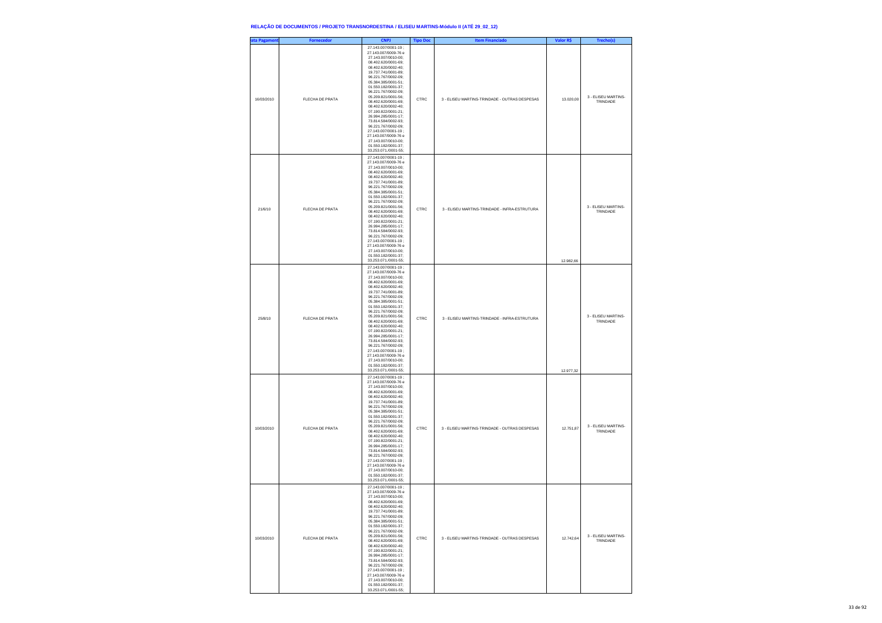## RELAÇÃO DE DOCUMENTOS / PROJETO TRANSNORDESTINA / ELISEU MARTINS-Módulo II (ATÉ 29_02_12)

| ata Pagament | Fornecedor | CNPJ | Tipo Doc | Item Financiado | Valor R$ | Trecho(s) |
|---|---|---|---|---|---|---|
| 16/03/2010 | FLECHA DE PRATA | 27.143.007/0001-19 ; 27.143.007/0009-76 e 27.143.007/0010-00; 08.402.620/0001-69; 08.402.620/0002-40; 19.737.741/0001-89; 96.221.767/0002-09; 05.384.385/0001-51; 01.550.182/0001-37; 96.221.767/0002-09; 05.209.821/0001-56; 08.402.620/0001-69; 08.402.620/0002-40; 07.190.822/0001-21; 26.994.285/0001-17; 73.814.584/0002-93; 96.221.767/0002-09; 27.143.007/0001-19 ; 27.143.007/0009-76 e 27.143.007/0010-00; 01.550.182/0001-37; 33.253.071./0001-55; | CTRC | 3 - ELISEU MARTINS-TRINDADE - OUTRAS DESPESAS | 13.020,00 | 3 - ELISEU MARTINS-TRINDADE |
| 21/6/10 | FLECHA DE PRATA | 27.143.007/0001-19 ; 27.143.007/0009-76 e 27.143.007/0010-00; 08.402.620/0001-69; 08.402.620/0002-40; 19.737.741/0001-89; 96.221.767/0002-09; 05.384.385/0001-51; 01.550.182/0001-37; 96.221.767/0002-09; 05.209.821/0001-56; 08.402.620/0001-69; 08.402.620/0002-40; 07.190.822/0001-21; 26.994.285/0001-17; 73.814.584/0002-93; 96.221.767/0002-09; 27.143.007/0001-19 ; 27.143.007/0009-76 e 27.143.007/0010-00; 01.550.182/0001-37; 33.253.071./0001-55; | CTRC | 3 - ELISEU MARTINS-TRINDADE - INFRA-ESTRUTURA | 12.982,66 | 3 - ELISEU MARTINS-TRINDADE |
| 25/8/10 | FLECHA DE PRATA | 27.143.007/0001-19 ; 27.143.007/0009-76 e 27.143.007/0010-00; 08.402.620/0001-69; 08.402.620/0002-40; 19.737.741/0001-89; 96.221.767/0002-09; 05.384.385/0001-51; 01.550.182/0001-37; 96.221.767/0002-09; 05.209.821/0001-56; 08.402.620/0001-69; 08.402.620/0002-40; 07.190.822/0001-21; 26.994.285/0001-17; 73.814.584/0002-93; 96.221.767/0002-09; 27.143.007/0001-19 ; 27.143.007/0009-76 e 27.143.007/0010-00; 01.550.182/0001-37; 33.253.071./0001-55; | CTRC | 3 - ELISEU MARTINS-TRINDADE - INFRA-ESTRUTURA | 12.977,32 | 3 - ELISEU MARTINS-TRINDADE |
| 10/03/2010 | FLECHA DE PRATA | 27.143.007/0001-19 ; 27.143.007/0009-76 e 27.143.007/0010-00; 08.402.620/0001-69; 08.402.620/0002-40; 19.737.741/0001-89; 96.221.767/0002-09; 05.384.385/0001-51; 01.550.182/0001-37; 96.221.767/0002-09; 05.209.821/0001-56; 08.402.620/0001-69; 08.402.620/0002-40; 07.190.822/0001-21; 26.994.285/0001-17; 73.814.584/0002-93; 96.221.767/0002-09; 27.143.007/0001-19 ; 27.143.007/0009-76 e 27.143.007/0010-00; 01.550.182/0001-37; 33.253.071./0001-55; | CTRC | 3 - ELISEU MARTINS-TRINDADE - OUTRAS DESPESAS | 12.751,87 | 3 - ELISEU MARTINS-TRINDADE |
| 10/03/2010 | FLECHA DE PRATA | 27.143.007/0001-19 ; 27.143.007/0009-76 e 27.143.007/0010-00; 08.402.620/0001-69; 08.402.620/0002-40; 19.737.741/0001-89; 96.221.767/0002-09; 05.384.385/0001-51; 01.550.182/0001-37; 96.221.767/0002-09; 05.209.821/0001-56; 08.402.620/0001-69; 08.402.620/0002-40; 07.190.822/0001-21; 26.994.285/0001-17; 73.814.584/0002-93; 96.221.767/0002-09; 27.143.007/0001-19 ; 27.143.007/0009-76 e 27.143.007/0010-00; 01.550.182/0001-37; 33.253.071./0001-55; | CTRC | 3 - ELISEU MARTINS-TRINDADE - OUTRAS DESPESAS | 12.742,64 | 3 - ELISEU MARTINS-TRINDADE |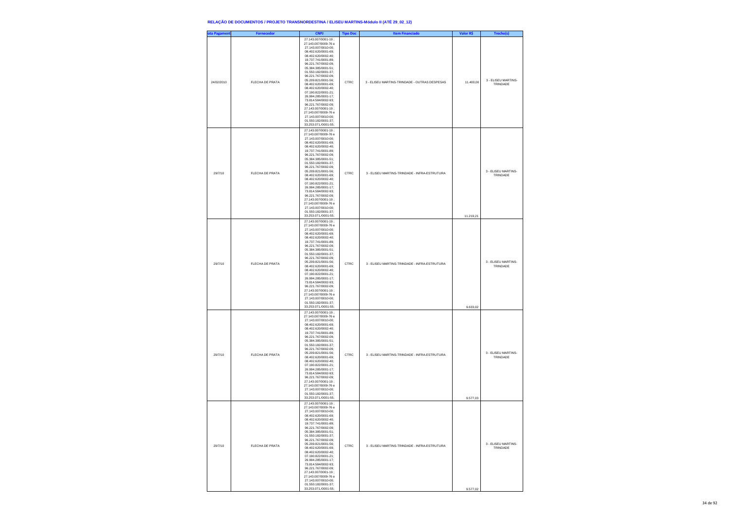## RELAÇÃO DE DOCUMENTOS / PROJETO TRANSNORDESTINA / ELISEU MARTINS-Módulo II (ATÉ 29_02_12)

| ata Pagament | Fornecedor | CNPJ | Tipo Doc | Item Financiado | Valor R$ | Trecho(s) |
|---|---|---|---|---|---|---|
| 24/02/2010 | FLECHA DE PRATA | 27.143.007/0001-19 ; 27.143.007/0009-76 e 27.143.007/0010-00; 08.402.620/0001-69; 08.402.620/0002-40; 19.737.741/0001-89; 96.221.767/0002-09; 05.384.385/0001-51; 01.550.182/0001-37; 96.221.767/0002-09; 05.209.821/0001-56; 08.402.620/0001-69; 08.402.620/0002-40; 07.190.822/0001-21; 26.994.285/0001-17; 73.814.584/0002-93; 96.221.767/0002-09; 27.143.007/0001-19 ; 27.143.007/0009-76 e 27.143.007/0010-00; 01.550.182/0001-37; 33.253.071./0001-55; | CTRC | 3 - ELISEU MARTINS-TRINDADE - OUTRAS DESPESAS | 11.400,00 | 3 - ELISEU MARTINS-TRINDADE |
| 29/7/10 | FLECHA DE PRATA | 27.143.007/0001-19 ; 27.143.007/0009-76 e 27.143.007/0010-00; 08.402.620/0001-69; 08.402.620/0002-40; 19.737.741/0001-89; 96.221.767/0002-09; 05.384.385/0001-51; 01.550.182/0001-37; 96.221.767/0002-09; 05.209.821/0001-56; 08.402.620/0001-69; 08.402.620/0002-40; 07.190.822/0001-21; 26.994.285/0001-17; 73.814.584/0002-93; 96.221.767/0002-09; 27.143.007/0001-19 ; 27.143.007/0009-76 e 27.143.007/0010-00; 01.550.182/0001-37; 33.253.071./0001-55; | CTRC | 3 - ELISEU MARTINS-TRINDADE - INFRA-ESTRUTURA | 11.219,21 | 3 - ELISEU MARTINS-TRINDADE |
| 29/7/10 | FLECHA DE PRATA | 27.143.007/0001-19 ; 27.143.007/0009-76 e 27.143.007/0010-00; 08.402.620/0001-69; 08.402.620/0002-40; 19.737.741/0001-89; 96.221.767/0002-09; 05.384.385/0001-51; 01.550.182/0001-37; 96.221.767/0002-09; 05.209.821/0001-56; 08.402.620/0001-69; 08.402.620/0002-40; 07.190.822/0001-21; 26.994.285/0001-17; 73.814.584/0002-93; 96.221.767/0002-09; 27.143.007/0001-19 ; 27.143.007/0009-76 e 27.143.007/0010-00; 01.550.182/0001-37; 33.253.071./0001-55; | CTRC | 3 - ELISEU MARTINS-TRINDADE - INFRA-ESTRUTURA | 9.633,02 | 3 - ELISEU MARTINS-TRINDADE |
| 29/7/10 | FLECHA DE PRATA | 27.143.007/0001-19 ; 27.143.007/0009-76 e 27.143.007/0010-00; 08.402.620/0001-69; 08.402.620/0002-40; 19.737.741/0001-89; 96.221.767/0002-09; 05.384.385/0001-51; 01.550.182/0001-37; 96.221.767/0002-09; 05.209.821/0001-56; 08.402.620/0001-69; 08.402.620/0002-40; 07.190.822/0001-21; 26.994.285/0001-17; 73.814.584/0002-93; 96.221.767/0002-09; 27.143.007/0001-19 ; 27.143.007/0009-76 e 27.143.007/0010-00; 01.550.182/0001-37; 33.253.071./0001-55; | CTRC | 3 - ELISEU MARTINS-TRINDADE - INFRA-ESTRUTURA | 9.577,03 | 3 - ELISEU MARTINS-TRINDADE |
| 29/7/10 | FLECHA DE PRATA | 27.143.007/0001-19 ; 27.143.007/0009-76 e 27.143.007/0010-00; 08.402.620/0001-69; 08.402.620/0002-40; 19.737.741/0001-89; 96.221.767/0002-09; 05.384.385/0001-51; 01.550.182/0001-37; 96.221.767/0002-09; 05.209.821/0001-56; 08.402.620/0001-69; 08.402.620/0002-40; 07.190.822/0001-21; 26.994.285/0001-17; 73.814.584/0002-93; 96.221.767/0002-09; 27.143.007/0001-19 ; 27.143.007/0009-76 e 27.143.007/0010-00; 01.550.182/0001-37; 33.253.071./0001-55; | CTRC | 3 - ELISEU MARTINS-TRINDADE - INFRA-ESTRUTURA | 9.577,02 | 3 - ELISEU MARTINS-TRINDADE |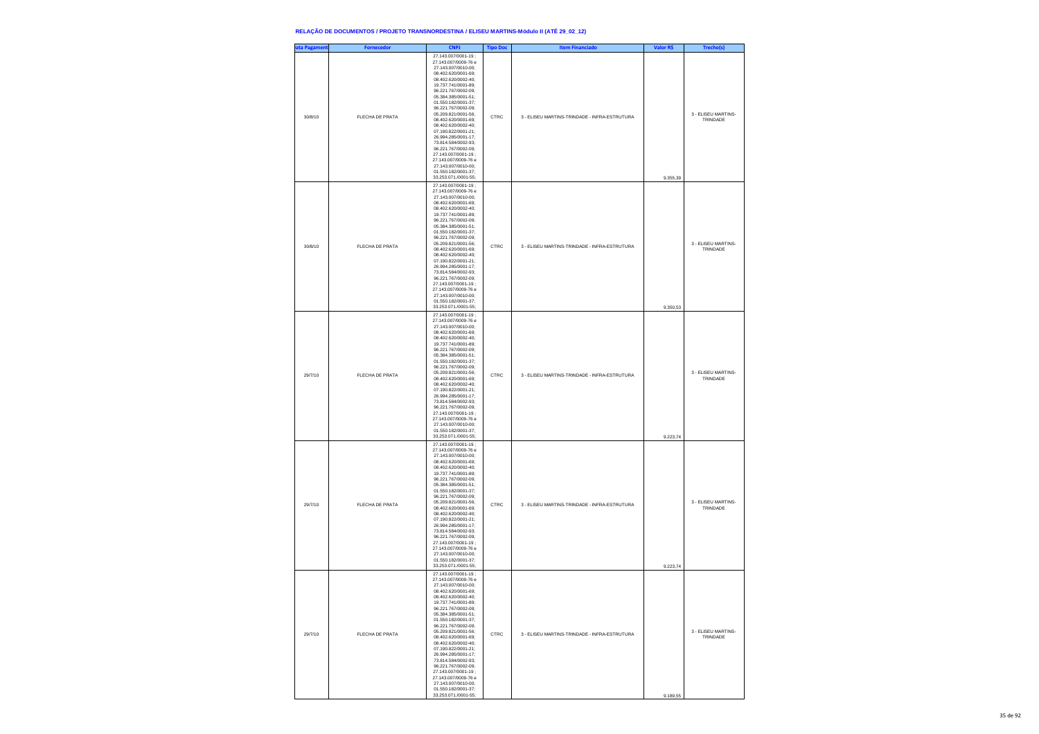# RELAÇÃO DE DOCUMENTOS / PROJETO TRANSNORDESTINA / ELISEU MARTINS-Módulo II (ATÉ 29_02_12)

| ata Pagament | Fornecedor | CNPJ | Tipo Doc | Item Financiado | Valor R$ | Trecho(s) |
|---|---|---|---|---|---|---|
| 30/8/10 | FLECHA DE PRATA | 27.143.007/0001-19 ; 27.143.007/0009-76 e 27.143.007/0010-00; 08.402.620/0001-69; 08.402.620/0002-40; 19.737.741/0001-89; 96.221.767/0002-09; 05.384.385/0001-51; 01.550.182/0001-37; 96.221.767/0002-09; 05.209.821/0001-56; 08.402.620/0001-69; 08.402.620/0002-40; 07.190.822/0001-21; 26.994.285/0001-17; 73.814.584/0002-93; 96.221.767/0002-09; 27.143.007/0001-19 ; 27.143.007/0009-76 e 27.143.007/0010-00; 01.550.182/0001-37; 33.253.071./0001-55; | CTRC | 3 - ELISEU MARTINS-TRINDADE - INFRA-ESTRUTURA | 9.355,39 | 3 - ELISEU MARTINS-TRINDADE |
| 30/8/10 | FLECHA DE PRATA | 27.143.007/0001-19 ; 27.143.007/0009-76 e 27.143.007/0010-00; 08.402.620/0001-69; 08.402.620/0002-40; 19.737.741/0001-89; 96.221.767/0002-09; 05.384.385/0001-51; 01.550.182/0001-37; 96.221.767/0002-09; 05.209.821/0001-56; 08.402.620/0001-69; 08.402.620/0002-40; 07.190.822/0001-21; 26.994.285/0001-17; 73.814.584/0002-93; 96.221.767/0002-09; 27.143.007/0001-19 ; 27.143.007/0009-76 e 27.143.007/0010-00; 01.550.182/0001-37; 33.253.071./0001-55; | CTRC | 3 - ELISEU MARTINS-TRINDADE - INFRA-ESTRUTURA | 9.350,53 | 3 - ELISEU MARTINS-TRINDADE |
| 29/7/10 | FLECHA DE PRATA | 27.143.007/0001-19 ; 27.143.007/0009-76 e 27.143.007/0010-00; 08.402.620/0001-69; 08.402.620/0002-40; 19.737.741/0001-89; 96.221.767/0002-09; 05.384.385/0001-51; 01.550.182/0001-37; 96.221.767/0002-09; 05.209.821/0001-56; 08.402.620/0001-69; 08.402.620/0002-40; 07.190.822/0001-21; 26.994.285/0001-17; 73.814.584/0002-93; 96.221.767/0002-09; 27.143.007/0001-19 ; 27.143.007/0009-76 e 27.143.007/0010-00; 01.550.182/0001-37; 33.253.071./0001-55; | CTRC | 3 - ELISEU MARTINS-TRINDADE - INFRA-ESTRUTURA | 9.223,74 | 3 - ELISEU MARTINS-TRINDADE |
| 29/7/10 | FLECHA DE PRATA | 27.143.007/0001-19 ; 27.143.007/0009-76 e 27.143.007/0010-00; 08.402.620/0001-69; 08.402.620/0002-40; 19.737.741/0001-89; 96.221.767/0002-09; 05.384.385/0001-51; 01.550.182/0001-37; 96.221.767/0002-09; 05.209.821/0001-56; 08.402.620/0001-69; 08.402.620/0002-40; 07.190.822/0001-21; 26.994.285/0001-17; 73.814.584/0002-93; 96.221.767/0002-09; 27.143.007/0001-19 ; 27.143.007/0009-76 e 27.143.007/0010-00; 01.550.182/0001-37; 33.253.071./0001-55; | CTRC | 3 - ELISEU MARTINS-TRINDADE - INFRA-ESTRUTURA | 9.223,74 | 3 - ELISEU MARTINS-TRINDADE |
| 29/7/10 | FLECHA DE PRATA | 27.143.007/0001-19 ; 27.143.007/0009-76 e 27.143.007/0010-00; 08.402.620/0001-69; 08.402.620/0002-40; 19.737.741/0001-89; 96.221.767/0002-09; 05.384.385/0001-51; 01.550.182/0001-37; 96.221.767/0002-09; 05.209.821/0001-56; 08.402.620/0001-69; 08.402.620/0002-40; 07.190.822/0001-21; 26.994.285/0001-17; 73.814.584/0002-93; 96.221.767/0002-09; 27.143.007/0001-19 ; 27.143.007/0009-76 e 27.143.007/0010-00; 01.550.182/0001-37; 33.253.071./0001-55; | CTRC | 3 - ELISEU MARTINS-TRINDADE - INFRA-ESTRUTURA | 9.189,55 | 3 - ELISEU MARTINS-TRINDADE |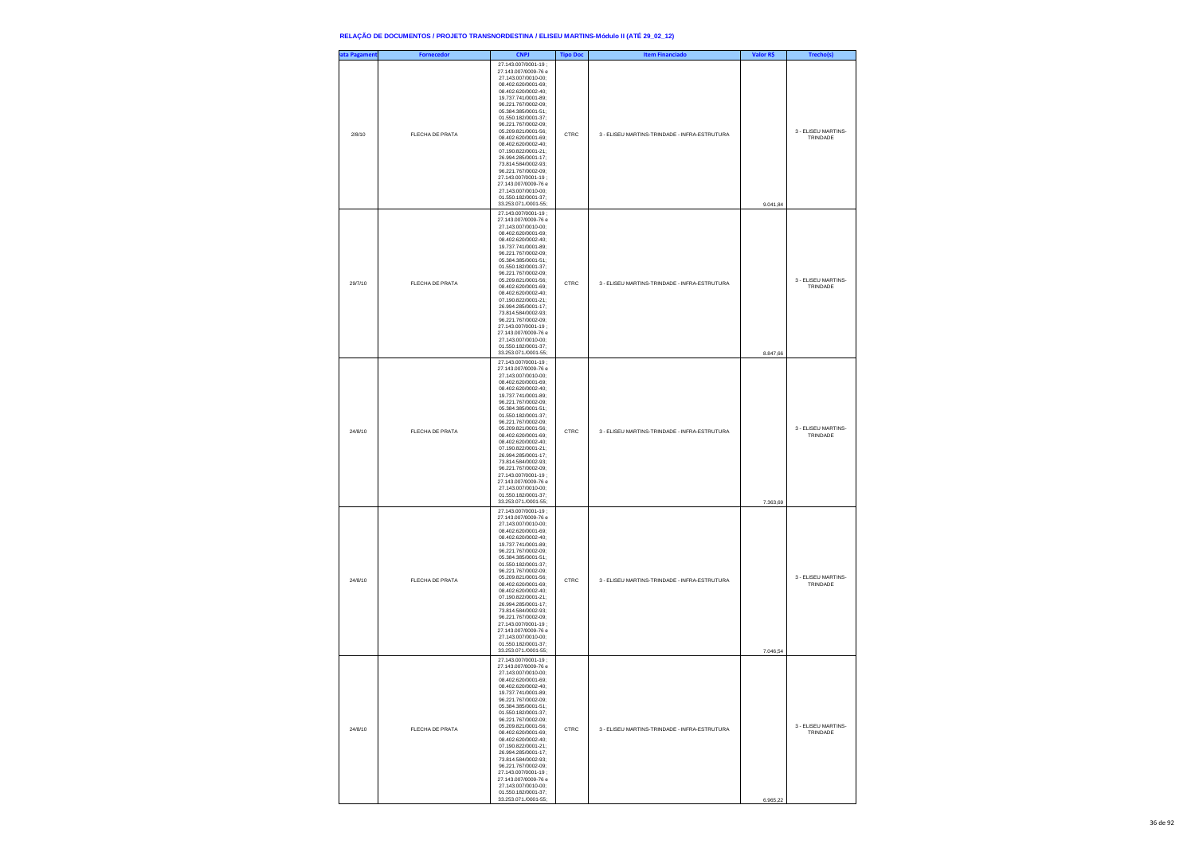## RELAÇÃO DE DOCUMENTOS / PROJETO TRANSNORDESTINA / ELISEU MARTINS-Módulo II (ATÉ 29_02_12)

| ata Pagament | Fornecedor | CNPJ | Tipo Doc | Item Financiado | Valor R$ | Trecho(s) |
|---|---|---|---|---|---|---|
| 2/8/10 | FLECHA DE PRATA | 27.143.007/0001-19 ; 27.143.007/0009-76 e 27.143.007/0010-00; 08.402.620/0001-69; 08.402.620/0002-40; 19.737.741/0001-89; 96.221.767/0002-09; 05.384.385/0001-51; 01.550.182/0001-37; 96.221.767/0002-09; 05.209.821/0001-56; 08.402.620/0001-69; 08.402.620/0002-40; 07.190.822/0001-21; 26.994.285/0001-17; 73.814.584/0002-93; 96.221.767/0002-09; 27.143.007/0001-19 ; 27.143.007/0009-76 e 27.143.007/0010-00; 01.550.182/0001-37; 33.253.071./0001-55; | CTRC | 3 - ELISEU MARTINS-TRINDADE - INFRA-ESTRUTURA | 9.041,84 | 3 - ELISEU MARTINS-TRINDADE |
| 29/7/10 | FLECHA DE PRATA | 27.143.007/0001-19 ; 27.143.007/0009-76 e 27.143.007/0010-00; 08.402.620/0001-69; 08.402.620/0002-40; 19.737.741/0001-89; 96.221.767/0002-09; 05.384.385/0001-51; 01.550.182/0001-37; 96.221.767/0002-09; 05.209.821/0001-56; 08.402.620/0001-69; 08.402.620/0002-40; 07.190.822/0001-21; 26.994.285/0001-17; 73.814.584/0002-93; 96.221.767/0002-09; 27.143.007/0001-19 ; 27.143.007/0009-76 e 27.143.007/0010-00; 01.550.182/0001-37; 33.253.071./0001-55; | CTRC | 3 - ELISEU MARTINS-TRINDADE - INFRA-ESTRUTURA | 8.847,66 | 3 - ELISEU MARTINS-TRINDADE |
| 24/8/10 | FLECHA DE PRATA | 27.143.007/0001-19 ; 27.143.007/0009-76 e 27.143.007/0010-00; 08.402.620/0001-69; 08.402.620/0002-40; 19.737.741/0001-89; 96.221.767/0002-09; 05.384.385/0001-51; 01.550.182/0001-37; 96.221.767/0002-09; 05.209.821/0001-56; 08.402.620/0001-69; 08.402.620/0002-40; 07.190.822/0001-21; 26.994.285/0001-17; 73.814.584/0002-93; 96.221.767/0002-09; 27.143.007/0001-19 ; 27.143.007/0009-76 e 27.143.007/0010-00; 01.550.182/0001-37; 33.253.071./0001-55; | CTRC | 3 - ELISEU MARTINS-TRINDADE - INFRA-ESTRUTURA | 7.363,69 | 3 - ELISEU MARTINS-TRINDADE |
| 24/8/10 | FLECHA DE PRATA | 27.143.007/0001-19 ; 27.143.007/0009-76 e 27.143.007/0010-00; 08.402.620/0001-69; 08.402.620/0002-40; 19.737.741/0001-89; 96.221.767/0002-09; 05.384.385/0001-51; 01.550.182/0001-37; 96.221.767/0002-09; 05.209.821/0001-56; 08.402.620/0001-69; 08.402.620/0002-40; 07.190.822/0001-21; 26.994.285/0001-17; 73.814.584/0002-93; 96.221.767/0002-09; 27.143.007/0001-19 ; 27.143.007/0009-76 e 27.143.007/0010-00; 01.550.182/0001-37; 33.253.071./0001-55; | CTRC | 3 - ELISEU MARTINS-TRINDADE - INFRA-ESTRUTURA | 7.046,54 | 3 - ELISEU MARTINS-TRINDADE |
| 24/8/10 | FLECHA DE PRATA | 27.143.007/0001-19 ; 27.143.007/0009-76 e 27.143.007/0010-00; 08.402.620/0001-69; 08.402.620/0002-40; 19.737.741/0001-89; 96.221.767/0002-09; 05.384.385/0001-51; 01.550.182/0001-37; 96.221.767/0002-09; 05.209.821/0001-56; 08.402.620/0001-69; 08.402.620/0002-40; 07.190.822/0001-21; 26.994.285/0001-17; 73.814.584/0002-93; 96.221.767/0002-09; 27.143.007/0001-19 ; 27.143.007/0009-76 e 27.143.007/0010-00; 01.550.182/0001-37; 33.253.071./0001-55; | CTRC | 3 - ELISEU MARTINS-TRINDADE - INFRA-ESTRUTURA | 6.965,22 | 3 - ELISEU MARTINS-TRINDADE |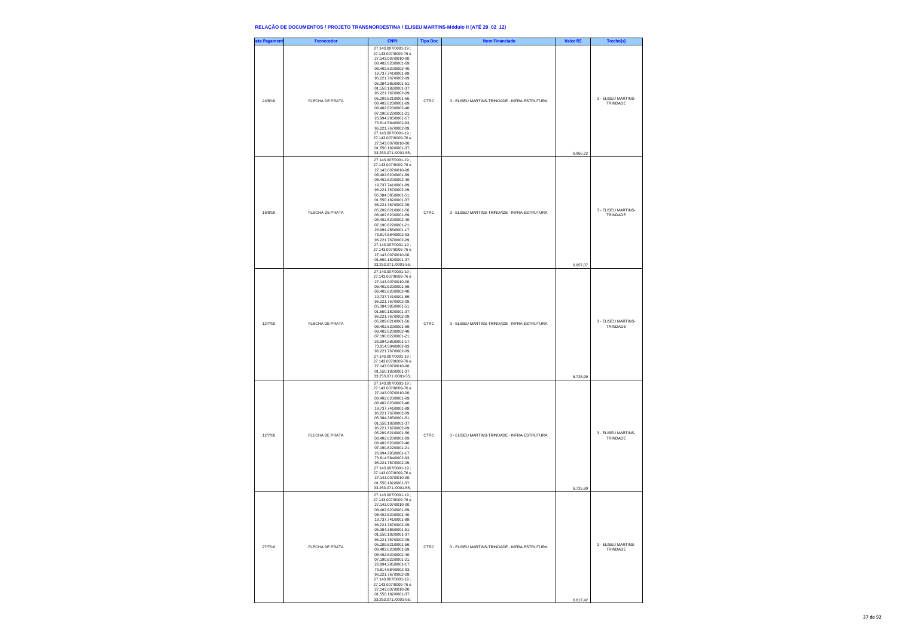## RELAÇÃO DE DOCUMENTOS / PROJETO TRANSNORDESTINA / ELISEU MARTINS-Módulo II (ATÉ 29_02_12)

| ata Pagament | Fornecedor | CNPJ | Tipo Doc | Item Financiado | Valor R$ | Trecho(s) |
|---|---|---|---|---|---|---|
| 24/8/10 | FLECHA DE PRATA | 27.143.007/0001-19 ; 27.143.007/0009-76 e 27.143.007/0010-00; 08.402.620/0001-69; 08.402.620/0002-40; 19.737.741/0001-89; 96.221.767/0002-09; 05.384.385/0001-51; 01.550.182/0001-37; 96.221.767/0002-09; 05.209.821/0001-56; 08.402.620/0001-69; 08.402.620/0002-40; 07.190.822/0001-21; 26.994.285/0001-17; 73.814.584/0002-93; 96.221.767/0002-09; 27.143.007/0001-19 ; 27.143.007/0009-76 e 27.143.007/0010-00; 01.550.182/0001-37; 33.253.071./0001-55; | CTRC | 3 - ELISEU MARTINS-TRINDADE - INFRA-ESTRUTURA | 6.965,22 | 3 - ELISEU MARTINS-TRINDADE |
| 16/8/10 | FLECHA DE PRATA | 27.143.007/0001-19 ; 27.143.007/0009-76 e 27.143.007/0010-00; 08.402.620/0001-69; 08.402.620/0002-40; 19.737.741/0001-89; 96.221.767/0002-09; 05.384.385/0001-51; 01.550.182/0001-37; 96.221.767/0002-09; 05.209.821/0001-56; 08.402.620/0001-69; 08.402.620/0002-40; 07.190.822/0001-21; 26.994.285/0001-17; 73.814.584/0002-93; 96.221.767/0002-09; 27.143.007/0001-19 ; 27.143.007/0009-76 e 27.143.007/0010-00; 01.550.182/0001-37; 33.253.071./0001-55; | CTRC | 3 - ELISEU MARTINS-TRINDADE - INFRA-ESTRUTURA | 6.957,07 | 3 - ELISEU MARTINS-TRINDADE |
| 12/7/10 | FLECHA DE PRATA | 27.143.007/0001-19 ; 27.143.007/0009-76 e 27.143.007/0010-00; 08.402.620/0001-69; 08.402.620/0002-40; 19.737.741/0001-89; 96.221.767/0002-09; 05.384.385/0001-51; 01.550.182/0001-37; 96.221.767/0002-09; 05.209.821/0001-56; 08.402.620/0001-69; 08.402.620/0002-40; 07.190.822/0001-21; 26.994.285/0001-17; 73.814.584/0002-93; 96.221.767/0002-09; 27.143.007/0001-19 ; 27.143.007/0009-76 e 27.143.007/0010-00; 01.550.182/0001-37; 33.253.071./0001-55; | CTRC | 3 - ELISEU MARTINS-TRINDADE - INFRA-ESTRUTURA | 6.725,99 | 3 - ELISEU MARTINS-TRINDADE |
| 12/7/10 | FLECHA DE PRATA | 27.143.007/0001-19 ; 27.143.007/0009-76 e 27.143.007/0010-00; 08.402.620/0001-69; 08.402.620/0002-40; 19.737.741/0001-89; 96.221.767/0002-09; 05.384.385/0001-51; 01.550.182/0001-37; 96.221.767/0002-09; 05.209.821/0001-56; 08.402.620/0001-69; 08.402.620/0002-40; 07.190.822/0001-21; 26.994.285/0001-17; 73.814.584/0002-93; 96.221.767/0002-09; 27.143.007/0001-19 ; 27.143.007/0009-76 e 27.143.007/0010-00; 01.550.182/0001-37; 33.253.071./0001-55; | CTRC | 3 - ELISEU MARTINS-TRINDADE - INFRA-ESTRUTURA | 6.725,99 | 3 - ELISEU MARTINS-TRINDADE |
| 27/7/10 | FLECHA DE PRATA | 27.143.007/0001-19 ; 27.143.007/0009-76 e 27.143.007/0010-00; 08.402.620/0001-69; 08.402.620/0002-40; 19.737.741/0001-89; 96.221.767/0002-09; 05.384.385/0001-51; 01.550.182/0001-37; 96.221.767/0002-09; 05.209.821/0001-56; 08.402.620/0001-69; 08.402.620/0002-40; 07.190.822/0001-21; 26.994.285/0001-17; 73.814.584/0002-93; 96.221.767/0002-09; 27.143.007/0001-19 ; 27.143.007/0009-76 e 27.143.007/0010-00; 01.550.182/0001-37; 33.253.071./0001-55; | CTRC | 3 - ELISEU MARTINS-TRINDADE - INFRA-ESTRUTURA | 6.617,42 | 3 - ELISEU MARTINS-TRINDADE |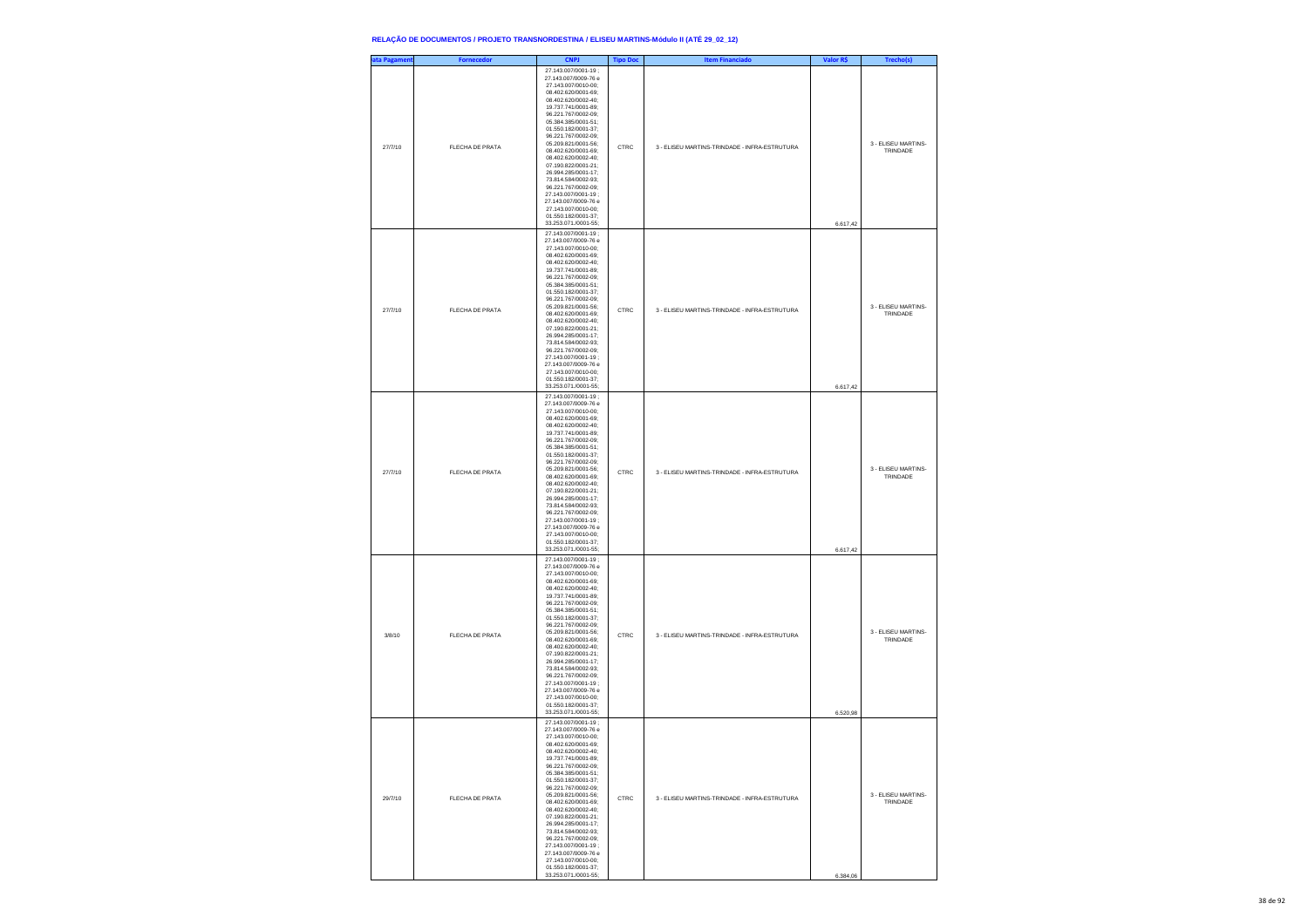## RELAÇÃO DE DOCUMENTOS / PROJETO TRANSNORDESTINA / ELISEU MARTINS-Módulo II (ATÉ 29_02_12)

| ata Pagament | Fornecedor | CNPJ | Tipo Doc | Item Financiado | Valor R$ | Trecho(s) |
|---|---|---|---|---|---|---|
| 27/7/10 | FLECHA DE PRATA | 27.143.007/0001-19 ; 27.143.007/0009-76 e 27.143.007/0010-00; 08.402.620/0001-69; 08.402.620/0002-40; 19.737.741/0001-89; 96.221.767/0002-09; 05.384.385/0001-51; 01.550.182/0001-37; 96.221.767/0002-09; 05.209.821/0001-56; 08.402.620/0001-69; 08.402.620/0002-40; 07.190.822/0001-21; 26.994.285/0001-17; 73.814.584/0002-93; 96.221.767/0002-09; 27.143.007/0001-19 ; 27.143.007/0009-76 e 27.143.007/0010-00; 01.550.182/0001-37; 33.253.071./0001-55; | CTRC | 3 - ELISEU MARTINS-TRINDADE - INFRA-ESTRUTURA | 6.617,42 | 3 - ELISEU MARTINS-TRINDADE |
| 27/7/10 | FLECHA DE PRATA | 27.143.007/0001-19 ; 27.143.007/0009-76 e 27.143.007/0010-00; 08.402.620/0001-69; 08.402.620/0002-40; 19.737.741/0001-89; 96.221.767/0002-09; 05.384.385/0001-51; 01.550.182/0001-37; 96.221.767/0002-09; 05.209.821/0001-56; 08.402.620/0001-69; 08.402.620/0002-40; 07.190.822/0001-21; 26.994.285/0001-17; 73.814.584/0002-93; 96.221.767/0002-09; 27.143.007/0001-19 ; 27.143.007/0009-76 e 27.143.007/0010-00; 01.550.182/0001-37; 33.253.071./0001-55; | CTRC | 3 - ELISEU MARTINS-TRINDADE - INFRA-ESTRUTURA | 6.617,42 | 3 - ELISEU MARTINS-TRINDADE |
| 27/7/10 | FLECHA DE PRATA | 27.143.007/0001-19 ; 27.143.007/0009-76 e 27.143.007/0010-00; 08.402.620/0001-69; 08.402.620/0002-40; 19.737.741/0001-89; 96.221.767/0002-09; 05.384.385/0001-51; 01.550.182/0001-37; 96.221.767/0002-09; 05.209.821/0001-56; 08.402.620/0001-69; 08.402.620/0002-40; 07.190.822/0001-21; 26.994.285/0001-17; 73.814.584/0002-93; 96.221.767/0002-09; 27.143.007/0001-19 ; 27.143.007/0009-76 e 27.143.007/0010-00; 01.550.182/0001-37; 33.253.071./0001-55; | CTRC | 3 - ELISEU MARTINS-TRINDADE - INFRA-ESTRUTURA | 6.617,42 | 3 - ELISEU MARTINS-TRINDADE |
| 3/8/10 | FLECHA DE PRATA | 27.143.007/0001-19 ; 27.143.007/0009-76 e 27.143.007/0010-00; 08.402.620/0001-69; 08.402.620/0002-40; 19.737.741/0001-89; 96.221.767/0002-09; 05.384.385/0001-51; 01.550.182/0001-37; 96.221.767/0002-09; 05.209.821/0001-56; 08.402.620/0001-69; 08.402.620/0002-40; 07.190.822/0001-21; 26.994.285/0001-17; 73.814.584/0002-93; 96.221.767/0002-09; 27.143.007/0001-19 ; 27.143.007/0009-76 e 27.143.007/0010-00; 01.550.182/0001-37; 33.253.071./0001-55; | CTRC | 3 - ELISEU MARTINS-TRINDADE - INFRA-ESTRUTURA | 6.520,98 | 3 - ELISEU MARTINS-TRINDADE |
| 29/7/10 | FLECHA DE PRATA | 27.143.007/0001-19 ; 27.143.007/0009-76 e 27.143.007/0010-00; 08.402.620/0001-69; 08.402.620/0002-40; 19.737.741/0001-89; 96.221.767/0002-09; 05.384.385/0001-51; 01.550.182/0001-37; 96.221.767/0002-09; 05.209.821/0001-56; 08.402.620/0001-69; 08.402.620/0002-40; 07.190.822/0001-21; 26.994.285/0001-17; 73.814.584/0002-93; 96.221.767/0002-09; 27.143.007/0001-19 ; 27.143.007/0009-76 e 27.143.007/0010-00; 01.550.182/0001-37; 33.253.071./0001-55; | CTRC | 3 - ELISEU MARTINS-TRINDADE - INFRA-ESTRUTURA | 6.384,06 | 3 - ELISEU MARTINS-TRINDADE |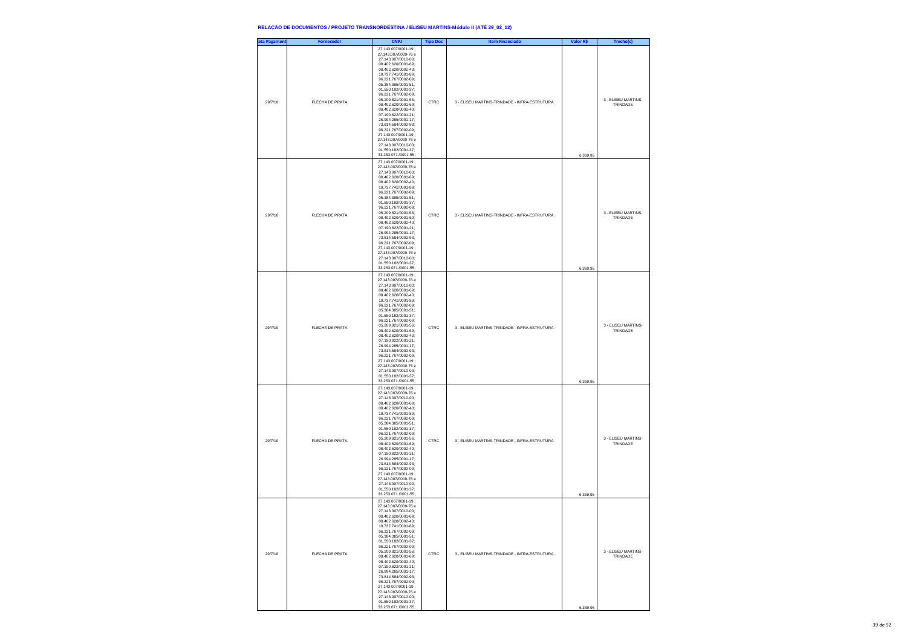# RELAÇÃO DE DOCUMENTOS / PROJETO TRANSNORDESTINA / ELISEU MARTINS-Módulo II (ATÉ 29_02_12)

| ata Pagament | Fornecedor | CNPJ | Tipo Doc | Item Financiado | Valor R$ | Trecho(s) |
|---|---|---|---|---|---|---|
| 29/7/10 | FLECHA DE PRATA | 27.143.007/0001-19 ; 27.143.007/0009-76 e 27.143.007/0010-00; 08.402.620/0001-69; 08.402.620/0002-40; 19.737.741/0001-89; 96.221.767/0002-09; 05.384.385/0001-51; 01.550.182/0001-37; 96.221.767/0002-09; 05.209.821/0001-56; 08.402.620/0001-69; 08.402.620/0002-40; 07.190.822/0001-21; 26.994.285/0001-17; 73.814.584/0002-93; 96.221.767/0002-09; 27.143.007/0001-19 ; 27.143.007/0009-76 e 27.143.007/0010-00; 01.550.182/0001-37; 33.253.071./0001-55; | CTRC | 3 - ELISEU MARTINS-TRINDADE - INFRA-ESTRUTURA | 6.369,95 | 3 - ELISEU MARTINS-TRINDADE |
| 29/7/10 | FLECHA DE PRATA | 27.143.007/0001-19 ; 27.143.007/0009-76 e 27.143.007/0010-00; 08.402.620/0001-69; 08.402.620/0002-40; 19.737.741/0001-89; 96.221.767/0002-09; 05.384.385/0001-51; 01.550.182/0001-37; 96.221.767/0002-09; 05.209.821/0001-56; 08.402.620/0001-69; 08.402.620/0002-40; 07.190.822/0001-21; 26.994.285/0001-17; 73.814.584/0002-93; 96.221.767/0002-09; 27.143.007/0001-19 ; 27.143.007/0009-76 e 27.143.007/0010-00; 01.550.182/0001-37; 33.253.071./0001-55; | CTRC | 3 - ELISEU MARTINS-TRINDADE - INFRA-ESTRUTURA | 6.369,95 | 3 - ELISEU MARTINS-TRINDADE |
| 29/7/10 | FLECHA DE PRATA | 27.143.007/0001-19 ; 27.143.007/0009-76 e 27.143.007/0010-00; 08.402.620/0001-69; 08.402.620/0002-40; 19.737.741/0001-89; 96.221.767/0002-09; 05.384.385/0001-51; 01.550.182/0001-37; 96.221.767/0002-09; 05.209.821/0001-56; 08.402.620/0001-69; 08.402.620/0002-40; 07.190.822/0001-21; 26.994.285/0001-17; 73.814.584/0002-93; 96.221.767/0002-09; 27.143.007/0001-19 ; 27.143.007/0009-76 e 27.143.007/0010-00; 01.550.182/0001-37; 33.253.071./0001-55; | CTRC | 3 - ELISEU MARTINS-TRINDADE - INFRA-ESTRUTURA | 6.369,95 | 3 - ELISEU MARTINS-TRINDADE |
| 29/7/10 | FLECHA DE PRATA | 27.143.007/0001-19 ; 27.143.007/0009-76 e 27.143.007/0010-00; 08.402.620/0001-69; 08.402.620/0002-40; 19.737.741/0001-89; 96.221.767/0002-09; 05.384.385/0001-51; 01.550.182/0001-37; 96.221.767/0002-09; 05.209.821/0001-56; 08.402.620/0001-69; 08.402.620/0002-40; 07.190.822/0001-21; 26.994.285/0001-17; 73.814.584/0002-93; 96.221.767/0002-09; 27.143.007/0001-19 ; 27.143.007/0009-76 e 27.143.007/0010-00; 01.550.182/0001-37; 33.253.071./0001-55; | CTRC | 3 - ELISEU MARTINS-TRINDADE - INFRA-ESTRUTURA | 6.369,95 | 3 - ELISEU MARTINS-TRINDADE |
| 29/7/10 | FLECHA DE PRATA | 27.143.007/0001-19 ; 27.143.007/0009-76 e 27.143.007/0010-00; 08.402.620/0001-69; 08.402.620/0002-40; 19.737.741/0001-89; 96.221.767/0002-09; 05.384.385/0001-51; 01.550.182/0001-37; 96.221.767/0002-09; 05.209.821/0001-56; 08.402.620/0001-69; 08.402.620/0002-40; 07.190.822/0001-21; 26.994.285/0001-17; 73.814.584/0002-93; 96.221.767/0002-09; 27.143.007/0001-19 ; 27.143.007/0009-76 e 27.143.007/0010-00; 01.550.182/0001-37; 33.253.071./0001-55; | CTRC | 3 - ELISEU MARTINS-TRINDADE - INFRA-ESTRUTURA | 6.369,95 | 3 - ELISEU MARTINS-TRINDADE |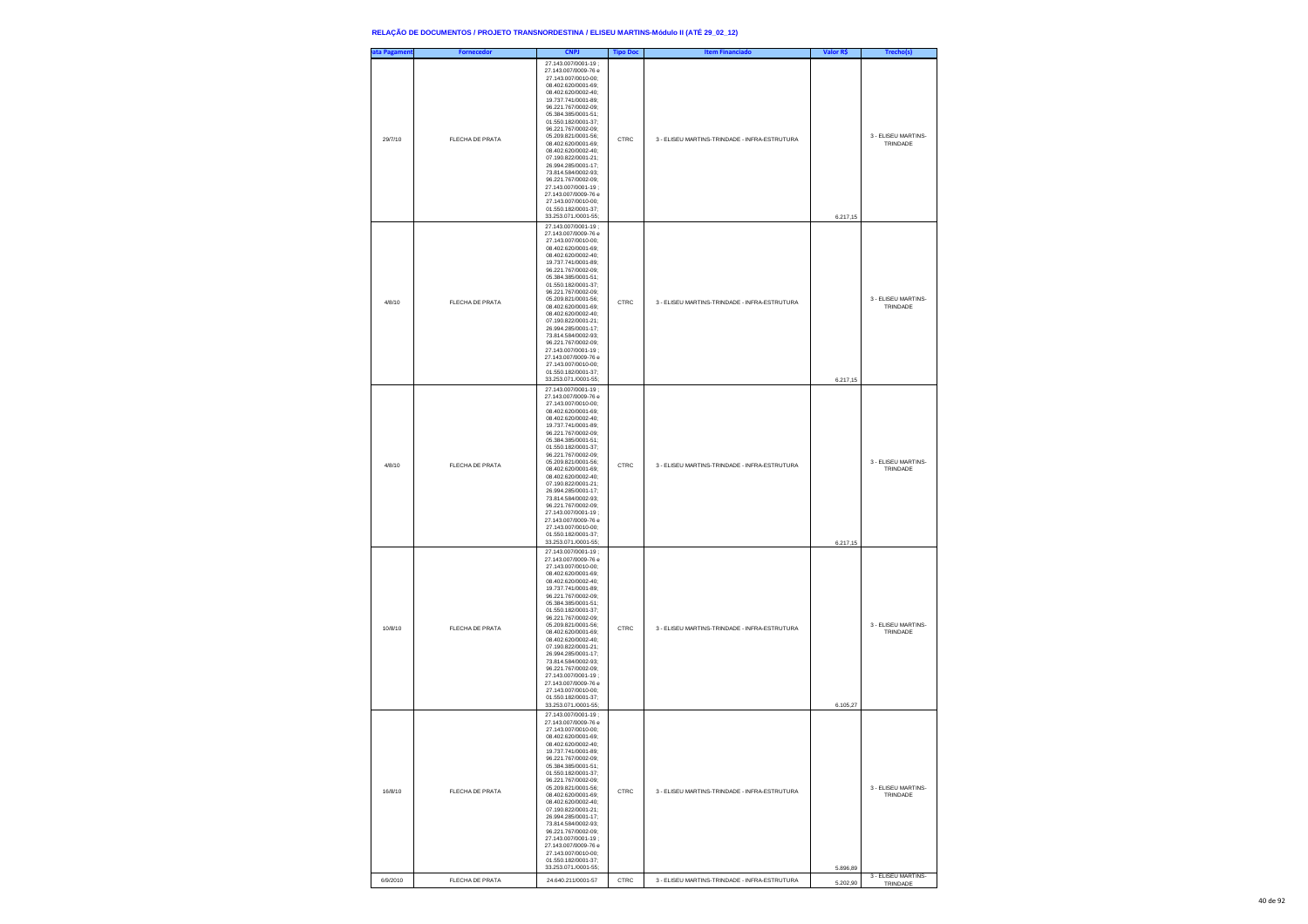**RELAÇÃO DE DOCUMENTOS / PROJETO TRANSNORDESTINA / ELISEU MARTINS-Módulo II (ATÉ 29_02_12)**

| ata Pagament | Fornecedor | CNPJ | Tipo Doc | Item Financiado | Valor R$ | Trecho(s) |
|---|---|---|---|---|---|---|
| 29/7/10 | FLECHA DE PRATA | 27.143.007/0001-19 ; 27.143.007/0009-76 e 27.143.007/0010-00; 08.402.620/0001-69; 08.402.620/0002-40; 19.737.741/0001-89; 96.221.767/0002-09; 05.384.385/0001-51; 01.550.182/0001-37; 96.221.767/0002-09; 05.209.821/0001-56; 08.402.620/0001-69; 08.402.620/0002-40; 07.190.822/0001-21; 26.994.285/0001-17; 73.814.584/0002-93; 96.221.767/0002-09; 27.143.007/0001-19 ; 27.143.007/0009-76 e 27.143.007/0010-00; 01.550.182/0001-37; 33.253.071./0001-55; | CTRC | 3 - ELISEU MARTINS-TRINDADE - INFRA-ESTRUTURA | 6.217,15 | 3 - ELISEU MARTINS-TRINDADE |
| 4/8/10 | FLECHA DE PRATA | 27.143.007/0001-19 ; 27.143.007/0009-76 e 27.143.007/0010-00; 08.402.620/0001-69; 08.402.620/0002-40; 19.737.741/0001-89; 96.221.767/0002-09; 05.384.385/0001-51; 01.550.182/0001-37; 96.221.767/0002-09; 05.209.821/0001-56; 08.402.620/0001-69; 08.402.620/0002-40; 07.190.822/0001-21; 26.994.285/0001-17; 73.814.584/0002-93; 96.221.767/0002-09; 27.143.007/0001-19 ; 27.143.007/0009-76 e 27.143.007/0010-00; 01.550.182/0001-37; 33.253.071./0001-55; | CTRC | 3 - ELISEU MARTINS-TRINDADE - INFRA-ESTRUTURA | 6.217,15 | 3 - ELISEU MARTINS-TRINDADE |
| 4/8/10 | FLECHA DE PRATA | 27.143.007/0001-19 ; 27.143.007/0009-76 e 27.143.007/0010-00; 08.402.620/0001-69; 08.402.620/0002-40; 19.737.741/0001-89; 96.221.767/0002-09; 05.384.385/0001-51; 01.550.182/0001-37; 96.221.767/0002-09; 05.209.821/0001-56; 08.402.620/0001-69; 08.402.620/0002-40; 07.190.822/0001-21; 26.994.285/0001-17; 73.814.584/0002-93; 96.221.767/0002-09; 27.143.007/0001-19 ; 27.143.007/0009-76 e 27.143.007/0010-00; 01.550.182/0001-37; 33.253.071./0001-55; | CTRC | 3 - ELISEU MARTINS-TRINDADE - INFRA-ESTRUTURA | 6.217,15 | 3 - ELISEU MARTINS-TRINDADE |
| 10/8/10 | FLECHA DE PRATA | 27.143.007/0001-19 ; 27.143.007/0009-76 e 27.143.007/0010-00; 08.402.620/0001-69; 08.402.620/0002-40; 19.737.741/0001-89; 96.221.767/0002-09; 05.384.385/0001-51; 01.550.182/0001-37; 96.221.767/0002-09; 05.209.821/0001-56; 08.402.620/0001-69; 08.402.620/0002-40; 07.190.822/0001-21; 26.994.285/0001-17; 73.814.584/0002-93; 96.221.767/0002-09; 27.143.007/0001-19 ; 27.143.007/0009-76 e 27.143.007/0010-00; 01.550.182/0001-37; 33.253.071./0001-55; | CTRC | 3 - ELISEU MARTINS-TRINDADE - INFRA-ESTRUTURA | 6.105,27 | 3 - ELISEU MARTINS-TRINDADE |
| 16/8/10 | FLECHA DE PRATA | 27.143.007/0001-19 ; 27.143.007/0009-76 e 27.143.007/0010-00; 08.402.620/0001-69; 08.402.620/0002-40; 19.737.741/0001-89; 96.221.767/0002-09; 05.384.385/0001-51; 01.550.182/0001-37; 96.221.767/0002-09; 05.209.821/0001-56; 08.402.620/0001-69; 08.402.620/0002-40; 07.190.822/0001-21; 26.994.285/0001-17; 73.814.584/0002-93; 96.221.767/0002-09; 27.143.007/0001-19 ; 27.143.007/0009-76 e 27.143.007/0010-00; 01.550.182/0001-37; 33.253.071./0001-55; | CTRC | 3 - ELISEU MARTINS-TRINDADE - INFRA-ESTRUTURA | 5.896,89 | 3 - ELISEU MARTINS-TRINDADE |
| 6/9/2010 | FLECHA DE PRATA | 24.640.211/0001-57 | CTRC | 3 - ELISEU MARTINS-TRINDADE - INFRA-ESTRUTURA | 5.202,90 | 3 - ELISEU MARTINS-TRINDADE |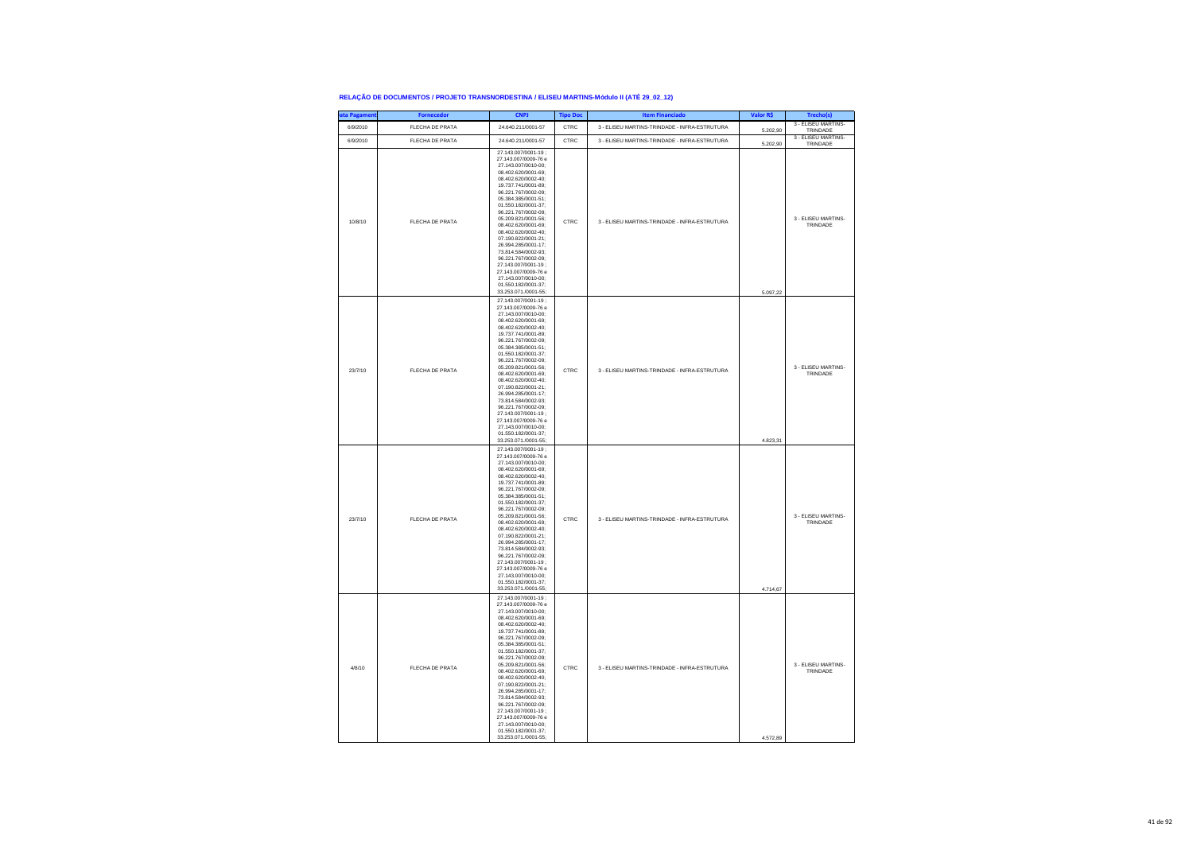**RELAÇÃO DE DOCUMENTOS / PROJETO TRANSNORDESTINA / ELISEU MARTINS-Módulo II (ATÉ 29_02_12)**

| ata Pagament | Fornecedor | CNPJ | Tipo Doc | Item Financiado | Valor R$ | Trecho(s) |
|---|---|---|---|---|---|---|
| 6/9/2010 | FLECHA DE PRATA | 24.640.211/0001-57 | CTRC | 3 - ELISEU MARTINS-TRINDADE - INFRA-ESTRUTURA | 5.202,90 | 3 - ELISEU MARTINS-TRINDADE |
| 6/9/2010 | FLECHA DE PRATA | 24.640.211/0001-57 | CTRC | 3 - ELISEU MARTINS-TRINDADE - INFRA-ESTRUTURA | 5.202,90 | 3 - ELISEU MARTINS-TRINDADE |
| 10/8/10 | FLECHA DE PRATA | 27.143.007/0001-19 ; 27.143.007/0009-76 e 27.143.007/0010-00; 08.402.620/0001-69; 08.402.620/0002-40; 19.737.741/0001-89; 96.221.767/0002-09; 05.384.385/0001-51; 01.550.182/0001-37; 96.221.767/0002-09; 05.209.821/0001-56; 08.402.620/0001-69; 08.402.620/0002-40; 07.190.822/0001-21; 26.994.285/0001-17; 73.814.584/0002-93; 96.221.767/0002-09; 27.143.007/0001-19 ; 27.143.007/0009-76 e 27.143.007/0010-00; 01.550.182/0001-37; 33.253.071./0001-55; | CTRC | 3 - ELISEU MARTINS-TRINDADE - INFRA-ESTRUTURA | 5.097,22 | 3 - ELISEU MARTINS-TRINDADE |
| 23/7/10 | FLECHA DE PRATA | 27.143.007/0001-19 ; 27.143.007/0009-76 e 27.143.007/0010-00; 08.402.620/0001-69; 08.402.620/0002-40; 19.737.741/0001-89; 96.221.767/0002-09; 05.384.385/0001-51; 01.550.182/0001-37; 96.221.767/0002-09; 05.209.821/0001-56; 08.402.620/0001-69; 08.402.620/0002-40; 07.190.822/0001-21; 26.994.285/0001-17; 73.814.584/0002-93; 96.221.767/0002-09; 27.143.007/0001-19 ; 27.143.007/0009-76 e 27.143.007/0010-00; 01.550.182/0001-37; 33.253.071./0001-55; | CTRC | 3 - ELISEU MARTINS-TRINDADE - INFRA-ESTRUTURA | 4.823,31 | 3 - ELISEU MARTINS-TRINDADE |
| 23/7/10 | FLECHA DE PRATA | 27.143.007/0001-19 ; 27.143.007/0009-76 e 27.143.007/0010-00; 08.402.620/0001-69; 08.402.620/0002-40; 19.737.741/0001-89; 96.221.767/0002-09; 05.384.385/0001-51; 01.550.182/0001-37; 96.221.767/0002-09; 05.209.821/0001-56; 08.402.620/0001-69; 08.402.620/0002-40; 07.190.822/0001-21; 26.994.285/0001-17; 73.814.584/0002-93; 96.221.767/0002-09; 27.143.007/0001-19 ; 27.143.007/0009-76 e 27.143.007/0010-00; 01.550.182/0001-37; 33.253.071./0001-55; | CTRC | 3 - ELISEU MARTINS-TRINDADE - INFRA-ESTRUTURA | 4.714,67 | 3 - ELISEU MARTINS-TRINDADE |
| 4/8/10 | FLECHA DE PRATA | 27.143.007/0001-19 ; 27.143.007/0009-76 e 27.143.007/0010-00; 08.402.620/0001-69; 08.402.620/0002-40; 19.737.741/0001-89; 96.221.767/0002-09; 05.384.385/0001-51; 01.550.182/0001-37; 96.221.767/0002-09; 05.209.821/0001-56; 08.402.620/0001-69; 08.402.620/0002-40; 07.190.822/0001-21; 26.994.285/0001-17; 73.814.584/0002-93; 96.221.767/0002-09; 27.143.007/0001-19 ; 27.143.007/0009-76 e 27.143.007/0010-00; 01.550.182/0001-37; 33.253.071./0001-55; | CTRC | 3 - ELISEU MARTINS-TRINDADE - INFRA-ESTRUTURA | 4.572,89 | 3 - ELISEU MARTINS-TRINDADE |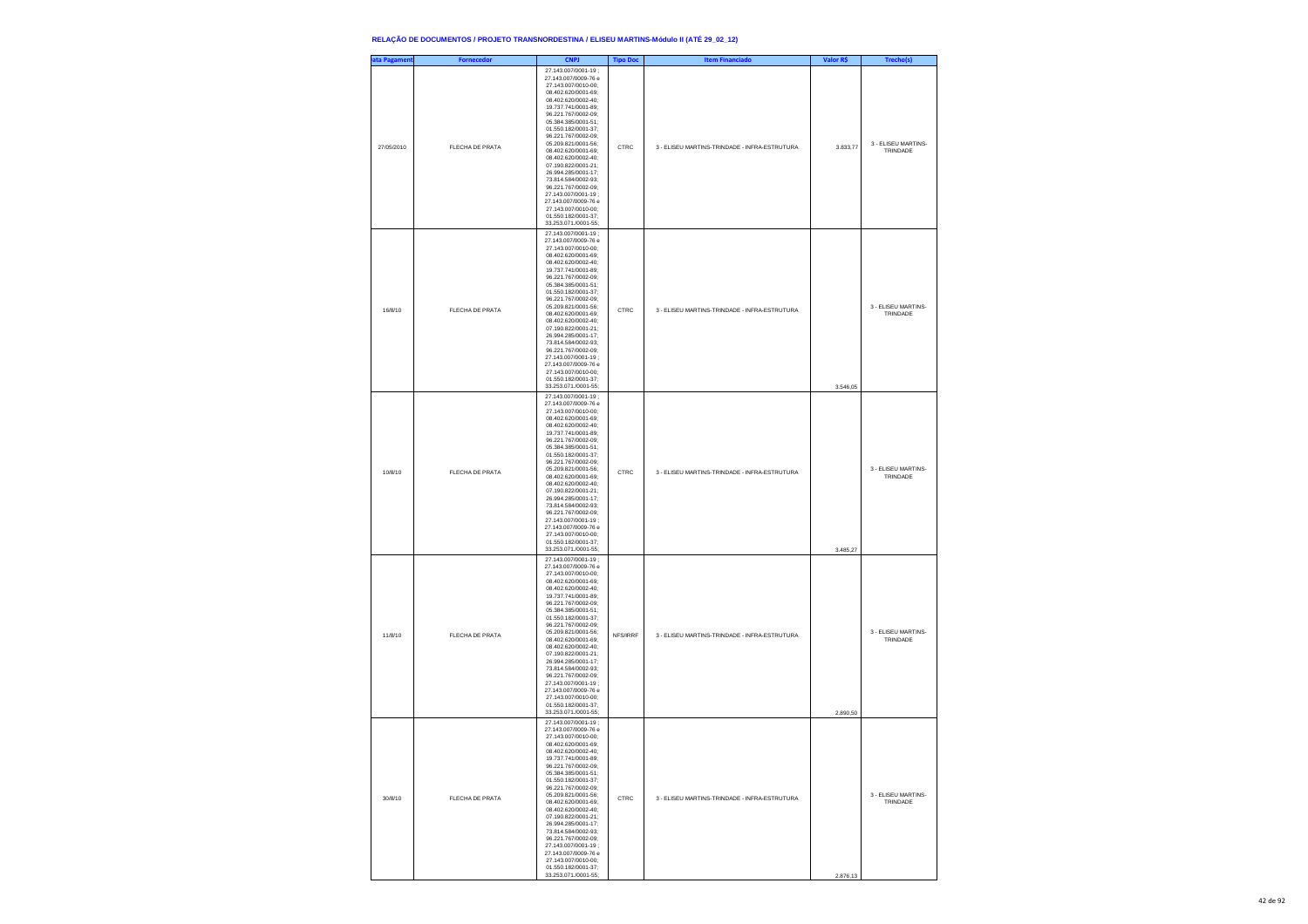## RELAÇÃO DE DOCUMENTOS / PROJETO TRANSNORDESTINA / ELISEU MARTINS-Módulo II (ATÉ 29_02_12)

| ata Pagament | Fornecedor | CNPJ | Tipo Doc | Item Financiado | Valor R$ | Trecho(s) |
|---|---|---|---|---|---|---|
| 27/05/2010 | FLECHA DE PRATA | 27.143.007/0001-19 ; 27.143.007/0009-76 e 27.143.007/0010-00; 08.402.620/0001-69; 08.402.620/0002-40; 19.737.741/0001-89; 96.221.767/0002-09; 05.384.385/0001-51; 01.550.182/0001-37; 96.221.767/0002-09; 05.209.821/0001-56; 08.402.620/0001-69; 08.402.620/0002-40; 07.190.822/0001-21; 26.994.285/0001-17; 73.814.584/0002-93; 96.221.767/0002-09; 27.143.007/0001-19 ; 27.143.007/0009-76 e 27.143.007/0010-00; 01.550.182/0001-37; 33.253.071./0001-55; | CTRC | 3 - ELISEU MARTINS-TRINDADE - INFRA-ESTRUTURA | 3.833,77 | 3 - ELISEU MARTINS-TRINDADE |
| 16/8/10 | FLECHA DE PRATA | 27.143.007/0001-19 ; 27.143.007/0009-76 e 27.143.007/0010-00; 08.402.620/0001-69; 08.402.620/0002-40; 19.737.741/0001-89; 96.221.767/0002-09; 05.384.385/0001-51; 01.550.182/0001-37; 96.221.767/0002-09; 05.209.821/0001-56; 08.402.620/0001-69; 08.402.620/0002-40; 07.190.822/0001-21; 26.994.285/0001-17; 73.814.584/0002-93; 96.221.767/0002-09; 27.143.007/0001-19 ; 27.143.007/0009-76 e 27.143.007/0010-00; 01.550.182/0001-37; 33.253.071./0001-55; | CTRC | 3 - ELISEU MARTINS-TRINDADE - INFRA-ESTRUTURA | 3.546,05 | 3 - ELISEU MARTINS-TRINDADE |
| 10/8/10 | FLECHA DE PRATA | 27.143.007/0001-19 ; 27.143.007/0009-76 e 27.143.007/0010-00; 08.402.620/0001-69; 08.402.620/0002-40; 19.737.741/0001-89; 96.221.767/0002-09; 05.384.385/0001-51; 01.550.182/0001-37; 96.221.767/0002-09; 05.209.821/0001-56; 08.402.620/0001-69; 08.402.620/0002-40; 07.190.822/0001-21; 26.994.285/0001-17; 73.814.584/0002-93; 96.221.767/0002-09; 27.143.007/0001-19 ; 27.143.007/0009-76 e 27.143.007/0010-00; 01.550.182/0001-37; 33.253.071./0001-55; | CTRC | 3 - ELISEU MARTINS-TRINDADE - INFRA-ESTRUTURA | 3.485,27 | 3 - ELISEU MARTINS-TRINDADE |
| 11/8/10 | FLECHA DE PRATA | 27.143.007/0001-19 ; 27.143.007/0009-76 e 27.143.007/0010-00; 08.402.620/0001-69; 08.402.620/0002-40; 19.737.741/0001-89; 96.221.767/0002-09; 05.384.385/0001-51; 01.550.182/0001-37; 96.221.767/0002-09; 05.209.821/0001-56; 08.402.620/0001-69; 08.402.620/0002-40; 07.190.822/0001-21; 26.994.285/0001-17; 73.814.584/0002-93; 96.221.767/0002-09; 27.143.007/0001-19 ; 27.143.007/0009-76 e 27.143.007/0010-00; 01.550.182/0001-37; 33.253.071./0001-55; | NFS/IRRF | 3 - ELISEU MARTINS-TRINDADE - INFRA-ESTRUTURA | 2.890,50 | 3 - ELISEU MARTINS-TRINDADE |
| 30/8/10 | FLECHA DE PRATA | 27.143.007/0001-19 ; 27.143.007/0009-76 e 27.143.007/0010-00; 08.402.620/0001-69; 08.402.620/0002-40; 19.737.741/0001-89; 96.221.767/0002-09; 05.384.385/0001-51; 01.550.182/0001-37; 96.221.767/0002-09; 05.209.821/0001-56; 08.402.620/0001-69; 08.402.620/0002-40; 07.190.822/0001-21; 26.994.285/0001-17; 73.814.584/0002-93; 96.221.767/0002-09; 27.143.007/0001-19 ; 27.143.007/0009-76 e 27.143.007/0010-00; 01.550.182/0001-37; 33.253.071./0001-55; | CTRC | 3 - ELISEU MARTINS-TRINDADE - INFRA-ESTRUTURA | 2.876,13 | 3 - ELISEU MARTINS-TRINDADE |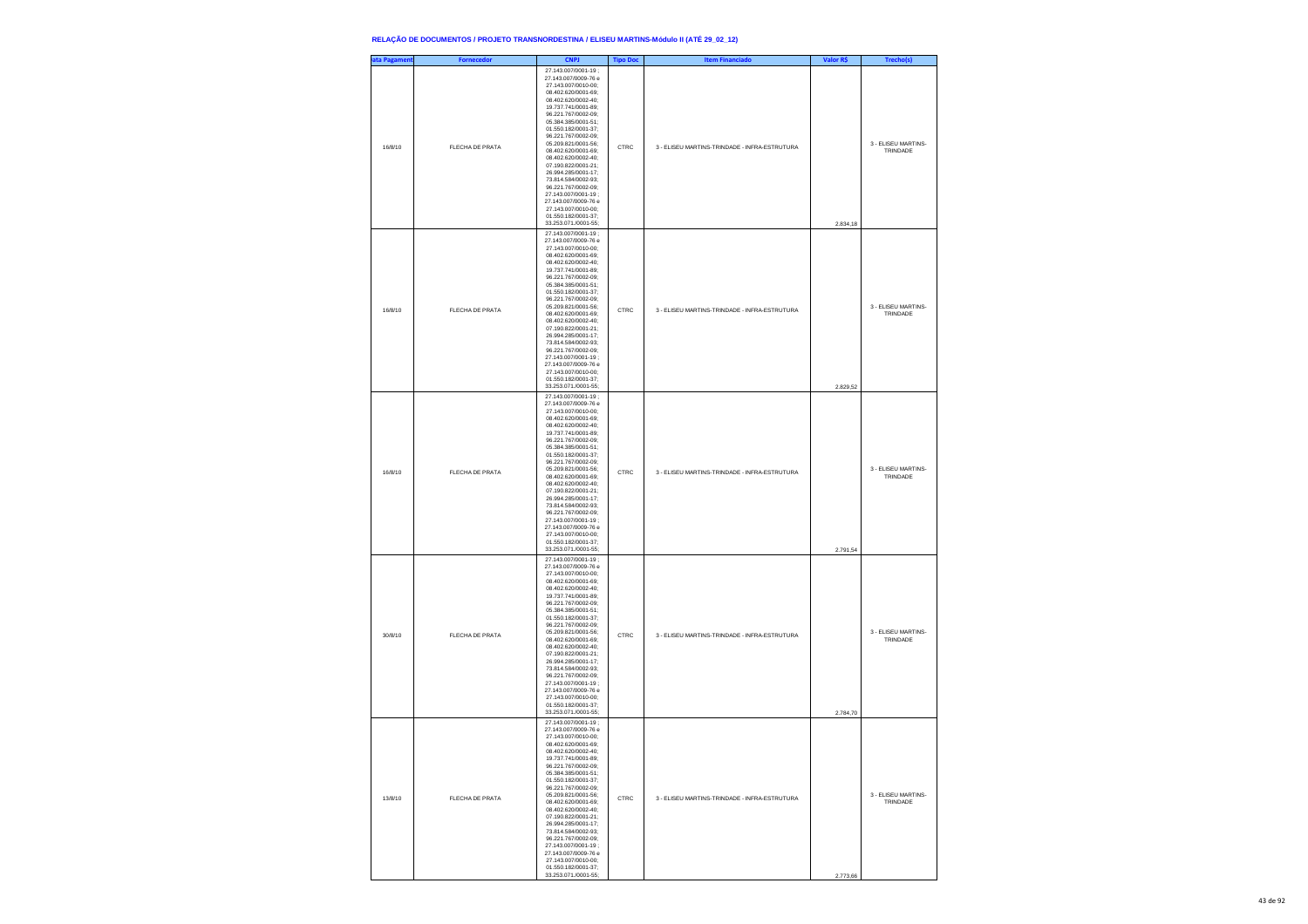**RELAÇÃO DE DOCUMENTOS / PROJETO TRANSNORDESTINA / ELISEU MARTINS-Módulo II (ATÉ 29_02_12)**

| ata Pagament | Fornecedor | CNPJ | Tipo Doc | Item Financiado | Valor R$ | Trecho(s) |
|---|---|---|---|---|---|---|
| 16/8/10 | FLECHA DE PRATA | 27.143.007/0001-19 ; 27.143.007/0009-76 e 27.143.007/0010-00; 08.402.620/0001-69; 08.402.620/0002-40; 19.737.741/0001-89; 96.221.767/0002-09; 05.384.385/0001-51; 01.550.182/0001-37; 96.221.767/0002-09; 05.209.821/0001-56; 08.402.620/0001-69; 08.402.620/0002-40; 07.190.822/0001-21; 26.994.285/0001-17; 73.814.584/0002-93; 96.221.767/0002-09; 27.143.007/0001-19 ; 27.143.007/0009-76 e 27.143.007/0010-00; 01.550.182/0001-37; 33.253.071./0001-55; | CTRC | 3 - ELISEU MARTINS-TRINDADE - INFRA-ESTRUTURA | 2.834,18 | 3 - ELISEU MARTINS-TRINDADE |
| 16/8/10 | FLECHA DE PRATA | 27.143.007/0001-19 ; 27.143.007/0009-76 e 27.143.007/0010-00; 08.402.620/0001-69; 08.402.620/0002-40; 19.737.741/0001-89; 96.221.767/0002-09; 05.384.385/0001-51; 01.550.182/0001-37; 96.221.767/0002-09; 05.209.821/0001-56; 08.402.620/0001-69; 08.402.620/0002-40; 07.190.822/0001-21; 26.994.285/0001-17; 73.814.584/0002-93; 96.221.767/0002-09; 27.143.007/0001-19 ; 27.143.007/0009-76 e 27.143.007/0010-00; 01.550.182/0001-37; 33.253.071./0001-55; | CTRC | 3 - ELISEU MARTINS-TRINDADE - INFRA-ESTRUTURA | 2.829,52 | 3 - ELISEU MARTINS-TRINDADE |
| 16/8/10 | FLECHA DE PRATA | 27.143.007/0001-19 ; 27.143.007/0009-76 e 27.143.007/0010-00; 08.402.620/0001-69; 08.402.620/0002-40; 19.737.741/0001-89; 96.221.767/0002-09; 05.384.385/0001-51; 01.550.182/0001-37; 96.221.767/0002-09; 05.209.821/0001-56; 08.402.620/0001-69; 08.402.620/0002-40; 07.190.822/0001-21; 26.994.285/0001-17; 73.814.584/0002-93; 96.221.767/0002-09; 27.143.007/0001-19 ; 27.143.007/0009-76 e 27.143.007/0010-00; 01.550.182/0001-37; 33.253.071./0001-55; | CTRC | 3 - ELISEU MARTINS-TRINDADE - INFRA-ESTRUTURA | 2.791,54 | 3 - ELISEU MARTINS-TRINDADE |
| 30/8/10 | FLECHA DE PRATA | 27.143.007/0001-19 ; 27.143.007/0009-76 e 27.143.007/0010-00; 08.402.620/0001-69; 08.402.620/0002-40; 19.737.741/0001-89; 96.221.767/0002-09; 05.384.385/0001-51; 01.550.182/0001-37; 96.221.767/0002-09; 05.209.821/0001-56; 08.402.620/0001-69; 08.402.620/0002-40; 07.190.822/0001-21; 26.994.285/0001-17; 73.814.584/0002-93; 96.221.767/0002-09; 27.143.007/0001-19 ; 27.143.007/0009-76 e 27.143.007/0010-00; 01.550.182/0001-37; 33.253.071./0001-55; | CTRC | 3 - ELISEU MARTINS-TRINDADE - INFRA-ESTRUTURA | 2.784,70 | 3 - ELISEU MARTINS-TRINDADE |
| 13/8/10 | FLECHA DE PRATA | 27.143.007/0001-19 ; 27.143.007/0009-76 e 27.143.007/0010-00; 08.402.620/0001-69; 08.402.620/0002-40; 19.737.741/0001-89; 96.221.767/0002-09; 05.384.385/0001-51; 01.550.182/0001-37; 96.221.767/0002-09; 05.209.821/0001-56; 08.402.620/0001-69; 08.402.620/0002-40; 07.190.822/0001-21; 26.994.285/0001-17; 73.814.584/0002-93; 96.221.767/0002-09; 27.143.007/0001-19 ; 27.143.007/0009-76 e 27.143.007/0010-00; 01.550.182/0001-37; 33.253.071./0001-55; | CTRC | 3 - ELISEU MARTINS-TRINDADE - INFRA-ESTRUTURA | 2.773,66 | 3 - ELISEU MARTINS-TRINDADE |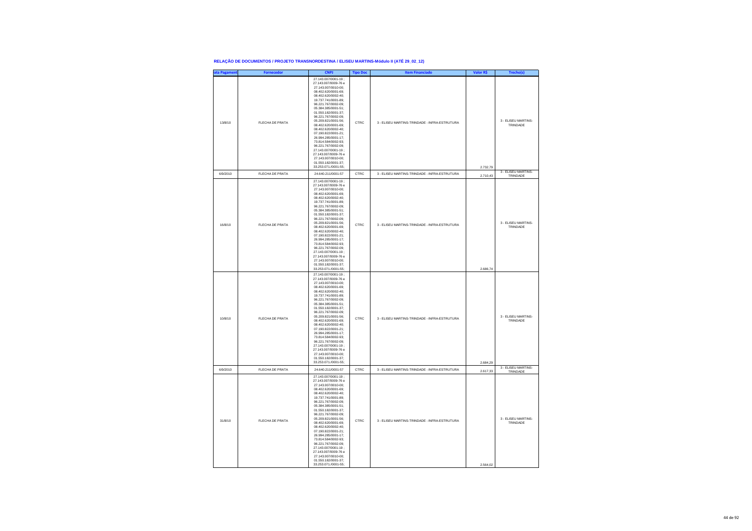**RELAÇÃO DE DOCUMENTOS / PROJETO TRANSNORDESTINA / ELISEU MARTINS-Módulo II (ATÉ 29_02_12)**

| ata Pagament | Fornecedor | CNPJ | Tipo Doc | Item Financiado | Valor R$ | Trecho(s) |
|---|---|---|---|---|---|---|
| 13/8/10 | FLECHA DE PRATA | 27.143.007/0001-19 ; 27.143.007/0009-76 e 27.143.007/0010-00; 08.402.620/0001-69; 08.402.620/0002-40; 19.737.741/0001-89; 96.221.767/0002-09; 05.384.385/0001-51; 01.550.182/0001-37; 96.221.767/0002-09; 05.209.821/0001-56; 08.402.620/0001-69; 08.402.620/0002-40; 07.190.822/0001-21; 26.994.285/0001-17; 73.814.584/0002-93; 96.221.767/0002-09; 27.143.007/0001-19 ; 27.143.007/0009-76 e 27.143.007/0010-00; 01.550.182/0001-37; 33.253.071./0001-55; | CTRC | 3 - ELISEU MARTINS-TRINDADE - INFRA-ESTRUTURA | 2.732,79 | 3 - ELISEU MARTINS-TRINDADE |
| 6/9/2010 | FLECHA DE PRATA | 24.640.211/0001-57 | CTRC | 3 - ELISEU MARTINS-TRINDADE - INFRA-ESTRUTURA | 2.710,43 | 3 - ELISEU MARTINS-TRINDADE |
| 16/8/10 | FLECHA DE PRATA | 27.143.007/0001-19 ; 27.143.007/0009-76 e 27.143.007/0010-00; 08.402.620/0001-69; 08.402.620/0002-40; 19.737.741/0001-89; 96.221.767/0002-09; 05.384.385/0001-51; 01.550.182/0001-37; 96.221.767/0002-09; 05.209.821/0001-56; 08.402.620/0001-69; 08.402.620/0002-40; 07.190.822/0001-21; 26.994.285/0001-17; 73.814.584/0002-93; 96.221.767/0002-09; 27.143.007/0001-19 ; 27.143.007/0009-76 e 27.143.007/0010-00; 01.550.182/0001-37; 33.253.071./0001-55; | CTRC | 3 - ELISEU MARTINS-TRINDADE - INFRA-ESTRUTURA | 2.686,74 | 3 - ELISEU MARTINS-TRINDADE |
| 10/8/10 | FLECHA DE PRATA | 27.143.007/0001-19 ; 27.143.007/0009-76 e 27.143.007/0010-00; 08.402.620/0001-69; 08.402.620/0002-40; 19.737.741/0001-89; 96.221.767/0002-09; 05.384.385/0001-51; 01.550.182/0001-37; 96.221.767/0002-09; 05.209.821/0001-56; 08.402.620/0001-69; 08.402.620/0002-40; 07.190.822/0001-21; 26.994.285/0001-17; 73.814.584/0002-93; 96.221.767/0002-09; 27.143.007/0001-19 ; 27.143.007/0009-76 e 27.143.007/0010-00; 01.550.182/0001-37; 33.253.071./0001-55; | CTRC | 3 - ELISEU MARTINS-TRINDADE - INFRA-ESTRUTURA | 2.684,29 | 3 - ELISEU MARTINS-TRINDADE |
| 6/9/2010 | FLECHA DE PRATA | 24.640.211/0001-57 | CTRC | 3 - ELISEU MARTINS-TRINDADE - INFRA-ESTRUTURA | 2.617,33 | 3 - ELISEU MARTINS-TRINDADE |
| 31/8/10 | FLECHA DE PRATA | 27.143.007/0001-19 ; 27.143.007/0009-76 e 27.143.007/0010-00; 08.402.620/0001-69; 08.402.620/0002-40; 19.737.741/0001-89; 96.221.767/0002-09; 05.384.385/0001-51; 01.550.182/0001-37; 96.221.767/0002-09; 05.209.821/0001-56; 08.402.620/0001-69; 08.402.620/0002-40; 07.190.822/0001-21; 26.994.285/0001-17; 73.814.584/0002-93; 96.221.767/0002-09; 27.143.007/0001-19 ; 27.143.007/0009-76 e 27.143.007/0010-00; 01.550.182/0001-37; 33.253.071./0001-55; | CTRC | 3 - ELISEU MARTINS-TRINDADE - INFRA-ESTRUTURA | 2.564,02 | 3 - ELISEU MARTINS-TRINDADE |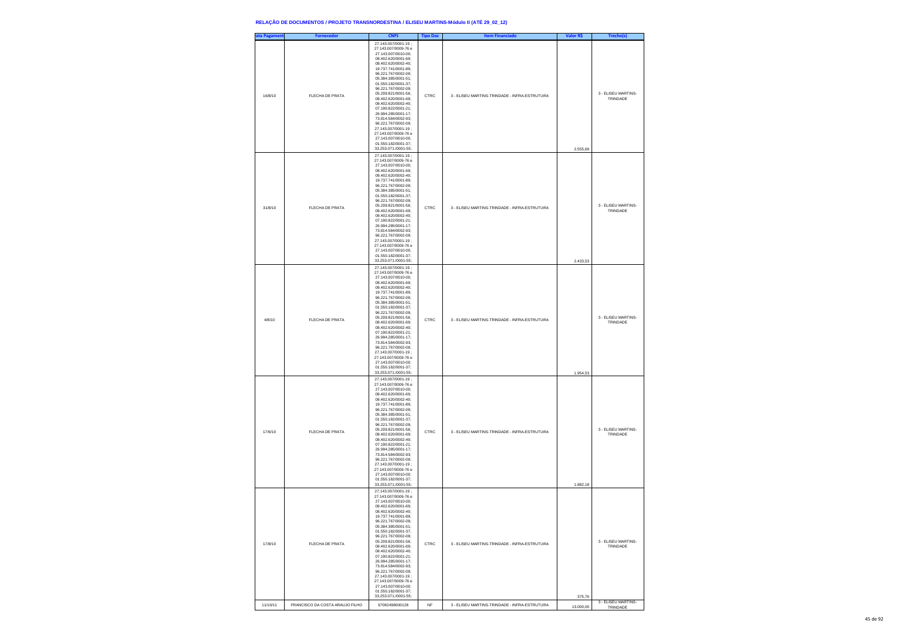**RELAÇÃO DE DOCUMENTOS / PROJETO TRANSNORDESTINA / ELISEU MARTINS-Módulo II (ATÉ 29_02_12)**

| ata Pagament | Fornecedor | CNPJ | Tipo Doc | Item Financiado | Valor R$ | Trecho(s) |
|---|---|---|---|---|---|---|
| 16/8/10 | FLECHA DE PRATA | 27.143.007/0001-19 ; 27.143.007/0009-76 e 27.143.007/0010-00; 08.402.620/0001-69; 08.402.620/0002-40; 19.737.741/0001-89; 96.221.767/0002-09; 05.384.385/0001-51; 01.550.182/0001-37; 96.221.767/0002-09; 05.209.821/0001-56; 08.402.620/0001-69; 08.402.620/0002-40; 07.190.822/0001-21; 26.994.285/0001-17; 73.814.584/0002-93; 96.221.767/0002-09; 27.143.007/0001-19 ; 27.143.007/0009-76 e 27.143.007/0010-00; 01.550.182/0001-37; 33.253.071./0001-55; | CTRC | 3 - ELISEU MARTINS-TRINDADE - INFRA-ESTRUTURA | 2.555,69 | 3 - ELISEU MARTINS-TRINDADE |
| 31/8/10 | FLECHA DE PRATA | 27.143.007/0001-19 ; 27.143.007/0009-76 e 27.143.007/0010-00; 08.402.620/0001-69; 08.402.620/0002-40; 19.737.741/0001-89; 96.221.767/0002-09; 05.384.385/0001-51; 01.550.182/0001-37; 96.221.767/0002-09; 05.209.821/0001-56; 08.402.620/0001-69; 08.402.620/0002-40; 07.190.822/0001-21; 26.994.285/0001-17; 73.814.584/0002-93; 96.221.767/0002-09; 27.143.007/0001-19 ; 27.143.007/0009-76 e 27.143.007/0010-00; 01.550.182/0001-37; 33.253.071./0001-55; | CTRC | 3 - ELISEU MARTINS-TRINDADE - INFRA-ESTRUTURA | 2.433,53 | 3 - ELISEU MARTINS-TRINDADE |
| 4/8/10 | FLECHA DE PRATA | 27.143.007/0001-19 ; 27.143.007/0009-76 e 27.143.007/0010-00; 08.402.620/0001-69; 08.402.620/0002-40; 19.737.741/0001-89; 96.221.767/0002-09; 05.384.385/0001-51; 01.550.182/0001-37; 96.221.767/0002-09; 05.209.821/0001-56; 08.402.620/0001-69; 08.402.620/0002-40; 07.190.822/0001-21; 26.994.285/0001-17; 73.814.584/0002-93; 96.221.767/0002-09; 27.143.007/0001-19 ; 27.143.007/0009-76 e 27.143.007/0010-00; 01.550.182/0001-37; 33.253.071./0001-55; | CTRC | 3 - ELISEU MARTINS-TRINDADE - INFRA-ESTRUTURA | 1.954,53 | 3 - ELISEU MARTINS-TRINDADE |
| 17/6/10 | FLECHA DE PRATA | 27.143.007/0001-19 ; 27.143.007/0009-76 e 27.143.007/0010-00; 08.402.620/0001-69; 08.402.620/0002-40; 19.737.741/0001-89; 96.221.767/0002-09; 05.384.385/0001-51; 01.550.182/0001-37; 96.221.767/0002-09; 05.209.821/0001-56; 08.402.620/0001-69; 08.402.620/0002-40; 07.190.822/0001-21; 26.994.285/0001-17; 73.814.584/0002-93; 96.221.767/0002-09; 27.143.007/0001-19 ; 27.143.007/0009-76 e 27.143.007/0010-00; 01.550.182/0001-37; 33.253.071./0001-55; | CTRC | 3 - ELISEU MARTINS-TRINDADE - INFRA-ESTRUTURA | 1.882,18 | 3 - ELISEU MARTINS-TRINDADE |
| 17/8/10 | FLECHA DE PRATA | 27.143.007/0001-19 ; 27.143.007/0009-76 e 27.143.007/0010-00; 08.402.620/0001-69; 08.402.620/0002-40; 19.737.741/0001-89; 96.221.767/0002-09; 05.384.385/0001-51; 01.550.182/0001-37; 96.221.767/0002-09; 05.209.821/0001-56; 08.402.620/0001-69; 08.402.620/0002-40; 07.190.822/0001-21; 26.994.285/0001-17; 73.814.584/0002-93; 96.221.767/0002-09; 27.143.007/0001-19 ; 27.143.007/0009-76 e 27.143.007/0010-00; 01.550.182/0001-37; 33.253.071./0001-55; | CTRC | 3 - ELISEU MARTINS-TRINDADE - INFRA-ESTRUTURA | 375,76 | 3 - ELISEU MARTINS-TRINDADE |
| 11/10/11 | FRANCISCO DA COSTA ARAUJO FILHO | 07082498000128 | NF | 3 - ELISEU MARTINS-TRINDADE - INFRA-ESTRUTURA | 13.000,00 | 3 - ELISEU MARTINS-TRINDADE |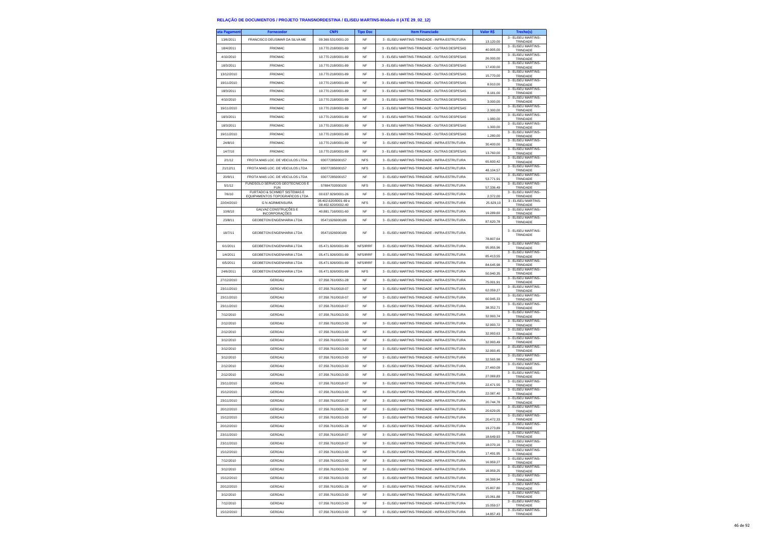# RELAÇÃO DE DOCUMENTOS / PROJETO TRANSNORDESTINA / ELISEU MARTINS-Módulo II (ATÉ 29_02_12)

| ata Pagament | Fornecedor | CNPJ | Tipo Doc | Item Financiado | Valor R$ | Trecho(s) |
|---|---|---|---|---|---|---|
| 13/6/2011 | FRANCISCO DEUSIMAR DA SILVA ME | 09.369.531/0001-20 | NF | 3 - ELISEU MARTINS-TRINDADE - INFRA-ESTRUTURA | 13.120,00 | 3 - ELISEU MARTINS-TRINDADE |
| 18/4/2011 | FRIOMAC | 10.770.218/0001-89 | NF | 3 - ELISEU MARTINS-TRINDADE - OUTRAS DESPESAS | 40.905,00 | 3 - ELISEU MARTINS-TRINDADE |
| 4/10/2010 | FRIOMAC | 10.770.218/0001-89 | NF | 3 - ELISEU MARTINS-TRINDADE - OUTRAS DESPESAS | 26.000,00 | 3 - ELISEU MARTINS-TRINDADE |
| 18/3/2011 | FRIOMAC | 10.770.218/0001-89 | NF | 3 - ELISEU MARTINS-TRINDADE - OUTRAS DESPESAS | 17.430,00 | 3 - ELISEU MARTINS-TRINDADE |
| 13/12/2010 | FRIOMAC | 10.770.218/0001-89 | NF | 3 - ELISEU MARTINS-TRINDADE - OUTRAS DESPESAS | 15.770,00 | 3 - ELISEU MARTINS-TRINDADE |
| 19/11/2010 | FRIOMAC | 10.770.218/0001-89 | NF | 3 - ELISEU MARTINS-TRINDADE - OUTRAS DESPESAS | 8.910,00 | 3 - ELISEU MARTINS-TRINDADE |
| 18/3/2011 | FRIOMAC | 10.770.218/0001-89 | NF | 3 - ELISEU MARTINS-TRINDADE - OUTRAS DESPESAS | 8.181,00 | 3 - ELISEU MARTINS-TRINDADE |
| 4/10/2010 | FRIOMAC | 10.770.218/0001-89 | NF | 3 - ELISEU MARTINS-TRINDADE - OUTRAS DESPESAS | 3.000,00 | 3 - ELISEU MARTINS-TRINDADE |
| 19/11/2010 | FRIOMAC | 10.770.218/0001-89 | NF | 3 - ELISEU MARTINS-TRINDADE - OUTRAS DESPESAS | 2.300,00 | 3 - ELISEU MARTINS-TRINDADE |
| 18/3/2011 | FRIOMAC | 10.770.218/0001-89 | NF | 3 - ELISEU MARTINS-TRINDADE - OUTRAS DESPESAS | 1.980,00 | 3 - ELISEU MARTINS-TRINDADE |
| 18/3/2011 | FRIOMAC | 10.770.218/0001-89 | NF | 3 - ELISEU MARTINS-TRINDADE - OUTRAS DESPESAS | 1.300,00 | 3 - ELISEU MARTINS-TRINDADE |
| 19/11/2010 | FRIOMAC | 10.770.218/0001-89 | NF | 3 - ELISEU MARTINS-TRINDADE - OUTRAS DESPESAS | 1.280,00 | 3 - ELISEU MARTINS-TRINDADE |
| 24/8/10 | FRIOMAC | 10.770.218/0001-89 | NF | 3 - ELISEU MARTINS-TRINDADE - INFRA-ESTRUTURA | 30.400,00 | 3 - ELISEU MARTINS-TRINDADE |
| 14/7/10 | FRIOMAC | 10.770.218/0001-89 | NF | 3 - ELISEU MARTINS-TRINDADE - OUTRAS DESPESAS | 13.760,00 | 3 - ELISEU MARTINS-TRINDADE |
| 2/1/12 | FROTA MAIS LOC. DE VEICULOS LTDA | 03077285000157 | NFS | 3 - ELISEU MARTINS-TRINDADE - INFRA-ESTRUTURA | 65.600,42 | 3 - ELISEU MARTINS-TRINDADE |
| 21/12/11 | FROTA MAIS LOC. DE VEICULOS LTDA | 03077285000157 | NFS | 3 - ELISEU MARTINS-TRINDADE - INFRA-ESTRUTURA | 48.104,57 | 3 - ELISEU MARTINS-TRINDADE |
| 20/9/11 | FROTA MAIS LOC. DE VEICULOS LTDA | 03077285000157 | NF | 3 - ELISEU MARTINS-TRINDADE - INFRA-ESTRUTURA | 53.771,91 | 3 - ELISEU MARTINS-TRINDADE |
| 5/1/12 | FUNDSOLO SERVICOS GEOTECNICOS E FUN | 57884702000100 | NFS | 3 - ELISEU MARTINS-TRINDADE - INFRA-ESTRUTURA | 57.336,49 | 3 - ELISEU MARTINS-TRINDADE |
| 7/6/10 | FURTADO & SCHMIDT SISTEMAS E EQUIPAMENTOS TOPOGRAFICOS LTDA | 00.637.929/0001-26 | NF | 3 - ELISEU MARTINS-TRINDADE - INFRA-ESTRUTURA | 2.372,00 | 3 - ELISEU MARTINS-TRINDADE |
| 22/04/2010 | G N AGRIMENSURA | 08.402.620/0001-69 e 08.402.620/0002-40 | NFS | 3 - ELISEU MARTINS-TRINDADE - INFRA-ESTRUTURA | 25.629,10 | 3 - ELISEU MARTINS-TRINDADE |
| 10/6/10 | GALVAZ CONSTRUÇÕES E INCORPORAÇÕES | 40.881.716/0001-60 | NF | 3 - ELISEU MARTINS-TRINDADE - INFRA-ESTRUTURA | 19.289,60 | 3 - ELISEU MARTINS-TRINDADE |
| 23/8/11 | GEOBETON ENGENHARIA LTDA | 05471926000189 | NF | 3 - ELISEU MARTINS-TRINDADE - INFRA-ESTRUTURA | 87.620,78 | 3 - ELISEU MARTINS-TRINDADE |
| 18/7/11 | GEOBETON ENGENHARIA LTDA | 05471926000189 | NF | 3 - ELISEU MARTINS-TRINDADE - INFRA-ESTRUTURA | 78.807,64 | 3 - ELISEU MARTINS-TRINDADE |
| 6/1/2011 | GEOBETON ENGENHARIA LTDA | 05.471.926/0001-89 | NFS/IRRF | 3 - ELISEU MARTINS-TRINDADE - INFRA-ESTRUTURA | 95.955,96 | 3 - ELISEU MARTINS-TRINDADE |
| 1/4/2011 | GEOBETON ENGENHARIA LTDA | 05.471.926/0001-89 | NFS/IRRF | 3 - ELISEU MARTINS-TRINDADE - INFRA-ESTRUTURA | 85.413,55 | 3 - ELISEU MARTINS-TRINDADE |
| 6/5/2011 | GEOBETON ENGENHARIA LTDA | 05.471.926/0001-89 | NFS/IRRF | 3 - ELISEU MARTINS-TRINDADE - INFRA-ESTRUTURA | 84.645,98 | 3 - ELISEU MARTINS-TRINDADE |
| 24/6/2011 | GEOBETON ENGENHARIA LTDA | 05.471.926/0001-89 | NFS | 3 - ELISEU MARTINS-TRINDADE - INFRA-ESTRUTURA | 50.940,35 | 3 - ELISEU MARTINS-TRINDADE |
| 27/12/2010 | GERDAU | 07.358.761/0051-28 | NF | 3 - ELISEU MARTINS-TRINDADE - INFRA-ESTRUTURA | 75.001,91 | 3 - ELISEU MARTINS-TRINDADE |
| 23/11/2010 | GERDAU | 07.358.761/0018-07 | NF | 3 - ELISEU MARTINS-TRINDADE - INFRA-ESTRUTURA | 62.059,27 | 3 - ELISEU MARTINS-TRINDADE |
| 23/11/2010 | GERDAU | 07.358.761/0018-07 | NF | 3 - ELISEU MARTINS-TRINDADE - INFRA-ESTRUTURA | 60.945,33 | 3 - ELISEU MARTINS-TRINDADE |
| 23/11/2010 | GERDAU | 07.358.761/0018-07 | NF | 3 - ELISEU MARTINS-TRINDADE - INFRA-ESTRUTURA | 38.352,71 | 3 - ELISEU MARTINS-TRINDADE |
| 7/12/2010 | GERDAU | 07.358.761/0013-00 | NF | 3 - ELISEU MARTINS-TRINDADE - INFRA-ESTRUTURA | 32.993,74 | 3 - ELISEU MARTINS-TRINDADE |
| 2/12/2010 | GERDAU | 07.358.761/0013-00 | NF | 3 - ELISEU MARTINS-TRINDADE - INFRA-ESTRUTURA | 32.993,72 | 3 - ELISEU MARTINS-TRINDADE |
| 2/12/2010 | GERDAU | 07.358.761/0013-00 | NF | 3 - ELISEU MARTINS-TRINDADE - INFRA-ESTRUTURA | 32.993,63 | 3 - ELISEU MARTINS-TRINDADE |
| 3/12/2010 | GERDAU | 07.358.761/0013-00 | NF | 3 - ELISEU MARTINS-TRINDADE - INFRA-ESTRUTURA | 32.993,49 | 3 - ELISEU MARTINS-TRINDADE |
| 3/12/2010 | GERDAU | 07.358.761/0013-00 | NF | 3 - ELISEU MARTINS-TRINDADE - INFRA-ESTRUTURA | 32.993,45 | 3 - ELISEU MARTINS-TRINDADE |
| 3/12/2010 | GERDAU | 07.358.761/0013-00 | NF | 3 - ELISEU MARTINS-TRINDADE - INFRA-ESTRUTURA | 32.565,98 | 3 - ELISEU MARTINS-TRINDADE |
| 2/12/2010 | GERDAU | 07.358.761/0013-00 | NF | 3 - ELISEU MARTINS-TRINDADE - INFRA-ESTRUTURA | 27.460,09 | 3 - ELISEU MARTINS-TRINDADE |
| 2/12/2010 | GERDAU | 07.358.761/0013-00 | NF | 3 - ELISEU MARTINS-TRINDADE - INFRA-ESTRUTURA | 27.069,83 | 3 - ELISEU MARTINS-TRINDADE |
| 23/11/2010 | GERDAU | 07.358.761/0018-07 | NF | 3 - ELISEU MARTINS-TRINDADE - INFRA-ESTRUTURA | 22.471,55 | 3 - ELISEU MARTINS-TRINDADE |
| 15/12/2010 | GERDAU | 07.358.761/0013-00 | NF | 3 - ELISEU MARTINS-TRINDADE - INFRA-ESTRUTURA | 22.087,40 | 3 - ELISEU MARTINS-TRINDADE |
| 23/11/2010 | GERDAU | 07.358.761/0018-07 | NF | 3 - ELISEU MARTINS-TRINDADE - INFRA-ESTRUTURA | 20.744,78 | 3 - ELISEU MARTINS-TRINDADE |
| 20/12/2010 | GERDAU | 07.358.761/0051-28 | NF | 3 - ELISEU MARTINS-TRINDADE - INFRA-ESTRUTURA | 20.629,05 | 3 - ELISEU MARTINS-TRINDADE |
| 15/12/2010 | GERDAU | 07.358.761/0013-00 | NF | 3 - ELISEU MARTINS-TRINDADE - INFRA-ESTRUTURA | 20.472,33 | 3 - ELISEU MARTINS-TRINDADE |
| 20/12/2010 | GERDAU | 07.358.761/0051-28 | NF | 3 - ELISEU MARTINS-TRINDADE - INFRA-ESTRUTURA | 19.273,89 | 3 - ELISEU MARTINS-TRINDADE |
| 23/11/2010 | GERDAU | 07.358.761/0018-07 | NF | 3 - ELISEU MARTINS-TRINDADE - INFRA-ESTRUTURA | 18.649,93 | 3 - ELISEU MARTINS-TRINDADE |
| 23/11/2010 | GERDAU | 07.358.761/0018-07 | NF | 3 - ELISEU MARTINS-TRINDADE - INFRA-ESTRUTURA | 18.070,16 | 3 - ELISEU MARTINS-TRINDADE |
| 15/12/2010 | GERDAU | 07.358.761/0013-00 | NF | 3 - ELISEU MARTINS-TRINDADE - INFRA-ESTRUTURA | 17.491,95 | 3 - ELISEU MARTINS-TRINDADE |
| 7/12/2010 | GERDAU | 07.358.761/0013-00 | NF | 3 - ELISEU MARTINS-TRINDADE - INFRA-ESTRUTURA | 16.959,27 | 3 - ELISEU MARTINS-TRINDADE |
| 3/12/2010 | GERDAU | 07.358.761/0013-00 | NF | 3 - ELISEU MARTINS-TRINDADE - INFRA-ESTRUTURA | 16.959,25 | 3 - ELISEU MARTINS-TRINDADE |
| 15/12/2010 | GERDAU | 07.358.761/0013-00 | NF | 3 - ELISEU MARTINS-TRINDADE - INFRA-ESTRUTURA | 16.399,94 | 3 - ELISEU MARTINS-TRINDADE |
| 20/12/2010 | GERDAU | 07.358.761/0051-28 | NF | 3 - ELISEU MARTINS-TRINDADE - INFRA-ESTRUTURA | 15.807,80 | 3 - ELISEU MARTINS-TRINDADE |
| 3/12/2010 | GERDAU | 07.358.761/0013-00 | NF | 3 - ELISEU MARTINS-TRINDADE - INFRA-ESTRUTURA | 15.061,88 | 3 - ELISEU MARTINS-TRINDADE |
| 7/12/2010 | GERDAU | 07.358.761/0013-00 | NF | 3 - ELISEU MARTINS-TRINDADE - INFRA-ESTRUTURA | 15.059,57 | 3 - ELISEU MARTINS-TRINDADE |
| 15/12/2010 | GERDAU | 07.358.761/0013-00 | NF | 3 - ELISEU MARTINS-TRINDADE - INFRA-ESTRUTURA | 14.857,43 | 3 - ELISEU MARTINS-TRINDADE |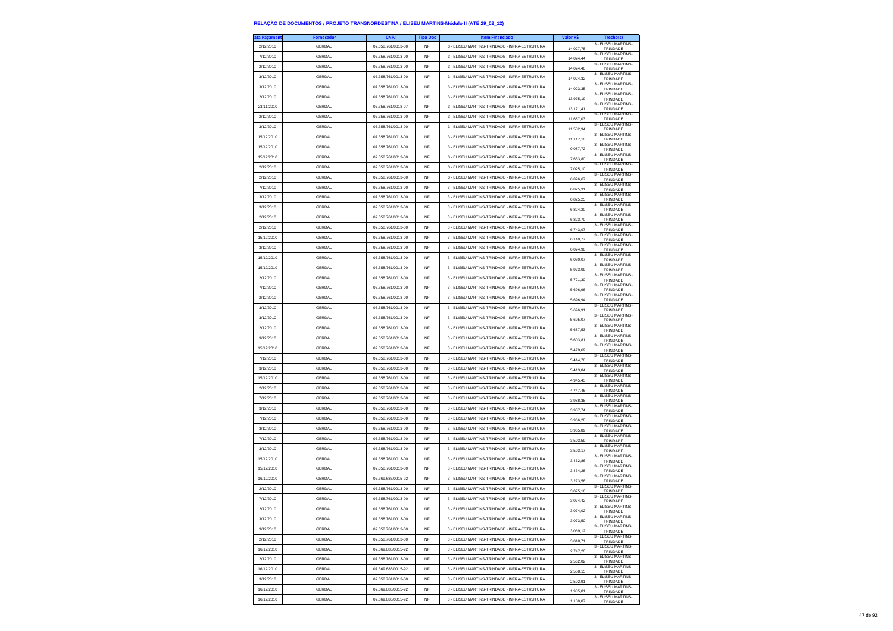# RELAÇÃO DE DOCUMENTOS / PROJETO TRANSNORDESTINA / ELISEU MARTINS-Módulo II (ATÉ 29_02_12)

| ata Pagament | Fornecedor | CNPJ | Tipo Doc | Item Financiado | Valor R$ | Trecho(s) |
|---|---|---|---|---|---|---|
| 2/12/2010 | GERDAU | 07.358.761/0013-00 | NF | 3 - ELISEU MARTINS-TRINDADE - INFRA-ESTRUTURA | 14.027,78 | 3 - ELISEU MARTINS-TRINDADE |
| 7/12/2010 | GERDAU | 07.358.761/0013-00 | NF | 3 - ELISEU MARTINS-TRINDADE - INFRA-ESTRUTURA | 14.024,44 | 3 - ELISEU MARTINS-TRINDADE |
| 2/12/2010 | GERDAU | 07.358.761/0013-00 | NF | 3 - ELISEU MARTINS-TRINDADE - INFRA-ESTRUTURA | 14.024,40 | 3 - ELISEU MARTINS-TRINDADE |
| 3/12/2010 | GERDAU | 07.358.761/0013-00 | NF | 3 - ELISEU MARTINS-TRINDADE - INFRA-ESTRUTURA | 14.024,32 | 3 - ELISEU MARTINS-TRINDADE |
| 3/12/2010 | GERDAU | 07.358.761/0013-00 | NF | 3 - ELISEU MARTINS-TRINDADE - INFRA-ESTRUTURA | 14.023,35 | 3 - ELISEU MARTINS-TRINDADE |
| 2/12/2010 | GERDAU | 07.358.761/0013-00 | NF | 3 - ELISEU MARTINS-TRINDADE - INFRA-ESTRUTURA | 13.975,19 | 3 - ELISEU MARTINS-TRINDADE |
| 23/11/2010 | GERDAU | 07.358.761/0018-07 | NF | 3 - ELISEU MARTINS-TRINDADE - INFRA-ESTRUTURA | 13.171,41 | 3 - ELISEU MARTINS-TRINDADE |
| 2/12/2010 | GERDAU | 07.358.761/0013-00 | NF | 3 - ELISEU MARTINS-TRINDADE - INFRA-ESTRUTURA | 11.687,03 | 3 - ELISEU MARTINS-TRINDADE |
| 3/12/2010 | GERDAU | 07.358.761/0013-00 | NF | 3 - ELISEU MARTINS-TRINDADE - INFRA-ESTRUTURA | 11.582,94 | 3 - ELISEU MARTINS-TRINDADE |
| 15/12/2010 | GERDAU | 07.358.761/0013-00 | NF | 3 - ELISEU MARTINS-TRINDADE - INFRA-ESTRUTURA | 11.117,10 | 3 - ELISEU MARTINS-TRINDADE |
| 15/12/2010 | GERDAU | 07.358.761/0013-00 | NF | 3 - ELISEU MARTINS-TRINDADE - INFRA-ESTRUTURA | 9.087,72 | 3 - ELISEU MARTINS-TRINDADE |
| 15/12/2010 | GERDAU | 07.358.761/0013-00 | NF | 3 - ELISEU MARTINS-TRINDADE - INFRA-ESTRUTURA | 7.653,80 | 3 - ELISEU MARTINS-TRINDADE |
| 2/12/2010 | GERDAU | 07.358.761/0013-00 | NF | 3 - ELISEU MARTINS-TRINDADE - INFRA-ESTRUTURA | 7.025,10 | 3 - ELISEU MARTINS-TRINDADE |
| 2/12/2010 | GERDAU | 07.358.761/0013-00 | NF | 3 - ELISEU MARTINS-TRINDADE - INFRA-ESTRUTURA | 6.826,67 | 3 - ELISEU MARTINS-TRINDADE |
| 7/12/2010 | GERDAU | 07.358.761/0013-00 | NF | 3 - ELISEU MARTINS-TRINDADE - INFRA-ESTRUTURA | 6.825,31 | 3 - ELISEU MARTINS-TRINDADE |
| 3/12/2010 | GERDAU | 07.358.761/0013-00 | NF | 3 - ELISEU MARTINS-TRINDADE - INFRA-ESTRUTURA | 6.825,25 | 3 - ELISEU MARTINS-TRINDADE |
| 3/12/2010 | GERDAU | 07.358.761/0013-00 | NF | 3 - ELISEU MARTINS-TRINDADE - INFRA-ESTRUTURA | 6.824,20 | 3 - ELISEU MARTINS-TRINDADE |
| 2/12/2010 | GERDAU | 07.358.761/0013-00 | NF | 3 - ELISEU MARTINS-TRINDADE - INFRA-ESTRUTURA | 6.823,70 | 3 - ELISEU MARTINS-TRINDADE |
| 2/12/2010 | GERDAU | 07.358.761/0013-00 | NF | 3 - ELISEU MARTINS-TRINDADE - INFRA-ESTRUTURA | 6.743,07 | 3 - ELISEU MARTINS-TRINDADE |
| 15/12/2010 | GERDAU | 07.358.761/0013-00 | NF | 3 - ELISEU MARTINS-TRINDADE - INFRA-ESTRUTURA | 6.110,77 | 3 - ELISEU MARTINS-TRINDADE |
| 3/12/2010 | GERDAU | 07.358.761/0013-00 | NF | 3 - ELISEU MARTINS-TRINDADE - INFRA-ESTRUTURA | 6.074,90 | 3 - ELISEU MARTINS-TRINDADE |
| 15/12/2010 | GERDAU | 07.358.761/0013-00 | NF | 3 - ELISEU MARTINS-TRINDADE - INFRA-ESTRUTURA | 6.030,07 | 3 - ELISEU MARTINS-TRINDADE |
| 15/12/2010 | GERDAU | 07.358.761/0013-00 | NF | 3 - ELISEU MARTINS-TRINDADE - INFRA-ESTRUTURA | 5.973,09 | 3 - ELISEU MARTINS-TRINDADE |
| 2/12/2010 | GERDAU | 07.358.761/0013-00 | NF | 3 - ELISEU MARTINS-TRINDADE - INFRA-ESTRUTURA | 5.721,30 | 3 - ELISEU MARTINS-TRINDADE |
| 7/12/2010 | GERDAU | 07.358.761/0013-00 | NF | 3 - ELISEU MARTINS-TRINDADE - INFRA-ESTRUTURA | 5.696,96 | 3 - ELISEU MARTINS-TRINDADE |
| 2/12/2010 | GERDAU | 07.358.761/0013-00 | NF | 3 - ELISEU MARTINS-TRINDADE - INFRA-ESTRUTURA | 5.696,94 | 3 - ELISEU MARTINS-TRINDADE |
| 3/12/2010 | GERDAU | 07.358.761/0013-00 | NF | 3 - ELISEU MARTINS-TRINDADE - INFRA-ESTRUTURA | 5.696,91 | 3 - ELISEU MARTINS-TRINDADE |
| 3/12/2010 | GERDAU | 07.358.761/0013-00 | NF | 3 - ELISEU MARTINS-TRINDADE - INFRA-ESTRUTURA | 5.695,07 | 3 - ELISEU MARTINS-TRINDADE |
| 2/12/2010 | GERDAU | 07.358.761/0013-00 | NF | 3 - ELISEU MARTINS-TRINDADE - INFRA-ESTRUTURA | 5.687,53 | 3 - ELISEU MARTINS-TRINDADE |
| 3/12/2010 | GERDAU | 07.358.761/0013-00 | NF | 3 - ELISEU MARTINS-TRINDADE - INFRA-ESTRUTURA | 5.603,81 | 3 - ELISEU MARTINS-TRINDADE |
| 15/12/2010 | GERDAU | 07.358.761/0013-00 | NF | 3 - ELISEU MARTINS-TRINDADE - INFRA-ESTRUTURA | 5.479,09 | 3 - ELISEU MARTINS-TRINDADE |
| 7/12/2010 | GERDAU | 07.358.761/0013-00 | NF | 3 - ELISEU MARTINS-TRINDADE - INFRA-ESTRUTURA | 5.414,78 | 3 - ELISEU MARTINS-TRINDADE |
| 3/12/2010 | GERDAU | 07.358.761/0013-00 | NF | 3 - ELISEU MARTINS-TRINDADE - INFRA-ESTRUTURA | 5.413,84 | 3 - ELISEU MARTINS-TRINDADE |
| 15/12/2010 | GERDAU | 07.358.761/0013-00 | NF | 3 - ELISEU MARTINS-TRINDADE - INFRA-ESTRUTURA | 4.945,43 | 3 - ELISEU MARTINS-TRINDADE |
| 2/12/2010 | GERDAU | 07.358.761/0013-00 | NF | 3 - ELISEU MARTINS-TRINDADE - INFRA-ESTRUTURA | 4.747,46 | 3 - ELISEU MARTINS-TRINDADE |
| 7/12/2010 | GERDAU | 07.358.761/0013-00 | NF | 3 - ELISEU MARTINS-TRINDADE - INFRA-ESTRUTURA | 3.988,38 | 3 - ELISEU MARTINS-TRINDADE |
| 3/12/2010 | GERDAU | 07.358.761/0013-00 | NF | 3 - ELISEU MARTINS-TRINDADE - INFRA-ESTRUTURA | 3.987,74 | 3 - ELISEU MARTINS-TRINDADE |
| 7/12/2010 | GERDAU | 07.358.761/0013-00 | NF | 3 - ELISEU MARTINS-TRINDADE - INFRA-ESTRUTURA | 3.966,28 | 3 - ELISEU MARTINS-TRINDADE |
| 3/12/2010 | GERDAU | 07.358.761/0013-00 | NF | 3 - ELISEU MARTINS-TRINDADE - INFRA-ESTRUTURA | 3.965,89 | 3 - ELISEU MARTINS-TRINDADE |
| 7/12/2010 | GERDAU | 07.358.761/0013-00 | NF | 3 - ELISEU MARTINS-TRINDADE - INFRA-ESTRUTURA | 3.503,59 | 3 - ELISEU MARTINS-TRINDADE |
| 3/12/2010 | GERDAU | 07.358.761/0013-00 | NF | 3 - ELISEU MARTINS-TRINDADE - INFRA-ESTRUTURA | 3.503,17 | 3 - ELISEU MARTINS-TRINDADE |
| 15/12/2010 | GERDAU | 07.358.761/0013-00 | NF | 3 - ELISEU MARTINS-TRINDADE - INFRA-ESTRUTURA | 3.462,86 | 3 - ELISEU MARTINS-TRINDADE |
| 15/12/2010 | GERDAU | 07.358.761/0013-00 | NF | 3 - ELISEU MARTINS-TRINDADE - INFRA-ESTRUTURA | 3.434,28 | 3 - ELISEU MARTINS-TRINDADE |
| 16/12/2010 | GERDAU | 07.369.685/0015-92 | NF | 3 - ELISEU MARTINS-TRINDADE - INFRA-ESTRUTURA | 3.273,56 | 3 - ELISEU MARTINS-TRINDADE |
| 2/12/2010 | GERDAU | 07.358.761/0013-00 | NF | 3 - ELISEU MARTINS-TRINDADE - INFRA-ESTRUTURA | 3.075,16 | 3 - ELISEU MARTINS-TRINDADE |
| 7/12/2010 | GERDAU | 07.358.761/0013-00 | NF | 3 - ELISEU MARTINS-TRINDADE - INFRA-ESTRUTURA | 3.074,42 | 3 - ELISEU MARTINS-TRINDADE |
| 2/12/2010 | GERDAU | 07.358.761/0013-00 | NF | 3 - ELISEU MARTINS-TRINDADE - INFRA-ESTRUTURA | 3.074,02 | 3 - ELISEU MARTINS-TRINDADE |
| 3/12/2010 | GERDAU | 07.358.761/0013-00 | NF | 3 - ELISEU MARTINS-TRINDADE - INFRA-ESTRUTURA | 3.073,50 | 3 - ELISEU MARTINS-TRINDADE |
| 3/12/2010 | GERDAU | 07.358.761/0013-00 | NF | 3 - ELISEU MARTINS-TRINDADE - INFRA-ESTRUTURA | 3.069,12 | 3 - ELISEU MARTINS-TRINDADE |
| 2/12/2010 | GERDAU | 07.358.761/0013-00 | NF | 3 - ELISEU MARTINS-TRINDADE - INFRA-ESTRUTURA | 3.018,71 | 3 - ELISEU MARTINS-TRINDADE |
| 16/12/2010 | GERDAU | 07.369.685/0015-92 | NF | 3 - ELISEU MARTINS-TRINDADE - INFRA-ESTRUTURA | 2.747,20 | 3 - ELISEU MARTINS-TRINDADE |
| 2/12/2010 | GERDAU | 07.358.761/0013-00 | NF | 3 - ELISEU MARTINS-TRINDADE - INFRA-ESTRUTURA | 2.562,02 | 3 - ELISEU MARTINS-TRINDADE |
| 16/12/2010 | GERDAU | 07.369.685/0015-92 | NF | 3 - ELISEU MARTINS-TRINDADE - INFRA-ESTRUTURA | 2.558,15 | 3 - ELISEU MARTINS-TRINDADE |
| 3/12/2010 | GERDAU | 07.358.761/0013-00 | NF | 3 - ELISEU MARTINS-TRINDADE - INFRA-ESTRUTURA | 2.502,91 | 3 - ELISEU MARTINS-TRINDADE |
| 16/12/2010 | GERDAU | 07.369.685/0015-92 | NF | 3 - ELISEU MARTINS-TRINDADE - INFRA-ESTRUTURA | 1.985,81 | 3 - ELISEU MARTINS-TRINDADE |
| 16/12/2010 | GERDAU | 07.369.685/0015-92 | NF | 3 - ELISEU MARTINS-TRINDADE - INFRA-ESTRUTURA | 1.180,87 | 3 - ELISEU MARTINS-TRINDADE |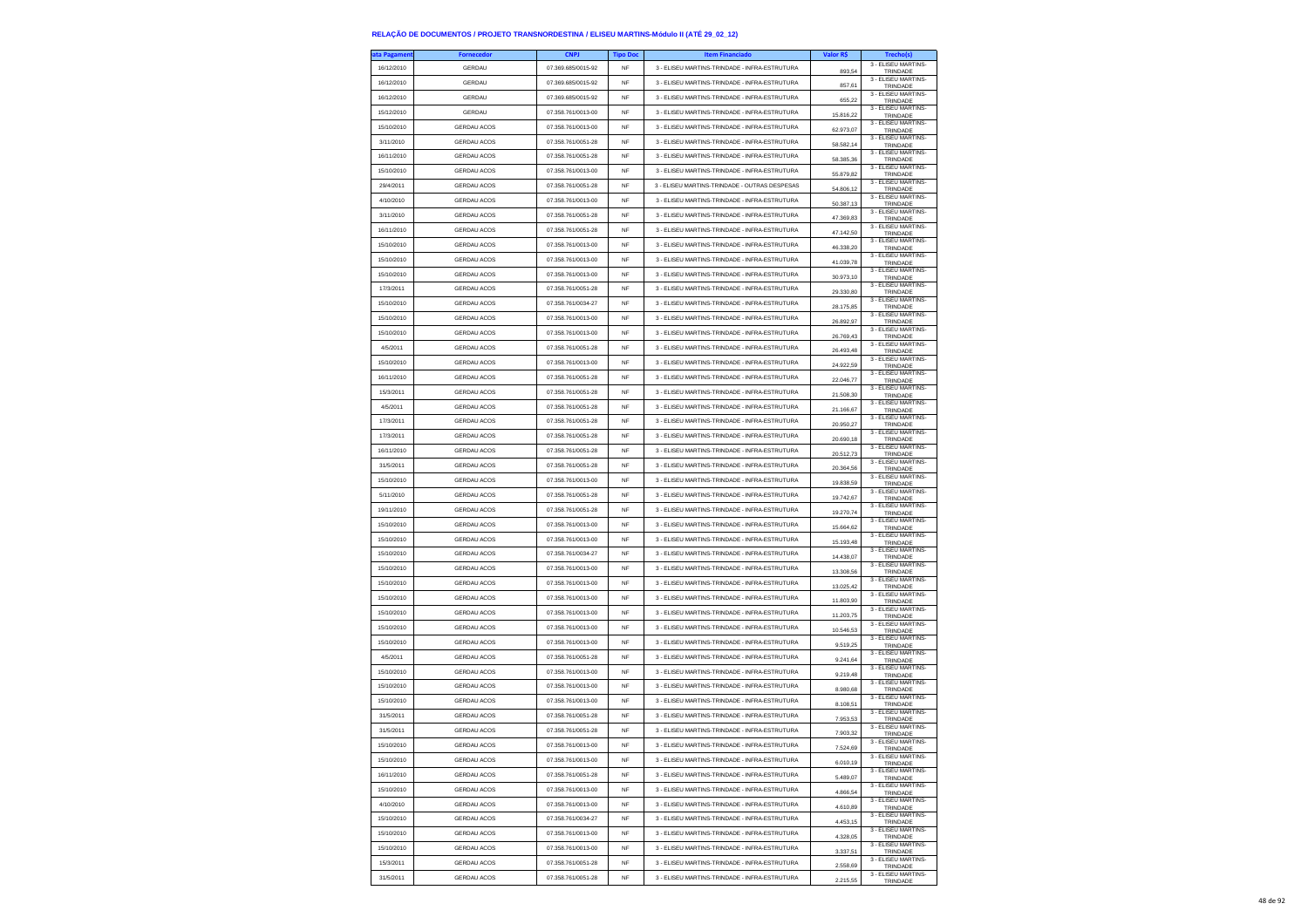# RELAÇÃO DE DOCUMENTOS / PROJETO TRANSNORDESTINA / ELISEU MARTINS-Módulo II (ATÉ 29_02_12)

| ata Pagament | Fornecedor | CNPJ | Tipo Doc | Item Financiado | Valor R$ | Trecho(s) |
|---|---|---|---|---|---|---|
| 16/12/2010 | GERDAU | 07.369.685/0015-92 | NF | 3 - ELISEU MARTINS-TRINDADE - INFRA-ESTRUTURA | 893,54 | 3 - ELISEU MARTINS-TRINDADE |
| 16/12/2010 | GERDAU | 07.369.685/0015-92 | NF | 3 - ELISEU MARTINS-TRINDADE - INFRA-ESTRUTURA | 857,61 | 3 - ELISEU MARTINS-TRINDADE |
| 16/12/2010 | GERDAU | 07.369.685/0015-92 | NF | 3 - ELISEU MARTINS-TRINDADE - INFRA-ESTRUTURA | 655,22 | 3 - ELISEU MARTINS-TRINDADE |
| 15/12/2010 | GERDAU | 07.358.761/0013-00 | NF | 3 - ELISEU MARTINS-TRINDADE - INFRA-ESTRUTURA | 15.816,22 | 3 - ELISEU MARTINS-TRINDADE |
| 15/10/2010 | GERDAU ACOS | 07.358.761/0013-00 | NF | 3 - ELISEU MARTINS-TRINDADE - INFRA-ESTRUTURA | 62.973,07 | 3 - ELISEU MARTINS-TRINDADE |
| 3/11/2010 | GERDAU ACOS | 07.358.761/0051-28 | NF | 3 - ELISEU MARTINS-TRINDADE - INFRA-ESTRUTURA | 58.582,14 | 3 - ELISEU MARTINS-TRINDADE |
| 16/11/2010 | GERDAU ACOS | 07.358.761/0051-28 | NF | 3 - ELISEU MARTINS-TRINDADE - INFRA-ESTRUTURA | 58.385,36 | 3 - ELISEU MARTINS-TRINDADE |
| 15/10/2010 | GERDAU ACOS | 07.358.761/0013-00 | NF | 3 - ELISEU MARTINS-TRINDADE - INFRA-ESTRUTURA | 55.879,82 | 3 - ELISEU MARTINS-TRINDADE |
| 29/4/2011 | GERDAU ACOS | 07.358.761/0051-28 | NF | 3 - ELISEU MARTINS-TRINDADE - OUTRAS DESPESAS | 54.806,12 | 3 - ELISEU MARTINS-TRINDADE |
| 4/10/2010 | GERDAU ACOS | 07.358.761/0013-00 | NF | 3 - ELISEU MARTINS-TRINDADE - INFRA-ESTRUTURA | 50.387,13 | 3 - ELISEU MARTINS-TRINDADE |
| 3/11/2010 | GERDAU ACOS | 07.358.761/0051-28 | NF | 3 - ELISEU MARTINS-TRINDADE - INFRA-ESTRUTURA | 47.369,83 | 3 - ELISEU MARTINS-TRINDADE |
| 16/11/2010 | GERDAU ACOS | 07.358.761/0051-28 | NF | 3 - ELISEU MARTINS-TRINDADE - INFRA-ESTRUTURA | 47.142,50 | 3 - ELISEU MARTINS-TRINDADE |
| 15/10/2010 | GERDAU ACOS | 07.358.761/0013-00 | NF | 3 - ELISEU MARTINS-TRINDADE - INFRA-ESTRUTURA | 46.338,20 | 3 - ELISEU MARTINS-TRINDADE |
| 15/10/2010 | GERDAU ACOS | 07.358.761/0013-00 | NF | 3 - ELISEU MARTINS-TRINDADE - INFRA-ESTRUTURA | 41.039,78 | 3 - ELISEU MARTINS-TRINDADE |
| 15/10/2010 | GERDAU ACOS | 07.358.761/0013-00 | NF | 3 - ELISEU MARTINS-TRINDADE - INFRA-ESTRUTURA | 30.973,10 | 3 - ELISEU MARTINS-TRINDADE |
| 17/3/2011 | GERDAU ACOS | 07.358.761/0051-28 | NF | 3 - ELISEU MARTINS-TRINDADE - INFRA-ESTRUTURA | 29.330,80 | 3 - ELISEU MARTINS-TRINDADE |
| 15/10/2010 | GERDAU ACOS | 07.358.761/0034-27 | NF | 3 - ELISEU MARTINS-TRINDADE - INFRA-ESTRUTURA | 28.175,85 | 3 - ELISEU MARTINS-TRINDADE |
| 15/10/2010 | GERDAU ACOS | 07.358.761/0013-00 | NF | 3 - ELISEU MARTINS-TRINDADE - INFRA-ESTRUTURA | 26.892,97 | 3 - ELISEU MARTINS-TRINDADE |
| 15/10/2010 | GERDAU ACOS | 07.358.761/0013-00 | NF | 3 - ELISEU MARTINS-TRINDADE - INFRA-ESTRUTURA | 26.769,43 | 3 - ELISEU MARTINS-TRINDADE |
| 4/5/2011 | GERDAU ACOS | 07.358.761/0051-28 | NF | 3 - ELISEU MARTINS-TRINDADE - INFRA-ESTRUTURA | 26.493,48 | 3 - ELISEU MARTINS-TRINDADE |
| 15/10/2010 | GERDAU ACOS | 07.358.761/0013-00 | NF | 3 - ELISEU MARTINS-TRINDADE - INFRA-ESTRUTURA | 24.922,59 | 3 - ELISEU MARTINS-TRINDADE |
| 16/11/2010 | GERDAU ACOS | 07.358.761/0051-28 | NF | 3 - ELISEU MARTINS-TRINDADE - INFRA-ESTRUTURA | 22.046,77 | 3 - ELISEU MARTINS-TRINDADE |
| 15/3/2011 | GERDAU ACOS | 07.358.761/0051-28 | NF | 3 - ELISEU MARTINS-TRINDADE - INFRA-ESTRUTURA | 21.508,30 | 3 - ELISEU MARTINS-TRINDADE |
| 4/5/2011 | GERDAU ACOS | 07.358.761/0051-28 | NF | 3 - ELISEU MARTINS-TRINDADE - INFRA-ESTRUTURA | 21.166,67 | 3 - ELISEU MARTINS-TRINDADE |
| 17/3/2011 | GERDAU ACOS | 07.358.761/0051-28 | NF | 3 - ELISEU MARTINS-TRINDADE - INFRA-ESTRUTURA | 20.950,27 | 3 - ELISEU MARTINS-TRINDADE |
| 17/3/2011 | GERDAU ACOS | 07.358.761/0051-28 | NF | 3 - ELISEU MARTINS-TRINDADE - INFRA-ESTRUTURA | 20.690,18 | 3 - ELISEU MARTINS-TRINDADE |
| 16/11/2010 | GERDAU ACOS | 07.358.761/0051-28 | NF | 3 - ELISEU MARTINS-TRINDADE - INFRA-ESTRUTURA | 20.512,73 | 3 - ELISEU MARTINS-TRINDADE |
| 31/5/2011 | GERDAU ACOS | 07.358.761/0051-28 | NF | 3 - ELISEU MARTINS-TRINDADE - INFRA-ESTRUTURA | 20.364,56 | 3 - ELISEU MARTINS-TRINDADE |
| 15/10/2010 | GERDAU ACOS | 07.358.761/0013-00 | NF | 3 - ELISEU MARTINS-TRINDADE - INFRA-ESTRUTURA | 19.838,59 | 3 - ELISEU MARTINS-TRINDADE |
| 5/11/2010 | GERDAU ACOS | 07.358.761/0051-28 | NF | 3 - ELISEU MARTINS-TRINDADE - INFRA-ESTRUTURA | 19.742,67 | 3 - ELISEU MARTINS-TRINDADE |
| 19/11/2010 | GERDAU ACOS | 07.358.761/0051-28 | NF | 3 - ELISEU MARTINS-TRINDADE - INFRA-ESTRUTURA | 19.270,74 | 3 - ELISEU MARTINS-TRINDADE |
| 15/10/2010 | GERDAU ACOS | 07.358.761/0013-00 | NF | 3 - ELISEU MARTINS-TRINDADE - INFRA-ESTRUTURA | 15.664,62 | 3 - ELISEU MARTINS-TRINDADE |
| 15/10/2010 | GERDAU ACOS | 07.358.761/0013-00 | NF | 3 - ELISEU MARTINS-TRINDADE - INFRA-ESTRUTURA | 15.193,48 | 3 - ELISEU MARTINS-TRINDADE |
| 15/10/2010 | GERDAU ACOS | 07.358.761/0034-27 | NF | 3 - ELISEU MARTINS-TRINDADE - INFRA-ESTRUTURA | 14.438,07 | 3 - ELISEU MARTINS-TRINDADE |
| 15/10/2010 | GERDAU ACOS | 07.358.761/0013-00 | NF | 3 - ELISEU MARTINS-TRINDADE - INFRA-ESTRUTURA | 13.308,56 | 3 - ELISEU MARTINS-TRINDADE |
| 15/10/2010 | GERDAU ACOS | 07.358.761/0013-00 | NF | 3 - ELISEU MARTINS-TRINDADE - INFRA-ESTRUTURA | 13.025,42 | 3 - ELISEU MARTINS-TRINDADE |
| 15/10/2010 | GERDAU ACOS | 07.358.761/0013-00 | NF | 3 - ELISEU MARTINS-TRINDADE - INFRA-ESTRUTURA | 11.803,90 | 3 - ELISEU MARTINS-TRINDADE |
| 15/10/2010 | GERDAU ACOS | 07.358.761/0013-00 | NF | 3 - ELISEU MARTINS-TRINDADE - INFRA-ESTRUTURA | 11.203,75 | 3 - ELISEU MARTINS-TRINDADE |
| 15/10/2010 | GERDAU ACOS | 07.358.761/0013-00 | NF | 3 - ELISEU MARTINS-TRINDADE - INFRA-ESTRUTURA | 10.546,53 | 3 - ELISEU MARTINS-TRINDADE |
| 15/10/2010 | GERDAU ACOS | 07.358.761/0013-00 | NF | 3 - ELISEU MARTINS-TRINDADE - INFRA-ESTRUTURA | 9.519,25 | 3 - ELISEU MARTINS-TRINDADE |
| 4/5/2011 | GERDAU ACOS | 07.358.761/0051-28 | NF | 3 - ELISEU MARTINS-TRINDADE - INFRA-ESTRUTURA | 9.241,64 | 3 - ELISEU MARTINS-TRINDADE |
| 15/10/2010 | GERDAU ACOS | 07.358.761/0013-00 | NF | 3 - ELISEU MARTINS-TRINDADE - INFRA-ESTRUTURA | 9.219,48 | 3 - ELISEU MARTINS-TRINDADE |
| 15/10/2010 | GERDAU ACOS | 07.358.761/0013-00 | NF | 3 - ELISEU MARTINS-TRINDADE - INFRA-ESTRUTURA | 8.980,68 | 3 - ELISEU MARTINS-TRINDADE |
| 15/10/2010 | GERDAU ACOS | 07.358.761/0013-00 | NF | 3 - ELISEU MARTINS-TRINDADE - INFRA-ESTRUTURA | 8.108,51 | 3 - ELISEU MARTINS-TRINDADE |
| 31/5/2011 | GERDAU ACOS | 07.358.761/0051-28 | NF | 3 - ELISEU MARTINS-TRINDADE - INFRA-ESTRUTURA | 7.953,53 | 3 - ELISEU MARTINS-TRINDADE |
| 31/5/2011 | GERDAU ACOS | 07.358.761/0051-28 | NF | 3 - ELISEU MARTINS-TRINDADE - INFRA-ESTRUTURA | 7.903,32 | 3 - ELISEU MARTINS-TRINDADE |
| 15/10/2010 | GERDAU ACOS | 07.358.761/0013-00 | NF | 3 - ELISEU MARTINS-TRINDADE - INFRA-ESTRUTURA | 7.524,69 | 3 - ELISEU MARTINS-TRINDADE |
| 15/10/2010 | GERDAU ACOS | 07.358.761/0013-00 | NF | 3 - ELISEU MARTINS-TRINDADE - INFRA-ESTRUTURA | 6.010,19 | 3 - ELISEU MARTINS-TRINDADE |
| 16/11/2010 | GERDAU ACOS | 07.358.761/0051-28 | NF | 3 - ELISEU MARTINS-TRINDADE - INFRA-ESTRUTURA | 5.489,07 | 3 - ELISEU MARTINS-TRINDADE |
| 15/10/2010 | GERDAU ACOS | 07.358.761/0013-00 | NF | 3 - ELISEU MARTINS-TRINDADE - INFRA-ESTRUTURA | 4.866,54 | 3 - ELISEU MARTINS-TRINDADE |
| 4/10/2010 | GERDAU ACOS | 07.358.761/0013-00 | NF | 3 - ELISEU MARTINS-TRINDADE - INFRA-ESTRUTURA | 4.610,89 | 3 - ELISEU MARTINS-TRINDADE |
| 15/10/2010 | GERDAU ACOS | 07.358.761/0034-27 | NF | 3 - ELISEU MARTINS-TRINDADE - INFRA-ESTRUTURA | 4.453,15 | 3 - ELISEU MARTINS-TRINDADE |
| 15/10/2010 | GERDAU ACOS | 07.358.761/0013-00 | NF | 3 - ELISEU MARTINS-TRINDADE - INFRA-ESTRUTURA | 4.328,05 | 3 - ELISEU MARTINS-TRINDADE |
| 15/10/2010 | GERDAU ACOS | 07.358.761/0013-00 | NF | 3 - ELISEU MARTINS-TRINDADE - INFRA-ESTRUTURA | 3.337,51 | 3 - ELISEU MARTINS-TRINDADE |
| 15/3/2011 | GERDAU ACOS | 07.358.761/0051-28 | NF | 3 - ELISEU MARTINS-TRINDADE - INFRA-ESTRUTURA | 2.558,69 | 3 - ELISEU MARTINS-TRINDADE |
| 31/5/2011 | GERDAU ACOS | 07.358.761/0051-28 | NF | 3 - ELISEU MARTINS-TRINDADE - INFRA-ESTRUTURA | 2.215,55 | 3 - ELISEU MARTINS-TRINDADE |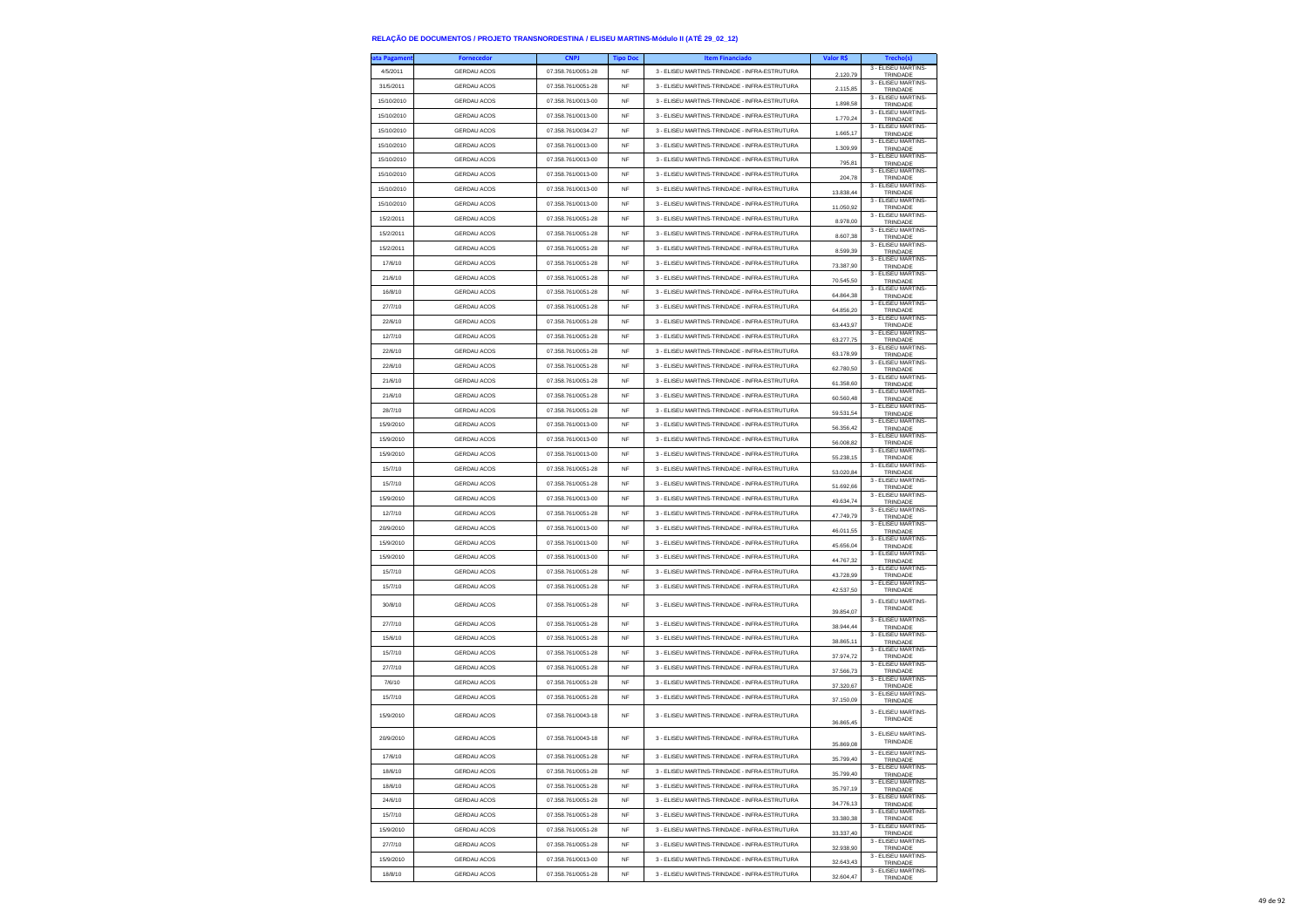**RELAÇÃO DE DOCUMENTOS / PROJETO TRANSNORDESTINA / ELISEU MARTINS-Módulo II (ATÉ 29_02_12)**

| ata Pagament | Fornecedor | CNPJ | Tipo Doc | Item Financiado | Valor R$ | Trecho(s) |
|---|---|---|---|---|---|---|
| 4/5/2011 | GERDAU ACOS | 07.358.761/0051-28 | NF | 3 - ELISEU MARTINS-TRINDADE - INFRA-ESTRUTURA | 2.120,79 | 3 - ELISEU MARTINS-TRINDADE |
| 31/5/2011 | GERDAU ACOS | 07.358.761/0051-28 | NF | 3 - ELISEU MARTINS-TRINDADE - INFRA-ESTRUTURA | 2.115,85 | 3 - ELISEU MARTINS-TRINDADE |
| 15/10/2010 | GERDAU ACOS | 07.358.761/0013-00 | NF | 3 - ELISEU MARTINS-TRINDADE - INFRA-ESTRUTURA | 1.898,58 | 3 - ELISEU MARTINS-TRINDADE |
| 15/10/2010 | GERDAU ACOS | 07.358.761/0013-00 | NF | 3 - ELISEU MARTINS-TRINDADE - INFRA-ESTRUTURA | 1.770,24 | 3 - ELISEU MARTINS-TRINDADE |
| 15/10/2010 | GERDAU ACOS | 07.358.761/0034-27 | NF | 3 - ELISEU MARTINS-TRINDADE - INFRA-ESTRUTURA | 1.665,17 | 3 - ELISEU MARTINS-TRINDADE |
| 15/10/2010 | GERDAU ACOS | 07.358.761/0013-00 | NF | 3 - ELISEU MARTINS-TRINDADE - INFRA-ESTRUTURA | 1.309,99 | 3 - ELISEU MARTINS-TRINDADE |
| 15/10/2010 | GERDAU ACOS | 07.358.761/0013-00 | NF | 3 - ELISEU MARTINS-TRINDADE - INFRA-ESTRUTURA | 795,81 | 3 - ELISEU MARTINS-TRINDADE |
| 15/10/2010 | GERDAU ACOS | 07.358.761/0013-00 | NF | 3 - ELISEU MARTINS-TRINDADE - INFRA-ESTRUTURA | 204,78 | 3 - ELISEU MARTINS-TRINDADE |
| 15/10/2010 | GERDAU ACOS | 07.358.761/0013-00 | NF | 3 - ELISEU MARTINS-TRINDADE - INFRA-ESTRUTURA | 13.838,44 | 3 - ELISEU MARTINS-TRINDADE |
| 15/10/2010 | GERDAU ACOS | 07.358.761/0013-00 | NF | 3 - ELISEU MARTINS-TRINDADE - INFRA-ESTRUTURA | 11.050,92 | 3 - ELISEU MARTINS-TRINDADE |
| 15/2/2011 | GERDAU ACOS | 07.358.761/0051-28 | NF | 3 - ELISEU MARTINS-TRINDADE - INFRA-ESTRUTURA | 8.978,00 | 3 - ELISEU MARTINS-TRINDADE |
| 15/2/2011 | GERDAU ACOS | 07.358.761/0051-28 | NF | 3 - ELISEU MARTINS-TRINDADE - INFRA-ESTRUTURA | 8.607,38 | 3 - ELISEU MARTINS-TRINDADE |
| 15/2/2011 | GERDAU ACOS | 07.358.761/0051-28 | NF | 3 - ELISEU MARTINS-TRINDADE - INFRA-ESTRUTURA | 8.599,39 | 3 - ELISEU MARTINS-TRINDADE |
| 17/6/10 | GERDAU ACOS | 07.358.761/0051-28 | NF | 3 - ELISEU MARTINS-TRINDADE - INFRA-ESTRUTURA | 73.387,90 | 3 - ELISEU MARTINS-TRINDADE |
| 21/6/10 | GERDAU ACOS | 07.358.761/0051-28 | NF | 3 - ELISEU MARTINS-TRINDADE - INFRA-ESTRUTURA | 70.545,50 | 3 - ELISEU MARTINS-TRINDADE |
| 16/8/10 | GERDAU ACOS | 07.358.761/0051-28 | NF | 3 - ELISEU MARTINS-TRINDADE - INFRA-ESTRUTURA | 64.864,38 | 3 - ELISEU MARTINS-TRINDADE |
| 27/7/10 | GERDAU ACOS | 07.358.761/0051-28 | NF | 3 - ELISEU MARTINS-TRINDADE - INFRA-ESTRUTURA | 64.856,20 | 3 - ELISEU MARTINS-TRINDADE |
| 22/6/10 | GERDAU ACOS | 07.358.761/0051-28 | NF | 3 - ELISEU MARTINS-TRINDADE - INFRA-ESTRUTURA | 63.443,97 | 3 - ELISEU MARTINS-TRINDADE |
| 12/7/10 | GERDAU ACOS | 07.358.761/0051-28 | NF | 3 - ELISEU MARTINS-TRINDADE - INFRA-ESTRUTURA | 63.277,75 | 3 - ELISEU MARTINS-TRINDADE |
| 22/6/10 | GERDAU ACOS | 07.358.761/0051-28 | NF | 3 - ELISEU MARTINS-TRINDADE - INFRA-ESTRUTURA | 63.178,99 | 3 - ELISEU MARTINS-TRINDADE |
| 22/6/10 | GERDAU ACOS | 07.358.761/0051-28 | NF | 3 - ELISEU MARTINS-TRINDADE - INFRA-ESTRUTURA | 62.780,50 | 3 - ELISEU MARTINS-TRINDADE |
| 21/6/10 | GERDAU ACOS | 07.358.761/0051-28 | NF | 3 - ELISEU MARTINS-TRINDADE - INFRA-ESTRUTURA | 61.358,60 | 3 - ELISEU MARTINS-TRINDADE |
| 21/6/10 | GERDAU ACOS | 07.358.761/0051-28 | NF | 3 - ELISEU MARTINS-TRINDADE - INFRA-ESTRUTURA | 60.560,48 | 3 - ELISEU MARTINS-TRINDADE |
| 28/7/10 | GERDAU ACOS | 07.358.761/0051-28 | NF | 3 - ELISEU MARTINS-TRINDADE - INFRA-ESTRUTURA | 59.531,54 | 3 - ELISEU MARTINS-TRINDADE |
| 15/9/2010 | GERDAU ACOS | 07.358.761/0013-00 | NF | 3 - ELISEU MARTINS-TRINDADE - INFRA-ESTRUTURA | 56.356,42 | 3 - ELISEU MARTINS-TRINDADE |
| 15/9/2010 | GERDAU ACOS | 07.358.761/0013-00 | NF | 3 - ELISEU MARTINS-TRINDADE - INFRA-ESTRUTURA | 56.008,82 | 3 - ELISEU MARTINS-TRINDADE |
| 15/9/2010 | GERDAU ACOS | 07.358.761/0013-00 | NF | 3 - ELISEU MARTINS-TRINDADE - INFRA-ESTRUTURA | 55.238,15 | 3 - ELISEU MARTINS-TRINDADE |
| 15/7/10 | GERDAU ACOS | 07.358.761/0051-28 | NF | 3 - ELISEU MARTINS-TRINDADE - INFRA-ESTRUTURA | 53.020,84 | 3 - ELISEU MARTINS-TRINDADE |
| 15/7/10 | GERDAU ACOS | 07.358.761/0051-28 | NF | 3 - ELISEU MARTINS-TRINDADE - INFRA-ESTRUTURA | 51.692,66 | 3 - ELISEU MARTINS-TRINDADE |
| 15/9/2010 | GERDAU ACOS | 07.358.761/0013-00 | NF | 3 - ELISEU MARTINS-TRINDADE - INFRA-ESTRUTURA | 49.634,74 | 3 - ELISEU MARTINS-TRINDADE |
| 12/7/10 | GERDAU ACOS | 07.358.761/0051-28 | NF | 3 - ELISEU MARTINS-TRINDADE - INFRA-ESTRUTURA | 47.749,79 | 3 - ELISEU MARTINS-TRINDADE |
| 20/9/2010 | GERDAU ACOS | 07.358.761/0013-00 | NF | 3 - ELISEU MARTINS-TRINDADE - INFRA-ESTRUTURA | 46.011,55 | 3 - ELISEU MARTINS-TRINDADE |
| 15/9/2010 | GERDAU ACOS | 07.358.761/0013-00 | NF | 3 - ELISEU MARTINS-TRINDADE - INFRA-ESTRUTURA | 45.656,04 | 3 - ELISEU MARTINS-TRINDADE |
| 15/9/2010 | GERDAU ACOS | 07.358.761/0013-00 | NF | 3 - ELISEU MARTINS-TRINDADE - INFRA-ESTRUTURA | 44.767,32 | 3 - ELISEU MARTINS-TRINDADE |
| 15/7/10 | GERDAU ACOS | 07.358.761/0051-28 | NF | 3 - ELISEU MARTINS-TRINDADE - INFRA-ESTRUTURA | 43.728,99 | 3 - ELISEU MARTINS-TRINDADE |
| 15/7/10 | GERDAU ACOS | 07.358.761/0051-28 | NF | 3 - ELISEU MARTINS-TRINDADE - INFRA-ESTRUTURA | 42.537,50 | 3 - ELISEU MARTINS-TRINDADE |
| 30/8/10 | GERDAU ACOS | 07.358.761/0051-28 | NF | 3 - ELISEU MARTINS-TRINDADE - INFRA-ESTRUTURA | 39.854,07 | 3 - ELISEU MARTINS-TRINDADE |
| 27/7/10 | GERDAU ACOS | 07.358.761/0051-28 | NF | 3 - ELISEU MARTINS-TRINDADE - INFRA-ESTRUTURA | 38.944,44 | 3 - ELISEU MARTINS-TRINDADE |
| 15/6/10 | GERDAU ACOS | 07.358.761/0051-28 | NF | 3 - ELISEU MARTINS-TRINDADE - INFRA-ESTRUTURA | 38.865,11 | 3 - ELISEU MARTINS-TRINDADE |
| 15/7/10 | GERDAU ACOS | 07.358.761/0051-28 | NF | 3 - ELISEU MARTINS-TRINDADE - INFRA-ESTRUTURA | 37.974,72 | 3 - ELISEU MARTINS-TRINDADE |
| 27/7/10 | GERDAU ACOS | 07.358.761/0051-28 | NF | 3 - ELISEU MARTINS-TRINDADE - INFRA-ESTRUTURA | 37.566,73 | 3 - ELISEU MARTINS-TRINDADE |
| 7/6/10 | GERDAU ACOS | 07.358.761/0051-28 | NF | 3 - ELISEU MARTINS-TRINDADE - INFRA-ESTRUTURA | 37.320,67 | 3 - ELISEU MARTINS-TRINDADE |
| 15/7/10 | GERDAU ACOS | 07.358.761/0051-28 | NF | 3 - ELISEU MARTINS-TRINDADE - INFRA-ESTRUTURA | 37.150,09 | 3 - ELISEU MARTINS-TRINDADE |
| 15/9/2010 | GERDAU ACOS | 07.358.761/0043-18 | NF | 3 - ELISEU MARTINS-TRINDADE - INFRA-ESTRUTURA | 36.865,45 | 3 - ELISEU MARTINS-TRINDADE |
| 20/9/2010 | GERDAU ACOS | 07.358.761/0043-18 | NF | 3 - ELISEU MARTINS-TRINDADE - INFRA-ESTRUTURA | 35.869,08 | 3 - ELISEU MARTINS-TRINDADE |
| 17/6/10 | GERDAU ACOS | 07.358.761/0051-28 | NF | 3 - ELISEU MARTINS-TRINDADE - INFRA-ESTRUTURA | 35.799,40 | 3 - ELISEU MARTINS-TRINDADE |
| 18/6/10 | GERDAU ACOS | 07.358.761/0051-28 | NF | 3 - ELISEU MARTINS-TRINDADE - INFRA-ESTRUTURA | 35.799,40 | 3 - ELISEU MARTINS-TRINDADE |
| 18/6/10 | GERDAU ACOS | 07.358.761/0051-28 | NF | 3 - ELISEU MARTINS-TRINDADE - INFRA-ESTRUTURA | 35.797,19 | 3 - ELISEU MARTINS-TRINDADE |
| 24/6/10 | GERDAU ACOS | 07.358.761/0051-28 | NF | 3 - ELISEU MARTINS-TRINDADE - INFRA-ESTRUTURA | 34.776,13 | 3 - ELISEU MARTINS-TRINDADE |
| 15/7/10 | GERDAU ACOS | 07.358.761/0051-28 | NF | 3 - ELISEU MARTINS-TRINDADE - INFRA-ESTRUTURA | 33.380,38 | 3 - ELISEU MARTINS-TRINDADE |
| 15/9/2010 | GERDAU ACOS | 07.358.761/0051-28 | NF | 3 - ELISEU MARTINS-TRINDADE - INFRA-ESTRUTURA | 33.337,40 | 3 - ELISEU MARTINS-TRINDADE |
| 27/7/10 | GERDAU ACOS | 07.358.761/0051-28 | NF | 3 - ELISEU MARTINS-TRINDADE - INFRA-ESTRUTURA | 32.938,90 | 3 - ELISEU MARTINS-TRINDADE |
| 15/9/2010 | GERDAU ACOS | 07.358.761/0013-00 | NF | 3 - ELISEU MARTINS-TRINDADE - INFRA-ESTRUTURA | 32.643,43 | 3 - ELISEU MARTINS-TRINDADE |
| 18/8/10 | GERDAU ACOS | 07.358.761/0051-28 | NF | 3 - ELISEU MARTINS-TRINDADE - INFRA-ESTRUTURA | 32.604,47 | 3 - ELISEU MARTINS-TRINDADE |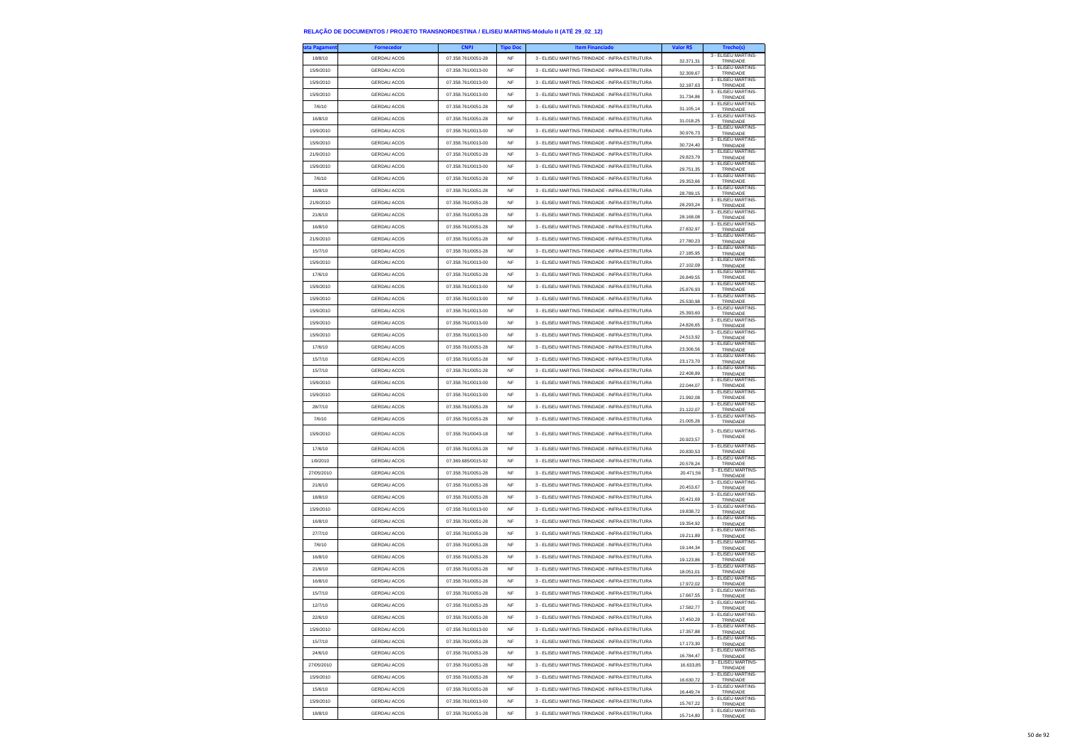**RELAÇÃO DE DOCUMENTOS / PROJETO TRANSNORDESTINA / ELISEU MARTINS-Módulo II (ATÉ 29_02_12)**

| ata Pagament | Fornecedor | CNPJ | Tipo Doc | Item Financiado | Valor R$ | Trecho(s) |
|---|---|---|---|---|---|---|
| 18/8/10 | GERDAU ACOS | 07.358.761/0051-28 | NF | 3 - ELISEU MARTINS-TRINDADE - INFRA-ESTRUTURA | 32.371,31 | 3 - ELISEU MARTINS-TRINDADE |
| 15/9/2010 | GERDAU ACOS | 07.358.761/0013-00 | NF | 3 - ELISEU MARTINS-TRINDADE - INFRA-ESTRUTURA | 32.309,67 | 3 - ELISEU MARTINS-TRINDADE |
| 15/9/2010 | GERDAU ACOS | 07.358.761/0013-00 | NF | 3 - ELISEU MARTINS-TRINDADE - INFRA-ESTRUTURA | 32.187,63 | 3 - ELISEU MARTINS-TRINDADE |
| 15/9/2010 | GERDAU ACOS | 07.358.761/0013-00 | NF | 3 - ELISEU MARTINS-TRINDADE - INFRA-ESTRUTURA | 31.734,86 | 3 - ELISEU MARTINS-TRINDADE |
| 7/6/10 | GERDAU ACOS | 07.358.761/0051-28 | NF | 3 - ELISEU MARTINS-TRINDADE - INFRA-ESTRUTURA | 31.105,14 | 3 - ELISEU MARTINS-TRINDADE |
| 16/8/10 | GERDAU ACOS | 07.358.761/0051-28 | NF | 3 - ELISEU MARTINS-TRINDADE - INFRA-ESTRUTURA | 31.018,25 | 3 - ELISEU MARTINS-TRINDADE |
| 15/9/2010 | GERDAU ACOS | 07.358.761/0013-00 | NF | 3 - ELISEU MARTINS-TRINDADE - INFRA-ESTRUTURA | 30.976,73 | 3 - ELISEU MARTINS-TRINDADE |
| 15/9/2010 | GERDAU ACOS | 07.358.761/0013-00 | NF | 3 - ELISEU MARTINS-TRINDADE - INFRA-ESTRUTURA | 30.724,40 | 3 - ELISEU MARTINS-TRINDADE |
| 21/9/2010 | GERDAU ACOS | 07.358.761/0051-28 | NF | 3 - ELISEU MARTINS-TRINDADE - INFRA-ESTRUTURA | 29.823,79 | 3 - ELISEU MARTINS-TRINDADE |
| 15/9/2010 | GERDAU ACOS | 07.358.761/0013-00 | NF | 3 - ELISEU MARTINS-TRINDADE - INFRA-ESTRUTURA | 29.751,35 | 3 - ELISEU MARTINS-TRINDADE |
| 7/6/10 | GERDAU ACOS | 07.358.761/0051-28 | NF | 3 - ELISEU MARTINS-TRINDADE - INFRA-ESTRUTURA | 29.353,66 | 3 - ELISEU MARTINS-TRINDADE |
| 16/8/10 | GERDAU ACOS | 07.358.761/0051-28 | NF | 3 - ELISEU MARTINS-TRINDADE - INFRA-ESTRUTURA | 28.789,15 | 3 - ELISEU MARTINS-TRINDADE |
| 21/9/2010 | GERDAU ACOS | 07.358.761/0051-28 | NF | 3 - ELISEU MARTINS-TRINDADE - INFRA-ESTRUTURA | 28.293,24 | 3 - ELISEU MARTINS-TRINDADE |
| 21/6/10 | GERDAU ACOS | 07.358.761/0051-28 | NF | 3 - ELISEU MARTINS-TRINDADE - INFRA-ESTRUTURA | 28.168,08 | 3 - ELISEU MARTINS-TRINDADE |
| 16/8/10 | GERDAU ACOS | 07.358.761/0051-28 | NF | 3 - ELISEU MARTINS-TRINDADE - INFRA-ESTRUTURA | 27.832,97 | 3 - ELISEU MARTINS-TRINDADE |
| 21/9/2010 | GERDAU ACOS | 07.358.761/0051-28 | NF | 3 - ELISEU MARTINS-TRINDADE - INFRA-ESTRUTURA | 27.780,23 | 3 - ELISEU MARTINS-TRINDADE |
| 15/7/10 | GERDAU ACOS | 07.358.761/0051-28 | NF | 3 - ELISEU MARTINS-TRINDADE - INFRA-ESTRUTURA | 27.185,95 | 3 - ELISEU MARTINS-TRINDADE |
| 15/9/2010 | GERDAU ACOS | 07.358.761/0013-00 | NF | 3 - ELISEU MARTINS-TRINDADE - INFRA-ESTRUTURA | 27.102,09 | 3 - ELISEU MARTINS-TRINDADE |
| 17/6/10 | GERDAU ACOS | 07.358.761/0051-28 | NF | 3 - ELISEU MARTINS-TRINDADE - INFRA-ESTRUTURA | 26.849,55 | 3 - ELISEU MARTINS-TRINDADE |
| 15/9/2010 | GERDAU ACOS | 07.358.761/0013-00 | NF | 3 - ELISEU MARTINS-TRINDADE - INFRA-ESTRUTURA | 25.876,93 | 3 - ELISEU MARTINS-TRINDADE |
| 15/9/2010 | GERDAU ACOS | 07.358.761/0013-00 | NF | 3 - ELISEU MARTINS-TRINDADE - INFRA-ESTRUTURA | 25.530,98 | 3 - ELISEU MARTINS-TRINDADE |
| 15/9/2010 | GERDAU ACOS | 07.358.761/0013-00 | NF | 3 - ELISEU MARTINS-TRINDADE - INFRA-ESTRUTURA | 25.393,60 | 3 - ELISEU MARTINS-TRINDADE |
| 15/9/2010 | GERDAU ACOS | 07.358.761/0013-00 | NF | 3 - ELISEU MARTINS-TRINDADE - INFRA-ESTRUTURA | 24.826,65 | 3 - ELISEU MARTINS-TRINDADE |
| 15/9/2010 | GERDAU ACOS | 07.358.761/0013-00 | NF | 3 - ELISEU MARTINS-TRINDADE - INFRA-ESTRUTURA | 24.513,92 | 3 - ELISEU MARTINS-TRINDADE |
| 17/6/10 | GERDAU ACOS | 07.358.761/0051-28 | NF | 3 - ELISEU MARTINS-TRINDADE - INFRA-ESTRUTURA | 23.306,56 | 3 - ELISEU MARTINS-TRINDADE |
| 15/7/10 | GERDAU ACOS | 07.358.761/0051-28 | NF | 3 - ELISEU MARTINS-TRINDADE - INFRA-ESTRUTURA | 23.173,70 | 3 - ELISEU MARTINS-TRINDADE |
| 15/7/10 | GERDAU ACOS | 07.358.761/0051-28 | NF | 3 - ELISEU MARTINS-TRINDADE - INFRA-ESTRUTURA | 22.408,89 | 3 - ELISEU MARTINS-TRINDADE |
| 15/9/2010 | GERDAU ACOS | 07.358.761/0013-00 | NF | 3 - ELISEU MARTINS-TRINDADE - INFRA-ESTRUTURA | 22.044,07 | 3 - ELISEU MARTINS-TRINDADE |
| 15/9/2010 | GERDAU ACOS | 07.358.761/0013-00 | NF | 3 - ELISEU MARTINS-TRINDADE - INFRA-ESTRUTURA | 21.992,08 | 3 - ELISEU MARTINS-TRINDADE |
| 28/7/10 | GERDAU ACOS | 07.358.761/0051-28 | NF | 3 - ELISEU MARTINS-TRINDADE - INFRA-ESTRUTURA | 21.122,07 | 3 - ELISEU MARTINS-TRINDADE |
| 7/6/10 | GERDAU ACOS | 07.358.761/0051-28 | NF | 3 - ELISEU MARTINS-TRINDADE - INFRA-ESTRUTURA | 21.005,26 | 3 - ELISEU MARTINS-TRINDADE |
| 15/9/2010 | GERDAU ACOS | 07.358.761/0043-18 | NF | 3 - ELISEU MARTINS-TRINDADE - INFRA-ESTRUTURA | 20.923,57 | 3 - ELISEU MARTINS-TRINDADE |
| 17/6/10 | GERDAU ACOS | 07.358.761/0051-28 | NF | 3 - ELISEU MARTINS-TRINDADE - INFRA-ESTRUTURA | 20.830,53 | 3 - ELISEU MARTINS-TRINDADE |
| 1/9/2010 | GERDAU ACOS | 07.369.685/0015-92 | NF | 3 - ELISEU MARTINS-TRINDADE - INFRA-ESTRUTURA | 20.578,24 | 3 - ELISEU MARTINS-TRINDADE |
| 27/05/2010 | GERDAU ACOS | 07.358.761/0051-28 | NF | 3 - ELISEU MARTINS-TRINDADE - INFRA-ESTRUTURA | 20.471,56 | 3 - ELISEU MARTINS-TRINDADE |
| 21/6/10 | GERDAU ACOS | 07.358.761/0051-28 | NF | 3 - ELISEU MARTINS-TRINDADE - INFRA-ESTRUTURA | 20.453,67 | 3 - ELISEU MARTINS-TRINDADE |
| 18/8/10 | GERDAU ACOS | 07.358.761/0051-28 | NF | 3 - ELISEU MARTINS-TRINDADE - INFRA-ESTRUTURA | 20.421,69 | 3 - ELISEU MARTINS-TRINDADE |
| 15/9/2010 | GERDAU ACOS | 07.358.761/0013-00 | NF | 3 - ELISEU MARTINS-TRINDADE - INFRA-ESTRUTURA | 19.838,72 | 3 - ELISEU MARTINS-TRINDADE |
| 16/8/10 | GERDAU ACOS | 07.358.761/0051-28 | NF | 3 - ELISEU MARTINS-TRINDADE - INFRA-ESTRUTURA | 19.354,92 | 3 - ELISEU MARTINS-TRINDADE |
| 27/7/10 | GERDAU ACOS | 07.358.761/0051-28 | NF | 3 - ELISEU MARTINS-TRINDADE - INFRA-ESTRUTURA | 19.211,89 | 3 - ELISEU MARTINS-TRINDADE |
| 7/6/10 | GERDAU ACOS | 07.358.761/0051-28 | NF | 3 - ELISEU MARTINS-TRINDADE - INFRA-ESTRUTURA | 19.144,34 | 3 - ELISEU MARTINS-TRINDADE |
| 16/8/10 | GERDAU ACOS | 07.358.761/0051-28 | NF | 3 - ELISEU MARTINS-TRINDADE - INFRA-ESTRUTURA | 19.123,86 | 3 - ELISEU MARTINS-TRINDADE |
| 21/6/10 | GERDAU ACOS | 07.358.761/0051-28 | NF | 3 - ELISEU MARTINS-TRINDADE - INFRA-ESTRUTURA | 18.051,01 | 3 - ELISEU MARTINS-TRINDADE |
| 16/8/10 | GERDAU ACOS | 07.358.761/0051-28 | NF | 3 - ELISEU MARTINS-TRINDADE - INFRA-ESTRUTURA | 17.972,02 | 3 - ELISEU MARTINS-TRINDADE |
| 15/7/10 | GERDAU ACOS | 07.358.761/0051-28 | NF | 3 - ELISEU MARTINS-TRINDADE - INFRA-ESTRUTURA | 17.667,55 | 3 - ELISEU MARTINS-TRINDADE |
| 12/7/10 | GERDAU ACOS | 07.358.761/0051-28 | NF | 3 - ELISEU MARTINS-TRINDADE - INFRA-ESTRUTURA | 17.582,77 | 3 - ELISEU MARTINS-TRINDADE |
| 22/6/10 | GERDAU ACOS | 07.358.761/0051-28 | NF | 3 - ELISEU MARTINS-TRINDADE - INFRA-ESTRUTURA | 17.450,29 | 3 - ELISEU MARTINS-TRINDADE |
| 15/9/2010 | GERDAU ACOS | 07.358.761/0013-00 | NF | 3 - ELISEU MARTINS-TRINDADE - INFRA-ESTRUTURA | 17.357,88 | 3 - ELISEU MARTINS-TRINDADE |
| 15/7/10 | GERDAU ACOS | 07.358.761/0051-28 | NF | 3 - ELISEU MARTINS-TRINDADE - INFRA-ESTRUTURA | 17.173,30 | 3 - ELISEU MARTINS-TRINDADE |
| 24/6/10 | GERDAU ACOS | 07.358.761/0051-28 | NF | 3 - ELISEU MARTINS-TRINDADE - INFRA-ESTRUTURA | 16.784,47 | 3 - ELISEU MARTINS-TRINDADE |
| 27/05/2010 | GERDAU ACOS | 07.358.761/0051-28 | NF | 3 - ELISEU MARTINS-TRINDADE - INFRA-ESTRUTURA | 16.633,85 | 3 - ELISEU MARTINS-TRINDADE |
| 15/9/2010 | GERDAU ACOS | 07.358.761/0051-28 | NF | 3 - ELISEU MARTINS-TRINDADE - INFRA-ESTRUTURA | 16.630,72 | 3 - ELISEU MARTINS-TRINDADE |
| 15/6/10 | GERDAU ACOS | 07.358.761/0051-28 | NF | 3 - ELISEU MARTINS-TRINDADE - INFRA-ESTRUTURA | 16.449,74 | 3 - ELISEU MARTINS-TRINDADE |
| 15/9/2010 | GERDAU ACOS | 07.358.761/0013-00 | NF | 3 - ELISEU MARTINS-TRINDADE - INFRA-ESTRUTURA | 15.767,22 | 3 - ELISEU MARTINS-TRINDADE |
| 18/8/10 | GERDAU ACOS | 07.358.761/0051-28 | NF | 3 - ELISEU MARTINS-TRINDADE - INFRA-ESTRUTURA | 15.714,80 | 3 - ELISEU MARTINS-TRINDADE |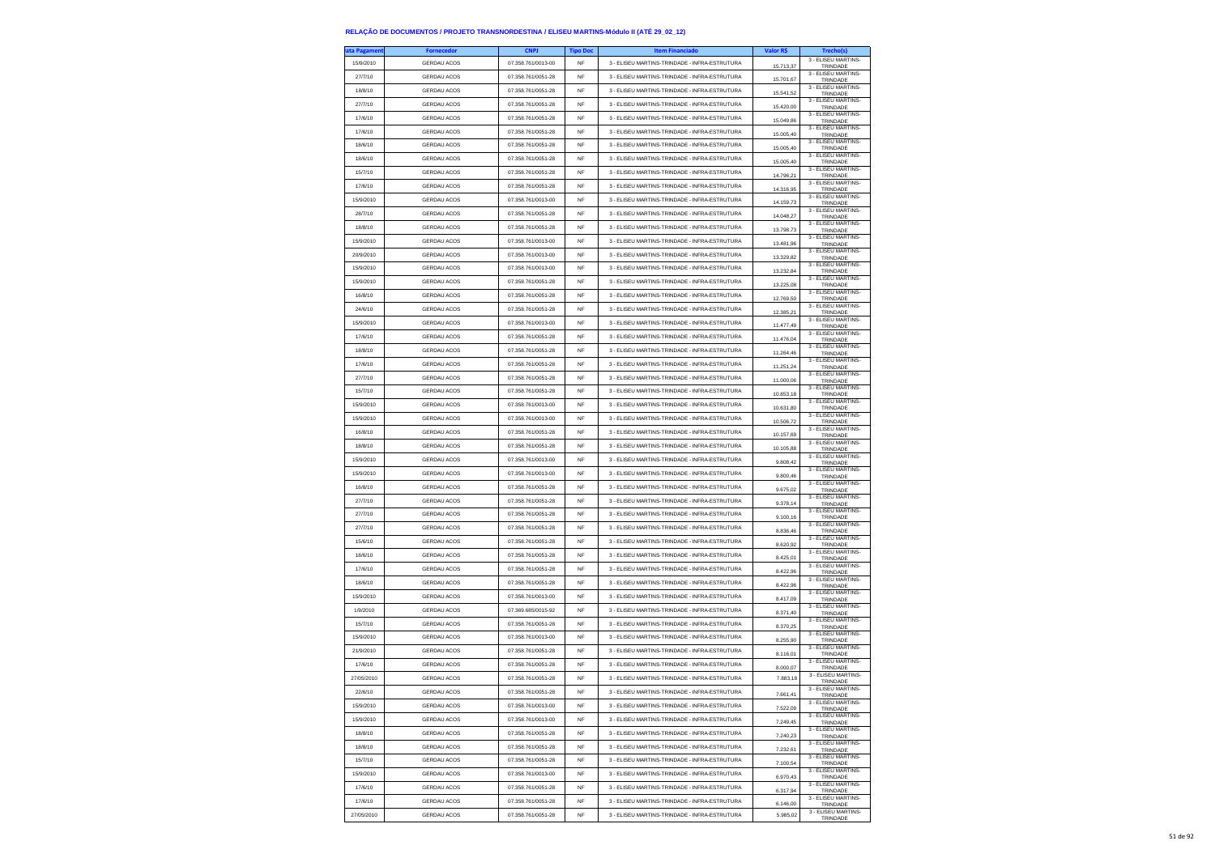# RELAÇÃO DE DOCUMENTOS / PROJETO TRANSNORDESTINA / ELISEU MARTINS-Módulo II (ATÉ 29_02_12)

| ata Pagament | Fornecedor | CNPJ | Tipo Doc | Item Financiado | Valor R$ | Trecho(s) |
|---|---|---|---|---|---|---|
| 15/9/2010 | GERDAU ACOS | 07.358.761/0013-00 | NF | 3 - ELISEU MARTINS-TRINDADE - INFRA-ESTRUTURA | 15.713,37 | 3 - ELISEU MARTINS-TRINDADE |
| 27/7/10 | GERDAU ACOS | 07.358.761/0051-28 | NF | 3 - ELISEU MARTINS-TRINDADE - INFRA-ESTRUTURA | 15.701,67 | 3 - ELISEU MARTINS-TRINDADE |
| 18/8/10 | GERDAU ACOS | 07.358.761/0051-28 | NF | 3 - ELISEU MARTINS-TRINDADE - INFRA-ESTRUTURA | 15.541,52 | 3 - ELISEU MARTINS-TRINDADE |
| 27/7/10 | GERDAU ACOS | 07.358.761/0051-28 | NF | 3 - ELISEU MARTINS-TRINDADE - INFRA-ESTRUTURA | 15.420,00 | 3 - ELISEU MARTINS-TRINDADE |
| 17/6/10 | GERDAU ACOS | 07.358.761/0051-28 | NF | 3 - ELISEU MARTINS-TRINDADE - INFRA-ESTRUTURA | 15.049,86 | 3 - ELISEU MARTINS-TRINDADE |
| 17/6/10 | GERDAU ACOS | 07.358.761/0051-28 | NF | 3 - ELISEU MARTINS-TRINDADE - INFRA-ESTRUTURA | 15.005,40 | 3 - ELISEU MARTINS-TRINDADE |
| 18/6/10 | GERDAU ACOS | 07.358.761/0051-28 | NF | 3 - ELISEU MARTINS-TRINDADE - INFRA-ESTRUTURA | 15.005,40 | 3 - ELISEU MARTINS-TRINDADE |
| 18/6/10 | GERDAU ACOS | 07.358.761/0051-28 | NF | 3 - ELISEU MARTINS-TRINDADE - INFRA-ESTRUTURA | 15.005,40 | 3 - ELISEU MARTINS-TRINDADE |
| 15/7/10 | GERDAU ACOS | 07.358.761/0051-28 | NF | 3 - ELISEU MARTINS-TRINDADE - INFRA-ESTRUTURA | 14.796,21 | 3 - ELISEU MARTINS-TRINDADE |
| 17/6/10 | GERDAU ACOS | 07.358.761/0051-28 | NF | 3 - ELISEU MARTINS-TRINDADE - INFRA-ESTRUTURA | 14.316,95 | 3 - ELISEU MARTINS-TRINDADE |
| 15/9/2010 | GERDAU ACOS | 07.358.761/0013-00 | NF | 3 - ELISEU MARTINS-TRINDADE - INFRA-ESTRUTURA | 14.159,73 | 3 - ELISEU MARTINS-TRINDADE |
| 28/7/10 | GERDAU ACOS | 07.358.761/0051-28 | NF | 3 - ELISEU MARTINS-TRINDADE - INFRA-ESTRUTURA | 14.048,27 | 3 - ELISEU MARTINS-TRINDADE |
| 18/8/10 | GERDAU ACOS | 07.358.761/0051-28 | NF | 3 - ELISEU MARTINS-TRINDADE - INFRA-ESTRUTURA | 13.798,73 | 3 - ELISEU MARTINS-TRINDADE |
| 15/9/2010 | GERDAU ACOS | 07.358.761/0013-00 | NF | 3 - ELISEU MARTINS-TRINDADE - INFRA-ESTRUTURA | 13.481,96 | 3 - ELISEU MARTINS-TRINDADE |
| 20/9/2010 | GERDAU ACOS | 07.358.761/0013-00 | NF | 3 - ELISEU MARTINS-TRINDADE - INFRA-ESTRUTURA | 13.329,82 | 3 - ELISEU MARTINS-TRINDADE |
| 15/9/2010 | GERDAU ACOS | 07.358.761/0013-00 | NF | 3 - ELISEU MARTINS-TRINDADE - INFRA-ESTRUTURA | 13.232,84 | 3 - ELISEU MARTINS-TRINDADE |
| 15/9/2010 | GERDAU ACOS | 07.358.761/0051-28 | NF | 3 - ELISEU MARTINS-TRINDADE - INFRA-ESTRUTURA | 13.225,08 | 3 - ELISEU MARTINS-TRINDADE |
| 16/8/10 | GERDAU ACOS | 07.358.761/0051-28 | NF | 3 - ELISEU MARTINS-TRINDADE - INFRA-ESTRUTURA | 12.769,50 | 3 - ELISEU MARTINS-TRINDADE |
| 24/6/10 | GERDAU ACOS | 07.358.761/0051-28 | NF | 3 - ELISEU MARTINS-TRINDADE - INFRA-ESTRUTURA | 12.385,21 | 3 - ELISEU MARTINS-TRINDADE |
| 15/9/2010 | GERDAU ACOS | 07.358.761/0013-00 | NF | 3 - ELISEU MARTINS-TRINDADE - INFRA-ESTRUTURA | 11.477,49 | 3 - ELISEU MARTINS-TRINDADE |
| 17/6/10 | GERDAU ACOS | 07.358.761/0051-28 | NF | 3 - ELISEU MARTINS-TRINDADE - INFRA-ESTRUTURA | 11.476,04 | 3 - ELISEU MARTINS-TRINDADE |
| 18/8/10 | GERDAU ACOS | 07.358.761/0051-28 | NF | 3 - ELISEU MARTINS-TRINDADE - INFRA-ESTRUTURA | 11.264,46 | 3 - ELISEU MARTINS-TRINDADE |
| 17/6/10 | GERDAU ACOS | 07.358.761/0051-28 | NF | 3 - ELISEU MARTINS-TRINDADE - INFRA-ESTRUTURA | 11.251,24 | 3 - ELISEU MARTINS-TRINDADE |
| 27/7/10 | GERDAU ACOS | 07.358.761/0051-28 | NF | 3 - ELISEU MARTINS-TRINDADE - INFRA-ESTRUTURA | 11.000,06 | 3 - ELISEU MARTINS-TRINDADE |
| 15/7/10 | GERDAU ACOS | 07.358.761/0051-28 | NF | 3 - ELISEU MARTINS-TRINDADE - INFRA-ESTRUTURA | 10.853,18 | 3 - ELISEU MARTINS-TRINDADE |
| 15/9/2010 | GERDAU ACOS | 07.358.761/0013-00 | NF | 3 - ELISEU MARTINS-TRINDADE - INFRA-ESTRUTURA | 10.631,80 | 3 - ELISEU MARTINS-TRINDADE |
| 15/9/2010 | GERDAU ACOS | 07.358.761/0013-00 | NF | 3 - ELISEU MARTINS-TRINDADE - INFRA-ESTRUTURA | 10.506,72 | 3 - ELISEU MARTINS-TRINDADE |
| 16/8/10 | GERDAU ACOS | 07.358.761/0051-28 | NF | 3 - ELISEU MARTINS-TRINDADE - INFRA-ESTRUTURA | 10.157,69 | 3 - ELISEU MARTINS-TRINDADE |
| 18/8/10 | GERDAU ACOS | 07.358.761/0051-28 | NF | 3 - ELISEU MARTINS-TRINDADE - INFRA-ESTRUTURA | 10.105,88 | 3 - ELISEU MARTINS-TRINDADE |
| 15/9/2010 | GERDAU ACOS | 07.358.761/0013-00 | NF | 3 - ELISEU MARTINS-TRINDADE - INFRA-ESTRUTURA | 9.808,42 | 3 - ELISEU MARTINS-TRINDADE |
| 15/9/2010 | GERDAU ACOS | 07.358.761/0013-00 | NF | 3 - ELISEU MARTINS-TRINDADE - INFRA-ESTRUTURA | 9.800,46 | 3 - ELISEU MARTINS-TRINDADE |
| 16/8/10 | GERDAU ACOS | 07.358.761/0051-28 | NF | 3 - ELISEU MARTINS-TRINDADE - INFRA-ESTRUTURA | 9.675,02 | 3 - ELISEU MARTINS-TRINDADE |
| 27/7/10 | GERDAU ACOS | 07.358.761/0051-28 | NF | 3 - ELISEU MARTINS-TRINDADE - INFRA-ESTRUTURA | 9.378,14 | 3 - ELISEU MARTINS-TRINDADE |
| 27/7/10 | GERDAU ACOS | 07.358.761/0051-28 | NF | 3 - ELISEU MARTINS-TRINDADE - INFRA-ESTRUTURA | 9.100,16 | 3 - ELISEU MARTINS-TRINDADE |
| 27/7/10 | GERDAU ACOS | 07.358.761/0051-28 | NF | 3 - ELISEU MARTINS-TRINDADE - INFRA-ESTRUTURA | 8.836,46 | 3 - ELISEU MARTINS-TRINDADE |
| 15/6/10 | GERDAU ACOS | 07.358.761/0051-28 | NF | 3 - ELISEU MARTINS-TRINDADE - INFRA-ESTRUTURA | 8.620,92 | 3 - ELISEU MARTINS-TRINDADE |
| 18/6/10 | GERDAU ACOS | 07.358.761/0051-28 | NF | 3 - ELISEU MARTINS-TRINDADE - INFRA-ESTRUTURA | 8.425,01 | 3 - ELISEU MARTINS-TRINDADE |
| 17/6/10 | GERDAU ACOS | 07.358.761/0051-28 | NF | 3 - ELISEU MARTINS-TRINDADE - INFRA-ESTRUTURA | 8.422,96 | 3 - ELISEU MARTINS-TRINDADE |
| 18/6/10 | GERDAU ACOS | 07.358.761/0051-28 | NF | 3 - ELISEU MARTINS-TRINDADE - INFRA-ESTRUTURA | 8.422,96 | 3 - ELISEU MARTINS-TRINDADE |
| 15/9/2010 | GERDAU ACOS | 07.358.761/0013-00 | NF | 3 - ELISEU MARTINS-TRINDADE - INFRA-ESTRUTURA | 8.417,09 | 3 - ELISEU MARTINS-TRINDADE |
| 1/9/2010 | GERDAU ACOS | 07.369.685/0015-92 | NF | 3 - ELISEU MARTINS-TRINDADE - INFRA-ESTRUTURA | 8.371,40 | 3 - ELISEU MARTINS-TRINDADE |
| 15/7/10 | GERDAU ACOS | 07.358.761/0051-28 | NF | 3 - ELISEU MARTINS-TRINDADE - INFRA-ESTRUTURA | 8.370,25 | 3 - ELISEU MARTINS-TRINDADE |
| 15/9/2010 | GERDAU ACOS | 07.358.761/0013-00 | NF | 3 - ELISEU MARTINS-TRINDADE - INFRA-ESTRUTURA | 8.255,90 | 3 - ELISEU MARTINS-TRINDADE |
| 21/9/2010 | GERDAU ACOS | 07.358.761/0051-28 | NF | 3 - ELISEU MARTINS-TRINDADE - INFRA-ESTRUTURA | 8.116,01 | 3 - ELISEU MARTINS-TRINDADE |
| 17/6/10 | GERDAU ACOS | 07.358.761/0051-28 | NF | 3 - ELISEU MARTINS-TRINDADE - INFRA-ESTRUTURA | 8.000,07 | 3 - ELISEU MARTINS-TRINDADE |
| 27/05/2010 | GERDAU ACOS | 07.358.761/0051-28 | NF | 3 - ELISEU MARTINS-TRINDADE - INFRA-ESTRUTURA | 7.883,18 | 3 - ELISEU MARTINS-TRINDADE |
| 22/6/10 | GERDAU ACOS | 07.358.761/0051-28 | NF | 3 - ELISEU MARTINS-TRINDADE - INFRA-ESTRUTURA | 7.661,41 | 3 - ELISEU MARTINS-TRINDADE |
| 15/9/2010 | GERDAU ACOS | 07.358.761/0013-00 | NF | 3 - ELISEU MARTINS-TRINDADE - INFRA-ESTRUTURA | 7.522,09 | 3 - ELISEU MARTINS-TRINDADE |
| 15/9/2010 | GERDAU ACOS | 07.358.761/0013-00 | NF | 3 - ELISEU MARTINS-TRINDADE - INFRA-ESTRUTURA | 7.249,45 | 3 - ELISEU MARTINS-TRINDADE |
| 18/8/10 | GERDAU ACOS | 07.358.761/0051-28 | NF | 3 - ELISEU MARTINS-TRINDADE - INFRA-ESTRUTURA | 7.240,23 | 3 - ELISEU MARTINS-TRINDADE |
| 18/8/10 | GERDAU ACOS | 07.358.761/0051-28 | NF | 3 - ELISEU MARTINS-TRINDADE - INFRA-ESTRUTURA | 7.232,61 | 3 - ELISEU MARTINS-TRINDADE |
| 15/7/10 | GERDAU ACOS | 07.358.761/0051-28 | NF | 3 - ELISEU MARTINS-TRINDADE - INFRA-ESTRUTURA | 7.100,54 | 3 - ELISEU MARTINS-TRINDADE |
| 15/9/2010 | GERDAU ACOS | 07.358.761/0013-00 | NF | 3 - ELISEU MARTINS-TRINDADE - INFRA-ESTRUTURA | 6.970,43 | 3 - ELISEU MARTINS-TRINDADE |
| 17/6/10 | GERDAU ACOS | 07.358.761/0051-28 | NF | 3 - ELISEU MARTINS-TRINDADE - INFRA-ESTRUTURA | 6.317,94 | 3 - ELISEU MARTINS-TRINDADE |
| 17/6/10 | GERDAU ACOS | 07.358.761/0051-28 | NF | 3 - ELISEU MARTINS-TRINDADE - INFRA-ESTRUTURA | 6.146,00 | 3 - ELISEU MARTINS-TRINDADE |
| 27/05/2010 | GERDAU ACOS | 07.358.761/0051-28 | NF | 3 - ELISEU MARTINS-TRINDADE - INFRA-ESTRUTURA | 5.985,02 | 3 - ELISEU MARTINS-TRINDADE |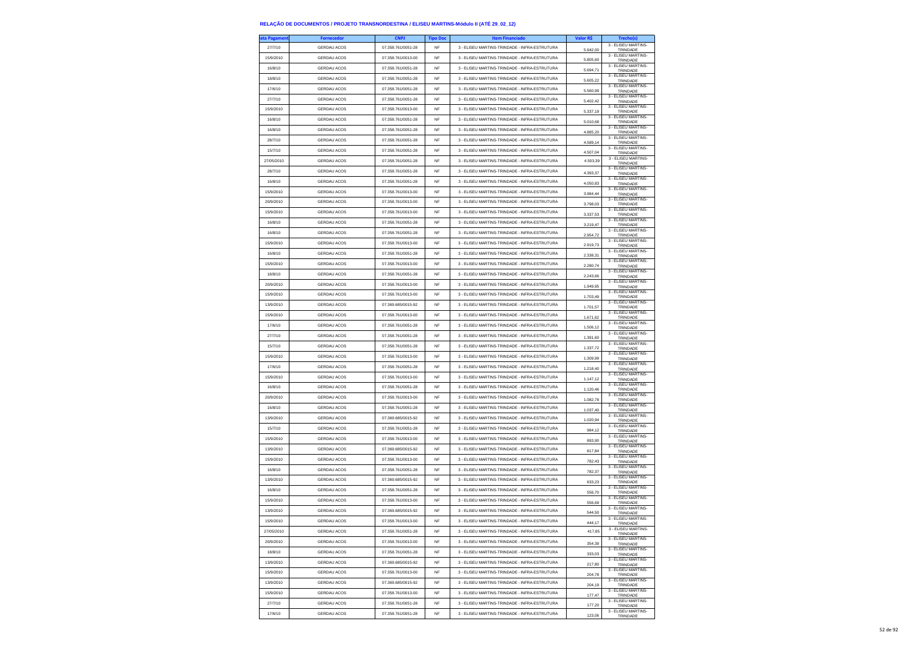# RELAÇÃO DE DOCUMENTOS / PROJETO TRANSNORDESTINA / ELISEU MARTINS-Módulo II (ATÉ 29_02_12)

| ata Pagament | Fornecedor | CNPJ | Tipo Doc | Item Financiado | Valor R$ | Trecho(s) |
|---|---|---|---|---|---|---|
| 27/7/10 | GERDAU ACOS | 07.358.761/0051-28 | NF | 3 - ELISEU MARTINS-TRINDADE - INFRA-ESTRUTURA | 5.942,00 | 3 - ELISEU MARTINS-TRINDADE |
| 15/9/2010 | GERDAU ACOS | 07.358.761/0013-00 | NF | 3 - ELISEU MARTINS-TRINDADE - INFRA-ESTRUTURA | 5.805,60 | 3 - ELISEU MARTINS-TRINDADE |
| 16/8/10 | GERDAU ACOS | 07.358.761/0051-28 | NF | 3 - ELISEU MARTINS-TRINDADE - INFRA-ESTRUTURA | 5.694,71 | 3 - ELISEU MARTINS-TRINDADE |
| 18/8/10 | GERDAU ACOS | 07.358.761/0051-28 | NF | 3 - ELISEU MARTINS-TRINDADE - INFRA-ESTRUTURA | 5.605,22 | 3 - ELISEU MARTINS-TRINDADE |
| 17/6/10 | GERDAU ACOS | 07.358.761/0051-28 | NF | 3 - ELISEU MARTINS-TRINDADE - INFRA-ESTRUTURA | 5.560,99 | 3 - ELISEU MARTINS-TRINDADE |
| 27/7/10 | GERDAU ACOS | 07.358.761/0051-28 | NF | 3 - ELISEU MARTINS-TRINDADE - INFRA-ESTRUTURA | 5.402,42 | 3 - ELISEU MARTINS-TRINDADE |
| 15/9/2010 | GERDAU ACOS | 07.358.761/0013-00 | NF | 3 - ELISEU MARTINS-TRINDADE - INFRA-ESTRUTURA | 5.337,19 | 3 - ELISEU MARTINS-TRINDADE |
| 16/8/10 | GERDAU ACOS | 07.358.761/0051-28 | NF | 3 - ELISEU MARTINS-TRINDADE - INFRA-ESTRUTURA | 5.010,68 | 3 - ELISEU MARTINS-TRINDADE |
| 16/8/10 | GERDAU ACOS | 07.358.761/0051-28 | NF | 3 - ELISEU MARTINS-TRINDADE - INFRA-ESTRUTURA | 4.885,20 | 3 - ELISEU MARTINS-TRINDADE |
| 28/7/10 | GERDAU ACOS | 07.358.761/0051-28 | NF | 3 - ELISEU MARTINS-TRINDADE - INFRA-ESTRUTURA | 4.589,14 | 3 - ELISEU MARTINS-TRINDADE |
| 15/7/10 | GERDAU ACOS | 07.358.761/0051-28 | NF | 3 - ELISEU MARTINS-TRINDADE - INFRA-ESTRUTURA | 4.507,04 | 3 - ELISEU MARTINS-TRINDADE |
| 27/05/2010 | GERDAU ACOS | 07.358.761/0051-28 | NF | 3 - ELISEU MARTINS-TRINDADE - INFRA-ESTRUTURA | 4.503,39 | 3 - ELISEU MARTINS-TRINDADE |
| 28/7/10 | GERDAU ACOS | 07.358.761/0051-28 | NF | 3 - ELISEU MARTINS-TRINDADE - INFRA-ESTRUTURA | 4.393,37 | 3 - ELISEU MARTINS-TRINDADE |
| 16/8/10 | GERDAU ACOS | 07.358.761/0051-28 | NF | 3 - ELISEU MARTINS-TRINDADE - INFRA-ESTRUTURA | 4.050,83 | 3 - ELISEU MARTINS-TRINDADE |
| 15/9/2010 | GERDAU ACOS | 07.358.761/0013-00 | NF | 3 - ELISEU MARTINS-TRINDADE - INFRA-ESTRUTURA | 3.984,44 | 3 - ELISEU MARTINS-TRINDADE |
| 20/9/2010 | GERDAU ACOS | 07.358.761/0013-00 | NF | 3 - ELISEU MARTINS-TRINDADE - INFRA-ESTRUTURA | 3.798,03 | 3 - ELISEU MARTINS-TRINDADE |
| 15/9/2010 | GERDAU ACOS | 07.358.761/0013-00 | NF | 3 - ELISEU MARTINS-TRINDADE - INFRA-ESTRUTURA | 3.337,53 | 3 - ELISEU MARTINS-TRINDADE |
| 16/8/10 | GERDAU ACOS | 07.358.761/0051-28 | NF | 3 - ELISEU MARTINS-TRINDADE - INFRA-ESTRUTURA | 3.219,47 | 3 - ELISEU MARTINS-TRINDADE |
| 16/8/10 | GERDAU ACOS | 07.358.761/0051-28 | NF | 3 - ELISEU MARTINS-TRINDADE - INFRA-ESTRUTURA | 2.954,72 | 3 - ELISEU MARTINS-TRINDADE |
| 15/9/2010 | GERDAU ACOS | 07.358.761/0013-00 | NF | 3 - ELISEU MARTINS-TRINDADE - INFRA-ESTRUTURA | 2.919,73 | 3 - ELISEU MARTINS-TRINDADE |
| 16/8/10 | GERDAU ACOS | 07.358.761/0051-28 | NF | 3 - ELISEU MARTINS-TRINDADE - INFRA-ESTRUTURA | 2.338,31 | 3 - ELISEU MARTINS-TRINDADE |
| 15/9/2010 | GERDAU ACOS | 07.358.761/0013-00 | NF | 3 - ELISEU MARTINS-TRINDADE - INFRA-ESTRUTURA | 2.280,74 | 3 - ELISEU MARTINS-TRINDADE |
| 18/8/10 | GERDAU ACOS | 07.358.761/0051-28 | NF | 3 - ELISEU MARTINS-TRINDADE - INFRA-ESTRUTURA | 2.243,66 | 3 - ELISEU MARTINS-TRINDADE |
| 20/9/2010 | GERDAU ACOS | 07.358.761/0013-00 | NF | 3 - ELISEU MARTINS-TRINDADE - INFRA-ESTRUTURA | 1.949,95 | 3 - ELISEU MARTINS-TRINDADE |
| 15/9/2010 | GERDAU ACOS | 07.358.761/0013-00 | NF | 3 - ELISEU MARTINS-TRINDADE - INFRA-ESTRUTURA | 1.703,49 | 3 - ELISEU MARTINS-TRINDADE |
| 13/9/2010 | GERDAU ACOS | 07.369.685/0015-92 | NF | 3 - ELISEU MARTINS-TRINDADE - INFRA-ESTRUTURA | 1.701,57 | 3 - ELISEU MARTINS-TRINDADE |
| 15/9/2010 | GERDAU ACOS | 07.358.761/0013-00 | NF | 3 - ELISEU MARTINS-TRINDADE - INFRA-ESTRUTURA | 1.671,62 | 3 - ELISEU MARTINS-TRINDADE |
| 17/6/10 | GERDAU ACOS | 07.358.761/0051-28 | NF | 3 - ELISEU MARTINS-TRINDADE - INFRA-ESTRUTURA | 1.506,12 | 3 - ELISEU MARTINS-TRINDADE |
| 27/7/10 | GERDAU ACOS | 07.358.761/0051-28 | NF | 3 - ELISEU MARTINS-TRINDADE - INFRA-ESTRUTURA | 1.391,60 | 3 - ELISEU MARTINS-TRINDADE |
| 15/7/10 | GERDAU ACOS | 07.358.761/0051-28 | NF | 3 - ELISEU MARTINS-TRINDADE - INFRA-ESTRUTURA | 1.337,72 | 3 - ELISEU MARTINS-TRINDADE |
| 15/9/2010 | GERDAU ACOS | 07.358.761/0013-00 | NF | 3 - ELISEU MARTINS-TRINDADE - INFRA-ESTRUTURA | 1.309,99 | 3 - ELISEU MARTINS-TRINDADE |
| 17/6/10 | GERDAU ACOS | 07.358.761/0051-28 | NF | 3 - ELISEU MARTINS-TRINDADE - INFRA-ESTRUTURA | 1.218,40 | 3 - ELISEU MARTINS-TRINDADE |
| 15/9/2010 | GERDAU ACOS | 07.358.761/0013-00 | NF | 3 - ELISEU MARTINS-TRINDADE - INFRA-ESTRUTURA | 1.147,12 | 3 - ELISEU MARTINS-TRINDADE |
| 16/8/10 | GERDAU ACOS | 07.358.761/0051-28 | NF | 3 - ELISEU MARTINS-TRINDADE - INFRA-ESTRUTURA | 1.120,46 | 3 - ELISEU MARTINS-TRINDADE |
| 20/9/2010 | GERDAU ACOS | 07.358.761/0013-00 | NF | 3 - ELISEU MARTINS-TRINDADE - INFRA-ESTRUTURA | 1.082,78 | 3 - ELISEU MARTINS-TRINDADE |
| 16/8/10 | GERDAU ACOS | 07.358.761/0051-28 | NF | 3 - ELISEU MARTINS-TRINDADE - INFRA-ESTRUTURA | 1.037,40 | 3 - ELISEU MARTINS-TRINDADE |
| 13/9/2010 | GERDAU ACOS | 07.369.685/0015-92 | NF | 3 - ELISEU MARTINS-TRINDADE - INFRA-ESTRUTURA | 1.020,94 | 3 - ELISEU MARTINS-TRINDADE |
| 15/7/10 | GERDAU ACOS | 07.358.761/0051-28 | NF | 3 - ELISEU MARTINS-TRINDADE - INFRA-ESTRUTURA | 984,12 | 3 - ELISEU MARTINS-TRINDADE |
| 15/9/2010 | GERDAU ACOS | 07.358.761/0013-00 | NF | 3 - ELISEU MARTINS-TRINDADE - INFRA-ESTRUTURA | 893,90 | 3 - ELISEU MARTINS-TRINDADE |
| 13/9/2010 | GERDAU ACOS | 07.369.685/0015-92 | NF | 3 - ELISEU MARTINS-TRINDADE - INFRA-ESTRUTURA | 817,84 | 3 - ELISEU MARTINS-TRINDADE |
| 15/9/2010 | GERDAU ACOS | 07.358.761/0013-00 | NF | 3 - ELISEU MARTINS-TRINDADE - INFRA-ESTRUTURA | 782,43 | 3 - ELISEU MARTINS-TRINDADE |
| 16/8/10 | GERDAU ACOS | 07.358.761/0051-28 | NF | 3 - ELISEU MARTINS-TRINDADE - INFRA-ESTRUTURA | 782,37 | 3 - ELISEU MARTINS-TRINDADE |
| 13/9/2010 | GERDAU ACOS | 07.369.685/0015-92 | NF | 3 - ELISEU MARTINS-TRINDADE - INFRA-ESTRUTURA | 633,23 | 3 - ELISEU MARTINS-TRINDADE |
| 16/8/10 | GERDAU ACOS | 07.358.761/0051-28 | NF | 3 - ELISEU MARTINS-TRINDADE - INFRA-ESTRUTURA | 556,70 | 3 - ELISEU MARTINS-TRINDADE |
| 15/9/2010 | GERDAU ACOS | 07.358.761/0013-00 | NF | 3 - ELISEU MARTINS-TRINDADE - INFRA-ESTRUTURA | 556,69 | 3 - ELISEU MARTINS-TRINDADE |
| 13/9/2010 | GERDAU ACOS | 07.369.685/0015-92 | NF | 3 - ELISEU MARTINS-TRINDADE - INFRA-ESTRUTURA | 544,50 | 3 - ELISEU MARTINS-TRINDADE |
| 15/9/2010 | GERDAU ACOS | 07.358.761/0013-00 | NF | 3 - ELISEU MARTINS-TRINDADE - INFRA-ESTRUTURA | 444,17 | 3 - ELISEU MARTINS-TRINDADE |
| 27/05/2010 | GERDAU ACOS | 07.358.761/0051-28 | NF | 3 - ELISEU MARTINS-TRINDADE - INFRA-ESTRUTURA | 417,85 | 3 - ELISEU MARTINS-TRINDADE |
| 20/9/2010 | GERDAU ACOS | 07.358.761/0013-00 | NF | 3 - ELISEU MARTINS-TRINDADE - INFRA-ESTRUTURA | 354,39 | 3 - ELISEU MARTINS-TRINDADE |
| 18/8/10 | GERDAU ACOS | 07.358.761/0051-28 | NF | 3 - ELISEU MARTINS-TRINDADE - INFRA-ESTRUTURA | 333,03 | 3 - ELISEU MARTINS-TRINDADE |
| 13/9/2010 | GERDAU ACOS | 07.369.685/0015-92 | NF | 3 - ELISEU MARTINS-TRINDADE - INFRA-ESTRUTURA | 217,80 | 3 - ELISEU MARTINS-TRINDADE |
| 15/9/2010 | GERDAU ACOS | 07.358.761/0013-00 | NF | 3 - ELISEU MARTINS-TRINDADE - INFRA-ESTRUTURA | 204,78 | 3 - ELISEU MARTINS-TRINDADE |
| 13/9/2010 | GERDAU ACOS | 07.369.685/0015-92 | NF | 3 - ELISEU MARTINS-TRINDADE - INFRA-ESTRUTURA | 204,19 | 3 - ELISEU MARTINS-TRINDADE |
| 15/9/2010 | GERDAU ACOS | 07.358.761/0013-00 | NF | 3 - ELISEU MARTINS-TRINDADE - INFRA-ESTRUTURA | 177,47 | 3 - ELISEU MARTINS-TRINDADE |
| 27/7/10 | GERDAU ACOS | 07.358.761/0051-28 | NF | 3 - ELISEU MARTINS-TRINDADE - INFRA-ESTRUTURA | 177,20 | 3 - ELISEU MARTINS-TRINDADE |
| 17/6/10 | GERDAU ACOS | 07.358.761/0051-28 | NF | 3 - ELISEU MARTINS-TRINDADE - INFRA-ESTRUTURA | 123,06 | 3 - ELISEU MARTINS-TRINDADE |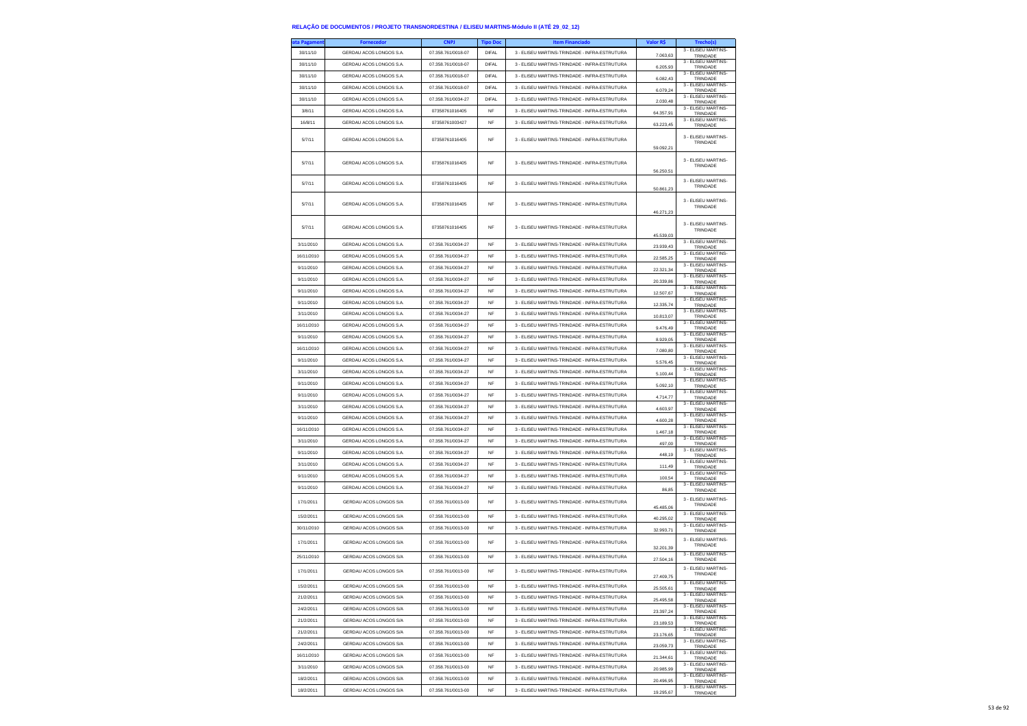## RELAÇÃO DE DOCUMENTOS / PROJETO TRANSNORDESTINA / ELISEU MARTINS-Módulo II (ATÉ 29_02_12)

| ata Pagament | Fornecedor | CNPJ | Tipo Doc | Item Financiado | Valor R$ | Trecho(s) |
|---|---|---|---|---|---|---|
| 30/11/10 | GERDAU ACOS LONGOS S.A. | 07.358.761/0018-07 | DIFAL | 3 - ELISEU MARTINS-TRINDADE - INFRA-ESTRUTURA | 7.063,63 | 3 - ELISEU MARTINS-TRINDADE |
| 30/11/10 | GERDAU ACOS LONGOS S.A. | 07.358.761/0018-07 | DIFAL | 3 - ELISEU MARTINS-TRINDADE - INFRA-ESTRUTURA | 6.205,93 | 3 - ELISEU MARTINS-TRINDADE |
| 30/11/10 | GERDAU ACOS LONGOS S.A. | 07.358.761/0018-07 | DIFAL | 3 - ELISEU MARTINS-TRINDADE - INFRA-ESTRUTURA | 6.082,43 | 3 - ELISEU MARTINS-TRINDADE |
| 30/11/10 | GERDAU ACOS LONGOS S.A. | 07.358.761/0018-07 | DIFAL | 3 - ELISEU MARTINS-TRINDADE - INFRA-ESTRUTURA | 6.079,24 | 3 - ELISEU MARTINS-TRINDADE |
| 30/11/10 | GERDAU ACOS LONGOS S.A. | 07.358.761/0034-27 | DIFAL | 3 - ELISEU MARTINS-TRINDADE - INFRA-ESTRUTURA | 2.030,48 | 3 - ELISEU MARTINS-TRINDADE |
| 3/8/11 | GERDAU ACOS LONGOS S.A. | 07358761016405 | NF | 3 - ELISEU MARTINS-TRINDADE - INFRA-ESTRUTURA | 64.357,91 | 3 - ELISEU MARTINS-TRINDADE |
| 16/8/11 | GERDAU ACOS LONGOS S.A. | 07358761003427 | NF | 3 - ELISEU MARTINS-TRINDADE - INFRA-ESTRUTURA | 63.223,45 | 3 - ELISEU MARTINS-TRINDADE |
| 5/7/11 | GERDAU ACOS LONGOS S.A. | 07358761016405 | NF | 3 - ELISEU MARTINS-TRINDADE - INFRA-ESTRUTURA | 59.092,21 | 3 - ELISEU MARTINS-TRINDADE |
| 5/7/11 | GERDAU ACOS LONGOS S.A. | 07358761016405 | NF | 3 - ELISEU MARTINS-TRINDADE - INFRA-ESTRUTURA | 56.250,51 | 3 - ELISEU MARTINS-TRINDADE |
| 5/7/11 | GERDAU ACOS LONGOS S.A. | 07358761016405 | NF | 3 - ELISEU MARTINS-TRINDADE - INFRA-ESTRUTURA | 50.861,23 | 3 - ELISEU MARTINS-TRINDADE |
| 5/7/11 | GERDAU ACOS LONGOS S.A. | 07358761016405 | NF | 3 - ELISEU MARTINS-TRINDADE - INFRA-ESTRUTURA | 46.271,23 | 3 - ELISEU MARTINS-TRINDADE |
| 5/7/11 | GERDAU ACOS LONGOS S.A. | 07358761016405 | NF | 3 - ELISEU MARTINS-TRINDADE - INFRA-ESTRUTURA | 45.539,03 | 3 - ELISEU MARTINS-TRINDADE |
| 3/11/2010 | GERDAU ACOS LONGOS S.A. | 07.358.761/0034-27 | NF | 3 - ELISEU MARTINS-TRINDADE - INFRA-ESTRUTURA | 23.939,43 | 3 - ELISEU MARTINS-TRINDADE |
| 16/11/2010 | GERDAU ACOS LONGOS S.A. | 07.358.761/0034-27 | NF | 3 - ELISEU MARTINS-TRINDADE - INFRA-ESTRUTURA | 22.585,25 | 3 - ELISEU MARTINS-TRINDADE |
| 9/11/2010 | GERDAU ACOS LONGOS S.A. | 07.358.761/0034-27 | NF | 3 - ELISEU MARTINS-TRINDADE - INFRA-ESTRUTURA | 22.321,34 | 3 - ELISEU MARTINS-TRINDADE |
| 9/11/2010 | GERDAU ACOS LONGOS S.A. | 07.358.761/0034-27 | NF | 3 - ELISEU MARTINS-TRINDADE - INFRA-ESTRUTURA | 20.339,86 | 3 - ELISEU MARTINS-TRINDADE |
| 9/11/2010 | GERDAU ACOS LONGOS S.A. | 07.358.761/0034-27 | NF | 3 - ELISEU MARTINS-TRINDADE - INFRA-ESTRUTURA | 12.507,67 | 3 - ELISEU MARTINS-TRINDADE |
| 9/11/2010 | GERDAU ACOS LONGOS S.A. | 07.358.761/0034-27 | NF | 3 - ELISEU MARTINS-TRINDADE - INFRA-ESTRUTURA | 12.335,74 | 3 - ELISEU MARTINS-TRINDADE |
| 3/11/2010 | GERDAU ACOS LONGOS S.A. | 07.358.761/0034-27 | NF | 3 - ELISEU MARTINS-TRINDADE - INFRA-ESTRUTURA | 10.813,07 | 3 - ELISEU MARTINS-TRINDADE |
| 16/11/2010 | GERDAU ACOS LONGOS S.A. | 07.358.761/0034-27 | NF | 3 - ELISEU MARTINS-TRINDADE - INFRA-ESTRUTURA | 9.476,49 | 3 - ELISEU MARTINS-TRINDADE |
| 9/11/2010 | GERDAU ACOS LONGOS S.A. | 07.358.761/0034-27 | NF | 3 - ELISEU MARTINS-TRINDADE - INFRA-ESTRUTURA | 8.929,05 | 3 - ELISEU MARTINS-TRINDADE |
| 16/11/2010 | GERDAU ACOS LONGOS S.A. | 07.358.761/0034-27 | NF | 3 - ELISEU MARTINS-TRINDADE - INFRA-ESTRUTURA | 7.080,80 | 3 - ELISEU MARTINS-TRINDADE |
| 9/11/2010 | GERDAU ACOS LONGOS S.A. | 07.358.761/0034-27 | NF | 3 - ELISEU MARTINS-TRINDADE - INFRA-ESTRUTURA | 5.576,45 | 3 - ELISEU MARTINS-TRINDADE |
| 3/11/2010 | GERDAU ACOS LONGOS S.A. | 07.358.761/0034-27 | NF | 3 - ELISEU MARTINS-TRINDADE - INFRA-ESTRUTURA | 5.100,44 | 3 - ELISEU MARTINS-TRINDADE |
| 9/11/2010 | GERDAU ACOS LONGOS S.A. | 07.358.761/0034-27 | NF | 3 - ELISEU MARTINS-TRINDADE - INFRA-ESTRUTURA | 5.092,10 | 3 - ELISEU MARTINS-TRINDADE |
| 9/11/2010 | GERDAU ACOS LONGOS S.A. | 07.358.761/0034-27 | NF | 3 - ELISEU MARTINS-TRINDADE - INFRA-ESTRUTURA | 4.714,77 | 3 - ELISEU MARTINS-TRINDADE |
| 3/11/2010 | GERDAU ACOS LONGOS S.A. | 07.358.761/0034-27 | NF | 3 - ELISEU MARTINS-TRINDADE - INFRA-ESTRUTURA | 4.603,97 | 3 - ELISEU MARTINS-TRINDADE |
| 9/11/2010 | GERDAU ACOS LONGOS S.A. | 07.358.761/0034-27 | NF | 3 - ELISEU MARTINS-TRINDADE - INFRA-ESTRUTURA | 4.600,28 | 3 - ELISEU MARTINS-TRINDADE |
| 16/11/2010 | GERDAU ACOS LONGOS S.A. | 07.358.761/0034-27 | NF | 3 - ELISEU MARTINS-TRINDADE - INFRA-ESTRUTURA | 1.467,18 | 3 - ELISEU MARTINS-TRINDADE |
| 3/11/2010 | GERDAU ACOS LONGOS S.A. | 07.358.761/0034-27 | NF | 3 - ELISEU MARTINS-TRINDADE - INFRA-ESTRUTURA | 497,00 | 3 - ELISEU MARTINS-TRINDADE |
| 9/11/2010 | GERDAU ACOS LONGOS S.A. | 07.358.761/0034-27 | NF | 3 - ELISEU MARTINS-TRINDADE - INFRA-ESTRUTURA | 448,19 | 3 - ELISEU MARTINS-TRINDADE |
| 3/11/2010 | GERDAU ACOS LONGOS S.A. | 07.358.761/0034-27 | NF | 3 - ELISEU MARTINS-TRINDADE - INFRA-ESTRUTURA | 111,49 | 3 - ELISEU MARTINS-TRINDADE |
| 9/11/2010 | GERDAU ACOS LONGOS S.A. | 07.358.761/0034-27 | NF | 3 - ELISEU MARTINS-TRINDADE - INFRA-ESTRUTURA | 100,54 | 3 - ELISEU MARTINS-TRINDADE |
| 9/11/2010 | GERDAU ACOS LONGOS S.A. | 07.358.761/0034-27 | NF | 3 - ELISEU MARTINS-TRINDADE - INFRA-ESTRUTURA | 86,85 | 3 - ELISEU MARTINS-TRINDADE |
| 17/1/2011 | GERDAU ACOS LONGOS S/A | 07.358.761/0013-00 | NF | 3 - ELISEU MARTINS-TRINDADE - INFRA-ESTRUTURA | 45.485,06 | 3 - ELISEU MARTINS-TRINDADE |
| 15/2/2011 | GERDAU ACOS LONGOS S/A | 07.358.761/0013-00 | NF | 3 - ELISEU MARTINS-TRINDADE - INFRA-ESTRUTURA | 40.295,02 | 3 - ELISEU MARTINS-TRINDADE |
| 30/11/2010 | GERDAU ACOS LONGOS S/A | 07.358.761/0013-00 | NF | 3 - ELISEU MARTINS-TRINDADE - INFRA-ESTRUTURA | 32.993,71 | 3 - ELISEU MARTINS-TRINDADE |
| 17/1/2011 | GERDAU ACOS LONGOS S/A | 07.358.761/0013-00 | NF | 3 - ELISEU MARTINS-TRINDADE - INFRA-ESTRUTURA | 32.201,39 | 3 - ELISEU MARTINS-TRINDADE |
| 25/11/2010 | GERDAU ACOS LONGOS S/A | 07.358.761/0013-00 | NF | 3 - ELISEU MARTINS-TRINDADE - INFRA-ESTRUTURA | 27.504,16 | 3 - ELISEU MARTINS-TRINDADE |
| 17/1/2011 | GERDAU ACOS LONGOS S/A | 07.358.761/0013-00 | NF | 3 - ELISEU MARTINS-TRINDADE - INFRA-ESTRUTURA | 27.409,75 | 3 - ELISEU MARTINS-TRINDADE |
| 15/2/2011 | GERDAU ACOS LONGOS S/A | 07.358.761/0013-00 | NF | 3 - ELISEU MARTINS-TRINDADE - INFRA-ESTRUTURA | 25.505,61 | 3 - ELISEU MARTINS-TRINDADE |
| 21/2/2011 | GERDAU ACOS LONGOS S/A | 07.358.761/0013-00 | NF | 3 - ELISEU MARTINS-TRINDADE - INFRA-ESTRUTURA | 25.495,58 | 3 - ELISEU MARTINS-TRINDADE |
| 24/2/2011 | GERDAU ACOS LONGOS S/A | 07.358.761/0013-00 | NF | 3 - ELISEU MARTINS-TRINDADE - INFRA-ESTRUTURA | 23.397,24 | 3 - ELISEU MARTINS-TRINDADE |
| 21/2/2011 | GERDAU ACOS LONGOS S/A | 07.358.761/0013-00 | NF | 3 - ELISEU MARTINS-TRINDADE - INFRA-ESTRUTURA | 23.189,53 | 3 - ELISEU MARTINS-TRINDADE |
| 21/2/2011 | GERDAU ACOS LONGOS S/A | 07.358.761/0013-00 | NF | 3 - ELISEU MARTINS-TRINDADE - INFRA-ESTRUTURA | 23.176,65 | 3 - ELISEU MARTINS-TRINDADE |
| 24/2/2011 | GERDAU ACOS LONGOS S/A | 07.358.761/0013-00 | NF | 3 - ELISEU MARTINS-TRINDADE - INFRA-ESTRUTURA | 23.059,73 | 3 - ELISEU MARTINS-TRINDADE |
| 16/11/2010 | GERDAU ACOS LONGOS S/A | 07.358.761/0013-00 | NF | 3 - ELISEU MARTINS-TRINDADE - INFRA-ESTRUTURA | 21.344,61 | 3 - ELISEU MARTINS-TRINDADE |
| 3/11/2010 | GERDAU ACOS LONGOS S/A | 07.358.761/0013-00 | NF | 3 - ELISEU MARTINS-TRINDADE - INFRA-ESTRUTURA | 20.985,99 | 3 - ELISEU MARTINS-TRINDADE |
| 18/2/2011 | GERDAU ACOS LONGOS S/A | 07.358.761/0013-00 | NF | 3 - ELISEU MARTINS-TRINDADE - INFRA-ESTRUTURA | 20.496,95 | 3 - ELISEU MARTINS-TRINDADE |
| 18/2/2011 | GERDAU ACOS LONGOS S/A | 07.358.761/0013-00 | NF | 3 - ELISEU MARTINS-TRINDADE - INFRA-ESTRUTURA | 19.295,67 | 3 - ELISEU MARTINS-TRINDADE |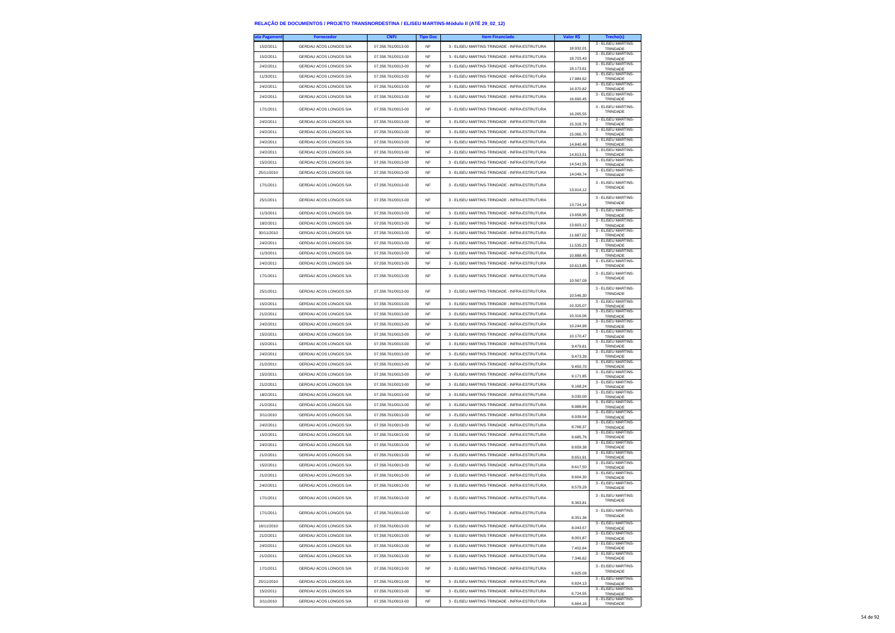**RELAÇÃO DE DOCUMENTOS / PROJETO TRANSNORDESTINA / ELISEU MARTINS-Módulo II (ATÉ 29_02_12)**

| ata Pagament | Fornecedor | CNPJ | Tipo Doc | Item Financiado | Valor R$ | Trecho(s) |
|---|---|---|---|---|---|---|
| 15/2/2011 | GERDAU ACOS LONGOS S/A | 07.358.761/0013-00 | NF | 3 - ELISEU MARTINS-TRINDADE - INFRA-ESTRUTURA | 18.932,01 | 3 - ELISEU MARTINS-TRINDADE |
| 15/2/2011 | GERDAU ACOS LONGOS S/A | 07.358.761/0013-00 | NF | 3 - ELISEU MARTINS-TRINDADE - INFRA-ESTRUTURA | 18.703,43 | 3 - ELISEU MARTINS-TRINDADE |
| 24/2/2011 | GERDAU ACOS LONGOS S/A | 07.358.761/0013-00 | NF | 3 - ELISEU MARTINS-TRINDADE - INFRA-ESTRUTURA | 18.173,61 | 3 - ELISEU MARTINS-TRINDADE |
| 11/3/2011 | GERDAU ACOS LONGOS S/A | 07.358.761/0013-00 | NF | 3 - ELISEU MARTINS-TRINDADE - INFRA-ESTRUTURA | 17.984,62 | 3 - ELISEU MARTINS-TRINDADE |
| 24/2/2011 | GERDAU ACOS LONGOS S/A | 07.358.761/0013-00 | NF | 3 - ELISEU MARTINS-TRINDADE - INFRA-ESTRUTURA | 16.970,82 | 3 - ELISEU MARTINS-TRINDADE |
| 24/2/2011 | GERDAU ACOS LONGOS S/A | 07.358.761/0013-00 | NF | 3 - ELISEU MARTINS-TRINDADE - INFRA-ESTRUTURA | 16.690,45 | 3 - ELISEU MARTINS-TRINDADE |
| 17/1/2011 | GERDAU ACOS LONGOS S/A | 07.358.761/0013-00 | NF | 3 - ELISEU MARTINS-TRINDADE - INFRA-ESTRUTURA | 16.265,55 | 3 - ELISEU MARTINS-TRINDADE |
| 24/2/2011 | GERDAU ACOS LONGOS S/A | 07.358.761/0013-00 | NF | 3 - ELISEU MARTINS-TRINDADE - INFRA-ESTRUTURA | 15.318,79 | 3 - ELISEU MARTINS-TRINDADE |
| 24/2/2011 | GERDAU ACOS LONGOS S/A | 07.358.761/0013-00 | NF | 3 - ELISEU MARTINS-TRINDADE - INFRA-ESTRUTURA | 15.066,70 | 3 - ELISEU MARTINS-TRINDADE |
| 24/2/2011 | GERDAU ACOS LONGOS S/A | 07.358.761/0013-00 | NF | 3 - ELISEU MARTINS-TRINDADE - INFRA-ESTRUTURA | 14.840,48 | 3 - ELISEU MARTINS-TRINDADE |
| 24/2/2011 | GERDAU ACOS LONGOS S/A | 07.358.761/0013-00 | NF | 3 - ELISEU MARTINS-TRINDADE - INFRA-ESTRUTURA | 14.813,51 | 3 - ELISEU MARTINS-TRINDADE |
| 15/2/2011 | GERDAU ACOS LONGOS S/A | 07.358.761/0013-00 | NF | 3 - ELISEU MARTINS-TRINDADE - INFRA-ESTRUTURA | 14.541,55 | 3 - ELISEU MARTINS-TRINDADE |
| 25/11/2010 | GERDAU ACOS LONGOS S/A | 07.358.761/0013-00 | NF | 3 - ELISEU MARTINS-TRINDADE - INFRA-ESTRUTURA | 14.049,74 | 3 - ELISEU MARTINS-TRINDADE |
| 17/1/2011 | GERDAU ACOS LONGOS S/A | 07.358.761/0013-00 | NF | 3 - ELISEU MARTINS-TRINDADE - INFRA-ESTRUTURA | 13.914,12 | 3 - ELISEU MARTINS-TRINDADE |
| 25/1/2011 | GERDAU ACOS LONGOS S/A | 07.358.761/0013-00 | NF | 3 - ELISEU MARTINS-TRINDADE - INFRA-ESTRUTURA | 13.724,14 | 3 - ELISEU MARTINS-TRINDADE |
| 11/3/2011 | GERDAU ACOS LONGOS S/A | 07.358.761/0013-00 | NF | 3 - ELISEU MARTINS-TRINDADE - INFRA-ESTRUTURA | 13.658,95 | 3 - ELISEU MARTINS-TRINDADE |
| 18/2/2011 | GERDAU ACOS LONGOS S/A | 07.358.761/0013-00 | NF | 3 - ELISEU MARTINS-TRINDADE - INFRA-ESTRUTURA | 13.603,12 | 3 - ELISEU MARTINS-TRINDADE |
| 30/11/2010 | GERDAU ACOS LONGOS S/A | 07.358.761/0013-00 | NF | 3 - ELISEU MARTINS-TRINDADE - INFRA-ESTRUTURA | 11.687,02 | 3 - ELISEU MARTINS-TRINDADE |
| 24/2/2011 | GERDAU ACOS LONGOS S/A | 07.358.761/0013-00 | NF | 3 - ELISEU MARTINS-TRINDADE - INFRA-ESTRUTURA | 11.535,23 | 3 - ELISEU MARTINS-TRINDADE |
| 11/3/2011 | GERDAU ACOS LONGOS S/A | 07.358.761/0013-00 | NF | 3 - ELISEU MARTINS-TRINDADE - INFRA-ESTRUTURA | 10.888,45 | 3 - ELISEU MARTINS-TRINDADE |
| 24/2/2011 | GERDAU ACOS LONGOS S/A | 07.358.761/0013-00 | NF | 3 - ELISEU MARTINS-TRINDADE - INFRA-ESTRUTURA | 10.613,85 | 3 - ELISEU MARTINS-TRINDADE |
| 17/1/2011 | GERDAU ACOS LONGOS S/A | 07.358.761/0013-00 | NF | 3 - ELISEU MARTINS-TRINDADE - INFRA-ESTRUTURA | 10.567,09 | 3 - ELISEU MARTINS-TRINDADE |
| 25/1/2011 | GERDAU ACOS LONGOS S/A | 07.358.761/0013-00 | NF | 3 - ELISEU MARTINS-TRINDADE - INFRA-ESTRUTURA | 10.546,30 | 3 - ELISEU MARTINS-TRINDADE |
| 15/2/2011 | GERDAU ACOS LONGOS S/A | 07.358.761/0013-00 | NF | 3 - ELISEU MARTINS-TRINDADE - INFRA-ESTRUTURA | 10.325,07 | 3 - ELISEU MARTINS-TRINDADE |
| 21/2/2011 | GERDAU ACOS LONGOS S/A | 07.358.761/0013-00 | NF | 3 - ELISEU MARTINS-TRINDADE - INFRA-ESTRUTURA | 10.316,06 | 3 - ELISEU MARTINS-TRINDADE |
| 24/2/2011 | GERDAU ACOS LONGOS S/A | 07.358.761/0013-00 | NF | 3 - ELISEU MARTINS-TRINDADE - INFRA-ESTRUTURA | 10.244,99 | 3 - ELISEU MARTINS-TRINDADE |
| 15/2/2011 | GERDAU ACOS LONGOS S/A | 07.358.761/0013-00 | NF | 3 - ELISEU MARTINS-TRINDADE - INFRA-ESTRUTURA | 10.170,47 | 3 - ELISEU MARTINS-TRINDADE |
| 15/2/2011 | GERDAU ACOS LONGOS S/A | 07.358.761/0013-00 | NF | 3 - ELISEU MARTINS-TRINDADE - INFRA-ESTRUTURA | 9.479,81 | 3 - ELISEU MARTINS-TRINDADE |
| 24/2/2011 | GERDAU ACOS LONGOS S/A | 07.358.761/0013-00 | NF | 3 - ELISEU MARTINS-TRINDADE - INFRA-ESTRUTURA | 9.473,39 | 3 - ELISEU MARTINS-TRINDADE |
| 21/2/2011 | GERDAU ACOS LONGOS S/A | 07.358.761/0013-00 | NF | 3 - ELISEU MARTINS-TRINDADE - INFRA-ESTRUTURA | 9.450,70 | 3 - ELISEU MARTINS-TRINDADE |
| 15/2/2011 | GERDAU ACOS LONGOS S/A | 07.358.761/0013-00 | NF | 3 - ELISEU MARTINS-TRINDADE - INFRA-ESTRUTURA | 9.171,85 | 3 - ELISEU MARTINS-TRINDADE |
| 21/2/2011 | GERDAU ACOS LONGOS S/A | 07.358.761/0013-00 | NF | 3 - ELISEU MARTINS-TRINDADE - INFRA-ESTRUTURA | 9.168,24 | 3 - ELISEU MARTINS-TRINDADE |
| 18/2/2011 | GERDAU ACOS LONGOS S/A | 07.358.761/0013-00 | NF | 3 - ELISEU MARTINS-TRINDADE - INFRA-ESTRUTURA | 9.030,00 | 3 - ELISEU MARTINS-TRINDADE |
| 21/2/2011 | GERDAU ACOS LONGOS S/A | 07.358.761/0013-00 | NF | 3 - ELISEU MARTINS-TRINDADE - INFRA-ESTRUTURA | 8.988,84 | 3 - ELISEU MARTINS-TRINDADE |
| 3/11/2010 | GERDAU ACOS LONGOS S/A | 07.358.761/0013-00 | NF | 3 - ELISEU MARTINS-TRINDADE - INFRA-ESTRUTURA | 8.939,54 | 3 - ELISEU MARTINS-TRINDADE |
| 24/2/2011 | GERDAU ACOS LONGOS S/A | 07.358.761/0013-00 | NF | 3 - ELISEU MARTINS-TRINDADE - INFRA-ESTRUTURA | 8.768,37 | 3 - ELISEU MARTINS-TRINDADE |
| 15/2/2011 | GERDAU ACOS LONGOS S/A | 07.358.761/0013-00 | NF | 3 - ELISEU MARTINS-TRINDADE - INFRA-ESTRUTURA | 8.685,76 | 3 - ELISEU MARTINS-TRINDADE |
| 24/2/2011 | GERDAU ACOS LONGOS S/A | 07.358.761/0013-00 | NF | 3 - ELISEU MARTINS-TRINDADE - INFRA-ESTRUTURA | 8.659,38 | 3 - ELISEU MARTINS-TRINDADE |
| 21/2/2011 | GERDAU ACOS LONGOS S/A | 07.358.761/0013-00 | NF | 3 - ELISEU MARTINS-TRINDADE - INFRA-ESTRUTURA | 8.651,91 | 3 - ELISEU MARTINS-TRINDADE |
| 15/2/2011 | GERDAU ACOS LONGOS S/A | 07.358.761/0013-00 | NF | 3 - ELISEU MARTINS-TRINDADE - INFRA-ESTRUTURA | 8.617,50 | 3 - ELISEU MARTINS-TRINDADE |
| 21/2/2011 | GERDAU ACOS LONGOS S/A | 07.358.761/0013-00 | NF | 3 - ELISEU MARTINS-TRINDADE - INFRA-ESTRUTURA | 8.604,30 | 3 - ELISEU MARTINS-TRINDADE |
| 24/2/2011 | GERDAU ACOS LONGOS S/A | 07.358.761/0013-00 | NF | 3 - ELISEU MARTINS-TRINDADE - INFRA-ESTRUTURA | 8.579,29 | 3 - ELISEU MARTINS-TRINDADE |
| 17/1/2011 | GERDAU ACOS LONGOS S/A | 07.358.761/0013-00 | NF | 3 - ELISEU MARTINS-TRINDADE - INFRA-ESTRUTURA | 8.363,81 | 3 - ELISEU MARTINS-TRINDADE |
| 17/1/2011 | GERDAU ACOS LONGOS S/A | 07.358.761/0013-00 | NF | 3 - ELISEU MARTINS-TRINDADE - INFRA-ESTRUTURA | 8.351,36 | 3 - ELISEU MARTINS-TRINDADE |
| 16/11/2010 | GERDAU ACOS LONGOS S/A | 07.358.761/0013-00 | NF | 3 - ELISEU MARTINS-TRINDADE - INFRA-ESTRUTURA | 8.043,57 | 3 - ELISEU MARTINS-TRINDADE |
| 21/2/2011 | GERDAU ACOS LONGOS S/A | 07.358.761/0013-00 | NF | 3 - ELISEU MARTINS-TRINDADE - INFRA-ESTRUTURA | 8.001,87 | 3 - ELISEU MARTINS-TRINDADE |
| 24/2/2011 | GERDAU ACOS LONGOS S/A | 07.358.761/0013-00 | NF | 3 - ELISEU MARTINS-TRINDADE - INFRA-ESTRUTURA | 7.402,64 | 3 - ELISEU MARTINS-TRINDADE |
| 21/2/2011 | GERDAU ACOS LONGOS S/A | 07.358.761/0013-00 | NF | 3 - ELISEU MARTINS-TRINDADE - INFRA-ESTRUTURA | 7.346,62 | 3 - ELISEU MARTINS-TRINDADE |
| 17/1/2011 | GERDAU ACOS LONGOS S/A | 07.358.761/0013-00 | NF | 3 - ELISEU MARTINS-TRINDADE - INFRA-ESTRUTURA | 6.925,09 | 3 - ELISEU MARTINS-TRINDADE |
| 25/11/2010 | GERDAU ACOS LONGOS S/A | 07.358.761/0013-00 | NF | 3 - ELISEU MARTINS-TRINDADE - INFRA-ESTRUTURA | 6.824,13 | 3 - ELISEU MARTINS-TRINDADE |
| 15/2/2011 | GERDAU ACOS LONGOS S/A | 07.358.761/0013-00 | NF | 3 - ELISEU MARTINS-TRINDADE - INFRA-ESTRUTURA | 6.724,55 | 3 - ELISEU MARTINS-TRINDADE |
| 3/11/2010 | GERDAU ACOS LONGOS S/A | 07.358.761/0013-00 | NF | 3 - ELISEU MARTINS-TRINDADE - INFRA-ESTRUTURA | 6.664,16 | 3 - ELISEU MARTINS-TRINDADE |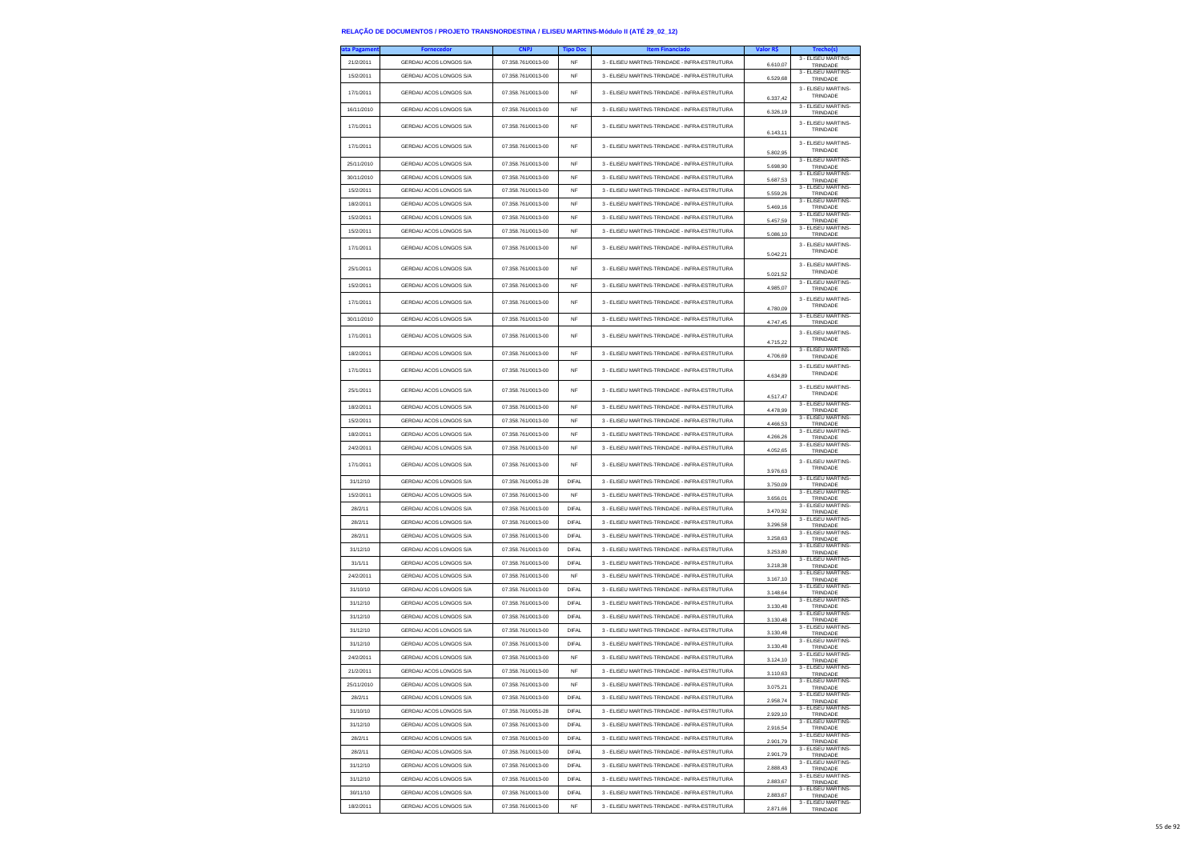### RELAÇÃO DE DOCUMENTOS / PROJETO TRANSNORDESTINA / ELISEU MARTINS-Módulo II (ATÉ 29_02_12)

| ata Pagament | Fornecedor | CNPJ | Tipo Doc | Item Financiado | Valor R$ | Trecho(s) |
|---|---|---|---|---|---|---|
| 21/2/2011 | GERDAU ACOS LONGOS S/A | 07.358.761/0013-00 | NF | 3 - ELISEU MARTINS-TRINDADE - INFRA-ESTRUTURA | 6.610,07 | 3 - ELISEU MARTINS-TRINDADE |
| 15/2/2011 | GERDAU ACOS LONGOS S/A | 07.358.761/0013-00 | NF | 3 - ELISEU MARTINS-TRINDADE - INFRA-ESTRUTURA | 6.529,68 | 3 - ELISEU MARTINS-TRINDADE |
| 17/1/2011 | GERDAU ACOS LONGOS S/A | 07.358.761/0013-00 | NF | 3 - ELISEU MARTINS-TRINDADE - INFRA-ESTRUTURA | 6.337,42 | 3 - ELISEU MARTINS-TRINDADE |
| 16/11/2010 | GERDAU ACOS LONGOS S/A | 07.358.761/0013-00 | NF | 3 - ELISEU MARTINS-TRINDADE - INFRA-ESTRUTURA | 6.326,19 | 3 - ELISEU MARTINS-TRINDADE |
| 17/1/2011 | GERDAU ACOS LONGOS S/A | 07.358.761/0013-00 | NF | 3 - ELISEU MARTINS-TRINDADE - INFRA-ESTRUTURA | 6.143,11 | 3 - ELISEU MARTINS-TRINDADE |
| 17/1/2011 | GERDAU ACOS LONGOS S/A | 07.358.761/0013-00 | NF | 3 - ELISEU MARTINS-TRINDADE - INFRA-ESTRUTURA | 5.802,95 | 3 - ELISEU MARTINS-TRINDADE |
| 25/11/2010 | GERDAU ACOS LONGOS S/A | 07.358.761/0013-00 | NF | 3 - ELISEU MARTINS-TRINDADE - INFRA-ESTRUTURA | 5.698,90 | 3 - ELISEU MARTINS-TRINDADE |
| 30/11/2010 | GERDAU ACOS LONGOS S/A | 07.358.761/0013-00 | NF | 3 - ELISEU MARTINS-TRINDADE - INFRA-ESTRUTURA | 5.687,53 | 3 - ELISEU MARTINS-TRINDADE |
| 15/2/2011 | GERDAU ACOS LONGOS S/A | 07.358.761/0013-00 | NF | 3 - ELISEU MARTINS-TRINDADE - INFRA-ESTRUTURA | 5.559,26 | 3 - ELISEU MARTINS-TRINDADE |
| 18/2/2011 | GERDAU ACOS LONGOS S/A | 07.358.761/0013-00 | NF | 3 - ELISEU MARTINS-TRINDADE - INFRA-ESTRUTURA | 5.469,16 | 3 - ELISEU MARTINS-TRINDADE |
| 15/2/2011 | GERDAU ACOS LONGOS S/A | 07.358.761/0013-00 | NF | 3 - ELISEU MARTINS-TRINDADE - INFRA-ESTRUTURA | 5.457,59 | 3 - ELISEU MARTINS-TRINDADE |
| 15/2/2011 | GERDAU ACOS LONGOS S/A | 07.358.761/0013-00 | NF | 3 - ELISEU MARTINS-TRINDADE - INFRA-ESTRUTURA | 5.086,10 | 3 - ELISEU MARTINS-TRINDADE |
| 17/1/2011 | GERDAU ACOS LONGOS S/A | 07.358.761/0013-00 | NF | 3 - ELISEU MARTINS-TRINDADE - INFRA-ESTRUTURA | 5.042,21 | 3 - ELISEU MARTINS-TRINDADE |
| 25/1/2011 | GERDAU ACOS LONGOS S/A | 07.358.761/0013-00 | NF | 3 - ELISEU MARTINS-TRINDADE - INFRA-ESTRUTURA | 5.021,52 | 3 - ELISEU MARTINS-TRINDADE |
| 15/2/2011 | GERDAU ACOS LONGOS S/A | 07.358.761/0013-00 | NF | 3 - ELISEU MARTINS-TRINDADE - INFRA-ESTRUTURA | 4.985,07 | 3 - ELISEU MARTINS-TRINDADE |
| 17/1/2011 | GERDAU ACOS LONGOS S/A | 07.358.761/0013-00 | NF | 3 - ELISEU MARTINS-TRINDADE - INFRA-ESTRUTURA | 4.780,09 | 3 - ELISEU MARTINS-TRINDADE |
| 30/11/2010 | GERDAU ACOS LONGOS S/A | 07.358.761/0013-00 | NF | 3 - ELISEU MARTINS-TRINDADE - INFRA-ESTRUTURA | 4.747,45 | 3 - ELISEU MARTINS-TRINDADE |
| 17/1/2011 | GERDAU ACOS LONGOS S/A | 07.358.761/0013-00 | NF | 3 - ELISEU MARTINS-TRINDADE - INFRA-ESTRUTURA | 4.715,22 | 3 - ELISEU MARTINS-TRINDADE |
| 18/2/2011 | GERDAU ACOS LONGOS S/A | 07.358.761/0013-00 | NF | 3 - ELISEU MARTINS-TRINDADE - INFRA-ESTRUTURA | 4.706,69 | 3 - ELISEU MARTINS-TRINDADE |
| 17/1/2011 | GERDAU ACOS LONGOS S/A | 07.358.761/0013-00 | NF | 3 - ELISEU MARTINS-TRINDADE - INFRA-ESTRUTURA | 4.634,89 | 3 - ELISEU MARTINS-TRINDADE |
| 25/1/2011 | GERDAU ACOS LONGOS S/A | 07.358.761/0013-00 | NF | 3 - ELISEU MARTINS-TRINDADE - INFRA-ESTRUTURA | 4.517,47 | 3 - ELISEU MARTINS-TRINDADE |
| 18/2/2011 | GERDAU ACOS LONGOS S/A | 07.358.761/0013-00 | NF | 3 - ELISEU MARTINS-TRINDADE - INFRA-ESTRUTURA | 4.478,99 | 3 - ELISEU MARTINS-TRINDADE |
| 15/2/2011 | GERDAU ACOS LONGOS S/A | 07.358.761/0013-00 | NF | 3 - ELISEU MARTINS-TRINDADE - INFRA-ESTRUTURA | 4.466,53 | 3 - ELISEU MARTINS-TRINDADE |
| 18/2/2011 | GERDAU ACOS LONGOS S/A | 07.358.761/0013-00 | NF | 3 - ELISEU MARTINS-TRINDADE - INFRA-ESTRUTURA | 4.266,26 | 3 - ELISEU MARTINS-TRINDADE |
| 24/2/2011 | GERDAU ACOS LONGOS S/A | 07.358.761/0013-00 | NF | 3 - ELISEU MARTINS-TRINDADE - INFRA-ESTRUTURA | 4.052,65 | 3 - ELISEU MARTINS-TRINDADE |
| 17/1/2011 | GERDAU ACOS LONGOS S/A | 07.358.761/0013-00 | NF | 3 - ELISEU MARTINS-TRINDADE - INFRA-ESTRUTURA | 3.976,63 | 3 - ELISEU MARTINS-TRINDADE |
| 31/12/10 | GERDAU ACOS LONGOS S/A | 07.358.761/0051-28 | DIFAL | 3 - ELISEU MARTINS-TRINDADE - INFRA-ESTRUTURA | 3.750,09 | 3 - ELISEU MARTINS-TRINDADE |
| 15/2/2011 | GERDAU ACOS LONGOS S/A | 07.358.761/0013-00 | NF | 3 - ELISEU MARTINS-TRINDADE - INFRA-ESTRUTURA | 3.656,01 | 3 - ELISEU MARTINS-TRINDADE |
| 28/2/11 | GERDAU ACOS LONGOS S/A | 07.358.761/0013-00 | DIFAL | 3 - ELISEU MARTINS-TRINDADE - INFRA-ESTRUTURA | 3.470,92 | 3 - ELISEU MARTINS-TRINDADE |
| 28/2/11 | GERDAU ACOS LONGOS S/A | 07.358.761/0013-00 | DIFAL | 3 - ELISEU MARTINS-TRINDADE - INFRA-ESTRUTURA | 3.296,58 | 3 - ELISEU MARTINS-TRINDADE |
| 28/2/11 | GERDAU ACOS LONGOS S/A | 07.358.761/0013-00 | DIFAL | 3 - ELISEU MARTINS-TRINDADE - INFRA-ESTRUTURA | 3.258,63 | 3 - ELISEU MARTINS-TRINDADE |
| 31/12/10 | GERDAU ACOS LONGOS S/A | 07.358.761/0013-00 | DIFAL | 3 - ELISEU MARTINS-TRINDADE - INFRA-ESTRUTURA | 3.253,80 | 3 - ELISEU MARTINS-TRINDADE |
| 31/1/11 | GERDAU ACOS LONGOS S/A | 07.358.761/0013-00 | DIFAL | 3 - ELISEU MARTINS-TRINDADE - INFRA-ESTRUTURA | 3.218,38 | 3 - ELISEU MARTINS-TRINDADE |
| 24/2/2011 | GERDAU ACOS LONGOS S/A | 07.358.761/0013-00 | NF | 3 - ELISEU MARTINS-TRINDADE - INFRA-ESTRUTURA | 3.167,10 | 3 - ELISEU MARTINS-TRINDADE |
| 31/10/10 | GERDAU ACOS LONGOS S/A | 07.358.761/0013-00 | DIFAL | 3 - ELISEU MARTINS-TRINDADE - INFRA-ESTRUTURA | 3.148,64 | 3 - ELISEU MARTINS-TRINDADE |
| 31/12/10 | GERDAU ACOS LONGOS S/A | 07.358.761/0013-00 | DIFAL | 3 - ELISEU MARTINS-TRINDADE - INFRA-ESTRUTURA | 3.130,48 | 3 - ELISEU MARTINS-TRINDADE |
| 31/12/10 | GERDAU ACOS LONGOS S/A | 07.358.761/0013-00 | DIFAL | 3 - ELISEU MARTINS-TRINDADE - INFRA-ESTRUTURA | 3.130,48 | 3 - ELISEU MARTINS-TRINDADE |
| 31/12/10 | GERDAU ACOS LONGOS S/A | 07.358.761/0013-00 | DIFAL | 3 - ELISEU MARTINS-TRINDADE - INFRA-ESTRUTURA | 3.130,48 | 3 - ELISEU MARTINS-TRINDADE |
| 31/12/10 | GERDAU ACOS LONGOS S/A | 07.358.761/0013-00 | DIFAL | 3 - ELISEU MARTINS-TRINDADE - INFRA-ESTRUTURA | 3.130,48 | 3 - ELISEU MARTINS-TRINDADE |
| 24/2/2011 | GERDAU ACOS LONGOS S/A | 07.358.761/0013-00 | NF | 3 - ELISEU MARTINS-TRINDADE - INFRA-ESTRUTURA | 3.124,10 | 3 - ELISEU MARTINS-TRINDADE |
| 21/2/2011 | GERDAU ACOS LONGOS S/A | 07.358.761/0013-00 | NF | 3 - ELISEU MARTINS-TRINDADE - INFRA-ESTRUTURA | 3.110,63 | 3 - ELISEU MARTINS-TRINDADE |
| 25/11/2010 | GERDAU ACOS LONGOS S/A | 07.358.761/0013-00 | NF | 3 - ELISEU MARTINS-TRINDADE - INFRA-ESTRUTURA | 3.075,21 | 3 - ELISEU MARTINS-TRINDADE |
| 28/2/11 | GERDAU ACOS LONGOS S/A | 07.358.761/0013-00 | DIFAL | 3 - ELISEU MARTINS-TRINDADE - INFRA-ESTRUTURA | 2.958,74 | 3 - ELISEU MARTINS-TRINDADE |
| 31/10/10 | GERDAU ACOS LONGOS S/A | 07.358.761/0051-28 | DIFAL | 3 - ELISEU MARTINS-TRINDADE - INFRA-ESTRUTURA | 2.929,10 | 3 - ELISEU MARTINS-TRINDADE |
| 31/12/10 | GERDAU ACOS LONGOS S/A | 07.358.761/0013-00 | DIFAL | 3 - ELISEU MARTINS-TRINDADE - INFRA-ESTRUTURA | 2.916,54 | 3 - ELISEU MARTINS-TRINDADE |
| 28/2/11 | GERDAU ACOS LONGOS S/A | 07.358.761/0013-00 | DIFAL | 3 - ELISEU MARTINS-TRINDADE - INFRA-ESTRUTURA | 2.901,79 | 3 - ELISEU MARTINS-TRINDADE |
| 28/2/11 | GERDAU ACOS LONGOS S/A | 07.358.761/0013-00 | DIFAL | 3 - ELISEU MARTINS-TRINDADE - INFRA-ESTRUTURA | 2.901,79 | 3 - ELISEU MARTINS-TRINDADE |
| 31/12/10 | GERDAU ACOS LONGOS S/A | 07.358.761/0013-00 | DIFAL | 3 - ELISEU MARTINS-TRINDADE - INFRA-ESTRUTURA | 2.888,43 | 3 - ELISEU MARTINS-TRINDADE |
| 31/12/10 | GERDAU ACOS LONGOS S/A | 07.358.761/0013-00 | DIFAL | 3 - ELISEU MARTINS-TRINDADE - INFRA-ESTRUTURA | 2.883,67 | 3 - ELISEU MARTINS-TRINDADE |
| 30/11/10 | GERDAU ACOS LONGOS S/A | 07.358.761/0013-00 | DIFAL | 3 - ELISEU MARTINS-TRINDADE - INFRA-ESTRUTURA | 2.883,67 | 3 - ELISEU MARTINS-TRINDADE |
| 18/2/2011 | GERDAU ACOS LONGOS S/A | 07.358.761/0013-00 | NF | 3 - ELISEU MARTINS-TRINDADE - INFRA-ESTRUTURA | 2.871,66 | 3 - ELISEU MARTINS-TRINDADE |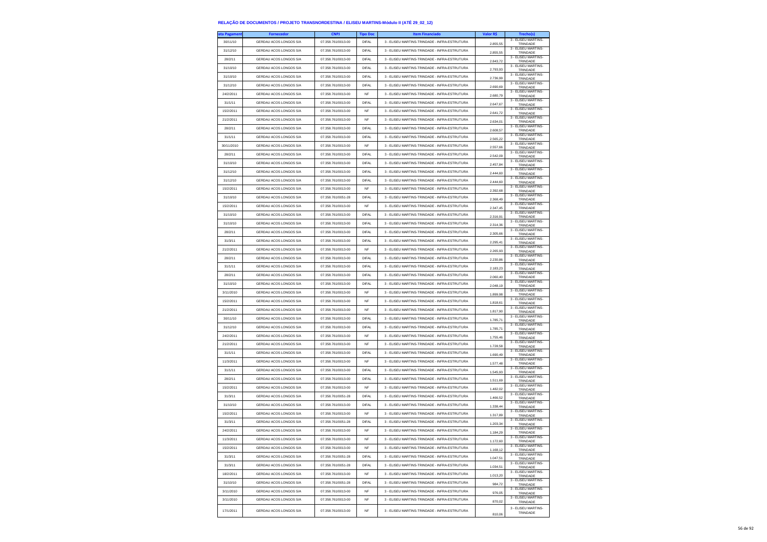**RELAÇÃO DE DOCUMENTOS / PROJETO TRANSNORDESTINA / ELISEU MARTINS-Módulo II (ATÉ 29_02_12)**

| ata Pagament | Fornecedor | CNPJ | Tipo Doc | Item Financiado | Valor R$ | Trecho(s) |
|---|---|---|---|---|---|---|
| 30/11/10 | GERDAU ACOS LONGOS S/A | 07.358.761/0013-00 | DIFAL | 3 - ELISEU MARTINS-TRINDADE - INFRA-ESTRUTURA | 2.855,55 | 3 - ELISEU MARTINS-TRINDADE |
| 31/12/10 | GERDAU ACOS LONGOS S/A | 07.358.761/0013-00 | DIFAL | 3 - ELISEU MARTINS-TRINDADE - INFRA-ESTRUTURA | 2.855,55 | 3 - ELISEU MARTINS-TRINDADE |
| 28/2/11 | GERDAU ACOS LONGOS S/A | 07.358.761/0013-00 | DIFAL | 3 - ELISEU MARTINS-TRINDADE - INFRA-ESTRUTURA | 2.843,72 | 3 - ELISEU MARTINS-TRINDADE |
| 31/10/10 | GERDAU ACOS LONGOS S/A | 07.358.761/0013-00 | DIFAL | 3 - ELISEU MARTINS-TRINDADE - INFRA-ESTRUTURA | 2.793,93 | 3 - ELISEU MARTINS-TRINDADE |
| 31/10/10 | GERDAU ACOS LONGOS S/A | 07.358.761/0013-00 | DIFAL | 3 - ELISEU MARTINS-TRINDADE - INFRA-ESTRUTURA | 2.736,99 | 3 - ELISEU MARTINS-TRINDADE |
| 31/12/10 | GERDAU ACOS LONGOS S/A | 07.358.761/0013-00 | DIFAL | 3 - ELISEU MARTINS-TRINDADE - INFRA-ESTRUTURA | 2.690,69 | 3 - ELISEU MARTINS-TRINDADE |
| 24/2/2011 | GERDAU ACOS LONGOS S/A | 07.358.761/0013-00 | NF | 3 - ELISEU MARTINS-TRINDADE - INFRA-ESTRUTURA | 2.680,79 | 3 - ELISEU MARTINS-TRINDADE |
| 31/1/11 | GERDAU ACOS LONGOS S/A | 07.358.761/0013-00 | DIFAL | 3 - ELISEU MARTINS-TRINDADE - INFRA-ESTRUTURA | 2.647,67 | 3 - ELISEU MARTINS-TRINDADE |
| 15/2/2011 | GERDAU ACOS LONGOS S/A | 07.358.761/0013-00 | NF | 3 - ELISEU MARTINS-TRINDADE - INFRA-ESTRUTURA | 2.641,72 | 3 - ELISEU MARTINS-TRINDADE |
| 21/2/2011 | GERDAU ACOS LONGOS S/A | 07.358.761/0013-00 | NF | 3 - ELISEU MARTINS-TRINDADE - INFRA-ESTRUTURA | 2.634,01 | 3 - ELISEU MARTINS-TRINDADE |
| 28/2/11 | GERDAU ACOS LONGOS S/A | 07.358.761/0013-00 | DIFAL | 3 - ELISEU MARTINS-TRINDADE - INFRA-ESTRUTURA | 2.608,57 | 3 - ELISEU MARTINS-TRINDADE |
| 31/1/11 | GERDAU ACOS LONGOS S/A | 07.358.761/0013-00 | DIFAL | 3 - ELISEU MARTINS-TRINDADE - INFRA-ESTRUTURA | 2.565,22 | 3 - ELISEU MARTINS-TRINDADE |
| 30/11/2010 | GERDAU ACOS LONGOS S/A | 07.358.761/0013-00 | NF | 3 - ELISEU MARTINS-TRINDADE - INFRA-ESTRUTURA | 2.557,66 | 3 - ELISEU MARTINS-TRINDADE |
| 28/2/11 | GERDAU ACOS LONGOS S/A | 07.358.761/0013-00 | DIFAL | 3 - ELISEU MARTINS-TRINDADE - INFRA-ESTRUTURA | 2.542,09 | 3 - ELISEU MARTINS-TRINDADE |
| 31/10/10 | GERDAU ACOS LONGOS S/A | 07.358.761/0013-00 | DIFAL | 3 - ELISEU MARTINS-TRINDADE - INFRA-ESTRUTURA | 2.457,84 | 3 - ELISEU MARTINS-TRINDADE |
| 31/12/10 | GERDAU ACOS LONGOS S/A | 07.358.761/0013-00 | DIFAL | 3 - ELISEU MARTINS-TRINDADE - INFRA-ESTRUTURA | 2.444,60 | 3 - ELISEU MARTINS-TRINDADE |
| 31/12/10 | GERDAU ACOS LONGOS S/A | 07.358.761/0013-00 | DIFAL | 3 - ELISEU MARTINS-TRINDADE - INFRA-ESTRUTURA | 2.444,60 | 3 - ELISEU MARTINS-TRINDADE |
| 15/2/2011 | GERDAU ACOS LONGOS S/A | 07.358.761/0013-00 | NF | 3 - ELISEU MARTINS-TRINDADE - INFRA-ESTRUTURA | 2.392,68 | 3 - ELISEU MARTINS-TRINDADE |
| 31/10/10 | GERDAU ACOS LONGOS S/A | 07.358.761/0051-28 | DIFAL | 3 - ELISEU MARTINS-TRINDADE - INFRA-ESTRUTURA | 2.368,49 | 3 - ELISEU MARTINS-TRINDADE |
| 15/2/2011 | GERDAU ACOS LONGOS S/A | 07.358.761/0013-00 | NF | 3 - ELISEU MARTINS-TRINDADE - INFRA-ESTRUTURA | 2.347,45 | 3 - ELISEU MARTINS-TRINDADE |
| 31/10/10 | GERDAU ACOS LONGOS S/A | 07.358.761/0013-00 | DIFAL | 3 - ELISEU MARTINS-TRINDADE - INFRA-ESTRUTURA | 2.316,91 | 3 - ELISEU MARTINS-TRINDADE |
| 31/10/10 | GERDAU ACOS LONGOS S/A | 07.358.761/0013-00 | DIFAL | 3 - ELISEU MARTINS-TRINDADE - INFRA-ESTRUTURA | 2.314,36 | 3 - ELISEU MARTINS-TRINDADE |
| 28/2/11 | GERDAU ACOS LONGOS S/A | 07.358.761/0013-00 | DIFAL | 3 - ELISEU MARTINS-TRINDADE - INFRA-ESTRUTURA | 2.305,66 | 3 - ELISEU MARTINS-TRINDADE |
| 31/3/11 | GERDAU ACOS LONGOS S/A | 07.358.761/0013-00 | DIFAL | 3 - ELISEU MARTINS-TRINDADE - INFRA-ESTRUTURA | 2.295,41 | 3 - ELISEU MARTINS-TRINDADE |
| 21/2/2011 | GERDAU ACOS LONGOS S/A | 07.358.761/0013-00 | NF | 3 - ELISEU MARTINS-TRINDADE - INFRA-ESTRUTURA | 2.265,93 | 3 - ELISEU MARTINS-TRINDADE |
| 28/2/11 | GERDAU ACOS LONGOS S/A | 07.358.761/0013-00 | DIFAL | 3 - ELISEU MARTINS-TRINDADE - INFRA-ESTRUTURA | 2.230,86 | 3 - ELISEU MARTINS-TRINDADE |
| 31/1/11 | GERDAU ACOS LONGOS S/A | 07.358.761/0013-00 | DIFAL | 3 - ELISEU MARTINS-TRINDADE - INFRA-ESTRUTURA | 2.183,23 | 3 - ELISEU MARTINS-TRINDADE |
| 28/2/11 | GERDAU ACOS LONGOS S/A | 07.358.761/0013-00 | DIFAL | 3 - ELISEU MARTINS-TRINDADE - INFRA-ESTRUTURA | 2.060,40 | 3 - ELISEU MARTINS-TRINDADE |
| 31/10/10 | GERDAU ACOS LONGOS S/A | 07.358.761/0013-00 | DIFAL | 3 - ELISEU MARTINS-TRINDADE - INFRA-ESTRUTURA | 2.048,19 | 3 - ELISEU MARTINS-TRINDADE |
| 3/11/2010 | GERDAU ACOS LONGOS S/A | 07.358.761/0013-00 | NF | 3 - ELISEU MARTINS-TRINDADE - INFRA-ESTRUTURA | 1.899,98 | 3 - ELISEU MARTINS-TRINDADE |
| 15/2/2011 | GERDAU ACOS LONGOS S/A | 07.358.761/0013-00 | NF | 3 - ELISEU MARTINS-TRINDADE - INFRA-ESTRUTURA | 1.818,61 | 3 - ELISEU MARTINS-TRINDADE |
| 21/2/2011 | GERDAU ACOS LONGOS S/A | 07.358.761/0013-00 | NF | 3 - ELISEU MARTINS-TRINDADE - INFRA-ESTRUTURA | 1.817,90 | 3 - ELISEU MARTINS-TRINDADE |
| 30/11/10 | GERDAU ACOS LONGOS S/A | 07.358.761/0013-00 | DIFAL | 3 - ELISEU MARTINS-TRINDADE - INFRA-ESTRUTURA | 1.785,71 | 3 - ELISEU MARTINS-TRINDADE |
| 31/12/10 | GERDAU ACOS LONGOS S/A | 07.358.761/0013-00 | DIFAL | 3 - ELISEU MARTINS-TRINDADE - INFRA-ESTRUTURA | 1.785,71 | 3 - ELISEU MARTINS-TRINDADE |
| 24/2/2011 | GERDAU ACOS LONGOS S/A | 07.358.761/0013-00 | NF | 3 - ELISEU MARTINS-TRINDADE - INFRA-ESTRUTURA | 1.755,46 | 3 - ELISEU MARTINS-TRINDADE |
| 21/2/2011 | GERDAU ACOS LONGOS S/A | 07.358.761/0013-00 | NF | 3 - ELISEU MARTINS-TRINDADE - INFRA-ESTRUTURA | 1.728,58 | 3 - ELISEU MARTINS-TRINDADE |
| 31/1/11 | GERDAU ACOS LONGOS S/A | 07.358.761/0013-00 | DIFAL | 3 - ELISEU MARTINS-TRINDADE - INFRA-ESTRUTURA | 1.690,49 | 3 - ELISEU MARTINS-TRINDADE |
| 11/3/2011 | GERDAU ACOS LONGOS S/A | 07.358.761/0013-00 | NF | 3 - ELISEU MARTINS-TRINDADE - INFRA-ESTRUTURA | 1.577,48 | 3 - ELISEU MARTINS-TRINDADE |
| 31/1/11 | GERDAU ACOS LONGOS S/A | 07.358.761/0013-00 | DIFAL | 3 - ELISEU MARTINS-TRINDADE - INFRA-ESTRUTURA | 1.545,93 | 3 - ELISEU MARTINS-TRINDADE |
| 28/2/11 | GERDAU ACOS LONGOS S/A | 07.358.761/0013-00 | DIFAL | 3 - ELISEU MARTINS-TRINDADE - INFRA-ESTRUTURA | 1.511,69 | 3 - ELISEU MARTINS-TRINDADE |
| 15/2/2011 | GERDAU ACOS LONGOS S/A | 07.358.761/0013-00 | NF | 3 - ELISEU MARTINS-TRINDADE - INFRA-ESTRUTURA | 1.482,02 | 3 - ELISEU MARTINS-TRINDADE |
| 31/3/11 | GERDAU ACOS LONGOS S/A | 07.358.761/0051-28 | DIFAL | 3 - ELISEU MARTINS-TRINDADE - INFRA-ESTRUTURA | 1.466,52 | 3 - ELISEU MARTINS-TRINDADE |
| 31/10/10 | GERDAU ACOS LONGOS S/A | 07.358.761/0013-00 | DIFAL | 3 - ELISEU MARTINS-TRINDADE - INFRA-ESTRUTURA | 1.338,44 | 3 - ELISEU MARTINS-TRINDADE |
| 15/2/2011 | GERDAU ACOS LONGOS S/A | 07.358.761/0013-00 | NF | 3 - ELISEU MARTINS-TRINDADE - INFRA-ESTRUTURA | 1.317,89 | 3 - ELISEU MARTINS-TRINDADE |
| 31/3/11 | GERDAU ACOS LONGOS S/A | 07.358.761/0051-28 | DIFAL | 3 - ELISEU MARTINS-TRINDADE - INFRA-ESTRUTURA | 1.203,34 | 3 - ELISEU MARTINS-TRINDADE |
| 24/2/2011 | GERDAU ACOS LONGOS S/A | 07.358.761/0013-00 | NF | 3 - ELISEU MARTINS-TRINDADE - INFRA-ESTRUTURA | 1.184,29 | 3 - ELISEU MARTINS-TRINDADE |
| 11/3/2011 | GERDAU ACOS LONGOS S/A | 07.358.761/0013-00 | NF | 3 - ELISEU MARTINS-TRINDADE - INFRA-ESTRUTURA | 1.172,60 | 3 - ELISEU MARTINS-TRINDADE |
| 15/2/2011 | GERDAU ACOS LONGOS S/A | 07.358.761/0013-00 | NF | 3 - ELISEU MARTINS-TRINDADE - INFRA-ESTRUTURA | 1.168,12 | 3 - ELISEU MARTINS-TRINDADE |
| 31/3/11 | GERDAU ACOS LONGOS S/A | 07.358.761/0051-28 | DIFAL | 3 - ELISEU MARTINS-TRINDADE - INFRA-ESTRUTURA | 1.047,51 | 3 - ELISEU MARTINS-TRINDADE |
| 31/3/11 | GERDAU ACOS LONGOS S/A | 07.358.761/0051-28 | DIFAL | 3 - ELISEU MARTINS-TRINDADE - INFRA-ESTRUTURA | 1.034,51 | 3 - ELISEU MARTINS-TRINDADE |
| 18/2/2011 | GERDAU ACOS LONGOS S/A | 07.358.761/0013-00 | NF | 3 - ELISEU MARTINS-TRINDADE - INFRA-ESTRUTURA | 1.013,20 | 3 - ELISEU MARTINS-TRINDADE |
| 31/10/10 | GERDAU ACOS LONGOS S/A | 07.358.761/0051-28 | DIFAL | 3 - ELISEU MARTINS-TRINDADE - INFRA-ESTRUTURA | 984,72 | 3 - ELISEU MARTINS-TRINDADE |
| 3/11/2010 | GERDAU ACOS LONGOS S/A | 07.358.761/0013-00 | NF | 3 - ELISEU MARTINS-TRINDADE - INFRA-ESTRUTURA | 976,05 | 3 - ELISEU MARTINS-TRINDADE |
| 3/11/2010 | GERDAU ACOS LONGOS S/A | 07.358.761/0013-00 | NF | 3 - ELISEU MARTINS-TRINDADE - INFRA-ESTRUTURA | 870,02 | 3 - ELISEU MARTINS-TRINDADE |
| 17/1/2011 | GERDAU ACOS LONGOS S/A | 07.358.761/0013-00 | NF | 3 - ELISEU MARTINS-TRINDADE - INFRA-ESTRUTURA | 810,06 | 3 - ELISEU MARTINS-TRINDADE |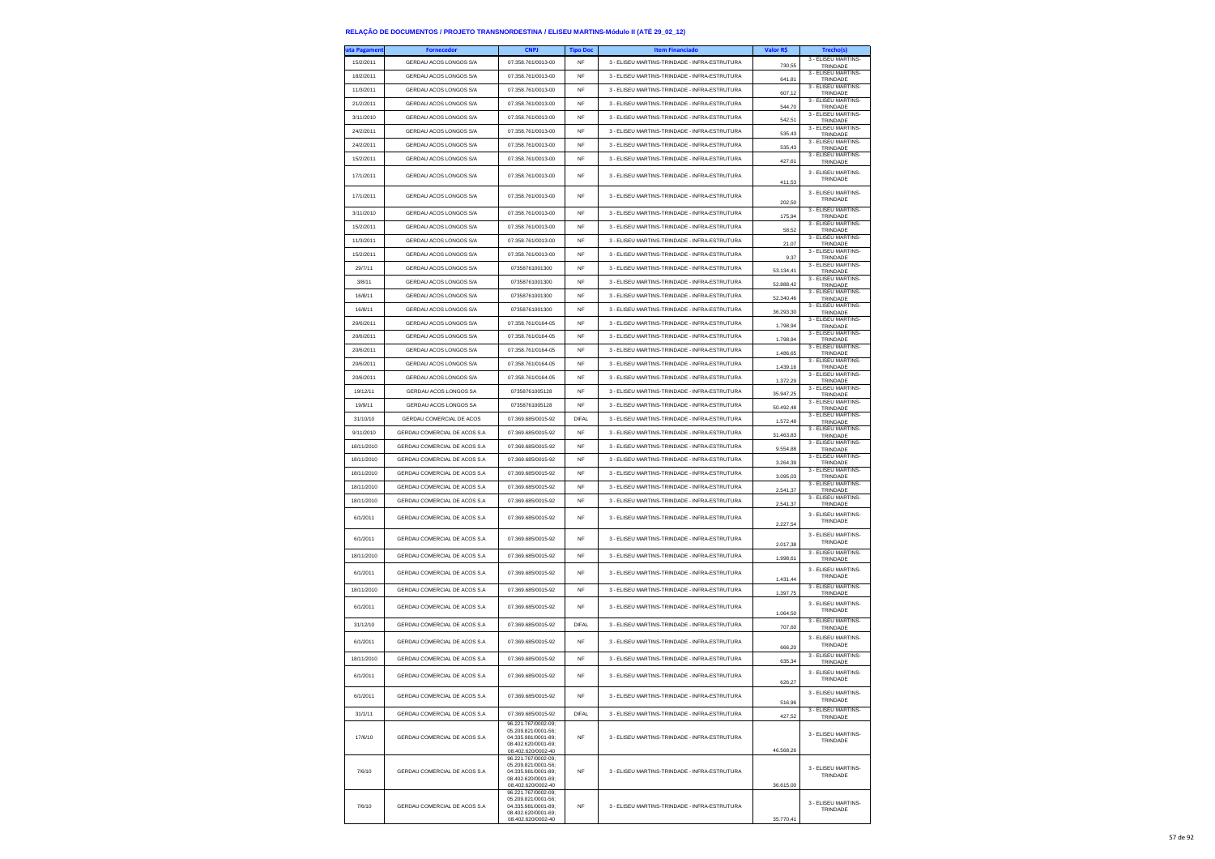# RELAÇÃO DE DOCUMENTOS / PROJETO TRANSNORDESTINA / ELISEU MARTINS-Módulo II (ATÉ 29_02_12)

| ata Pagament | Fornecedor | CNPJ | Tipo Doc | Item Financiado | Valor R$ | Trecho(s) |
|---|---|---|---|---|---|---|
| 15/2/2011 | GERDAU ACOS LONGOS S/A | 07.358.761/0013-00 | NF | 3 - ELISEU MARTINS-TRINDADE - INFRA-ESTRUTURA | 730,55 | 3 - ELISEU MARTINS-TRINDADE |
| 18/2/2011 | GERDAU ACOS LONGOS S/A | 07.358.761/0013-00 | NF | 3 - ELISEU MARTINS-TRINDADE - INFRA-ESTRUTURA | 641,81 | 3 - ELISEU MARTINS-TRINDADE |
| 11/3/2011 | GERDAU ACOS LONGOS S/A | 07.358.761/0013-00 | NF | 3 - ELISEU MARTINS-TRINDADE - INFRA-ESTRUTURA | 607,12 | 3 - ELISEU MARTINS-TRINDADE |
| 21/2/2011 | GERDAU ACOS LONGOS S/A | 07.358.761/0013-00 | NF | 3 - ELISEU MARTINS-TRINDADE - INFRA-ESTRUTURA | 544,70 | 3 - ELISEU MARTINS-TRINDADE |
| 3/11/2010 | GERDAU ACOS LONGOS S/A | 07.358.761/0013-00 | NF | 3 - ELISEU MARTINS-TRINDADE - INFRA-ESTRUTURA | 542,51 | 3 - ELISEU MARTINS-TRINDADE |
| 24/2/2011 | GERDAU ACOS LONGOS S/A | 07.358.761/0013-00 | NF | 3 - ELISEU MARTINS-TRINDADE - INFRA-ESTRUTURA | 535,43 | 3 - ELISEU MARTINS-TRINDADE |
| 24/2/2011 | GERDAU ACOS LONGOS S/A | 07.358.761/0013-00 | NF | 3 - ELISEU MARTINS-TRINDADE - INFRA-ESTRUTURA | 535,43 | 3 - ELISEU MARTINS-TRINDADE |
| 15/2/2011 | GERDAU ACOS LONGOS S/A | 07.358.761/0013-00 | NF | 3 - ELISEU MARTINS-TRINDADE - INFRA-ESTRUTURA | 427,61 | 3 - ELISEU MARTINS-TRINDADE |
| 17/1/2011 | GERDAU ACOS LONGOS S/A | 07.358.761/0013-00 | NF | 3 - ELISEU MARTINS-TRINDADE - INFRA-ESTRUTURA | 411,53 | 3 - ELISEU MARTINS-TRINDADE |
| 17/1/2011 | GERDAU ACOS LONGOS S/A | 07.358.761/0013-00 | NF | 3 - ELISEU MARTINS-TRINDADE - INFRA-ESTRUTURA | 202,50 | 3 - ELISEU MARTINS-TRINDADE |
| 3/11/2010 | GERDAU ACOS LONGOS S/A | 07.358.761/0013-00 | NF | 3 - ELISEU MARTINS-TRINDADE - INFRA-ESTRUTURA | 175,94 | 3 - ELISEU MARTINS-TRINDADE |
| 15/2/2011 | GERDAU ACOS LONGOS S/A | 07.358.761/0013-00 | NF | 3 - ELISEU MARTINS-TRINDADE - INFRA-ESTRUTURA | 58,52 | 3 - ELISEU MARTINS-TRINDADE |
| 11/3/2011 | GERDAU ACOS LONGOS S/A | 07.358.761/0013-00 | NF | 3 - ELISEU MARTINS-TRINDADE - INFRA-ESTRUTURA | 21,07 | 3 - ELISEU MARTINS-TRINDADE |
| 15/2/2011 | GERDAU ACOS LONGOS S/A | 07.358.761/0013-00 | NF | 3 - ELISEU MARTINS-TRINDADE - INFRA-ESTRUTURA | 9,37 | 3 - ELISEU MARTINS-TRINDADE |
| 29/7/11 | GERDAU ACOS LONGOS S/A | 07358761001300 | NF | 3 - ELISEU MARTINS-TRINDADE - INFRA-ESTRUTURA | 53.134,41 | 3 - ELISEU MARTINS-TRINDADE |
| 3/8/11 | GERDAU ACOS LONGOS S/A | 07358761001300 | NF | 3 - ELISEU MARTINS-TRINDADE - INFRA-ESTRUTURA | 52.888,42 | 3 - ELISEU MARTINS-TRINDADE |
| 16/8/11 | GERDAU ACOS LONGOS S/A | 07358761001300 | NF | 3 - ELISEU MARTINS-TRINDADE - INFRA-ESTRUTURA | 52.340,46 | 3 - ELISEU MARTINS-TRINDADE |
| 16/8/11 | GERDAU ACOS LONGOS S/A | 07358761001300 | NF | 3 - ELISEU MARTINS-TRINDADE - INFRA-ESTRUTURA | 36.293,30 | 3 - ELISEU MARTINS-TRINDADE |
| 20/6/2011 | GERDAU ACOS LONGOS S/A | 07.358.761/0164-05 | NF | 3 - ELISEU MARTINS-TRINDADE - INFRA-ESTRUTURA | 1.798,94 | 3 - ELISEU MARTINS-TRINDADE |
| 20/6/2011 | GERDAU ACOS LONGOS S/A | 07.358.761/0164-05 | NF | 3 - ELISEU MARTINS-TRINDADE - INFRA-ESTRUTURA | 1.798,94 | 3 - ELISEU MARTINS-TRINDADE |
| 20/6/2011 | GERDAU ACOS LONGOS S/A | 07.358.761/0164-05 | NF | 3 - ELISEU MARTINS-TRINDADE - INFRA-ESTRUTURA | 1.486,65 | 3 - ELISEU MARTINS-TRINDADE |
| 20/6/2011 | GERDAU ACOS LONGOS S/A | 07.358.761/0164-05 | NF | 3 - ELISEU MARTINS-TRINDADE - INFRA-ESTRUTURA | 1.439,16 | 3 - ELISEU MARTINS-TRINDADE |
| 20/6/2011 | GERDAU ACOS LONGOS S/A | 07.358.761/0164-05 | NF | 3 - ELISEU MARTINS-TRINDADE - INFRA-ESTRUTURA | 1.372,29 | 3 - ELISEU MARTINS-TRINDADE |
| 19/12/11 | GERDAU ACOS LONGOS SA | 07358761005128 | NF | 3 - ELISEU MARTINS-TRINDADE - INFRA-ESTRUTURA | 35.947,25 | 3 - ELISEU MARTINS-TRINDADE |
| 19/9/11 | GERDAU ACOS LONGOS SA | 07358761005128 | NF | 3 - ELISEU MARTINS-TRINDADE - INFRA-ESTRUTURA | 50.492,48 | 3 - ELISEU MARTINS-TRINDADE |
| 31/10/10 | GERDAU COMERCIAL DE ACOS | 07.369.685/0015-92 | DIFAL | 3 - ELISEU MARTINS-TRINDADE - INFRA-ESTRUTURA | 1.572,48 | 3 - ELISEU MARTINS-TRINDADE |
| 9/11/2010 | GERDAU COMERCIAL DE ACOS S.A | 07.369.685/0015-92 | NF | 3 - ELISEU MARTINS-TRINDADE - INFRA-ESTRUTURA | 31.463,83 | 3 - ELISEU MARTINS-TRINDADE |
| 18/11/2010 | GERDAU COMERCIAL DE ACOS S.A | 07.369.685/0015-92 | NF | 3 - ELISEU MARTINS-TRINDADE - INFRA-ESTRUTURA | 9.554,88 | 3 - ELISEU MARTINS-TRINDADE |
| 18/11/2010 | GERDAU COMERCIAL DE ACOS S.A | 07.369.685/0015-92 | NF | 3 - ELISEU MARTINS-TRINDADE - INFRA-ESTRUTURA | 3.264,39 | 3 - ELISEU MARTINS-TRINDADE |
| 18/11/2010 | GERDAU COMERCIAL DE ACOS S.A | 07.369.685/0015-92 | NF | 3 - ELISEU MARTINS-TRINDADE - INFRA-ESTRUTURA | 3.095,03 | 3 - ELISEU MARTINS-TRINDADE |
| 18/11/2010 | GERDAU COMERCIAL DE ACOS S.A | 07.369.685/0015-92 | NF | 3 - ELISEU MARTINS-TRINDADE - INFRA-ESTRUTURA | 2.541,37 | 3 - ELISEU MARTINS-TRINDADE |
| 18/11/2010 | GERDAU COMERCIAL DE ACOS S.A | 07.369.685/0015-92 | NF | 3 - ELISEU MARTINS-TRINDADE - INFRA-ESTRUTURA | 2.541,37 | 3 - ELISEU MARTINS-TRINDADE |
| 6/1/2011 | GERDAU COMERCIAL DE ACOS S.A | 07.369.685/0015-92 | NF | 3 - ELISEU MARTINS-TRINDADE - INFRA-ESTRUTURA | 2.227,54 | 3 - ELISEU MARTINS-TRINDADE |
| 6/1/2011 | GERDAU COMERCIAL DE ACOS S.A | 07.369.685/0015-92 | NF | 3 - ELISEU MARTINS-TRINDADE - INFRA-ESTRUTURA | 2.017,38 | 3 - ELISEU MARTINS-TRINDADE |
| 18/11/2010 | GERDAU COMERCIAL DE ACOS S.A | 07.369.685/0015-92 | NF | 3 - ELISEU MARTINS-TRINDADE - INFRA-ESTRUTURA | 1.998,61 | 3 - ELISEU MARTINS-TRINDADE |
| 6/1/2011 | GERDAU COMERCIAL DE ACOS S.A | 07.369.685/0015-92 | NF | 3 - ELISEU MARTINS-TRINDADE - INFRA-ESTRUTURA | 1.431,44 | 3 - ELISEU MARTINS-TRINDADE |
| 18/11/2010 | GERDAU COMERCIAL DE ACOS S.A | 07.369.685/0015-92 | NF | 3 - ELISEU MARTINS-TRINDADE - INFRA-ESTRUTURA | 1.397,75 | 3 - ELISEU MARTINS-TRINDADE |
| 6/1/2011 | GERDAU COMERCIAL DE ACOS S.A | 07.369.685/0015-92 | NF | 3 - ELISEU MARTINS-TRINDADE - INFRA-ESTRUTURA | 1.064,50 | 3 - ELISEU MARTINS-TRINDADE |
| 31/12/10 | GERDAU COMERCIAL DE ACOS S.A | 07.369.685/0015-92 | DIFAL | 3 - ELISEU MARTINS-TRINDADE - INFRA-ESTRUTURA | 707,60 | 3 - ELISEU MARTINS-TRINDADE |
| 6/1/2011 | GERDAU COMERCIAL DE ACOS S.A | 07.369.685/0015-92 | NF | 3 - ELISEU MARTINS-TRINDADE - INFRA-ESTRUTURA | 666,20 | 3 - ELISEU MARTINS-TRINDADE |
| 18/11/2010 | GERDAU COMERCIAL DE ACOS S.A | 07.369.685/0015-92 | NF | 3 - ELISEU MARTINS-TRINDADE - INFRA-ESTRUTURA | 635,34 | 3 - ELISEU MARTINS-TRINDADE |
| 6/1/2011 | GERDAU COMERCIAL DE ACOS S.A | 07.369.685/0015-92 | NF | 3 - ELISEU MARTINS-TRINDADE - INFRA-ESTRUTURA | 626,27 | 3 - ELISEU MARTINS-TRINDADE |
| 6/1/2011 | GERDAU COMERCIAL DE ACOS S.A | 07.369.685/0015-92 | NF | 3 - ELISEU MARTINS-TRINDADE - INFRA-ESTRUTURA | 516,96 | 3 - ELISEU MARTINS-TRINDADE |
| 31/1/11 | GERDAU COMERCIAL DE ACOS S.A | 07.369.685/0015-92 | DIFAL | 3 - ELISEU MARTINS-TRINDADE - INFRA-ESTRUTURA | 427,52 | 3 - ELISEU MARTINS-TRINDADE |
| 17/6/10 | GERDAU COMERCIAL DE ACOS S.A | 96.221.767/0002-09; 05.209.821/0001-56; 04.335.981/0001-89; 08.402.620/0001-69; 08.402.620/0002-40 | NF | 3 - ELISEU MARTINS-TRINDADE - INFRA-ESTRUTURA | 46.568,26 | 3 - ELISEU MARTINS-TRINDADE |
| 7/6/10 | GERDAU COMERCIAL DE ACOS S.A | 96.221.767/0002-09; 05.209.821/0001-56; 04.335.981/0001-89; 08.402.620/0001-69; 08.402.620/0002-40 | NF | 3 - ELISEU MARTINS-TRINDADE - INFRA-ESTRUTURA | 36.615,00 | 3 - ELISEU MARTINS-TRINDADE |
| 7/6/10 | GERDAU COMERCIAL DE ACOS S.A | 96.221.767/0002-09; 05.209.821/0001-56; 04.335.981/0001-89; 08.402.620/0001-69; 08.402.620/0002-40 | NF | 3 - ELISEU MARTINS-TRINDADE - INFRA-ESTRUTURA | 35.770,41 | 3 - ELISEU MARTINS-TRINDADE |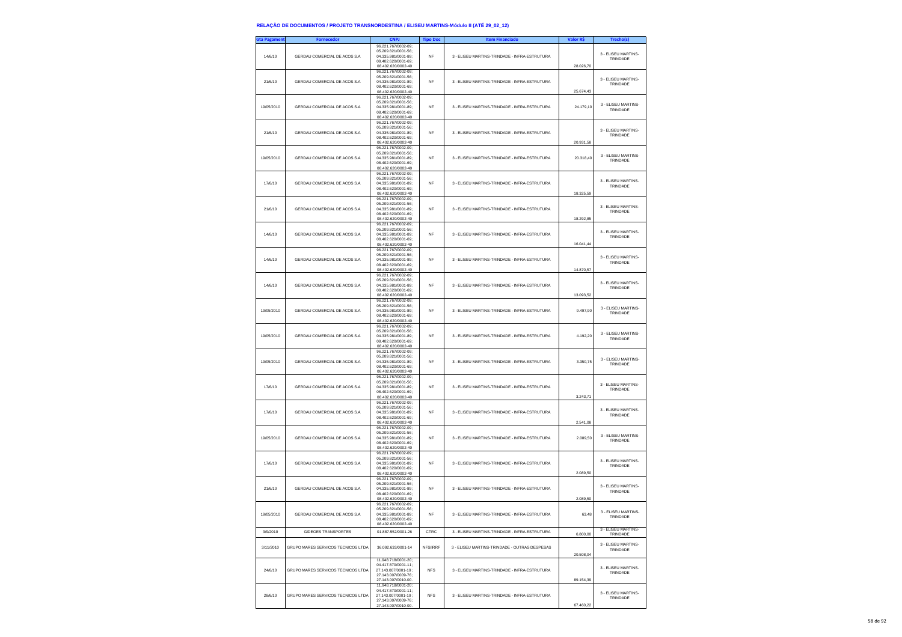## RELAÇÃO DE DOCUMENTOS / PROJETO TRANSNORDESTINA / ELISEU MARTINS-Módulo II (ATÉ 29_02_12)

| ata Pagament | Fornecedor | CNPJ | Tipo Doc | Item Financiado | Valor R$ | Trecho(s) |
|---|---|---|---|---|---|---|
| 14/6/10 | GERDAU COMERCIAL DE ACOS S.A | 96.221.767/0002-09; 05.209.821/0001-56; 04.335.981/0001-89; 08.402.620/0001-69; 08.402.620/0002-40 | NF | 3 - ELISEU MARTINS-TRINDADE - INFRA-ESTRUTURA | 28.026,70 | 3 - ELISEU MARTINS-TRINDADE |
| 21/6/10 | GERDAU COMERCIAL DE ACOS S.A | 96.221.767/0002-09; 05.209.821/0001-56; 04.335.981/0001-89; 08.402.620/0001-69; 08.402.620/0002-40 | NF | 3 - ELISEU MARTINS-TRINDADE - INFRA-ESTRUTURA | 25.674,43 | 3 - ELISEU MARTINS-TRINDADE |
| 19/05/2010 | GERDAU COMERCIAL DE ACOS S.A | 96.221.767/0002-09; 05.209.821/0001-56; 04.335.981/0001-89; 08.402.620/0001-69; 08.402.620/0002-40 | NF | 3 - ELISEU MARTINS-TRINDADE - INFRA-ESTRUTURA | 24.179,10 | 3 - ELISEU MARTINS-TRINDADE |
| 21/6/10 | GERDAU COMERCIAL DE ACOS S.A | 96.221.767/0002-09; 05.209.821/0001-56; 04.335.981/0001-89; 08.402.620/0001-69; 08.402.620/0002-40 | NF | 3 - ELISEU MARTINS-TRINDADE - INFRA-ESTRUTURA | 20.931,58 | 3 - ELISEU MARTINS-TRINDADE |
| 19/05/2010 | GERDAU COMERCIAL DE ACOS S.A | 96.221.767/0002-09; 05.209.821/0001-56; 04.335.981/0001-89; 08.402.620/0001-69; 08.402.620/0002-40 | NF | 3 - ELISEU MARTINS-TRINDADE - INFRA-ESTRUTURA | 20.318,40 | 3 - ELISEU MARTINS-TRINDADE |
| 17/6/10 | GERDAU COMERCIAL DE ACOS S.A | 96.221.767/0002-09; 05.209.821/0001-56; 04.335.981/0001-89; 08.402.620/0001-69; 08.402.620/0002-40 | NF | 3 - ELISEU MARTINS-TRINDADE - INFRA-ESTRUTURA | 18.325,59 | 3 - ELISEU MARTINS-TRINDADE |
| 21/6/10 | GERDAU COMERCIAL DE ACOS S.A | 96.221.767/0002-09; 05.209.821/0001-56; 04.335.981/0001-89; 08.402.620/0001-69; 08.402.620/0002-40 | NF | 3 - ELISEU MARTINS-TRINDADE - INFRA-ESTRUTURA | 18.292,85 | 3 - ELISEU MARTINS-TRINDADE |
| 14/6/10 | GERDAU COMERCIAL DE ACOS S.A | 96.221.767/0002-09; 05.209.821/0001-56; 04.335.981/0001-89; 08.402.620/0001-69; 08.402.620/0002-40 | NF | 3 - ELISEU MARTINS-TRINDADE - INFRA-ESTRUTURA | 16.041,44 | 3 - ELISEU MARTINS-TRINDADE |
| 14/6/10 | GERDAU COMERCIAL DE ACOS S.A | 96.221.767/0002-09; 05.209.821/0001-56; 04.335.981/0001-89; 08.402.620/0001-69; 08.402.620/0002-40 | NF | 3 - ELISEU MARTINS-TRINDADE - INFRA-ESTRUTURA | 14.870,57 | 3 - ELISEU MARTINS-TRINDADE |
| 14/6/10 | GERDAU COMERCIAL DE ACOS S.A | 96.221.767/0002-09; 05.209.821/0001-56; 04.335.981/0001-89; 08.402.620/0001-69; 08.402.620/0002-40 | NF | 3 - ELISEU MARTINS-TRINDADE - INFRA-ESTRUTURA | 13.093,52 | 3 - ELISEU MARTINS-TRINDADE |
| 19/05/2010 | GERDAU COMERCIAL DE ACOS S.A | 96.221.767/0002-09; 05.209.821/0001-56; 04.335.981/0001-89; 08.402.620/0001-69; 08.402.620/0002-40 | NF | 3 - ELISEU MARTINS-TRINDADE - INFRA-ESTRUTURA | 9.497,90 | 3 - ELISEU MARTINS-TRINDADE |
| 19/05/2010 | GERDAU COMERCIAL DE ACOS S.A | 96.221.767/0002-09; 05.209.821/0001-56; 04.335.981/0001-89; 08.402.620/0001-69; 08.402.620/0002-40 | NF | 3 - ELISEU MARTINS-TRINDADE - INFRA-ESTRUTURA | 4.192,20 | 3 - ELISEU MARTINS-TRINDADE |
| 19/05/2010 | GERDAU COMERCIAL DE ACOS S.A | 96.221.767/0002-09; 05.209.821/0001-56; 04.335.981/0001-89; 08.402.620/0001-69; 08.402.620/0002-40 | NF | 3 - ELISEU MARTINS-TRINDADE - INFRA-ESTRUTURA | 3.350,75 | 3 - ELISEU MARTINS-TRINDADE |
| 17/6/10 | GERDAU COMERCIAL DE ACOS S.A | 96.221.767/0002-09; 05.209.821/0001-56; 04.335.981/0001-89; 08.402.620/0001-69; 08.402.620/0002-40 | NF | 3 - ELISEU MARTINS-TRINDADE - INFRA-ESTRUTURA | 3.243,71 | 3 - ELISEU MARTINS-TRINDADE |
| 17/6/10 | GERDAU COMERCIAL DE ACOS S.A | 96.221.767/0002-09; 05.209.821/0001-56; 04.335.981/0001-89; 08.402.620/0001-69; 08.402.620/0002-40 | NF | 3 - ELISEU MARTINS-TRINDADE - INFRA-ESTRUTURA | 2.541,08 | 3 - ELISEU MARTINS-TRINDADE |
| 19/05/2010 | GERDAU COMERCIAL DE ACOS S.A | 96.221.767/0002-09; 05.209.821/0001-56; 04.335.981/0001-89; 08.402.620/0001-69; 08.402.620/0002-40 | NF | 3 - ELISEU MARTINS-TRINDADE - INFRA-ESTRUTURA | 2.089,50 | 3 - ELISEU MARTINS-TRINDADE |
| 17/6/10 | GERDAU COMERCIAL DE ACOS S.A | 96.221.767/0002-09; 05.209.821/0001-56; 04.335.981/0001-89; 08.402.620/0001-69; 08.402.620/0002-40 | NF | 3 - ELISEU MARTINS-TRINDADE - INFRA-ESTRUTURA | 2.089,50 | 3 - ELISEU MARTINS-TRINDADE |
| 21/6/10 | GERDAU COMERCIAL DE ACOS S.A | 96.221.767/0002-09; 05.209.821/0001-56; 04.335.981/0001-89; 08.402.620/0001-69; 08.402.620/0002-40 | NF | 3 - ELISEU MARTINS-TRINDADE - INFRA-ESTRUTURA | 2.089,50 | 3 - ELISEU MARTINS-TRINDADE |
| 19/05/2010 | GERDAU COMERCIAL DE ACOS S.A | 96.221.767/0002-09; 05.209.821/0001-56; 04.335.981/0001-89; 08.402.620/0001-69; 08.402.620/0002-40 | NF | 3 - ELISEU MARTINS-TRINDADE - INFRA-ESTRUTURA | 63,48 | 3 - ELISEU MARTINS-TRINDADE |
| 3/9/2010 | GIDEOES TRANSPORTES | 01.887.552/0001-26 | CTRC | 3 - ELISEU MARTINS-TRINDADE - INFRA-ESTRUTURA | 6.800,00 | 3 - ELISEU MARTINS-TRINDADE |
| 3/11/2010 | GRUPO MARES SERVICOS TECNICOS LTDA | 36.092.633/0001-14 | NFS/IRRF | 3 - ELISEU MARTINS-TRINDADE - OUTRAS DESPESAS | 20.508,04 | 3 - ELISEU MARTINS-TRINDADE |
| 24/6/10 | GRUPO MARES SERVICOS TECNICOS LTDA | 11.948.718/0001-20; 04.417.870/0001-11; 27.143.007/0001-19 ; 27.143.007/0009-76; 27.143.007/0010-00. | NFS | 3 - ELISEU MARTINS-TRINDADE - INFRA-ESTRUTURA | 89.154,39 | 3 - ELISEU MARTINS-TRINDADE |
| 28/6/10 | GRUPO MARES SERVICOS TECNICOS LTDA | 11.948.718/0001-20; 04.417.870/0001-11; 27.143.007/0001-19 ; 27.143.007/0009-76; 27.143.007/0010-00. | NFS | 3 - ELISEU MARTINS-TRINDADE - INFRA-ESTRUTURA | 67.460,22 | 3 - ELISEU MARTINS-TRINDADE |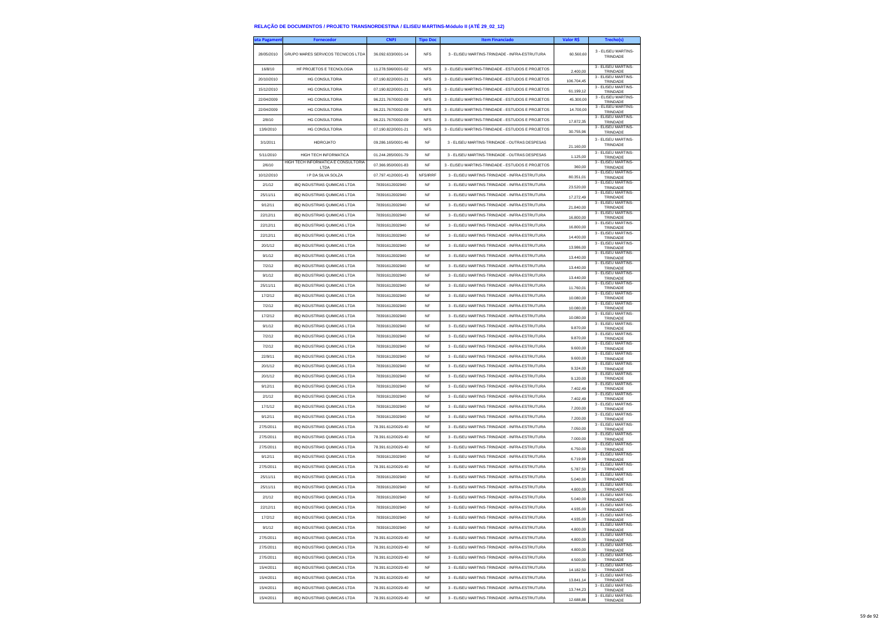**RELAÇÃO DE DOCUMENTOS / PROJETO TRANSNORDESTINA / ELISEU MARTINS-Módulo II (ATÉ 29_02_12)**

| ata Pagament | Fornecedor | CNPJ | Tipo Doc | Item Financiado | Valor R$ | Trecho(s) |
|---|---|---|---|---|---|---|
| 28/05/2010 | GRUPO MARES SERVICOS TECNICOS LTDA | 36.092.633/0001-14 | NFS | 3 - ELISEU MARTINS-TRINDADE - INFRA-ESTRUTURA | 60.560,60 | 3 - ELISEU MARTINS-TRINDADE |
| 16/8/10 | HF PROJETOS E TECNOLOGIA | 11.278.596/0001-02 | NFS | 3 - ELISEU MARTINS-TRINDADE - ESTUDOS E PROJETOS | 2.400,00 | 3 - ELISEU MARTINS-TRINDADE |
| 20/10/2010 | HG CONSULTORIA | 07.190.822/0001-21 | NFS | 3 - ELISEU MARTINS-TRINDADE - ESTUDOS E PROJETOS | 106.704,45 | 3 - ELISEU MARTINS-TRINDADE |
| 15/12/2010 | HG CONSULTORIA | 07.190.822/0001-21 | NFS | 3 - ELISEU MARTINS-TRINDADE - ESTUDOS E PROJETOS | 61.199,12 | 3 - ELISEU MARTINS-TRINDADE |
| 22/04/2009 | HG CONSULTORIA | 96.221.767/0002-09 | NFS | 3 - ELISEU MARTINS-TRINDADE - ESTUDOS E PROJETOS | 45.300,00 | 3 - ELISEU MARTINS-TRINDADE |
| 22/04/2009 | HG CONSULTORIA | 96.221.767/0002-09 | NFS | 3 - ELISEU MARTINS-TRINDADE - ESTUDOS E PROJETOS | 14.700,00 | 3 - ELISEU MARTINS-TRINDADE |
| 2/8/10 | HG CONSULTORIA | 96.221.767/0002-09 | NFS | 3 - ELISEU MARTINS-TRINDADE - ESTUDOS E PROJETOS | 17.872,35 | 3 - ELISEU MARTINS-TRINDADE |
| 13/9/2010 | HG CONSULTORIA | 07.190.822/0001-21 | NFS | 3 - ELISEU MARTINS-TRINDADE - ESTUDOS E PROJETOS | 30.755,96 | 3 - ELISEU MARTINS-TRINDADE |
| 3/1/2011 | HIDROJATO | 09.286.165/0001-46 | NF | 3 - ELISEU MARTINS-TRINDADE - OUTRAS DESPESAS | 21.160,00 | 3 - ELISEU MARTINS-TRINDADE |
| 5/11/2010 | HIGH TECH INFORMATICA | 01.244.285/0001-79 | NF | 3 - ELISEU MARTINS-TRINDADE - OUTRAS DESPESAS | 1.125,00 | 3 - ELISEU MARTINS-TRINDADE |
| 2/6/10 | HIGH TECH INFORMATICA E CONSULTORIA LTDA | 07.366.950/0001-83 | NF | 3 - ELISEU MARTINS-TRINDADE - ESTUDOS E PROJETOS | 360,00 | 3 - ELISEU MARTINS-TRINDADE |
| 10/12/2010 | I P DA SILVA SOLZA | 07.797.412/0001-43 | NFS/IRRF | 3 - ELISEU MARTINS-TRINDADE - INFRA-ESTRUTURA | 80.351,01 | 3 - ELISEU MARTINS-TRINDADE |
| 2/1/12 | IBQ INDUSTRIAS QUIMICAS LTDA | 78391612002940 | NF | 3 - ELISEU MARTINS-TRINDADE - INFRA-ESTRUTURA | 23.520,00 | 3 - ELISEU MARTINS-TRINDADE |
| 25/11/11 | IBQ INDUSTRIAS QUIMICAS LTDA | 78391612002940 | NF | 3 - ELISEU MARTINS-TRINDADE - INFRA-ESTRUTURA | 17.272,49 | 3 - ELISEU MARTINS-TRINDADE |
| 9/12/11 | IBQ INDUSTRIAS QUIMICAS LTDA | 78391612002940 | NF | 3 - ELISEU MARTINS-TRINDADE - INFRA-ESTRUTURA | 21.840,00 | 3 - ELISEU MARTINS-TRINDADE |
| 22/12/11 | IBQ INDUSTRIAS QUIMICAS LTDA | 78391612002940 | NF | 3 - ELISEU MARTINS-TRINDADE - INFRA-ESTRUTURA | 16.800,00 | 3 - ELISEU MARTINS-TRINDADE |
| 22/12/11 | IBQ INDUSTRIAS QUIMICAS LTDA | 78391612002940 | NF | 3 - ELISEU MARTINS-TRINDADE - INFRA-ESTRUTURA | 16.800,00 | 3 - ELISEU MARTINS-TRINDADE |
| 22/12/11 | IBQ INDUSTRIAS QUIMICAS LTDA | 78391612002940 | NF | 3 - ELISEU MARTINS-TRINDADE - INFRA-ESTRUTURA | 14.400,00 | 3 - ELISEU MARTINS-TRINDADE |
| 20/1/12 | IBQ INDUSTRIAS QUIMICAS LTDA | 78391612002940 | NF | 3 - ELISEU MARTINS-TRINDADE - INFRA-ESTRUTURA | 13.986,00 | 3 - ELISEU MARTINS-TRINDADE |
| 9/1/12 | IBQ INDUSTRIAS QUIMICAS LTDA | 78391612002940 | NF | 3 - ELISEU MARTINS-TRINDADE - INFRA-ESTRUTURA | 13.440,00 | 3 - ELISEU MARTINS-TRINDADE |
| 7/2/12 | IBQ INDUSTRIAS QUIMICAS LTDA | 78391612002940 | NF | 3 - ELISEU MARTINS-TRINDADE - INFRA-ESTRUTURA | 13.440,00 | 3 - ELISEU MARTINS-TRINDADE |
| 9/1/12 | IBQ INDUSTRIAS QUIMICAS LTDA | 78391612002940 | NF | 3 - ELISEU MARTINS-TRINDADE - INFRA-ESTRUTURA | 13.440,00 | 3 - ELISEU MARTINS-TRINDADE |
| 25/11/11 | IBQ INDUSTRIAS QUIMICAS LTDA | 78391612002940 | NF | 3 - ELISEU MARTINS-TRINDADE - INFRA-ESTRUTURA | 11.760,01 | 3 - ELISEU MARTINS-TRINDADE |
| 17/2/12 | IBQ INDUSTRIAS QUIMICAS LTDA | 78391612002940 | NF | 3 - ELISEU MARTINS-TRINDADE - INFRA-ESTRUTURA | 10.080,00 | 3 - ELISEU MARTINS-TRINDADE |
| 7/2/12 | IBQ INDUSTRIAS QUIMICAS LTDA | 78391612002940 | NF | 3 - ELISEU MARTINS-TRINDADE - INFRA-ESTRUTURA | 10.080,00 | 3 - ELISEU MARTINS-TRINDADE |
| 17/2/12 | IBQ INDUSTRIAS QUIMICAS LTDA | 78391612002940 | NF | 3 - ELISEU MARTINS-TRINDADE - INFRA-ESTRUTURA | 10.080,00 | 3 - ELISEU MARTINS-TRINDADE |
| 9/1/12 | IBQ INDUSTRIAS QUIMICAS LTDA | 78391612002940 | NF | 3 - ELISEU MARTINS-TRINDADE - INFRA-ESTRUTURA | 9.870,00 | 3 - ELISEU MARTINS-TRINDADE |
| 7/2/12 | IBQ INDUSTRIAS QUIMICAS LTDA | 78391612002940 | NF | 3 - ELISEU MARTINS-TRINDADE - INFRA-ESTRUTURA | 9.870,00 | 3 - ELISEU MARTINS-TRINDADE |
| 7/2/12 | IBQ INDUSTRIAS QUIMICAS LTDA | 78391612002940 | NF | 3 - ELISEU MARTINS-TRINDADE - INFRA-ESTRUTURA | 9.600,00 | 3 - ELISEU MARTINS-TRINDADE |
| 22/9/11 | IBQ INDUSTRIAS QUIMICAS LTDA | 78391612002940 | NF | 3 - ELISEU MARTINS-TRINDADE - INFRA-ESTRUTURA | 9.600,00 | 3 - ELISEU MARTINS-TRINDADE |
| 20/1/12 | IBQ INDUSTRIAS QUIMICAS LTDA | 78391612002940 | NF | 3 - ELISEU MARTINS-TRINDADE - INFRA-ESTRUTURA | 9.324,00 | 3 - ELISEU MARTINS-TRINDADE |
| 20/1/12 | IBQ INDUSTRIAS QUIMICAS LTDA | 78391612002940 | NF | 3 - ELISEU MARTINS-TRINDADE - INFRA-ESTRUTURA | 9.120,00 | 3 - ELISEU MARTINS-TRINDADE |
| 9/12/11 | IBQ INDUSTRIAS QUIMICAS LTDA | 78391612002940 | NF | 3 - ELISEU MARTINS-TRINDADE - INFRA-ESTRUTURA | 7.402,49 | 3 - ELISEU MARTINS-TRINDADE |
| 2/1/12 | IBQ INDUSTRIAS QUIMICAS LTDA | 78391612002940 | NF | 3 - ELISEU MARTINS-TRINDADE - INFRA-ESTRUTURA | 7.402,49 | 3 - ELISEU MARTINS-TRINDADE |
| 17/1/12 | IBQ INDUSTRIAS QUIMICAS LTDA | 78391612002940 | NF | 3 - ELISEU MARTINS-TRINDADE - INFRA-ESTRUTURA | 7.200,00 | 3 - ELISEU MARTINS-TRINDADE |
| 9/12/11 | IBQ INDUSTRIAS QUIMICAS LTDA | 78391612002940 | NF | 3 - ELISEU MARTINS-TRINDADE - INFRA-ESTRUTURA | 7.200,00 | 3 - ELISEU MARTINS-TRINDADE |
| 27/5/2011 | IBQ INDUSTRIAS QUIMICAS LTDA | 78.391.612/0029-40 | NF | 3 - ELISEU MARTINS-TRINDADE - INFRA-ESTRUTURA | 7.050,00 | 3 - ELISEU MARTINS-TRINDADE |
| 27/5/2011 | IBQ INDUSTRIAS QUIMICAS LTDA | 78.391.612/0029-40 | NF | 3 - ELISEU MARTINS-TRINDADE - INFRA-ESTRUTURA | 7.000,00 | 3 - ELISEU MARTINS-TRINDADE |
| 27/5/2011 | IBQ INDUSTRIAS QUIMICAS LTDA | 78.391.612/0029-40 | NF | 3 - ELISEU MARTINS-TRINDADE - INFRA-ESTRUTURA | 6.750,00 | 3 - ELISEU MARTINS-TRINDADE |
| 9/12/11 | IBQ INDUSTRIAS QUIMICAS LTDA | 78391612002940 | NF | 3 - ELISEU MARTINS-TRINDADE - INFRA-ESTRUTURA | 6.719,99 | 3 - ELISEU MARTINS-TRINDADE |
| 27/5/2011 | IBQ INDUSTRIAS QUIMICAS LTDA | 78.391.612/0029-40 | NF | 3 - ELISEU MARTINS-TRINDADE - INFRA-ESTRUTURA | 5.787,50 | 3 - ELISEU MARTINS-TRINDADE |
| 25/11/11 | IBQ INDUSTRIAS QUIMICAS LTDA | 78391612002940 | NF | 3 - ELISEU MARTINS-TRINDADE - INFRA-ESTRUTURA | 5.040,00 | 3 - ELISEU MARTINS-TRINDADE |
| 25/11/11 | IBQ INDUSTRIAS QUIMICAS LTDA | 78391612002940 | NF | 3 - ELISEU MARTINS-TRINDADE - INFRA-ESTRUTURA | 4.800,00 | 3 - ELISEU MARTINS-TRINDADE |
| 2/1/12 | IBQ INDUSTRIAS QUIMICAS LTDA | 78391612002940 | NF | 3 - ELISEU MARTINS-TRINDADE - INFRA-ESTRUTURA | 5.040,00 | 3 - ELISEU MARTINS-TRINDADE |
| 22/12/11 | IBQ INDUSTRIAS QUIMICAS LTDA | 78391612002940 | NF | 3 - ELISEU MARTINS-TRINDADE - INFRA-ESTRUTURA | 4.935,00 | 3 - ELISEU MARTINS-TRINDADE |
| 17/2/12 | IBQ INDUSTRIAS QUIMICAS LTDA | 78391612002940 | NF | 3 - ELISEU MARTINS-TRINDADE - INFRA-ESTRUTURA | 4.935,00 | 3 - ELISEU MARTINS-TRINDADE |
| 9/1/12 | IBQ INDUSTRIAS QUIMICAS LTDA | 78391612002940 | NF | 3 - ELISEU MARTINS-TRINDADE - INFRA-ESTRUTURA | 4.800,00 | 3 - ELISEU MARTINS-TRINDADE |
| 27/5/2011 | IBQ INDUSTRIAS QUIMICAS LTDA | 78.391.612/0029-40 | NF | 3 - ELISEU MARTINS-TRINDADE - INFRA-ESTRUTURA | 4.800,00 | 3 - ELISEU MARTINS-TRINDADE |
| 27/5/2011 | IBQ INDUSTRIAS QUIMICAS LTDA | 78.391.612/0029-40 | NF | 3 - ELISEU MARTINS-TRINDADE - INFRA-ESTRUTURA | 4.800,00 | 3 - ELISEU MARTINS-TRINDADE |
| 27/5/2011 | IBQ INDUSTRIAS QUIMICAS LTDA | 78.391.612/0029-40 | NF | 3 - ELISEU MARTINS-TRINDADE - INFRA-ESTRUTURA | 4.500,00 | 3 - ELISEU MARTINS-TRINDADE |
| 15/4/2011 | IBQ INDUSTRIAS QUIMICAS LTDA | 78.391.612/0029-40 | NF | 3 - ELISEU MARTINS-TRINDADE - INFRA-ESTRUTURA | 14.182,50 | 3 - ELISEU MARTINS-TRINDADE |
| 15/4/2011 | IBQ INDUSTRIAS QUIMICAS LTDA | 78.391.612/0029-40 | NF | 3 - ELISEU MARTINS-TRINDADE - INFRA-ESTRUTURA | 13.841,14 | 3 - ELISEU MARTINS-TRINDADE |
| 15/4/2011 | IBQ INDUSTRIAS QUIMICAS LTDA | 78.391.612/0029-40 | NF | 3 - ELISEU MARTINS-TRINDADE - INFRA-ESTRUTURA | 13.744,23 | 3 - ELISEU MARTINS-TRINDADE |
| 15/4/2011 | IBQ INDUSTRIAS QUIMICAS LTDA | 78.391.612/0029-40 | NF | 3 - ELISEU MARTINS-TRINDADE - INFRA-ESTRUTURA | 12.688,88 | 3 - ELISEU MARTINS-TRINDADE |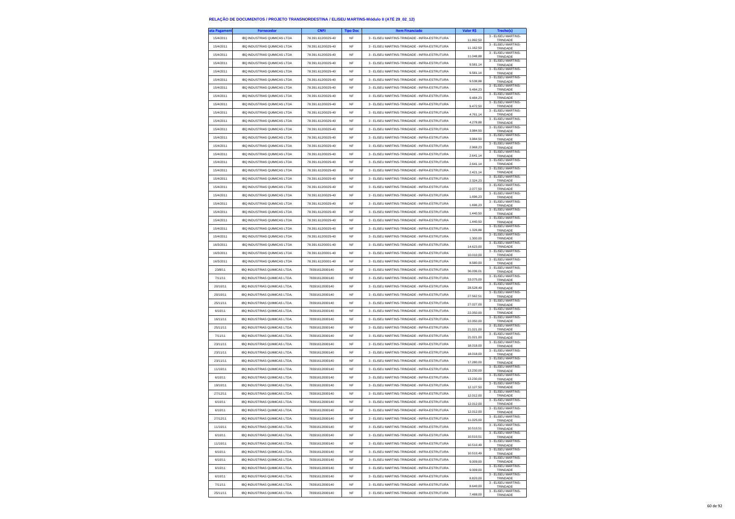**RELAÇÃO DE DOCUMENTOS / PROJETO TRANSNORDESTINA / ELISEU MARTINS-Módulo II (ATÉ 29_02_12)**

| ata Pagament | Fornecedor | CNPJ | Tipo Doc | Item Financiado | Valor R$ | Trecho(s) |
|---|---|---|---|---|---|---|
| 15/4/2011 | IBQ INDUSTRIAS QUIMICAS LTDA | 78.391.612/0029-40 | NF | 3 - ELISEU MARTINS-TRINDADE - INFRA-ESTRUTURA | 11.992,50 | 3 - ELISEU MARTINS-TRINDADE |
| 15/4/2011 | IBQ INDUSTRIAS QUIMICAS LTDA | 78.391.612/0029-40 | NF | 3 - ELISEU MARTINS-TRINDADE - INFRA-ESTRUTURA | 11.162,50 | 3 - ELISEU MARTINS-TRINDADE |
| 15/4/2011 | IBQ INDUSTRIAS QUIMICAS LTDA | 78.391.612/0029-40 | NF | 3 - ELISEU MARTINS-TRINDADE - INFRA-ESTRUTURA | 11.048,88 | 3 - ELISEU MARTINS-TRINDADE |
| 15/4/2011 | IBQ INDUSTRIAS QUIMICAS LTDA | 78.391.612/0029-40 | NF | 3 - ELISEU MARTINS-TRINDADE - INFRA-ESTRUTURA | 9.581,14 | 3 - ELISEU MARTINS-TRINDADE |
| 15/4/2011 | IBQ INDUSTRIAS QUIMICAS LTDA | 78.391.612/0029-40 | NF | 3 - ELISEU MARTINS-TRINDADE - INFRA-ESTRUTURA | 9.581,14 | 3 - ELISEU MARTINS-TRINDADE |
| 15/4/2011 | IBQ INDUSTRIAS QUIMICAS LTDA | 78.391.612/0029-40 | NF | 3 - ELISEU MARTINS-TRINDADE - INFRA-ESTRUTURA | 9.538,88 | 3 - ELISEU MARTINS-TRINDADE |
| 15/4/2011 | IBQ INDUSTRIAS QUIMICAS LTDA | 78.391.612/0029-40 | NF | 3 - ELISEU MARTINS-TRINDADE - INFRA-ESTRUTURA | 9.484,23 | 3 - ELISEU MARTINS-TRINDADE |
| 15/4/2011 | IBQ INDUSTRIAS QUIMICAS LTDA | 78.391.612/0029-40 | NF | 3 - ELISEU MARTINS-TRINDADE - INFRA-ESTRUTURA | 9.484,23 | 3 - ELISEU MARTINS-TRINDADE |
| 15/4/2011 | IBQ INDUSTRIAS QUIMICAS LTDA | 78.391.612/0029-40 | NF | 3 - ELISEU MARTINS-TRINDADE - INFRA-ESTRUTURA | 9.472,50 | 3 - ELISEU MARTINS-TRINDADE |
| 15/4/2011 | IBQ INDUSTRIAS QUIMICAS LTDA | 78.391.612/0029-40 | NF | 3 - ELISEU MARTINS-TRINDADE - INFRA-ESTRUTURA | 4.761,14 | 3 - ELISEU MARTINS-TRINDADE |
| 15/4/2011 | IBQ INDUSTRIAS QUIMICAS LTDA | 78.391.612/0029-40 | NF | 3 - ELISEU MARTINS-TRINDADE - INFRA-ESTRUTURA | 4.278,88 | 3 - ELISEU MARTINS-TRINDADE |
| 15/4/2011 | IBQ INDUSTRIAS QUIMICAS LTDA | 78.391.612/0029-40 | NF | 3 - ELISEU MARTINS-TRINDADE - INFRA-ESTRUTURA | 3.984,50 | 3 - ELISEU MARTINS-TRINDADE |
| 15/4/2011 | IBQ INDUSTRIAS QUIMICAS LTDA | 78.391.612/0029-40 | NF | 3 - ELISEU MARTINS-TRINDADE - INFRA-ESTRUTURA | 3.984,50 | 3 - ELISEU MARTINS-TRINDADE |
| 15/4/2011 | IBQ INDUSTRIAS QUIMICAS LTDA | 78.391.612/0029-40 | NF | 3 - ELISEU MARTINS-TRINDADE - INFRA-ESTRUTURA | 2.968,23 | 3 - ELISEU MARTINS-TRINDADE |
| 15/4/2011 | IBQ INDUSTRIAS QUIMICAS LTDA | 78.391.612/0029-40 | NF | 3 - ELISEU MARTINS-TRINDADE - INFRA-ESTRUTURA | 2.641,14 | 3 - ELISEU MARTINS-TRINDADE |
| 15/4/2011 | IBQ INDUSTRIAS QUIMICAS LTDA | 78.391.612/0029-40 | NF | 3 - ELISEU MARTINS-TRINDADE - INFRA-ESTRUTURA | 2.641,14 | 3 - ELISEU MARTINS-TRINDADE |
| 15/4/2011 | IBQ INDUSTRIAS QUIMICAS LTDA | 78.391.612/0029-40 | NF | 3 - ELISEU MARTINS-TRINDADE - INFRA-ESTRUTURA | 2.421,14 | 3 - ELISEU MARTINS-TRINDADE |
| 15/4/2011 | IBQ INDUSTRIAS QUIMICAS LTDA | 78.391.612/0029-40 | NF | 3 - ELISEU MARTINS-TRINDADE - INFRA-ESTRUTURA | 2.324,23 | 3 - ELISEU MARTINS-TRINDADE |
| 15/4/2011 | IBQ INDUSTRIAS QUIMICAS LTDA | 78.391.612/0029-40 | NF | 3 - ELISEU MARTINS-TRINDADE - INFRA-ESTRUTURA | 2.077,50 | 3 - ELISEU MARTINS-TRINDADE |
| 15/4/2011 | IBQ INDUSTRIAS QUIMICAS LTDA | 78.391.612/0029-40 | NF | 3 - ELISEU MARTINS-TRINDADE - INFRA-ESTRUTURA | 1.696,23 | 3 - ELISEU MARTINS-TRINDADE |
| 15/4/2011 | IBQ INDUSTRIAS QUIMICAS LTDA | 78.391.612/0029-40 | NF | 3 - ELISEU MARTINS-TRINDADE - INFRA-ESTRUTURA | 1.696,23 | 3 - ELISEU MARTINS-TRINDADE |
| 15/4/2011 | IBQ INDUSTRIAS QUIMICAS LTDA | 78.391.612/0029-40 | NF | 3 - ELISEU MARTINS-TRINDADE - INFRA-ESTRUTURA | 1.440,50 | 3 - ELISEU MARTINS-TRINDADE |
| 15/4/2011 | IBQ INDUSTRIAS QUIMICAS LTDA | 78.391.612/0029-40 | NF | 3 - ELISEU MARTINS-TRINDADE - INFRA-ESTRUTURA | 1.440,50 | 3 - ELISEU MARTINS-TRINDADE |
| 15/4/2011 | IBQ INDUSTRIAS QUIMICAS LTDA | 78.391.612/0029-40 | NF | 3 - ELISEU MARTINS-TRINDADE - INFRA-ESTRUTURA | 1.326,88 | 3 - ELISEU MARTINS-TRINDADE |
| 15/4/2011 | IBQ INDUSTRIAS QUIMICAS LTDA | 78.391.612/0029-40 | NF | 3 - ELISEU MARTINS-TRINDADE - INFRA-ESTRUTURA | 1.300,00 | 3 - ELISEU MARTINS-TRINDADE |
| 16/3/2011 | IBQ INDUSTRIAS QUIMICAS LTDA | 78.391.612/0001-40 | NF | 3 - ELISEU MARTINS-TRINDADE - INFRA-ESTRUTURA | 14.623,00 | 3 - ELISEU MARTINS-TRINDADE |
| 16/3/2011 | IBQ INDUSTRIAS QUIMICAS LTDA | 78.391.612/0001-40 | NF | 3 - ELISEU MARTINS-TRINDADE - INFRA-ESTRUTURA | 10.010,00 | 3 - ELISEU MARTINS-TRINDADE |
| 16/3/2011 | IBQ INDUSTRIAS QUIMICAS LTDA | 78.391.612/0001-40 | NF | 3 - ELISEU MARTINS-TRINDADE - INFRA-ESTRUTURA | 8.580,00 | 3 - ELISEU MARTINS-TRINDADE |
| 23/8/11 | IBQ INDUSTRIAS QUIMICAS LTDA. | 78391612000140 | NF | 3 - ELISEU MARTINS-TRINDADE - INFRA-ESTRUTURA | 36.036,01 | 3 - ELISEU MARTINS-TRINDADE |
| 7/11/11 | IBQ INDUSTRIAS QUIMICAS LTDA. | 78391612000140 | NF | 3 - ELISEU MARTINS-TRINDADE - INFRA-ESTRUTURA | 33.075,00 | 3 - ELISEU MARTINS-TRINDADE |
| 20/10/11 | IBQ INDUSTRIAS QUIMICAS LTDA. | 78391612000140 | NF | 3 - ELISEU MARTINS-TRINDADE - INFRA-ESTRUTURA | 28.528,49 | 3 - ELISEU MARTINS-TRINDADE |
| 20/10/11 | IBQ INDUSTRIAS QUIMICAS LTDA. | 78391612000140 | NF | 3 - ELISEU MARTINS-TRINDADE - INFRA-ESTRUTURA | 27.562,51 | 3 - ELISEU MARTINS-TRINDADE |
| 25/11/11 | IBQ INDUSTRIAS QUIMICAS LTDA. | 78391612000140 | NF | 3 - ELISEU MARTINS-TRINDADE - INFRA-ESTRUTURA | 27.027,00 | 3 - ELISEU MARTINS-TRINDADE |
| 6/10/11 | IBQ INDUSTRIAS QUIMICAS LTDA. | 78391612000140 | NF | 3 - ELISEU MARTINS-TRINDADE - INFRA-ESTRUTURA | 22.050,00 | 3 - ELISEU MARTINS-TRINDADE |
| 16/11/11 | IBQ INDUSTRIAS QUIMICAS LTDA. | 78391612000140 | NF | 3 - ELISEU MARTINS-TRINDADE - INFRA-ESTRUTURA | 22.050,00 | 3 - ELISEU MARTINS-TRINDADE |
| 25/11/11 | IBQ INDUSTRIAS QUIMICAS LTDA. | 78391612000140 | NF | 3 - ELISEU MARTINS-TRINDADE - INFRA-ESTRUTURA | 21.021,00 | 3 - ELISEU MARTINS-TRINDADE |
| 7/11/11 | IBQ INDUSTRIAS QUIMICAS LTDA. | 78391612000140 | NF | 3 - ELISEU MARTINS-TRINDADE - INFRA-ESTRUTURA | 21.021,00 | 3 - ELISEU MARTINS-TRINDADE |
| 23/11/11 | IBQ INDUSTRIAS QUIMICAS LTDA. | 78391612000140 | NF | 3 - ELISEU MARTINS-TRINDADE - INFRA-ESTRUTURA | 18.018,00 | 3 - ELISEU MARTINS-TRINDADE |
| 23/11/11 | IBQ INDUSTRIAS QUIMICAS LTDA. | 78391612000140 | NF | 3 - ELISEU MARTINS-TRINDADE - INFRA-ESTRUTURA | 18.018,00 | 3 - ELISEU MARTINS-TRINDADE |
| 23/11/11 | IBQ INDUSTRIAS QUIMICAS LTDA. | 78391612000140 | NF | 3 - ELISEU MARTINS-TRINDADE - INFRA-ESTRUTURA | 17.280,00 | 3 - ELISEU MARTINS-TRINDADE |
| 11/10/11 | IBQ INDUSTRIAS QUIMICAS LTDA. | 78391612000140 | NF | 3 - ELISEU MARTINS-TRINDADE - INFRA-ESTRUTURA | 13.230,00 | 3 - ELISEU MARTINS-TRINDADE |
| 6/10/11 | IBQ INDUSTRIAS QUIMICAS LTDA. | 78391612000140 | NF | 3 - ELISEU MARTINS-TRINDADE - INFRA-ESTRUTURA | 13.230,00 | 3 - ELISEU MARTINS-TRINDADE |
| 19/10/11 | IBQ INDUSTRIAS QUIMICAS LTDA. | 78391612000140 | NF | 3 - ELISEU MARTINS-TRINDADE - INFRA-ESTRUTURA | 12.127,50 | 3 - ELISEU MARTINS-TRINDADE |
| 27/12/11 | IBQ INDUSTRIAS QUIMICAS LTDA. | 78391612000140 | NF | 3 - ELISEU MARTINS-TRINDADE - INFRA-ESTRUTURA | 12.012,00 | 3 - ELISEU MARTINS-TRINDADE |
| 6/10/11 | IBQ INDUSTRIAS QUIMICAS LTDA. | 78391612000140 | NF | 3 - ELISEU MARTINS-TRINDADE - INFRA-ESTRUTURA | 12.012,00 | 3 - ELISEU MARTINS-TRINDADE |
| 6/10/11 | IBQ INDUSTRIAS QUIMICAS LTDA. | 78391612000140 | NF | 3 - ELISEU MARTINS-TRINDADE - INFRA-ESTRUTURA | 12.012,00 | 3 - ELISEU MARTINS-TRINDADE |
| 27/12/11 | IBQ INDUSTRIAS QUIMICAS LTDA. | 78391612000140 | NF | 3 - ELISEU MARTINS-TRINDADE - INFRA-ESTRUTURA | 11.025,00 | 3 - ELISEU MARTINS-TRINDADE |
| 11/10/11 | IBQ INDUSTRIAS QUIMICAS LTDA. | 78391612000140 | NF | 3 - ELISEU MARTINS-TRINDADE - INFRA-ESTRUTURA | 10.510,51 | 3 - ELISEU MARTINS-TRINDADE |
| 6/10/11 | IBQ INDUSTRIAS QUIMICAS LTDA. | 78391612000140 | NF | 3 - ELISEU MARTINS-TRINDADE - INFRA-ESTRUTURA | 10.510,51 | 3 - ELISEU MARTINS-TRINDADE |
| 11/10/11 | IBQ INDUSTRIAS QUIMICAS LTDA. | 78391612000140 | NF | 3 - ELISEU MARTINS-TRINDADE - INFRA-ESTRUTURA | 10.510,49 | 3 - ELISEU MARTINS-TRINDADE |
| 6/10/11 | IBQ INDUSTRIAS QUIMICAS LTDA. | 78391612000140 | NF | 3 - ELISEU MARTINS-TRINDADE - INFRA-ESTRUTURA | 10.510,49 | 3 - ELISEU MARTINS-TRINDADE |
| 6/10/11 | IBQ INDUSTRIAS QUIMICAS LTDA. | 78391612000140 | NF | 3 - ELISEU MARTINS-TRINDADE - INFRA-ESTRUTURA | 9.009,00 | 3 - ELISEU MARTINS-TRINDADE |
| 6/10/11 | IBQ INDUSTRIAS QUIMICAS LTDA. | 78391612000140 | NF | 3 - ELISEU MARTINS-TRINDADE - INFRA-ESTRUTURA | 9.009,00 | 3 - ELISEU MARTINS-TRINDADE |
| 6/10/11 | IBQ INDUSTRIAS QUIMICAS LTDA. | 78391612000140 | NF | 3 - ELISEU MARTINS-TRINDADE - INFRA-ESTRUTURA | 8.820,00 | 3 - ELISEU MARTINS-TRINDADE |
| 7/11/11 | IBQ INDUSTRIAS QUIMICAS LTDA. | 78391612000140 | NF | 3 - ELISEU MARTINS-TRINDADE - INFRA-ESTRUTURA | 8.640,00 | 3 - ELISEU MARTINS-TRINDADE |
| 25/11/11 | IBQ INDUSTRIAS QUIMICAS LTDA. | 78391612000140 | NF | 3 - ELISEU MARTINS-TRINDADE - INFRA-ESTRUTURA | 7.488,00 | 3 - ELISEU MARTINS-TRINDADE |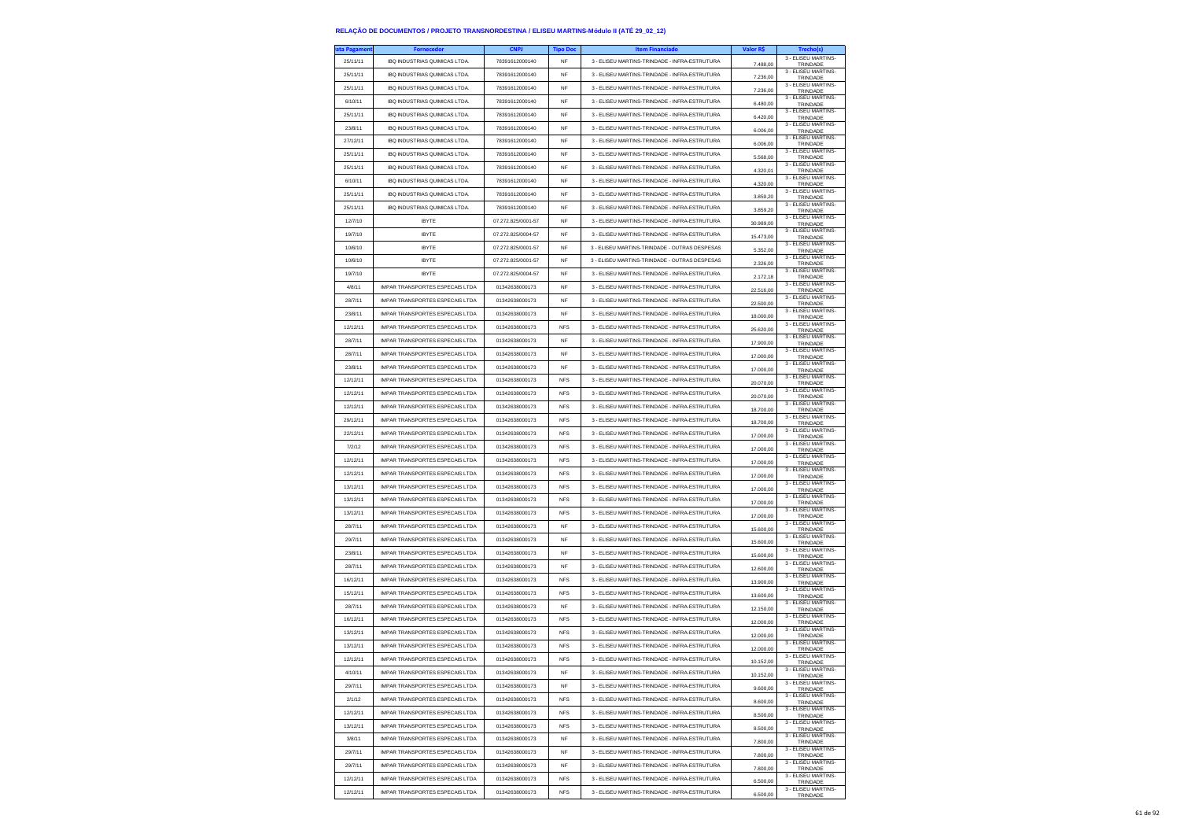# RELAÇÃO DE DOCUMENTOS / PROJETO TRANSNORDESTINA / ELISEU MARTINS-Módulo II (ATÉ 29_02_12)

| ata Pagament | Fornecedor | CNPJ | Tipo Doc | Item Financiado | Valor R$ | Trecho(s) |
|---|---|---|---|---|---|---|
| 25/11/11 | IBQ INDUSTRIAS QUIMICAS LTDA. | 78391612000140 | NF | 3 - ELISEU MARTINS-TRINDADE - INFRA-ESTRUTURA | 7.488,00 | 3 - ELISEU MARTINS-TRINDADE |
| 25/11/11 | IBQ INDUSTRIAS QUIMICAS LTDA. | 78391612000140 | NF | 3 - ELISEU MARTINS-TRINDADE - INFRA-ESTRUTURA | 7.236,00 | 3 - ELISEU MARTINS-TRINDADE |
| 25/11/11 | IBQ INDUSTRIAS QUIMICAS LTDA. | 78391612000140 | NF | 3 - ELISEU MARTINS-TRINDADE - INFRA-ESTRUTURA | 7.236,00 | 3 - ELISEU MARTINS-TRINDADE |
| 6/10/11 | IBQ INDUSTRIAS QUIMICAS LTDA. | 78391612000140 | NF | 3 - ELISEU MARTINS-TRINDADE - INFRA-ESTRUTURA | 6.480,00 | 3 - ELISEU MARTINS-TRINDADE |
| 25/11/11 | IBQ INDUSTRIAS QUIMICAS LTDA. | 78391612000140 | NF | 3 - ELISEU MARTINS-TRINDADE - INFRA-ESTRUTURA | 6.420,00 | 3 - ELISEU MARTINS-TRINDADE |
| 23/8/11 | IBQ INDUSTRIAS QUIMICAS LTDA. | 78391612000140 | NF | 3 - ELISEU MARTINS-TRINDADE - INFRA-ESTRUTURA | 6.006,00 | 3 - ELISEU MARTINS-TRINDADE |
| 27/12/11 | IBQ INDUSTRIAS QUIMICAS LTDA. | 78391612000140 | NF | 3 - ELISEU MARTINS-TRINDADE - INFRA-ESTRUTURA | 6.006,00 | 3 - ELISEU MARTINS-TRINDADE |
| 25/11/11 | IBQ INDUSTRIAS QUIMICAS LTDA. | 78391612000140 | NF | 3 - ELISEU MARTINS-TRINDADE - INFRA-ESTRUTURA | 5.568,00 | 3 - ELISEU MARTINS-TRINDADE |
| 25/11/11 | IBQ INDUSTRIAS QUIMICAS LTDA. | 78391612000140 | NF | 3 - ELISEU MARTINS-TRINDADE - INFRA-ESTRUTURA | 4.320,01 | 3 - ELISEU MARTINS-TRINDADE |
| 6/10/11 | IBQ INDUSTRIAS QUIMICAS LTDA. | 78391612000140 | NF | 3 - ELISEU MARTINS-TRINDADE - INFRA-ESTRUTURA | 4.320,00 | 3 - ELISEU MARTINS-TRINDADE |
| 25/11/11 | IBQ INDUSTRIAS QUIMICAS LTDA. | 78391612000140 | NF | 3 - ELISEU MARTINS-TRINDADE - INFRA-ESTRUTURA | 3.859,20 | 3 - ELISEU MARTINS-TRINDADE |
| 25/11/11 | IBQ INDUSTRIAS QUIMICAS LTDA. | 78391612000140 | NF | 3 - ELISEU MARTINS-TRINDADE - INFRA-ESTRUTURA | 3.859,20 | 3 - ELISEU MARTINS-TRINDADE |
| 12/7/10 | IBYTE | 07.272.825/0001-57 | NF | 3 - ELISEU MARTINS-TRINDADE - INFRA-ESTRUTURA | 30.989,00 | 3 - ELISEU MARTINS-TRINDADE |
| 19/7/10 | IBYTE | 07.272.825/0004-57 | NF | 3 - ELISEU MARTINS-TRINDADE - INFRA-ESTRUTURA | 15.473,00 | 3 - ELISEU MARTINS-TRINDADE |
| 10/6/10 | IBYTE | 07.272.825/0001-57 | NF | 3 - ELISEU MARTINS-TRINDADE - OUTRAS DESPESAS | 5.352,00 | 3 - ELISEU MARTINS-TRINDADE |
| 10/6/10 | IBYTE | 07.272.825/0001-57 | NF | 3 - ELISEU MARTINS-TRINDADE - OUTRAS DESPESAS | 2.326,00 | 3 - ELISEU MARTINS-TRINDADE |
| 19/7/10 | IBYTE | 07.272.825/0004-57 | NF | 3 - ELISEU MARTINS-TRINDADE - INFRA-ESTRUTURA | 2.172,18 | 3 - ELISEU MARTINS-TRINDADE |
| 4/8/11 | IMPAR TRANSPORTES ESPECAIS LTDA | 01342638000173 | NF | 3 - ELISEU MARTINS-TRINDADE - INFRA-ESTRUTURA | 22.516,00 | 3 - ELISEU MARTINS-TRINDADE |
| 28/7/11 | IMPAR TRANSPORTES ESPECAIS LTDA | 01342638000173 | NF | 3 - ELISEU MARTINS-TRINDADE - INFRA-ESTRUTURA | 22.500,00 | 3 - ELISEU MARTINS-TRINDADE |
| 23/8/11 | IMPAR TRANSPORTES ESPECAIS LTDA | 01342638000173 | NF | 3 - ELISEU MARTINS-TRINDADE - INFRA-ESTRUTURA | 18.000,00 | 3 - ELISEU MARTINS-TRINDADE |
| 12/12/11 | IMPAR TRANSPORTES ESPECAIS LTDA | 01342638000173 | NFS | 3 - ELISEU MARTINS-TRINDADE - INFRA-ESTRUTURA | 25.620,00 | 3 - ELISEU MARTINS-TRINDADE |
| 28/7/11 | IMPAR TRANSPORTES ESPECAIS LTDA | 01342638000173 | NF | 3 - ELISEU MARTINS-TRINDADE - INFRA-ESTRUTURA | 17.900,00 | 3 - ELISEU MARTINS-TRINDADE |
| 28/7/11 | IMPAR TRANSPORTES ESPECAIS LTDA | 01342638000173 | NF | 3 - ELISEU MARTINS-TRINDADE - INFRA-ESTRUTURA | 17.000,00 | 3 - ELISEU MARTINS-TRINDADE |
| 23/8/11 | IMPAR TRANSPORTES ESPECAIS LTDA | 01342638000173 | NF | 3 - ELISEU MARTINS-TRINDADE - INFRA-ESTRUTURA | 17.000,00 | 3 - ELISEU MARTINS-TRINDADE |
| 12/12/11 | IMPAR TRANSPORTES ESPECAIS LTDA | 01342638000173 | NFS | 3 - ELISEU MARTINS-TRINDADE - INFRA-ESTRUTURA | 20.070,00 | 3 - ELISEU MARTINS-TRINDADE |
| 12/12/11 | IMPAR TRANSPORTES ESPECAIS LTDA | 01342638000173 | NFS | 3 - ELISEU MARTINS-TRINDADE - INFRA-ESTRUTURA | 20.070,00 | 3 - ELISEU MARTINS-TRINDADE |
| 12/12/11 | IMPAR TRANSPORTES ESPECAIS LTDA | 01342638000173 | NFS | 3 - ELISEU MARTINS-TRINDADE - INFRA-ESTRUTURA | 18.700,00 | 3 - ELISEU MARTINS-TRINDADE |
| 29/12/11 | IMPAR TRANSPORTES ESPECAIS LTDA | 01342638000173 | NFS | 3 - ELISEU MARTINS-TRINDADE - INFRA-ESTRUTURA | 18.700,00 | 3 - ELISEU MARTINS-TRINDADE |
| 22/12/11 | IMPAR TRANSPORTES ESPECAIS LTDA | 01342638000173 | NFS | 3 - ELISEU MARTINS-TRINDADE - INFRA-ESTRUTURA | 17.000,00 | 3 - ELISEU MARTINS-TRINDADE |
| 7/2/12 | IMPAR TRANSPORTES ESPECAIS LTDA | 01342638000173 | NFS | 3 - ELISEU MARTINS-TRINDADE - INFRA-ESTRUTURA | 17.000,00 | 3 - ELISEU MARTINS-TRINDADE |
| 12/12/11 | IMPAR TRANSPORTES ESPECAIS LTDA | 01342638000173 | NFS | 3 - ELISEU MARTINS-TRINDADE - INFRA-ESTRUTURA | 17.000,00 | 3 - ELISEU MARTINS-TRINDADE |
| 12/12/11 | IMPAR TRANSPORTES ESPECAIS LTDA | 01342638000173 | NFS | 3 - ELISEU MARTINS-TRINDADE - INFRA-ESTRUTURA | 17.000,00 | 3 - ELISEU MARTINS-TRINDADE |
| 13/12/11 | IMPAR TRANSPORTES ESPECAIS LTDA | 01342638000173 | NFS | 3 - ELISEU MARTINS-TRINDADE - INFRA-ESTRUTURA | 17.000,00 | 3 - ELISEU MARTINS-TRINDADE |
| 13/12/11 | IMPAR TRANSPORTES ESPECAIS LTDA | 01342638000173 | NFS | 3 - ELISEU MARTINS-TRINDADE - INFRA-ESTRUTURA | 17.000,00 | 3 - ELISEU MARTINS-TRINDADE |
| 13/12/11 | IMPAR TRANSPORTES ESPECAIS LTDA | 01342638000173 | NFS | 3 - ELISEU MARTINS-TRINDADE - INFRA-ESTRUTURA | 17.000,00 | 3 - ELISEU MARTINS-TRINDADE |
| 28/7/11 | IMPAR TRANSPORTES ESPECAIS LTDA | 01342638000173 | NF | 3 - ELISEU MARTINS-TRINDADE - INFRA-ESTRUTURA | 15.600,00 | 3 - ELISEU MARTINS-TRINDADE |
| 29/7/11 | IMPAR TRANSPORTES ESPECAIS LTDA | 01342638000173 | NF | 3 - ELISEU MARTINS-TRINDADE - INFRA-ESTRUTURA | 15.600,00 | 3 - ELISEU MARTINS-TRINDADE |
| 23/8/11 | IMPAR TRANSPORTES ESPECAIS LTDA | 01342638000173 | NF | 3 - ELISEU MARTINS-TRINDADE - INFRA-ESTRUTURA | 15.600,00 | 3 - ELISEU MARTINS-TRINDADE |
| 28/7/11 | IMPAR TRANSPORTES ESPECAIS LTDA | 01342638000173 | NF | 3 - ELISEU MARTINS-TRINDADE - INFRA-ESTRUTURA | 12.600,00 | 3 - ELISEU MARTINS-TRINDADE |
| 16/12/11 | IMPAR TRANSPORTES ESPECAIS LTDA | 01342638000173 | NFS | 3 - ELISEU MARTINS-TRINDADE - INFRA-ESTRUTURA | 13.900,00 | 3 - ELISEU MARTINS-TRINDADE |
| 15/12/11 | IMPAR TRANSPORTES ESPECAIS LTDA | 01342638000173 | NFS | 3 - ELISEU MARTINS-TRINDADE - INFRA-ESTRUTURA | 13.600,00 | 3 - ELISEU MARTINS-TRINDADE |
| 28/7/11 | IMPAR TRANSPORTES ESPECAIS LTDA | 01342638000173 | NF | 3 - ELISEU MARTINS-TRINDADE - INFRA-ESTRUTURA | 12.150,00 | 3 - ELISEU MARTINS-TRINDADE |
| 16/12/11 | IMPAR TRANSPORTES ESPECAIS LTDA | 01342638000173 | NFS | 3 - ELISEU MARTINS-TRINDADE - INFRA-ESTRUTURA | 12.000,00 | 3 - ELISEU MARTINS-TRINDADE |
| 13/12/11 | IMPAR TRANSPORTES ESPECAIS LTDA | 01342638000173 | NFS | 3 - ELISEU MARTINS-TRINDADE - INFRA-ESTRUTURA | 12.000,00 | 3 - ELISEU MARTINS-TRINDADE |
| 13/12/11 | IMPAR TRANSPORTES ESPECAIS LTDA | 01342638000173 | NFS | 3 - ELISEU MARTINS-TRINDADE - INFRA-ESTRUTURA | 12.000,00 | 3 - ELISEU MARTINS-TRINDADE |
| 12/12/11 | IMPAR TRANSPORTES ESPECAIS LTDA | 01342638000173 | NFS | 3 - ELISEU MARTINS-TRINDADE - INFRA-ESTRUTURA | 10.152,00 | 3 - ELISEU MARTINS-TRINDADE |
| 4/10/11 | IMPAR TRANSPORTES ESPECAIS LTDA | 01342638000173 | NF | 3 - ELISEU MARTINS-TRINDADE - INFRA-ESTRUTURA | 10.152,00 | 3 - ELISEU MARTINS-TRINDADE |
| 29/7/11 | IMPAR TRANSPORTES ESPECAIS LTDA | 01342638000173 | NF | 3 - ELISEU MARTINS-TRINDADE - INFRA-ESTRUTURA | 9.600,00 | 3 - ELISEU MARTINS-TRINDADE |
| 2/1/12 | IMPAR TRANSPORTES ESPECAIS LTDA | 01342638000173 | NFS | 3 - ELISEU MARTINS-TRINDADE - INFRA-ESTRUTURA | 8.600,00 | 3 - ELISEU MARTINS-TRINDADE |
| 12/12/11 | IMPAR TRANSPORTES ESPECAIS LTDA | 01342638000173 | NFS | 3 - ELISEU MARTINS-TRINDADE - INFRA-ESTRUTURA | 8.500,00 | 3 - ELISEU MARTINS-TRINDADE |
| 13/12/11 | IMPAR TRANSPORTES ESPECAIS LTDA | 01342638000173 | NFS | 3 - ELISEU MARTINS-TRINDADE - INFRA-ESTRUTURA | 8.500,00 | 3 - ELISEU MARTINS-TRINDADE |
| 3/8/11 | IMPAR TRANSPORTES ESPECAIS LTDA | 01342638000173 | NF | 3 - ELISEU MARTINS-TRINDADE - INFRA-ESTRUTURA | 7.800,00 | 3 - ELISEU MARTINS-TRINDADE |
| 29/7/11 | IMPAR TRANSPORTES ESPECAIS LTDA | 01342638000173 | NF | 3 - ELISEU MARTINS-TRINDADE - INFRA-ESTRUTURA | 7.800,00 | 3 - ELISEU MARTINS-TRINDADE |
| 29/7/11 | IMPAR TRANSPORTES ESPECAIS LTDA | 01342638000173 | NF | 3 - ELISEU MARTINS-TRINDADE - INFRA-ESTRUTURA | 7.800,00 | 3 - ELISEU MARTINS-TRINDADE |
| 12/12/11 | IMPAR TRANSPORTES ESPECAIS LTDA | 01342638000173 | NFS | 3 - ELISEU MARTINS-TRINDADE - INFRA-ESTRUTURA | 6.500,00 | 3 - ELISEU MARTINS-TRINDADE |
| 12/12/11 | IMPAR TRANSPORTES ESPECAIS LTDA | 01342638000173 | NFS | 3 - ELISEU MARTINS-TRINDADE - INFRA-ESTRUTURA | 6.500,00 | 3 - ELISEU MARTINS-TRINDADE |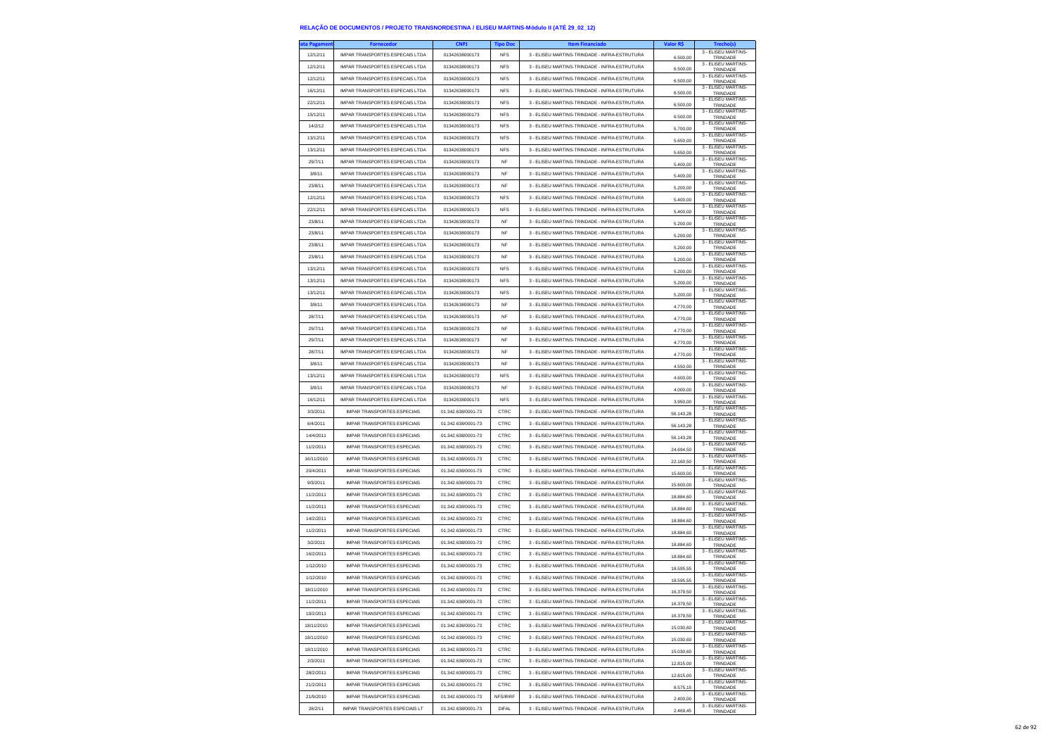## RELAÇÃO DE DOCUMENTOS / PROJETO TRANSNORDESTINA / ELISEU MARTINS-Módulo II (ATÉ 29_02_12)

| ata Pagament | Fornecedor | CNPJ | Tipo Doc | Item Financiado | Valor R$ | Trecho(s) |
|---|---|---|---|---|---|---|
| 12/12/11 | IMPAR TRANSPORTES ESPECIAIS LTDA | 01342638000173 | NFS | 3 - ELISEU MARTINS-TRINDADE - INFRA-ESTRUTURA | 6.500,00 | 3 - ELISEU MARTINS-TRINDADE |
| 12/12/11 | IMPAR TRANSPORTES ESPECIAIS LTDA | 01342638000173 | NFS | 3 - ELISEU MARTINS-TRINDADE - INFRA-ESTRUTURA | 6.500,00 | 3 - ELISEU MARTINS-TRINDADE |
| 12/12/11 | IMPAR TRANSPORTES ESPECIAIS LTDA | 01342638000173 | NFS | 3 - ELISEU MARTINS-TRINDADE - INFRA-ESTRUTURA | 6.500,00 | 3 - ELISEU MARTINS-TRINDADE |
| 16/12/11 | IMPAR TRANSPORTES ESPECIAIS LTDA | 01342638000173 | NFS | 3 - ELISEU MARTINS-TRINDADE - INFRA-ESTRUTURA | 6.500,00 | 3 - ELISEU MARTINS-TRINDADE |
| 22/12/11 | IMPAR TRANSPORTES ESPECIAIS LTDA | 01342638000173 | NFS | 3 - ELISEU MARTINS-TRINDADE - INFRA-ESTRUTURA | 6.500,00 | 3 - ELISEU MARTINS-TRINDADE |
| 15/12/11 | IMPAR TRANSPORTES ESPECIAIS LTDA | 01342638000173 | NFS | 3 - ELISEU MARTINS-TRINDADE - INFRA-ESTRUTURA | 6.500,00 | 3 - ELISEU MARTINS-TRINDADE |
| 14/2/12 | IMPAR TRANSPORTES ESPECIAIS LTDA | 01342638000173 | NFS | 3 - ELISEU MARTINS-TRINDADE - INFRA-ESTRUTURA | 5.700,00 | 3 - ELISEU MARTINS-TRINDADE |
| 13/12/11 | IMPAR TRANSPORTES ESPECIAIS LTDA | 01342638000173 | NFS | 3 - ELISEU MARTINS-TRINDADE - INFRA-ESTRUTURA | 5.650,00 | 3 - ELISEU MARTINS-TRINDADE |
| 13/12/11 | IMPAR TRANSPORTES ESPECIAIS LTDA | 01342638000173 | NFS | 3 - ELISEU MARTINS-TRINDADE - INFRA-ESTRUTURA | 5.650,00 | 3 - ELISEU MARTINS-TRINDADE |
| 29/7/11 | IMPAR TRANSPORTES ESPECIAIS LTDA | 01342638000173 | NF | 3 - ELISEU MARTINS-TRINDADE - INFRA-ESTRUTURA | 5.400,00 | 3 - ELISEU MARTINS-TRINDADE |
| 3/8/11 | IMPAR TRANSPORTES ESPECIAIS LTDA | 01342638000173 | NF | 3 - ELISEU MARTINS-TRINDADE - INFRA-ESTRUTURA | 5.400,00 | 3 - ELISEU MARTINS-TRINDADE |
| 23/8/11 | IMPAR TRANSPORTES ESPECIAIS LTDA | 01342638000173 | NF | 3 - ELISEU MARTINS-TRINDADE - INFRA-ESTRUTURA | 5.200,00 | 3 - ELISEU MARTINS-TRINDADE |
| 12/12/11 | IMPAR TRANSPORTES ESPECIAIS LTDA | 01342638000173 | NFS | 3 - ELISEU MARTINS-TRINDADE - INFRA-ESTRUTURA | 5.400,00 | 3 - ELISEU MARTINS-TRINDADE |
| 22/12/11 | IMPAR TRANSPORTES ESPECIAIS LTDA | 01342638000173 | NFS | 3 - ELISEU MARTINS-TRINDADE - INFRA-ESTRUTURA | 5.400,00 | 3 - ELISEU MARTINS-TRINDADE |
| 23/8/11 | IMPAR TRANSPORTES ESPECIAIS LTDA | 01342638000173 | NF | 3 - ELISEU MARTINS-TRINDADE - INFRA-ESTRUTURA | 5.200,00 | 3 - ELISEU MARTINS-TRINDADE |
| 23/8/11 | IMPAR TRANSPORTES ESPECIAIS LTDA | 01342638000173 | NF | 3 - ELISEU MARTINS-TRINDADE - INFRA-ESTRUTURA | 5.200,00 | 3 - ELISEU MARTINS-TRINDADE |
| 23/8/11 | IMPAR TRANSPORTES ESPECIAIS LTDA | 01342638000173 | NF | 3 - ELISEU MARTINS-TRINDADE - INFRA-ESTRUTURA | 5.200,00 | 3 - ELISEU MARTINS-TRINDADE |
| 23/8/11 | IMPAR TRANSPORTES ESPECIAIS LTDA | 01342638000173 | NF | 3 - ELISEU MARTINS-TRINDADE - INFRA-ESTRUTURA | 5.200,00 | 3 - ELISEU MARTINS-TRINDADE |
| 13/12/11 | IMPAR TRANSPORTES ESPECIAIS LTDA | 01342638000173 | NFS | 3 - ELISEU MARTINS-TRINDADE - INFRA-ESTRUTURA | 5.200,00 | 3 - ELISEU MARTINS-TRINDADE |
| 13/12/11 | IMPAR TRANSPORTES ESPECIAIS LTDA | 01342638000173 | NFS | 3 - ELISEU MARTINS-TRINDADE - INFRA-ESTRUTURA | 5.200,00 | 3 - ELISEU MARTINS-TRINDADE |
| 13/12/11 | IMPAR TRANSPORTES ESPECIAIS LTDA | 01342638000173 | NFS | 3 - ELISEU MARTINS-TRINDADE - INFRA-ESTRUTURA | 5.200,00 | 3 - ELISEU MARTINS-TRINDADE |
| 3/8/11 | IMPAR TRANSPORTES ESPECIAIS LTDA | 01342638000173 | NF | 3 - ELISEU MARTINS-TRINDADE - INFRA-ESTRUTURA | 4.770,00 | 3 - ELISEU MARTINS-TRINDADE |
| 28/7/11 | IMPAR TRANSPORTES ESPECIAIS LTDA | 01342638000173 | NF | 3 - ELISEU MARTINS-TRINDADE - INFRA-ESTRUTURA | 4.770,00 | 3 - ELISEU MARTINS-TRINDADE |
| 29/7/11 | IMPAR TRANSPORTES ESPECIAIS LTDA | 01342638000173 | NF | 3 - ELISEU MARTINS-TRINDADE - INFRA-ESTRUTURA | 4.770,00 | 3 - ELISEU MARTINS-TRINDADE |
| 29/7/11 | IMPAR TRANSPORTES ESPECIAIS LTDA | 01342638000173 | NF | 3 - ELISEU MARTINS-TRINDADE - INFRA-ESTRUTURA | 4.770,00 | 3 - ELISEU MARTINS-TRINDADE |
| 28/7/11 | IMPAR TRANSPORTES ESPECIAIS LTDA | 01342638000173 | NF | 3 - ELISEU MARTINS-TRINDADE - INFRA-ESTRUTURA | 4.770,00 | 3 - ELISEU MARTINS-TRINDADE |
| 3/8/11 | IMPAR TRANSPORTES ESPECIAIS LTDA | 01342638000173 | NF | 3 - ELISEU MARTINS-TRINDADE - INFRA-ESTRUTURA | 4.550,00 | 3 - ELISEU MARTINS-TRINDADE |
| 13/12/11 | IMPAR TRANSPORTES ESPECIAIS LTDA | 01342638000173 | NFS | 3 - ELISEU MARTINS-TRINDADE - INFRA-ESTRUTURA | 4.600,00 | 3 - ELISEU MARTINS-TRINDADE |
| 3/8/11 | IMPAR TRANSPORTES ESPECIAIS LTDA | 01342638000173 | NF | 3 - ELISEU MARTINS-TRINDADE - INFRA-ESTRUTURA | 4.000,00 | 3 - ELISEU MARTINS-TRINDADE |
| 16/12/11 | IMPAR TRANSPORTES ESPECIAIS LTDA | 01342638000173 | NFS | 3 - ELISEU MARTINS-TRINDADE - INFRA-ESTRUTURA | 3.950,00 | 3 - ELISEU MARTINS-TRINDADE |
| 3/3/2011 | IMPAR TRANSPORTES ESPECIAIS | 01.342.638/0001-73 | CTRC | 3 - ELISEU MARTINS-TRINDADE - INFRA-ESTRUTURA | 56.143,28 | 3 - ELISEU MARTINS-TRINDADE |
| 6/4/2011 | IMPAR TRANSPORTES ESPECIAIS | 01.342.638/0001-73 | CTRC | 3 - ELISEU MARTINS-TRINDADE - INFRA-ESTRUTURA | 56.143,28 | 3 - ELISEU MARTINS-TRINDADE |
| 14/4/2011 | IMPAR TRANSPORTES ESPECIAIS | 01.342.638/0001-73 | CTRC | 3 - ELISEU MARTINS-TRINDADE - INFRA-ESTRUTURA | 56.143,28 | 3 - ELISEU MARTINS-TRINDADE |
| 11/2/2011 | IMPAR TRANSPORTES ESPECIAIS | 01.342.638/0001-73 | CTRC | 3 - ELISEU MARTINS-TRINDADE - INFRA-ESTRUTURA | 24.694,50 | 3 - ELISEU MARTINS-TRINDADE |
| 16/11/2010 | IMPAR TRANSPORTES ESPECIAIS | 01.342.638/0001-73 | CTRC | 3 - ELISEU MARTINS-TRINDADE - INFRA-ESTRUTURA | 22.160,50 | 3 - ELISEU MARTINS-TRINDADE |
| 20/4/2011 | IMPAR TRANSPORTES ESPECIAIS | 01.342.638/0001-73 | CTRC | 3 - ELISEU MARTINS-TRINDADE - INFRA-ESTRUTURA | 15.600,00 | 3 - ELISEU MARTINS-TRINDADE |
| 9/3/2011 | IMPAR TRANSPORTES ESPECIAIS | 01.342.638/0001-73 | CTRC | 3 - ELISEU MARTINS-TRINDADE - INFRA-ESTRUTURA | 15.600,00 | 3 - ELISEU MARTINS-TRINDADE |
| 11/2/2011 | IMPAR TRANSPORTES ESPECIAIS | 01.342.638/0001-73 | CTRC | 3 - ELISEU MARTINS-TRINDADE - INFRA-ESTRUTURA | 18.884,60 | 3 - ELISEU MARTINS-TRINDADE |
| 11/2/2011 | IMPAR TRANSPORTES ESPECIAIS | 01.342.638/0001-73 | CTRC | 3 - ELISEU MARTINS-TRINDADE - INFRA-ESTRUTURA | 18.884,60 | 3 - ELISEU MARTINS-TRINDADE |
| 14/2/2011 | IMPAR TRANSPORTES ESPECIAIS | 01.342.638/0001-73 | CTRC | 3 - ELISEU MARTINS-TRINDADE - INFRA-ESTRUTURA | 18.884,60 | 3 - ELISEU MARTINS-TRINDADE |
| 11/2/2011 | IMPAR TRANSPORTES ESPECIAIS | 01.342.638/0001-73 | CTRC | 3 - ELISEU MARTINS-TRINDADE - INFRA-ESTRUTURA | 18.884,60 | 3 - ELISEU MARTINS-TRINDADE |
| 3/2/2011 | IMPAR TRANSPORTES ESPECIAIS | 01.342.638/0001-73 | CTRC | 3 - ELISEU MARTINS-TRINDADE - INFRA-ESTRUTURA | 18.884,60 | 3 - ELISEU MARTINS-TRINDADE |
| 16/2/2011 | IMPAR TRANSPORTES ESPECIAIS | 01.342.638/0001-73 | CTRC | 3 - ELISEU MARTINS-TRINDADE - INFRA-ESTRUTURA | 18.884,60 | 3 - ELISEU MARTINS-TRINDADE |
| 1/12/2010 | IMPAR TRANSPORTES ESPECIAIS | 01.342.638/0001-73 | CTRC | 3 - ELISEU MARTINS-TRINDADE - INFRA-ESTRUTURA | 18.595,55 | 3 - ELISEU MARTINS-TRINDADE |
| 1/12/2010 | IMPAR TRANSPORTES ESPECIAIS | 01.342.638/0001-73 | CTRC | 3 - ELISEU MARTINS-TRINDADE - INFRA-ESTRUTURA | 18.595,55 | 3 - ELISEU MARTINS-TRINDADE |
| 18/11/2010 | IMPAR TRANSPORTES ESPECIAIS | 01.342.638/0001-73 | CTRC | 3 - ELISEU MARTINS-TRINDADE - INFRA-ESTRUTURA | 16.379,50 | 3 - ELISEU MARTINS-TRINDADE |
| 11/2/2011 | IMPAR TRANSPORTES ESPECIAIS | 01.342.638/0001-73 | CTRC | 3 - ELISEU MARTINS-TRINDADE - INFRA-ESTRUTURA | 16.379,50 | 3 - ELISEU MARTINS-TRINDADE |
| 10/2/2011 | IMPAR TRANSPORTES ESPECIAIS | 01.342.638/0001-73 | CTRC | 3 - ELISEU MARTINS-TRINDADE - INFRA-ESTRUTURA | 16.379,50 | 3 - ELISEU MARTINS-TRINDADE |
| 18/11/2010 | IMPAR TRANSPORTES ESPECIAIS | 01.342.638/0001-73 | CTRC | 3 - ELISEU MARTINS-TRINDADE - INFRA-ESTRUTURA | 15.030,60 | 3 - ELISEU MARTINS-TRINDADE |
| 18/11/2010 | IMPAR TRANSPORTES ESPECIAIS | 01.342.638/0001-73 | CTRC | 3 - ELISEU MARTINS-TRINDADE - INFRA-ESTRUTURA | 15.030,60 | 3 - ELISEU MARTINS-TRINDADE |
| 18/11/2010 | IMPAR TRANSPORTES ESPECIAIS | 01.342.638/0001-73 | CTRC | 3 - ELISEU MARTINS-TRINDADE - INFRA-ESTRUTURA | 15.030,60 | 3 - ELISEU MARTINS-TRINDADE |
| 2/3/2011 | IMPAR TRANSPORTES ESPECIAIS | 01.342.638/0001-73 | CTRC | 3 - ELISEU MARTINS-TRINDADE - INFRA-ESTRUTURA | 12.815,00 | 3 - ELISEU MARTINS-TRINDADE |
| 28/2/2011 | IMPAR TRANSPORTES ESPECIAIS | 01.342.638/0001-73 | CTRC | 3 - ELISEU MARTINS-TRINDADE - INFRA-ESTRUTURA | 12.815,00 | 3 - ELISEU MARTINS-TRINDADE |
| 21/2/2011 | IMPAR TRANSPORTES ESPECIAIS | 01.342.638/0001-73 | CTRC | 3 - ELISEU MARTINS-TRINDADE - INFRA-ESTRUTURA | 8.575,15 | 3 - ELISEU MARTINS-TRINDADE |
| 21/9/2010 | IMPAR TRANSPORTES ESPECIAIS | 01.342.638/0001-73 | NFS/IRRF | 3 - ELISEU MARTINS-TRINDADE - INFRA-ESTRUTURA | 2.400,00 | 3 - ELISEU MARTINS-TRINDADE |
| 28/2/11 | IMPAR TRANSPORTES ESPECIAIS LT | 01.342.638/0001-73 | DIFAL | 3 - ELISEU MARTINS-TRINDADE - INFRA-ESTRUTURA | 2.469,45 | 3 - ELISEU MARTINS-TRINDADE |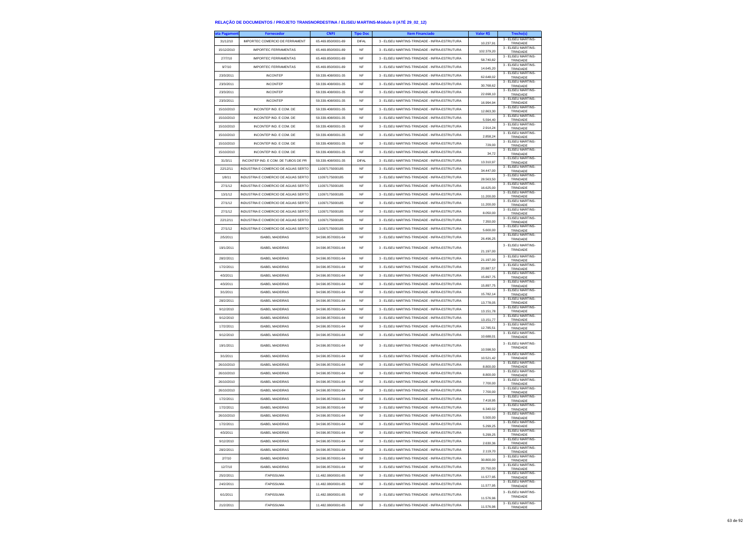## RELAÇÃO DE DOCUMENTOS / PROJETO TRANSNORDESTINA / ELISEU MARTINS-Módulo II (ATÉ 29_02_12)

| ata Pagament | Fornecedor | CNPJ | Tipo Doc | Item Financiado | Valor R$ | Trecho(s) |
|---|---|---|---|---|---|---|
| 31/12/10 | IMPORTEC COMERCIO DE FERRAMENT | 65.469.850/0001-89 | DIFAL | 3 - ELISEU MARTINS-TRINDADE - INFRA-ESTRUTURA | 10.237,91 | 3 - ELISEU MARTINS-TRINDADE |
| 15/12/2010 | IMPORTEC FERRAMENTAS | 65.469.850/0001-89 | NF | 3 - ELISEU MARTINS-TRINDADE - INFRA-ESTRUTURA | 102.379,20 | 3 - ELISEU MARTINS-TRINDADE |
| 27/7/10 | IMPORTEC FERRAMENTAS | 65.469.850/0001-89 | NF | 3 - ELISEU MARTINS-TRINDADE - INFRA-ESTRUTURA | 58.740,82 | 3 - ELISEU MARTINS-TRINDADE |
| 9/7/10 | IMPORTEC FERRAMENTAS | 65.469.850/0001-89 | NF | 3 - ELISEU MARTINS-TRINDADE - INFRA-ESTRUTURA | 14.645,20 | 3 - ELISEU MARTINS-TRINDADE |
| 23/3/2011 | INCONTEP | 59.339.408/0001-35 | NF | 3 - ELISEU MARTINS-TRINDADE - INFRA-ESTRUTURA | 62.648,02 | 3 - ELISEU MARTINS-TRINDADE |
| 23/3/2011 | INCONTEP | 59.339.408/0001-35 | NF | 3 - ELISEU MARTINS-TRINDADE - INFRA-ESTRUTURA | 30.768,62 | 3 - ELISEU MARTINS-TRINDADE |
| 23/3/2011 | INCONTEP | 59.339.408/0001-35 | NF | 3 - ELISEU MARTINS-TRINDADE - INFRA-ESTRUTURA | 22.698,10 | 3 - ELISEU MARTINS-TRINDADE |
| 23/3/2011 | INCONTEP | 59.339.408/0001-35 | NF | 3 - ELISEU MARTINS-TRINDADE - INFRA-ESTRUTURA | 16.994,94 | 3 - ELISEU MARTINS-TRINDADE |
| 15/10/2010 | INCONTEP IND. E COM. DE | 59.339.408/0001-35 | NF | 3 - ELISEU MARTINS-TRINDADE - INFRA-ESTRUTURA | 12.863,30 | 3 - ELISEU MARTINS-TRINDADE |
| 15/10/2010 | INCONTEP IND. E COM. DE | 59.339.408/0001-35 | NF | 3 - ELISEU MARTINS-TRINDADE - INFRA-ESTRUTURA | 5.594,40 | 3 - ELISEU MARTINS-TRINDADE |
| 15/10/2010 | INCONTEP IND. E COM. DE | 59.339.408/0001-35 | NF | 3 - ELISEU MARTINS-TRINDADE - INFRA-ESTRUTURA | 2.914,24 | 3 - ELISEU MARTINS-TRINDADE |
| 15/10/2010 | INCONTEP IND. E COM. DE | 59.339.408/0001-35 | NF | 3 - ELISEU MARTINS-TRINDADE - INFRA-ESTRUTURA | 2.858,24 | 3 - ELISEU MARTINS-TRINDADE |
| 15/10/2010 | INCONTEP IND. E COM. DE | 59.339.408/0001-35 | NF | 3 - ELISEU MARTINS-TRINDADE - INFRA-ESTRUTURA | 729,00 | 3 - ELISEU MARTINS-TRINDADE |
| 15/10/2010 | INCONTEP IND. E COM. DE | 59.339.408/0001-35 | NF | 3 - ELISEU MARTINS-TRINDADE - INFRA-ESTRUTURA | 34,72 | 3 - ELISEU MARTINS-TRINDADE |
| 31/3/11 | INCONTEP IND. E COM. DE TUBOS DE PR | 59.339.408/0001-35 | DIFAL | 3 - ELISEU MARTINS-TRINDADE - INFRA-ESTRUTURA | 13.310,97 | 3 - ELISEU MARTINS-TRINDADE |
| 22/12/11 | INDUSTRIA E COMERCIO DE AGUAS SERTO | 11097175000185 | NF | 3 - ELISEU MARTINS-TRINDADE - INFRA-ESTRUTURA | 34.447,00 | 3 - ELISEU MARTINS-TRINDADE |
| 1/8/11 | INDUSTRIA E COMERCIO DE AGUAS SERTO | 11097175000185 | NF | 3 - ELISEU MARTINS-TRINDADE - INFRA-ESTRUTURA | 28.563,50 | 3 - ELISEU MARTINS-TRINDADE |
| 27/1/12 | INDUSTRIA E COMERCIO DE AGUAS SERTO | 11097175000185 | NF | 3 - ELISEU MARTINS-TRINDADE - INFRA-ESTRUTURA | 16.625,00 | 3 - ELISEU MARTINS-TRINDADE |
| 13/1/12 | INDUSTRIA E COMERCIO DE AGUAS SERTO | 11097175000185 | NF | 3 - ELISEU MARTINS-TRINDADE - INFRA-ESTRUTURA | 11.200,00 | 3 - ELISEU MARTINS-TRINDADE |
| 27/1/12 | INDUSTRIA E COMERCIO DE AGUAS SERTO | 11097175000185 | NF | 3 - ELISEU MARTINS-TRINDADE - INFRA-ESTRUTURA | 11.200,00 | 3 - ELISEU MARTINS-TRINDADE |
| 27/1/12 | INDUSTRIA E COMERCIO DE AGUAS SERTO | 11097175000185 | NF | 3 - ELISEU MARTINS-TRINDADE - INFRA-ESTRUTURA | 8.050,00 | 3 - ELISEU MARTINS-TRINDADE |
| 22/12/11 | INDUSTRIA E COMERCIO DE AGUAS SERTO | 11097175000185 | NF | 3 - ELISEU MARTINS-TRINDADE - INFRA-ESTRUTURA | 7.350,00 | 3 - ELISEU MARTINS-TRINDADE |
| 27/1/12 | INDUSTRIA E COMERCIO DE AGUAS SERTO | 11097175000185 | NF | 3 - ELISEU MARTINS-TRINDADE - INFRA-ESTRUTURA | 5.600,00 | 3 - ELISEU MARTINS-TRINDADE |
| 2/5/2011 | ISABEL MADEIRAS | 34.596.957/0001-64 | NF | 3 - ELISEU MARTINS-TRINDADE - INFRA-ESTRUTURA | 26.496,25 | 3 - ELISEU MARTINS-TRINDADE |
| 19/1/2011 | ISABEL MADEIRAS | 34.596.957/0001-64 | NF | 3 - ELISEU MARTINS-TRINDADE - INFRA-ESTRUTURA | 21.197,00 | 3 - ELISEU MARTINS-TRINDADE |
| 28/2/2011 | ISABEL MADEIRAS | 34.596.957/0001-64 | NF | 3 - ELISEU MARTINS-TRINDADE - INFRA-ESTRUTURA | 21.197,00 | 3 - ELISEU MARTINS-TRINDADE |
| 17/2/2011 | ISABEL MADEIRAS | 34.596.957/0001-64 | NF | 3 - ELISEU MARTINS-TRINDADE - INFRA-ESTRUTURA | 20.887,57 | 3 - ELISEU MARTINS-TRINDADE |
| 4/3/2011 | ISABEL MADEIRAS | 34.596.957/0001-64 | NF | 3 - ELISEU MARTINS-TRINDADE - INFRA-ESTRUTURA | 15.897,75 | 3 - ELISEU MARTINS-TRINDADE |
| 4/3/2011 | ISABEL MADEIRAS | 34.596.957/0001-64 | NF | 3 - ELISEU MARTINS-TRINDADE - INFRA-ESTRUTURA | 15.897,75 | 3 - ELISEU MARTINS-TRINDADE |
| 3/1/2011 | ISABEL MADEIRAS | 34.596.957/0001-64 | NF | 3 - ELISEU MARTINS-TRINDADE - INFRA-ESTRUTURA | 15.782,14 | 3 - ELISEU MARTINS-TRINDADE |
| 28/2/2011 | ISABEL MADEIRAS | 34.596.957/0001-64 | NF | 3 - ELISEU MARTINS-TRINDADE - INFRA-ESTRUTURA | 13.778,05 | 3 - ELISEU MARTINS-TRINDADE |
| 9/12/2010 | ISABEL MADEIRAS | 34.596.957/0001-64 | NF | 3 - ELISEU MARTINS-TRINDADE - INFRA-ESTRUTURA | 13.151,78 | 3 - ELISEU MARTINS-TRINDADE |
| 9/12/2010 | ISABEL MADEIRAS | 34.596.957/0001-64 | NF | 3 - ELISEU MARTINS-TRINDADE - INFRA-ESTRUTURA | 13.151,77 | 3 - ELISEU MARTINS-TRINDADE |
| 17/2/2011 | ISABEL MADEIRAS | 34.596.957/0001-64 | NF | 3 - ELISEU MARTINS-TRINDADE - INFRA-ESTRUTURA | 12.785,51 | 3 - ELISEU MARTINS-TRINDADE |
| 9/12/2010 | ISABEL MADEIRAS | 34.596.957/0001-64 | NF | 3 - ELISEU MARTINS-TRINDADE - INFRA-ESTRUTURA | 10.688,01 | 3 - ELISEU MARTINS-TRINDADE |
| 19/1/2011 | ISABEL MADEIRAS | 34.596.957/0001-64 | NF | 3 - ELISEU MARTINS-TRINDADE - INFRA-ESTRUTURA | 10.598,50 | 3 - ELISEU MARTINS-TRINDADE |
| 3/1/2011 | ISABEL MADEIRAS | 34.596.957/0001-64 | NF | 3 - ELISEU MARTINS-TRINDADE - INFRA-ESTRUTURA | 10.521,42 | 3 - ELISEU MARTINS-TRINDADE |
| 26/10/2010 | ISABEL MADEIRAS | 34.596.957/0001-64 | NF | 3 - ELISEU MARTINS-TRINDADE - INFRA-ESTRUTURA | 8.800,00 | 3 - ELISEU MARTINS-TRINDADE |
| 26/10/2010 | ISABEL MADEIRAS | 34.596.957/0001-64 | NF | 3 - ELISEU MARTINS-TRINDADE - INFRA-ESTRUTURA | 8.800,00 | 3 - ELISEU MARTINS-TRINDADE |
| 26/10/2010 | ISABEL MADEIRAS | 34.596.957/0001-64 | NF | 3 - ELISEU MARTINS-TRINDADE - INFRA-ESTRUTURA | 7.700,00 | 3 - ELISEU MARTINS-TRINDADE |
| 26/10/2010 | ISABEL MADEIRAS | 34.596.957/0001-64 | NF | 3 - ELISEU MARTINS-TRINDADE - INFRA-ESTRUTURA | 7.700,00 | 3 - ELISEU MARTINS-TRINDADE |
| 17/2/2011 | ISABEL MADEIRAS | 34.596.957/0001-64 | NF | 3 - ELISEU MARTINS-TRINDADE - INFRA-ESTRUTURA | 7.418,95 | 3 - ELISEU MARTINS-TRINDADE |
| 17/2/2011 | ISABEL MADEIRAS | 34.596.957/0001-64 | NF | 3 - ELISEU MARTINS-TRINDADE - INFRA-ESTRUTURA | 6.340,02 | 3 - ELISEU MARTINS-TRINDADE |
| 26/10/2010 | ISABEL MADEIRAS | 34.596.957/0001-64 | NF | 3 - ELISEU MARTINS-TRINDADE - INFRA-ESTRUTURA | 5.500,00 | 3 - ELISEU MARTINS-TRINDADE |
| 17/2/2011 | ISABEL MADEIRAS | 34.596.957/0001-64 | NF | 3 - ELISEU MARTINS-TRINDADE - INFRA-ESTRUTURA | 5.299,25 | 3 - ELISEU MARTINS-TRINDADE |
| 4/3/2011 | ISABEL MADEIRAS | 34.596.957/0001-64 | NF | 3 - ELISEU MARTINS-TRINDADE - INFRA-ESTRUTURA | 5.299,25 | 3 - ELISEU MARTINS-TRINDADE |
| 9/12/2010 | ISABEL MADEIRAS | 34.596.957/0001-64 | NF | 3 - ELISEU MARTINS-TRINDADE - INFRA-ESTRUTURA | 2.630,36 | 3 - ELISEU MARTINS-TRINDADE |
| 28/2/2011 | ISABEL MADEIRAS | 34.596.957/0001-64 | NF | 3 - ELISEU MARTINS-TRINDADE - INFRA-ESTRUTURA | 2.119,70 | 3 - ELISEU MARTINS-TRINDADE |
| 2/7/10 | ISABEL MADEIRAS | 34.596.957/0001-64 | NF | 3 - ELISEU MARTINS-TRINDADE - INFRA-ESTRUTURA | 30.800,00 | 3 - ELISEU MARTINS-TRINDADE |
| 12/7/10 | ISABEL MADEIRAS | 34.596.957/0001-64 | NF | 3 - ELISEU MARTINS-TRINDADE - INFRA-ESTRUTURA | 20.750,00 | 3 - ELISEU MARTINS-TRINDADE |
| 25/2/2011 | ITAPISSUMA | 11.482.080/0001-85 | NF | 3 - ELISEU MARTINS-TRINDADE - INFRA-ESTRUTURA | 11.577,95 | 3 - ELISEU MARTINS-TRINDADE |
| 24/2/2011 | ITAPISSUMA | 11.482.080/0001-85 | NF | 3 - ELISEU MARTINS-TRINDADE - INFRA-ESTRUTURA | 11.577,95 | 3 - ELISEU MARTINS-TRINDADE |
| 6/1/2011 | ITAPISSUMA | 11.482.080/0001-85 | NF | 3 - ELISEU MARTINS-TRINDADE - INFRA-ESTRUTURA | 11.576,96 | 3 - ELISEU MARTINS-TRINDADE |
| 21/2/2011 | ITAPISSUMA | 11.482.080/0001-85 | NF | 3 - ELISEU MARTINS-TRINDADE - INFRA-ESTRUTURA | 11.576,96 | 3 - ELISEU MARTINS-TRINDADE |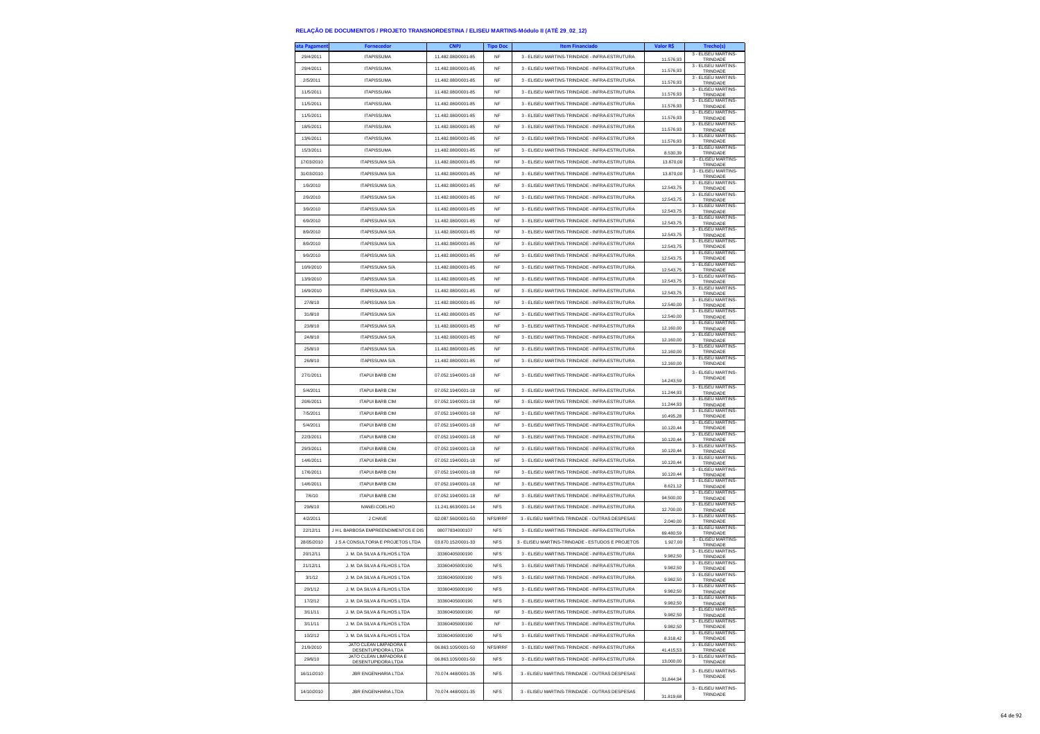# RELAÇÃO DE DOCUMENTOS / PROJETO TRANSNORDESTINA / ELISEU MARTINS-Módulo II (ATÉ 29_02_12)

| ata Pagament | Fornecedor | CNPJ | Tipo Doc | Item Financiado | Valor R$ | Trecho(s) |
|---|---|---|---|---|---|---|
| 29/4/2011 | ITAPISSUMA | 11.482.080/0001-85 | NF | 3 - ELISEU MARTINS-TRINDADE - INFRA-ESTRUTURA | 11.576,93 | 3 - ELISEU MARTINS-TRINDADE |
| 29/4/2011 | ITAPISSUMA | 11.482.080/0001-85 | NF | 3 - ELISEU MARTINS-TRINDADE - INFRA-ESTRUTURA | 11.576,93 | 3 - ELISEU MARTINS-TRINDADE |
| 2/5/2011 | ITAPISSUMA | 11.482.080/0001-85 | NF | 3 - ELISEU MARTINS-TRINDADE - INFRA-ESTRUTURA | 11.576,93 | 3 - ELISEU MARTINS-TRINDADE |
| 11/5/2011 | ITAPISSUMA | 11.482.080/0001-85 | NF | 3 - ELISEU MARTINS-TRINDADE - INFRA-ESTRUTURA | 11.576,93 | 3 - ELISEU MARTINS-TRINDADE |
| 11/5/2011 | ITAPISSUMA | 11.482.080/0001-85 | NF | 3 - ELISEU MARTINS-TRINDADE - INFRA-ESTRUTURA | 11.576,93 | 3 - ELISEU MARTINS-TRINDADE |
| 11/5/2011 | ITAPISSUMA | 11.482.080/0001-85 | NF | 3 - ELISEU MARTINS-TRINDADE - INFRA-ESTRUTURA | 11.576,93 | 3 - ELISEU MARTINS-TRINDADE |
| 18/5/2011 | ITAPISSUMA | 11.482.080/0001-85 | NF | 3 - ELISEU MARTINS-TRINDADE - INFRA-ESTRUTURA | 11.576,93 | 3 - ELISEU MARTINS-TRINDADE |
| 13/6/2011 | ITAPISSUMA | 11.482.080/0001-85 | NF | 3 - ELISEU MARTINS-TRINDADE - INFRA-ESTRUTURA | 11.576,93 | 3 - ELISEU MARTINS-TRINDADE |
| 15/3/2011 | ITAPISSUMA | 11.482.080/0001-85 | NF | 3 - ELISEU MARTINS-TRINDADE - INFRA-ESTRUTURA | 8.530,39 | 3 - ELISEU MARTINS-TRINDADE |
| 17/03/2010 | ITAPISSUMA S/A | 11.482.080/0001-85 | NF | 3 - ELISEU MARTINS-TRINDADE - INFRA-ESTRUTURA | 13.870,00 | 3 - ELISEU MARTINS-TRINDADE |
| 31/03/2010 | ITAPISSUMA S/A | 11.482.080/0001-85 | NF | 3 - ELISEU MARTINS-TRINDADE - INFRA-ESTRUTURA | 13.870,00 | 3 - ELISEU MARTINS-TRINDADE |
| 1/9/2010 | ITAPISSUMA S/A | 11.482.080/0001-85 | NF | 3 - ELISEU MARTINS-TRINDADE - INFRA-ESTRUTURA | 12.543,75 | 3 - ELISEU MARTINS-TRINDADE |
| 2/9/2010 | ITAPISSUMA S/A | 11.482.080/0001-85 | NF | 3 - ELISEU MARTINS-TRINDADE - INFRA-ESTRUTURA | 12.543,75 | 3 - ELISEU MARTINS-TRINDADE |
| 3/9/2010 | ITAPISSUMA S/A | 11.482.080/0001-85 | NF | 3 - ELISEU MARTINS-TRINDADE - INFRA-ESTRUTURA | 12.543,75 | 3 - ELISEU MARTINS-TRINDADE |
| 6/9/2010 | ITAPISSUMA S/A | 11.482.080/0001-85 | NF | 3 - ELISEU MARTINS-TRINDADE - INFRA-ESTRUTURA | 12.543,75 | 3 - ELISEU MARTINS-TRINDADE |
| 8/9/2010 | ITAPISSUMA S/A | 11.482.080/0001-85 | NF | 3 - ELISEU MARTINS-TRINDADE - INFRA-ESTRUTURA | 12.543,75 | 3 - ELISEU MARTINS-TRINDADE |
| 8/9/2010 | ITAPISSUMA S/A | 11.482.080/0001-85 | NF | 3 - ELISEU MARTINS-TRINDADE - INFRA-ESTRUTURA | 12.543,75 | 3 - ELISEU MARTINS-TRINDADE |
| 9/9/2010 | ITAPISSUMA S/A | 11.482.080/0001-85 | NF | 3 - ELISEU MARTINS-TRINDADE - INFRA-ESTRUTURA | 12.543,75 | 3 - ELISEU MARTINS-TRINDADE |
| 10/9/2010 | ITAPISSUMA S/A | 11.482.080/0001-85 | NF | 3 - ELISEU MARTINS-TRINDADE - INFRA-ESTRUTURA | 12.543,75 | 3 - ELISEU MARTINS-TRINDADE |
| 13/9/2010 | ITAPISSUMA S/A | 11.482.080/0001-85 | NF | 3 - ELISEU MARTINS-TRINDADE - INFRA-ESTRUTURA | 12.543,75 | 3 - ELISEU MARTINS-TRINDADE |
| 16/9/2010 | ITAPISSUMA S/A | 11.482.080/0001-85 | NF | 3 - ELISEU MARTINS-TRINDADE - INFRA-ESTRUTURA | 12.543,75 | 3 - ELISEU MARTINS-TRINDADE |
| 27/8/10 | ITAPISSUMA S/A | 11.482.080/0001-85 | NF | 3 - ELISEU MARTINS-TRINDADE - INFRA-ESTRUTURA | 12.540,00 | 3 - ELISEU MARTINS-TRINDADE |
| 31/8/10 | ITAPISSUMA S/A | 11.482.080/0001-85 | NF | 3 - ELISEU MARTINS-TRINDADE - INFRA-ESTRUTURA | 12.540,00 | 3 - ELISEU MARTINS-TRINDADE |
| 23/8/10 | ITAPISSUMA S/A | 11.482.080/0001-85 | NF | 3 - ELISEU MARTINS-TRINDADE - INFRA-ESTRUTURA | 12.160,00 | 3 - ELISEU MARTINS-TRINDADE |
| 24/8/10 | ITAPISSUMA S/A | 11.482.080/0001-85 | NF | 3 - ELISEU MARTINS-TRINDADE - INFRA-ESTRUTURA | 12.160,00 | 3 - ELISEU MARTINS-TRINDADE |
| 25/8/10 | ITAPISSUMA S/A | 11.482.080/0001-85 | NF | 3 - ELISEU MARTINS-TRINDADE - INFRA-ESTRUTURA | 12.160,00 | 3 - ELISEU MARTINS-TRINDADE |
| 26/8/10 | ITAPISSUMA S/A | 11.482.080/0001-85 | NF | 3 - ELISEU MARTINS-TRINDADE - INFRA-ESTRUTURA | 12.160,00 | 3 - ELISEU MARTINS-TRINDADE |
| 27/1/2011 | ITAPUI BARB CIM | 07.052.194/0001-18 | NF | 3 - ELISEU MARTINS-TRINDADE - INFRA-ESTRUTURA | 14.243,59 | 3 - ELISEU MARTINS-TRINDADE |
| 5/4/2011 | ITAPUI BARB CIM | 07.052.194/0001-18 | NF | 3 - ELISEU MARTINS-TRINDADE - INFRA-ESTRUTURA | 11.244,93 | 3 - ELISEU MARTINS-TRINDADE |
| 20/6/2011 | ITAPUI BARB CIM | 07.052.194/0001-18 | NF | 3 - ELISEU MARTINS-TRINDADE - INFRA-ESTRUTURA | 11.244,93 | 3 - ELISEU MARTINS-TRINDADE |
| 7/5/2011 | ITAPUI BARB CIM | 07.052.194/0001-18 | NF | 3 - ELISEU MARTINS-TRINDADE - INFRA-ESTRUTURA | 10.495,28 | 3 - ELISEU MARTINS-TRINDADE |
| 5/4/2011 | ITAPUI BARB CIM | 07.052.194/0001-18 | NF | 3 - ELISEU MARTINS-TRINDADE - INFRA-ESTRUTURA | 10.120,44 | 3 - ELISEU MARTINS-TRINDADE |
| 22/3/2011 | ITAPUI BARB CIM | 07.052.194/0001-18 | NF | 3 - ELISEU MARTINS-TRINDADE - INFRA-ESTRUTURA | 10.120,44 | 3 - ELISEU MARTINS-TRINDADE |
| 29/3/2011 | ITAPUI BARB CIM | 07.052.194/0001-18 | NF | 3 - ELISEU MARTINS-TRINDADE - INFRA-ESTRUTURA | 10.120,44 | 3 - ELISEU MARTINS-TRINDADE |
| 14/6/2011 | ITAPUI BARB CIM | 07.052.194/0001-18 | NF | 3 - ELISEU MARTINS-TRINDADE - INFRA-ESTRUTURA | 10.120,44 | 3 - ELISEU MARTINS-TRINDADE |
| 17/6/2011 | ITAPUI BARB CIM | 07.052.194/0001-18 | NF | 3 - ELISEU MARTINS-TRINDADE - INFRA-ESTRUTURA | 10.120,44 | 3 - ELISEU MARTINS-TRINDADE |
| 14/6/2011 | ITAPUI BARB CIM | 07.052.194/0001-18 | NF | 3 - ELISEU MARTINS-TRINDADE - INFRA-ESTRUTURA | 8.621,12 | 3 - ELISEU MARTINS-TRINDADE |
| 7/6/10 | ITAPUI BARB CIM | 07.052.194/0001-18 | NF | 3 - ELISEU MARTINS-TRINDADE - INFRA-ESTRUTURA | 94.500,00 | 3 - ELISEU MARTINS-TRINDADE |
| 29/6/10 | IVANEI COELHO | 11.241.663/0001-14 | NFS | 3 - ELISEU MARTINS-TRINDADE - INFRA-ESTRUTURA | 12.700,00 | 3 - ELISEU MARTINS-TRINDADE |
| 4/2/2011 | J CHAVE | 02.087.560/0001-50 | NFS/IRRF | 3 - ELISEU MARTINS-TRINDADE - OUTRAS DESPESAS | 2.040,00 | 3 - ELISEU MARTINS-TRINDADE |
| 22/12/11 | J H L BARBOSA EMPREENDIMENTOS E DIS | 08077834000107 | NFS | 3 - ELISEU MARTINS-TRINDADE - INFRA-ESTRUTURA | 69.480,59 | 3 - ELISEU MARTINS-TRINDADE |
| 28/05/2010 | J S A CONSULTORIA E PROJETOS LTDA | 03.870.152/0001-33 | NFS | 3 - ELISEU MARTINS-TRINDADE - ESTUDOS E PROJETOS | 1.927,00 | 3 - ELISEU MARTINS-TRINDADE |
| 20/12/11 | J. M. DA SILVA & FILHOS LTDA | 33360405000190 | NFS | 3 - ELISEU MARTINS-TRINDADE - INFRA-ESTRUTURA | 9.982,50 | 3 - ELISEU MARTINS-TRINDADE |
| 21/12/11 | J. M. DA SILVA & FILHOS LTDA | 33360405000190 | NFS | 3 - ELISEU MARTINS-TRINDADE - INFRA-ESTRUTURA | 9.982,50 | 3 - ELISEU MARTINS-TRINDADE |
| 3/1/12 | J. M. DA SILVA & FILHOS LTDA | 33360405000190 | NFS | 3 - ELISEU MARTINS-TRINDADE - INFRA-ESTRUTURA | 9.982,50 | 3 - ELISEU MARTINS-TRINDADE |
| 20/1/12 | J. M. DA SILVA & FILHOS LTDA | 33360405000190 | NFS | 3 - ELISEU MARTINS-TRINDADE - INFRA-ESTRUTURA | 9.982,50 | 3 - ELISEU MARTINS-TRINDADE |
| 17/2/12 | J. M. DA SILVA & FILHOS LTDA | 33360405000190 | NFS | 3 - ELISEU MARTINS-TRINDADE - INFRA-ESTRUTURA | 9.982,50 | 3 - ELISEU MARTINS-TRINDADE |
| 3/11/11 | J. M. DA SILVA & FILHOS LTDA | 33360405000190 | NF | 3 - ELISEU MARTINS-TRINDADE - INFRA-ESTRUTURA | 9.982,50 | 3 - ELISEU MARTINS-TRINDADE |
| 3/11/11 | J. M. DA SILVA & FILHOS LTDA | 33360405000190 | NF | 3 - ELISEU MARTINS-TRINDADE - INFRA-ESTRUTURA | 9.982,50 | 3 - ELISEU MARTINS-TRINDADE |
| 10/2/12 | J. M. DA SILVA & FILHOS LTDA | 33360405000190 | NFS | 3 - ELISEU MARTINS-TRINDADE - INFRA-ESTRUTURA | 8.318,42 | 3 - ELISEU MARTINS-TRINDADE |
| 21/9/2010 | JATO CLEAN LIMPADORA E DESENTUPIDORA LTDA | 06.863.105/0001-50 | NFS/IRRF | 3 - ELISEU MARTINS-TRINDADE - INFRA-ESTRUTURA | 41.415,53 | 3 - ELISEU MARTINS-TRINDADE |
| 29/6/10 | JATO CLEAN LIMPADORA E DESENTUPIDORA LTDA | 06.863.105/0001-50 | NFS | 3 - ELISEU MARTINS-TRINDADE - INFRA-ESTRUTURA | 13.000,00 | 3 - ELISEU MARTINS-TRINDADE |
| 16/11/2010 | JBR ENGENHARIA LTDA | 70.074.448/0001-35 | NFS | 3 - ELISEU MARTINS-TRINDADE - OUTRAS DESPESAS | 31.844,94 | 3 - ELISEU MARTINS-TRINDADE |
| 14/10/2010 | JBR ENGENHARIA LTDA | 70.074.448/0001-35 | NFS | 3 - ELISEU MARTINS-TRINDADE - OUTRAS DESPESAS | 31.819,68 | 3 - ELISEU MARTINS-TRINDADE |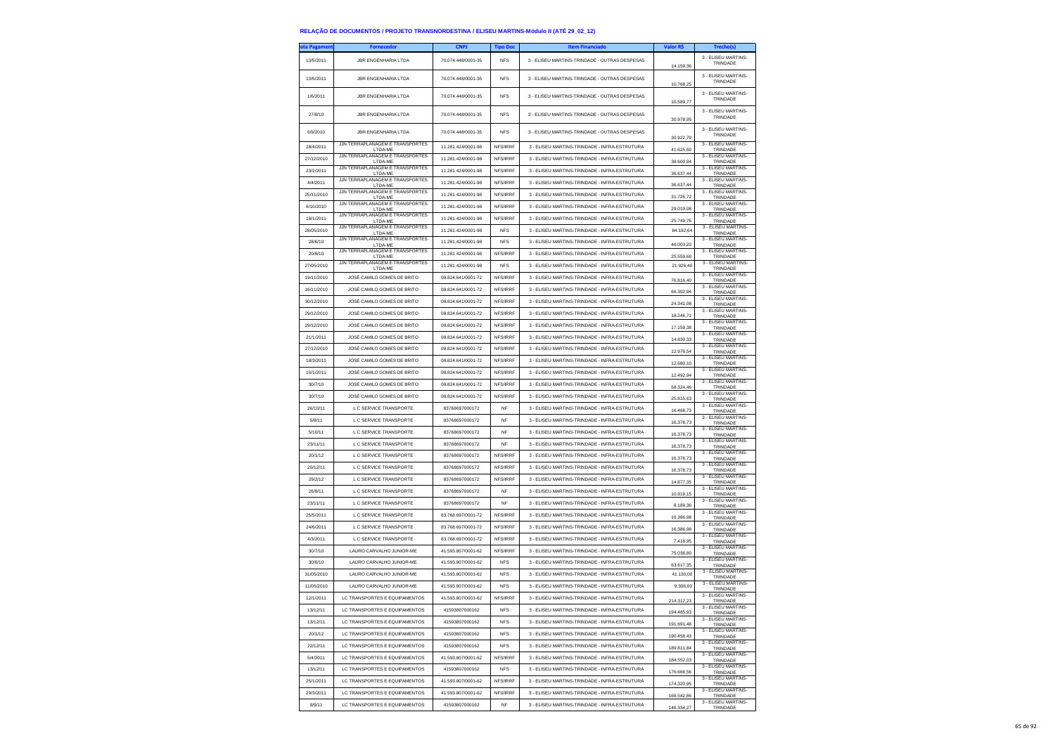## RELAÇÃO DE DOCUMENTOS / PROJETO TRANSNORDESTINA / ELISEU MARTINS-Módulo II (ATÉ 29_02_12)

| ata Pagament | Fornecedor | CNPJ | Tipo Doc | Item Financiado | Valor R$ | Trecho(s) |
|---|---|---|---|---|---|---|
| 13/5/2011 | JBR ENGENHARIA LTDA | 70.074.448/0001-35 | NFS | 3 - ELISEU MARTINS-TRINDADE - OUTRAS DESPESAS | 14.159,36 | 3 - ELISEU MARTINS-TRINDADE |
| 13/5/2011 | JBR ENGENHARIA LTDA | 70.074.448/0001-35 | NFS | 3 - ELISEU MARTINS-TRINDADE - OUTRAS DESPESAS | 10.768,25 | 3 - ELISEU MARTINS-TRINDADE |
| 1/6/2011 | JBR ENGENHARIA LTDA | 70.074.448/0001-35 | NFS | 3 - ELISEU MARTINS-TRINDADE - OUTRAS DESPESAS | 10.589,77 | 3 - ELISEU MARTINS-TRINDADE |
| 27/8/10 | JBR ENGENHARIA LTDA | 70.074.448/0001-35 | NFS | 3 - ELISEU MARTINS-TRINDADE - OUTRAS DESPESAS | 30.978,95 | 3 - ELISEU MARTINS-TRINDADE |
| 6/9/2010 | JBR ENGENHARIA LTDA | 70.074.448/0001-35 | NFS | 3 - ELISEU MARTINS-TRINDADE - OUTRAS DESPESAS | 30.922,79 | 3 - ELISEU MARTINS-TRINDADE |
| 28/4/2011 | JJN TERRAPLANAGEM E TRANSPORTES LTDA-ME | 11.281.424/0001-98 | NFS/IRRF | 3 - ELISEU MARTINS-TRINDADE - INFRA-ESTRUTURA | 41.625,60 | 3 - ELISEU MARTINS-TRINDADE |
| 27/12/2010 | JJN TERRAPLANAGEM E TRANSPORTES LTDA-ME | 11.281.424/0001-98 | NFS/IRRF | 3 - ELISEU MARTINS-TRINDADE - INFRA-ESTRUTURA | 38.600,94 | 3 - ELISEU MARTINS-TRINDADE |
| 23/2/2011 | JJN TERRAPLANAGEM E TRANSPORTES LTDA-ME | 11.281.424/0001-98 | NFS/IRRF | 3 - ELISEU MARTINS-TRINDADE - INFRA-ESTRUTURA | 36.637,44 | 3 - ELISEU MARTINS-TRINDADE |
| 4/4/2011 | JJN TERRAPLANAGEM E TRANSPORTES LTDA-ME | 11.281.424/0001-98 | NFS/IRRF | 3 - ELISEU MARTINS-TRINDADE - INFRA-ESTRUTURA | 36.637,44 | 3 - ELISEU MARTINS-TRINDADE |
| 25/11/2010 | JJN TERRAPLANAGEM E TRANSPORTES LTDA-ME | 11.281.424/0001-98 | NFS/IRRF | 3 - ELISEU MARTINS-TRINDADE - INFRA-ESTRUTURA | 31.726,72 | 3 - ELISEU MARTINS-TRINDADE |
| 6/10/2010 | JJN TERRAPLANAGEM E TRANSPORTES LTDA-ME | 11.281.424/0001-98 | NFS/IRRF | 3 - ELISEU MARTINS-TRINDADE - INFRA-ESTRUTURA | 29.019,08 | 3 - ELISEU MARTINS-TRINDADE |
| 18/1/2011 | JJN TERRAPLANAGEM E TRANSPORTES LTDA-ME | 11.281.424/0001-98 | NFS/IRRF | 3 - ELISEU MARTINS-TRINDADE - INFRA-ESTRUTURA | 25.749,76 | 3 - ELISEU MARTINS-TRINDADE |
| 28/05/2010 | JJN TERRAPLANAGEM E TRANSPORTES LTDA-ME | 11.281.424/0001-98 | NFS | 3 - ELISEU MARTINS-TRINDADE - INFRA-ESTRUTURA | 84.192,64 | 3 - ELISEU MARTINS-TRINDADE |
| 28/6/10 | JJN TERRAPLANAGEM E TRANSPORTES LTDA-ME | 11.281.424/0001-98 | NFS | 3 - ELISEU MARTINS-TRINDADE - INFRA-ESTRUTURA | 46.003,20 | 3 - ELISEU MARTINS-TRINDADE |
| 20/8/10 | JJN TERRAPLANAGEM E TRANSPORTES LTDA-ME | 11.281.424/0001-98 | NFS/IRRF | 3 - ELISEU MARTINS-TRINDADE - INFRA-ESTRUTURA | 25.559,68 | 3 - ELISEU MARTINS-TRINDADE |
| 27/05/2010 | JJN TERRAPLANAGEM E TRANSPORTES LTDA-ME | 11.281.424/0001-98 | NFS | 3 - ELISEU MARTINS-TRINDADE - INFRA-ESTRUTURA | 21.926,40 | 3 - ELISEU MARTINS-TRINDADE |
| 19/11/2010 | JOSÉ CAMILO GOMES DE BRITO | 08.824.641/0001-72 | NFS/IRRF | 3 - ELISEU MARTINS-TRINDADE - INFRA-ESTRUTURA | 76.816,40 | 3 - ELISEU MARTINS-TRINDADE |
| 16/11/2010 | JOSÉ CAMILO GOMES DE BRITO | 08.824.641/0001-72 | NFS/IRRF | 3 - ELISEU MARTINS-TRINDADE - INFRA-ESTRUTURA | 66.302,94 | 3 - ELISEU MARTINS-TRINDADE |
| 30/12/2010 | JOSÉ CAMILO GOMES DE BRITO | 08.824.641/0001-72 | NFS/IRRF | 3 - ELISEU MARTINS-TRINDADE - INFRA-ESTRUTURA | 24.341,08 | 3 - ELISEU MARTINS-TRINDADE |
| 29/12/2010 | JOSÉ CAMILO GOMES DE BRITO | 08.824.641/0001-72 | NFS/IRRF | 3 - ELISEU MARTINS-TRINDADE - INFRA-ESTRUTURA | 18.246,71 | 3 - ELISEU MARTINS-TRINDADE |
| 29/12/2010 | JOSÉ CAMILO GOMES DE BRITO | 08.824.641/0001-72 | NFS/IRRF | 3 - ELISEU MARTINS-TRINDADE - INFRA-ESTRUTURA | 17.159,38 | 3 - ELISEU MARTINS-TRINDADE |
| 21/1/2011 | JOSÉ CAMILO GOMES DE BRITO | 08.824.641/0001-72 | NFS/IRRF | 3 - ELISEU MARTINS-TRINDADE - INFRA-ESTRUTURA | 14.830,33 | 3 - ELISEU MARTINS-TRINDADE |
| 27/12/2010 | JOSÉ CAMILO GOMES DE BRITO | 08.824.641/0001-72 | NFS/IRRF | 3 - ELISEU MARTINS-TRINDADE - INFRA-ESTRUTURA | 12.976,54 | 3 - ELISEU MARTINS-TRINDADE |
| 18/3/2011 | JOSÉ CAMILO GOMES DE BRITO | 08.824.641/0001-72 | NFS/IRRF | 3 - ELISEU MARTINS-TRINDADE - INFRA-ESTRUTURA | 12.680,10 | 3 - ELISEU MARTINS-TRINDADE |
| 10/1/2011 | JOSÉ CAMILO GOMES DE BRITO | 08.824.641/0001-72 | NFS/IRRF | 3 - ELISEU MARTINS-TRINDADE - INFRA-ESTRUTURA | 12.492,94 | 3 - ELISEU MARTINS-TRINDADE |
| 30/7/10 | JOSÉ CAMILO GOMES DE BRITO | 08.824.641/0001-72 | NFS/IRRF | 3 - ELISEU MARTINS-TRINDADE - INFRA-ESTRUTURA | 58.324,46 | 3 - ELISEU MARTINS-TRINDADE |
| 30/7/10 | JOSÉ CAMILO GOMES DE BRITO | 08.824.641/0001-72 | NFS/IRRF | 3 - ELISEU MARTINS-TRINDADE - INFRA-ESTRUTURA | 25.815,63 | 3 - ELISEU MARTINS-TRINDADE |
| 26/10/11 | L C SERVICE TRANSPORTE | 83768697000172 | NF | 3 - ELISEU MARTINS-TRINDADE - INFRA-ESTRUTURA | 16.468,73 | 3 - ELISEU MARTINS-TRINDADE |
| 5/8/11 | L C SERVICE TRANSPORTE | 83768697000172 | NF | 3 - ELISEU MARTINS-TRINDADE - INFRA-ESTRUTURA | 16.378,73 | 3 - ELISEU MARTINS-TRINDADE |
| 5/10/11 | L C SERVICE TRANSPORTE | 83768697000172 | NF | 3 - ELISEU MARTINS-TRINDADE - INFRA-ESTRUTURA | 16.378,73 | 3 - ELISEU MARTINS-TRINDADE |
| 23/11/11 | L C SERVICE TRANSPORTE | 83768697000172 | NF | 3 - ELISEU MARTINS-TRINDADE - INFRA-ESTRUTURA | 16.378,73 | 3 - ELISEU MARTINS-TRINDADE |
| 20/1/12 | L C SERVICE TRANSPORTE | 83768697000172 | NFS/IRRF | 3 - ELISEU MARTINS-TRINDADE - INFRA-ESTRUTURA | 16.378,73 | 3 - ELISEU MARTINS-TRINDADE |
| 20/12/11 | L C SERVICE TRANSPORTE | 83768697000172 | NFS/IRRF | 3 - ELISEU MARTINS-TRINDADE - INFRA-ESTRUTURA | 16.378,73 | 3 - ELISEU MARTINS-TRINDADE |
| 29/2/12 | L C SERVICE TRANSPORTE | 83768697000172 | NFS/IRRF | 3 - ELISEU MARTINS-TRINDADE - INFRA-ESTRUTURA | 14.877,35 | 3 - ELISEU MARTINS-TRINDADE |
| 26/8/11 | L C SERVICE TRANSPORTE | 83768697000172 | NF | 3 - ELISEU MARTINS-TRINDADE - INFRA-ESTRUTURA | 10.919,15 | 3 - ELISEU MARTINS-TRINDADE |
| 23/11/11 | L C SERVICE TRANSPORTE | 83768697000172 | NF | 3 - ELISEU MARTINS-TRINDADE - INFRA-ESTRUTURA | 8.189,36 | 3 - ELISEU MARTINS-TRINDADE |
| 25/5/2011 | L C SERVICE TRANSPORTE | 83.768.697/0001-72 | NFS/IRRF | 3 - ELISEU MARTINS-TRINDADE - INFRA-ESTRUTURA | 16.386,98 | 3 - ELISEU MARTINS-TRINDADE |
| 24/6/2011 | L C SERVICE TRANSPORTE | 83.768.697/0001-72 | NFS/IRRF | 3 - ELISEU MARTINS-TRINDADE - INFRA-ESTRUTURA | 16.386,98 | 3 - ELISEU MARTINS-TRINDADE |
| 4/3/2011 | L C SERVICE TRANSPORTE | 83.768.697/0001-72 | NFS/IRRF | 3 - ELISEU MARTINS-TRINDADE - INFRA-ESTRUTURA | 7.418,95 | 3 - ELISEU MARTINS-TRINDADE |
| 30/7/10 | LAURO CARVALHO JUNIOR-ME | 41.593.807/0001-62 | NFS/IRRF | 3 - ELISEU MARTINS-TRINDADE - INFRA-ESTRUTURA | 75.036,80 | 3 - ELISEU MARTINS-TRINDADE |
| 30/6/10 | LAURO CARVALHO JUNIOR-ME | 41.593.807/0001-62 | NFS | 3 - ELISEU MARTINS-TRINDADE - INFRA-ESTRUTURA | 63.617,35 | 3 - ELISEU MARTINS-TRINDADE |
| 31/05/2010 | LAURO CARVALHO JUNIOR-ME | 41.593.807/0001-62 | NFS | 3 - ELISEU MARTINS-TRINDADE - INFRA-ESTRUTURA | 41.130,00 | 3 - ELISEU MARTINS-TRINDADE |
| 11/05/2010 | LAURO CARVALHO JUNIOR-ME | 41.593.807/0001-62 | NFS | 3 - ELISEU MARTINS-TRINDADE - INFRA-ESTRUTURA | 9.306,00 | 3 - ELISEU MARTINS-TRINDADE |
| 12/1/2011 | LC TRANSPORTES E EQUIPAMENTOS | 41.593.807/0001-62 | NFS/IRRF | 3 - ELISEU MARTINS-TRINDADE - INFRA-ESTRUTURA | 214.312,23 | 3 - ELISEU MARTINS-TRINDADE |
| 13/12/11 | LC TRANSPORTES E EQUIPAMENTOS | 41593807000162 | NFS | 3 - ELISEU MARTINS-TRINDADE - INFRA-ESTRUTURA | 194.485,93 | 3 - ELISEU MARTINS-TRINDADE |
| 13/12/11 | LC TRANSPORTES E EQUIPAMENTOS | 41593807000162 | NFS | 3 - ELISEU MARTINS-TRINDADE - INFRA-ESTRUTURA | 191.691,48 | 3 - ELISEU MARTINS-TRINDADE |
| 20/1/12 | LC TRANSPORTES E EQUIPAMENTOS | 41593807000162 | NFS | 3 - ELISEU MARTINS-TRINDADE - INFRA-ESTRUTURA | 190.458,43 | 3 - ELISEU MARTINS-TRINDADE |
| 22/12/11 | LC TRANSPORTES E EQUIPAMENTOS | 41593807000162 | NFS | 3 - ELISEU MARTINS-TRINDADE - INFRA-ESTRUTURA | 189.811,84 | 3 - ELISEU MARTINS-TRINDADE |
| 5/4/2011 | LC TRANSPORTES E EQUIPAMENTOS | 41.593.807/0001-62 | NFS/IRRF | 3 - ELISEU MARTINS-TRINDADE - INFRA-ESTRUTURA | 184.552,03 | 3 - ELISEU MARTINS-TRINDADE |
| 13/12/11 | LC TRANSPORTES E EQUIPAMENTOS | 41593807000162 | NFS | 3 - ELISEU MARTINS-TRINDADE - INFRA-ESTRUTURA | 176.666,56 | 3 - ELISEU MARTINS-TRINDADE |
| 25/1/2011 | LC TRANSPORTES E EQUIPAMENTOS | 41.593.807/0001-62 | NFS/IRRF | 3 - ELISEU MARTINS-TRINDADE - INFRA-ESTRUTURA | 174.320,95 | 3 - ELISEU MARTINS-TRINDADE |
| 29/3/2011 | LC TRANSPORTES E EQUIPAMENTOS | 41.593.807/0001-62 | NFS/IRRF | 3 - ELISEU MARTINS-TRINDADE - INFRA-ESTRUTURA | 168.542,86 | 3 - ELISEU MARTINS-TRINDADE |
| 9/9/11 | LC TRANSPORTES E EQUIPAMENTOS | 41593807000162 | NF | 3 - ELISEU MARTINS-TRINDADE - INFRA-ESTRUTURA | 146.334,27 | 3 - ELISEU MARTINS-TRINDADE |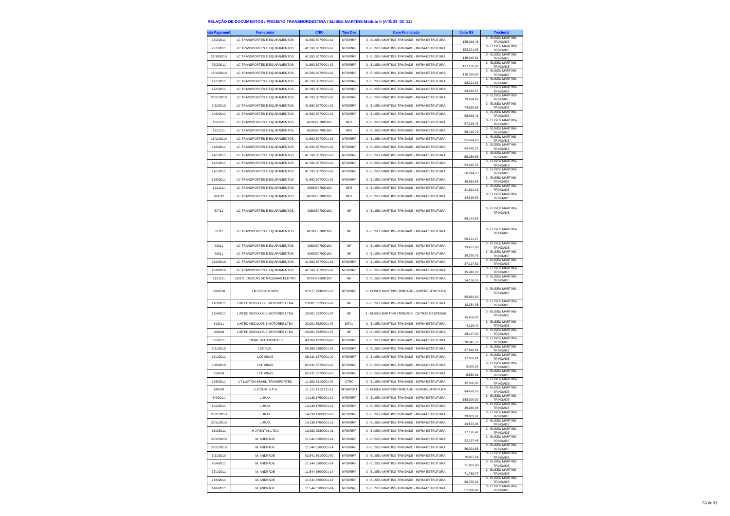## RELAÇÃO DE DOCUMENTOS / PROJETO TRANSNORDESTINA / ELISEU MARTINS-Módulo II (ATÉ 29_02_12)

| ata Pagament | Fornecedor | CNPJ | Tipo Doc | Item Financiado | Valor R$ | Trecho(s) |
|---|---|---|---|---|---|---|
| 25/2/2011 | LC TRANSPORTES E EQUIPAMENTOS | 41.593.807/0001-62 | NFS/IRRF | 3 - ELISEU MARTINS-TRINDADE - INFRA-ESTRUTURA | 155.018,48 | 3 - ELISEU MARTINS-TRINDADE |
| 25/2/2011 | LC TRANSPORTES E EQUIPAMENTOS | 41.593.807/0001-62 | NFS/IRRF | 3 - ELISEU MARTINS-TRINDADE - INFRA-ESTRUTURA | 153.221,96 | 3 - ELISEU MARTINS-TRINDADE |
| 26/10/2010 | LC TRANSPORTES E EQUIPAMENTOS | 41.593.807/0001-62 | NFS/IRRF | 3 - ELISEU MARTINS-TRINDADE - INFRA-ESTRUTURA | 145.945,51 | 3 - ELISEU MARTINS-TRINDADE |
| 25/2/2011 | LC TRANSPORTES E EQUIPAMENTOS | 41.593.807/0001-62 | NFS/IRRF | 3 - ELISEU MARTINS-TRINDADE - INFRA-ESTRUTURA | 117.130,00 | 3 - ELISEU MARTINS-TRINDADE |
| 16/12/2010 | LC TRANSPORTES E EQUIPAMENTOS | 41.593.807/0001-62 | NFS/IRRF | 3 - ELISEU MARTINS-TRINDADE - INFRA-ESTRUTURA | 110.335,80 | 3 - ELISEU MARTINS-TRINDADE |
| 12/1/2011 | LC TRANSPORTES E EQUIPAMENTOS | 41.593.807/0001-62 | NFS/IRRF | 3 - ELISEU MARTINS-TRINDADE - INFRA-ESTRUTURA | 98.221,02 | 3 - ELISEU MARTINS-TRINDADE |
| 12/5/2011 | LC TRANSPORTES E EQUIPAMENTOS | 41.593.807/0001-62 | NFS/IRRF | 3 - ELISEU MARTINS-TRINDADE - INFRA-ESTRUTURA | 93.032,67 | 3 - ELISEU MARTINS-TRINDADE |
| 26/11/2010 | LC TRANSPORTES E EQUIPAMENTOS | 41.593.807/0001-62 | NFS/IRRF | 3 - ELISEU MARTINS-TRINDADE - INFRA-ESTRUTURA | 79.974,82 | 3 - ELISEU MARTINS-TRINDADE |
| 2/12/2010 | LC TRANSPORTES E EQUIPAMENTOS | 41.593.807/0001-62 | NFS/IRRF | 3 - ELISEU MARTINS-TRINDADE - INFRA-ESTRUTURA | 74.659,68 | 3 - ELISEU MARTINS-TRINDADE |
| 24/6/2011 | LC TRANSPORTES E EQUIPAMENTOS | 41.593.807/0001-62 | NFS/IRRF | 3 - ELISEU MARTINS-TRINDADE - INFRA-ESTRUTURA | 68.538,42 | 3 - ELISEU MARTINS-TRINDADE |
| 13/12/11 | LC TRANSPORTES E EQUIPAMENTOS | 41593807000162 | NFS | 3 - ELISEU MARTINS-TRINDADE - INFRA-ESTRUTURA | 67.219,41 | 3 - ELISEU MARTINS-TRINDADE |
| 12/12/11 | LC TRANSPORTES E EQUIPAMENTOS | 41593807000162 | NFS | 3 - ELISEU MARTINS-TRINDADE - INFRA-ESTRUTURA | 66.716,72 | 3 - ELISEU MARTINS-TRINDADE |
| 16/11/2010 | LC TRANSPORTES E EQUIPAMENTOS | 41.593.807/0001-62 | NFS/IRRF | 3 - ELISEU MARTINS-TRINDADE - INFRA-ESTRUTURA | 65.624,28 | 3 - ELISEU MARTINS-TRINDADE |
| 24/6/2011 | LC TRANSPORTES E EQUIPAMENTOS | 41.593.807/0001-62 | NFS/IRRF | 3 - ELISEU MARTINS-TRINDADE - INFRA-ESTRUTURA | 65.480,23 | 3 - ELISEU MARTINS-TRINDADE |
| 24/1/2011 | LC TRANSPORTES E EQUIPAMENTOS | 41.593.807/0001-62 | NFS/IRRF | 3 - ELISEU MARTINS-TRINDADE - INFRA-ESTRUTURA | 58.256,88 | 3 - ELISEU MARTINS-TRINDADE |
| 12/5/2011 | LC TRANSPORTES E EQUIPAMENTOS | 41.593.807/0001-62 | NFS/IRRF | 3 - ELISEU MARTINS-TRINDADE - INFRA-ESTRUTURA | 52.216,23 | 3 - ELISEU MARTINS-TRINDADE |
| 21/1/2011 | LC TRANSPORTES E EQUIPAMENTOS | 41.593.807/0001-62 | NFS/IRRF | 3 - ELISEU MARTINS-TRINDADE - INFRA-ESTRUTURA | 50.294,70 | 3 - ELISEU MARTINS-TRINDADE |
| 12/5/2011 | LC TRANSPORTES E EQUIPAMENTOS | 41.593.807/0001-62 | NFS/IRRF | 3 - ELISEU MARTINS-TRINDADE - INFRA-ESTRUTURA | 48.983,55 | 3 - ELISEU MARTINS-TRINDADE |
| 12/12/11 | LC TRANSPORTES E EQUIPAMENTOS | 41593807000162 | NFS | 3 - ELISEU MARTINS-TRINDADE - INFRA-ESTRUTURA | 81.912,13 | 3 - ELISEU MARTINS-TRINDADE |
| 20/1/12 | LC TRANSPORTES E EQUIPAMENTOS | 41593807000162 | NFS | 3 - ELISEU MARTINS-TRINDADE - INFRA-ESTRUTURA | 34.615,89 | 3 - ELISEU MARTINS-TRINDADE |
| 5/7/11 | LC TRANSPORTES E EQUIPAMENTOS | 41593807000162 | NF | 3 - ELISEU MARTINS-TRINDADE - INFRA-ESTRUTURA | 56.143,56 | 3 - ELISEU MARTINS-TRINDADE |
| 5/7/11 | LC TRANSPORTES E EQUIPAMENTOS | 41593807000162 | NF | 3 - ELISEU MARTINS-TRINDADE - INFRA-ESTRUTURA | 50.121,27 | 3 - ELISEU MARTINS-TRINDADE |
| 9/9/11 | LC TRANSPORTES E EQUIPAMENTOS | 41593807000162 | NF | 3 - ELISEU MARTINS-TRINDADE - INFRA-ESTRUTURA | 39.437,98 | 3 - ELISEU MARTINS-TRINDADE |
| 9/9/11 | LC TRANSPORTES E EQUIPAMENTOS | 41593807000162 | NF | 3 - ELISEU MARTINS-TRINDADE - INFRA-ESTRUTURA | 39.376,75 | 3 - ELISEU MARTINS-TRINDADE |
| 29/9/2010 | LC TRANSPORTES E EQUIPAMENTOS | 41.593.807/0001-62 | NFS/IRRF | 3 - ELISEU MARTINS-TRINDADE - INFRA-ESTRUTURA | 37.127,52 | 3 - ELISEU MARTINS-TRINDADE |
| 16/9/2010 | LC TRANSPORTES E EQUIPAMENTOS | 41.593.807/0001-62 | NFS/IRRF | 3 - ELISEU MARTINS-TRINDADE - INFRA-ESTRUTURA | 15.040,00 | 3 - ELISEU MARTINS-TRINDADE |
| 21/12/11 | LIDER LOCACAO DE MAQUINAS ELETRO | 07234995000102 | NF | 3 - ELISEU MARTINS-TRINDADE - INFRA-ESTRUTURA | 54.108,18 | 3 - ELISEU MARTINS-TRINDADE |
| 3/9/2010 | LIK EDIFICACOES | 07.877.793/0001-70 | NFS/IRRF | 3 - ELISEU MARTINS-TRINDADE - SUPERESTRUTURA | 55.883,00 | 3 - ELISEU MARTINS-TRINDADE |
| 11/3/2011 | LINTEC VEICULOS E MOTORES LTDA | 23.001.852/0001-07 | NF | 3 - ELISEU MARTINS-TRINDADE - INFRA-ESTRUTURA | 42.154,08 | 3 - ELISEU MARTINS-TRINDADE |
| 13/4/2011 | LINTEC VEICULOS E MOTORES LTDA | 23.001.852/0001-07 | NF | 3 - ELISEU MARTINS-TRINDADE - OUTRAS DESPESAS | 15.400,00 | 3 - ELISEU MARTINS-TRINDADE |
| 31/3/11 | LINTEC VEICULOS E MOTORES LTDA | 23.001.852/0001-07 | DIFAL | 3 - ELISEU MARTINS-TRINDADE - INFRA-ESTRUTURA | 4.215,40 | 3 - ELISEU MARTINS-TRINDADE |
| 26/8/10 | LINTEC VEICULOS E MOTORES LTDA | 23.001.852/0001-07 | NF | 3 - ELISEU MARTINS-TRINDADE - INFRA-ESTRUTURA | 29.427,00 | 3 - ELISEU MARTINS-TRINDADE |
| 5/5/2011 | LOCAR TRANSPORTES | 43.368.422/0020-90 | NFS/IRRF | 3 - ELISEU MARTINS-TRINDADE - INFRA-ESTRUTURA | 320.845,50 | 3 - ELISEU MARTINS-TRINDADE |
| 3/11/2010 | LOCAVEL | 00.388.838/0001-02 | NFS/IRRF | 3 - ELISEU MARTINS-TRINDADE - INFRA-ESTRUTURA | 37.819,61 | 3 - ELISEU MARTINS-TRINDADE |
| 19/1/2011 | LOCMINAS | 05.231.827/0001-20 | NFS/IRRF | 3 - ELISEU MARTINS-TRINDADE - INFRA-ESTRUTURA | 17.666,01 | 3 - ELISEU MARTINS-TRINDADE |
| 8/10/2010 | LOCMINAS | 05.231.827/0001-20 | NFS/IRRF | 3 - ELISEU MARTINS-TRINDADE - INFRA-ESTRUTURA | 9.000,02 | 3 - ELISEU MARTINS-TRINDADE |
| 31/8/10 | LOCMINAS | 05.231.827/0001-20 | NFS/IRRF | 3 - ELISEU MARTINS-TRINDADE - INFRA-ESTRUTURA | 5.550,01 | 3 - ELISEU MARTINS-TRINDADE |
| 12/5/2011 | LT LUXTON BRASIL TRANSPORTES | 11.393.631/0001-34 | CTRC | 3 - ELISEU MARTINS-TRINDADE - INFRA-ESTRUTURA | 12.500,00 | 3 - ELISEU MARTINS-TRINDADE |
| 14/6/10 | LUCCHINI S.P.A | 11.111.111/1111-11 | NF IMPORT | 3 - ELISEU MARTINS-TRINDADE - SUPERESTRUTURA | 84.429,58 | 3 - ELISEU MARTINS-TRINDADE |
| 6/4/2011 | LUMAX | 14.138.176/0001-19 | NFS/IRRF | 3 - ELISEU MARTINS-TRINDADE - INFRA-ESTRUTURA | 158.000,00 | 3 - ELISEU MARTINS-TRINDADE |
| 10/2/2011 | LUMAX | 14.138.176/0001-19 | NFS/IRRF | 3 - ELISEU MARTINS-TRINDADE - INFRA-ESTRUTURA | 39.936,06 | 3 - ELISEU MARTINS-TRINDADE |
| 26/11/2010 | LUMAX | 14.138.176/0001-19 | NFS/IRRF | 3 - ELISEU MARTINS-TRINDADE - INFRA-ESTRUTURA | 39.003,02 | 3 - ELISEU MARTINS-TRINDADE |
| 30/11/2010 | LUMAX | 14.138.176/0001-19 | NFS/IRRF | 3 - ELISEU MARTINS-TRINDADE - INFRA-ESTRUTURA | 13.873,98 | 3 - ELISEU MARTINS-TRINDADE |
| 15/3/2011 | M J RENTAL LTDA | 12.983.253/0001-01 | NFS/IRRF | 3 - ELISEU MARTINS-TRINDADE - INFRA-ESTRUTURA | 17.176,42 | 3 - ELISEU MARTINS-TRINDADE |
| 30/12/2010 | M. ANDRADE | 11.544.650/0001-14 | NFS/IRRF | 3 - ELISEU MARTINS-TRINDADE - INFRA-ESTRUTURA | 92.197,48 | 3 - ELISEU MARTINS-TRINDADE |
| 30/11/2010 | M. ANDRADE | 11.544.650/0001-14 | NFS/IRRF | 3 - ELISEU MARTINS-TRINDADE - INFRA-ESTRUTURA | 89.001,68 | 3 - ELISEU MARTINS-TRINDADE |
| 3/11/2010 | M. ANDRADE | 02.541.661/0001-50 | NFS/IRRF | 3 - ELISEU MARTINS-TRINDADE - INFRA-ESTRUTURA | 76.667,24 | 3 - ELISEU MARTINS-TRINDADE |
| 28/4/2011 | M. ANDRADE | 11.544.650/0001-14 | NFS/IRRF | 3 - ELISEU MARTINS-TRINDADE - INFRA-ESTRUTURA | 71.801,43 | 3 - ELISEU MARTINS-TRINDADE |
| 27/1/2011 | M. ANDRADE | 11.544.650/0001-14 | NFS/IRRF | 3 - ELISEU MARTINS-TRINDADE - INFRA-ESTRUTURA | 71.788,77 | 3 - ELISEU MARTINS-TRINDADE |
| 24/6/2011 | M. ANDRADE | 11.544.650/0001-14 | NFS/IRRF | 3 - ELISEU MARTINS-TRINDADE - INFRA-ESTRUTURA | 60.765,02 | 3 - ELISEU MARTINS-TRINDADE |
| 14/6/2011 | M. ANDRADE | 11.544.650/0001-14 | NFS/IRRF | 3 - ELISEU MARTINS-TRINDADE - INFRA-ESTRUTURA | 57.088,48 | 3 - ELISEU MARTINS-TRINDADE |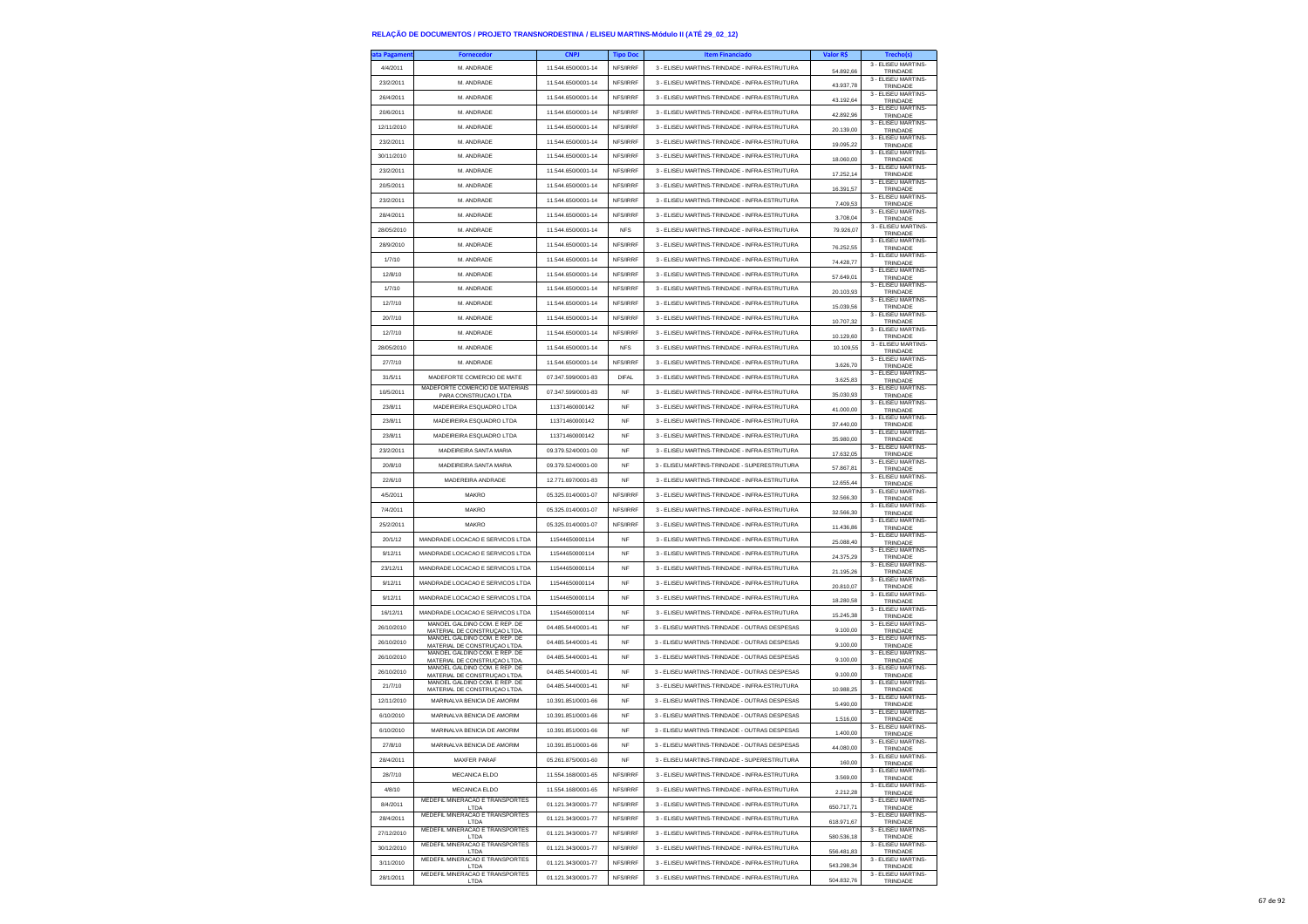**RELAÇÃO DE DOCUMENTOS / PROJETO TRANSNORDESTINA / ELISEU MARTINS-Módulo II (ATÉ 29_02_12)**

| ata Pagament | Fornecedor | CNPJ | Tipo Doc | Item Financiado | Valor R$ | Trecho(s) |
|---|---|---|---|---|---|---|
| 4/4/2011 | M. ANDRADE | 11.544.650/0001-14 | NFS/IRRF | 3 - ELISEU MARTINS-TRINDADE - INFRA-ESTRUTURA | 54.892,66 | 3 - ELISEU MARTINS-TRINDADE |
| 23/2/2011 | M. ANDRADE | 11.544.650/0001-14 | NFS/IRRF | 3 - ELISEU MARTINS-TRINDADE - INFRA-ESTRUTURA | 43.937,78 | 3 - ELISEU MARTINS-TRINDADE |
| 26/4/2011 | M. ANDRADE | 11.544.650/0001-14 | NFS/IRRF | 3 - ELISEU MARTINS-TRINDADE - INFRA-ESTRUTURA | 43.192,64 | 3 - ELISEU MARTINS-TRINDADE |
| 20/6/2011 | M. ANDRADE | 11.544.650/0001-14 | NFS/IRRF | 3 - ELISEU MARTINS-TRINDADE - INFRA-ESTRUTURA | 42.892,96 | 3 - ELISEU MARTINS-TRINDADE |
| 12/11/2010 | M. ANDRADE | 11.544.650/0001-14 | NFS/IRRF | 3 - ELISEU MARTINS-TRINDADE - INFRA-ESTRUTURA | 20.139,00 | 3 - ELISEU MARTINS-TRINDADE |
| 23/2/2011 | M. ANDRADE | 11.544.650/0001-14 | NFS/IRRF | 3 - ELISEU MARTINS-TRINDADE - INFRA-ESTRUTURA | 19.095,22 | 3 - ELISEU MARTINS-TRINDADE |
| 30/11/2010 | M. ANDRADE | 11.544.650/0001-14 | NFS/IRRF | 3 - ELISEU MARTINS-TRINDADE - INFRA-ESTRUTURA | 18.060,00 | 3 - ELISEU MARTINS-TRINDADE |
| 23/2/2011 | M. ANDRADE | 11.544.650/0001-14 | NFS/IRRF | 3 - ELISEU MARTINS-TRINDADE - INFRA-ESTRUTURA | 17.252,14 | 3 - ELISEU MARTINS-TRINDADE |
| 20/5/2011 | M. ANDRADE | 11.544.650/0001-14 | NFS/IRRF | 3 - ELISEU MARTINS-TRINDADE - INFRA-ESTRUTURA | 16.391,57 | 3 - ELISEU MARTINS-TRINDADE |
| 23/2/2011 | M. ANDRADE | 11.544.650/0001-14 | NFS/IRRF | 3 - ELISEU MARTINS-TRINDADE - INFRA-ESTRUTURA | 7.409,53 | 3 - ELISEU MARTINS-TRINDADE |
| 28/4/2011 | M. ANDRADE | 11.544.650/0001-14 | NFS/IRRF | 3 - ELISEU MARTINS-TRINDADE - INFRA-ESTRUTURA | 3.708,04 | 3 - ELISEU MARTINS-TRINDADE |
| 28/05/2010 | M. ANDRADE | 11.544.650/0001-14 | NFS | 3 - ELISEU MARTINS-TRINDADE - INFRA-ESTRUTURA | 79.926,07 | 3 - ELISEU MARTINS-TRINDADE |
| 28/9/2010 | M. ANDRADE | 11.544.650/0001-14 | NFS/IRRF | 3 - ELISEU MARTINS-TRINDADE - INFRA-ESTRUTURA | 76.252,55 | 3 - ELISEU MARTINS-TRINDADE |
| 1/7/10 | M. ANDRADE | 11.544.650/0001-14 | NFS/IRRF | 3 - ELISEU MARTINS-TRINDADE - INFRA-ESTRUTURA | 74.428,77 | 3 - ELISEU MARTINS-TRINDADE |
| 12/8/10 | M. ANDRADE | 11.544.650/0001-14 | NFS/IRRF | 3 - ELISEU MARTINS-TRINDADE - INFRA-ESTRUTURA | 57.649,01 | 3 - ELISEU MARTINS-TRINDADE |
| 1/7/10 | M. ANDRADE | 11.544.650/0001-14 | NFS/IRRF | 3 - ELISEU MARTINS-TRINDADE - INFRA-ESTRUTURA | 20.103,93 | 3 - ELISEU MARTINS-TRINDADE |
| 12/7/10 | M. ANDRADE | 11.544.650/0001-14 | NFS/IRRF | 3 - ELISEU MARTINS-TRINDADE - INFRA-ESTRUTURA | 15.039,56 | 3 - ELISEU MARTINS-TRINDADE |
| 20/7/10 | M. ANDRADE | 11.544.650/0001-14 | NFS/IRRF | 3 - ELISEU MARTINS-TRINDADE - INFRA-ESTRUTURA | 10.707,32 | 3 - ELISEU MARTINS-TRINDADE |
| 12/7/10 | M. ANDRADE | 11.544.650/0001-14 | NFS/IRRF | 3 - ELISEU MARTINS-TRINDADE - INFRA-ESTRUTURA | 10.129,60 | 3 - ELISEU MARTINS-TRINDADE |
| 28/05/2010 | M. ANDRADE | 11.544.650/0001-14 | NFS | 3 - ELISEU MARTINS-TRINDADE - INFRA-ESTRUTURA | 10.109,55 | 3 - ELISEU MARTINS-TRINDADE |
| 27/7/10 | M. ANDRADE | 11.544.650/0001-14 | NFS/IRRF | 3 - ELISEU MARTINS-TRINDADE - INFRA-ESTRUTURA | 3.626,70 | 3 - ELISEU MARTINS-TRINDADE |
| 31/5/11 | MADEFORTE COMERCIO DE MATE | 07.347.599/0001-83 | DIFAL | 3 - ELISEU MARTINS-TRINDADE - INFRA-ESTRUTURA | 3.625,83 | 3 - ELISEU MARTINS-TRINDADE |
| 10/5/2011 | MADEFORTE COMERCIO DE MATERIAIS PARA CONSTRUCAO LTDA | 07.347.599/0001-83 | NF | 3 - ELISEU MARTINS-TRINDADE - INFRA-ESTRUTURA | 35.030,93 | 3 - ELISEU MARTINS-TRINDADE |
| 23/8/11 | MADEIREIRA ESQUADRO LTDA | 11371460000142 | NF | 3 - ELISEU MARTINS-TRINDADE - INFRA-ESTRUTURA | 41.000,00 | 3 - ELISEU MARTINS-TRINDADE |
| 23/8/11 | MADEIREIRA ESQUADRO LTDA | 11371460000142 | NF | 3 - ELISEU MARTINS-TRINDADE - INFRA-ESTRUTURA | 37.440,00 | 3 - ELISEU MARTINS-TRINDADE |
| 23/8/11 | MADEIREIRA ESQUADRO LTDA | 11371460000142 | NF | 3 - ELISEU MARTINS-TRINDADE - INFRA-ESTRUTURA | 35.980,00 | 3 - ELISEU MARTINS-TRINDADE |
| 23/2/2011 | MADEIREIRA SANTA MARIA | 09.379.524/0001-00 | NF | 3 - ELISEU MARTINS-TRINDADE - INFRA-ESTRUTURA | 17.632,05 | 3 - ELISEU MARTINS-TRINDADE |
| 20/8/10 | MADEIREIRA SANTA MARIA | 09.379.524/0001-00 | NF | 3 - ELISEU MARTINS-TRINDADE - SUPERESTRUTURA | 57.867,81 | 3 - ELISEU MARTINS-TRINDADE |
| 22/6/10 | MADEREIRA ANDRADE | 12.771.697/0001-83 | NF | 3 - ELISEU MARTINS-TRINDADE - INFRA-ESTRUTURA | 12.655,44 | 3 - ELISEU MARTINS-TRINDADE |
| 4/5/2011 | MAKRO | 05.325.014/0001-07 | NFS/IRRF | 3 - ELISEU MARTINS-TRINDADE - INFRA-ESTRUTURA | 32.566,30 | 3 - ELISEU MARTINS-TRINDADE |
| 7/4/2011 | MAKRO | 05.325.014/0001-07 | NFS/IRRF | 3 - ELISEU MARTINS-TRINDADE - INFRA-ESTRUTURA | 32.566,30 | 3 - ELISEU MARTINS-TRINDADE |
| 25/2/2011 | MAKRO | 05.325.014/0001-07 | NFS/IRRF | 3 - ELISEU MARTINS-TRINDADE - INFRA-ESTRUTURA | 11.436,86 | 3 - ELISEU MARTINS-TRINDADE |
| 20/1/12 | MANDRADE LOCACAO E SERVICOS LTDA | 11544650000114 | NF | 3 - ELISEU MARTINS-TRINDADE - INFRA-ESTRUTURA | 25.088,40 | 3 - ELISEU MARTINS-TRINDADE |
| 9/12/11 | MANDRADE LOCACAO E SERVICOS LTDA | 11544650000114 | NF | 3 - ELISEU MARTINS-TRINDADE - INFRA-ESTRUTURA | 24.375,29 | 3 - ELISEU MARTINS-TRINDADE |
| 23/12/11 | MANDRADE LOCACAO E SERVICOS LTDA | 11544650000114 | NF | 3 - ELISEU MARTINS-TRINDADE - INFRA-ESTRUTURA | 21.195,26 | 3 - ELISEU MARTINS-TRINDADE |
| 9/12/11 | MANDRADE LOCACAO E SERVICOS LTDA | 11544650000114 | NF | 3 - ELISEU MARTINS-TRINDADE - INFRA-ESTRUTURA | 20.810,07 | 3 - ELISEU MARTINS-TRINDADE |
| 9/12/11 | MANDRADE LOCACAO E SERVICOS LTDA | 11544650000114 | NF | 3 - ELISEU MARTINS-TRINDADE - INFRA-ESTRUTURA | 18.280,58 | 3 - ELISEU MARTINS-TRINDADE |
| 16/12/11 | MANDRADE LOCACAO E SERVICOS LTDA | 11544650000114 | NF | 3 - ELISEU MARTINS-TRINDADE - INFRA-ESTRUTURA | 15.245,38 | 3 - ELISEU MARTINS-TRINDADE |
| 26/10/2010 | MANOEL GALDINO COM. E REP. DE MATERIAL DE CONSTRUÇAO LTDA. | 04.485.544/0001-41 | NF | 3 - ELISEU MARTINS-TRINDADE - OUTRAS DESPESAS | 9.100,00 | 3 - ELISEU MARTINS-TRINDADE |
| 26/10/2010 | MANOEL GALDINO COM. E REP. DE MATERIAL DE CONSTRUÇAO LTDA. | 04.485.544/0001-41 | NF | 3 - ELISEU MARTINS-TRINDADE - OUTRAS DESPESAS | 9.100,00 | 3 - ELISEU MARTINS-TRINDADE |
| 26/10/2010 | MANOEL GALDINO COM. E REP. DE MATERIAL DE CONSTRUÇAO LTDA. | 04.485.544/0001-41 | NF | 3 - ELISEU MARTINS-TRINDADE - OUTRAS DESPESAS | 9.100,00 | 3 - ELISEU MARTINS-TRINDADE |
| 26/10/2010 | MANOEL GALDINO COM. E REP. DE MATERIAL DE CONSTRUÇAO LTDA. | 04.485.544/0001-41 | NF | 3 - ELISEU MARTINS-TRINDADE - OUTRAS DESPESAS | 9.100,00 | 3 - ELISEU MARTINS-TRINDADE |
| 21/7/10 | MANOEL GALDINO COM. E REP. DE MATERIAL DE CONSTRUÇAO LTDA. | 04.485.544/0001-41 | NF | 3 - ELISEU MARTINS-TRINDADE - INFRA-ESTRUTURA | 10.988,25 | 3 - ELISEU MARTINS-TRINDADE |
| 12/11/2010 | MARINALVA BENICIA DE AMORIM | 10.391.851/0001-66 | NF | 3 - ELISEU MARTINS-TRINDADE - OUTRAS DESPESAS | 5.490,00 | 3 - ELISEU MARTINS-TRINDADE |
| 6/10/2010 | MARINALVA BENICIA DE AMORIM | 10.391.851/0001-66 | NF | 3 - ELISEU MARTINS-TRINDADE - OUTRAS DESPESAS | 1.516,00 | 3 - ELISEU MARTINS-TRINDADE |
| 6/10/2010 | MARINALVA BENICIA DE AMORIM | 10.391.851/0001-66 | NF | 3 - ELISEU MARTINS-TRINDADE - OUTRAS DESPESAS | 1.400,00 | 3 - ELISEU MARTINS-TRINDADE |
| 27/8/10 | MARINALVA BENICIA DE AMORIM | 10.391.851/0001-66 | NF | 3 - ELISEU MARTINS-TRINDADE - OUTRAS DESPESAS | 44.080,00 | 3 - ELISEU MARTINS-TRINDADE |
| 28/4/2011 | MAXFER PARAF | 05.261.875/0001-60 | NF | 3 - ELISEU MARTINS-TRINDADE - SUPERESTRUTURA | 160,00 | 3 - ELISEU MARTINS-TRINDADE |
| 28/7/10 | MECANICA ELDO | 11.554.168/0001-65 | NFS/IRRF | 3 - ELISEU MARTINS-TRINDADE - INFRA-ESTRUTURA | 3.569,00 | 3 - ELISEU MARTINS-TRINDADE |
| 4/8/10 | MECANICA ELDO | 11.554.168/0001-65 | NFS/IRRF | 3 - ELISEU MARTINS-TRINDADE - INFRA-ESTRUTURA | 2.212,28 | 3 - ELISEU MARTINS-TRINDADE |
| 8/4/2011 | MEDEFIL MINERACAO E TRANSPORTES LTDA | 01.121.343/0001-77 | NFS/IRRF | 3 - ELISEU MARTINS-TRINDADE - INFRA-ESTRUTURA | 650.717,71 | 3 - ELISEU MARTINS-TRINDADE |
| 28/4/2011 | MEDEFIL MINERACAO E TRANSPORTES LTDA | 01.121.343/0001-77 | NFS/IRRF | 3 - ELISEU MARTINS-TRINDADE - INFRA-ESTRUTURA | 618.971,67 | 3 - ELISEU MARTINS-TRINDADE |
| 27/12/2010 | MEDEFIL MINERACAO E TRANSPORTES LTDA | 01.121.343/0001-77 | NFS/IRRF | 3 - ELISEU MARTINS-TRINDADE - INFRA-ESTRUTURA | 580.536,18 | 3 - ELISEU MARTINS-TRINDADE |
| 30/12/2010 | MEDEFIL MINERACAO E TRANSPORTES LTDA | 01.121.343/0001-77 | NFS/IRRF | 3 - ELISEU MARTINS-TRINDADE - INFRA-ESTRUTURA | 556.481,83 | 3 - ELISEU MARTINS-TRINDADE |
| 3/11/2010 | MEDEFIL MINERACAO E TRANSPORTES LTDA | 01.121.343/0001-77 | NFS/IRRF | 3 - ELISEU MARTINS-TRINDADE - INFRA-ESTRUTURA | 543.298,34 | 3 - ELISEU MARTINS-TRINDADE |
| 28/1/2011 | MEDEFIL MINERACAO E TRANSPORTES LTDA | 01.121.343/0001-77 | NFS/IRRF | 3 - ELISEU MARTINS-TRINDADE - INFRA-ESTRUTURA | 504.832,76 | 3 - ELISEU MARTINS-TRINDADE |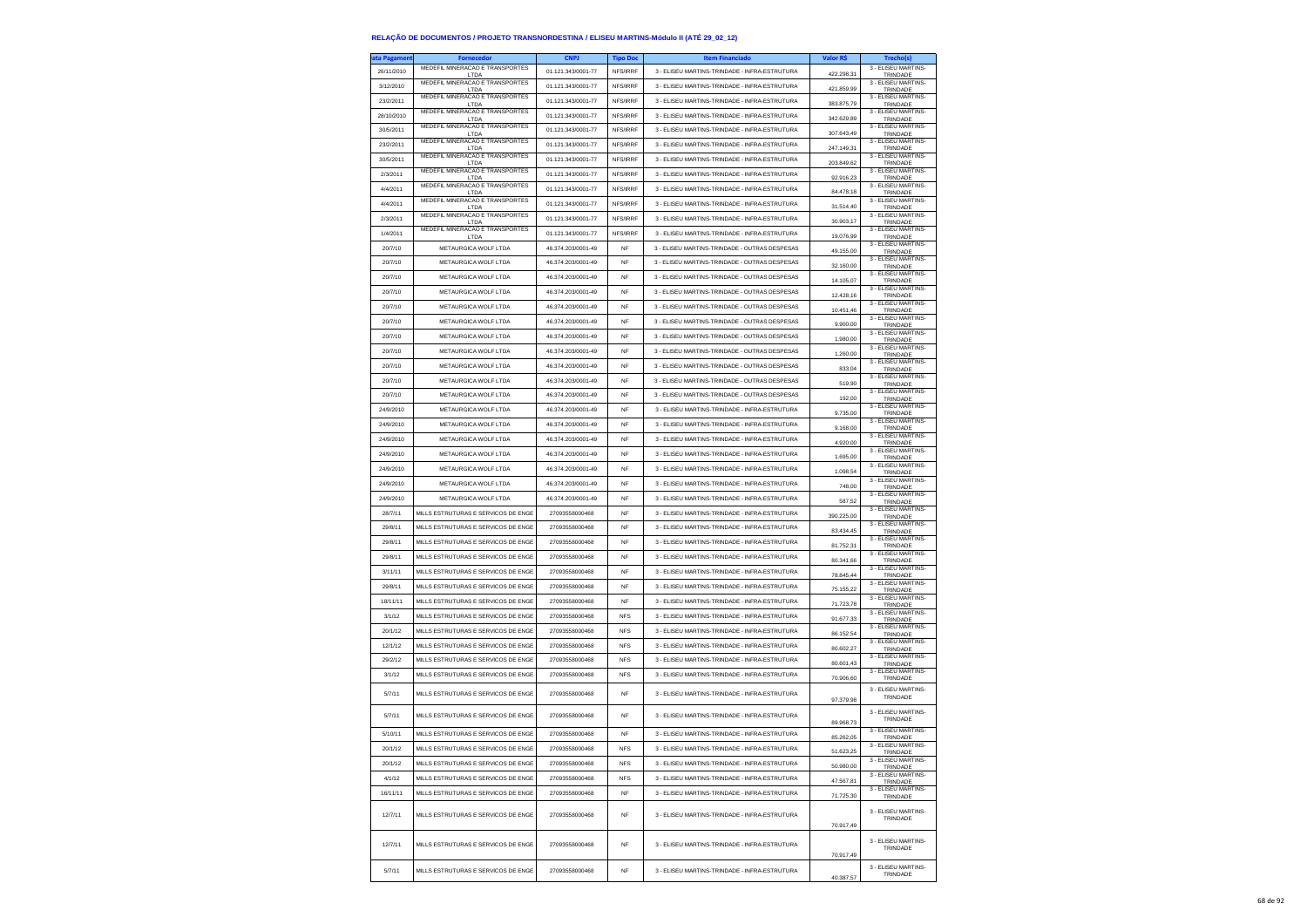## RELAÇÃO DE DOCUMENTOS / PROJETO TRANSNORDESTINA / ELISEU MARTINS-Módulo II (ATÉ 29_02_12)

| ata Pagament | Fornecedor | CNPJ | Tipo Doc | Item Financiado | Valor R$ | Trecho(s) |
|---|---|---|---|---|---|---|
| 26/11/2010 | MEDEFIL MINERACAO E TRANSPORTES LTDA | 01.121.343/0001-77 | NFS/IRRF | 3 - ELISEU MARTINS-TRINDADE - INFRA-ESTRUTURA | 422.298,31 | 3 - ELISEU MARTINS-TRINDADE |
| 3/12/2010 | MEDEFIL MINERACAO E TRANSPORTES LTDA | 01.121.343/0001-77 | NFS/IRRF | 3 - ELISEU MARTINS-TRINDADE - INFRA-ESTRUTURA | 421.859,99 | 3 - ELISEU MARTINS-TRINDADE |
| 23/2/2011 | MEDEFIL MINERACAO E TRANSPORTES LTDA | 01.121.343/0001-77 | NFS/IRRF | 3 - ELISEU MARTINS-TRINDADE - INFRA-ESTRUTURA | 383.875,79 | 3 - ELISEU MARTINS-TRINDADE |
| 28/10/2010 | MEDEFIL MINERACAO E TRANSPORTES LTDA | 01.121.343/0001-77 | NFS/IRRF | 3 - ELISEU MARTINS-TRINDADE - INFRA-ESTRUTURA | 342.629,89 | 3 - ELISEU MARTINS-TRINDADE |
| 30/5/2011 | MEDEFIL MINERACAO E TRANSPORTES LTDA | 01.121.343/0001-77 | NFS/IRRF | 3 - ELISEU MARTINS-TRINDADE - INFRA-ESTRUTURA | 307.643,49 | 3 - ELISEU MARTINS-TRINDADE |
| 23/2/2011 | MEDEFIL MINERACAO E TRANSPORTES LTDA | 01.121.343/0001-77 | NFS/IRRF | 3 - ELISEU MARTINS-TRINDADE - INFRA-ESTRUTURA | 247.149,31 | 3 - ELISEU MARTINS-TRINDADE |
| 30/5/2011 | MEDEFIL MINERACAO E TRANSPORTES LTDA | 01.121.343/0001-77 | NFS/IRRF | 3 - ELISEU MARTINS-TRINDADE - INFRA-ESTRUTURA | 203.849,62 | 3 - ELISEU MARTINS-TRINDADE |
| 2/3/2011 | MEDEFIL MINERACAO E TRANSPORTES LTDA | 01.121.343/0001-77 | NFS/IRRF | 3 - ELISEU MARTINS-TRINDADE - INFRA-ESTRUTURA | 92.916,23 | 3 - ELISEU MARTINS-TRINDADE |
| 4/4/2011 | MEDEFIL MINERACAO E TRANSPORTES LTDA | 01.121.343/0001-77 | NFS/IRRF | 3 - ELISEU MARTINS-TRINDADE - INFRA-ESTRUTURA | 84.478,18 | 3 - ELISEU MARTINS-TRINDADE |
| 4/4/2011 | MEDEFIL MINERACAO E TRANSPORTES LTDA | 01.121.343/0001-77 | NFS/IRRF | 3 - ELISEU MARTINS-TRINDADE - INFRA-ESTRUTURA | 31.514,40 | 3 - ELISEU MARTINS-TRINDADE |
| 2/3/2011 | MEDEFIL MINERACAO E TRANSPORTES LTDA | 01.121.343/0001-77 | NFS/IRRF | 3 - ELISEU MARTINS-TRINDADE - INFRA-ESTRUTURA | 30.903,17 | 3 - ELISEU MARTINS-TRINDADE |
| 1/4/2011 | MEDEFIL MINERACAO E TRANSPORTES LTDA | 01.121.343/0001-77 | NFS/IRRF | 3 - ELISEU MARTINS-TRINDADE - INFRA-ESTRUTURA | 19.076,99 | 3 - ELISEU MARTINS-TRINDADE |
| 20/7/10 | METAURGICA WOLF LTDA | 46.374.203/0001-49 | NF | 3 - ELISEU MARTINS-TRINDADE - OUTRAS DESPESAS | 49.155,00 | 3 - ELISEU MARTINS-TRINDADE |
| 20/7/10 | METAURGICA WOLF LTDA | 46.374.203/0001-49 | NF | 3 - ELISEU MARTINS-TRINDADE - OUTRAS DESPESAS | 32.160,00 | 3 - ELISEU MARTINS-TRINDADE |
| 20/7/10 | METAURGICA WOLF LTDA | 46.374.203/0001-49 | NF | 3 - ELISEU MARTINS-TRINDADE - OUTRAS DESPESAS | 14.105,07 | 3 - ELISEU MARTINS-TRINDADE |
| 20/7/10 | METAURGICA WOLF LTDA | 46.374.203/0001-49 | NF | 3 - ELISEU MARTINS-TRINDADE - OUTRAS DESPESAS | 12.428,16 | 3 - ELISEU MARTINS-TRINDADE |
| 20/7/10 | METAURGICA WOLF LTDA | 46.374.203/0001-49 | NF | 3 - ELISEU MARTINS-TRINDADE - OUTRAS DESPESAS | 10.451,46 | 3 - ELISEU MARTINS-TRINDADE |
| 20/7/10 | METAURGICA WOLF LTDA | 46.374.203/0001-49 | NF | 3 - ELISEU MARTINS-TRINDADE - OUTRAS DESPESAS | 9.900,00 | 3 - ELISEU MARTINS-TRINDADE |
| 20/7/10 | METAURGICA WOLF LTDA | 46.374.203/0001-49 | NF | 3 - ELISEU MARTINS-TRINDADE - OUTRAS DESPESAS | 1.980,00 | 3 - ELISEU MARTINS-TRINDADE |
| 20/7/10 | METAURGICA WOLF LTDA | 46.374.203/0001-49 | NF | 3 - ELISEU MARTINS-TRINDADE - OUTRAS DESPESAS | 1.260,00 | 3 - ELISEU MARTINS-TRINDADE |
| 20/7/10 | METAURGICA WOLF LTDA | 46.374.203/0001-49 | NF | 3 - ELISEU MARTINS-TRINDADE - OUTRAS DESPESAS | 833,04 | 3 - ELISEU MARTINS-TRINDADE |
| 20/7/10 | METAURGICA WOLF LTDA | 46.374.203/0001-49 | NF | 3 - ELISEU MARTINS-TRINDADE - OUTRAS DESPESAS | 519,90 | 3 - ELISEU MARTINS-TRINDADE |
| 20/7/10 | METAURGICA WOLF LTDA | 46.374.203/0001-49 | NF | 3 - ELISEU MARTINS-TRINDADE - OUTRAS DESPESAS | 192,00 | 3 - ELISEU MARTINS-TRINDADE |
| 24/9/2010 | METAURGICA WOLF LTDA | 46.374.203/0001-49 | NF | 3 - ELISEU MARTINS-TRINDADE - INFRA-ESTRUTURA | 9.735,00 | 3 - ELISEU MARTINS-TRINDADE |
| 24/9/2010 | METAURGICA WOLF LTDA | 46.374.203/0001-49 | NF | 3 - ELISEU MARTINS-TRINDADE - INFRA-ESTRUTURA | 9.168,00 | 3 - ELISEU MARTINS-TRINDADE |
| 24/9/2010 | METAURGICA WOLF LTDA | 46.374.203/0001-49 | NF | 3 - ELISEU MARTINS-TRINDADE - INFRA-ESTRUTURA | 4.920,00 | 3 - ELISEU MARTINS-TRINDADE |
| 24/9/2010 | METAURGICA WOLF LTDA | 46.374.203/0001-49 | NF | 3 - ELISEU MARTINS-TRINDADE - INFRA-ESTRUTURA | 1.695,00 | 3 - ELISEU MARTINS-TRINDADE |
| 24/9/2010 | METAURGICA WOLF LTDA | 46.374.203/0001-49 | NF | 3 - ELISEU MARTINS-TRINDADE - INFRA-ESTRUTURA | 1.098,54 | 3 - ELISEU MARTINS-TRINDADE |
| 24/9/2010 | METAURGICA WOLF LTDA | 46.374.203/0001-49 | NF | 3 - ELISEU MARTINS-TRINDADE - INFRA-ESTRUTURA | 748,00 | 3 - ELISEU MARTINS-TRINDADE |
| 24/9/2010 | METAURGICA WOLF LTDA | 46.374.203/0001-49 | NF | 3 - ELISEU MARTINS-TRINDADE - INFRA-ESTRUTURA | 587,52 | 3 - ELISEU MARTINS-TRINDADE |
| 28/7/11 | MILLS ESTRUTURAS E SERVICOS DE ENGE | 27093558000468 | NF | 3 - ELISEU MARTINS-TRINDADE - INFRA-ESTRUTURA | 390.225,00 | 3 - ELISEU MARTINS-TRINDADE |
| 29/8/11 | MILLS ESTRUTURAS E SERVICOS DE ENGE | 27093558000468 | NF | 3 - ELISEU MARTINS-TRINDADE - INFRA-ESTRUTURA | 83.434,45 | 3 - ELISEU MARTINS-TRINDADE |
| 29/8/11 | MILLS ESTRUTURAS E SERVICOS DE ENGE | 27093558000468 | NF | 3 - ELISEU MARTINS-TRINDADE - INFRA-ESTRUTURA | 81.752,31 | 3 - ELISEU MARTINS-TRINDADE |
| 29/8/11 | MILLS ESTRUTURAS E SERVICOS DE ENGE | 27093558000468 | NF | 3 - ELISEU MARTINS-TRINDADE - INFRA-ESTRUTURA | 80.341,66 | 3 - ELISEU MARTINS-TRINDADE |
| 3/11/11 | MILLS ESTRUTURAS E SERVICOS DE ENGE | 27093558000468 | NF | 3 - ELISEU MARTINS-TRINDADE - INFRA-ESTRUTURA | 78.845,44 | 3 - ELISEU MARTINS-TRINDADE |
| 29/8/11 | MILLS ESTRUTURAS E SERVICOS DE ENGE | 27093558000468 | NF | 3 - ELISEU MARTINS-TRINDADE - INFRA-ESTRUTURA | 75.155,22 | 3 - ELISEU MARTINS-TRINDADE |
| 18/11/11 | MILLS ESTRUTURAS E SERVICOS DE ENGE | 27093558000468 | NF | 3 - ELISEU MARTINS-TRINDADE - INFRA-ESTRUTURA | 71.723,78 | 3 - ELISEU MARTINS-TRINDADE |
| 3/1/12 | MILLS ESTRUTURAS E SERVICOS DE ENGE | 27093558000468 | NFS | 3 - ELISEU MARTINS-TRINDADE - INFRA-ESTRUTURA | 91.677,33 | 3 - ELISEU MARTINS-TRINDADE |
| 20/1/12 | MILLS ESTRUTURAS E SERVICOS DE ENGE | 27093558000468 | NFS | 3 - ELISEU MARTINS-TRINDADE - INFRA-ESTRUTURA | 86.152,54 | 3 - ELISEU MARTINS-TRINDADE |
| 12/1/12 | MILLS ESTRUTURAS E SERVICOS DE ENGE | 27093558000468 | NFS | 3 - ELISEU MARTINS-TRINDADE - INFRA-ESTRUTURA | 80.602,27 | 3 - ELISEU MARTINS-TRINDADE |
| 29/2/12 | MILLS ESTRUTURAS E SERVICOS DE ENGE | 27093558000468 | NFS | 3 - ELISEU MARTINS-TRINDADE - INFRA-ESTRUTURA | 80.601,43 | 3 - ELISEU MARTINS-TRINDADE |
| 3/1/12 | MILLS ESTRUTURAS E SERVICOS DE ENGE | 27093558000468 | NFS | 3 - ELISEU MARTINS-TRINDADE - INFRA-ESTRUTURA | 70.906,60 | 3 - ELISEU MARTINS-TRINDADE |
| 5/7/11 | MILLS ESTRUTURAS E SERVICOS DE ENGE | 27093558000468 | NF | 3 - ELISEU MARTINS-TRINDADE - INFRA-ESTRUTURA | 97.379,98 | 3 - ELISEU MARTINS-TRINDADE |
| 5/7/11 | MILLS ESTRUTURAS E SERVICOS DE ENGE | 27093558000468 | NF | 3 - ELISEU MARTINS-TRINDADE - INFRA-ESTRUTURA | 89.968,73 | 3 - ELISEU MARTINS-TRINDADE |
| 5/10/11 | MILLS ESTRUTURAS E SERVICOS DE ENGE | 27093558000468 | NF | 3 - ELISEU MARTINS-TRINDADE - INFRA-ESTRUTURA | 85.262,05 | 3 - ELISEU MARTINS-TRINDADE |
| 20/1/12 | MILLS ESTRUTURAS E SERVICOS DE ENGE | 27093558000468 | NFS | 3 - ELISEU MARTINS-TRINDADE - INFRA-ESTRUTURA | 51.623,25 | 3 - ELISEU MARTINS-TRINDADE |
| 20/1/12 | MILLS ESTRUTURAS E SERVICOS DE ENGE | 27093558000468 | NFS | 3 - ELISEU MARTINS-TRINDADE - INFRA-ESTRUTURA | 50.980,00 | 3 - ELISEU MARTINS-TRINDADE |
| 4/1/12 | MILLS ESTRUTURAS E SERVICOS DE ENGE | 27093558000468 | NFS | 3 - ELISEU MARTINS-TRINDADE - INFRA-ESTRUTURA | 47.567,81 | 3 - ELISEU MARTINS-TRINDADE |
| 16/11/11 | MILLS ESTRUTURAS E SERVICOS DE ENGE | 27093558000468 | NF | 3 - ELISEU MARTINS-TRINDADE - INFRA-ESTRUTURA | 71.725,30 | 3 - ELISEU MARTINS-TRINDADE |
| 12/7/11 | MILLS ESTRUTURAS E SERVICOS DE ENGE | 27093558000468 | NF | 3 - ELISEU MARTINS-TRINDADE - INFRA-ESTRUTURA | 70.917,49 | 3 - ELISEU MARTINS-TRINDADE |
| 12/7/11 | MILLS ESTRUTURAS E SERVICOS DE ENGE | 27093558000468 | NF | 3 - ELISEU MARTINS-TRINDADE - INFRA-ESTRUTURA | 70.917,49 | 3 - ELISEU MARTINS-TRINDADE |
| 5/7/11 | MILLS ESTRUTURAS E SERVICOS DE ENGE | 27093558000468 | NF | 3 - ELISEU MARTINS-TRINDADE - INFRA-ESTRUTURA | 40.387,57 | 3 - ELISEU MARTINS-TRINDADE |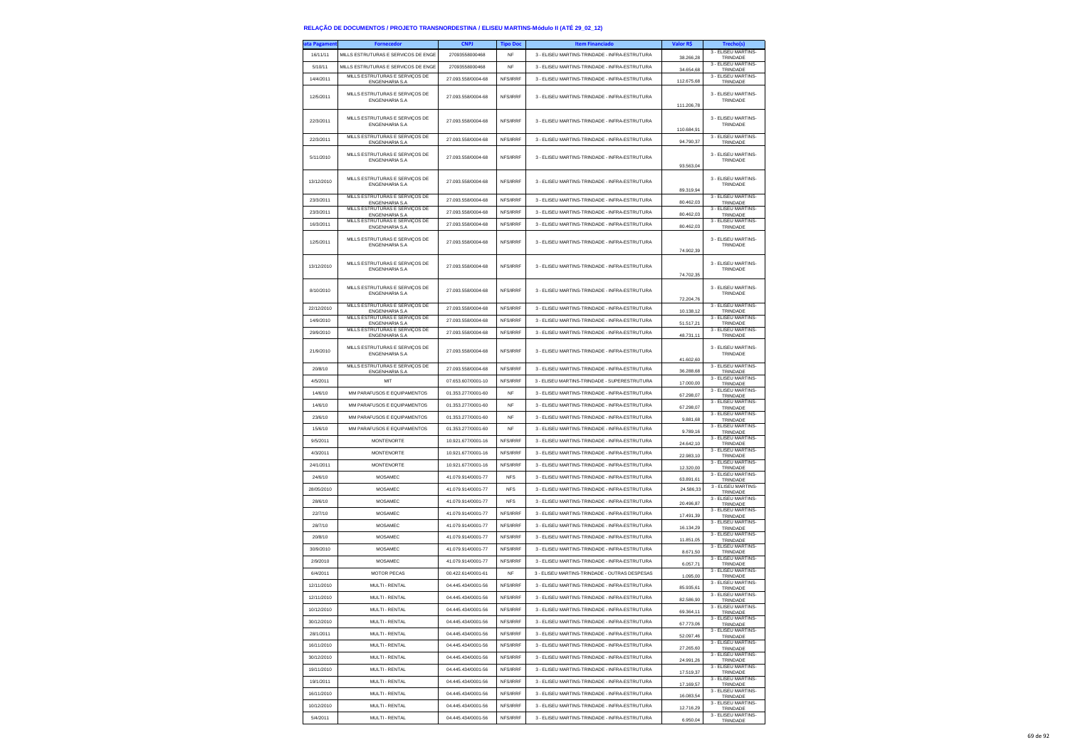## RELAÇÃO DE DOCUMENTOS / PROJETO TRANSNORDESTINA / ELISEU MARTINS-Módulo II (ATÉ 29_02_12)

| ata Pagament | Fornecedor | CNPJ | Tipo Doc | Item Financiado | Valor R$ | Trecho(s) |
|---|---|---|---|---|---|---|
| 16/11/11 | MILLS ESTRUTURAS E SERVICOS DE ENGE | 27093558000468 | NF | 3 - ELISEU MARTINS-TRINDADE - INFRA-ESTRUTURA | 38.266,28 | 3 - ELISEU MARTINS-TRINDADE |
| 5/10/11 | MILLS ESTRUTURAS E SERVICOS DE ENGE | 27093558000468 | NF | 3 - ELISEU MARTINS-TRINDADE - INFRA-ESTRUTURA | 34.654,68 | 3 - ELISEU MARTINS-TRINDADE |
| 14/4/2011 | MILLS ESTRUTURAS E SERVIÇOS DE ENGENHARIA S.A | 27.093.558/0004-68 | NFS/IRRF | 3 - ELISEU MARTINS-TRINDADE - INFRA-ESTRUTURA | 112.675,68 | 3 - ELISEU MARTINS-TRINDADE |
| 12/5/2011 | MILLS ESTRUTURAS E SERVIÇOS DE ENGENHARIA S.A | 27.093.558/0004-68 | NFS/IRRF | 3 - ELISEU MARTINS-TRINDADE - INFRA-ESTRUTURA | 111.206,78 | 3 - ELISEU MARTINS-TRINDADE |
| 22/3/2011 | MILLS ESTRUTURAS E SERVIÇOS DE ENGENHARIA S.A | 27.093.558/0004-68 | NFS/IRRF | 3 - ELISEU MARTINS-TRINDADE - INFRA-ESTRUTURA | 110.684,91 | 3 - ELISEU MARTINS-TRINDADE |
| 22/3/2011 | MILLS ESTRUTURAS E SERVIÇOS DE ENGENHARIA S.A | 27.093.558/0004-68 | NFS/IRRF | 3 - ELISEU MARTINS-TRINDADE - INFRA-ESTRUTURA | 94.790,37 | 3 - ELISEU MARTINS-TRINDADE |
| 5/11/2010 | MILLS ESTRUTURAS E SERVIÇOS DE ENGENHARIA S.A | 27.093.558/0004-68 | NFS/IRRF | 3 - ELISEU MARTINS-TRINDADE - INFRA-ESTRUTURA | 93.563,04 | 3 - ELISEU MARTINS-TRINDADE |
| 13/12/2010 | MILLS ESTRUTURAS E SERVIÇOS DE ENGENHARIA S.A | 27.093.558/0004-68 | NFS/IRRF | 3 - ELISEU MARTINS-TRINDADE - INFRA-ESTRUTURA | 89.319,94 | 3 - ELISEU MARTINS-TRINDADE |
| 23/3/2011 | MILLS ESTRUTURAS E SERVIÇOS DE ENGENHARIA S.A | 27.093.558/0004-68 | NFS/IRRF | 3 - ELISEU MARTINS-TRINDADE - INFRA-ESTRUTURA | 80.462,03 | 3 - ELISEU MARTINS-TRINDADE |
| 23/3/2011 | MILLS ESTRUTURAS E SERVIÇOS DE ENGENHARIA S.A | 27.093.558/0004-68 | NFS/IRRF | 3 - ELISEU MARTINS-TRINDADE - INFRA-ESTRUTURA | 80.462,03 | 3 - ELISEU MARTINS-TRINDADE |
| 16/3/2011 | MILLS ESTRUTURAS E SERVIÇOS DE ENGENHARIA S.A | 27.093.558/0004-68 | NFS/IRRF | 3 - ELISEU MARTINS-TRINDADE - INFRA-ESTRUTURA | 80.462,03 | 3 - ELISEU MARTINS-TRINDADE |
| 12/5/2011 | MILLS ESTRUTURAS E SERVIÇOS DE ENGENHARIA S.A | 27.093.558/0004-68 | NFS/IRRF | 3 - ELISEU MARTINS-TRINDADE - INFRA-ESTRUTURA | 74.902,39 | 3 - ELISEU MARTINS-TRINDADE |
| 13/12/2010 | MILLS ESTRUTURAS E SERVIÇOS DE ENGENHARIA S.A | 27.093.558/0004-68 | NFS/IRRF | 3 - ELISEU MARTINS-TRINDADE - INFRA-ESTRUTURA | 74.702,35 | 3 - ELISEU MARTINS-TRINDADE |
| 8/10/2010 | MILLS ESTRUTURAS E SERVIÇOS DE ENGENHARIA S.A | 27.093.558/0004-68 | NFS/IRRF | 3 - ELISEU MARTINS-TRINDADE - INFRA-ESTRUTURA | 72.204,76 | 3 - ELISEU MARTINS-TRINDADE |
| 22/12/2010 | MILLS ESTRUTURAS E SERVIÇOS DE ENGENHARIA S.A | 27.093.558/0004-68 | NFS/IRRF | 3 - ELISEU MARTINS-TRINDADE - INFRA-ESTRUTURA | 10.138,12 | 3 - ELISEU MARTINS-TRINDADE |
| 14/9/2010 | MILLS ESTRUTURAS E SERVIÇOS DE ENGENHARIA S.A | 27.093.558/0004-68 | NFS/IRRF | 3 - ELISEU MARTINS-TRINDADE - INFRA-ESTRUTURA | 51.517,21 | 3 - ELISEU MARTINS-TRINDADE |
| 29/9/2010 | MILLS ESTRUTURAS E SERVIÇOS DE ENGENHARIA S.A | 27.093.558/0004-68 | NFS/IRRF | 3 - ELISEU MARTINS-TRINDADE - INFRA-ESTRUTURA | 48.731,11 | 3 - ELISEU MARTINS-TRINDADE |
| 21/9/2010 | MILLS ESTRUTURAS E SERVIÇOS DE ENGENHARIA S.A | 27.093.558/0004-68 | NFS/IRRF | 3 - ELISEU MARTINS-TRINDADE - INFRA-ESTRUTURA | 41.602,60 | 3 - ELISEU MARTINS-TRINDADE |
| 20/8/10 | MILLS ESTRUTURAS E SERVIÇOS DE ENGENHARIA S.A | 27.093.558/0004-68 | NFS/IRRF | 3 - ELISEU MARTINS-TRINDADE - INFRA-ESTRUTURA | 36.288,68 | 3 - ELISEU MARTINS-TRINDADE |
| 4/5/2011 | MIT | 07.653.607/0001-10 | NFS/IRRF | 3 - ELISEU MARTINS-TRINDADE - SUPERESTRUTURA | 17.000,00 | 3 - ELISEU MARTINS-TRINDADE |
| 14/6/10 | MM PARAFUSOS E EQUIPAMENTOS | 01.353.277/0001-60 | NF | 3 - ELISEU MARTINS-TRINDADE - INFRA-ESTRUTURA | 67.298,07 | 3 - ELISEU MARTINS-TRINDADE |
| 14/6/10 | MM PARAFUSOS E EQUIPAMENTOS | 01.353.277/0001-60 | NF | 3 - ELISEU MARTINS-TRINDADE - INFRA-ESTRUTURA | 67.298,07 | 3 - ELISEU MARTINS-TRINDADE |
| 23/6/10 | MM PARAFUSOS E EQUIPAMENTOS | 01.353.277/0001-60 | NF | 3 - ELISEU MARTINS-TRINDADE - INFRA-ESTRUTURA | 9.881,68 | 3 - ELISEU MARTINS-TRINDADE |
| 15/6/10 | MM PARAFUSOS E EQUIPAMENTOS | 01.353.277/0001-60 | NF | 3 - ELISEU MARTINS-TRINDADE - INFRA-ESTRUTURA | 9.789,16 | 3 - ELISEU MARTINS-TRINDADE |
| 9/5/2011 | MONTENORTE | 10.921.677/0001-16 | NFS/IRRF | 3 - ELISEU MARTINS-TRINDADE - INFRA-ESTRUTURA | 24.642,10 | 3 - ELISEU MARTINS-TRINDADE |
| 4/3/2011 | MONTENORTE | 10.921.677/0001-16 | NFS/IRRF | 3 - ELISEU MARTINS-TRINDADE - INFRA-ESTRUTURA | 22.983,10 | 3 - ELISEU MARTINS-TRINDADE |
| 24/1/2011 | MONTENORTE | 10.921.677/0001-16 | NFS/IRRF | 3 - ELISEU MARTINS-TRINDADE - INFRA-ESTRUTURA | 12.320,00 | 3 - ELISEU MARTINS-TRINDADE |
| 24/6/10 | MOSAMEC | 41.079.914/0001-77 | NFS | 3 - ELISEU MARTINS-TRINDADE - INFRA-ESTRUTURA | 63.891,61 | 3 - ELISEU MARTINS-TRINDADE |
| 28/05/2010 | MOSAMEC | 41.079.914/0001-77 | NFS | 3 - ELISEU MARTINS-TRINDADE - INFRA-ESTRUTURA | 24.586,33 | 3 - ELISEU MARTINS-TRINDADE |
| 28/6/10 | MOSAMEC | 41.079.914/0001-77 | NFS | 3 - ELISEU MARTINS-TRINDADE - INFRA-ESTRUTURA | 20.496,87 | 3 - ELISEU MARTINS-TRINDADE |
| 22/7/10 | MOSAMEC | 41.079.914/0001-77 | NFS/IRRF | 3 - ELISEU MARTINS-TRINDADE - INFRA-ESTRUTURA | 17.491,39 | 3 - ELISEU MARTINS-TRINDADE |
| 28/7/10 | MOSAMEC | 41.079.914/0001-77 | NFS/IRRF | 3 - ELISEU MARTINS-TRINDADE - INFRA-ESTRUTURA | 16.134,29 | 3 - ELISEU MARTINS-TRINDADE |
| 20/8/10 | MOSAMEC | 41.079.914/0001-77 | NFS/IRRF | 3 - ELISEU MARTINS-TRINDADE - INFRA-ESTRUTURA | 11.851,05 | 3 - ELISEU MARTINS-TRINDADE |
| 30/9/2010 | MOSAMEC | 41.079.914/0001-77 | NFS/IRRF | 3 - ELISEU MARTINS-TRINDADE - INFRA-ESTRUTURA | 8.671,50 | 3 - ELISEU MARTINS-TRINDADE |
| 2/9/2010 | MOSAMEC | 41.079.914/0001-77 | NFS/IRRF | 3 - ELISEU MARTINS-TRINDADE - INFRA-ESTRUTURA | 6.057,71 | 3 - ELISEU MARTINS-TRINDADE |
| 6/4/2011 | MOTOR PECAS | 00.422.614/0001-61 | NF | 3 - ELISEU MARTINS-TRINDADE - OUTRAS DESPESAS | 1.095,00 | 3 - ELISEU MARTINS-TRINDADE |
| 12/11/2010 | MULTI - RENTAL | 04.445.434/0001-56 | NFS/IRRF | 3 - ELISEU MARTINS-TRINDADE - INFRA-ESTRUTURA | 85.935,61 | 3 - ELISEU MARTINS-TRINDADE |
| 12/11/2010 | MULTI - RENTAL | 04.445.434/0001-56 | NFS/IRRF | 3 - ELISEU MARTINS-TRINDADE - INFRA-ESTRUTURA | 82.586,90 | 3 - ELISEU MARTINS-TRINDADE |
| 10/12/2010 | MULTI - RENTAL | 04.445.434/0001-56 | NFS/IRRF | 3 - ELISEU MARTINS-TRINDADE - INFRA-ESTRUTURA | 69.364,11 | 3 - ELISEU MARTINS-TRINDADE |
| 30/12/2010 | MULTI - RENTAL | 04.445.434/0001-56 | NFS/IRRF | 3 - ELISEU MARTINS-TRINDADE - INFRA-ESTRUTURA | 67.773,06 | 3 - ELISEU MARTINS-TRINDADE |
| 28/1/2011 | MULTI - RENTAL | 04.445.434/0001-56 | NFS/IRRF | 3 - ELISEU MARTINS-TRINDADE - INFRA-ESTRUTURA | 52.097,46 | 3 - ELISEU MARTINS-TRINDADE |
| 16/11/2010 | MULTI - RENTAL | 04.445.434/0001-56 | NFS/IRRF | 3 - ELISEU MARTINS-TRINDADE - INFRA-ESTRUTURA | 27.265,60 | 3 - ELISEU MARTINS-TRINDADE |
| 30/12/2010 | MULTI - RENTAL | 04.445.434/0001-56 | NFS/IRRF | 3 - ELISEU MARTINS-TRINDADE - INFRA-ESTRUTURA | 24.991,26 | 3 - ELISEU MARTINS-TRINDADE |
| 19/11/2010 | MULTI - RENTAL | 04.445.434/0001-56 | NFS/IRRF | 3 - ELISEU MARTINS-TRINDADE - INFRA-ESTRUTURA | 17.519,37 | 3 - ELISEU MARTINS-TRINDADE |
| 19/1/2011 | MULTI - RENTAL | 04.445.434/0001-56 | NFS/IRRF | 3 - ELISEU MARTINS-TRINDADE - INFRA-ESTRUTURA | 17.169,57 | 3 - ELISEU MARTINS-TRINDADE |
| 16/11/2010 | MULTI - RENTAL | 04.445.434/0001-56 | NFS/IRRF | 3 - ELISEU MARTINS-TRINDADE - INFRA-ESTRUTURA | 16.083,54 | 3 - ELISEU MARTINS-TRINDADE |
| 10/12/2010 | MULTI - RENTAL | 04.445.434/0001-56 | NFS/IRRF | 3 - ELISEU MARTINS-TRINDADE - INFRA-ESTRUTURA | 12.716,29 | 3 - ELISEU MARTINS-TRINDADE |
| 5/4/2011 | MULTI - RENTAL | 04.445.434/0001-56 | NFS/IRRF | 3 - ELISEU MARTINS-TRINDADE - INFRA-ESTRUTURA | 6.950,04 | 3 - ELISEU MARTINS-TRINDADE |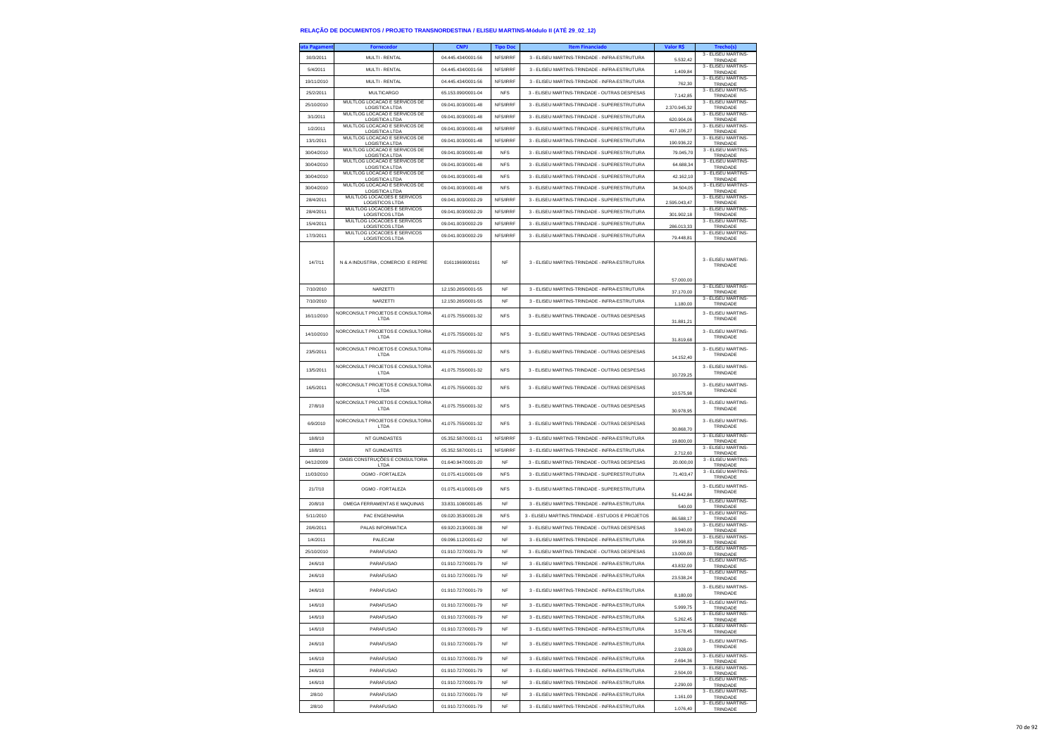## RELAÇÃO DE DOCUMENTOS / PROJETO TRANSNORDESTINA / ELISEU MARTINS-Módulo II (ATÉ 29_02_12)

| ata Pagament | Fornecedor | CNPJ | Tipo Doc | Item Financiado | Valor R$ | Trecho(s) |
|---|---|---|---|---|---|---|
| 30/3/2011 | MULTI - RENTAL | 04.445.434/0001-56 | NFS/IRRF | 3 - ELISEU MARTINS-TRINDADE - INFRA-ESTRUTURA | 5.532,42 | 3 - ELISEU MARTINS-TRINDADE |
| 5/4/2011 | MULTI - RENTAL | 04.445.434/0001-56 | NFS/IRRF | 3 - ELISEU MARTINS-TRINDADE - INFRA-ESTRUTURA | 1.409,84 | 3 - ELISEU MARTINS-TRINDADE |
| 19/11/2010 | MULTI - RENTAL | 04.445.434/0001-56 | NFS/IRRF | 3 - ELISEU MARTINS-TRINDADE - INFRA-ESTRUTURA | 762,30 | 3 - ELISEU MARTINS-TRINDADE |
| 25/2/2011 | MULTICARGO | 65.153.090/0001-04 | NFS | 3 - ELISEU MARTINS-TRINDADE - OUTRAS DESPESAS | 7.142,85 | 3 - ELISEU MARTINS-TRINDADE |
| 25/10/2010 | MULTLOG LOCACAO E SERVICOS DE LOGISTICA LTDA | 09.041.003/0001-48 | NFS/IRRF | 3 - ELISEU MARTINS-TRINDADE - SUPERESTRUTURA | 2.370.945,32 | 3 - ELISEU MARTINS-TRINDADE |
| 3/1/2011 | MULTLOG LOCACAO E SERVICOS DE LOGISTICA LTDA | 09.041.003/0001-48 | NFS/IRRF | 3 - ELISEU MARTINS-TRINDADE - SUPERESTRUTURA | 620.904,06 | 3 - ELISEU MARTINS-TRINDADE |
| 1/2/2011 | MULTLOG LOCACAO E SERVICOS DE LOGISTICA LTDA | 09.041.003/0001-48 | NFS/IRRF | 3 - ELISEU MARTINS-TRINDADE - SUPERESTRUTURA | 417.106,27 | 3 - ELISEU MARTINS-TRINDADE |
| 13/1/2011 | MULTLOG LOCACAO E SERVICOS DE LOGISTICA LTDA | 09.041.003/0001-48 | NFS/IRRF | 3 - ELISEU MARTINS-TRINDADE - SUPERESTRUTURA | 190.936,22 | 3 - ELISEU MARTINS-TRINDADE |
| 30/04/2010 | MULTLOG LOCACAO E SERVICOS DE LOGISTICA LTDA | 09.041.003/0001-48 | NFS | 3 - ELISEU MARTINS-TRINDADE - SUPERESTRUTURA | 79.045,70 | 3 - ELISEU MARTINS-TRINDADE |
| 30/04/2010 | MULTLOG LOCACAO E SERVICOS DE LOGISTICA LTDA | 09.041.003/0001-48 | NFS | 3 - ELISEU MARTINS-TRINDADE - SUPERESTRUTURA | 64.688,34 | 3 - ELISEU MARTINS-TRINDADE |
| 30/04/2010 | MULTLOG LOCACAO E SERVICOS DE LOGISTICA LTDA | 09.041.003/0001-48 | NFS | 3 - ELISEU MARTINS-TRINDADE - SUPERESTRUTURA | 42.162,10 | 3 - ELISEU MARTINS-TRINDADE |
| 30/04/2010 | MULTLOG LOCACAO E SERVICOS DE LOGISTICA LTDA | 09.041.003/0001-48 | NFS | 3 - ELISEU MARTINS-TRINDADE - SUPERESTRUTURA | 34.504,05 | 3 - ELISEU MARTINS-TRINDADE |
| 28/4/2011 | MULTLOG LOCACOES E SERVICOS LOGISTICOS LTDA | 09.041.003/0002-29 | NFS/IRRF | 3 - ELISEU MARTINS-TRINDADE - SUPERESTRUTURA | 2.595.043,47 | 3 - ELISEU MARTINS-TRINDADE |
| 28/4/2011 | MULTLOG LOCACOES E SERVICOS LOGISTICOS LTDA | 09.041.003/0002-29 | NFS/IRRF | 3 - ELISEU MARTINS-TRINDADE - SUPERESTRUTURA | 301.902,18 | 3 - ELISEU MARTINS-TRINDADE |
| 15/4/2011 | MULTLOG LOCACOES E SERVICOS LOGISTICOS LTDA | 09.041.003/0002-29 | NFS/IRRF | 3 - ELISEU MARTINS-TRINDADE - SUPERESTRUTURA | 286.013,33 | 3 - ELISEU MARTINS-TRINDADE |
| 17/3/2011 | MULTLOG LOCACOES E SERVICOS LOGISTICOS LTDA | 09.041.003/0002-29 | NFS/IRRF | 3 - ELISEU MARTINS-TRINDADE - SUPERESTRUTURA | 79.448,81 | 3 - ELISEU MARTINS-TRINDADE |
| 14/7/11 | N & A INDUSTRIA , COMERCIO E REPRE | 01611969000161 | NF | 3 - ELISEU MARTINS-TRINDADE - INFRA-ESTRUTURA | 57.000,00 | 3 - ELISEU MARTINS-TRINDADE |
| 7/10/2010 | NARZETTI | 12.150.265/0001-55 | NF | 3 - ELISEU MARTINS-TRINDADE - INFRA-ESTRUTURA | 37.170,00 | 3 - ELISEU MARTINS-TRINDADE |
| 7/10/2010 | NARZETTI | 12.150.265/0001-55 | NF | 3 - ELISEU MARTINS-TRINDADE - INFRA-ESTRUTURA | 1.180,00 | 3 - ELISEU MARTINS-TRINDADE |
| 16/11/2010 | NORCONSULT PROJETOS E CONSULTORIA LTDA | 41.075.755/0001-32 | NFS | 3 - ELISEU MARTINS-TRINDADE - OUTRAS DESPESAS | 31.881,21 | 3 - ELISEU MARTINS-TRINDADE |
| 14/10/2010 | NORCONSULT PROJETOS E CONSULTORIA LTDA | 41.075.755/0001-32 | NFS | 3 - ELISEU MARTINS-TRINDADE - OUTRAS DESPESAS | 31.819,68 | 3 - ELISEU MARTINS-TRINDADE |
| 23/5/2011 | NORCONSULT PROJETOS E CONSULTORIA LTDA | 41.075.755/0001-32 | NFS | 3 - ELISEU MARTINS-TRINDADE - OUTRAS DESPESAS | 14.152,40 | 3 - ELISEU MARTINS-TRINDADE |
| 13/5/2011 | NORCONSULT PROJETOS E CONSULTORIA LTDA | 41.075.755/0001-32 | NFS | 3 - ELISEU MARTINS-TRINDADE - OUTRAS DESPESAS | 10.729,25 | 3 - ELISEU MARTINS-TRINDADE |
| 16/5/2011 | NORCONSULT PROJETOS E CONSULTORIA LTDA | 41.075.755/0001-32 | NFS | 3 - ELISEU MARTINS-TRINDADE - OUTRAS DESPESAS | 10.575,98 | 3 - ELISEU MARTINS-TRINDADE |
| 27/8/10 | NORCONSULT PROJETOS E CONSULTORIA LTDA | 41.075.755/0001-32 | NFS | 3 - ELISEU MARTINS-TRINDADE - OUTRAS DESPESAS | 30.978,95 | 3 - ELISEU MARTINS-TRINDADE |
| 6/9/2010 | NORCONSULT PROJETOS E CONSULTORIA LTDA | 41.075.755/0001-32 | NFS | 3 - ELISEU MARTINS-TRINDADE - OUTRAS DESPESAS | 30.868,70 | 3 - ELISEU MARTINS-TRINDADE |
| 18/8/10 | NT GUINDASTES | 05.352.587/0001-11 | NFS/IRRF | 3 - ELISEU MARTINS-TRINDADE - INFRA-ESTRUTURA | 19.800,00 | 3 - ELISEU MARTINS-TRINDADE |
| 18/8/10 | NT GUINDASTES | 05.352.587/0001-11 | NFS/IRRF | 3 - ELISEU MARTINS-TRINDADE - INFRA-ESTRUTURA | 2.712,60 | 3 - ELISEU MARTINS-TRINDADE |
| 04/12/2009 | OASIS CONSTRUÇÕES E CONSULTORIA LTDA | 01.640.947/0001-20 | NF | 3 - ELISEU MARTINS-TRINDADE - OUTRAS DESPESAS | 20.000,00 | 3 - ELISEU MARTINS-TRINDADE |
| 11/03/2010 | OGMO - FORTALEZA | 01.075.411/0001-09 | NFS | 3 - ELISEU MARTINS-TRINDADE - SUPERESTRUTURA | 71.403,47 | 3 - ELISEU MARTINS-TRINDADE |
| 21/7/10 | OGMO - FORTALEZA | 01.075.411/0001-09 | NFS | 3 - ELISEU MARTINS-TRINDADE - SUPERESTRUTURA | 51.442,84 | 3 - ELISEU MARTINS-TRINDADE |
| 20/8/10 | OMEGA FERRAMENTAS E MAQUINAS | 33.831.108/0001-85 | NF | 3 - ELISEU MARTINS-TRINDADE - INFRA-ESTRUTURA | 540,00 | 3 - ELISEU MARTINS-TRINDADE |
| 5/11/2010 | PAC ENGENHARIA | 09.020.353/0001-28 | NFS | 3 - ELISEU MARTINS-TRINDADE - ESTUDOS E PROJETOS | 86.588,17 | 3 - ELISEU MARTINS-TRINDADE |
| 20/6/2011 | PALAS INFORMATICA | 69.920.213/0001-38 | NF | 3 - ELISEU MARTINS-TRINDADE - OUTRAS DESPESAS | 3.940,00 | 3 - ELISEU MARTINS-TRINDADE |
| 1/4/2011 | PALECAM | 09.096.112/0001-62 | NF | 3 - ELISEU MARTINS-TRINDADE - INFRA-ESTRUTURA | 19.998,83 | 3 - ELISEU MARTINS-TRINDADE |
| 25/10/2010 | PARAFUSAO | 01.910.727/0001-79 | NF | 3 - ELISEU MARTINS-TRINDADE - OUTRAS DESPESAS | 13.000,00 | 3 - ELISEU MARTINS-TRINDADE |
| 24/6/10 | PARAFUSAO | 01.910.727/0001-79 | NF | 3 - ELISEU MARTINS-TRINDADE - INFRA-ESTRUTURA | 43.832,00 | 3 - ELISEU MARTINS-TRINDADE |
| 24/6/10 | PARAFUSAO | 01.910.727/0001-79 | NF | 3 - ELISEU MARTINS-TRINDADE - INFRA-ESTRUTURA | 23.538,24 | 3 - ELISEU MARTINS-TRINDADE |
| 24/6/10 | PARAFUSAO | 01.910.727/0001-79 | NF | 3 - ELISEU MARTINS-TRINDADE - INFRA-ESTRUTURA | 8.180,00 | 3 - ELISEU MARTINS-TRINDADE |
| 14/6/10 | PARAFUSAO | 01.910.727/0001-79 | NF | 3 - ELISEU MARTINS-TRINDADE - INFRA-ESTRUTURA | 5.999,75 | 3 - ELISEU MARTINS-TRINDADE |
| 14/6/10 | PARAFUSAO | 01.910.727/0001-79 | NF | 3 - ELISEU MARTINS-TRINDADE - INFRA-ESTRUTURA | 5.262,45 | 3 - ELISEU MARTINS-TRINDADE |
| 14/6/10 | PARAFUSAO | 01.910.727/0001-79 | NF | 3 - ELISEU MARTINS-TRINDADE - INFRA-ESTRUTURA | 3.578,45 | 3 - ELISEU MARTINS-TRINDADE |
| 24/6/10 | PARAFUSAO | 01.910.727/0001-79 | NF | 3 - ELISEU MARTINS-TRINDADE - INFRA-ESTRUTURA | 2.928,00 | 3 - ELISEU MARTINS-TRINDADE |
| 14/6/10 | PARAFUSAO | 01.910.727/0001-79 | NF | 3 - ELISEU MARTINS-TRINDADE - INFRA-ESTRUTURA | 2.694,36 | 3 - ELISEU MARTINS-TRINDADE |
| 24/6/10 | PARAFUSAO | 01.910.727/0001-79 | NF | 3 - ELISEU MARTINS-TRINDADE - INFRA-ESTRUTURA | 2.504,00 | 3 - ELISEU MARTINS-TRINDADE |
| 14/6/10 | PARAFUSAO | 01.910.727/0001-79 | NF | 3 - ELISEU MARTINS-TRINDADE - INFRA-ESTRUTURA | 2.290,00 | 3 - ELISEU MARTINS-TRINDADE |
| 2/8/10 | PARAFUSAO | 01.910.727/0001-79 | NF | 3 - ELISEU MARTINS-TRINDADE - INFRA-ESTRUTURA | 1.161,00 | 3 - ELISEU MARTINS-TRINDADE |
| 2/8/10 | PARAFUSAO | 01.910.727/0001-79 | NF | 3 - ELISEU MARTINS-TRINDADE - INFRA-ESTRUTURA | 1.076,40 | 3 - ELISEU MARTINS-TRINDADE |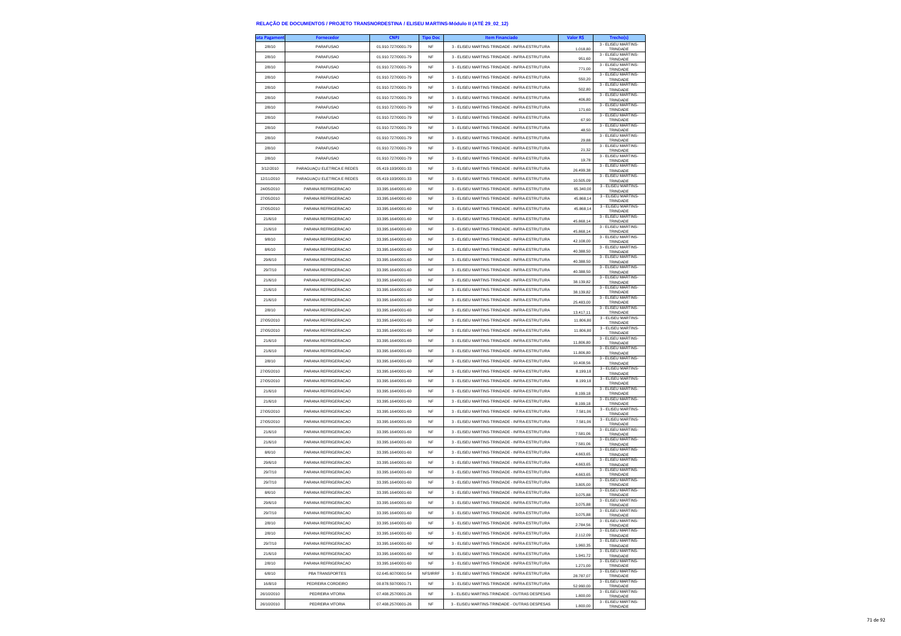**RELAÇÃO DE DOCUMENTOS / PROJETO TRANSNORDESTINA / ELISEU MARTINS-Módulo II (ATÉ 29_02_12)**

| ata Pagament | Fornecedor | CNPJ | Tipo Doc | Item Financiado | Valor R$ | Trecho(s) |
|---|---|---|---|---|---|---|
| 2/8/10 | PARAFUSAO | 01.910.727/0001-79 | NF | 3 - ELISEU MARTINS-TRINDADE - INFRA-ESTRUTURA | 1.018,80 | 3 - ELISEU MARTINS-TRINDADE |
| 2/8/10 | PARAFUSAO | 01.910.727/0001-79 | NF | 3 - ELISEU MARTINS-TRINDADE - INFRA-ESTRUTURA | 951,60 | 3 - ELISEU MARTINS-TRINDADE |
| 2/8/10 | PARAFUSAO | 01.910.727/0001-79 | NF | 3 - ELISEU MARTINS-TRINDADE - INFRA-ESTRUTURA | 771,00 | 3 - ELISEU MARTINS-TRINDADE |
| 2/8/10 | PARAFUSAO | 01.910.727/0001-79 | NF | 3 - ELISEU MARTINS-TRINDADE - INFRA-ESTRUTURA | 550,20 | 3 - ELISEU MARTINS-TRINDADE |
| 2/8/10 | PARAFUSAO | 01.910.727/0001-79 | NF | 3 - ELISEU MARTINS-TRINDADE - INFRA-ESTRUTURA | 502,80 | 3 - ELISEU MARTINS-TRINDADE |
| 2/8/10 | PARAFUSAO | 01.910.727/0001-79 | NF | 3 - ELISEU MARTINS-TRINDADE - INFRA-ESTRUTURA | 406,80 | 3 - ELISEU MARTINS-TRINDADE |
| 2/8/10 | PARAFUSAO | 01.910.727/0001-79 | NF | 3 - ELISEU MARTINS-TRINDADE - INFRA-ESTRUTURA | 171,60 | 3 - ELISEU MARTINS-TRINDADE |
| 2/8/10 | PARAFUSAO | 01.910.727/0001-79 | NF | 3 - ELISEU MARTINS-TRINDADE - INFRA-ESTRUTURA | 67,90 | 3 - ELISEU MARTINS-TRINDADE |
| 2/8/10 | PARAFUSAO | 01.910.727/0001-79 | NF | 3 - ELISEU MARTINS-TRINDADE - INFRA-ESTRUTURA | 48,50 | 3 - ELISEU MARTINS-TRINDADE |
| 2/8/10 | PARAFUSAO | 01.910.727/0001-79 | NF | 3 - ELISEU MARTINS-TRINDADE - INFRA-ESTRUTURA | 29,88 | 3 - ELISEU MARTINS-TRINDADE |
| 2/8/10 | PARAFUSAO | 01.910.727/0001-79 | NF | 3 - ELISEU MARTINS-TRINDADE - INFRA-ESTRUTURA | 21,32 | 3 - ELISEU MARTINS-TRINDADE |
| 2/8/10 | PARAFUSAO | 01.910.727/0001-79 | NF | 3 - ELISEU MARTINS-TRINDADE - INFRA-ESTRUTURA | 19,78 | 3 - ELISEU MARTINS-TRINDADE |
| 3/12/2010 | PARAGUAÇU ELETRICA E REDES | 05.419.193/0001-33 | NF | 3 - ELISEU MARTINS-TRINDADE - INFRA-ESTRUTURA | 26.499,38 | 3 - ELISEU MARTINS-TRINDADE |
| 12/11/2010 | PARAGUAÇU ELETRICA E REDES | 05.419.193/0001-33 | NF | 3 - ELISEU MARTINS-TRINDADE - INFRA-ESTRUTURA | 10.505,09 | 3 - ELISEU MARTINS-TRINDADE |
| 24/05/2010 | PARANA REFRIGERACAO | 33.395.164/0001-60 | NF | 3 - ELISEU MARTINS-TRINDADE - INFRA-ESTRUTURA | 65.340,00 | 3 - ELISEU MARTINS-TRINDADE |
| 27/05/2010 | PARANA REFRIGERACAO | 33.395.164/0001-60 | NF | 3 - ELISEU MARTINS-TRINDADE - INFRA-ESTRUTURA | 45.868,14 | 3 - ELISEU MARTINS-TRINDADE |
| 27/05/2010 | PARANA REFRIGERACAO | 33.395.164/0001-60 | NF | 3 - ELISEU MARTINS-TRINDADE - INFRA-ESTRUTURA | 45.868,14 | 3 - ELISEU MARTINS-TRINDADE |
| 21/6/10 | PARANA REFRIGERACAO | 33.395.164/0001-60 | NF | 3 - ELISEU MARTINS-TRINDADE - INFRA-ESTRUTURA | 45.868,14 | 3 - ELISEU MARTINS-TRINDADE |
| 21/6/10 | PARANA REFRIGERACAO | 33.395.164/0001-60 | NF | 3 - ELISEU MARTINS-TRINDADE - INFRA-ESTRUTURA | 45.868,14 | 3 - ELISEU MARTINS-TRINDADE |
| 9/8/10 | PARANA REFRIGERACAO | 33.395.164/0001-60 | NF | 3 - ELISEU MARTINS-TRINDADE - INFRA-ESTRUTURA | 42.108,00 | 3 - ELISEU MARTINS-TRINDADE |
| 8/6/10 | PARANA REFRIGERACAO | 33.395.164/0001-60 | NF | 3 - ELISEU MARTINS-TRINDADE - INFRA-ESTRUTURA | 40.388,50 | 3 - ELISEU MARTINS-TRINDADE |
| 29/6/10 | PARANA REFRIGERACAO | 33.395.164/0001-60 | NF | 3 - ELISEU MARTINS-TRINDADE - INFRA-ESTRUTURA | 40.388,50 | 3 - ELISEU MARTINS-TRINDADE |
| 29/7/10 | PARANA REFRIGERACAO | 33.395.164/0001-60 | NF | 3 - ELISEU MARTINS-TRINDADE - INFRA-ESTRUTURA | 40.388,50 | 3 - ELISEU MARTINS-TRINDADE |
| 21/6/10 | PARANA REFRIGERACAO | 33.395.164/0001-60 | NF | 3 - ELISEU MARTINS-TRINDADE - INFRA-ESTRUTURA | 38.139,82 | 3 - ELISEU MARTINS-TRINDADE |
| 21/6/10 | PARANA REFRIGERACAO | 33.395.164/0001-60 | NF | 3 - ELISEU MARTINS-TRINDADE - INFRA-ESTRUTURA | 38.139,82 | 3 - ELISEU MARTINS-TRINDADE |
| 21/6/10 | PARANA REFRIGERACAO | 33.395.164/0001-60 | NF | 3 - ELISEU MARTINS-TRINDADE - INFRA-ESTRUTURA | 25.483,00 | 3 - ELISEU MARTINS-TRINDADE |
| 2/8/10 | PARANA REFRIGERACAO | 33.395.164/0001-60 | NF | 3 - ELISEU MARTINS-TRINDADE - INFRA-ESTRUTURA | 13.417,11 | 3 - ELISEU MARTINS-TRINDADE |
| 27/05/2010 | PARANA REFRIGERACAO | 33.395.164/0001-60 | NF | 3 - ELISEU MARTINS-TRINDADE - INFRA-ESTRUTURA | 11.806,80 | 3 - ELISEU MARTINS-TRINDADE |
| 27/05/2010 | PARANA REFRIGERACAO | 33.395.164/0001-60 | NF | 3 - ELISEU MARTINS-TRINDADE - INFRA-ESTRUTURA | 11.806,80 | 3 - ELISEU MARTINS-TRINDADE |
| 21/6/10 | PARANA REFRIGERACAO | 33.395.164/0001-60 | NF | 3 - ELISEU MARTINS-TRINDADE - INFRA-ESTRUTURA | 11.806,80 | 3 - ELISEU MARTINS-TRINDADE |
| 21/6/10 | PARANA REFRIGERACAO | 33.395.164/0001-60 | NF | 3 - ELISEU MARTINS-TRINDADE - INFRA-ESTRUTURA | 11.806,80 | 3 - ELISEU MARTINS-TRINDADE |
| 2/8/10 | PARANA REFRIGERACAO | 33.395.164/0001-60 | NF | 3 - ELISEU MARTINS-TRINDADE - INFRA-ESTRUTURA | 10.408,56 | 3 - ELISEU MARTINS-TRINDADE |
| 27/05/2010 | PARANA REFRIGERACAO | 33.395.164/0001-60 | NF | 3 - ELISEU MARTINS-TRINDADE - INFRA-ESTRUTURA | 8.199,18 | 3 - ELISEU MARTINS-TRINDADE |
| 27/05/2010 | PARANA REFRIGERACAO | 33.395.164/0001-60 | NF | 3 - ELISEU MARTINS-TRINDADE - INFRA-ESTRUTURA | 8.199,18 | 3 - ELISEU MARTINS-TRINDADE |
| 21/6/10 | PARANA REFRIGERACAO | 33.395.164/0001-60 | NF | 3 - ELISEU MARTINS-TRINDADE - INFRA-ESTRUTURA | 8.199,18 | 3 - ELISEU MARTINS-TRINDADE |
| 21/6/10 | PARANA REFRIGERACAO | 33.395.164/0001-60 | NF | 3 - ELISEU MARTINS-TRINDADE - INFRA-ESTRUTURA | 8.199,18 | 3 - ELISEU MARTINS-TRINDADE |
| 27/05/2010 | PARANA REFRIGERACAO | 33.395.164/0001-60 | NF | 3 - ELISEU MARTINS-TRINDADE - INFRA-ESTRUTURA | 7.581,06 | 3 - ELISEU MARTINS-TRINDADE |
| 27/05/2010 | PARANA REFRIGERACAO | 33.395.164/0001-60 | NF | 3 - ELISEU MARTINS-TRINDADE - INFRA-ESTRUTURA | 7.581,06 | 3 - ELISEU MARTINS-TRINDADE |
| 21/6/10 | PARANA REFRIGERACAO | 33.395.164/0001-60 | NF | 3 - ELISEU MARTINS-TRINDADE - INFRA-ESTRUTURA | 7.581,06 | 3 - ELISEU MARTINS-TRINDADE |
| 21/6/10 | PARANA REFRIGERACAO | 33.395.164/0001-60 | NF | 3 - ELISEU MARTINS-TRINDADE - INFRA-ESTRUTURA | 7.581,06 | 3 - ELISEU MARTINS-TRINDADE |
| 8/6/10 | PARANA REFRIGERACAO | 33.395.164/0001-60 | NF | 3 - ELISEU MARTINS-TRINDADE - INFRA-ESTRUTURA | 4.663,65 | 3 - ELISEU MARTINS-TRINDADE |
| 29/6/10 | PARANA REFRIGERACAO | 33.395.164/0001-60 | NF | 3 - ELISEU MARTINS-TRINDADE - INFRA-ESTRUTURA | 4.663,65 | 3 - ELISEU MARTINS-TRINDADE |
| 29/7/10 | PARANA REFRIGERACAO | 33.395.164/0001-60 | NF | 3 - ELISEU MARTINS-TRINDADE - INFRA-ESTRUTURA | 4.663,65 | 3 - ELISEU MARTINS-TRINDADE |
| 29/7/10 | PARANA REFRIGERACAO | 33.395.164/0001-60 | NF | 3 - ELISEU MARTINS-TRINDADE - INFRA-ESTRUTURA | 3.805,00 | 3 - ELISEU MARTINS-TRINDADE |
| 8/6/10 | PARANA REFRIGERACAO | 33.395.164/0001-60 | NF | 3 - ELISEU MARTINS-TRINDADE - INFRA-ESTRUTURA | 3.075,88 | 3 - ELISEU MARTINS-TRINDADE |
| 29/6/10 | PARANA REFRIGERACAO | 33.395.164/0001-60 | NF | 3 - ELISEU MARTINS-TRINDADE - INFRA-ESTRUTURA | 3.075,88 | 3 - ELISEU MARTINS-TRINDADE |
| 29/7/10 | PARANA REFRIGERACAO | 33.395.164/0001-60 | NF | 3 - ELISEU MARTINS-TRINDADE - INFRA-ESTRUTURA | 3.075,88 | 3 - ELISEU MARTINS-TRINDADE |
| 2/8/10 | PARANA REFRIGERACAO | 33.395.164/0001-60 | NF | 3 - ELISEU MARTINS-TRINDADE - INFRA-ESTRUTURA | 2.784,56 | 3 - ELISEU MARTINS-TRINDADE |
| 2/8/10 | PARANA REFRIGERACAO | 33.395.164/0001-60 | NF | 3 - ELISEU MARTINS-TRINDADE - INFRA-ESTRUTURA | 2.112,09 | 3 - ELISEU MARTINS-TRINDADE |
| 29/7/10 | PARANA REFRIGERACAO | 33.395.164/0001-60 | NF | 3 - ELISEU MARTINS-TRINDADE - INFRA-ESTRUTURA | 1.960,35 | 3 - ELISEU MARTINS-TRINDADE |
| 21/6/10 | PARANA REFRIGERACAO | 33.395.164/0001-60 | NF | 3 - ELISEU MARTINS-TRINDADE - INFRA-ESTRUTURA | 1.941,72 | 3 - ELISEU MARTINS-TRINDADE |
| 2/8/10 | PARANA REFRIGERACAO | 33.395.164/0001-60 | NF | 3 - ELISEU MARTINS-TRINDADE - INFRA-ESTRUTURA | 1.271,00 | 3 - ELISEU MARTINS-TRINDADE |
| 6/8/10 | PBA TRANSPORTES | 02.645.607/0001-54 | NFS/IRRF | 3 - ELISEU MARTINS-TRINDADE - INFRA-ESTRUTURA | 28.787,07 | 3 - ELISEU MARTINS-TRINDADE |
| 16/8/10 | PEDREIRA CORDEIRO | 00.878.597/0001-71 | NF | 3 - ELISEU MARTINS-TRINDADE - INFRA-ESTRUTURA | 52.990,00 | 3 - ELISEU MARTINS-TRINDADE |
| 26/10/2010 | PEDREIRA VITORIA | 07.408.257/0001-26 | NF | 3 - ELISEU MARTINS-TRINDADE - OUTRAS DESPESAS | 1.800,00 | 3 - ELISEU MARTINS-TRINDADE |
| 26/10/2010 | PEDREIRA VITORIA | 07.408.257/0001-26 | NF | 3 - ELISEU MARTINS-TRINDADE - OUTRAS DESPESAS | 1.800,00 | 3 - ELISEU MARTINS-TRINDADE |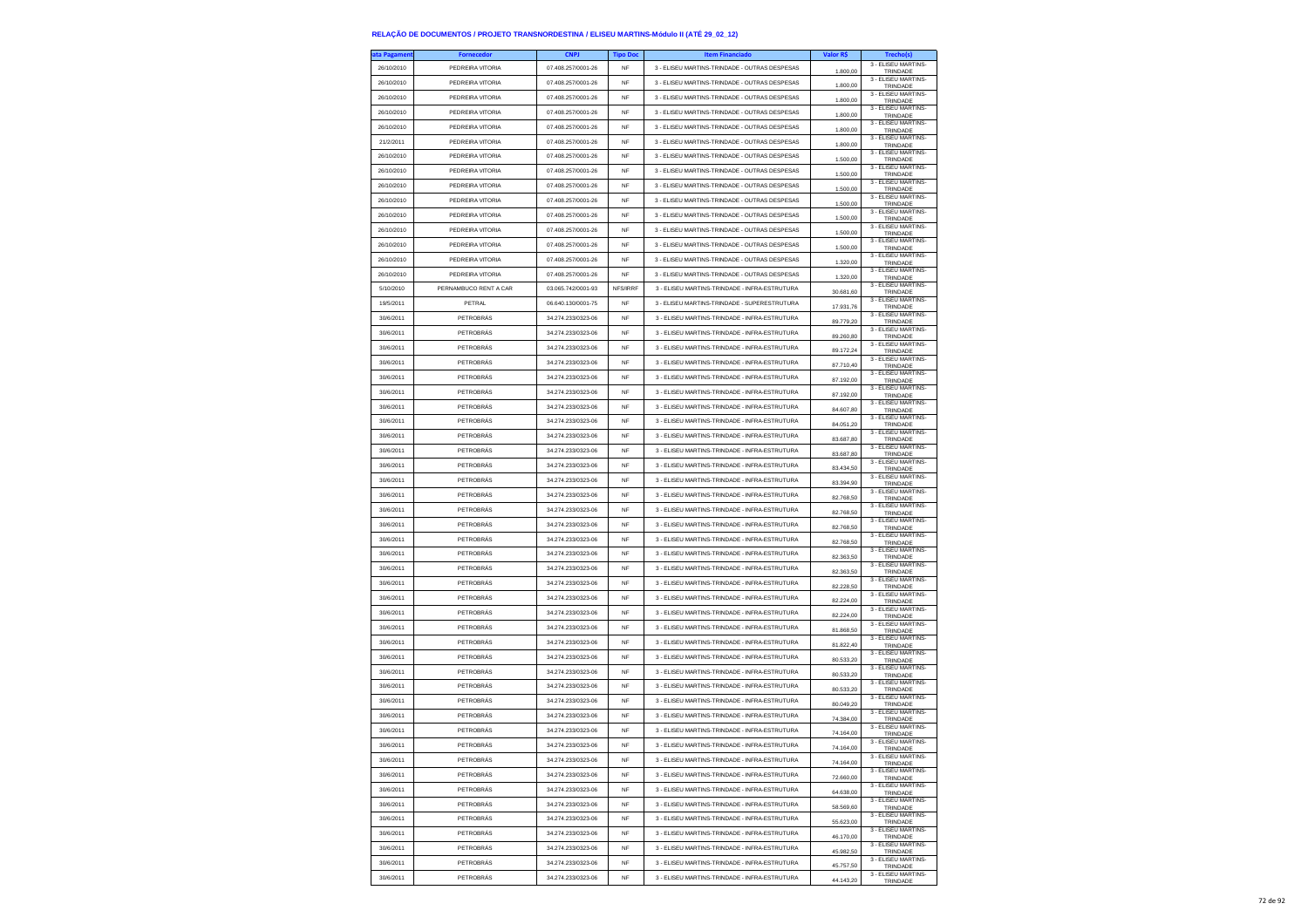# RELAÇÃO DE DOCUMENTOS / PROJETO TRANSNORDESTINA / ELISEU MARTINS-Módulo II (ATÉ 29_02_12)

| ata Pagament | Fornecedor | CNPJ | Tipo Doc | Item Financiado | Valor R$ | Trecho(s) |
|---|---|---|---|---|---|---|
| 26/10/2010 | PEDREIRA VITORIA | 07.408.257/0001-26 | NF | 3 - ELISEU MARTINS-TRINDADE - OUTRAS DESPESAS | 1.800,00 | 3 - ELISEU MARTINS-TRINDADE |
| 26/10/2010 | PEDREIRA VITORIA | 07.408.257/0001-26 | NF | 3 - ELISEU MARTINS-TRINDADE - OUTRAS DESPESAS | 1.800,00 | 3 - ELISEU MARTINS-TRINDADE |
| 26/10/2010 | PEDREIRA VITORIA | 07.408.257/0001-26 | NF | 3 - ELISEU MARTINS-TRINDADE - OUTRAS DESPESAS | 1.800,00 | 3 - ELISEU MARTINS-TRINDADE |
| 26/10/2010 | PEDREIRA VITORIA | 07.408.257/0001-26 | NF | 3 - ELISEU MARTINS-TRINDADE - OUTRAS DESPESAS | 1.800,00 | 3 - ELISEU MARTINS-TRINDADE |
| 26/10/2010 | PEDREIRA VITORIA | 07.408.257/0001-26 | NF | 3 - ELISEU MARTINS-TRINDADE - OUTRAS DESPESAS | 1.800,00 | 3 - ELISEU MARTINS-TRINDADE |
| 21/2/2011 | PEDREIRA VITORIA | 07.408.257/0001-26 | NF | 3 - ELISEU MARTINS-TRINDADE - OUTRAS DESPESAS | 1.800,00 | 3 - ELISEU MARTINS-TRINDADE |
| 26/10/2010 | PEDREIRA VITORIA | 07.408.257/0001-26 | NF | 3 - ELISEU MARTINS-TRINDADE - OUTRAS DESPESAS | 1.500,00 | 3 - ELISEU MARTINS-TRINDADE |
| 26/10/2010 | PEDREIRA VITORIA | 07.408.257/0001-26 | NF | 3 - ELISEU MARTINS-TRINDADE - OUTRAS DESPESAS | 1.500,00 | 3 - ELISEU MARTINS-TRINDADE |
| 26/10/2010 | PEDREIRA VITORIA | 07.408.257/0001-26 | NF | 3 - ELISEU MARTINS-TRINDADE - OUTRAS DESPESAS | 1.500,00 | 3 - ELISEU MARTINS-TRINDADE |
| 26/10/2010 | PEDREIRA VITORIA | 07.408.257/0001-26 | NF | 3 - ELISEU MARTINS-TRINDADE - OUTRAS DESPESAS | 1.500,00 | 3 - ELISEU MARTINS-TRINDADE |
| 26/10/2010 | PEDREIRA VITORIA | 07.408.257/0001-26 | NF | 3 - ELISEU MARTINS-TRINDADE - OUTRAS DESPESAS | 1.500,00 | 3 - ELISEU MARTINS-TRINDADE |
| 26/10/2010 | PEDREIRA VITORIA | 07.408.257/0001-26 | NF | 3 - ELISEU MARTINS-TRINDADE - OUTRAS DESPESAS | 1.500,00 | 3 - ELISEU MARTINS-TRINDADE |
| 26/10/2010 | PEDREIRA VITORIA | 07.408.257/0001-26 | NF | 3 - ELISEU MARTINS-TRINDADE - OUTRAS DESPESAS | 1.500,00 | 3 - ELISEU MARTINS-TRINDADE |
| 26/10/2010 | PEDREIRA VITORIA | 07.408.257/0001-26 | NF | 3 - ELISEU MARTINS-TRINDADE - OUTRAS DESPESAS | 1.320,00 | 3 - ELISEU MARTINS-TRINDADE |
| 26/10/2010 | PEDREIRA VITORIA | 07.408.257/0001-26 | NF | 3 - ELISEU MARTINS-TRINDADE - OUTRAS DESPESAS | 1.320,00 | 3 - ELISEU MARTINS-TRINDADE |
| 5/10/2010 | PERNAMBUCO RENT A CAR | 03.065.742/0001-93 | NFS/IRRF | 3 - ELISEU MARTINS-TRINDADE - INFRA-ESTRUTURA | 30.681,60 | 3 - ELISEU MARTINS-TRINDADE |
| 19/5/2011 | PETRAL | 06.640.130/0001-75 | NF | 3 - ELISEU MARTINS-TRINDADE - SUPERESTRUTURA | 17.931,76 | 3 - ELISEU MARTINS-TRINDADE |
| 30/6/2011 | PETROBRÁS | 34.274.233/0323-06 | NF | 3 - ELISEU MARTINS-TRINDADE - INFRA-ESTRUTURA | 89.779,20 | 3 - ELISEU MARTINS-TRINDADE |
| 30/6/2011 | PETROBRÁS | 34.274.233/0323-06 | NF | 3 - ELISEU MARTINS-TRINDADE - INFRA-ESTRUTURA | 89.260,80 | 3 - ELISEU MARTINS-TRINDADE |
| 30/6/2011 | PETROBRÁS | 34.274.233/0323-06 | NF | 3 - ELISEU MARTINS-TRINDADE - INFRA-ESTRUTURA | 89.172,24 | 3 - ELISEU MARTINS-TRINDADE |
| 30/6/2011 | PETROBRÁS | 34.274.233/0323-06 | NF | 3 - ELISEU MARTINS-TRINDADE - INFRA-ESTRUTURA | 87.710,40 | 3 - ELISEU MARTINS-TRINDADE |
| 30/6/2011 | PETROBRÁS | 34.274.233/0323-06 | NF | 3 - ELISEU MARTINS-TRINDADE - INFRA-ESTRUTURA | 87.192,00 | 3 - ELISEU MARTINS-TRINDADE |
| 30/6/2011 | PETROBRÁS | 34.274.233/0323-06 | NF | 3 - ELISEU MARTINS-TRINDADE - INFRA-ESTRUTURA | 87.192,00 | 3 - ELISEU MARTINS-TRINDADE |
| 30/6/2011 | PETROBRÁS | 34.274.233/0323-06 | NF | 3 - ELISEU MARTINS-TRINDADE - INFRA-ESTRUTURA | 84.607,80 | 3 - ELISEU MARTINS-TRINDADE |
| 30/6/2011 | PETROBRÁS | 34.274.233/0323-06 | NF | 3 - ELISEU MARTINS-TRINDADE - INFRA-ESTRUTURA | 84.051,20 | 3 - ELISEU MARTINS-TRINDADE |
| 30/6/2011 | PETROBRÁS | 34.274.233/0323-06 | NF | 3 - ELISEU MARTINS-TRINDADE - INFRA-ESTRUTURA | 83.687,80 | 3 - ELISEU MARTINS-TRINDADE |
| 30/6/2011 | PETROBRÁS | 34.274.233/0323-06 | NF | 3 - ELISEU MARTINS-TRINDADE - INFRA-ESTRUTURA | 83.687,80 | 3 - ELISEU MARTINS-TRINDADE |
| 30/6/2011 | PETROBRÁS | 34.274.233/0323-06 | NF | 3 - ELISEU MARTINS-TRINDADE - INFRA-ESTRUTURA | 83.434,50 | 3 - ELISEU MARTINS-TRINDADE |
| 30/6/2011 | PETROBRÁS | 34.274.233/0323-06 | NF | 3 - ELISEU MARTINS-TRINDADE - INFRA-ESTRUTURA | 83.394,90 | 3 - ELISEU MARTINS-TRINDADE |
| 30/6/2011 | PETROBRÁS | 34.274.233/0323-06 | NF | 3 - ELISEU MARTINS-TRINDADE - INFRA-ESTRUTURA | 82.768,50 | 3 - ELISEU MARTINS-TRINDADE |
| 30/6/2011 | PETROBRÁS | 34.274.233/0323-06 | NF | 3 - ELISEU MARTINS-TRINDADE - INFRA-ESTRUTURA | 82.768,50 | 3 - ELISEU MARTINS-TRINDADE |
| 30/6/2011 | PETROBRÁS | 34.274.233/0323-06 | NF | 3 - ELISEU MARTINS-TRINDADE - INFRA-ESTRUTURA | 82.768,50 | 3 - ELISEU MARTINS-TRINDADE |
| 30/6/2011 | PETROBRÁS | 34.274.233/0323-06 | NF | 3 - ELISEU MARTINS-TRINDADE - INFRA-ESTRUTURA | 82.768,50 | 3 - ELISEU MARTINS-TRINDADE |
| 30/6/2011 | PETROBRÁS | 34.274.233/0323-06 | NF | 3 - ELISEU MARTINS-TRINDADE - INFRA-ESTRUTURA | 82.363,50 | 3 - ELISEU MARTINS-TRINDADE |
| 30/6/2011 | PETROBRÁS | 34.274.233/0323-06 | NF | 3 - ELISEU MARTINS-TRINDADE - INFRA-ESTRUTURA | 82.363,50 | 3 - ELISEU MARTINS-TRINDADE |
| 30/6/2011 | PETROBRÁS | 34.274.233/0323-06 | NF | 3 - ELISEU MARTINS-TRINDADE - INFRA-ESTRUTURA | 82.228,50 | 3 - ELISEU MARTINS-TRINDADE |
| 30/6/2011 | PETROBRÁS | 34.274.233/0323-06 | NF | 3 - ELISEU MARTINS-TRINDADE - INFRA-ESTRUTURA | 82.224,00 | 3 - ELISEU MARTINS-TRINDADE |
| 30/6/2011 | PETROBRÁS | 34.274.233/0323-06 | NF | 3 - ELISEU MARTINS-TRINDADE - INFRA-ESTRUTURA | 82.224,00 | 3 - ELISEU MARTINS-TRINDADE |
| 30/6/2011 | PETROBRÁS | 34.274.233/0323-06 | NF | 3 - ELISEU MARTINS-TRINDADE - INFRA-ESTRUTURA | 81.868,50 | 3 - ELISEU MARTINS-TRINDADE |
| 30/6/2011 | PETROBRÁS | 34.274.233/0323-06 | NF | 3 - ELISEU MARTINS-TRINDADE - INFRA-ESTRUTURA | 81.822,40 | 3 - ELISEU MARTINS-TRINDADE |
| 30/6/2011 | PETROBRÁS | 34.274.233/0323-06 | NF | 3 - ELISEU MARTINS-TRINDADE - INFRA-ESTRUTURA | 80.533,20 | 3 - ELISEU MARTINS-TRINDADE |
| 30/6/2011 | PETROBRÁS | 34.274.233/0323-06 | NF | 3 - ELISEU MARTINS-TRINDADE - INFRA-ESTRUTURA | 80.533,20 | 3 - ELISEU MARTINS-TRINDADE |
| 30/6/2011 | PETROBRÁS | 34.274.233/0323-06 | NF | 3 - ELISEU MARTINS-TRINDADE - INFRA-ESTRUTURA | 80.533,20 | 3 - ELISEU MARTINS-TRINDADE |
| 30/6/2011 | PETROBRÁS | 34.274.233/0323-06 | NF | 3 - ELISEU MARTINS-TRINDADE - INFRA-ESTRUTURA | 80.049,20 | 3 - ELISEU MARTINS-TRINDADE |
| 30/6/2011 | PETROBRÁS | 34.274.233/0323-06 | NF | 3 - ELISEU MARTINS-TRINDADE - INFRA-ESTRUTURA | 74.384,00 | 3 - ELISEU MARTINS-TRINDADE |
| 30/6/2011 | PETROBRÁS | 34.274.233/0323-06 | NF | 3 - ELISEU MARTINS-TRINDADE - INFRA-ESTRUTURA | 74.164,00 | 3 - ELISEU MARTINS-TRINDADE |
| 30/6/2011 | PETROBRÁS | 34.274.233/0323-06 | NF | 3 - ELISEU MARTINS-TRINDADE - INFRA-ESTRUTURA | 74.164,00 | 3 - ELISEU MARTINS-TRINDADE |
| 30/6/2011 | PETROBRÁS | 34.274.233/0323-06 | NF | 3 - ELISEU MARTINS-TRINDADE - INFRA-ESTRUTURA | 74.164,00 | 3 - ELISEU MARTINS-TRINDADE |
| 30/6/2011 | PETROBRÁS | 34.274.233/0323-06 | NF | 3 - ELISEU MARTINS-TRINDADE - INFRA-ESTRUTURA | 72.660,00 | 3 - ELISEU MARTINS-TRINDADE |
| 30/6/2011 | PETROBRÁS | 34.274.233/0323-06 | NF | 3 - ELISEU MARTINS-TRINDADE - INFRA-ESTRUTURA | 64.638,00 | 3 - ELISEU MARTINS-TRINDADE |
| 30/6/2011 | PETROBRÁS | 34.274.233/0323-06 | NF | 3 - ELISEU MARTINS-TRINDADE - INFRA-ESTRUTURA | 58.569,60 | 3 - ELISEU MARTINS-TRINDADE |
| 30/6/2011 | PETROBRÁS | 34.274.233/0323-06 | NF | 3 - ELISEU MARTINS-TRINDADE - INFRA-ESTRUTURA | 55.623,00 | 3 - ELISEU MARTINS-TRINDADE |
| 30/6/2011 | PETROBRÁS | 34.274.233/0323-06 | NF | 3 - ELISEU MARTINS-TRINDADE - INFRA-ESTRUTURA | 46.170,00 | 3 - ELISEU MARTINS-TRINDADE |
| 30/6/2011 | PETROBRÁS | 34.274.233/0323-06 | NF | 3 - ELISEU MARTINS-TRINDADE - INFRA-ESTRUTURA | 45.982,50 | 3 - ELISEU MARTINS-TRINDADE |
| 30/6/2011 | PETROBRÁS | 34.274.233/0323-06 | NF | 3 - ELISEU MARTINS-TRINDADE - INFRA-ESTRUTURA | 45.757,50 | 3 - ELISEU MARTINS-TRINDADE |
| 30/6/2011 | PETROBRÁS | 34.274.233/0323-06 | NF | 3 - ELISEU MARTINS-TRINDADE - INFRA-ESTRUTURA | 44.143,20 | 3 - ELISEU MARTINS-TRINDADE |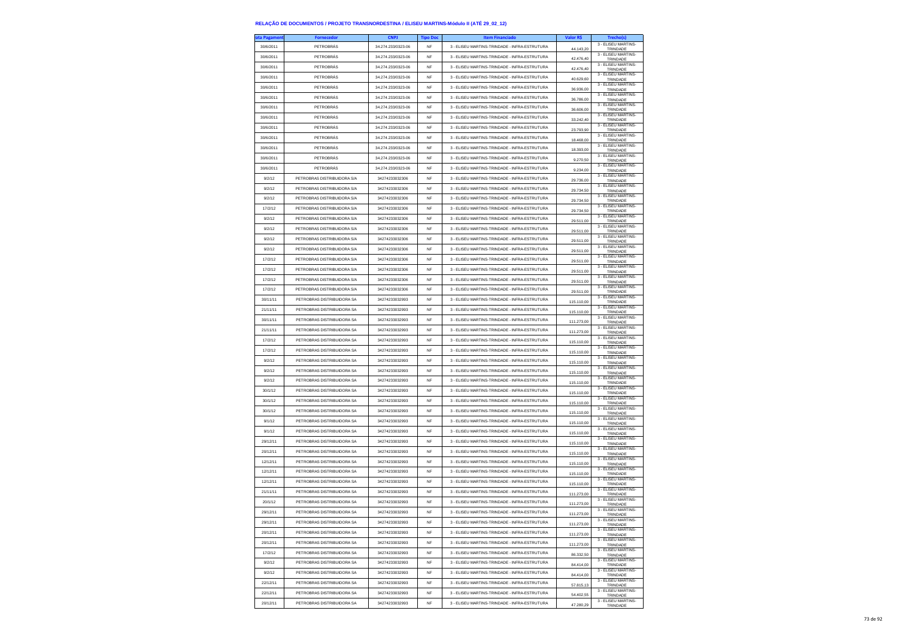# RELAÇÃO DE DOCUMENTOS / PROJETO TRANSNORDESTINA / ELISEU MARTINS-Módulo II (ATÉ 29_02_12)

| ata Pagament | Fornecedor | CNPJ | Tipo Doc | Item Financiado | Valor R$ | Trecho(s) |
|---|---|---|---|---|---|---|
| 30/6/2011 | PETROBRÁS | 34.274.233/0323-06 | NF | 3 - ELISEU MARTINS-TRINDADE - INFRA-ESTRUTURA | 44.143,20 | 3 - ELISEU MARTINS-TRINDADE |
| 30/6/2011 | PETROBRÁS | 34.274.233/0323-06 | NF | 3 - ELISEU MARTINS-TRINDADE - INFRA-ESTRUTURA | 42.476,40 | 3 - ELISEU MARTINS-TRINDADE |
| 30/6/2011 | PETROBRÁS | 34.274.233/0323-06 | NF | 3 - ELISEU MARTINS-TRINDADE - INFRA-ESTRUTURA | 42.476,40 | 3 - ELISEU MARTINS-TRINDADE |
| 30/6/2011 | PETROBRÁS | 34.274.233/0323-06 | NF | 3 - ELISEU MARTINS-TRINDADE - INFRA-ESTRUTURA | 40.629,60 | 3 - ELISEU MARTINS-TRINDADE |
| 30/6/2011 | PETROBRÁS | 34.274.233/0323-06 | NF | 3 - ELISEU MARTINS-TRINDADE - INFRA-ESTRUTURA | 36.936,00 | 3 - ELISEU MARTINS-TRINDADE |
| 30/6/2011 | PETROBRÁS | 34.274.233/0323-06 | NF | 3 - ELISEU MARTINS-TRINDADE - INFRA-ESTRUTURA | 36.786,00 | 3 - ELISEU MARTINS-TRINDADE |
| 30/6/2011 | PETROBRÁS | 34.274.233/0323-06 | NF | 3 - ELISEU MARTINS-TRINDADE - INFRA-ESTRUTURA | 36.606,00 | 3 - ELISEU MARTINS-TRINDADE |
| 30/6/2011 | PETROBRÁS | 34.274.233/0323-06 | NF | 3 - ELISEU MARTINS-TRINDADE - INFRA-ESTRUTURA | 33.242,40 | 3 - ELISEU MARTINS-TRINDADE |
| 30/6/2011 | PETROBRÁS | 34.274.233/0323-06 | NF | 3 - ELISEU MARTINS-TRINDADE - INFRA-ESTRUTURA | 23.793,90 | 3 - ELISEU MARTINS-TRINDADE |
| 30/6/2011 | PETROBRÁS | 34.274.233/0323-06 | NF | 3 - ELISEU MARTINS-TRINDADE - INFRA-ESTRUTURA | 18.468,00 | 3 - ELISEU MARTINS-TRINDADE |
| 30/6/2011 | PETROBRÁS | 34.274.233/0323-06 | NF | 3 - ELISEU MARTINS-TRINDADE - INFRA-ESTRUTURA | 18.393,00 | 3 - ELISEU MARTINS-TRINDADE |
| 30/6/2011 | PETROBRÁS | 34.274.233/0323-06 | NF | 3 - ELISEU MARTINS-TRINDADE - INFRA-ESTRUTURA | 9.270,50 | 3 - ELISEU MARTINS-TRINDADE |
| 30/6/2011 | PETROBRÁS | 34.274.233/0323-06 | NF | 3 - ELISEU MARTINS-TRINDADE - INFRA-ESTRUTURA | 9.234,00 | 3 - ELISEU MARTINS-TRINDADE |
| 9/2/12 | PETROBRAS DISTRIBUIDORA S/A | 34274233032306 | NF | 3 - ELISEU MARTINS-TRINDADE - INFRA-ESTRUTURA | 29.736,00 | 3 - ELISEU MARTINS-TRINDADE |
| 9/2/12 | PETROBRAS DISTRIBUIDORA S/A | 34274233032306 | NF | 3 - ELISEU MARTINS-TRINDADE - INFRA-ESTRUTURA | 29.734,50 | 3 - ELISEU MARTINS-TRINDADE |
| 9/2/12 | PETROBRAS DISTRIBUIDORA S/A | 34274233032306 | NF | 3 - ELISEU MARTINS-TRINDADE - INFRA-ESTRUTURA | 29.734,50 | 3 - ELISEU MARTINS-TRINDADE |
| 17/2/12 | PETROBRAS DISTRIBUIDORA S/A | 34274233032306 | NF | 3 - ELISEU MARTINS-TRINDADE - INFRA-ESTRUTURA | 29.734,50 | 3 - ELISEU MARTINS-TRINDADE |
| 9/2/12 | PETROBRAS DISTRIBUIDORA S/A | 34274233032306 | NF | 3 - ELISEU MARTINS-TRINDADE - INFRA-ESTRUTURA | 29.511,00 | 3 - ELISEU MARTINS-TRINDADE |
| 9/2/12 | PETROBRAS DISTRIBUIDORA S/A | 34274233032306 | NF | 3 - ELISEU MARTINS-TRINDADE - INFRA-ESTRUTURA | 29.511,00 | 3 - ELISEU MARTINS-TRINDADE |
| 9/2/12 | PETROBRAS DISTRIBUIDORA S/A | 34274233032306 | NF | 3 - ELISEU MARTINS-TRINDADE - INFRA-ESTRUTURA | 29.511,00 | 3 - ELISEU MARTINS-TRINDADE |
| 9/2/12 | PETROBRAS DISTRIBUIDORA S/A | 34274233032306 | NF | 3 - ELISEU MARTINS-TRINDADE - INFRA-ESTRUTURA | 29.511,00 | 3 - ELISEU MARTINS-TRINDADE |
| 17/2/12 | PETROBRAS DISTRIBUIDORA S/A | 34274233032306 | NF | 3 - ELISEU MARTINS-TRINDADE - INFRA-ESTRUTURA | 29.511,00 | 3 - ELISEU MARTINS-TRINDADE |
| 17/2/12 | PETROBRAS DISTRIBUIDORA S/A | 34274233032306 | NF | 3 - ELISEU MARTINS-TRINDADE - INFRA-ESTRUTURA | 29.511,00 | 3 - ELISEU MARTINS-TRINDADE |
| 17/2/12 | PETROBRAS DISTRIBUIDORA S/A | 34274233032306 | NF | 3 - ELISEU MARTINS-TRINDADE - INFRA-ESTRUTURA | 29.511,00 | 3 - ELISEU MARTINS-TRINDADE |
| 17/2/12 | PETROBRAS DISTRIBUIDORA S/A | 34274233032306 | NF | 3 - ELISEU MARTINS-TRINDADE - INFRA-ESTRUTURA | 29.511,00 | 3 - ELISEU MARTINS-TRINDADE |
| 30/11/11 | PETROBRAS DISTRIBUIDORA SA | 34274233032993 | NF | 3 - ELISEU MARTINS-TRINDADE - INFRA-ESTRUTURA | 115.110,00 | 3 - ELISEU MARTINS-TRINDADE |
| 21/11/11 | PETROBRAS DISTRIBUIDORA SA | 34274233032993 | NF | 3 - ELISEU MARTINS-TRINDADE - INFRA-ESTRUTURA | 115.110,00 | 3 - ELISEU MARTINS-TRINDADE |
| 30/11/11 | PETROBRAS DISTRIBUIDORA SA | 34274233032993 | NF | 3 - ELISEU MARTINS-TRINDADE - INFRA-ESTRUTURA | 111.273,00 | 3 - ELISEU MARTINS-TRINDADE |
| 21/11/11 | PETROBRAS DISTRIBUIDORA SA | 34274233032993 | NF | 3 - ELISEU MARTINS-TRINDADE - INFRA-ESTRUTURA | 111.273,00 | 3 - ELISEU MARTINS-TRINDADE |
| 17/2/12 | PETROBRAS DISTRIBUIDORA SA | 34274233032993 | NF | 3 - ELISEU MARTINS-TRINDADE - INFRA-ESTRUTURA | 115.110,00 | 3 - ELISEU MARTINS-TRINDADE |
| 17/2/12 | PETROBRAS DISTRIBUIDORA SA | 34274233032993 | NF | 3 - ELISEU MARTINS-TRINDADE - INFRA-ESTRUTURA | 115.110,00 | 3 - ELISEU MARTINS-TRINDADE |
| 9/2/12 | PETROBRAS DISTRIBUIDORA SA | 34274233032993 | NF | 3 - ELISEU MARTINS-TRINDADE - INFRA-ESTRUTURA | 115.110,00 | 3 - ELISEU MARTINS-TRINDADE |
| 9/2/12 | PETROBRAS DISTRIBUIDORA SA | 34274233032993 | NF | 3 - ELISEU MARTINS-TRINDADE - INFRA-ESTRUTURA | 115.110,00 | 3 - ELISEU MARTINS-TRINDADE |
| 9/2/12 | PETROBRAS DISTRIBUIDORA SA | 34274233032993 | NF | 3 - ELISEU MARTINS-TRINDADE - INFRA-ESTRUTURA | 115.110,00 | 3 - ELISEU MARTINS-TRINDADE |
| 30/1/12 | PETROBRAS DISTRIBUIDORA SA | 34274233032993 | NF | 3 - ELISEU MARTINS-TRINDADE - INFRA-ESTRUTURA | 115.110,00 | 3 - ELISEU MARTINS-TRINDADE |
| 30/1/12 | PETROBRAS DISTRIBUIDORA SA | 34274233032993 | NF | 3 - ELISEU MARTINS-TRINDADE - INFRA-ESTRUTURA | 115.110,00 | 3 - ELISEU MARTINS-TRINDADE |
| 30/1/12 | PETROBRAS DISTRIBUIDORA SA | 34274233032993 | NF | 3 - ELISEU MARTINS-TRINDADE - INFRA-ESTRUTURA | 115.110,00 | 3 - ELISEU MARTINS-TRINDADE |
| 9/1/12 | PETROBRAS DISTRIBUIDORA SA | 34274233032993 | NF | 3 - ELISEU MARTINS-TRINDADE - INFRA-ESTRUTURA | 115.110,00 | 3 - ELISEU MARTINS-TRINDADE |
| 9/1/12 | PETROBRAS DISTRIBUIDORA SA | 34274233032993 | NF | 3 - ELISEU MARTINS-TRINDADE - INFRA-ESTRUTURA | 115.110,00 | 3 - ELISEU MARTINS-TRINDADE |
| 29/12/11 | PETROBRAS DISTRIBUIDORA SA | 34274233032993 | NF | 3 - ELISEU MARTINS-TRINDADE - INFRA-ESTRUTURA | 115.110,00 | 3 - ELISEU MARTINS-TRINDADE |
| 20/12/11 | PETROBRAS DISTRIBUIDORA SA | 34274233032993 | NF | 3 - ELISEU MARTINS-TRINDADE - INFRA-ESTRUTURA | 115.110,00 | 3 - ELISEU MARTINS-TRINDADE |
| 12/12/11 | PETROBRAS DISTRIBUIDORA SA | 34274233032993 | NF | 3 - ELISEU MARTINS-TRINDADE - INFRA-ESTRUTURA | 115.110,00 | 3 - ELISEU MARTINS-TRINDADE |
| 12/12/11 | PETROBRAS DISTRIBUIDORA SA | 34274233032993 | NF | 3 - ELISEU MARTINS-TRINDADE - INFRA-ESTRUTURA | 115.110,00 | 3 - ELISEU MARTINS-TRINDADE |
| 12/12/11 | PETROBRAS DISTRIBUIDORA SA | 34274233032993 | NF | 3 - ELISEU MARTINS-TRINDADE - INFRA-ESTRUTURA | 115.110,00 | 3 - ELISEU MARTINS-TRINDADE |
| 21/11/11 | PETROBRAS DISTRIBUIDORA SA | 34274233032993 | NF | 3 - ELISEU MARTINS-TRINDADE - INFRA-ESTRUTURA | 111.273,00 | 3 - ELISEU MARTINS-TRINDADE |
| 20/1/12 | PETROBRAS DISTRIBUIDORA SA | 34274233032993 | NF | 3 - ELISEU MARTINS-TRINDADE - INFRA-ESTRUTURA | 111.273,00 | 3 - ELISEU MARTINS-TRINDADE |
| 29/12/11 | PETROBRAS DISTRIBUIDORA SA | 34274233032993 | NF | 3 - ELISEU MARTINS-TRINDADE - INFRA-ESTRUTURA | 111.273,00 | 3 - ELISEU MARTINS-TRINDADE |
| 29/12/11 | PETROBRAS DISTRIBUIDORA SA | 34274233032993 | NF | 3 - ELISEU MARTINS-TRINDADE - INFRA-ESTRUTURA | 111.273,00 | 3 - ELISEU MARTINS-TRINDADE |
| 20/12/11 | PETROBRAS DISTRIBUIDORA SA | 34274233032993 | NF | 3 - ELISEU MARTINS-TRINDADE - INFRA-ESTRUTURA | 111.273,00 | 3 - ELISEU MARTINS-TRINDADE |
| 20/12/11 | PETROBRAS DISTRIBUIDORA SA | 34274233032993 | NF | 3 - ELISEU MARTINS-TRINDADE - INFRA-ESTRUTURA | 111.273,00 | 3 - ELISEU MARTINS-TRINDADE |
| 17/2/12 | PETROBRAS DISTRIBUIDORA SA | 34274233032993 | NF | 3 - ELISEU MARTINS-TRINDADE - INFRA-ESTRUTURA | 86.332,50 | 3 - ELISEU MARTINS-TRINDADE |
| 9/2/12 | PETROBRAS DISTRIBUIDORA SA | 34274233032993 | NF | 3 - ELISEU MARTINS-TRINDADE - INFRA-ESTRUTURA | 84.414,00 | 3 - ELISEU MARTINS-TRINDADE |
| 9/2/12 | PETROBRAS DISTRIBUIDORA SA | 34274233032993 | NF | 3 - ELISEU MARTINS-TRINDADE - INFRA-ESTRUTURA | 84.414,00 | 3 - ELISEU MARTINS-TRINDADE |
| 22/12/11 | PETROBRAS DISTRIBUIDORA SA | 34274233032993 | NF | 3 - ELISEU MARTINS-TRINDADE - INFRA-ESTRUTURA | 57.815,13 | 3 - ELISEU MARTINS-TRINDADE |
| 22/12/11 | PETROBRAS DISTRIBUIDORA SA | 34274233032993 | NF | 3 - ELISEU MARTINS-TRINDADE - INFRA-ESTRUTURA | 54.402,55 | 3 - ELISEU MARTINS-TRINDADE |
| 20/12/11 | PETROBRAS DISTRIBUIDORA SA | 34274233032993 | NF | 3 - ELISEU MARTINS-TRINDADE - INFRA-ESTRUTURA | 47.280,29 | 3 - ELISEU MARTINS-TRINDADE |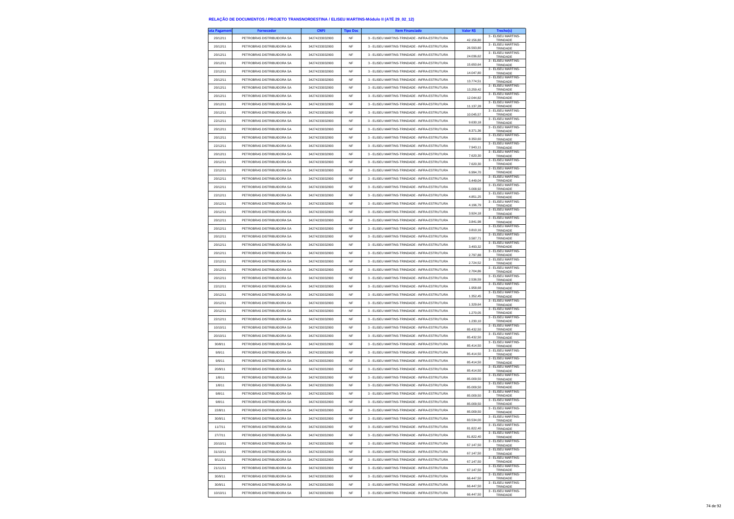# RELAÇÃO DE DOCUMENTOS / PROJETO TRANSNORDESTINA / ELISEU MARTINS-Módulo II (ATÉ 29_02_12)

| ata Pagament | Fornecedor | CNPJ | Tipo Doc | Item Financiado | Valor R$ | Trecho(s) |
|---|---|---|---|---|---|---|
| 20/12/11 | PETROBRAS DISTRIBUIDORA SA | 34274233032993 | NF | 3 - ELISEU MARTINS-TRINDADE - INFRA-ESTRUTURA | 42.156,80 | 3 - ELISEU MARTINS-TRINDADE |
| 20/12/11 | PETROBRAS DISTRIBUIDORA SA | 34274233032993 | NF | 3 - ELISEU MARTINS-TRINDADE - INFRA-ESTRUTURA | 26.593,80 | 3 - ELISEU MARTINS-TRINDADE |
| 20/12/11 | PETROBRAS DISTRIBUIDORA SA | 34274233032993 | NF | 3 - ELISEU MARTINS-TRINDADE - INFRA-ESTRUTURA | 24.036,62 | 3 - ELISEU MARTINS-TRINDADE |
| 20/12/11 | PETROBRAS DISTRIBUIDORA SA | 34274233032993 | NF | 3 - ELISEU MARTINS-TRINDADE - INFRA-ESTRUTURA | 15.650,64 | 3 - ELISEU MARTINS-TRINDADE |
| 22/12/11 | PETROBRAS DISTRIBUIDORA SA | 34274233032993 | NF | 3 - ELISEU MARTINS-TRINDADE - INFRA-ESTRUTURA | 14.047,80 | 3 - ELISEU MARTINS-TRINDADE |
| 20/12/11 | PETROBRAS DISTRIBUIDORA SA | 34274233032993 | NF | 3 - ELISEU MARTINS-TRINDADE - INFRA-ESTRUTURA | 13.774,51 | 3 - ELISEU MARTINS-TRINDADE |
| 20/12/11 | PETROBRAS DISTRIBUIDORA SA | 34274233032993 | NF | 3 - ELISEU MARTINS-TRINDADE - INFRA-ESTRUTURA | 13.259,42 | 3 - ELISEU MARTINS-TRINDADE |
| 20/12/11 | PETROBRAS DISTRIBUIDORA SA | 34274233032993 | NF | 3 - ELISEU MARTINS-TRINDADE - INFRA-ESTRUTURA | 12.044,82 | 3 - ELISEU MARTINS-TRINDADE |
| 20/12/11 | PETROBRAS DISTRIBUIDORA SA | 34274233032993 | NF | 3 - ELISEU MARTINS-TRINDADE - INFRA-ESTRUTURA | 11.137,28 | 3 - ELISEU MARTINS-TRINDADE |
| 20/12/11 | PETROBRAS DISTRIBUIDORA SA | 34274233032993 | NF | 3 - ELISEU MARTINS-TRINDADE - INFRA-ESTRUTURA | 10.045,57 | 3 - ELISEU MARTINS-TRINDADE |
| 22/12/11 | PETROBRAS DISTRIBUIDORA SA | 34274233032993 | NF | 3 - ELISEU MARTINS-TRINDADE - INFRA-ESTRUTURA | 9.630,18 | 3 - ELISEU MARTINS-TRINDADE |
| 20/12/11 | PETROBRAS DISTRIBUIDORA SA | 34274233032993 | NF | 3 - ELISEU MARTINS-TRINDADE - INFRA-ESTRUTURA | 8.371,36 | 3 - ELISEU MARTINS-TRINDADE |
| 20/12/11 | PETROBRAS DISTRIBUIDORA SA | 34274233032993 | NF | 3 - ELISEU MARTINS-TRINDADE - INFRA-ESTRUTURA | 8.350,60 | 3 - ELISEU MARTINS-TRINDADE |
| 22/12/11 | PETROBRAS DISTRIBUIDORA SA | 34274233032993 | NF | 3 - ELISEU MARTINS-TRINDADE - INFRA-ESTRUTURA | 7.943,11 | 3 - ELISEU MARTINS-TRINDADE |
| 20/12/11 | PETROBRAS DISTRIBUIDORA SA | 34274233032993 | NF | 3 - ELISEU MARTINS-TRINDADE - INFRA-ESTRUTURA | 7.620,30 | 3 - ELISEU MARTINS-TRINDADE |
| 20/12/11 | PETROBRAS DISTRIBUIDORA SA | 34274233032993 | NF | 3 - ELISEU MARTINS-TRINDADE - INFRA-ESTRUTURA | 7.620,30 | 3 - ELISEU MARTINS-TRINDADE |
| 22/12/11 | PETROBRAS DISTRIBUIDORA SA | 34274233032993 | NF | 3 - ELISEU MARTINS-TRINDADE - INFRA-ESTRUTURA | 6.994,70 | 3 - ELISEU MARTINS-TRINDADE |
| 20/12/11 | PETROBRAS DISTRIBUIDORA SA | 34274233032993 | NF | 3 - ELISEU MARTINS-TRINDADE - INFRA-ESTRUTURA | 5.449,04 | 3 - ELISEU MARTINS-TRINDADE |
| 20/12/11 | PETROBRAS DISTRIBUIDORA SA | 34274233032993 | NF | 3 - ELISEU MARTINS-TRINDADE - INFRA-ESTRUTURA | 5.008,92 | 3 - ELISEU MARTINS-TRINDADE |
| 22/12/11 | PETROBRAS DISTRIBUIDORA SA | 34274233032993 | NF | 3 - ELISEU MARTINS-TRINDADE - INFRA-ESTRUTURA | 4.851,25 | 3 - ELISEU MARTINS-TRINDADE |
| 20/12/11 | PETROBRAS DISTRIBUIDORA SA | 34274233032993 | NF | 3 - ELISEU MARTINS-TRINDADE - INFRA-ESTRUTURA | 4.196,79 | 3 - ELISEU MARTINS-TRINDADE |
| 20/12/11 | PETROBRAS DISTRIBUIDORA SA | 34274233032993 | NF | 3 - ELISEU MARTINS-TRINDADE - INFRA-ESTRUTURA | 3.924,18 | 3 - ELISEU MARTINS-TRINDADE |
| 20/12/11 | PETROBRAS DISTRIBUIDORA SA | 34274233032993 | NF | 3 - ELISEU MARTINS-TRINDADE - INFRA-ESTRUTURA | 3.841,98 | 3 - ELISEU MARTINS-TRINDADE |
| 20/12/11 | PETROBRAS DISTRIBUIDORA SA | 34274233032993 | NF | 3 - ELISEU MARTINS-TRINDADE - INFRA-ESTRUTURA | 3.810,16 | 3 - ELISEU MARTINS-TRINDADE |
| 20/12/11 | PETROBRAS DISTRIBUIDORA SA | 34274233032993 | NF | 3 - ELISEU MARTINS-TRINDADE - INFRA-ESTRUTURA | 3.587,71 | 3 - ELISEU MARTINS-TRINDADE |
| 20/12/11 | PETROBRAS DISTRIBUIDORA SA | 34274233032993 | NF | 3 - ELISEU MARTINS-TRINDADE - INFRA-ESTRUTURA | 3.493,32 | 3 - ELISEU MARTINS-TRINDADE |
| 20/12/11 | PETROBRAS DISTRIBUIDORA SA | 34274233032993 | NF | 3 - ELISEU MARTINS-TRINDADE - INFRA-ESTRUTURA | 2.797,88 | 3 - ELISEU MARTINS-TRINDADE |
| 22/12/11 | PETROBRAS DISTRIBUIDORA SA | 34274233032993 | NF | 3 - ELISEU MARTINS-TRINDADE - INFRA-ESTRUTURA | 2.724,52 | 3 - ELISEU MARTINS-TRINDADE |
| 20/12/11 | PETROBRAS DISTRIBUIDORA SA | 34274233032993 | NF | 3 - ELISEU MARTINS-TRINDADE - INFRA-ESTRUTURA | 2.704,86 | 3 - ELISEU MARTINS-TRINDADE |
| 20/12/11 | PETROBRAS DISTRIBUIDORA SA | 34274233032993 | NF | 3 - ELISEU MARTINS-TRINDADE - INFRA-ESTRUTURA | 2.536,59 | 3 - ELISEU MARTINS-TRINDADE |
| 22/12/11 | PETROBRAS DISTRIBUIDORA SA | 34274233032993 | NF | 3 - ELISEU MARTINS-TRINDADE - INFRA-ESTRUTURA | 1.958,68 | 3 - ELISEU MARTINS-TRINDADE |
| 20/12/11 | PETROBRAS DISTRIBUIDORA SA | 34274233032993 | NF | 3 - ELISEU MARTINS-TRINDADE - INFRA-ESTRUTURA | 1.352,45 | 3 - ELISEU MARTINS-TRINDADE |
| 20/12/11 | PETROBRAS DISTRIBUIDORA SA | 34274233032993 | NF | 3 - ELISEU MARTINS-TRINDADE - INFRA-ESTRUTURA | 1.329,64 | 3 - ELISEU MARTINS-TRINDADE |
| 20/12/11 | PETROBRAS DISTRIBUIDORA SA | 34274233032993 | NF | 3 - ELISEU MARTINS-TRINDADE - INFRA-ESTRUTURA | 1.270,05 | 3 - ELISEU MARTINS-TRINDADE |
| 22/12/11 | PETROBRAS DISTRIBUIDORA SA | 34274233032993 | NF | 3 - ELISEU MARTINS-TRINDADE - INFRA-ESTRUTURA | 1.230,10 | 3 - ELISEU MARTINS-TRINDADE |
| 10/10/11 | PETROBRAS DISTRIBUIDORA SA | 34274233032993 | NF | 3 - ELISEU MARTINS-TRINDADE - INFRA-ESTRUTURA | 85.432,50 | 3 - ELISEU MARTINS-TRINDADE |
| 20/10/11 | PETROBRAS DISTRIBUIDORA SA | 34274233032993 | NF | 3 - ELISEU MARTINS-TRINDADE - INFRA-ESTRUTURA | 85.432,50 | 3 - ELISEU MARTINS-TRINDADE |
| 30/8/11 | PETROBRAS DISTRIBUIDORA SA | 34274233032993 | NF | 3 - ELISEU MARTINS-TRINDADE - INFRA-ESTRUTURA | 85.414,50 | 3 - ELISEU MARTINS-TRINDADE |
| 9/9/11 | PETROBRAS DISTRIBUIDORA SA | 34274233032993 | NF | 3 - ELISEU MARTINS-TRINDADE - INFRA-ESTRUTURA | 85.414,50 | 3 - ELISEU MARTINS-TRINDADE |
| 9/9/11 | PETROBRAS DISTRIBUIDORA SA | 34274233032993 | NF | 3 - ELISEU MARTINS-TRINDADE - INFRA-ESTRUTURA | 85.414,50 | 3 - ELISEU MARTINS-TRINDADE |
| 20/9/11 | PETROBRAS DISTRIBUIDORA SA | 34274233032993 | NF | 3 - ELISEU MARTINS-TRINDADE - INFRA-ESTRUTURA | 85.414,50 | 3 - ELISEU MARTINS-TRINDADE |
| 1/8/11 | PETROBRAS DISTRIBUIDORA SA | 34274233032993 | NF | 3 - ELISEU MARTINS-TRINDADE - INFRA-ESTRUTURA | 85.009,50 | 3 - ELISEU MARTINS-TRINDADE |
| 1/8/11 | PETROBRAS DISTRIBUIDORA SA | 34274233032993 | NF | 3 - ELISEU MARTINS-TRINDADE - INFRA-ESTRUTURA | 85.009,50 | 3 - ELISEU MARTINS-TRINDADE |
| 9/8/11 | PETROBRAS DISTRIBUIDORA SA | 34274233032993 | NF | 3 - ELISEU MARTINS-TRINDADE - INFRA-ESTRUTURA | 85.009,50 | 3 - ELISEU MARTINS-TRINDADE |
| 9/8/11 | PETROBRAS DISTRIBUIDORA SA | 34274233032993 | NF | 3 - ELISEU MARTINS-TRINDADE - INFRA-ESTRUTURA | 85.009,50 | 3 - ELISEU MARTINS-TRINDADE |
| 22/8/11 | PETROBRAS DISTRIBUIDORA SA | 34274233032993 | NF | 3 - ELISEU MARTINS-TRINDADE - INFRA-ESTRUTURA | 85.009,50 | 3 - ELISEU MARTINS-TRINDADE |
| 30/9/11 | PETROBRAS DISTRIBUIDORA SA | 34274233032993 | NF | 3 - ELISEU MARTINS-TRINDADE - INFRA-ESTRUTURA | 83.534,00 | 3 - ELISEU MARTINS-TRINDADE |
| 11/7/11 | PETROBRAS DISTRIBUIDORA SA | 34274233032993 | NF | 3 - ELISEU MARTINS-TRINDADE - INFRA-ESTRUTURA | 81.822,40 | 3 - ELISEU MARTINS-TRINDADE |
| 27/7/11 | PETROBRAS DISTRIBUIDORA SA | 34274233032993 | NF | 3 - ELISEU MARTINS-TRINDADE - INFRA-ESTRUTURA | 81.822,40 | 3 - ELISEU MARTINS-TRINDADE |
| 20/10/11 | PETROBRAS DISTRIBUIDORA SA | 34274233032993 | NF | 3 - ELISEU MARTINS-TRINDADE - INFRA-ESTRUTURA | 67.147,50 | 3 - ELISEU MARTINS-TRINDADE |
| 31/10/11 | PETROBRAS DISTRIBUIDORA SA | 34274233032993 | NF | 3 - ELISEU MARTINS-TRINDADE - INFRA-ESTRUTURA | 67.147,50 | 3 - ELISEU MARTINS-TRINDADE |
| 9/11/11 | PETROBRAS DISTRIBUIDORA SA | 34274233032993 | NF | 3 - ELISEU MARTINS-TRINDADE - INFRA-ESTRUTURA | 67.147,50 | 3 - ELISEU MARTINS-TRINDADE |
| 21/11/11 | PETROBRAS DISTRIBUIDORA SA | 34274233032993 | NF | 3 - ELISEU MARTINS-TRINDADE - INFRA-ESTRUTURA | 67.147,50 | 3 - ELISEU MARTINS-TRINDADE |
| 30/9/11 | PETROBRAS DISTRIBUIDORA SA | 34274233032993 | NF | 3 - ELISEU MARTINS-TRINDADE - INFRA-ESTRUTURA | 66.447,50 | 3 - ELISEU MARTINS-TRINDADE |
| 30/9/11 | PETROBRAS DISTRIBUIDORA SA | 34274233032993 | NF | 3 - ELISEU MARTINS-TRINDADE - INFRA-ESTRUTURA | 66.447,50 | 3 - ELISEU MARTINS-TRINDADE |
| 10/10/11 | PETROBRAS DISTRIBUIDORA SA | 34274233032993 | NF | 3 - ELISEU MARTINS-TRINDADE - INFRA-ESTRUTURA | 66.447,50 | 3 - ELISEU MARTINS-TRINDADE |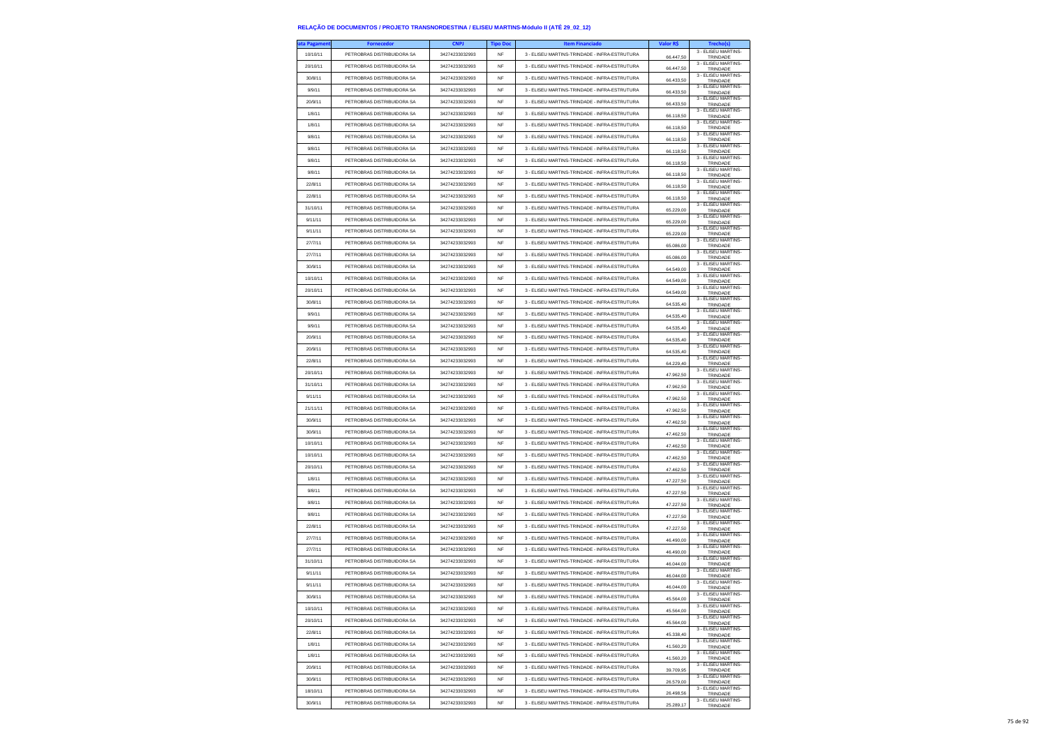# RELAÇÃO DE DOCUMENTOS / PROJETO TRANSNORDESTINA / ELISEU MARTINS-Módulo II (ATÉ 29_02_12)

| ata Pagament | Fornecedor | CNPJ | Tipo Doc | Item Financiado | Valor R$ | Trecho(s) |
|---|---|---|---|---|---|---|
| 10/10/11 | PETROBRAS DISTRIBUIDORA SA | 34274233032993 | NF | 3 - ELISEU MARTINS-TRINDADE - INFRA-ESTRUTURA | 66.447,50 | 3 - ELISEU MARTINS-TRINDADE |
| 20/10/11 | PETROBRAS DISTRIBUIDORA SA | 34274233032993 | NF | 3 - ELISEU MARTINS-TRINDADE - INFRA-ESTRUTURA | 66.447,50 | 3 - ELISEU MARTINS-TRINDADE |
| 30/8/11 | PETROBRAS DISTRIBUIDORA SA | 34274233032993 | NF | 3 - ELISEU MARTINS-TRINDADE - INFRA-ESTRUTURA | 66.433,50 | 3 - ELISEU MARTINS-TRINDADE |
| 9/9/11 | PETROBRAS DISTRIBUIDORA SA | 34274233032993 | NF | 3 - ELISEU MARTINS-TRINDADE - INFRA-ESTRUTURA | 66.433,50 | 3 - ELISEU MARTINS-TRINDADE |
| 20/9/11 | PETROBRAS DISTRIBUIDORA SA | 34274233032993 | NF | 3 - ELISEU MARTINS-TRINDADE - INFRA-ESTRUTURA | 66.433,50 | 3 - ELISEU MARTINS-TRINDADE |
| 1/8/11 | PETROBRAS DISTRIBUIDORA SA | 34274233032993 | NF | 3 - ELISEU MARTINS-TRINDADE - INFRA-ESTRUTURA | 66.118,50 | 3 - ELISEU MARTINS-TRINDADE |
| 1/8/11 | PETROBRAS DISTRIBUIDORA SA | 34274233032993 | NF | 3 - ELISEU MARTINS-TRINDADE - INFRA-ESTRUTURA | 66.118,50 | 3 - ELISEU MARTINS-TRINDADE |
| 9/8/11 | PETROBRAS DISTRIBUIDORA SA | 34274233032993 | NF | 3 - ELISEU MARTINS-TRINDADE - INFRA-ESTRUTURA | 66.118,50 | 3 - ELISEU MARTINS-TRINDADE |
| 9/8/11 | PETROBRAS DISTRIBUIDORA SA | 34274233032993 | NF | 3 - ELISEU MARTINS-TRINDADE - INFRA-ESTRUTURA | 66.118,50 | 3 - ELISEU MARTINS-TRINDADE |
| 9/8/11 | PETROBRAS DISTRIBUIDORA SA | 34274233032993 | NF | 3 - ELISEU MARTINS-TRINDADE - INFRA-ESTRUTURA | 66.118,50 | 3 - ELISEU MARTINS-TRINDADE |
| 9/8/11 | PETROBRAS DISTRIBUIDORA SA | 34274233032993 | NF | 3 - ELISEU MARTINS-TRINDADE - INFRA-ESTRUTURA | 66.118,50 | 3 - ELISEU MARTINS-TRINDADE |
| 22/8/11 | PETROBRAS DISTRIBUIDORA SA | 34274233032993 | NF | 3 - ELISEU MARTINS-TRINDADE - INFRA-ESTRUTURA | 66.118,50 | 3 - ELISEU MARTINS-TRINDADE |
| 22/8/11 | PETROBRAS DISTRIBUIDORA SA | 34274233032993 | NF | 3 - ELISEU MARTINS-TRINDADE - INFRA-ESTRUTURA | 66.118,50 | 3 - ELISEU MARTINS-TRINDADE |
| 31/10/11 | PETROBRAS DISTRIBUIDORA SA | 34274233032993 | NF | 3 - ELISEU MARTINS-TRINDADE - INFRA-ESTRUTURA | 65.229,00 | 3 - ELISEU MARTINS-TRINDADE |
| 9/11/11 | PETROBRAS DISTRIBUIDORA SA | 34274233032993 | NF | 3 - ELISEU MARTINS-TRINDADE - INFRA-ESTRUTURA | 65.229,00 | 3 - ELISEU MARTINS-TRINDADE |
| 9/11/11 | PETROBRAS DISTRIBUIDORA SA | 34274233032993 | NF | 3 - ELISEU MARTINS-TRINDADE - INFRA-ESTRUTURA | 65.229,00 | 3 - ELISEU MARTINS-TRINDADE |
| 27/7/11 | PETROBRAS DISTRIBUIDORA SA | 34274233032993 | NF | 3 - ELISEU MARTINS-TRINDADE - INFRA-ESTRUTURA | 65.086,00 | 3 - ELISEU MARTINS-TRINDADE |
| 27/7/11 | PETROBRAS DISTRIBUIDORA SA | 34274233032993 | NF | 3 - ELISEU MARTINS-TRINDADE - INFRA-ESTRUTURA | 65.086,00 | 3 - ELISEU MARTINS-TRINDADE |
| 30/9/11 | PETROBRAS DISTRIBUIDORA SA | 34274233032993 | NF | 3 - ELISEU MARTINS-TRINDADE - INFRA-ESTRUTURA | 64.549,00 | 3 - ELISEU MARTINS-TRINDADE |
| 10/10/11 | PETROBRAS DISTRIBUIDORA SA | 34274233032993 | NF | 3 - ELISEU MARTINS-TRINDADE - INFRA-ESTRUTURA | 64.549,00 | 3 - ELISEU MARTINS-TRINDADE |
| 20/10/11 | PETROBRAS DISTRIBUIDORA SA | 34274233032993 | NF | 3 - ELISEU MARTINS-TRINDADE - INFRA-ESTRUTURA | 64.549,00 | 3 - ELISEU MARTINS-TRINDADE |
| 30/8/11 | PETROBRAS DISTRIBUIDORA SA | 34274233032993 | NF | 3 - ELISEU MARTINS-TRINDADE - INFRA-ESTRUTURA | 64.535,40 | 3 - ELISEU MARTINS-TRINDADE |
| 9/9/11 | PETROBRAS DISTRIBUIDORA SA | 34274233032993 | NF | 3 - ELISEU MARTINS-TRINDADE - INFRA-ESTRUTURA | 64.535,40 | 3 - ELISEU MARTINS-TRINDADE |
| 9/9/11 | PETROBRAS DISTRIBUIDORA SA | 34274233032993 | NF | 3 - ELISEU MARTINS-TRINDADE - INFRA-ESTRUTURA | 64.535,40 | 3 - ELISEU MARTINS-TRINDADE |
| 20/9/11 | PETROBRAS DISTRIBUIDORA SA | 34274233032993 | NF | 3 - ELISEU MARTINS-TRINDADE - INFRA-ESTRUTURA | 64.535,40 | 3 - ELISEU MARTINS-TRINDADE |
| 20/9/11 | PETROBRAS DISTRIBUIDORA SA | 34274233032993 | NF | 3 - ELISEU MARTINS-TRINDADE - INFRA-ESTRUTURA | 64.535,40 | 3 - ELISEU MARTINS-TRINDADE |
| 22/8/11 | PETROBRAS DISTRIBUIDORA SA | 34274233032993 | NF | 3 - ELISEU MARTINS-TRINDADE - INFRA-ESTRUTURA | 64.229,40 | 3 - ELISEU MARTINS-TRINDADE |
| 20/10/11 | PETROBRAS DISTRIBUIDORA SA | 34274233032993 | NF | 3 - ELISEU MARTINS-TRINDADE - INFRA-ESTRUTURA | 47.962,50 | 3 - ELISEU MARTINS-TRINDADE |
| 31/10/11 | PETROBRAS DISTRIBUIDORA SA | 34274233032993 | NF | 3 - ELISEU MARTINS-TRINDADE - INFRA-ESTRUTURA | 47.962,50 | 3 - ELISEU MARTINS-TRINDADE |
| 9/11/11 | PETROBRAS DISTRIBUIDORA SA | 34274233032993 | NF | 3 - ELISEU MARTINS-TRINDADE - INFRA-ESTRUTURA | 47.962,50 | 3 - ELISEU MARTINS-TRINDADE |
| 21/11/11 | PETROBRAS DISTRIBUIDORA SA | 34274233032993 | NF | 3 - ELISEU MARTINS-TRINDADE - INFRA-ESTRUTURA | 47.962,50 | 3 - ELISEU MARTINS-TRINDADE |
| 30/9/11 | PETROBRAS DISTRIBUIDORA SA | 34274233032993 | NF | 3 - ELISEU MARTINS-TRINDADE - INFRA-ESTRUTURA | 47.462,50 | 3 - ELISEU MARTINS-TRINDADE |
| 30/9/11 | PETROBRAS DISTRIBUIDORA SA | 34274233032993 | NF | 3 - ELISEU MARTINS-TRINDADE - INFRA-ESTRUTURA | 47.462,50 | 3 - ELISEU MARTINS-TRINDADE |
| 10/10/11 | PETROBRAS DISTRIBUIDORA SA | 34274233032993 | NF | 3 - ELISEU MARTINS-TRINDADE - INFRA-ESTRUTURA | 47.462,50 | 3 - ELISEU MARTINS-TRINDADE |
| 10/10/11 | PETROBRAS DISTRIBUIDORA SA | 34274233032993 | NF | 3 - ELISEU MARTINS-TRINDADE - INFRA-ESTRUTURA | 47.462,50 | 3 - ELISEU MARTINS-TRINDADE |
| 20/10/11 | PETROBRAS DISTRIBUIDORA SA | 34274233032993 | NF | 3 - ELISEU MARTINS-TRINDADE - INFRA-ESTRUTURA | 47.462,50 | 3 - ELISEU MARTINS-TRINDADE |
| 1/8/11 | PETROBRAS DISTRIBUIDORA SA | 34274233032993 | NF | 3 - ELISEU MARTINS-TRINDADE - INFRA-ESTRUTURA | 47.227,50 | 3 - ELISEU MARTINS-TRINDADE |
| 9/8/11 | PETROBRAS DISTRIBUIDORA SA | 34274233032993 | NF | 3 - ELISEU MARTINS-TRINDADE - INFRA-ESTRUTURA | 47.227,50 | 3 - ELISEU MARTINS-TRINDADE |
| 9/8/11 | PETROBRAS DISTRIBUIDORA SA | 34274233032993 | NF | 3 - ELISEU MARTINS-TRINDADE - INFRA-ESTRUTURA | 47.227,50 | 3 - ELISEU MARTINS-TRINDADE |
| 9/8/11 | PETROBRAS DISTRIBUIDORA SA | 34274233032993 | NF | 3 - ELISEU MARTINS-TRINDADE - INFRA-ESTRUTURA | 47.227,50 | 3 - ELISEU MARTINS-TRINDADE |
| 22/8/11 | PETROBRAS DISTRIBUIDORA SA | 34274233032993 | NF | 3 - ELISEU MARTINS-TRINDADE - INFRA-ESTRUTURA | 47.227,50 | 3 - ELISEU MARTINS-TRINDADE |
| 27/7/11 | PETROBRAS DISTRIBUIDORA SA | 34274233032993 | NF | 3 - ELISEU MARTINS-TRINDADE - INFRA-ESTRUTURA | 46.490,00 | 3 - ELISEU MARTINS-TRINDADE |
| 27/7/11 | PETROBRAS DISTRIBUIDORA SA | 34274233032993 | NF | 3 - ELISEU MARTINS-TRINDADE - INFRA-ESTRUTURA | 46.490,00 | 3 - ELISEU MARTINS-TRINDADE |
| 31/10/11 | PETROBRAS DISTRIBUIDORA SA | 34274233032993 | NF | 3 - ELISEU MARTINS-TRINDADE - INFRA-ESTRUTURA | 46.044,00 | 3 - ELISEU MARTINS-TRINDADE |
| 9/11/11 | PETROBRAS DISTRIBUIDORA SA | 34274233032993 | NF | 3 - ELISEU MARTINS-TRINDADE - INFRA-ESTRUTURA | 46.044,00 | 3 - ELISEU MARTINS-TRINDADE |
| 9/11/11 | PETROBRAS DISTRIBUIDORA SA | 34274233032993 | NF | 3 - ELISEU MARTINS-TRINDADE - INFRA-ESTRUTURA | 46.044,00 | 3 - ELISEU MARTINS-TRINDADE |
| 30/9/11 | PETROBRAS DISTRIBUIDORA SA | 34274233032993 | NF | 3 - ELISEU MARTINS-TRINDADE - INFRA-ESTRUTURA | 45.564,00 | 3 - ELISEU MARTINS-TRINDADE |
| 10/10/11 | PETROBRAS DISTRIBUIDORA SA | 34274233032993 | NF | 3 - ELISEU MARTINS-TRINDADE - INFRA-ESTRUTURA | 45.564,00 | 3 - ELISEU MARTINS-TRINDADE |
| 20/10/11 | PETROBRAS DISTRIBUIDORA SA | 34274233032993 | NF | 3 - ELISEU MARTINS-TRINDADE - INFRA-ESTRUTURA | 45.564,00 | 3 - ELISEU MARTINS-TRINDADE |
| 22/8/11 | PETROBRAS DISTRIBUIDORA SA | 34274233032993 | NF | 3 - ELISEU MARTINS-TRINDADE - INFRA-ESTRUTURA | 45.338,40 | 3 - ELISEU MARTINS-TRINDADE |
| 1/8/11 | PETROBRAS DISTRIBUIDORA SA | 34274233032993 | NF | 3 - ELISEU MARTINS-TRINDADE - INFRA-ESTRUTURA | 41.560,20 | 3 - ELISEU MARTINS-TRINDADE |
| 1/8/11 | PETROBRAS DISTRIBUIDORA SA | 34274233032993 | NF | 3 - ELISEU MARTINS-TRINDADE - INFRA-ESTRUTURA | 41.560,20 | 3 - ELISEU MARTINS-TRINDADE |
| 20/9/11 | PETROBRAS DISTRIBUIDORA SA | 34274233032993 | NF | 3 - ELISEU MARTINS-TRINDADE - INFRA-ESTRUTURA | 39.709,95 | 3 - ELISEU MARTINS-TRINDADE |
| 30/9/11 | PETROBRAS DISTRIBUIDORA SA | 34274233032993 | NF | 3 - ELISEU MARTINS-TRINDADE - INFRA-ESTRUTURA | 26.579,00 | 3 - ELISEU MARTINS-TRINDADE |
| 18/10/11 | PETROBRAS DISTRIBUIDORA SA | 34274233032993 | NF | 3 - ELISEU MARTINS-TRINDADE - INFRA-ESTRUTURA | 26.498,56 | 3 - ELISEU MARTINS-TRINDADE |
| 30/9/11 | PETROBRAS DISTRIBUIDORA SA | 34274233032993 | NF | 3 - ELISEU MARTINS-TRINDADE - INFRA-ESTRUTURA | 25.289,17 | 3 - ELISEU MARTINS-TRINDADE |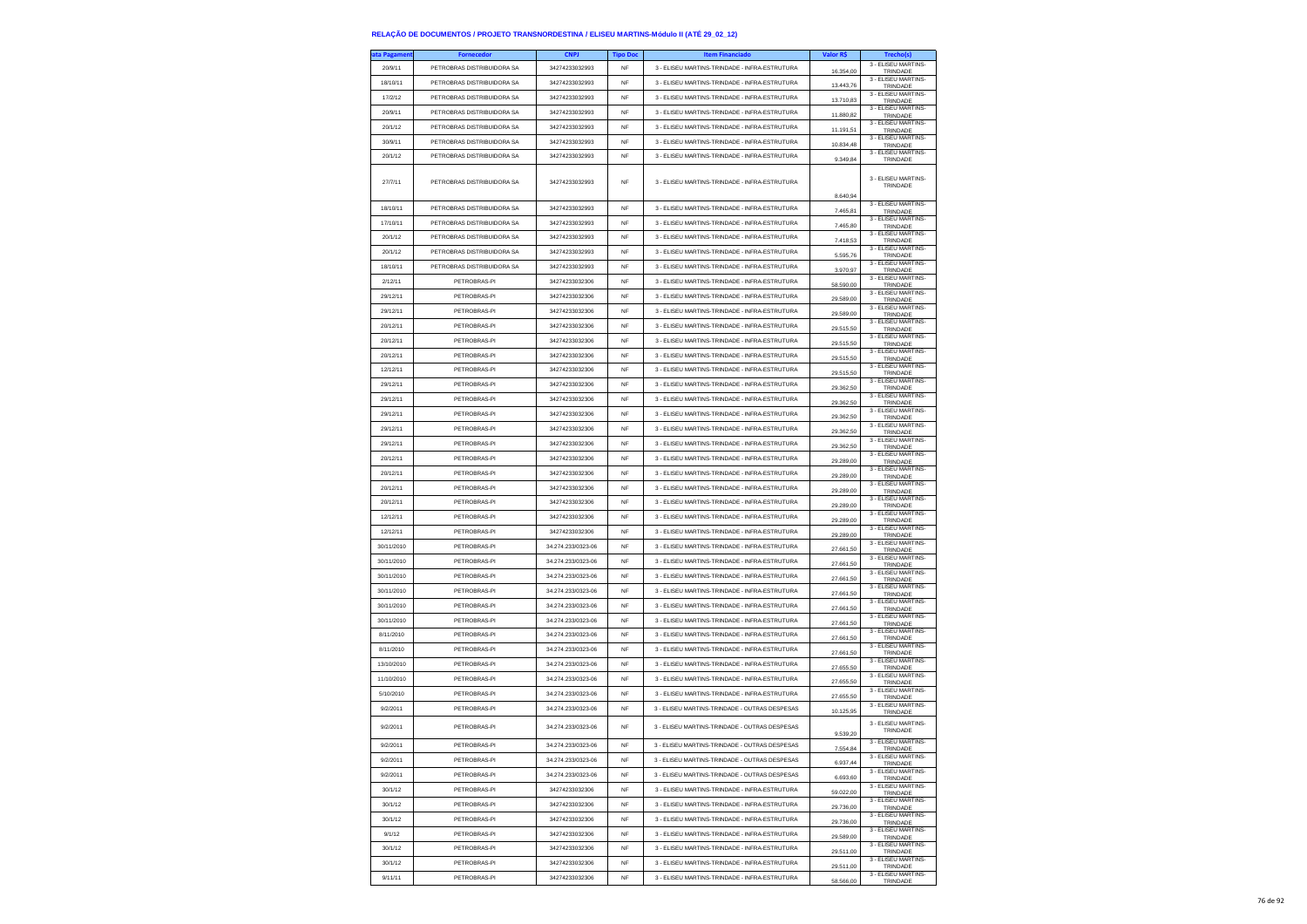### RELAÇÃO DE DOCUMENTOS / PROJETO TRANSNORDESTINA / ELISEU MARTINS-Módulo II (ATÉ 29_02_12)

| ata Pagament | Fornecedor | CNPJ | Tipo Doc | Item Financiado | Valor R$ | Trecho(s) |
|---|---|---|---|---|---|---|
| 20/9/11 | PETROBRAS DISTRIBUIDORA SA | 34274233032993 | NF | 3 - ELISEU MARTINS-TRINDADE - INFRA-ESTRUTURA | 16.354,00 | 3 - ELISEU MARTINS-TRINDADE |
| 18/10/11 | PETROBRAS DISTRIBUIDORA SA | 34274233032993 | NF | 3 - ELISEU MARTINS-TRINDADE - INFRA-ESTRUTURA | 13.443,76 | 3 - ELISEU MARTINS-TRINDADE |
| 17/2/12 | PETROBRAS DISTRIBUIDORA SA | 34274233032993 | NF | 3 - ELISEU MARTINS-TRINDADE - INFRA-ESTRUTURA | 13.710,83 | 3 - ELISEU MARTINS-TRINDADE |
| 20/9/11 | PETROBRAS DISTRIBUIDORA SA | 34274233032993 | NF | 3 - ELISEU MARTINS-TRINDADE - INFRA-ESTRUTURA | 11.880,82 | 3 - ELISEU MARTINS-TRINDADE |
| 20/1/12 | PETROBRAS DISTRIBUIDORA SA | 34274233032993 | NF | 3 - ELISEU MARTINS-TRINDADE - INFRA-ESTRUTURA | 11.191,51 | 3 - ELISEU MARTINS-TRINDADE |
| 30/9/11 | PETROBRAS DISTRIBUIDORA SA | 34274233032993 | NF | 3 - ELISEU MARTINS-TRINDADE - INFRA-ESTRUTURA | 10.834,48 | 3 - ELISEU MARTINS-TRINDADE |
| 20/1/12 | PETROBRAS DISTRIBUIDORA SA | 34274233032993 | NF | 3 - ELISEU MARTINS-TRINDADE - INFRA-ESTRUTURA | 9.349,84 | 3 - ELISEU MARTINS-TRINDADE |
| 27/7/11 | PETROBRAS DISTRIBUIDORA SA | 34274233032993 | NF | 3 - ELISEU MARTINS-TRINDADE - INFRA-ESTRUTURA | 8.640,94 | 3 - ELISEU MARTINS-TRINDADE |
| 18/10/11 | PETROBRAS DISTRIBUIDORA SA | 34274233032993 | NF | 3 - ELISEU MARTINS-TRINDADE - INFRA-ESTRUTURA | 7.465,81 | 3 - ELISEU MARTINS-TRINDADE |
| 17/10/11 | PETROBRAS DISTRIBUIDORA SA | 34274233032993 | NF | 3 - ELISEU MARTINS-TRINDADE - INFRA-ESTRUTURA | 7.465,80 | 3 - ELISEU MARTINS-TRINDADE |
| 20/1/12 | PETROBRAS DISTRIBUIDORA SA | 34274233032993 | NF | 3 - ELISEU MARTINS-TRINDADE - INFRA-ESTRUTURA | 7.418,53 | 3 - ELISEU MARTINS-TRINDADE |
| 20/1/12 | PETROBRAS DISTRIBUIDORA SA | 34274233032993 | NF | 3 - ELISEU MARTINS-TRINDADE - INFRA-ESTRUTURA | 5.595,76 | 3 - ELISEU MARTINS-TRINDADE |
| 18/10/11 | PETROBRAS DISTRIBUIDORA SA | 34274233032993 | NF | 3 - ELISEU MARTINS-TRINDADE - INFRA-ESTRUTURA | 3.970,97 | 3 - ELISEU MARTINS-TRINDADE |
| 2/12/11 | PETROBRAS-PI | 34274233032306 | NF | 3 - ELISEU MARTINS-TRINDADE - INFRA-ESTRUTURA | 58.590,00 | 3 - ELISEU MARTINS-TRINDADE |
| 29/12/11 | PETROBRAS-PI | 34274233032306 | NF | 3 - ELISEU MARTINS-TRINDADE - INFRA-ESTRUTURA | 29.589,00 | 3 - ELISEU MARTINS-TRINDADE |
| 29/12/11 | PETROBRAS-PI | 34274233032306 | NF | 3 - ELISEU MARTINS-TRINDADE - INFRA-ESTRUTURA | 29.589,00 | 3 - ELISEU MARTINS-TRINDADE |
| 20/12/11 | PETROBRAS-PI | 34274233032306 | NF | 3 - ELISEU MARTINS-TRINDADE - INFRA-ESTRUTURA | 29.515,50 | 3 - ELISEU MARTINS-TRINDADE |
| 20/12/11 | PETROBRAS-PI | 34274233032306 | NF | 3 - ELISEU MARTINS-TRINDADE - INFRA-ESTRUTURA | 29.515,50 | 3 - ELISEU MARTINS-TRINDADE |
| 20/12/11 | PETROBRAS-PI | 34274233032306 | NF | 3 - ELISEU MARTINS-TRINDADE - INFRA-ESTRUTURA | 29.515,50 | 3 - ELISEU MARTINS-TRINDADE |
| 12/12/11 | PETROBRAS-PI | 34274233032306 | NF | 3 - ELISEU MARTINS-TRINDADE - INFRA-ESTRUTURA | 29.515,50 | 3 - ELISEU MARTINS-TRINDADE |
| 29/12/11 | PETROBRAS-PI | 34274233032306 | NF | 3 - ELISEU MARTINS-TRINDADE - INFRA-ESTRUTURA | 29.362,50 | 3 - ELISEU MARTINS-TRINDADE |
| 29/12/11 | PETROBRAS-PI | 34274233032306 | NF | 3 - ELISEU MARTINS-TRINDADE - INFRA-ESTRUTURA | 29.362,50 | 3 - ELISEU MARTINS-TRINDADE |
| 29/12/11 | PETROBRAS-PI | 34274233032306 | NF | 3 - ELISEU MARTINS-TRINDADE - INFRA-ESTRUTURA | 29.362,50 | 3 - ELISEU MARTINS-TRINDADE |
| 29/12/11 | PETROBRAS-PI | 34274233032306 | NF | 3 - ELISEU MARTINS-TRINDADE - INFRA-ESTRUTURA | 29.362,50 | 3 - ELISEU MARTINS-TRINDADE |
| 29/12/11 | PETROBRAS-PI | 34274233032306 | NF | 3 - ELISEU MARTINS-TRINDADE - INFRA-ESTRUTURA | 29.362,50 | 3 - ELISEU MARTINS-TRINDADE |
| 20/12/11 | PETROBRAS-PI | 34274233032306 | NF | 3 - ELISEU MARTINS-TRINDADE - INFRA-ESTRUTURA | 29.289,00 | 3 - ELISEU MARTINS-TRINDADE |
| 20/12/11 | PETROBRAS-PI | 34274233032306 | NF | 3 - ELISEU MARTINS-TRINDADE - INFRA-ESTRUTURA | 29.289,00 | 3 - ELISEU MARTINS-TRINDADE |
| 20/12/11 | PETROBRAS-PI | 34274233032306 | NF | 3 - ELISEU MARTINS-TRINDADE - INFRA-ESTRUTURA | 29.289,00 | 3 - ELISEU MARTINS-TRINDADE |
| 20/12/11 | PETROBRAS-PI | 34274233032306 | NF | 3 - ELISEU MARTINS-TRINDADE - INFRA-ESTRUTURA | 29.289,00 | 3 - ELISEU MARTINS-TRINDADE |
| 12/12/11 | PETROBRAS-PI | 34274233032306 | NF | 3 - ELISEU MARTINS-TRINDADE - INFRA-ESTRUTURA | 29.289,00 | 3 - ELISEU MARTINS-TRINDADE |
| 12/12/11 | PETROBRAS-PI | 34274233032306 | NF | 3 - ELISEU MARTINS-TRINDADE - INFRA-ESTRUTURA | 29.289,00 | 3 - ELISEU MARTINS-TRINDADE |
| 30/11/2010 | PETROBRAS-PI | 34.274.233/0323-06 | NF | 3 - ELISEU MARTINS-TRINDADE - INFRA-ESTRUTURA | 27.661,50 | 3 - ELISEU MARTINS-TRINDADE |
| 30/11/2010 | PETROBRAS-PI | 34.274.233/0323-06 | NF | 3 - ELISEU MARTINS-TRINDADE - INFRA-ESTRUTURA | 27.661,50 | 3 - ELISEU MARTINS-TRINDADE |
| 30/11/2010 | PETROBRAS-PI | 34.274.233/0323-06 | NF | 3 - ELISEU MARTINS-TRINDADE - INFRA-ESTRUTURA | 27.661,50 | 3 - ELISEU MARTINS-TRINDADE |
| 30/11/2010 | PETROBRAS-PI | 34.274.233/0323-06 | NF | 3 - ELISEU MARTINS-TRINDADE - INFRA-ESTRUTURA | 27.661,50 | 3 - ELISEU MARTINS-TRINDADE |
| 30/11/2010 | PETROBRAS-PI | 34.274.233/0323-06 | NF | 3 - ELISEU MARTINS-TRINDADE - INFRA-ESTRUTURA | 27.661,50 | 3 - ELISEU MARTINS-TRINDADE |
| 30/11/2010 | PETROBRAS-PI | 34.274.233/0323-06 | NF | 3 - ELISEU MARTINS-TRINDADE - INFRA-ESTRUTURA | 27.661,50 | 3 - ELISEU MARTINS-TRINDADE |
| 8/11/2010 | PETROBRAS-PI | 34.274.233/0323-06 | NF | 3 - ELISEU MARTINS-TRINDADE - INFRA-ESTRUTURA | 27.661,50 | 3 - ELISEU MARTINS-TRINDADE |
| 8/11/2010 | PETROBRAS-PI | 34.274.233/0323-06 | NF | 3 - ELISEU MARTINS-TRINDADE - INFRA-ESTRUTURA | 27.661,50 | 3 - ELISEU MARTINS-TRINDADE |
| 13/10/2010 | PETROBRAS-PI | 34.274.233/0323-06 | NF | 3 - ELISEU MARTINS-TRINDADE - INFRA-ESTRUTURA | 27.655,50 | 3 - ELISEU MARTINS-TRINDADE |
| 11/10/2010 | PETROBRAS-PI | 34.274.233/0323-06 | NF | 3 - ELISEU MARTINS-TRINDADE - INFRA-ESTRUTURA | 27.655,50 | 3 - ELISEU MARTINS-TRINDADE |
| 5/10/2010 | PETROBRAS-PI | 34.274.233/0323-06 | NF | 3 - ELISEU MARTINS-TRINDADE - INFRA-ESTRUTURA | 27.655,50 | 3 - ELISEU MARTINS-TRINDADE |
| 9/2/2011 | PETROBRAS-PI | 34.274.233/0323-06 | NF | 3 - ELISEU MARTINS-TRINDADE - OUTRAS DESPESAS | 10.125,95 | 3 - ELISEU MARTINS-TRINDADE |
| 9/2/2011 | PETROBRAS-PI | 34.274.233/0323-06 | NF | 3 - ELISEU MARTINS-TRINDADE - OUTRAS DESPESAS | 9.539,20 | 3 - ELISEU MARTINS-TRINDADE |
| 9/2/2011 | PETROBRAS-PI | 34.274.233/0323-06 | NF | 3 - ELISEU MARTINS-TRINDADE - OUTRAS DESPESAS | 7.554,84 | 3 - ELISEU MARTINS-TRINDADE |
| 9/2/2011 | PETROBRAS-PI | 34.274.233/0323-06 | NF | 3 - ELISEU MARTINS-TRINDADE - OUTRAS DESPESAS | 6.937,44 | 3 - ELISEU MARTINS-TRINDADE |
| 9/2/2011 | PETROBRAS-PI | 34.274.233/0323-06 | NF | 3 - ELISEU MARTINS-TRINDADE - OUTRAS DESPESAS | 6.693,60 | 3 - ELISEU MARTINS-TRINDADE |
| 30/1/12 | PETROBRAS-PI | 34274233032306 | NF | 3 - ELISEU MARTINS-TRINDADE - INFRA-ESTRUTURA | 59.022,00 | 3 - ELISEU MARTINS-TRINDADE |
| 30/1/12 | PETROBRAS-PI | 34274233032306 | NF | 3 - ELISEU MARTINS-TRINDADE - INFRA-ESTRUTURA | 29.736,00 | 3 - ELISEU MARTINS-TRINDADE |
| 30/1/12 | PETROBRAS-PI | 34274233032306 | NF | 3 - ELISEU MARTINS-TRINDADE - INFRA-ESTRUTURA | 29.736,00 | 3 - ELISEU MARTINS-TRINDADE |
| 9/1/12 | PETROBRAS-PI | 34274233032306 | NF | 3 - ELISEU MARTINS-TRINDADE - INFRA-ESTRUTURA | 29.589,00 | 3 - ELISEU MARTINS-TRINDADE |
| 30/1/12 | PETROBRAS-PI | 34274233032306 | NF | 3 - ELISEU MARTINS-TRINDADE - INFRA-ESTRUTURA | 29.511,00 | 3 - ELISEU MARTINS-TRINDADE |
| 30/1/12 | PETROBRAS-PI | 34274233032306 | NF | 3 - ELISEU MARTINS-TRINDADE - INFRA-ESTRUTURA | 29.511,00 | 3 - ELISEU MARTINS-TRINDADE |
| 9/11/11 | PETROBRAS-PI | 34274233032306 | NF | 3 - ELISEU MARTINS-TRINDADE - INFRA-ESTRUTURA | 58.566,00 | 3 - ELISEU MARTINS-TRINDADE |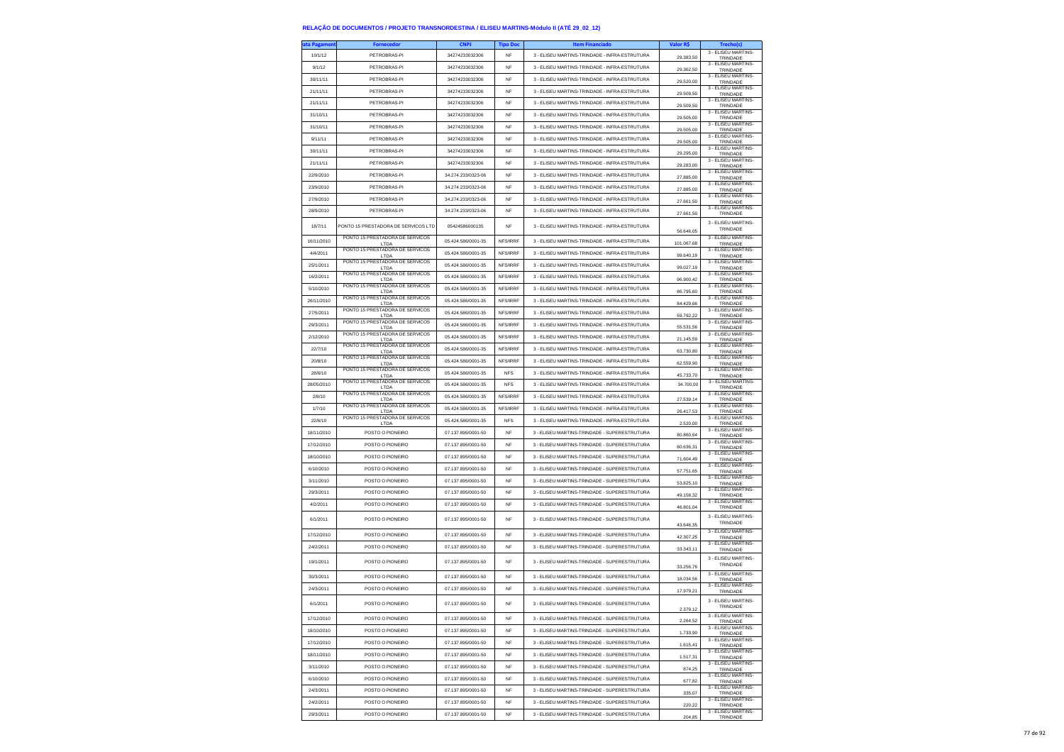# RELAÇÃO DE DOCUMENTOS / PROJETO TRANSNORDESTINA / ELISEU MARTINS-Módulo II (ATÉ 29_02_12)

| ata Pagament | Fornecedor | CNPJ | Tipo Doc | Item Financiado | Valor R$ | Trecho(s) |
|---|---|---|---|---|---|---|
| 10/1/12 | PETROBRAS-PI | 34274233032306 | NF | 3 - ELISEU MARTINS-TRINDADE - INFRA-ESTRUTURA | 29.383,50 | 3 - ELISEU MARTINS-TRINDADE |
| 9/1/12 | PETROBRAS-PI | 34274233032306 | NF | 3 - ELISEU MARTINS-TRINDADE - INFRA-ESTRUTURA | 29.362,50 | 3 - ELISEU MARTINS-TRINDADE |
| 30/11/11 | PETROBRAS-PI | 34274233032306 | NF | 3 - ELISEU MARTINS-TRINDADE - INFRA-ESTRUTURA | 29.520,00 | 3 - ELISEU MARTINS-TRINDADE |
| 21/11/11 | PETROBRAS-PI | 34274233032306 | NF | 3 - ELISEU MARTINS-TRINDADE - INFRA-ESTRUTURA | 29.509,50 | 3 - ELISEU MARTINS-TRINDADE |
| 21/11/11 | PETROBRAS-PI | 34274233032306 | NF | 3 - ELISEU MARTINS-TRINDADE - INFRA-ESTRUTURA | 29.509,50 | 3 - ELISEU MARTINS-TRINDADE |
| 31/10/11 | PETROBRAS-PI | 34274233032306 | NF | 3 - ELISEU MARTINS-TRINDADE - INFRA-ESTRUTURA | 29.505,00 | 3 - ELISEU MARTINS-TRINDADE |
| 31/10/11 | PETROBRAS-PI | 34274233032306 | NF | 3 - ELISEU MARTINS-TRINDADE - INFRA-ESTRUTURA | 29.505,00 | 3 - ELISEU MARTINS-TRINDADE |
| 9/11/11 | PETROBRAS-PI | 34274233032306 | NF | 3 - ELISEU MARTINS-TRINDADE - INFRA-ESTRUTURA | 29.505,00 | 3 - ELISEU MARTINS-TRINDADE |
| 30/11/11 | PETROBRAS-PI | 34274233032306 | NF | 3 - ELISEU MARTINS-TRINDADE - INFRA-ESTRUTURA | 29.295,00 | 3 - ELISEU MARTINS-TRINDADE |
| 21/11/11 | PETROBRAS-PI | 34274233032306 | NF | 3 - ELISEU MARTINS-TRINDADE - INFRA-ESTRUTURA | 29.283,00 | 3 - ELISEU MARTINS-TRINDADE |
| 22/9/2010 | PETROBRAS-PI | 34.274.233/0323-06 | NF | 3 - ELISEU MARTINS-TRINDADE - INFRA-ESTRUTURA | 27.885,00 | 3 - ELISEU MARTINS-TRINDADE |
| 23/9/2010 | PETROBRAS-PI | 34.274.233/0323-06 | NF | 3 - ELISEU MARTINS-TRINDADE - INFRA-ESTRUTURA | 27.885,00 | 3 - ELISEU MARTINS-TRINDADE |
| 27/9/2010 | PETROBRAS-PI | 34.274.233/0323-06 | NF | 3 - ELISEU MARTINS-TRINDADE - INFRA-ESTRUTURA | 27.661,50 | 3 - ELISEU MARTINS-TRINDADE |
| 28/9/2010 | PETROBRAS-PI | 34.274.233/0323-06 | NF | 3 - ELISEU MARTINS-TRINDADE - INFRA-ESTRUTURA | 27.661,50 | 3 - ELISEU MARTINS-TRINDADE |
| 18/7/11 | PONTO 15 PRESTADORA DE SERVICOS LTD | 05424586000135 | NF | 3 - ELISEU MARTINS-TRINDADE - INFRA-ESTRUTURA | 56.646,05 | 3 - ELISEU MARTINS-TRINDADE |
| 16/11/2010 | PONTO 15 PRESTADORA DE SERVICOS LTDA | 05.424.586/0001-35 | NFS/IRRF | 3 - ELISEU MARTINS-TRINDADE - INFRA-ESTRUTURA | 101.067,68 | 3 - ELISEU MARTINS-TRINDADE |
| 4/4/2011 | PONTO 15 PRESTADORA DE SERVICOS LTDA | 05.424.586/0001-35 | NFS/IRRF | 3 - ELISEU MARTINS-TRINDADE - INFRA-ESTRUTURA | 99.640,19 | 3 - ELISEU MARTINS-TRINDADE |
| 25/1/2011 | PONTO 15 PRESTADORA DE SERVICOS LTDA | 05.424.586/0001-35 | NFS/IRRF | 3 - ELISEU MARTINS-TRINDADE - INFRA-ESTRUTURA | 99.027,19 | 3 - ELISEU MARTINS-TRINDADE |
| 16/2/2011 | PONTO 15 PRESTADORA DE SERVICOS LTDA | 05.424.586/0001-35 | NFS/IRRF | 3 - ELISEU MARTINS-TRINDADE - INFRA-ESTRUTURA | 96.900,42 | 3 - ELISEU MARTINS-TRINDADE |
| 5/10/2010 | PONTO 15 PRESTADORA DE SERVICOS LTDA | 05.424.586/0001-35 | NFS/IRRF | 3 - ELISEU MARTINS-TRINDADE - INFRA-ESTRUTURA | 86.795,60 | 3 - ELISEU MARTINS-TRINDADE |
| 26/11/2010 | PONTO 15 PRESTADORA DE SERVICOS LTDA | 05.424.586/0001-35 | NFS/IRRF | 3 - ELISEU MARTINS-TRINDADE - INFRA-ESTRUTURA | 84.429,66 | 3 - ELISEU MARTINS-TRINDADE |
| 27/5/2011 | PONTO 15 PRESTADORA DE SERVICOS LTDA | 05.424.586/0001-35 | NFS/IRRF | 3 - ELISEU MARTINS-TRINDADE - INFRA-ESTRUTURA | 59.792,22 | 3 - ELISEU MARTINS-TRINDADE |
| 29/3/2011 | PONTO 15 PRESTADORA DE SERVICOS LTDA | 05.424.586/0001-35 | NFS/IRRF | 3 - ELISEU MARTINS-TRINDADE - INFRA-ESTRUTURA | 55.531,56 | 3 - ELISEU MARTINS-TRINDADE |
| 2/12/2010 | PONTO 15 PRESTADORA DE SERVICOS LTDA | 05.424.586/0001-35 | NFS/IRRF | 3 - ELISEU MARTINS-TRINDADE - INFRA-ESTRUTURA | 21.145,59 | 3 - ELISEU MARTINS-TRINDADE |
| 22/7/10 | PONTO 15 PRESTADORA DE SERVICOS LTDA | 05.424.586/0001-35 | NFS/IRRF | 3 - ELISEU MARTINS-TRINDADE - INFRA-ESTRUTURA | 63.730,80 | 3 - ELISEU MARTINS-TRINDADE |
| 20/8/10 | PONTO 15 PRESTADORA DE SERVICOS LTDA | 05.424.586/0001-35 | NFS/IRRF | 3 - ELISEU MARTINS-TRINDADE - INFRA-ESTRUTURA | 62.559,90 | 3 - ELISEU MARTINS-TRINDADE |
| 28/6/10 | PONTO 15 PRESTADORA DE SERVICOS LTDA | 05.424.586/0001-35 | NFS | 3 - ELISEU MARTINS-TRINDADE - INFRA-ESTRUTURA | 45.733,70 | 3 - ELISEU MARTINS-TRINDADE |
| 28/05/2010 | PONTO 15 PRESTADORA DE SERVICOS LTDA | 05.424.586/0001-35 | NFS | 3 - ELISEU MARTINS-TRINDADE - INFRA-ESTRUTURA | 34.700,00 | 3 - ELISEU MARTINS-TRINDADE |
| 2/8/10 | PONTO 15 PRESTADORA DE SERVICOS LTDA | 05.424.586/0001-35 | NFS/IRRF | 3 - ELISEU MARTINS-TRINDADE - INFRA-ESTRUTURA | 27.539,14 | 3 - ELISEU MARTINS-TRINDADE |
| 1/7/10 | PONTO 15 PRESTADORA DE SERVICOS LTDA | 05.424.586/0001-35 | NFS/IRRF | 3 - ELISEU MARTINS-TRINDADE - INFRA-ESTRUTURA | 26.417,53 | 3 - ELISEU MARTINS-TRINDADE |
| 22/6/10 | PONTO 15 PRESTADORA DE SERVICOS LTDA | 05.424.586/0001-35 | NFS | 3 - ELISEU MARTINS-TRINDADE - INFRA-ESTRUTURA | 2.520,00 | 3 - ELISEU MARTINS-TRINDADE |
| 18/11/2010 | POSTO O PIONEIRO | 07.137.895/0001-50 | NF | 3 - ELISEU MARTINS-TRINDADE - SUPERESTRUTURA | 80.860,64 | 3 - ELISEU MARTINS-TRINDADE |
| 17/12/2010 | POSTO O PIONEIRO | 07.137.895/0001-50 | NF | 3 - ELISEU MARTINS-TRINDADE - SUPERESTRUTURA | 80.636,31 | 3 - ELISEU MARTINS-TRINDADE |
| 18/10/2010 | POSTO O PIONEIRO | 07.137.895/0001-50 | NF | 3 - ELISEU MARTINS-TRINDADE - SUPERESTRUTURA | 71.604,49 | 3 - ELISEU MARTINS-TRINDADE |
| 6/10/2010 | POSTO O PIONEIRO | 07.137.895/0001-50 | NF | 3 - ELISEU MARTINS-TRINDADE - SUPERESTRUTURA | 57.751,65 | 3 - ELISEU MARTINS-TRINDADE |
| 3/11/2010 | POSTO O PIONEIRO | 07.137.895/0001-50 | NF | 3 - ELISEU MARTINS-TRINDADE - SUPERESTRUTURA | 53.825,10 | 3 - ELISEU MARTINS-TRINDADE |
| 29/3/2011 | POSTO O PIONEIRO | 07.137.895/0001-50 | NF | 3 - ELISEU MARTINS-TRINDADE - SUPERESTRUTURA | 49.158,32 | 3 - ELISEU MARTINS-TRINDADE |
| 4/2/2011 | POSTO O PIONEIRO | 07.137.895/0001-50 | NF | 3 - ELISEU MARTINS-TRINDADE - SUPERESTRUTURA | 46.801,04 | 3 - ELISEU MARTINS-TRINDADE |
| 6/1/2011 | POSTO O PIONEIRO | 07.137.895/0001-50 | NF | 3 - ELISEU MARTINS-TRINDADE - SUPERESTRUTURA | 43.646,35 | 3 - ELISEU MARTINS-TRINDADE |
| 17/12/2010 | POSTO O PIONEIRO | 07.137.895/0001-50 | NF | 3 - ELISEU MARTINS-TRINDADE - SUPERESTRUTURA | 42.307,25 | 3 - ELISEU MARTINS-TRINDADE |
| 24/2/2011 | POSTO O PIONEIRO | 07.137.895/0001-50 | NF | 3 - ELISEU MARTINS-TRINDADE - SUPERESTRUTURA | 33.343,11 | 3 - ELISEU MARTINS-TRINDADE |
| 19/1/2011 | POSTO O PIONEIRO | 07.137.895/0001-50 | NF | 3 - ELISEU MARTINS-TRINDADE - SUPERESTRUTURA | 33.256,76 | 3 - ELISEU MARTINS-TRINDADE |
| 30/3/2011 | POSTO O PIONEIRO | 07.137.895/0001-50 | NF | 3 - ELISEU MARTINS-TRINDADE - SUPERESTRUTURA | 18.034,56 | 3 - ELISEU MARTINS-TRINDADE |
| 24/3/2011 | POSTO O PIONEIRO | 07.137.895/0001-50 | NF | 3 - ELISEU MARTINS-TRINDADE - SUPERESTRUTURA | 17.979,21 | 3 - ELISEU MARTINS-TRINDADE |
| 6/1/2011 | POSTO O PIONEIRO | 07.137.895/0001-50 | NF | 3 - ELISEU MARTINS-TRINDADE - SUPERESTRUTURA | 2.379,12 | 3 - ELISEU MARTINS-TRINDADE |
| 17/12/2010 | POSTO O PIONEIRO | 07.137.895/0001-50 | NF | 3 - ELISEU MARTINS-TRINDADE - SUPERESTRUTURA | 2.264,52 | 3 - ELISEU MARTINS-TRINDADE |
| 18/10/2010 | POSTO O PIONEIRO | 07.137.895/0001-50 | NF | 3 - ELISEU MARTINS-TRINDADE - SUPERESTRUTURA | 1.733,90 | 3 - ELISEU MARTINS-TRINDADE |
| 17/12/2010 | POSTO O PIONEIRO | 07.137.895/0001-50 | NF | 3 - ELISEU MARTINS-TRINDADE - SUPERESTRUTURA | 1.615,41 | 3 - ELISEU MARTINS-TRINDADE |
| 18/11/2010 | POSTO O PIONEIRO | 07.137.895/0001-50 | NF | 3 - ELISEU MARTINS-TRINDADE - SUPERESTRUTURA | 1.517,31 | 3 - ELISEU MARTINS-TRINDADE |
| 3/11/2010 | POSTO O PIONEIRO | 07.137.895/0001-50 | NF | 3 - ELISEU MARTINS-TRINDADE - SUPERESTRUTURA | 874,25 | 3 - ELISEU MARTINS-TRINDADE |
| 6/10/2010 | POSTO O PIONEIRO | 07.137.895/0001-50 | NF | 3 - ELISEU MARTINS-TRINDADE - SUPERESTRUTURA | 677,82 | 3 - ELISEU MARTINS-TRINDADE |
| 24/3/2011 | POSTO O PIONEIRO | 07.137.895/0001-50 | NF | 3 - ELISEU MARTINS-TRINDADE - SUPERESTRUTURA | 335,07 | 3 - ELISEU MARTINS-TRINDADE |
| 24/2/2011 | POSTO O PIONEIRO | 07.137.895/0001-50 | NF | 3 - ELISEU MARTINS-TRINDADE - SUPERESTRUTURA | 220,22 | 3 - ELISEU MARTINS-TRINDADE |
| 29/3/2011 | POSTO O PIONEIRO | 07.137.895/0001-50 | NF | 3 - ELISEU MARTINS-TRINDADE - SUPERESTRUTURA | 204,85 | 3 - ELISEU MARTINS-TRINDADE |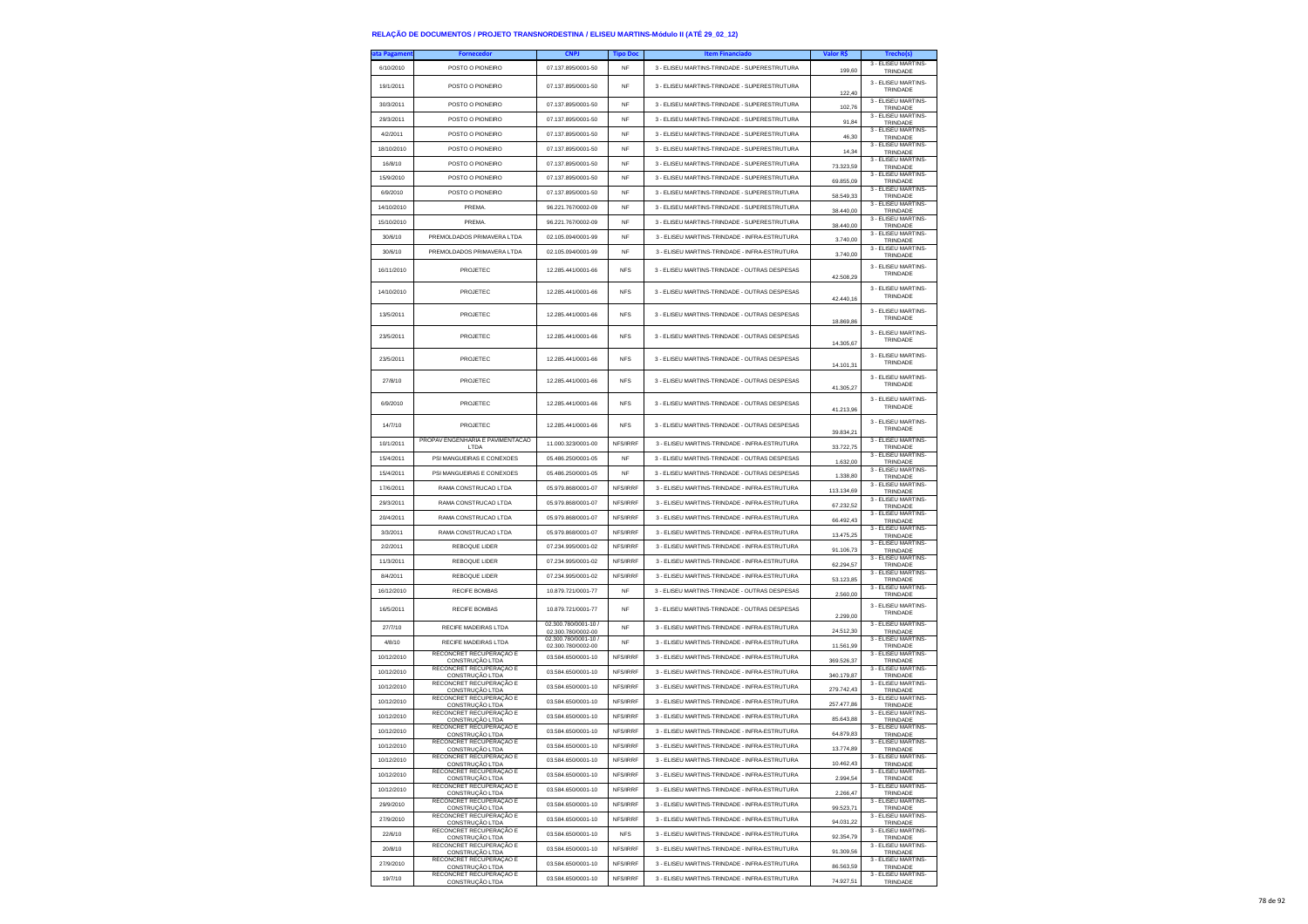**RELAÇÃO DE DOCUMENTOS / PROJETO TRANSNORDESTINA / ELISEU MARTINS-Módulo II (ATÉ 29_02_12)**

| ata Pagament | Fornecedor | CNPJ | Tipo Doc | Item Financiado | Valor R$ | Trecho(s) |
|---|---|---|---|---|---|---|
| 6/10/2010 | POSTO O PIONEIRO | 07.137.895/0001-50 | NF | 3 - ELISEU MARTINS-TRINDADE - SUPERESTRUTURA | 199,60 | 3 - ELISEU MARTINS-TRINDADE |
| 19/1/2011 | POSTO O PIONEIRO | 07.137.895/0001-50 | NF | 3 - ELISEU MARTINS-TRINDADE - SUPERESTRUTURA | 122,40 | 3 - ELISEU MARTINS-TRINDADE |
| 30/3/2011 | POSTO O PIONEIRO | 07.137.895/0001-50 | NF | 3 - ELISEU MARTINS-TRINDADE - SUPERESTRUTURA | 102,76 | 3 - ELISEU MARTINS-TRINDADE |
| 29/3/2011 | POSTO O PIONEIRO | 07.137.895/0001-50 | NF | 3 - ELISEU MARTINS-TRINDADE - SUPERESTRUTURA | 91,84 | 3 - ELISEU MARTINS-TRINDADE |
| 4/2/2011 | POSTO O PIONEIRO | 07.137.895/0001-50 | NF | 3 - ELISEU MARTINS-TRINDADE - SUPERESTRUTURA | 46,30 | 3 - ELISEU MARTINS-TRINDADE |
| 18/10/2010 | POSTO O PIONEIRO | 07.137.895/0001-50 | NF | 3 - ELISEU MARTINS-TRINDADE - SUPERESTRUTURA | 14,34 | 3 - ELISEU MARTINS-TRINDADE |
| 16/8/10 | POSTO O PIONEIRO | 07.137.895/0001-50 | NF | 3 - ELISEU MARTINS-TRINDADE - SUPERESTRUTURA | 73.323,59 | 3 - ELISEU MARTINS-TRINDADE |
| 15/9/2010 | POSTO O PIONEIRO | 07.137.895/0001-50 | NF | 3 - ELISEU MARTINS-TRINDADE - SUPERESTRUTURA | 69.855,09 | 3 - ELISEU MARTINS-TRINDADE |
| 6/9/2010 | POSTO O PIONEIRO | 07.137.895/0001-50 | NF | 3 - ELISEU MARTINS-TRINDADE - SUPERESTRUTURA | 58.549,33 | 3 - ELISEU MARTINS-TRINDADE |
| 14/10/2010 | PREMA. | 96.221.767/0002-09 | NF | 3 - ELISEU MARTINS-TRINDADE - SUPERESTRUTURA | 38.440,00 | 3 - ELISEU MARTINS-TRINDADE |
| 15/10/2010 | PREMA. | 96.221.767/0002-09 | NF | 3 - ELISEU MARTINS-TRINDADE - SUPERESTRUTURA | 38.440,00 | 3 - ELISEU MARTINS-TRINDADE |
| 30/6/10 | PREMOLDADOS PRIMAVERA LTDA | 02.105.094/0001-99 | NF | 3 - ELISEU MARTINS-TRINDADE - INFRA-ESTRUTURA | 3.740,00 | 3 - ELISEU MARTINS-TRINDADE |
| 30/6/10 | PREMOLDADOS PRIMAVERA LTDA | 02.105.094/0001-99 | NF | 3 - ELISEU MARTINS-TRINDADE - INFRA-ESTRUTURA | 3.740,00 | 3 - ELISEU MARTINS-TRINDADE |
| 16/11/2010 | PROJETEC | 12.285.441/0001-66 | NFS | 3 - ELISEU MARTINS-TRINDADE - OUTRAS DESPESAS | 42.508,29 | 3 - ELISEU MARTINS-TRINDADE |
| 14/10/2010 | PROJETEC | 12.285.441/0001-66 | NFS | 3 - ELISEU MARTINS-TRINDADE - OUTRAS DESPESAS | 42.440,16 | 3 - ELISEU MARTINS-TRINDADE |
| 13/5/2011 | PROJETEC | 12.285.441/0001-66 | NFS | 3 - ELISEU MARTINS-TRINDADE - OUTRAS DESPESAS | 18.869,86 | 3 - ELISEU MARTINS-TRINDADE |
| 23/5/2011 | PROJETEC | 12.285.441/0001-66 | NFS | 3 - ELISEU MARTINS-TRINDADE - OUTRAS DESPESAS | 14.305,67 | 3 - ELISEU MARTINS-TRINDADE |
| 23/5/2011 | PROJETEC | 12.285.441/0001-66 | NFS | 3 - ELISEU MARTINS-TRINDADE - OUTRAS DESPESAS | 14.101,31 | 3 - ELISEU MARTINS-TRINDADE |
| 27/8/10 | PROJETEC | 12.285.441/0001-66 | NFS | 3 - ELISEU MARTINS-TRINDADE - OUTRAS DESPESAS | 41.305,27 | 3 - ELISEU MARTINS-TRINDADE |
| 6/9/2010 | PROJETEC | 12.285.441/0001-66 | NFS | 3 - ELISEU MARTINS-TRINDADE - OUTRAS DESPESAS | 41.213,96 | 3 - ELISEU MARTINS-TRINDADE |
| 14/7/10 | PROJETEC | 12.285.441/0001-66 | NFS | 3 - ELISEU MARTINS-TRINDADE - OUTRAS DESPESAS | 39.834,21 | 3 - ELISEU MARTINS-TRINDADE |
| 10/1/2011 | PROPAV ENGENHARIA E PAVIMENTACAO LTDA | 11.000.323/0001-00 | NFS/IRRF | 3 - ELISEU MARTINS-TRINDADE - INFRA-ESTRUTURA | 33.722,75 | 3 - ELISEU MARTINS-TRINDADE |
| 15/4/2011 | PSI MANGUEIRAS E CONEXOES | 05.486.250/0001-05 | NF | 3 - ELISEU MARTINS-TRINDADE - OUTRAS DESPESAS | 1.632,00 | 3 - ELISEU MARTINS-TRINDADE |
| 15/4/2011 | PSI MANGUEIRAS E CONEXOES | 05.486.250/0001-05 | NF | 3 - ELISEU MARTINS-TRINDADE - OUTRAS DESPESAS | 1.338,80 | 3 - ELISEU MARTINS-TRINDADE |
| 17/6/2011 | RAMA CONSTRUCAO LTDA | 05.979.868/0001-07 | NFS/IRRF | 3 - ELISEU MARTINS-TRINDADE - INFRA-ESTRUTURA | 113.134,69 | 3 - ELISEU MARTINS-TRINDADE |
| 29/3/2011 | RAMA CONSTRUCAO LTDA | 05.979.868/0001-07 | NFS/IRRF | 3 - ELISEU MARTINS-TRINDADE - INFRA-ESTRUTURA | 67.232,52 | 3 - ELISEU MARTINS-TRINDADE |
| 20/4/2011 | RAMA CONSTRUCAO LTDA | 05.979.868/0001-07 | NFS/IRRF | 3 - ELISEU MARTINS-TRINDADE - INFRA-ESTRUTURA | 66.492,43 | 3 - ELISEU MARTINS-TRINDADE |
| 3/3/2011 | RAMA CONSTRUCAO LTDA | 05.979.868/0001-07 | NFS/IRRF | 3 - ELISEU MARTINS-TRINDADE - INFRA-ESTRUTURA | 13.475,25 | 3 - ELISEU MARTINS-TRINDADE |
| 2/2/2011 | REBOQUE LIDER | 07.234.995/0001-02 | NFS/IRRF | 3 - ELISEU MARTINS-TRINDADE - INFRA-ESTRUTURA | 91.106,73 | 3 - ELISEU MARTINS-TRINDADE |
| 11/3/2011 | REBOQUE LIDER | 07.234.995/0001-02 | NFS/IRRF | 3 - ELISEU MARTINS-TRINDADE - INFRA-ESTRUTURA | 62.294,57 | 3 - ELISEU MARTINS-TRINDADE |
| 8/4/2011 | REBOQUE LIDER | 07.234.995/0001-02 | NFS/IRRF | 3 - ELISEU MARTINS-TRINDADE - INFRA-ESTRUTURA | 53.123,85 | 3 - ELISEU MARTINS-TRINDADE |
| 16/12/2010 | RECIFE BOMBAS | 10.879.721/0001-77 | NF | 3 - ELISEU MARTINS-TRINDADE - OUTRAS DESPESAS | 2.560,00 | 3 - ELISEU MARTINS-TRINDADE |
| 16/5/2011 | RECIFE BOMBAS | 10.879.721/0001-77 | NF | 3 - ELISEU MARTINS-TRINDADE - OUTRAS DESPESAS | 2.299,00 | 3 - ELISEU MARTINS-TRINDADE |
| 27/7/10 | RECIFE MADEIRAS LTDA | 02.300.780/0001-10 / 02.300.780/0002-00 | NF | 3 - ELISEU MARTINS-TRINDADE - INFRA-ESTRUTURA | 24.512,30 | 3 - ELISEU MARTINS-TRINDADE |
| 4/8/10 | RECIFE MADEIRAS LTDA | 02.300.780/0001-10 / 02.300.780/0002-00 | NF | 3 - ELISEU MARTINS-TRINDADE - INFRA-ESTRUTURA | 11.561,99 | 3 - ELISEU MARTINS-TRINDADE |
| 10/12/2010 | RECONCRET RECUPERAÇÃO E CONSTRUÇÃO LTDA | 03.584.650/0001-10 | NFS/IRRF | 3 - ELISEU MARTINS-TRINDADE - INFRA-ESTRUTURA | 369.526,37 | 3 - ELISEU MARTINS-TRINDADE |
| 10/12/2010 | RECONCRET RECUPERAÇÃO E CONSTRUÇÃO LTDA | 03.584.650/0001-10 | NFS/IRRF | 3 - ELISEU MARTINS-TRINDADE - INFRA-ESTRUTURA | 340.179,87 | 3 - ELISEU MARTINS-TRINDADE |
| 10/12/2010 | RECONCRET RECUPERAÇÃO E CONSTRUÇÃO LTDA | 03.584.650/0001-10 | NFS/IRRF | 3 - ELISEU MARTINS-TRINDADE - INFRA-ESTRUTURA | 279.742,43 | 3 - ELISEU MARTINS-TRINDADE |
| 10/12/2010 | RECONCRET RECUPERAÇÃO E CONSTRUÇÃO LTDA | 03.584.650/0001-10 | NFS/IRRF | 3 - ELISEU MARTINS-TRINDADE - INFRA-ESTRUTURA | 257.477,86 | 3 - ELISEU MARTINS-TRINDADE |
| 10/12/2010 | RECONCRET RECUPERAÇÃO E CONSTRUÇÃO LTDA | 03.584.650/0001-10 | NFS/IRRF | 3 - ELISEU MARTINS-TRINDADE - INFRA-ESTRUTURA | 85.643,88 | 3 - ELISEU MARTINS-TRINDADE |
| 10/12/2010 | RECONCRET RECUPERAÇÃO E CONSTRUÇÃO LTDA | 03.584.650/0001-10 | NFS/IRRF | 3 - ELISEU MARTINS-TRINDADE - INFRA-ESTRUTURA | 64.879,83 | 3 - ELISEU MARTINS-TRINDADE |
| 10/12/2010 | RECONCRET RECUPERAÇÃO E CONSTRUÇÃO LTDA | 03.584.650/0001-10 | NFS/IRRF | 3 - ELISEU MARTINS-TRINDADE - INFRA-ESTRUTURA | 13.774,89 | 3 - ELISEU MARTINS-TRINDADE |
| 10/12/2010 | RECONCRET RECUPERAÇÃO E CONSTRUÇÃO LTDA | 03.584.650/0001-10 | NFS/IRRF | 3 - ELISEU MARTINS-TRINDADE - INFRA-ESTRUTURA | 10.462,43 | 3 - ELISEU MARTINS-TRINDADE |
| 10/12/2010 | RECONCRET RECUPERAÇÃO E CONSTRUÇÃO LTDA | 03.584.650/0001-10 | NFS/IRRF | 3 - ELISEU MARTINS-TRINDADE - INFRA-ESTRUTURA | 2.994,54 | 3 - ELISEU MARTINS-TRINDADE |
| 10/12/2010 | RECONCRET RECUPERAÇÃO E CONSTRUÇÃO LTDA | 03.584.650/0001-10 | NFS/IRRF | 3 - ELISEU MARTINS-TRINDADE - INFRA-ESTRUTURA | 2.266,47 | 3 - ELISEU MARTINS-TRINDADE |
| 29/9/2010 | RECONCRET RECUPERAÇÃO E CONSTRUÇÃO LTDA | 03.584.650/0001-10 | NFS/IRRF | 3 - ELISEU MARTINS-TRINDADE - INFRA-ESTRUTURA | 99.523,71 | 3 - ELISEU MARTINS-TRINDADE |
| 27/9/2010 | RECONCRET RECUPERAÇÃO E CONSTRUÇÃO LTDA | 03.584.650/0001-10 | NFS/IRRF | 3 - ELISEU MARTINS-TRINDADE - INFRA-ESTRUTURA | 94.031,22 | 3 - ELISEU MARTINS-TRINDADE |
| 22/6/10 | RECONCRET RECUPERAÇÃO E CONSTRUÇÃO LTDA | 03.584.650/0001-10 | NFS | 3 - ELISEU MARTINS-TRINDADE - INFRA-ESTRUTURA | 92.354,79 | 3 - ELISEU MARTINS-TRINDADE |
| 20/8/10 | RECONCRET RECUPERAÇÃO E CONSTRUÇÃO LTDA | 03.584.650/0001-10 | NFS/IRRF | 3 - ELISEU MARTINS-TRINDADE - INFRA-ESTRUTURA | 91.309,56 | 3 - ELISEU MARTINS-TRINDADE |
| 27/9/2010 | RECONCRET RECUPERAÇÃO E CONSTRUÇÃO LTDA | 03.584.650/0001-10 | NFS/IRRF | 3 - ELISEU MARTINS-TRINDADE - INFRA-ESTRUTURA | 86.563,59 | 3 - ELISEU MARTINS-TRINDADE |
| 19/7/10 | RECONCRET RECUPERAÇÃO E CONSTRUÇÃO LTDA | 03.584.650/0001-10 | NFS/IRRF | 3 - ELISEU MARTINS-TRINDADE - INFRA-ESTRUTURA | 74.927,51 | 3 - ELISEU MARTINS-TRINDADE |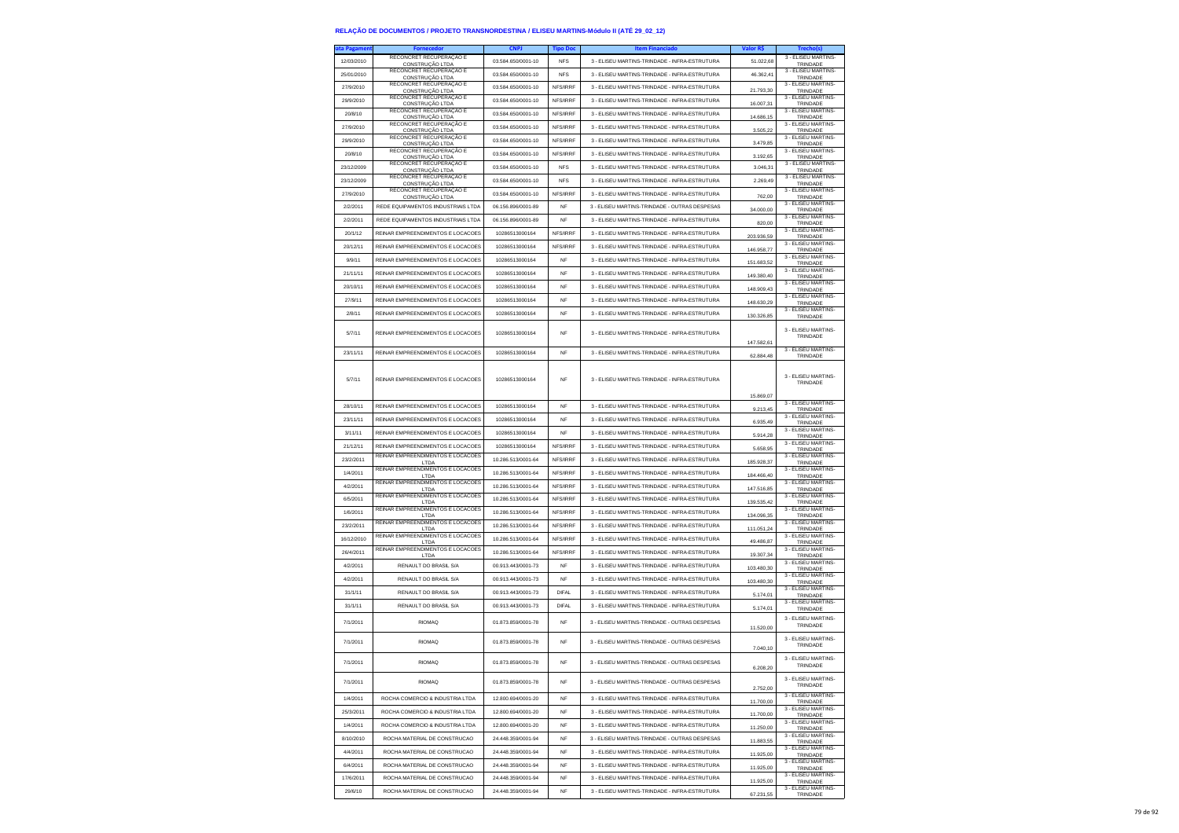# RELAÇÃO DE DOCUMENTOS / PROJETO TRANSNORDESTINA / ELISEU MARTINS-Módulo II (ATÉ 29_02_12)

| ata Pagament | Fornecedor | CNPJ | Tipo Doc | Item Financiado | Valor R$ | Trecho(s) |
|---|---|---|---|---|---|---|
| 12/03/2010 | RECONCRET RECUPERAÇÃO E CONSTRUÇÃO LTDA | 03.584.650/0001-10 | NFS | 3 - ELISEU MARTINS-TRINDADE - INFRA-ESTRUTURA | 51.022,68 | 3 - ELISEU MARTINS-TRINDADE |
| 25/01/2010 | RECONCRET RECUPERAÇÃO E CONSTRUÇÃO LTDA | 03.584.650/0001-10 | NFS | 3 - ELISEU MARTINS-TRINDADE - INFRA-ESTRUTURA | 46.362,41 | 3 - ELISEU MARTINS-TRINDADE |
| 27/9/2010 | RECONCRET RECUPERAÇÃO E CONSTRUÇÃO LTDA | 03.584.650/0001-10 | NFS/IRRF | 3 - ELISEU MARTINS-TRINDADE - INFRA-ESTRUTURA | 21.793,30 | 3 - ELISEU MARTINS-TRINDADE |
| 29/9/2010 | RECONCRET RECUPERAÇÃO E CONSTRUÇÃO LTDA | 03.584.650/0001-10 | NFS/IRRF | 3 - ELISEU MARTINS-TRINDADE - INFRA-ESTRUTURA | 16.007,31 | 3 - ELISEU MARTINS-TRINDADE |
| 20/8/10 | RECONCRET RECUPERAÇÃO E CONSTRUÇÃO LTDA | 03.584.650/0001-10 | NFS/IRRF | 3 - ELISEU MARTINS-TRINDADE - INFRA-ESTRUTURA | 14.686,15 | 3 - ELISEU MARTINS-TRINDADE |
| 27/9/2010 | RECONCRET RECUPERAÇÃO E CONSTRUÇÃO LTDA | 03.584.650/0001-10 | NFS/IRRF | 3 - ELISEU MARTINS-TRINDADE - INFRA-ESTRUTURA | 3.505,22 | 3 - ELISEU MARTINS-TRINDADE |
| 29/9/2010 | RECONCRET RECUPERAÇÃO E CONSTRUÇÃO LTDA | 03.584.650/0001-10 | NFS/IRRF | 3 - ELISEU MARTINS-TRINDADE - INFRA-ESTRUTURA | 3.479,85 | 3 - ELISEU MARTINS-TRINDADE |
| 20/8/10 | RECONCRET RECUPERAÇÃO E CONSTRUÇÃO LTDA | 03.584.650/0001-10 | NFS/IRRF | 3 - ELISEU MARTINS-TRINDADE - INFRA-ESTRUTURA | 3.192,65 | 3 - ELISEU MARTINS-TRINDADE |
| 23/12/2009 | RECONCRET RECUPERAÇÃO E CONSTRUÇÃO LTDA | 03.584.650/0001-10 | NFS | 3 - ELISEU MARTINS-TRINDADE - INFRA-ESTRUTURA | 3.046,31 | 3 - ELISEU MARTINS-TRINDADE |
| 23/12/2009 | RECONCRET RECUPERAÇÃO E CONSTRUÇÃO LTDA | 03.584.650/0001-10 | NFS | 3 - ELISEU MARTINS-TRINDADE - INFRA-ESTRUTURA | 2.269,49 | 3 - ELISEU MARTINS-TRINDADE |
| 27/9/2010 | RECONCRET RECUPERAÇÃO E CONSTRUÇÃO LTDA | 03.584.650/0001-10 | NFS/IRRF | 3 - ELISEU MARTINS-TRINDADE - INFRA-ESTRUTURA | 762,00 | 3 - ELISEU MARTINS-TRINDADE |
| 2/2/2011 | REDE EQUIPAMENTOS IINDUSTRIAIS LTDA | 06.156.896/0001-89 | NF | 3 - ELISEU MARTINS-TRINDADE - OUTRAS DESPESAS | 34.000,00 | 3 - ELISEU MARTINS-TRINDADE |
| 2/2/2011 | REDE EQUIPAMENTOS IINDUSTRIAIS LTDA | 06.156.896/0001-89 | NF | 3 - ELISEU MARTINS-TRINDADE - INFRA-ESTRUTURA | 820,00 | 3 - ELISEU MARTINS-TRINDADE |
| 20/1/12 | REINAR EMPREENDIMENTOS E LOCACOES | 10286513000164 | NFS/IRRF | 3 - ELISEU MARTINS-TRINDADE - INFRA-ESTRUTURA | 203.936,59 | 3 - ELISEU MARTINS-TRINDADE |
| 20/12/11 | REINAR EMPREENDIMENTOS E LOCACOES | 10286513000164 | NFS/IRRF | 3 - ELISEU MARTINS-TRINDADE - INFRA-ESTRUTURA | 146.958,77 | 3 - ELISEU MARTINS-TRINDADE |
| 9/9/11 | REINAR EMPREENDIMENTOS E LOCACOES | 10286513000164 | NF | 3 - ELISEU MARTINS-TRINDADE - INFRA-ESTRUTURA | 151.683,52 | 3 - ELISEU MARTINS-TRINDADE |
| 21/11/11 | REINAR EMPREENDIMENTOS E LOCACOES | 10286513000164 | NF | 3 - ELISEU MARTINS-TRINDADE - INFRA-ESTRUTURA | 149.380,40 | 3 - ELISEU MARTINS-TRINDADE |
| 20/10/11 | REINAR EMPREENDIMENTOS E LOCACOES | 10286513000164 | NF | 3 - ELISEU MARTINS-TRINDADE - INFRA-ESTRUTURA | 148.909,43 | 3 - ELISEU MARTINS-TRINDADE |
| 27/9/11 | REINAR EMPREENDIMENTOS E LOCACOES | 10286513000164 | NF | 3 - ELISEU MARTINS-TRINDADE - INFRA-ESTRUTURA | 148.630,29 | 3 - ELISEU MARTINS-TRINDADE |
| 2/8/11 | REINAR EMPREENDIMENTOS E LOCACOES | 10286513000164 | NF | 3 - ELISEU MARTINS-TRINDADE - INFRA-ESTRUTURA | 130.326,85 | 3 - ELISEU MARTINS-TRINDADE |
| 5/7/11 | REINAR EMPREENDIMENTOS E LOCACOES | 10286513000164 | NF | 3 - ELISEU MARTINS-TRINDADE - INFRA-ESTRUTURA | 147.582,61 | 3 - ELISEU MARTINS-TRINDADE |
| 23/11/11 | REINAR EMPREENDIMENTOS E LOCACOES | 10286513000164 | NF | 3 - ELISEU MARTINS-TRINDADE - INFRA-ESTRUTURA | 62.884,48 | 3 - ELISEU MARTINS-TRINDADE |
| 5/7/11 | REINAR EMPREENDIMENTOS E LOCACOES | 10286513000164 | NF | 3 - ELISEU MARTINS-TRINDADE - INFRA-ESTRUTURA | 15.869,07 | 3 - ELISEU MARTINS-TRINDADE |
| 28/10/11 | REINAR EMPREENDIMENTOS E LOCACOES | 10286513000164 | NF | 3 - ELISEU MARTINS-TRINDADE - INFRA-ESTRUTURA | 9.213,45 | 3 - ELISEU MARTINS-TRINDADE |
| 23/11/11 | REINAR EMPREENDIMENTOS E LOCACOES | 10286513000164 | NF | 3 - ELISEU MARTINS-TRINDADE - INFRA-ESTRUTURA | 6.935,49 | 3 - ELISEU MARTINS-TRINDADE |
| 3/11/11 | REINAR EMPREENDIMENTOS E LOCACOES | 10286513000164 | NF | 3 - ELISEU MARTINS-TRINDADE - INFRA-ESTRUTURA | 5.914,28 | 3 - ELISEU MARTINS-TRINDADE |
| 21/12/11 | REINAR EMPREENDIMENTOS E LOCACOES | 10286513000164 | NFS/IRRF | 3 - ELISEU MARTINS-TRINDADE - INFRA-ESTRUTURA | 5.658,95 | 3 - ELISEU MARTINS-TRINDADE |
| 23/2/2011 | REINAR EMPREENDIMENTOS E LOCACOES LTDA | 10.286.513/0001-64 | NFS/IRRF | 3 - ELISEU MARTINS-TRINDADE - INFRA-ESTRUTURA | 185.928,37 | 3 - ELISEU MARTINS-TRINDADE |
| 1/4/2011 | REINAR EMPREENDIMENTOS E LOCACOES LTDA | 10.286.513/0001-64 | NFS/IRRF | 3 - ELISEU MARTINS-TRINDADE - INFRA-ESTRUTURA | 184.466,40 | 3 - ELISEU MARTINS-TRINDADE |
| 4/2/2011 | REINAR EMPREENDIMENTOS E LOCACOES LTDA | 10.286.513/0001-64 | NFS/IRRF | 3 - ELISEU MARTINS-TRINDADE - INFRA-ESTRUTURA | 147.516,85 | 3 - ELISEU MARTINS-TRINDADE |
| 6/5/2011 | REINAR EMPREENDIMENTOS E LOCACOES LTDA | 10.286.513/0001-64 | NFS/IRRF | 3 - ELISEU MARTINS-TRINDADE - INFRA-ESTRUTURA | 139.535,42 | 3 - ELISEU MARTINS-TRINDADE |
| 1/6/2011 | REINAR EMPREENDIMENTOS E LOCACOES LTDA | 10.286.513/0001-64 | NFS/IRRF | 3 - ELISEU MARTINS-TRINDADE - INFRA-ESTRUTURA | 134.096,35 | 3 - ELISEU MARTINS-TRINDADE |
| 23/2/2011 | REINAR EMPREENDIMENTOS E LOCACOES LTDA | 10.286.513/0001-64 | NFS/IRRF | 3 - ELISEU MARTINS-TRINDADE - INFRA-ESTRUTURA | 111.051,24 | 3 - ELISEU MARTINS-TRINDADE |
| 16/12/2010 | REINAR EMPREENDIMENTOS E LOCACOES LTDA | 10.286.513/0001-64 | NFS/IRRF | 3 - ELISEU MARTINS-TRINDADE - INFRA-ESTRUTURA | 49.486,87 | 3 - ELISEU MARTINS-TRINDADE |
| 26/4/2011 | REINAR EMPREENDIMENTOS E LOCACOES LTDA | 10.286.513/0001-64 | NFS/IRRF | 3 - ELISEU MARTINS-TRINDADE - INFRA-ESTRUTURA | 19.307,34 | 3 - ELISEU MARTINS-TRINDADE |
| 4/2/2011 | RENAULT DO BRASIL S/A | 00.913.443/0001-73 | NF | 3 - ELISEU MARTINS-TRINDADE - INFRA-ESTRUTURA | 103.480,30 | 3 - ELISEU MARTINS-TRINDADE |
| 4/2/2011 | RENAULT DO BRASIL S/A | 00.913.443/0001-73 | NF | 3 - ELISEU MARTINS-TRINDADE - INFRA-ESTRUTURA | 103.480,30 | 3 - ELISEU MARTINS-TRINDADE |
| 31/1/11 | RENAULT DO BRASIL S/A | 00.913.443/0001-73 | DIFAL | 3 - ELISEU MARTINS-TRINDADE - INFRA-ESTRUTURA | 5.174,01 | 3 - ELISEU MARTINS-TRINDADE |
| 31/1/11 | RENAULT DO BRASIL S/A | 00.913.443/0001-73 | DIFAL | 3 - ELISEU MARTINS-TRINDADE - INFRA-ESTRUTURA | 5.174,01 | 3 - ELISEU MARTINS-TRINDADE |
| 7/1/2011 | RIOMAQ | 01.873.859/0001-78 | NF | 3 - ELISEU MARTINS-TRINDADE - OUTRAS DESPESAS | 11.520,00 | 3 - ELISEU MARTINS-TRINDADE |
| 7/1/2011 | RIOMAQ | 01.873.859/0001-78 | NF | 3 - ELISEU MARTINS-TRINDADE - OUTRAS DESPESAS | 7.040,10 | 3 - ELISEU MARTINS-TRINDADE |
| 7/1/2011 | RIOMAQ | 01.873.859/0001-78 | NF | 3 - ELISEU MARTINS-TRINDADE - OUTRAS DESPESAS | 6.208,20 | 3 - ELISEU MARTINS-TRINDADE |
| 7/1/2011 | RIOMAQ | 01.873.859/0001-78 | NF | 3 - ELISEU MARTINS-TRINDADE - OUTRAS DESPESAS | 2.752,00 | 3 - ELISEU MARTINS-TRINDADE |
| 1/4/2011 | ROCHA COMERCIO & INDUSTRIA LTDA | 12.800.694/0001-20 | NF | 3 - ELISEU MARTINS-TRINDADE - INFRA-ESTRUTURA | 11.700,00 | 3 - ELISEU MARTINS-TRINDADE |
| 25/3/2011 | ROCHA COMERCIO & INDUSTRIA LTDA | 12.800.694/0001-20 | NF | 3 - ELISEU MARTINS-TRINDADE - INFRA-ESTRUTURA | 11.700,00 | 3 - ELISEU MARTINS-TRINDADE |
| 1/4/2011 | ROCHA COMERCIO & INDUSTRIA LTDA | 12.800.694/0001-20 | NF | 3 - ELISEU MARTINS-TRINDADE - INFRA-ESTRUTURA | 11.250,00 | 3 - ELISEU MARTINS-TRINDADE |
| 8/10/2010 | ROCHA MATERIAL DE CONSTRUCAO | 24.448.359/0001-94 | NF | 3 - ELISEU MARTINS-TRINDADE - OUTRAS DESPESAS | 11.883,55 | 3 - ELISEU MARTINS-TRINDADE |
| 4/4/2011 | ROCHA MATERIAL DE CONSTRUCAO | 24.448.359/0001-94 | NF | 3 - ELISEU MARTINS-TRINDADE - INFRA-ESTRUTURA | 11.925,00 | 3 - ELISEU MARTINS-TRINDADE |
| 6/4/2011 | ROCHA MATERIAL DE CONSTRUCAO | 24.448.359/0001-94 | NF | 3 - ELISEU MARTINS-TRINDADE - INFRA-ESTRUTURA | 11.925,00 | 3 - ELISEU MARTINS-TRINDADE |
| 17/6/2011 | ROCHA MATERIAL DE CONSTRUCAO | 24.448.359/0001-94 | NF | 3 - ELISEU MARTINS-TRINDADE - INFRA-ESTRUTURA | 11.925,00 | 3 - ELISEU MARTINS-TRINDADE |
| 29/6/10 | ROCHA MATERIAL DE CONSTRUCAO | 24.448.359/0001-94 | NF | 3 - ELISEU MARTINS-TRINDADE - INFRA-ESTRUTURA | 67.231,55 | 3 - ELISEU MARTINS-TRINDADE |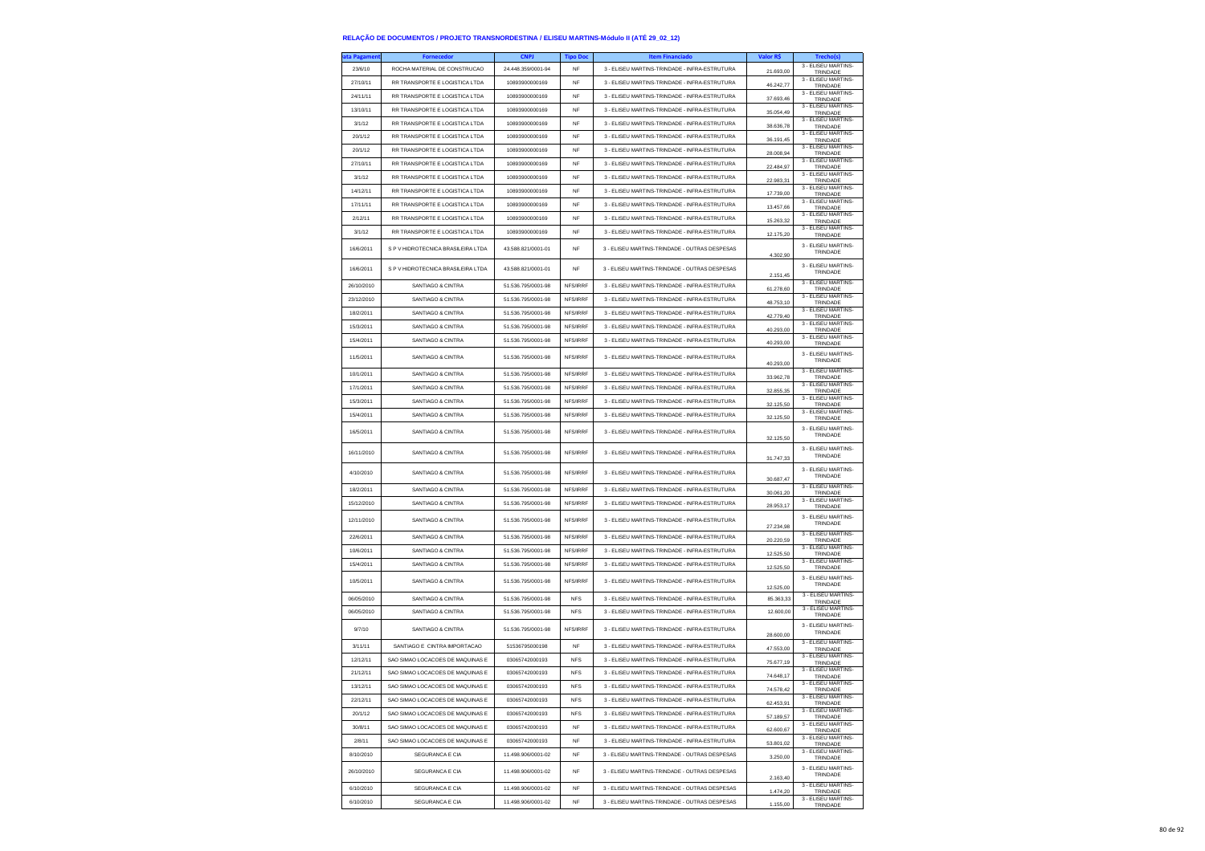**RELAÇÃO DE DOCUMENTOS / PROJETO TRANSNORDESTINA / ELISEU MARTINS-Módulo II (ATÉ 29_02_12)**

| ata Pagament | Fornecedor | CNPJ | Tipo Doc | Item Financiado | Valor R$ | Trecho(s) |
|---|---|---|---|---|---|---|
| 23/6/10 | ROCHA MATERIAL DE CONSTRUCAO | 24.448.359/0001-94 | NF | 3 - ELISEU MARTINS-TRINDADE - INFRA-ESTRUTURA | 21.693,00 | 3 - ELISEU MARTINS-TRINDADE |
| 27/10/11 | RR TRANSPORTE E LOGISTICA LTDA | 10893900000169 | NF | 3 - ELISEU MARTINS-TRINDADE - INFRA-ESTRUTURA | 46.242,77 | 3 - ELISEU MARTINS-TRINDADE |
| 24/11/11 | RR TRANSPORTE E LOGISTICA LTDA | 10893900000169 | NF | 3 - ELISEU MARTINS-TRINDADE - INFRA-ESTRUTURA | 37.693,46 | 3 - ELISEU MARTINS-TRINDADE |
| 13/10/11 | RR TRANSPORTE E LOGISTICA LTDA | 10893900000169 | NF | 3 - ELISEU MARTINS-TRINDADE - INFRA-ESTRUTURA | 35.054,49 | 3 - ELISEU MARTINS-TRINDADE |
| 3/1/12 | RR TRANSPORTE E LOGISTICA LTDA | 10893900000169 | NF | 3 - ELISEU MARTINS-TRINDADE - INFRA-ESTRUTURA | 38.636,78 | 3 - ELISEU MARTINS-TRINDADE |
| 20/1/12 | RR TRANSPORTE E LOGISTICA LTDA | 10893900000169 | NF | 3 - ELISEU MARTINS-TRINDADE - INFRA-ESTRUTURA | 36.191,45 | 3 - ELISEU MARTINS-TRINDADE |
| 20/1/12 | RR TRANSPORTE E LOGISTICA LTDA | 10893900000169 | NF | 3 - ELISEU MARTINS-TRINDADE - INFRA-ESTRUTURA | 28.008,94 | 3 - ELISEU MARTINS-TRINDADE |
| 27/10/11 | RR TRANSPORTE E LOGISTICA LTDA | 10893900000169 | NF | 3 - ELISEU MARTINS-TRINDADE - INFRA-ESTRUTURA | 22.484,97 | 3 - ELISEU MARTINS-TRINDADE |
| 3/1/12 | RR TRANSPORTE E LOGISTICA LTDA | 10893900000169 | NF | 3 - ELISEU MARTINS-TRINDADE - INFRA-ESTRUTURA | 22.983,31 | 3 - ELISEU MARTINS-TRINDADE |
| 14/12/11 | RR TRANSPORTE E LOGISTICA LTDA | 10893900000169 | NF | 3 - ELISEU MARTINS-TRINDADE - INFRA-ESTRUTURA | 17.739,00 | 3 - ELISEU MARTINS-TRINDADE |
| 17/11/11 | RR TRANSPORTE E LOGISTICA LTDA | 10893900000169 | NF | 3 - ELISEU MARTINS-TRINDADE - INFRA-ESTRUTURA | 13.457,66 | 3 - ELISEU MARTINS-TRINDADE |
| 2/12/11 | RR TRANSPORTE E LOGISTICA LTDA | 10893900000169 | NF | 3 - ELISEU MARTINS-TRINDADE - INFRA-ESTRUTURA | 15.263,32 | 3 - ELISEU MARTINS-TRINDADE |
| 3/1/12 | RR TRANSPORTE E LOGISTICA LTDA | 10893900000169 | NF | 3 - ELISEU MARTINS-TRINDADE - INFRA-ESTRUTURA | 12.175,20 | 3 - ELISEU MARTINS-TRINDADE |
| 16/6/2011 | S P V HIDROTECNICA BRASILEIRA LTDA | 43.588.821/0001-01 | NF | 3 - ELISEU MARTINS-TRINDADE - OUTRAS DESPESAS | 4.302,90 | 3 - ELISEU MARTINS-TRINDADE |
| 16/6/2011 | S P V HIDROTECNICA BRASILEIRA LTDA | 43.588.821/0001-01 | NF | 3 - ELISEU MARTINS-TRINDADE - OUTRAS DESPESAS | 2.151,45 | 3 - ELISEU MARTINS-TRINDADE |
| 26/10/2010 | SANTIAGO & CINTRA | 51.536.795/0001-98 | NFS/IRRF | 3 - ELISEU MARTINS-TRINDADE - INFRA-ESTRUTURA | 61.278,60 | 3 - ELISEU MARTINS-TRINDADE |
| 23/12/2010 | SANTIAGO & CINTRA | 51.536.795/0001-98 | NFS/IRRF | 3 - ELISEU MARTINS-TRINDADE - INFRA-ESTRUTURA | 48.753,10 | 3 - ELISEU MARTINS-TRINDADE |
| 18/2/2011 | SANTIAGO & CINTRA | 51.536.795/0001-98 | NFS/IRRF | 3 - ELISEU MARTINS-TRINDADE - INFRA-ESTRUTURA | 42.779,40 | 3 - ELISEU MARTINS-TRINDADE |
| 15/3/2011 | SANTIAGO & CINTRA | 51.536.795/0001-98 | NFS/IRRF | 3 - ELISEU MARTINS-TRINDADE - INFRA-ESTRUTURA | 40.293,00 | 3 - ELISEU MARTINS-TRINDADE |
| 15/4/2011 | SANTIAGO & CINTRA | 51.536.795/0001-98 | NFS/IRRF | 3 - ELISEU MARTINS-TRINDADE - INFRA-ESTRUTURA | 40.293,00 | 3 - ELISEU MARTINS-TRINDADE |
| 11/5/2011 | SANTIAGO & CINTRA | 51.536.795/0001-98 | NFS/IRRF | 3 - ELISEU MARTINS-TRINDADE - INFRA-ESTRUTURA | 40.293,00 | 3 - ELISEU MARTINS-TRINDADE |
| 10/1/2011 | SANTIAGO & CINTRA | 51.536.795/0001-98 | NFS/IRRF | 3 - ELISEU MARTINS-TRINDADE - INFRA-ESTRUTURA | 33.962,78 | 3 - ELISEU MARTINS-TRINDADE |
| 17/1/2011 | SANTIAGO & CINTRA | 51.536.795/0001-98 | NFS/IRRF | 3 - ELISEU MARTINS-TRINDADE - INFRA-ESTRUTURA | 32.855,35 | 3 - ELISEU MARTINS-TRINDADE |
| 15/3/2011 | SANTIAGO & CINTRA | 51.536.795/0001-98 | NFS/IRRF | 3 - ELISEU MARTINS-TRINDADE - INFRA-ESTRUTURA | 32.125,50 | 3 - ELISEU MARTINS-TRINDADE |
| 15/4/2011 | SANTIAGO & CINTRA | 51.536.795/0001-98 | NFS/IRRF | 3 - ELISEU MARTINS-TRINDADE - INFRA-ESTRUTURA | 32.125,50 | 3 - ELISEU MARTINS-TRINDADE |
| 16/5/2011 | SANTIAGO & CINTRA | 51.536.795/0001-98 | NFS/IRRF | 3 - ELISEU MARTINS-TRINDADE - INFRA-ESTRUTURA | 32.125,50 | 3 - ELISEU MARTINS-TRINDADE |
| 16/11/2010 | SANTIAGO & CINTRA | 51.536.795/0001-98 | NFS/IRRF | 3 - ELISEU MARTINS-TRINDADE - INFRA-ESTRUTURA | 31.747,33 | 3 - ELISEU MARTINS-TRINDADE |
| 4/10/2010 | SANTIAGO & CINTRA | 51.536.795/0001-98 | NFS/IRRF | 3 - ELISEU MARTINS-TRINDADE - INFRA-ESTRUTURA | 30.687,47 | 3 - ELISEU MARTINS-TRINDADE |
| 18/2/2011 | SANTIAGO & CINTRA | 51.536.795/0001-98 | NFS/IRRF | 3 - ELISEU MARTINS-TRINDADE - INFRA-ESTRUTURA | 30.061,20 | 3 - ELISEU MARTINS-TRINDADE |
| 15/12/2010 | SANTIAGO & CINTRA | 51.536.795/0001-98 | NFS/IRRF | 3 - ELISEU MARTINS-TRINDADE - INFRA-ESTRUTURA | 28.953,17 | 3 - ELISEU MARTINS-TRINDADE |
| 12/11/2010 | SANTIAGO & CINTRA | 51.536.795/0001-98 | NFS/IRRF | 3 - ELISEU MARTINS-TRINDADE - INFRA-ESTRUTURA | 27.234,98 | 3 - ELISEU MARTINS-TRINDADE |
| 22/6/2011 | SANTIAGO & CINTRA | 51.536.795/0001-98 | NFS/IRRF | 3 - ELISEU MARTINS-TRINDADE - INFRA-ESTRUTURA | 20.220,59 | 3 - ELISEU MARTINS-TRINDADE |
| 10/6/2011 | SANTIAGO & CINTRA | 51.536.795/0001-98 | NFS/IRRF | 3 - ELISEU MARTINS-TRINDADE - INFRA-ESTRUTURA | 12.525,50 | 3 - ELISEU MARTINS-TRINDADE |
| 15/4/2011 | SANTIAGO & CINTRA | 51.536.795/0001-98 | NFS/IRRF | 3 - ELISEU MARTINS-TRINDADE - INFRA-ESTRUTURA | 12.525,50 | 3 - ELISEU MARTINS-TRINDADE |
| 10/5/2011 | SANTIAGO & CINTRA | 51.536.795/0001-98 | NFS/IRRF | 3 - ELISEU MARTINS-TRINDADE - INFRA-ESTRUTURA | 12.525,00 | 3 - ELISEU MARTINS-TRINDADE |
| 06/05/2010 | SANTIAGO & CINTRA | 51.536.795/0001-98 | NFS | 3 - ELISEU MARTINS-TRINDADE - INFRA-ESTRUTURA | 85.363,33 | 3 - ELISEU MARTINS-TRINDADE |
| 06/05/2010 | SANTIAGO & CINTRA | 51.536.795/0001-98 | NFS | 3 - ELISEU MARTINS-TRINDADE - INFRA-ESTRUTURA | 12.600,00 | 3 - ELISEU MARTINS-TRINDADE |
| 9/7/10 | SANTIAGO & CINTRA | 51.536.795/0001-98 | NFS/IRRF | 3 - ELISEU MARTINS-TRINDADE - INFRA-ESTRUTURA | 28.600,00 | 3 - ELISEU MARTINS-TRINDADE |
| 3/11/11 | SANTIAGO E CINTRA IMPORTACAO | 51536795000198 | NF | 3 - ELISEU MARTINS-TRINDADE - INFRA-ESTRUTURA | 47.553,00 | 3 - ELISEU MARTINS-TRINDADE |
| 12/12/11 | SAO SIMAO LOCACOES DE MAQUINAS E | 03065742000193 | NFS | 3 - ELISEU MARTINS-TRINDADE - INFRA-ESTRUTURA | 75.677,19 | 3 - ELISEU MARTINS-TRINDADE |
| 21/12/11 | SAO SIMAO LOCACOES DE MAQUINAS E | 03065742000193 | NFS | 3 - ELISEU MARTINS-TRINDADE - INFRA-ESTRUTURA | 74.648,17 | 3 - ELISEU MARTINS-TRINDADE |
| 13/12/11 | SAO SIMAO LOCACOES DE MAQUINAS E | 03065742000193 | NFS | 3 - ELISEU MARTINS-TRINDADE - INFRA-ESTRUTURA | 74.578,42 | 3 - ELISEU MARTINS-TRINDADE |
| 22/12/11 | SAO SIMAO LOCACOES DE MAQUINAS E | 03065742000193 | NFS | 3 - ELISEU MARTINS-TRINDADE - INFRA-ESTRUTURA | 62.453,91 | 3 - ELISEU MARTINS-TRINDADE |
| 20/1/12 | SAO SIMAO LOCACOES DE MAQUINAS E | 03065742000193 | NFS | 3 - ELISEU MARTINS-TRINDADE - INFRA-ESTRUTURA | 57.189,57 | 3 - ELISEU MARTINS-TRINDADE |
| 30/8/11 | SAO SIMAO LOCACOES DE MAQUINAS E | 03065742000193 | NF | 3 - ELISEU MARTINS-TRINDADE - INFRA-ESTRUTURA | 62.600,67 | 3 - ELISEU MARTINS-TRINDADE |
| 2/8/11 | SAO SIMAO LOCACOES DE MAQUINAS E | 03065742000193 | NF | 3 - ELISEU MARTINS-TRINDADE - INFRA-ESTRUTURA | 53.801,02 | 3 - ELISEU MARTINS-TRINDADE |
| 8/10/2010 | SEGURANCA E CIA | 11.498.906/0001-02 | NF | 3 - ELISEU MARTINS-TRINDADE - OUTRAS DESPESAS | 3.250,00 | 3 - ELISEU MARTINS-TRINDADE |
| 26/10/2010 | SEGURANCA E CIA | 11.498.906/0001-02 | NF | 3 - ELISEU MARTINS-TRINDADE - OUTRAS DESPESAS | 2.163,40 | 3 - ELISEU MARTINS-TRINDADE |
| 6/10/2010 | SEGURANCA E CIA | 11.498.906/0001-02 | NF | 3 - ELISEU MARTINS-TRINDADE - OUTRAS DESPESAS | 1.474,20 | 3 - ELISEU MARTINS-TRINDADE |
| 6/10/2010 | SEGURANCA E CIA | 11.498.906/0001-02 | NF | 3 - ELISEU MARTINS-TRINDADE - OUTRAS DESPESAS | 1.155,00 | 3 - ELISEU MARTINS-TRINDADE |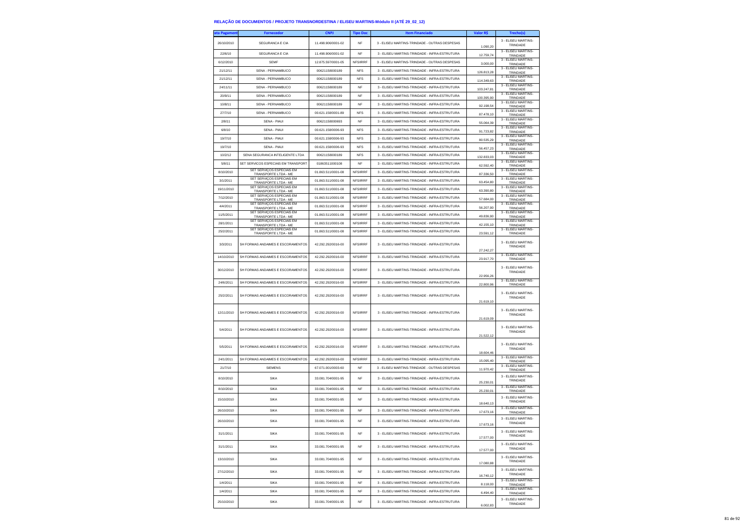## RELAÇÃO DE DOCUMENTOS / PROJETO TRANSNORDESTINA / ELISEU MARTINS-Módulo II (ATÉ 29_02_12)

| ata Pagament | Fornecedor | CNPJ | Tipo Doc | Item Financiado | Valor R$ | Trecho(s) |
|---|---|---|---|---|---|---|
| 26/10/2010 | SEGURANCA E CIA | 11.498.906/0001-02 | NF | 3 - ELISEU MARTINS-TRINDADE - OUTRAS DESPESAS | 1.090,20 | 3 - ELISEU MARTINS-TRINDADE |
| 22/6/10 | SEGURANCA E CIA | 11.498.906/0001-02 | NF | 3 - ELISEU MARTINS-TRINDADE - INFRA-ESTRUTURA | 12.759,74 | 3 - ELISEU MARTINS-TRINDADE |
| 6/12/2010 | SEMF | 12.875.597/0001-05 | NFS/IRRF | 3 - ELISEU MARTINS-TRINDADE - OUTRAS DESPESAS | 3.000,00 | 3 - ELISEU MARTINS-TRINDADE |
| 21/12/11 | SENA - PERNAMBUCO | 00621158000189 | NFS | 3 - ELISEU MARTINS-TRINDADE - INFRA-ESTRUTURA | 126.813,28 | 3 - ELISEU MARTINS-TRINDADE |
| 21/12/11 | SENA - PERNAMBUCO | 00621158000189 | NFS | 3 - ELISEU MARTINS-TRINDADE - INFRA-ESTRUTURA | 114.349,63 | 3 - ELISEU MARTINS-TRINDADE |
| 24/11/11 | SENA - PERNAMBUCO | 00621158000189 | NF | 3 - ELISEU MARTINS-TRINDADE - INFRA-ESTRUTURA | 103.247,81 | 3 - ELISEU MARTINS-TRINDADE |
| 20/9/11 | SENA - PERNAMBUCO | 00621158000189 | NF | 3 - ELISEU MARTINS-TRINDADE - INFRA-ESTRUTURA | 100.395,90 | 3 - ELISEU MARTINS-TRINDADE |
| 10/8/11 | SENA - PERNAMBUCO | 00621158000189 | NF | 3 - ELISEU MARTINS-TRINDADE - INFRA-ESTRUTURA | 92.198,54 | 3 - ELISEU MARTINS-TRINDADE |
| 27/7/10 | SENA - PERNAMBUCO | 00.621.158/0001-89 | NFS | 3 - ELISEU MARTINS-TRINDADE - INFRA-ESTRUTURA | 87.478,10 | 3 - ELISEU MARTINS-TRINDADE |
| 2/8/11 | SENA - PIAUI | 00621158000693 | NF | 3 - ELISEU MARTINS-TRINDADE - INFRA-ESTRUTURA | 55.064,39 | 3 - ELISEU MARTINS-TRINDADE |
| 6/8/10 | SENA - PIAUI | 00.621.158/0006-93 | NFS | 3 - ELISEU MARTINS-TRINDADE - INFRA-ESTRUTURA | 91.723,82 | 3 - ELISEU MARTINS-TRINDADE |
| 19/7/10 | SENA - PIAUI | 00.621.158/0006-93 | NFS | 3 - ELISEU MARTINS-TRINDADE - INFRA-ESTRUTURA | 80.535,29 | 3 - ELISEU MARTINS-TRINDADE |
| 19/7/10 | SENA - PIAUI | 00.621.158/0006-93 | NFS | 3 - ELISEU MARTINS-TRINDADE - INFRA-ESTRUTURA | 56.457,23 | 3 - ELISEU MARTINS-TRINDADE |
| 10/2/12 | SENA SEGURANCA INTELIGENTE LTDA | 00621158000189 | NFS | 3 - ELISEU MARTINS-TRINDADE - INFRA-ESTRUTURA | 132.833,03 | 3 - ELISEU MARTINS-TRINDADE |
| 5/8/11 | SET SERVICOS ESPECIAIS EM TRANSPORT | 01863511000108 | NF | 3 - ELISEU MARTINS-TRINDADE - INFRA-ESTRUTURA | 62.592,40 | 3 - ELISEU MARTINS-TRINDADE |
| 8/10/2010 | SET SERVIÇOS ESPECIAIS EM TRANSPORTE LTDA - ME | 01.863.511/0001-08 | NFS/IRRF | 3 - ELISEU MARTINS-TRINDADE - INFRA-ESTRUTURA | 87.336,50 | 3 - ELISEU MARTINS-TRINDADE |
| 3/1/2011 | SET SERVIÇOS ESPECIAIS EM TRANSPORTE LTDA - ME | 01.863.511/0001-08 | NFS/IRRF | 3 - ELISEU MARTINS-TRINDADE - INFRA-ESTRUTURA | 63.454,80 | 3 - ELISEU MARTINS-TRINDADE |
| 19/11/2010 | SET SERVIÇOS ESPECIAIS EM TRANSPORTE LTDA - ME | 01.863.511/0001-08 | NFS/IRRF | 3 - ELISEU MARTINS-TRINDADE - INFRA-ESTRUTURA | 63.390,80 | 3 - ELISEU MARTINS-TRINDADE |
| 7/12/2010 | SET SERVIÇOS ESPECIAIS EM TRANSPORTE LTDA - ME | 01.863.511/0001-08 | NFS/IRRF | 3 - ELISEU MARTINS-TRINDADE - INFRA-ESTRUTURA | 57.684,00 | 3 - ELISEU MARTINS-TRINDADE |
| 4/4/2011 | SET SERVIÇOS ESPECIAIS EM TRANSPORTE LTDA - ME | 01.863.511/0001-08 | NFS/IRRF | 3 - ELISEU MARTINS-TRINDADE - INFRA-ESTRUTURA | 56.207,90 | 3 - ELISEU MARTINS-TRINDADE |
| 11/5/2011 | SET SERVIÇOS ESPECIAIS EM TRANSPORTE LTDA - ME | 01.863.511/0001-08 | NFS/IRRF | 3 - ELISEU MARTINS-TRINDADE - INFRA-ESTRUTURA | 49.836,90 | 3 - ELISEU MARTINS-TRINDADE |
| 28/1/2011 | SET SERVIÇOS ESPECIAIS EM TRANSPORTE LTDA - ME | 01.863.511/0001-08 | NFS/IRRF | 3 - ELISEU MARTINS-TRINDADE - INFRA-ESTRUTURA | 42.155,10 | 3 - ELISEU MARTINS-TRINDADE |
| 25/2/2011 | SET SERVIÇOS ESPECIAIS EM TRANSPORTE LTDA - ME | 01.863.511/0001-08 | NFS/IRRF | 3 - ELISEU MARTINS-TRINDADE - INFRA-ESTRUTURA | 23.591,12 | 3 - ELISEU MARTINS-TRINDADE |
| 3/3/2011 | SH FORMAS ANDAIMES E ESCORAMENTOS | 42.292.292/0016-00 | NFS/IRRF | 3 - ELISEU MARTINS-TRINDADE - INFRA-ESTRUTURA | 27.242,27 | 3 - ELISEU MARTINS-TRINDADE |
| 14/10/2010 | SH FORMAS ANDAIMES E ESCORAMENTOS | 42.292.292/0016-00 | NFS/IRRF | 3 - ELISEU MARTINS-TRINDADE - INFRA-ESTRUTURA | 23.917,70 | 3 - ELISEU MARTINS-TRINDADE |
| 30/12/2010 | SH FORMAS ANDAIMES E ESCORAMENTOS | 42.292.292/0016-00 | NFS/IRRF | 3 - ELISEU MARTINS-TRINDADE - INFRA-ESTRUTURA | 22.956,26 | 3 - ELISEU MARTINS-TRINDADE |
| 24/6/2011 | SH FORMAS ANDAIMES E ESCORAMENTOS | 42.292.292/0016-00 | NFS/IRRF | 3 - ELISEU MARTINS-TRINDADE - INFRA-ESTRUTURA | 22.800,96 | 3 - ELISEU MARTINS-TRINDADE |
| 25/2/2011 | SH FORMAS ANDAIMES E ESCORAMENTOS | 42.292.292/0016-00 | NFS/IRRF | 3 - ELISEU MARTINS-TRINDADE - INFRA-ESTRUTURA | 21.619,10 | 3 - ELISEU MARTINS-TRINDADE |
| 12/11/2010 | SH FORMAS ANDAIMES E ESCORAMENTOS | 42.292.292/0016-00 | NFS/IRRF | 3 - ELISEU MARTINS-TRINDADE - INFRA-ESTRUTURA | 21.619,09 | 3 - ELISEU MARTINS-TRINDADE |
| 5/4/2011 | SH FORMAS ANDAIMES E ESCORAMENTOS | 42.292.292/0016-00 | NFS/IRRF | 3 - ELISEU MARTINS-TRINDADE - INFRA-ESTRUTURA | 21.522,12 | 3 - ELISEU MARTINS-TRINDADE |
| 5/5/2011 | SH FORMAS ANDAIMES E ESCORAMENTOS | 42.292.292/0016-00 | NFS/IRRF | 3 - ELISEU MARTINS-TRINDADE - INFRA-ESTRUTURA | 18.604,46 | 3 - ELISEU MARTINS-TRINDADE |
| 24/1/2011 | SH FORMAS ANDAIMES E ESCORAMENTOS | 42.292.292/0016-00 | NFS/IRRF | 3 - ELISEU MARTINS-TRINDADE - INFRA-ESTRUTURA | 15.095,40 | 3 - ELISEU MARTINS-TRINDADE |
| 21/7/10 | SIEMENS | 67.071.001/0003-60 | NF | 3 - ELISEU MARTINS-TRINDADE - OUTRAS DESPESAS | 11.970,42 | 3 - ELISEU MARTINS-TRINDADE |
| 8/10/2010 | SIKA | 33.081.704/0001-95 | NF | 3 - ELISEU MARTINS-TRINDADE - INFRA-ESTRUTURA | 25.230,01 | 3 - ELISEU MARTINS-TRINDADE |
| 8/10/2010 | SIKA | 33.081.704/0001-95 | NF | 3 - ELISEU MARTINS-TRINDADE - INFRA-ESTRUTURA | 25.230,01 | 3 - ELISEU MARTINS-TRINDADE |
| 15/10/2010 | SIKA | 33.081.704/0001-95 | NF | 3 - ELISEU MARTINS-TRINDADE - INFRA-ESTRUTURA | 18.640,13 | 3 - ELISEU MARTINS-TRINDADE |
| 26/10/2010 | SIKA | 33.081.704/0001-95 | NF | 3 - ELISEU MARTINS-TRINDADE - INFRA-ESTRUTURA | 17.673,16 | 3 - ELISEU MARTINS-TRINDADE |
| 26/10/2010 | SIKA | 33.081.704/0001-95 | NF | 3 - ELISEU MARTINS-TRINDADE - INFRA-ESTRUTURA | 17.673,16 | 3 - ELISEU MARTINS-TRINDADE |
| 31/1/2011 | SIKA | 33.081.704/0001-95 | NF | 3 - ELISEU MARTINS-TRINDADE - INFRA-ESTRUTURA | 17.577,00 | 3 - ELISEU MARTINS-TRINDADE |
| 31/1/2011 | SIKA | 33.081.704/0001-95 | NF | 3 - ELISEU MARTINS-TRINDADE - INFRA-ESTRUTURA | 17.577,00 | 3 - ELISEU MARTINS-TRINDADE |
| 13/10/2010 | SIKA | 33.081.704/0001-95 | NF | 3 - ELISEU MARTINS-TRINDADE - INFRA-ESTRUTURA | 17.080,88 | 3 - ELISEU MARTINS-TRINDADE |
| 27/12/2010 | SIKA | 33.081.704/0001-95 | NF | 3 - ELISEU MARTINS-TRINDADE - INFRA-ESTRUTURA | 16.740,12 | 3 - ELISEU MARTINS-TRINDADE |
| 1/4/2011 | SIKA | 33.081.704/0001-95 | NF | 3 - ELISEU MARTINS-TRINDADE - INFRA-ESTRUTURA | 8.118,00 | 3 - ELISEU MARTINS-TRINDADE |
| 1/4/2011 | SIKA | 33.081.704/0001-95 | NF | 3 - ELISEU MARTINS-TRINDADE - INFRA-ESTRUTURA | 6.494,40 | 3 - ELISEU MARTINS-TRINDADE |
| 25/10/2010 | SIKA | 33.081.704/0001-95 | NF | 3 - ELISEU MARTINS-TRINDADE - INFRA-ESTRUTURA | 6.002,83 | 3 - ELISEU MARTINS-TRINDADE |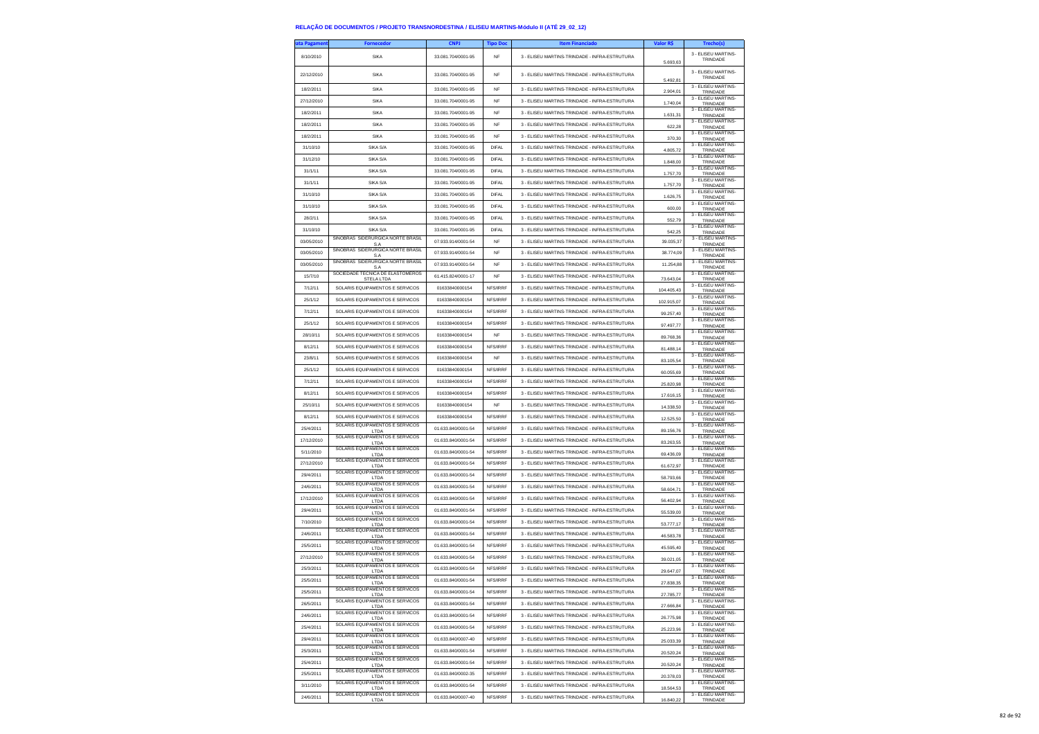## RELAÇÃO DE DOCUMENTOS / PROJETO TRANSNORDESTINA / ELISEU MARTINS-Módulo II (ATÉ 29_02_12)

| ata Pagament | Fornecedor | CNPJ | Tipo Doc | Item Financiado | Valor R$ | Trecho(s) |
|---|---|---|---|---|---|---|
| 8/10/2010 | SIKA | 33.081.704/0001-95 | NF | 3 - ELISEU MARTINS-TRINDADE - INFRA-ESTRUTURA | 5.693,63 | 3 - ELISEU MARTINS-TRINDADE |
| 22/12/2010 | SIKA | 33.081.704/0001-95 | NF | 3 - ELISEU MARTINS-TRINDADE - INFRA-ESTRUTURA | 5.492,81 | 3 - ELISEU MARTINS-TRINDADE |
| 18/2/2011 | SIKA | 33.081.704/0001-95 | NF | 3 - ELISEU MARTINS-TRINDADE - INFRA-ESTRUTURA | 2.904,01 | 3 - ELISEU MARTINS-TRINDADE |
| 27/12/2010 | SIKA | 33.081.704/0001-95 | NF | 3 - ELISEU MARTINS-TRINDADE - INFRA-ESTRUTURA | 1.740,04 | 3 - ELISEU MARTINS-TRINDADE |
| 18/2/2011 | SIKA | 33.081.704/0001-95 | NF | 3 - ELISEU MARTINS-TRINDADE - INFRA-ESTRUTURA | 1.631,31 | 3 - ELISEU MARTINS-TRINDADE |
| 18/2/2011 | SIKA | 33.081.704/0001-95 | NF | 3 - ELISEU MARTINS-TRINDADE - INFRA-ESTRUTURA | 622,28 | 3 - ELISEU MARTINS-TRINDADE |
| 18/2/2011 | SIKA | 33.081.704/0001-95 | NF | 3 - ELISEU MARTINS-TRINDADE - INFRA-ESTRUTURA | 370,30 | 3 - ELISEU MARTINS-TRINDADE |
| 31/10/10 | SIKA S/A | 33.081.704/0001-95 | DIFAL | 3 - ELISEU MARTINS-TRINDADE - INFRA-ESTRUTURA | 4.805,72 | 3 - ELISEU MARTINS-TRINDADE |
| 31/12/10 | SIKA S/A | 33.081.704/0001-95 | DIFAL | 3 - ELISEU MARTINS-TRINDADE - INFRA-ESTRUTURA | 1.848,00 | 3 - ELISEU MARTINS-TRINDADE |
| 31/1/11 | SIKA S/A | 33.081.704/0001-95 | DIFAL | 3 - ELISEU MARTINS-TRINDADE - INFRA-ESTRUTURA | 1.757,70 | 3 - ELISEU MARTINS-TRINDADE |
| 31/1/11 | SIKA S/A | 33.081.704/0001-95 | DIFAL | 3 - ELISEU MARTINS-TRINDADE - INFRA-ESTRUTURA | 1.757,70 | 3 - ELISEU MARTINS-TRINDADE |
| 31/10/10 | SIKA S/A | 33.081.704/0001-95 | DIFAL | 3 - ELISEU MARTINS-TRINDADE - INFRA-ESTRUTURA | 1.626,75 | 3 - ELISEU MARTINS-TRINDADE |
| 31/10/10 | SIKA S/A | 33.081.704/0001-95 | DIFAL | 3 - ELISEU MARTINS-TRINDADE - INFRA-ESTRUTURA | 600,00 | 3 - ELISEU MARTINS-TRINDADE |
| 28/2/11 | SIKA S/A | 33.081.704/0001-95 | DIFAL | 3 - ELISEU MARTINS-TRINDADE - INFRA-ESTRUTURA | 552,79 | 3 - ELISEU MARTINS-TRINDADE |
| 31/10/10 | SIKA S/A | 33.081.704/0001-95 | DIFAL | 3 - ELISEU MARTINS-TRINDADE - INFRA-ESTRUTURA | 542,25 | 3 - ELISEU MARTINS-TRINDADE |
| 03/05/2010 | SINOBRAS SIDERURGICA NORTE BRASIL S.A | 07.933.914/0001-54 | NF | 3 - ELISEU MARTINS-TRINDADE - INFRA-ESTRUTURA | 39.035,37 | 3 - ELISEU MARTINS-TRINDADE |
| 03/05/2010 | SINOBRAS SIDERURGICA NORTE BRASIL S.A | 07.933.914/0001-54 | NF | 3 - ELISEU MARTINS-TRINDADE - INFRA-ESTRUTURA | 38.774,09 | 3 - ELISEU MARTINS-TRINDADE |
| 03/05/2010 | SINOBRAS SIDERURGICA NORTE BRASIL S.A | 07.933.914/0001-54 | NF | 3 - ELISEU MARTINS-TRINDADE - INFRA-ESTRUTURA | 11.254,88 | 3 - ELISEU MARTINS-TRINDADE |
| 15/7/10 | SOCIEDADE TECNICA DE ELASTOMEROS STELA LTDA | 61.415.824/0001-17 | NF | 3 - ELISEU MARTINS-TRINDADE - INFRA-ESTRUTURA | 73.643,04 | 3 - ELISEU MARTINS-TRINDADE |
| 7/12/11 | SOLARIS EQUIPAMENTOS E SERVICOS | 01633840000154 | NFS/IRRF | 3 - ELISEU MARTINS-TRINDADE - INFRA-ESTRUTURA | 104.405,43 | 3 - ELISEU MARTINS-TRINDADE |
| 25/1/12 | SOLARIS EQUIPAMENTOS E SERVICOS | 01633840000154 | NFS/IRRF | 3 - ELISEU MARTINS-TRINDADE - INFRA-ESTRUTURA | 102.915,07 | 3 - ELISEU MARTINS-TRINDADE |
| 7/12/11 | SOLARIS EQUIPAMENTOS E SERVICOS | 01633840000154 | NFS/IRRF | 3 - ELISEU MARTINS-TRINDADE - INFRA-ESTRUTURA | 99.257,40 | 3 - ELISEU MARTINS-TRINDADE |
| 25/1/12 | SOLARIS EQUIPAMENTOS E SERVICOS | 01633840000154 | NFS/IRRF | 3 - ELISEU MARTINS-TRINDADE - INFRA-ESTRUTURA | 97.497,77 | 3 - ELISEU MARTINS-TRINDADE |
| 28/10/11 | SOLARIS EQUIPAMENTOS E SERVICOS | 01633840000154 | NF | 3 - ELISEU MARTINS-TRINDADE - INFRA-ESTRUTURA | 89.768,36 | 3 - ELISEU MARTINS-TRINDADE |
| 8/12/11 | SOLARIS EQUIPAMENTOS E SERVICOS | 01633840000154 | NFS/IRRF | 3 - ELISEU MARTINS-TRINDADE - INFRA-ESTRUTURA | 81.488,14 | 3 - ELISEU MARTINS-TRINDADE |
| 23/8/11 | SOLARIS EQUIPAMENTOS E SERVICOS | 01633840000154 | NF | 3 - ELISEU MARTINS-TRINDADE - INFRA-ESTRUTURA | 83.105,54 | 3 - ELISEU MARTINS-TRINDADE |
| 25/1/12 | SOLARIS EQUIPAMENTOS E SERVICOS | 01633840000154 | NFS/IRRF | 3 - ELISEU MARTINS-TRINDADE - INFRA-ESTRUTURA | 60.055,69 | 3 - ELISEU MARTINS-TRINDADE |
| 7/12/11 | SOLARIS EQUIPAMENTOS E SERVICOS | 01633840000154 | NFS/IRRF | 3 - ELISEU MARTINS-TRINDADE - INFRA-ESTRUTURA | 25.820,98 | 3 - ELISEU MARTINS-TRINDADE |
| 8/12/11 | SOLARIS EQUIPAMENTOS E SERVICOS | 01633840000154 | NFS/IRRF | 3 - ELISEU MARTINS-TRINDADE - INFRA-ESTRUTURA | 17.616,15 | 3 - ELISEU MARTINS-TRINDADE |
| 25/10/11 | SOLARIS EQUIPAMENTOS E SERVICOS | 01633840000154 | NF | 3 - ELISEU MARTINS-TRINDADE - INFRA-ESTRUTURA | 14.338,50 | 3 - ELISEU MARTINS-TRINDADE |
| 8/12/11 | SOLARIS EQUIPAMENTOS E SERVICOS | 01633840000154 | NFS/IRRF | 3 - ELISEU MARTINS-TRINDADE - INFRA-ESTRUTURA | 12.525,50 | 3 - ELISEU MARTINS-TRINDADE |
| 25/4/2011 | SOLARIS EQUIPAMENTOS E SERVICOS LTDA | 01.633.840/0001-54 | NFS/IRRF | 3 - ELISEU MARTINS-TRINDADE - INFRA-ESTRUTURA | 89.156,76 | 3 - ELISEU MARTINS-TRINDADE |
| 17/12/2010 | SOLARIS EQUIPAMENTOS E SERVICOS LTDA | 01.633.840/0001-54 | NFS/IRRF | 3 - ELISEU MARTINS-TRINDADE - INFRA-ESTRUTURA | 83.263,55 | 3 - ELISEU MARTINS-TRINDADE |
| 5/11/2010 | SOLARIS EQUIPAMENTOS E SERVICOS LTDA | 01.633.840/0001-54 | NFS/IRRF | 3 - ELISEU MARTINS-TRINDADE - INFRA-ESTRUTURA | 69.436,09 | 3 - ELISEU MARTINS-TRINDADE |
| 27/12/2010 | SOLARIS EQUIPAMENTOS E SERVICOS LTDA | 01.633.840/0001-54 | NFS/IRRF | 3 - ELISEU MARTINS-TRINDADE - INFRA-ESTRUTURA | 61.672,97 | 3 - ELISEU MARTINS-TRINDADE |
| 29/4/2011 | SOLARIS EQUIPAMENTOS E SERVICOS LTDA | 01.633.840/0001-54 | NFS/IRRF | 3 - ELISEU MARTINS-TRINDADE - INFRA-ESTRUTURA | 58.793,66 | 3 - ELISEU MARTINS-TRINDADE |
| 24/6/2011 | SOLARIS EQUIPAMENTOS E SERVICOS LTDA | 01.633.840/0001-54 | NFS/IRRF | 3 - ELISEU MARTINS-TRINDADE - INFRA-ESTRUTURA | 58.604,71 | 3 - ELISEU MARTINS-TRINDADE |
| 17/12/2010 | SOLARIS EQUIPAMENTOS E SERVICOS LTDA | 01.633.840/0001-54 | NFS/IRRF | 3 - ELISEU MARTINS-TRINDADE - INFRA-ESTRUTURA | 56.402,94 | 3 - ELISEU MARTINS-TRINDADE |
| 29/4/2011 | SOLARIS EQUIPAMENTOS E SERVICOS LTDA | 01.633.840/0001-54 | NFS/IRRF | 3 - ELISEU MARTINS-TRINDADE - INFRA-ESTRUTURA | 55.539,00 | 3 - ELISEU MARTINS-TRINDADE |
| 7/10/2010 | SOLARIS EQUIPAMENTOS E SERVICOS LTDA | 01.633.840/0001-54 | NFS/IRRF | 3 - ELISEU MARTINS-TRINDADE - INFRA-ESTRUTURA | 53.777,17 | 3 - ELISEU MARTINS-TRINDADE |
| 24/6/2011 | SOLARIS EQUIPAMENTOS E SERVICOS LTDA | 01.633.840/0001-54 | NFS/IRRF | 3 - ELISEU MARTINS-TRINDADE - INFRA-ESTRUTURA | 46.583,78 | 3 - ELISEU MARTINS-TRINDADE |
| 25/5/2011 | SOLARIS EQUIPAMENTOS E SERVICOS LTDA | 01.633.840/0001-54 | NFS/IRRF | 3 - ELISEU MARTINS-TRINDADE - INFRA-ESTRUTURA | 45.595,40 | 3 - ELISEU MARTINS-TRINDADE |
| 27/12/2010 | SOLARIS EQUIPAMENTOS E SERVICOS LTDA | 01.633.840/0001-54 | NFS/IRRF | 3 - ELISEU MARTINS-TRINDADE - INFRA-ESTRUTURA | 39.021,05 | 3 - ELISEU MARTINS-TRINDADE |
| 25/3/2011 | SOLARIS EQUIPAMENTOS E SERVICOS LTDA | 01.633.840/0001-54 | NFS/IRRF | 3 - ELISEU MARTINS-TRINDADE - INFRA-ESTRUTURA | 29.647,07 | 3 - ELISEU MARTINS-TRINDADE |
| 25/5/2011 | SOLARIS EQUIPAMENTOS E SERVICOS LTDA | 01.633.840/0001-54 | NFS/IRRF | 3 - ELISEU MARTINS-TRINDADE - INFRA-ESTRUTURA | 27.838,35 | 3 - ELISEU MARTINS-TRINDADE |
| 25/5/2011 | SOLARIS EQUIPAMENTOS E SERVICOS LTDA | 01.633.840/0001-54 | NFS/IRRF | 3 - ELISEU MARTINS-TRINDADE - INFRA-ESTRUTURA | 27.785,77 | 3 - ELISEU MARTINS-TRINDADE |
| 26/5/2011 | SOLARIS EQUIPAMENTOS E SERVICOS LTDA | 01.633.840/0001-54 | NFS/IRRF | 3 - ELISEU MARTINS-TRINDADE - INFRA-ESTRUTURA | 27.666,84 | 3 - ELISEU MARTINS-TRINDADE |
| 24/6/2011 | SOLARIS EQUIPAMENTOS E SERVICOS LTDA | 01.633.840/0001-54 | NFS/IRRF | 3 - ELISEU MARTINS-TRINDADE - INFRA-ESTRUTURA | 26.775,98 | 3 - ELISEU MARTINS-TRINDADE |
| 25/4/2011 | SOLARIS EQUIPAMENTOS E SERVICOS LTDA | 01.633.840/0001-54 | NFS/IRRF | 3 - ELISEU MARTINS-TRINDADE - INFRA-ESTRUTURA | 25.223,96 | 3 - ELISEU MARTINS-TRINDADE |
| 29/4/2011 | SOLARIS EQUIPAMENTOS E SERVICOS LTDA | 01.633.840/0007-40 | NFS/IRRF | 3 - ELISEU MARTINS-TRINDADE - INFRA-ESTRUTURA | 25.033,39 | 3 - ELISEU MARTINS-TRINDADE |
| 25/3/2011 | SOLARIS EQUIPAMENTOS E SERVICOS LTDA | 01.633.840/0001-54 | NFS/IRRF | 3 - ELISEU MARTINS-TRINDADE - INFRA-ESTRUTURA | 20.520,24 | 3 - ELISEU MARTINS-TRINDADE |
| 25/4/2011 | SOLARIS EQUIPAMENTOS E SERVICOS LTDA | 01.633.840/0001-54 | NFS/IRRF | 3 - ELISEU MARTINS-TRINDADE - INFRA-ESTRUTURA | 20.520,24 | 3 - ELISEU MARTINS-TRINDADE |
| 25/5/2011 | SOLARIS EQUIPAMENTOS E SERVICOS LTDA | 01.633.840/0002-35 | NFS/IRRF | 3 - ELISEU MARTINS-TRINDADE - INFRA-ESTRUTURA | 20.378,03 | 3 - ELISEU MARTINS-TRINDADE |
| 3/11/2010 | SOLARIS EQUIPAMENTOS E SERVICOS LTDA | 01.633.840/0001-54 | NFS/IRRF | 3 - ELISEU MARTINS-TRINDADE - INFRA-ESTRUTURA | 18.564,53 | 3 - ELISEU MARTINS-TRINDADE |
| 24/6/2011 | SOLARIS EQUIPAMENTOS E SERVICOS LTDA | 01.633.840/0007-40 | NFS/IRRF | 3 - ELISEU MARTINS-TRINDADE - INFRA-ESTRUTURA | 16.840,22 | 3 - ELISEU MARTINS-TRINDADE |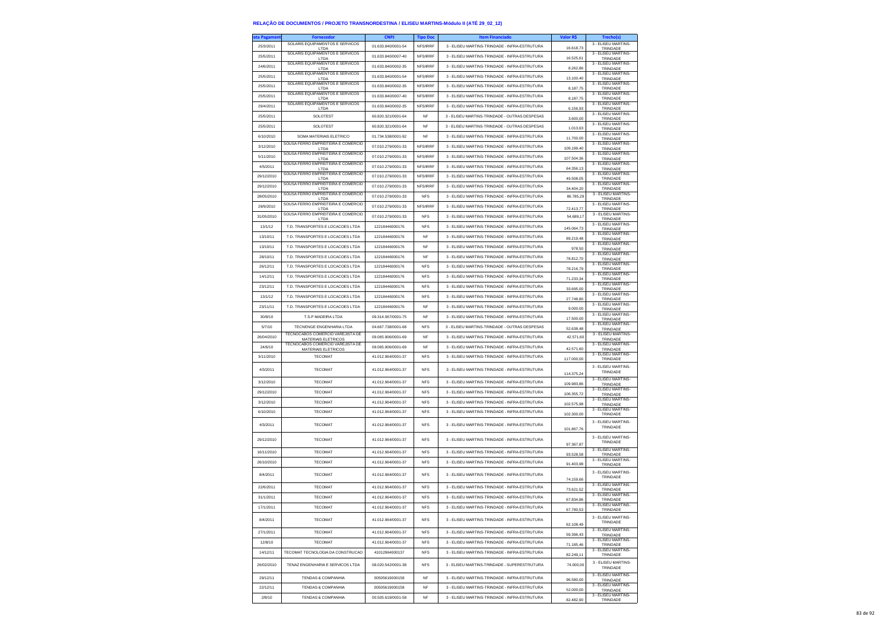# RELAÇÃO DE DOCUMENTOS / PROJETO TRANSNORDESTINA / ELISEU MARTINS-Módulo II (ATÉ 29_02_12)

| ata Pagament | Fornecedor | CNPJ | Tipo Doc | Item Financiado | Valor R$ | Trecho(s) |
|---|---|---|---|---|---|---|
| 25/3/2011 | SOLARIS EQUIPAMENTOS E SERVICOS LTDA | 01.633.840/0001-54 | NFS/IRRF | 3 - ELISEU MARTINS-TRINDADE - INFRA-ESTRUTURA | 16.618,73 | 3 - ELISEU MARTINS-TRINDADE |
| 25/5/2011 | SOLARIS EQUIPAMENTOS E SERVICOS LTDA | 01.633.840/0007-40 | NFS/IRRF | 3 - ELISEU MARTINS-TRINDADE - INFRA-ESTRUTURA | 16.525,61 | 3 - ELISEU MARTINS-TRINDADE |
| 24/6/2011 | SOLARIS EQUIPAMENTOS E SERVICOS LTDA | 01.633.840/0002-35 | NFS/IRRF | 3 - ELISEU MARTINS-TRINDADE - INFRA-ESTRUTURA | 8.262,86 | 3 - ELISEU MARTINS-TRINDADE |
| 25/5/2011 | SOLARIS EQUIPAMENTOS E SERVICOS LTDA | 01.633.840/0001-54 | NFS/IRRF | 3 - ELISEU MARTINS-TRINDADE - INFRA-ESTRUTURA | 13.100,40 | 3 - ELISEU MARTINS-TRINDADE |
| 25/5/2011 | SOLARIS EQUIPAMENTOS E SERVICOS LTDA | 01.633.840/0002-35 | NFS/IRRF | 3 - ELISEU MARTINS-TRINDADE - INFRA-ESTRUTURA | 8.187,75 | 3 - ELISEU MARTINS-TRINDADE |
| 25/5/2011 | SOLARIS EQUIPAMENTOS E SERVICOS LTDA | 01.633.840/0007-40 | NFS/IRRF | 3 - ELISEU MARTINS-TRINDADE - INFRA-ESTRUTURA | 8.187,75 | 3 - ELISEU MARTINS-TRINDADE |
| 29/4/2011 | SOLARIS EQUIPAMENTOS E SERVICOS LTDA | 01.633.840/0002-35 | NFS/IRRF | 3 - ELISEU MARTINS-TRINDADE - INFRA-ESTRUTURA | 6.156,93 | 3 - ELISEU MARTINS-TRINDADE |
| 25/5/2011 | SOLOTEST | 60.820.321/0001-64 | NF | 3 - ELISEU MARTINS-TRINDADE - OUTRAS DESPESAS | 3.600,00 | 3 - ELISEU MARTINS-TRINDADE |
| 25/5/2011 | SOLOTEST | 60.820.321/0001-64 | NF | 3 - ELISEU MARTINS-TRINDADE - OUTRAS DESPESAS | 1.013,63 | 3 - ELISEU MARTINS-TRINDADE |
| 6/10/2010 | SOMA MATERIAIS ELETRICO | 01.734.538/0001-92 | NF | 3 - ELISEU MARTINS-TRINDADE - INFRA-ESTRUTURA | 11.700,00 | 3 - ELISEU MARTINS-TRINDADE |
| 3/12/2010 | SOUSA FERRO EMPREITEIRA E COMERCIO LTDA | 07.010.279/0001-33 | NFS/IRRF | 3 - ELISEU MARTINS-TRINDADE - INFRA-ESTRUTURA | 109.199,40 | 3 - ELISEU MARTINS-TRINDADE |
| 5/11/2010 | SOUSA FERRO EMPREITEIRA E COMERCIO LTDA | 07.010.279/0001-33 | NFS/IRRF | 3 - ELISEU MARTINS-TRINDADE - INFRA-ESTRUTURA | 107.504,36 | 3 - ELISEU MARTINS-TRINDADE |
| 4/5/2011 | SOUSA FERRO EMPREITEIRA E COMERCIO LTDA | 07.010.279/0001-33 | NFS/IRRF | 3 - ELISEU MARTINS-TRINDADE - INFRA-ESTRUTURA | 64.356,13 | 3 - ELISEU MARTINS-TRINDADE |
| 29/12/2010 | SOUSA FERRO EMPREITEIRA E COMERCIO LTDA | 07.010.279/0001-33 | NFS/IRRF | 3 - ELISEU MARTINS-TRINDADE - INFRA-ESTRUTURA | 49.508,05 | 3 - ELISEU MARTINS-TRINDADE |
| 29/12/2010 | SOUSA FERRO EMPREITEIRA E COMERCIO LTDA | 07.010.279/0001-33 | NFS/IRRF | 3 - ELISEU MARTINS-TRINDADE - INFRA-ESTRUTURA | 34.404,20 | 3 - ELISEU MARTINS-TRINDADE |
| 28/05/2010 | SOUSA FERRO EMPREITEIRA E COMERCIO LTDA | 07.010.279/0001-33 | NFS | 3 - ELISEU MARTINS-TRINDADE - INFRA-ESTRUTURA | 86.785,29 | 3 - ELISEU MARTINS-TRINDADE |
| 29/9/2010 | SOUSA FERRO EMPREITEIRA E COMERCIO LTDA | 07.010.279/0001-33 | NFS/IRRF | 3 - ELISEU MARTINS-TRINDADE - INFRA-ESTRUTURA | 72.413,77 | 3 - ELISEU MARTINS-TRINDADE |
| 31/05/2010 | SOUSA FERRO EMPREITEIRA E COMERCIO LTDA | 07.010.279/0001-33 | NFS | 3 - ELISEU MARTINS-TRINDADE - INFRA-ESTRUTURA | 54.689,17 | 3 - ELISEU MARTINS-TRINDADE |
| 13/1/12 | T.D. TRANSPORTES E LOCACOES LTDA | 12218446000176 | NFS | 3 - ELISEU MARTINS-TRINDADE - INFRA-ESTRUTURA | 145.064,73 | 3 - ELISEU MARTINS-TRINDADE |
| 13/10/11 | T.D. TRANSPORTES E LOCACOES LTDA | 12218446000176 | NF | 3 - ELISEU MARTINS-TRINDADE - INFRA-ESTRUTURA | 89.219,48 | 3 - ELISEU MARTINS-TRINDADE |
| 13/10/11 | T.D. TRANSPORTES E LOCACOES LTDA | 12218446000176 | NF | 3 - ELISEU MARTINS-TRINDADE - INFRA-ESTRUTURA | 978,50 | 3 - ELISEU MARTINS-TRINDADE |
| 28/10/11 | T.D. TRANSPORTES E LOCACOES LTDA | 12218446000176 | NF | 3 - ELISEU MARTINS-TRINDADE - INFRA-ESTRUTURA | 78.812,70 | 3 - ELISEU MARTINS-TRINDADE |
| 26/12/11 | T.D. TRANSPORTES E LOCACOES LTDA | 12218446000176 | NFS | 3 - ELISEU MARTINS-TRINDADE - INFRA-ESTRUTURA | 78.216,79 | 3 - ELISEU MARTINS-TRINDADE |
| 14/12/11 | T.D. TRANSPORTES E LOCACOES LTDA | 12218446000176 | NFS | 3 - ELISEU MARTINS-TRINDADE - INFRA-ESTRUTURA | 71.233,34 | 3 - ELISEU MARTINS-TRINDADE |
| 23/12/11 | T.D. TRANSPORTES E LOCACOES LTDA | 12218446000176 | NFS | 3 - ELISEU MARTINS-TRINDADE - INFRA-ESTRUTURA | 33.695,00 | 3 - ELISEU MARTINS-TRINDADE |
| 13/1/12 | T.D. TRANSPORTES E LOCACOES LTDA | 12218446000176 | NFS | 3 - ELISEU MARTINS-TRINDADE - INFRA-ESTRUTURA | 27.748,80 | 3 - ELISEU MARTINS-TRINDADE |
| 23/11/11 | T.D. TRANSPORTES E LOCACOES LTDA | 12218446000176 | NF | 3 - ELISEU MARTINS-TRINDADE - INFRA-ESTRUTURA | 9.000,00 | 3 - ELISEU MARTINS-TRINDADE |
| 30/8/10 | T.S.P MADEIRA LTDA | 09.314.067/0001-75 | NF | 3 - ELISEU MARTINS-TRINDADE - INFRA-ESTRUTURA | 17.500,00 | 3 - ELISEU MARTINS-TRINDADE |
| 5/7/10 | TECNENGE ENGENHARIA LTDA | 04.667.738/0001-68 | NFS | 3 - ELISEU MARTINS-TRINDADE - OUTRAS DESPESAS | 52.638,48 | 3 - ELISEU MARTINS-TRINDADE |
| 26/04/2010 | TECNOCABOS COMERCIO VAREJISTA DE MATERIAIS ELETRICOS | 09.065.906/0001-69 | NF | 3 - ELISEU MARTINS-TRINDADE - INFRA-ESTRUTURA | 42.571,60 | 3 - ELISEU MARTINS-TRINDADE |
| 24/6/10 | TECNOCABOS COMERCIO VAREJISTA DE MATERIAIS ELETRICOS | 09.065.906/0001-69 | NF | 3 - ELISEU MARTINS-TRINDADE - INFRA-ESTRUTURA | 42.571,60 | 3 - ELISEU MARTINS-TRINDADE |
| 3/11/2010 | TECOMAT | 41.012.964/0001-37 | NFS | 3 - ELISEU MARTINS-TRINDADE - INFRA-ESTRUTURA | 117.000,00 | 3 - ELISEU MARTINS-TRINDADE |
| 4/3/2011 | TECOMAT | 41.012.964/0001-37 | NFS | 3 - ELISEU MARTINS-TRINDADE - INFRA-ESTRUTURA | 114.375,24 | 3 - ELISEU MARTINS-TRINDADE |
| 3/12/2010 | TECOMAT | 41.012.964/0001-37 | NFS | 3 - ELISEU MARTINS-TRINDADE - INFRA-ESTRUTURA | 109.983,86 | 3 - ELISEU MARTINS-TRINDADE |
| 29/12/2010 | TECOMAT | 41.012.964/0001-37 | NFS | 3 - ELISEU MARTINS-TRINDADE - INFRA-ESTRUTURA | 106.355,72 | 3 - ELISEU MARTINS-TRINDADE |
| 3/12/2010 | TECOMAT | 41.012.964/0001-37 | NFS | 3 - ELISEU MARTINS-TRINDADE - INFRA-ESTRUTURA | 102.575,98 | 3 - ELISEU MARTINS-TRINDADE |
| 6/10/2010 | TECOMAT | 41.012.964/0001-37 | NFS | 3 - ELISEU MARTINS-TRINDADE - INFRA-ESTRUTURA | 102.300,00 | 3 - ELISEU MARTINS-TRINDADE |
| 4/3/2011 | TECOMAT | 41.012.964/0001-37 | NFS | 3 - ELISEU MARTINS-TRINDADE - INFRA-ESTRUTURA | 101.867,76 | 3 - ELISEU MARTINS-TRINDADE |
| 29/12/2010 | TECOMAT | 41.012.964/0001-37 | NFS | 3 - ELISEU MARTINS-TRINDADE - INFRA-ESTRUTURA | 97.367,87 | 3 - ELISEU MARTINS-TRINDADE |
| 16/11/2010 | TECOMAT | 41.012.964/0001-37 | NFS | 3 - ELISEU MARTINS-TRINDADE - INFRA-ESTRUTURA | 93.528,58 | 3 - ELISEU MARTINS-TRINDADE |
| 26/10/2010 | TECOMAT | 41.012.964/0001-37 | NFS | 3 - ELISEU MARTINS-TRINDADE - INFRA-ESTRUTURA | 91.403,98 | 3 - ELISEU MARTINS-TRINDADE |
| 8/4/2011 | TECOMAT | 41.012.964/0001-37 | NFS | 3 - ELISEU MARTINS-TRINDADE - INFRA-ESTRUTURA | 74.159,66 | 3 - ELISEU MARTINS-TRINDADE |
| 22/6/2011 | TECOMAT | 41.012.964/0001-37 | NFS | 3 - ELISEU MARTINS-TRINDADE - INFRA-ESTRUTURA | 73.621,52 | 3 - ELISEU MARTINS-TRINDADE |
| 31/1/2011 | TECOMAT | 41.012.964/0001-37 | NFS | 3 - ELISEU MARTINS-TRINDADE - INFRA-ESTRUTURA | 67.834,86 | 3 - ELISEU MARTINS-TRINDADE |
| 17/1/2011 | TECOMAT | 41.012.964/0001-37 | NFS | 3 - ELISEU MARTINS-TRINDADE - INFRA-ESTRUTURA | 67.780,53 | 3 - ELISEU MARTINS-TRINDADE |
| 8/4/2011 | TECOMAT | 41.012.964/0001-37 | NFS | 3 - ELISEU MARTINS-TRINDADE - INFRA-ESTRUTURA | 62.108,49 | 3 - ELISEU MARTINS-TRINDADE |
| 27/1/2011 | TECOMAT | 41.012.964/0001-37 | NFS | 3 - ELISEU MARTINS-TRINDADE - INFRA-ESTRUTURA | 59.396,43 | 3 - ELISEU MARTINS-TRINDADE |
| 12/8/10 | TECOMAT | 41.012.964/0001-37 | NFS | 3 - ELISEU MARTINS-TRINDADE - INFRA-ESTRUTURA | 71.185,46 | 3 - ELISEU MARTINS-TRINDADE |
| 14/12/11 | TECOMAT TECNOLOGIA DA CONSTRUCAO | 41012964000137 | NFS | 3 - ELISEU MARTINS-TRINDADE - INFRA-ESTRUTURA | 82.249,11 | 3 - ELISEU MARTINS-TRINDADE |
| 26/02/2010 | TENAZ ENGENHARIA E SERVICOS LTDA | 08.020.542/0001-38 | NFS | 3 - ELISEU MARTINS-TRINDADE - SUPERESTRUTURA | 74.000,00 | 3 - ELISEU MARTINS-TRINDADE |
| 29/12/11 | TENDAS & COMPANHIA | 00505619000158 | NF | 3 - ELISEU MARTINS-TRINDADE - INFRA-ESTRUTURA | 96.580,00 | 3 - ELISEU MARTINS-TRINDADE |
| 22/12/11 | TENDAS & COMPANHIA | 00505619000158 | NF | 3 - ELISEU MARTINS-TRINDADE - INFRA-ESTRUTURA | 52.000,00 | 3 - ELISEU MARTINS-TRINDADE |
| 2/8/10 | TENDAS & COMPANHIA | 00.505.619/0001-58 | NF | 3 - ELISEU MARTINS-TRINDADE - INFRA-ESTRUTURA | 82.482,90 | 3 - ELISEU MARTINS-TRINDADE |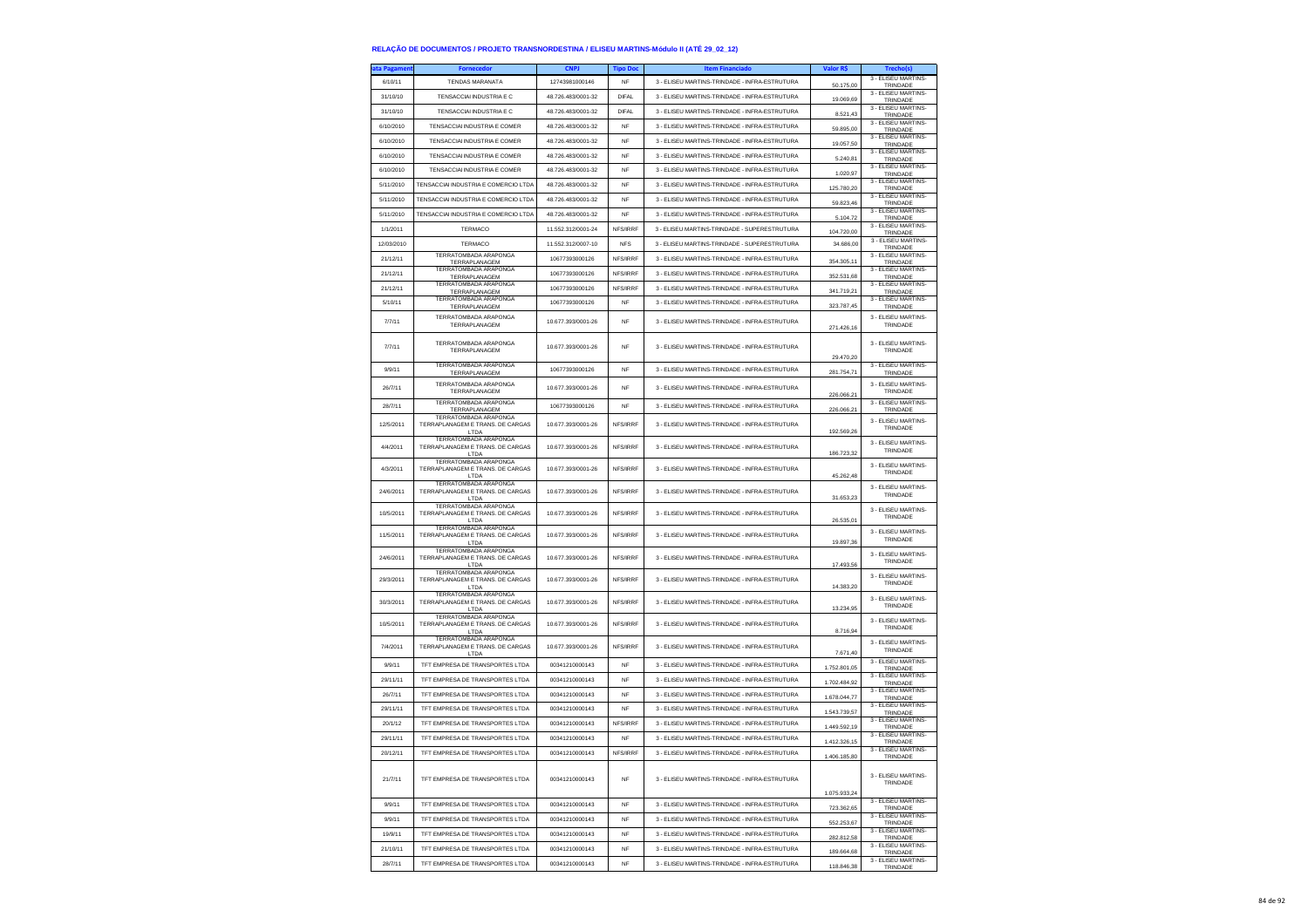## RELAÇÃO DE DOCUMENTOS / PROJETO TRANSNORDESTINA / ELISEU MARTINS-Módulo II (ATÉ 29_02_12)

| ata Pagament | Fornecedor | CNPJ | Tipo Doc | Item Financiado | Valor R$ | Trecho(s) |
|---|---|---|---|---|---|---|
| 6/10/11 | TENDAS MARANATA | 12743981000146 | NF | 3 - ELISEU MARTINS-TRINDADE - INFRA-ESTRUTURA | 50.175,00 | 3 - ELISEU MARTINS-TRINDADE |
| 31/10/10 | TENSACCIAI INDUSTRIA E C | 48.726.483/0001-32 | DIFAL | 3 - ELISEU MARTINS-TRINDADE - INFRA-ESTRUTURA | 19.069,69 | 3 - ELISEU MARTINS-TRINDADE |
| 31/10/10 | TENSACCIAI INDUSTRIA E C | 48.726.483/0001-32 | DIFAL | 3 - ELISEU MARTINS-TRINDADE - INFRA-ESTRUTURA | 8.521,43 | 3 - ELISEU MARTINS-TRINDADE |
| 6/10/2010 | TENSACCIAI INDUSTRIA E COMER | 48.726.483/0001-32 | NF | 3 - ELISEU MARTINS-TRINDADE - INFRA-ESTRUTURA | 59.895,00 | 3 - ELISEU MARTINS-TRINDADE |
| 6/10/2010 | TENSACCIAI INDUSTRIA E COMER | 48.726.483/0001-32 | NF | 3 - ELISEU MARTINS-TRINDADE - INFRA-ESTRUTURA | 19.057,50 | 3 - ELISEU MARTINS-TRINDADE |
| 6/10/2010 | TENSACCIAI INDUSTRIA E COMER | 48.726.483/0001-32 | NF | 3 - ELISEU MARTINS-TRINDADE - INFRA-ESTRUTURA | 5.240,81 | 3 - ELISEU MARTINS-TRINDADE |
| 6/10/2010 | TENSACCIAI INDUSTRIA E COMER | 48.726.483/0001-32 | NF | 3 - ELISEU MARTINS-TRINDADE - INFRA-ESTRUTURA | 1.020,97 | 3 - ELISEU MARTINS-TRINDADE |
| 5/11/2010 | TENSACCIAI INDUSTRIA E COMERCIO LTDA | 48.726.483/0001-32 | NF | 3 - ELISEU MARTINS-TRINDADE - INFRA-ESTRUTURA | 125.780,20 | 3 - ELISEU MARTINS-TRINDADE |
| 5/11/2010 | TENSACCIAI INDUSTRIA E COMERCIO LTDA | 48.726.483/0001-32 | NF | 3 - ELISEU MARTINS-TRINDADE - INFRA-ESTRUTURA | 59.823,46 | 3 - ELISEU MARTINS-TRINDADE |
| 5/11/2010 | TENSACCIAI INDUSTRIA E COMERCIO LTDA | 48.726.483/0001-32 | NF | 3 - ELISEU MARTINS-TRINDADE - INFRA-ESTRUTURA | 5.104,72 | 3 - ELISEU MARTINS-TRINDADE |
| 1/1/2011 | TERMACO | 11.552.312/0001-24 | NFS/IRRF | 3 - ELISEU MARTINS-TRINDADE - SUPERESTRUTURA | 104.720,00 | 3 - ELISEU MARTINS-TRINDADE |
| 12/03/2010 | TERMACO | 11.552.312/0007-10 | NFS | 3 - ELISEU MARTINS-TRINDADE - SUPERESTRUTURA | 34.686,00 | 3 - ELISEU MARTINS-TRINDADE |
| 21/12/11 | TERRATOMBADA ARAPONGA TERRAPLANAGEM | 10677393000126 | NFS/IRRF | 3 - ELISEU MARTINS-TRINDADE - INFRA-ESTRUTURA | 354.305,11 | 3 - ELISEU MARTINS-TRINDADE |
| 21/12/11 | TERRATOMBADA ARAPONGA TERRAPLANAGEM | 10677393000126 | NFS/IRRF | 3 - ELISEU MARTINS-TRINDADE - INFRA-ESTRUTURA | 352.531,68 | 3 - ELISEU MARTINS-TRINDADE |
| 21/12/11 | TERRATOMBADA ARAPONGA TERRAPLANAGEM | 10677393000126 | NFS/IRRF | 3 - ELISEU MARTINS-TRINDADE - INFRA-ESTRUTURA | 341.719,21 | 3 - ELISEU MARTINS-TRINDADE |
| 5/10/11 | TERRATOMBADA ARAPONGA TERRAPLANAGEM | 10677393000126 | NF | 3 - ELISEU MARTINS-TRINDADE - INFRA-ESTRUTURA | 323.787,45 | 3 - ELISEU MARTINS-TRINDADE |
| 7/7/11 | TERRATOMBADA ARAPONGA TERRAPLANAGEM | 10.677.393/0001-26 | NF | 3 - ELISEU MARTINS-TRINDADE - INFRA-ESTRUTURA | 271.426,16 | 3 - ELISEU MARTINS-TRINDADE |
| 7/7/11 | TERRATOMBADA ARAPONGA TERRAPLANAGEM | 10.677.393/0001-26 | NF | 3 - ELISEU MARTINS-TRINDADE - INFRA-ESTRUTURA | 29.470,20 | 3 - ELISEU MARTINS-TRINDADE |
| 9/9/11 | TERRATOMBADA ARAPONGA TERRAPLANAGEM | 10677393000126 | NF | 3 - ELISEU MARTINS-TRINDADE - INFRA-ESTRUTURA | 281.754,71 | 3 - ELISEU MARTINS-TRINDADE |
| 26/7/11 | TERRATOMBADA ARAPONGA TERRAPLANAGEM | 10.677.393/0001-26 | NF | 3 - ELISEU MARTINS-TRINDADE - INFRA-ESTRUTURA | 226.066,21 | 3 - ELISEU MARTINS-TRINDADE |
| 28/7/11 | TERRATOMBADA ARAPONGA TERRAPLANAGEM | 10677393000126 | NF | 3 - ELISEU MARTINS-TRINDADE - INFRA-ESTRUTURA | 226.066,21 | 3 - ELISEU MARTINS-TRINDADE |
| 12/5/2011 | TERRATOMBADA ARAPONGA TERRAPLANAGEM E TRANS. DE CARGAS LTDA | 10.677.393/0001-26 | NFS/IRRF | 3 - ELISEU MARTINS-TRINDADE - INFRA-ESTRUTURA | 192.569,26 | 3 - ELISEU MARTINS-TRINDADE |
| 4/4/2011 | TERRATOMBADA ARAPONGA TERRAPLANAGEM E TRANS. DE CARGAS LTDA | 10.677.393/0001-26 | NFS/IRRF | 3 - ELISEU MARTINS-TRINDADE - INFRA-ESTRUTURA | 186.723,32 | 3 - ELISEU MARTINS-TRINDADE |
| 4/3/2011 | TERRATOMBADA ARAPONGA TERRAPLANAGEM E TRANS. DE CARGAS LTDA | 10.677.393/0001-26 | NFS/IRRF | 3 - ELISEU MARTINS-TRINDADE - INFRA-ESTRUTURA | 45.262,48 | 3 - ELISEU MARTINS-TRINDADE |
| 24/6/2011 | TERRATOMBADA ARAPONGA TERRAPLANAGEM E TRANS. DE CARGAS LTDA | 10.677.393/0001-26 | NFS/IRRF | 3 - ELISEU MARTINS-TRINDADE - INFRA-ESTRUTURA | 31.653,23 | 3 - ELISEU MARTINS-TRINDADE |
| 10/5/2011 | TERRATOMBADA ARAPONGA TERRAPLANAGEM E TRANS. DE CARGAS LTDA | 10.677.393/0001-26 | NFS/IRRF | 3 - ELISEU MARTINS-TRINDADE - INFRA-ESTRUTURA | 26.535,01 | 3 - ELISEU MARTINS-TRINDADE |
| 11/5/2011 | TERRATOMBADA ARAPONGA TERRAPLANAGEM E TRANS. DE CARGAS LTDA | 10.677.393/0001-26 | NFS/IRRF | 3 - ELISEU MARTINS-TRINDADE - INFRA-ESTRUTURA | 19.897,36 | 3 - ELISEU MARTINS-TRINDADE |
| 24/6/2011 | TERRATOMBADA ARAPONGA TERRAPLANAGEM E TRANS. DE CARGAS LTDA | 10.677.393/0001-26 | NFS/IRRF | 3 - ELISEU MARTINS-TRINDADE - INFRA-ESTRUTURA | 17.493,56 | 3 - ELISEU MARTINS-TRINDADE |
| 29/3/2011 | TERRATOMBADA ARAPONGA TERRAPLANAGEM E TRANS. DE CARGAS LTDA | 10.677.393/0001-26 | NFS/IRRF | 3 - ELISEU MARTINS-TRINDADE - INFRA-ESTRUTURA | 14.383,20 | 3 - ELISEU MARTINS-TRINDADE |
| 30/3/2011 | TERRATOMBADA ARAPONGA TERRAPLANAGEM E TRANS. DE CARGAS LTDA | 10.677.393/0001-26 | NFS/IRRF | 3 - ELISEU MARTINS-TRINDADE - INFRA-ESTRUTURA | 13.234,95 | 3 - ELISEU MARTINS-TRINDADE |
| 10/5/2011 | TERRATOMBADA ARAPONGA TERRAPLANAGEM E TRANS. DE CARGAS LTDA | 10.677.393/0001-26 | NFS/IRRF | 3 - ELISEU MARTINS-TRINDADE - INFRA-ESTRUTURA | 8.716,94 | 3 - ELISEU MARTINS-TRINDADE |
| 7/4/2011 | TERRATOMBADA ARAPONGA TERRAPLANAGEM E TRANS. DE CARGAS LTDA | 10.677.393/0001-26 | NFS/IRRF | 3 - ELISEU MARTINS-TRINDADE - INFRA-ESTRUTURA | 7.671,40 | 3 - ELISEU MARTINS-TRINDADE |
| 9/9/11 | TFT EMPRESA DE TRANSPORTES LTDA | 00341210000143 | NF | 3 - ELISEU MARTINS-TRINDADE - INFRA-ESTRUTURA | 1.752.801,05 | 3 - ELISEU MARTINS-TRINDADE |
| 29/11/11 | TFT EMPRESA DE TRANSPORTES LTDA | 00341210000143 | NF | 3 - ELISEU MARTINS-TRINDADE - INFRA-ESTRUTURA | 1.702.484,92 | 3 - ELISEU MARTINS-TRINDADE |
| 26/7/11 | TFT EMPRESA DE TRANSPORTES LTDA | 00341210000143 | NF | 3 - ELISEU MARTINS-TRINDADE - INFRA-ESTRUTURA | 1.678.044,77 | 3 - ELISEU MARTINS-TRINDADE |
| 29/11/11 | TFT EMPRESA DE TRANSPORTES LTDA | 00341210000143 | NF | 3 - ELISEU MARTINS-TRINDADE - INFRA-ESTRUTURA | 1.543.739,57 | 3 - ELISEU MARTINS-TRINDADE |
| 20/1/12 | TFT EMPRESA DE TRANSPORTES LTDA | 00341210000143 | NFS/IRRF | 3 - ELISEU MARTINS-TRINDADE - INFRA-ESTRUTURA | 1.449.592,19 | 3 - ELISEU MARTINS-TRINDADE |
| 29/11/11 | TFT EMPRESA DE TRANSPORTES LTDA | 00341210000143 | NF | 3 - ELISEU MARTINS-TRINDADE - INFRA-ESTRUTURA | 1.412.326,15 | 3 - ELISEU MARTINS-TRINDADE |
| 20/12/11 | TFT EMPRESA DE TRANSPORTES LTDA | 00341210000143 | NFS/IRRF | 3 - ELISEU MARTINS-TRINDADE - INFRA-ESTRUTURA | 1.406.185,80 | 3 - ELISEU MARTINS-TRINDADE |
| 21/7/11 | TFT EMPRESA DE TRANSPORTES LTDA | 00341210000143 | NF | 3 - ELISEU MARTINS-TRINDADE - INFRA-ESTRUTURA | 1.075.933,24 | 3 - ELISEU MARTINS-TRINDADE |
| 9/9/11 | TFT EMPRESA DE TRANSPORTES LTDA | 00341210000143 | NF | 3 - ELISEU MARTINS-TRINDADE - INFRA-ESTRUTURA | 723.362,65 | 3 - ELISEU MARTINS-TRINDADE |
| 9/9/11 | TFT EMPRESA DE TRANSPORTES LTDA | 00341210000143 | NF | 3 - ELISEU MARTINS-TRINDADE - INFRA-ESTRUTURA | 552.253,67 | 3 - ELISEU MARTINS-TRINDADE |
| 19/9/11 | TFT EMPRESA DE TRANSPORTES LTDA | 00341210000143 | NF | 3 - ELISEU MARTINS-TRINDADE - INFRA-ESTRUTURA | 282.812,58 | 3 - ELISEU MARTINS-TRINDADE |
| 21/10/11 | TFT EMPRESA DE TRANSPORTES LTDA | 00341210000143 | NF | 3 - ELISEU MARTINS-TRINDADE - INFRA-ESTRUTURA | 189.664,68 | 3 - ELISEU MARTINS-TRINDADE |
| 28/7/11 | TFT EMPRESA DE TRANSPORTES LTDA | 00341210000143 | NF | 3 - ELISEU MARTINS-TRINDADE - INFRA-ESTRUTURA | 118.846,38 | 3 - ELISEU MARTINS-TRINDADE |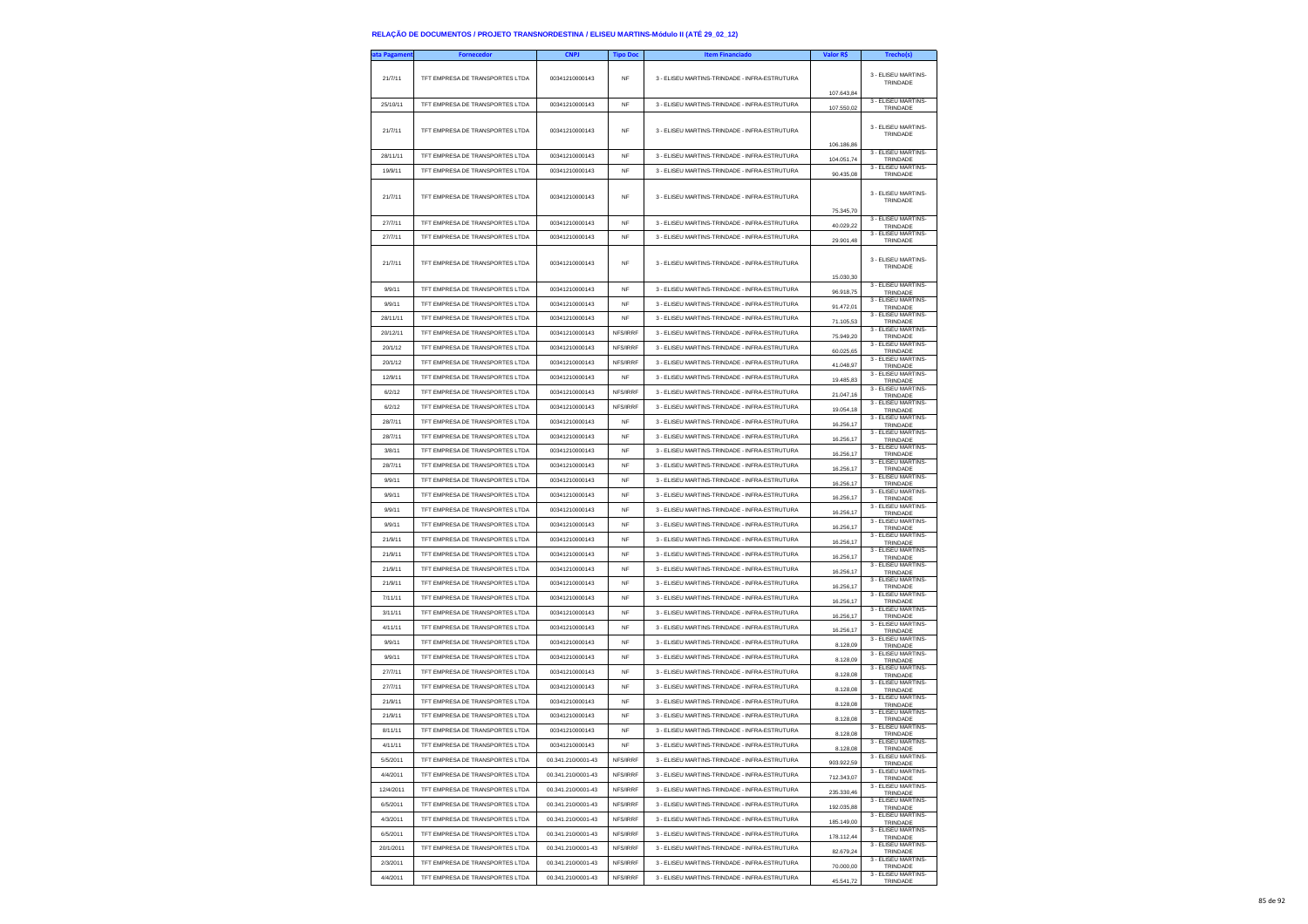### RELAÇÃO DE DOCUMENTOS / PROJETO TRANSNORDESTINA / ELISEU MARTINS-Módulo II (ATÉ 29_02_12)

| ata Pagament | Fornecedor | CNPJ | Tipo Doc | Item Financiado | Valor R$ | Trecho(s) |
|---|---|---|---|---|---|---|
| 21/7/11 | TFT EMPRESA DE TRANSPORTES LTDA | 00341210000143 | NF | 3 - ELISEU MARTINS-TRINDADE - INFRA-ESTRUTURA | 107.643,84 | 3 - ELISEU MARTINS-TRINDADE |
| 25/10/11 | TFT EMPRESA DE TRANSPORTES LTDA | 00341210000143 | NF | 3 - ELISEU MARTINS-TRINDADE - INFRA-ESTRUTURA | 107.550,02 | 3 - ELISEU MARTINS-TRINDADE |
| 21/7/11 | TFT EMPRESA DE TRANSPORTES LTDA | 00341210000143 | NF | 3 - ELISEU MARTINS-TRINDADE - INFRA-ESTRUTURA | 106.186,86 | 3 - ELISEU MARTINS-TRINDADE |
| 28/11/11 | TFT EMPRESA DE TRANSPORTES LTDA | 00341210000143 | NF | 3 - ELISEU MARTINS-TRINDADE - INFRA-ESTRUTURA | 104.051,74 | 3 - ELISEU MARTINS-TRINDADE |
| 19/9/11 | TFT EMPRESA DE TRANSPORTES LTDA | 00341210000143 | NF | 3 - ELISEU MARTINS-TRINDADE - INFRA-ESTRUTURA | 90.435,08 | 3 - ELISEU MARTINS-TRINDADE |
| 21/7/11 | TFT EMPRESA DE TRANSPORTES LTDA | 00341210000143 | NF | 3 - ELISEU MARTINS-TRINDADE - INFRA-ESTRUTURA | 75.345,70 | 3 - ELISEU MARTINS-TRINDADE |
| 27/7/11 | TFT EMPRESA DE TRANSPORTES LTDA | 00341210000143 | NF | 3 - ELISEU MARTINS-TRINDADE - INFRA-ESTRUTURA | 40.029,22 | 3 - ELISEU MARTINS-TRINDADE |
| 27/7/11 | TFT EMPRESA DE TRANSPORTES LTDA | 00341210000143 | NF | 3 - ELISEU MARTINS-TRINDADE - INFRA-ESTRUTURA | 29.901,48 | 3 - ELISEU MARTINS-TRINDADE |
| 21/7/11 | TFT EMPRESA DE TRANSPORTES LTDA | 00341210000143 | NF | 3 - ELISEU MARTINS-TRINDADE - INFRA-ESTRUTURA | 15.030,30 | 3 - ELISEU MARTINS-TRINDADE |
| 9/9/11 | TFT EMPRESA DE TRANSPORTES LTDA | 00341210000143 | NF | 3 - ELISEU MARTINS-TRINDADE - INFRA-ESTRUTURA | 96.918,75 | 3 - ELISEU MARTINS-TRINDADE |
| 9/9/11 | TFT EMPRESA DE TRANSPORTES LTDA | 00341210000143 | NF | 3 - ELISEU MARTINS-TRINDADE - INFRA-ESTRUTURA | 91.472,01 | 3 - ELISEU MARTINS-TRINDADE |
| 28/11/11 | TFT EMPRESA DE TRANSPORTES LTDA | 00341210000143 | NF | 3 - ELISEU MARTINS-TRINDADE - INFRA-ESTRUTURA | 71.105,53 | 3 - ELISEU MARTINS-TRINDADE |
| 20/12/11 | TFT EMPRESA DE TRANSPORTES LTDA | 00341210000143 | NFS/IRRF | 3 - ELISEU MARTINS-TRINDADE - INFRA-ESTRUTURA | 75.949,20 | 3 - ELISEU MARTINS-TRINDADE |
| 20/1/12 | TFT EMPRESA DE TRANSPORTES LTDA | 00341210000143 | NFS/IRRF | 3 - ELISEU MARTINS-TRINDADE - INFRA-ESTRUTURA | 60.025,65 | 3 - ELISEU MARTINS-TRINDADE |
| 20/1/12 | TFT EMPRESA DE TRANSPORTES LTDA | 00341210000143 | NFS/IRRF | 3 - ELISEU MARTINS-TRINDADE - INFRA-ESTRUTURA | 41.048,97 | 3 - ELISEU MARTINS-TRINDADE |
| 12/9/11 | TFT EMPRESA DE TRANSPORTES LTDA | 00341210000143 | NF | 3 - ELISEU MARTINS-TRINDADE - INFRA-ESTRUTURA | 19.485,83 | 3 - ELISEU MARTINS-TRINDADE |
| 6/2/12 | TFT EMPRESA DE TRANSPORTES LTDA | 00341210000143 | NFS/IRRF | 3 - ELISEU MARTINS-TRINDADE - INFRA-ESTRUTURA | 21.047,16 | 3 - ELISEU MARTINS-TRINDADE |
| 6/2/12 | TFT EMPRESA DE TRANSPORTES LTDA | 00341210000143 | NFS/IRRF | 3 - ELISEU MARTINS-TRINDADE - INFRA-ESTRUTURA | 19.054,18 | 3 - ELISEU MARTINS-TRINDADE |
| 28/7/11 | TFT EMPRESA DE TRANSPORTES LTDA | 00341210000143 | NF | 3 - ELISEU MARTINS-TRINDADE - INFRA-ESTRUTURA | 16.256,17 | 3 - ELISEU MARTINS-TRINDADE |
| 28/7/11 | TFT EMPRESA DE TRANSPORTES LTDA | 00341210000143 | NF | 3 - ELISEU MARTINS-TRINDADE - INFRA-ESTRUTURA | 16.256,17 | 3 - ELISEU MARTINS-TRINDADE |
| 3/8/11 | TFT EMPRESA DE TRANSPORTES LTDA | 00341210000143 | NF | 3 - ELISEU MARTINS-TRINDADE - INFRA-ESTRUTURA | 16.256,17 | 3 - ELISEU MARTINS-TRINDADE |
| 28/7/11 | TFT EMPRESA DE TRANSPORTES LTDA | 00341210000143 | NF | 3 - ELISEU MARTINS-TRINDADE - INFRA-ESTRUTURA | 16.256,17 | 3 - ELISEU MARTINS-TRINDADE |
| 9/9/11 | TFT EMPRESA DE TRANSPORTES LTDA | 00341210000143 | NF | 3 - ELISEU MARTINS-TRINDADE - INFRA-ESTRUTURA | 16.256,17 | 3 - ELISEU MARTINS-TRINDADE |
| 9/9/11 | TFT EMPRESA DE TRANSPORTES LTDA | 00341210000143 | NF | 3 - ELISEU MARTINS-TRINDADE - INFRA-ESTRUTURA | 16.256,17 | 3 - ELISEU MARTINS-TRINDADE |
| 9/9/11 | TFT EMPRESA DE TRANSPORTES LTDA | 00341210000143 | NF | 3 - ELISEU MARTINS-TRINDADE - INFRA-ESTRUTURA | 16.256,17 | 3 - ELISEU MARTINS-TRINDADE |
| 9/9/11 | TFT EMPRESA DE TRANSPORTES LTDA | 00341210000143 | NF | 3 - ELISEU MARTINS-TRINDADE - INFRA-ESTRUTURA | 16.256,17 | 3 - ELISEU MARTINS-TRINDADE |
| 21/9/11 | TFT EMPRESA DE TRANSPORTES LTDA | 00341210000143 | NF | 3 - ELISEU MARTINS-TRINDADE - INFRA-ESTRUTURA | 16.256,17 | 3 - ELISEU MARTINS-TRINDADE |
| 21/9/11 | TFT EMPRESA DE TRANSPORTES LTDA | 00341210000143 | NF | 3 - ELISEU MARTINS-TRINDADE - INFRA-ESTRUTURA | 16.256,17 | 3 - ELISEU MARTINS-TRINDADE |
| 21/9/11 | TFT EMPRESA DE TRANSPORTES LTDA | 00341210000143 | NF | 3 - ELISEU MARTINS-TRINDADE - INFRA-ESTRUTURA | 16.256,17 | 3 - ELISEU MARTINS-TRINDADE |
| 21/9/11 | TFT EMPRESA DE TRANSPORTES LTDA | 00341210000143 | NF | 3 - ELISEU MARTINS-TRINDADE - INFRA-ESTRUTURA | 16.256,17 | 3 - ELISEU MARTINS-TRINDADE |
| 7/11/11 | TFT EMPRESA DE TRANSPORTES LTDA | 00341210000143 | NF | 3 - ELISEU MARTINS-TRINDADE - INFRA-ESTRUTURA | 16.256,17 | 3 - ELISEU MARTINS-TRINDADE |
| 3/11/11 | TFT EMPRESA DE TRANSPORTES LTDA | 00341210000143 | NF | 3 - ELISEU MARTINS-TRINDADE - INFRA-ESTRUTURA | 16.256,17 | 3 - ELISEU MARTINS-TRINDADE |
| 4/11/11 | TFT EMPRESA DE TRANSPORTES LTDA | 00341210000143 | NF | 3 - ELISEU MARTINS-TRINDADE - INFRA-ESTRUTURA | 16.256,17 | 3 - ELISEU MARTINS-TRINDADE |
| 9/9/11 | TFT EMPRESA DE TRANSPORTES LTDA | 00341210000143 | NF | 3 - ELISEU MARTINS-TRINDADE - INFRA-ESTRUTURA | 8.128,09 | 3 - ELISEU MARTINS-TRINDADE |
| 9/9/11 | TFT EMPRESA DE TRANSPORTES LTDA | 00341210000143 | NF | 3 - ELISEU MARTINS-TRINDADE - INFRA-ESTRUTURA | 8.128,09 | 3 - ELISEU MARTINS-TRINDADE |
| 27/7/11 | TFT EMPRESA DE TRANSPORTES LTDA | 00341210000143 | NF | 3 - ELISEU MARTINS-TRINDADE - INFRA-ESTRUTURA | 8.128,08 | 3 - ELISEU MARTINS-TRINDADE |
| 27/7/11 | TFT EMPRESA DE TRANSPORTES LTDA | 00341210000143 | NF | 3 - ELISEU MARTINS-TRINDADE - INFRA-ESTRUTURA | 8.128,08 | 3 - ELISEU MARTINS-TRINDADE |
| 21/9/11 | TFT EMPRESA DE TRANSPORTES LTDA | 00341210000143 | NF | 3 - ELISEU MARTINS-TRINDADE - INFRA-ESTRUTURA | 8.128,08 | 3 - ELISEU MARTINS-TRINDADE |
| 21/9/11 | TFT EMPRESA DE TRANSPORTES LTDA | 00341210000143 | NF | 3 - ELISEU MARTINS-TRINDADE - INFRA-ESTRUTURA | 8.128,08 | 3 - ELISEU MARTINS-TRINDADE |
| 8/11/11 | TFT EMPRESA DE TRANSPORTES LTDA | 00341210000143 | NF | 3 - ELISEU MARTINS-TRINDADE - INFRA-ESTRUTURA | 8.128,08 | 3 - ELISEU MARTINS-TRINDADE |
| 4/11/11 | TFT EMPRESA DE TRANSPORTES LTDA | 00341210000143 | NF | 3 - ELISEU MARTINS-TRINDADE - INFRA-ESTRUTURA | 8.128,08 | 3 - ELISEU MARTINS-TRINDADE |
| 5/5/2011 | TFT EMPRESA DE TRANSPORTES LTDA | 00.341.210/0001-43 | NFS/IRRF | 3 - ELISEU MARTINS-TRINDADE - INFRA-ESTRUTURA | 903.922,59 | 3 - ELISEU MARTINS-TRINDADE |
| 4/4/2011 | TFT EMPRESA DE TRANSPORTES LTDA | 00.341.210/0001-43 | NFS/IRRF | 3 - ELISEU MARTINS-TRINDADE - INFRA-ESTRUTURA | 712.343,07 | 3 - ELISEU MARTINS-TRINDADE |
| 12/4/2011 | TFT EMPRESA DE TRANSPORTES LTDA | 00.341.210/0001-43 | NFS/IRRF | 3 - ELISEU MARTINS-TRINDADE - INFRA-ESTRUTURA | 235.330,46 | 3 - ELISEU MARTINS-TRINDADE |
| 6/5/2011 | TFT EMPRESA DE TRANSPORTES LTDA | 00.341.210/0001-43 | NFS/IRRF | 3 - ELISEU MARTINS-TRINDADE - INFRA-ESTRUTURA | 192.035,88 | 3 - ELISEU MARTINS-TRINDADE |
| 4/3/2011 | TFT EMPRESA DE TRANSPORTES LTDA | 00.341.210/0001-43 | NFS/IRRF | 3 - ELISEU MARTINS-TRINDADE - INFRA-ESTRUTURA | 185.149,00 | 3 - ELISEU MARTINS-TRINDADE |
| 6/5/2011 | TFT EMPRESA DE TRANSPORTES LTDA | 00.341.210/0001-43 | NFS/IRRF | 3 - ELISEU MARTINS-TRINDADE - INFRA-ESTRUTURA | 178.112,44 | 3 - ELISEU MARTINS-TRINDADE |
| 20/1/2011 | TFT EMPRESA DE TRANSPORTES LTDA | 00.341.210/0001-43 | NFS/IRRF | 3 - ELISEU MARTINS-TRINDADE - INFRA-ESTRUTURA | 82.679,24 | 3 - ELISEU MARTINS-TRINDADE |
| 2/3/2011 | TFT EMPRESA DE TRANSPORTES LTDA | 00.341.210/0001-43 | NFS/IRRF | 3 - ELISEU MARTINS-TRINDADE - INFRA-ESTRUTURA | 70.000,00 | 3 - ELISEU MARTINS-TRINDADE |
| 4/4/2011 | TFT EMPRESA DE TRANSPORTES LTDA | 00.341.210/0001-43 | NFS/IRRF | 3 - ELISEU MARTINS-TRINDADE - INFRA-ESTRUTURA | 45.541,72 | 3 - ELISEU MARTINS-TRINDADE |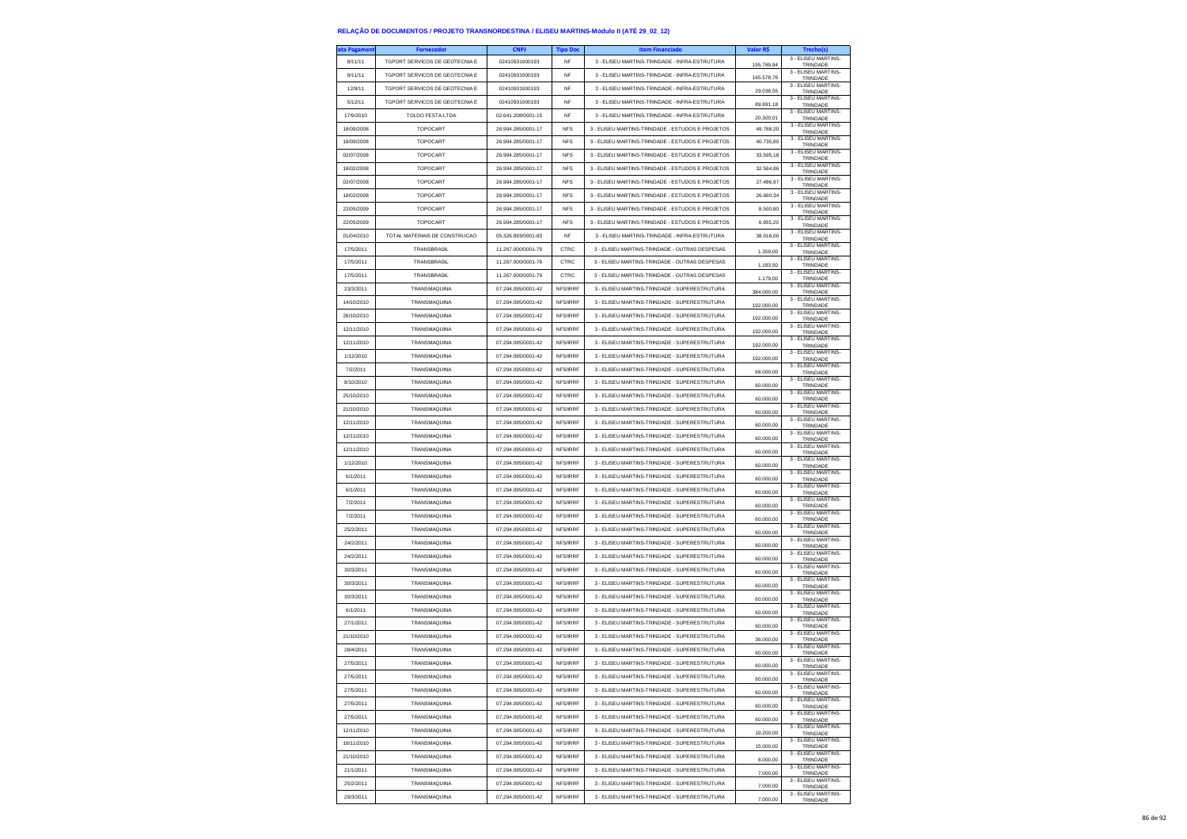# RELAÇÃO DE DOCUMENTOS / PROJETO TRANSNORDESTINA / ELISEU MARTINS-Módulo II (ATÉ 29_02_12)

| ata Pagament | Fornecedor | CNPJ | Tipo Doc | Item Financiado | Valor R$ | Trecho(s) |
|---|---|---|---|---|---|---|
| 8/11/11 | TGPORT SERVICOS DE GEOTECNIA E | 02410931000193 | NF | 3 - ELISEU MARTINS-TRINDADE - INFRA-ESTRUTURA | 195.789,84 | 3 - ELISEU MARTINS-TRINDADE |
| 8/11/11 | TGPORT SERVICOS DE GEOTECNIA E | 02410931000193 | NF | 3 - ELISEU MARTINS-TRINDADE - INFRA-ESTRUTURA | 165.578,76 | 3 - ELISEU MARTINS-TRINDADE |
| 12/9/11 | TGPORT SERVICOS DE GEOTECNIA E | 02410931000193 | NF | 3 - ELISEU MARTINS-TRINDADE - INFRA-ESTRUTURA | 29.038,55 | 3 - ELISEU MARTINS-TRINDADE |
| 5/12/11 | TGPORT SERVICOS DE GEOTECNIA E | 02410931000193 | NF | 3 - ELISEU MARTINS-TRINDADE - INFRA-ESTRUTURA | 89.891,18 | 3 - ELISEU MARTINS-TRINDADE |
| 17/9/2010 | TOLDO FESTA LTDA | 02.641.208/0001-15 | NF | 3 - ELISEU MARTINS-TRINDADE - INFRA-ESTRUTURA | 20.300,01 | 3 - ELISEU MARTINS-TRINDADE |
| 18/09/2008 | TOPOCART | 26.994.285/0001-17 | NFS | 3 - ELISEU MARTINS-TRINDADE - ESTUDOS E PROJETOS | 49.788,20 | 3 - ELISEU MARTINS-TRINDADE |
| 18/09/2008 | TOPOCART | 26.994.285/0001-17 | NFS | 3 - ELISEU MARTINS-TRINDADE - ESTUDOS E PROJETOS | 40.735,80 | 3 - ELISEU MARTINS-TRINDADE |
| 02/07/2008 | TOPOCART | 26.994.285/0001-17 | NFS | 3 - ELISEU MARTINS-TRINDADE - ESTUDOS E PROJETOS | 33.595,18 | 3 - ELISEU MARTINS-TRINDADE |
| 18/02/2008 | TOPOCART | 26.994.285/0001-17 | NFS | 3 - ELISEU MARTINS-TRINDADE - ESTUDOS E PROJETOS | 32.584,86 | 3 - ELISEU MARTINS-TRINDADE |
| 02/07/2008 | TOPOCART | 26.994.285/0001-17 | NFS | 3 - ELISEU MARTINS-TRINDADE - ESTUDOS E PROJETOS | 27.486,97 | 3 - ELISEU MARTINS-TRINDADE |
| 18/02/2008 | TOPOCART | 26.994.285/0001-17 | NFS | 3 - ELISEU MARTINS-TRINDADE - ESTUDOS E PROJETOS | 26.660,34 | 3 - ELISEU MARTINS-TRINDADE |
| 22/05/2009 | TOPOCART | 26.994.285/0001-17 | NFS | 3 - ELISEU MARTINS-TRINDADE - ESTUDOS E PROJETOS | 8.500,80 | 3 - ELISEU MARTINS-TRINDADE |
| 22/05/2009 | TOPOCART | 26.994.285/0001-17 | NFS | 3 - ELISEU MARTINS-TRINDADE - ESTUDOS E PROJETOS | 6.955,20 | 3 - ELISEU MARTINS-TRINDADE |
| 01/04/2010 | TOTAL MATERIAIS DE CONSTRUCAO | 05.326.893/0001-83 | NF | 3 - ELISEU MARTINS-TRINDADE - INFRA-ESTRUTURA | 38.016,00 | 3 - ELISEU MARTINS-TRINDADE |
| 17/5/2011 | TRANSBRASIL | 11.267.000/0001-79 | CTRC | 3 - ELISEU MARTINS-TRINDADE - OUTRAS DESPESAS | 1.359,00 | 3 - ELISEU MARTINS-TRINDADE |
| 17/5/2011 | TRANSBRASIL | 11.267.000/0001-79 | CTRC | 3 - ELISEU MARTINS-TRINDADE - OUTRAS DESPESAS | 1.183,50 | 3 - ELISEU MARTINS-TRINDADE |
| 17/5/2011 | TRANSBRASIL | 11.267.000/0001-79 | CTRC | 3 - ELISEU MARTINS-TRINDADE - OUTRAS DESPESAS | 1.179,00 | 3 - ELISEU MARTINS-TRINDADE |
| 23/3/2011 | TRANSMAQUINA | 07.294.095/0001-42 | NFS/IRRF | 3 - ELISEU MARTINS-TRINDADE - SUPERESTRUTURA | 384.000,00 | 3 - ELISEU MARTINS-TRINDADE |
| 14/10/2010 | TRANSMAQUINA | 07.294.095/0001-42 | NFS/IRRF | 3 - ELISEU MARTINS-TRINDADE - SUPERESTRUTURA | 192.000,00 | 3 - ELISEU MARTINS-TRINDADE |
| 26/10/2010 | TRANSMAQUINA | 07.294.095/0001-42 | NFS/IRRF | 3 - ELISEU MARTINS-TRINDADE - SUPERESTRUTURA | 192.000,00 | 3 - ELISEU MARTINS-TRINDADE |
| 12/11/2010 | TRANSMAQUINA | 07.294.095/0001-42 | NFS/IRRF | 3 - ELISEU MARTINS-TRINDADE - SUPERESTRUTURA | 192.000,00 | 3 - ELISEU MARTINS-TRINDADE |
| 12/11/2010 | TRANSMAQUINA | 07.294.095/0001-42 | NFS/IRRF | 3 - ELISEU MARTINS-TRINDADE - SUPERESTRUTURA | 192.000,00 | 3 - ELISEU MARTINS-TRINDADE |
| 1/12/2010 | TRANSMAQUINA | 07.294.095/0001-42 | NFS/IRRF | 3 - ELISEU MARTINS-TRINDADE - SUPERESTRUTURA | 192.000,00 | 3 - ELISEU MARTINS-TRINDADE |
| 7/2/2011 | TRANSMAQUINA | 07.294.095/0001-42 | NFS/IRRF | 3 - ELISEU MARTINS-TRINDADE - SUPERESTRUTURA | 68.000,00 | 3 - ELISEU MARTINS-TRINDADE |
| 8/10/2010 | TRANSMAQUINA | 07.294.095/0001-42 | NFS/IRRF | 3 - ELISEU MARTINS-TRINDADE - SUPERESTRUTURA | 60.000,00 | 3 - ELISEU MARTINS-TRINDADE |
| 25/10/2010 | TRANSMAQUINA | 07.294.095/0001-42 | NFS/IRRF | 3 - ELISEU MARTINS-TRINDADE - SUPERESTRUTURA | 60.000,00 | 3 - ELISEU MARTINS-TRINDADE |
| 21/10/2010 | TRANSMAQUINA | 07.294.095/0001-42 | NFS/IRRF | 3 - ELISEU MARTINS-TRINDADE - SUPERESTRUTURA | 60.000,00 | 3 - ELISEU MARTINS-TRINDADE |
| 12/11/2010 | TRANSMAQUINA | 07.294.095/0001-42 | NFS/IRRF | 3 - ELISEU MARTINS-TRINDADE - SUPERESTRUTURA | 60.000,00 | 3 - ELISEU MARTINS-TRINDADE |
| 12/11/2010 | TRANSMAQUINA | 07.294.095/0001-42 | NFS/IRRF | 3 - ELISEU MARTINS-TRINDADE - SUPERESTRUTURA | 60.000,00 | 3 - ELISEU MARTINS-TRINDADE |
| 12/11/2010 | TRANSMAQUINA | 07.294.095/0001-42 | NFS/IRRF | 3 - ELISEU MARTINS-TRINDADE - SUPERESTRUTURA | 60.000,00 | 3 - ELISEU MARTINS-TRINDADE |
| 1/12/2010 | TRANSMAQUINA | 07.294.095/0001-42 | NFS/IRRF | 3 - ELISEU MARTINS-TRINDADE - SUPERESTRUTURA | 60.000,00 | 3 - ELISEU MARTINS-TRINDADE |
| 6/1/2011 | TRANSMAQUINA | 07.294.095/0001-42 | NFS/IRRF | 3 - ELISEU MARTINS-TRINDADE - SUPERESTRUTURA | 60.000,00 | 3 - ELISEU MARTINS-TRINDADE |
| 6/1/2011 | TRANSMAQUINA | 07.294.095/0001-42 | NFS/IRRF | 3 - ELISEU MARTINS-TRINDADE - SUPERESTRUTURA | 60.000,00 | 3 - ELISEU MARTINS-TRINDADE |
| 7/2/2011 | TRANSMAQUINA | 07.294.095/0001-42 | NFS/IRRF | 3 - ELISEU MARTINS-TRINDADE - SUPERESTRUTURA | 60.000,00 | 3 - ELISEU MARTINS-TRINDADE |
| 7/2/2011 | TRANSMAQUINA | 07.294.095/0001-42 | NFS/IRRF | 3 - ELISEU MARTINS-TRINDADE - SUPERESTRUTURA | 60.000,00 | 3 - ELISEU MARTINS-TRINDADE |
| 25/2/2011 | TRANSMAQUINA | 07.294.095/0001-42 | NFS/IRRF | 3 - ELISEU MARTINS-TRINDADE - SUPERESTRUTURA | 60.000,00 | 3 - ELISEU MARTINS-TRINDADE |
| 24/2/2011 | TRANSMAQUINA | 07.294.095/0001-42 | NFS/IRRF | 3 - ELISEU MARTINS-TRINDADE - SUPERESTRUTURA | 60.000,00 | 3 - ELISEU MARTINS-TRINDADE |
| 24/2/2011 | TRANSMAQUINA | 07.294.095/0001-42 | NFS/IRRF | 3 - ELISEU MARTINS-TRINDADE - SUPERESTRUTURA | 60.000,00 | 3 - ELISEU MARTINS-TRINDADE |
| 30/3/2011 | TRANSMAQUINA | 07.294.095/0001-42 | NFS/IRRF | 3 - ELISEU MARTINS-TRINDADE - SUPERESTRUTURA | 60.000,00 | 3 - ELISEU MARTINS-TRINDADE |
| 30/3/2011 | TRANSMAQUINA | 07.294.095/0001-42 | NFS/IRRF | 3 - ELISEU MARTINS-TRINDADE - SUPERESTRUTURA | 60.000,00 | 3 - ELISEU MARTINS-TRINDADE |
| 30/3/2011 | TRANSMAQUINA | 07.294.095/0001-42 | NFS/IRRF | 3 - ELISEU MARTINS-TRINDADE - SUPERESTRUTURA | 60.000,00 | 3 - ELISEU MARTINS-TRINDADE |
| 6/1/2011 | TRANSMAQUINA | 07.294.095/0001-42 | NFS/IRRF | 3 - ELISEU MARTINS-TRINDADE - SUPERESTRUTURA | 60.000,00 | 3 - ELISEU MARTINS-TRINDADE |
| 27/1/2011 | TRANSMAQUINA | 07.294.095/0001-42 | NFS/IRRF | 3 - ELISEU MARTINS-TRINDADE - SUPERESTRUTURA | 60.000,00 | 3 - ELISEU MARTINS-TRINDADE |
| 21/10/2010 | TRANSMAQUINA | 07.294.095/0001-42 | NFS/IRRF | 3 - ELISEU MARTINS-TRINDADE - SUPERESTRUTURA | 36.000,00 | 3 - ELISEU MARTINS-TRINDADE |
| 28/4/2011 | TRANSMAQUINA | 07.294.095/0001-42 | NFS/IRRF | 3 - ELISEU MARTINS-TRINDADE - SUPERESTRUTURA | 60.000,00 | 3 - ELISEU MARTINS-TRINDADE |
| 27/5/2011 | TRANSMAQUINA | 07.294.095/0001-42 | NFS/IRRF | 3 - ELISEU MARTINS-TRINDADE - SUPERESTRUTURA | 60.000,00 | 3 - ELISEU MARTINS-TRINDADE |
| 27/5/2011 | TRANSMAQUINA | 07.294.095/0001-42 | NFS/IRRF | 3 - ELISEU MARTINS-TRINDADE - SUPERESTRUTURA | 60.000,00 | 3 - ELISEU MARTINS-TRINDADE |
| 27/5/2011 | TRANSMAQUINA | 07.294.095/0001-42 | NFS/IRRF | 3 - ELISEU MARTINS-TRINDADE - SUPERESTRUTURA | 60.000,00 | 3 - ELISEU MARTINS-TRINDADE |
| 27/5/2011 | TRANSMAQUINA | 07.294.095/0001-42 | NFS/IRRF | 3 - ELISEU MARTINS-TRINDADE - SUPERESTRUTURA | 60.000,00 | 3 - ELISEU MARTINS-TRINDADE |
| 27/5/2011 | TRANSMAQUINA | 07.294.095/0001-42 | NFS/IRRF | 3 - ELISEU MARTINS-TRINDADE - SUPERESTRUTURA | 60.000,00 | 3 - ELISEU MARTINS-TRINDADE |
| 12/11/2010 | TRANSMAQUINA | 07.294.095/0001-42 | NFS/IRRF | 3 - ELISEU MARTINS-TRINDADE - SUPERESTRUTURA | 19.200,00 | 3 - ELISEU MARTINS-TRINDADE |
| 18/11/2010 | TRANSMAQUINA | 07.294.095/0001-42 | NFS/IRRF | 3 - ELISEU MARTINS-TRINDADE - SUPERESTRUTURA | 15.000,00 | 3 - ELISEU MARTINS-TRINDADE |
| 21/10/2010 | TRANSMAQUINA | 07.294.095/0001-42 | NFS/IRRF | 3 - ELISEU MARTINS-TRINDADE - SUPERESTRUTURA | 8.000,00 | 3 - ELISEU MARTINS-TRINDADE |
| 21/1/2011 | TRANSMAQUINA | 07.294.095/0001-42 | NFS/IRRF | 3 - ELISEU MARTINS-TRINDADE - SUPERESTRUTURA | 7.000,00 | 3 - ELISEU MARTINS-TRINDADE |
| 25/2/2011 | TRANSMAQUINA | 07.294.095/0001-42 | NFS/IRRF | 3 - ELISEU MARTINS-TRINDADE - SUPERESTRUTURA | 7.000,00 | 3 - ELISEU MARTINS-TRINDADE |
| 29/3/2011 | TRANSMAQUINA | 07.294.095/0001-42 | NFS/IRRF | 3 - ELISEU MARTINS-TRINDADE - SUPERESTRUTURA | 7.000,00 | 3 - ELISEU MARTINS-TRINDADE |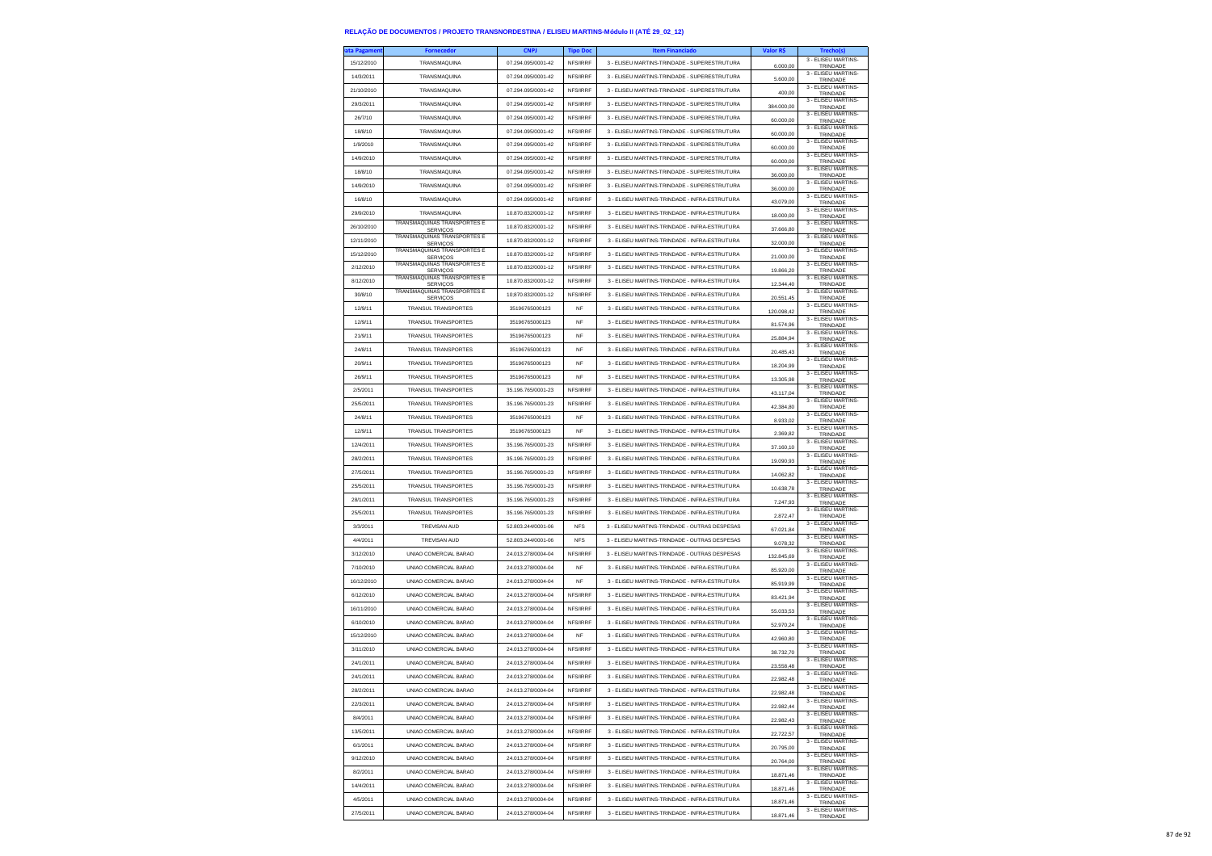## RELAÇÃO DE DOCUMENTOS / PROJETO TRANSNORDESTINA / ELISEU MARTINS-Módulo II (ATÉ 29_02_12)

| ata Pagament | Fornecedor | CNPJ | Tipo Doc | Item Financiado | Valor R$ | Trecho(s) |
|---|---|---|---|---|---|---|
| 15/12/2010 | TRANSMAQUINA | 07.294.095/0001-42 | NFS/IRRF | 3 - ELISEU MARTINS-TRINDADE - SUPERESTRUTURA | 6.000,00 | 3 - ELISEU MARTINS-TRINDADE |
| 14/3/2011 | TRANSMAQUINA | 07.294.095/0001-42 | NFS/IRRF | 3 - ELISEU MARTINS-TRINDADE - SUPERESTRUTURA | 5.600,00 | 3 - ELISEU MARTINS-TRINDADE |
| 21/10/2010 | TRANSMAQUINA | 07.294.095/0001-42 | NFS/IRRF | 3 - ELISEU MARTINS-TRINDADE - SUPERESTRUTURA | 400,00 | 3 - ELISEU MARTINS-TRINDADE |
| 29/3/2011 | TRANSMAQUINA | 07.294.095/0001-42 | NFS/IRRF | 3 - ELISEU MARTINS-TRINDADE - SUPERESTRUTURA | 384.000,00 | 3 - ELISEU MARTINS-TRINDADE |
| 26/7/10 | TRANSMAQUINA | 07.294.095/0001-42 | NFS/IRRF | 3 - ELISEU MARTINS-TRINDADE - SUPERESTRUTURA | 60.000,00 | 3 - ELISEU MARTINS-TRINDADE |
| 18/8/10 | TRANSMAQUINA | 07.294.095/0001-42 | NFS/IRRF | 3 - ELISEU MARTINS-TRINDADE - SUPERESTRUTURA | 60.000,00 | 3 - ELISEU MARTINS-TRINDADE |
| 1/9/2010 | TRANSMAQUINA | 07.294.095/0001-42 | NFS/IRRF | 3 - ELISEU MARTINS-TRINDADE - SUPERESTRUTURA | 60.000,00 | 3 - ELISEU MARTINS-TRINDADE |
| 14/9/2010 | TRANSMAQUINA | 07.294.095/0001-42 | NFS/IRRF | 3 - ELISEU MARTINS-TRINDADE - SUPERESTRUTURA | 60.000,00 | 3 - ELISEU MARTINS-TRINDADE |
| 18/8/10 | TRANSMAQUINA | 07.294.095/0001-42 | NFS/IRRF | 3 - ELISEU MARTINS-TRINDADE - SUPERESTRUTURA | 36.000,00 | 3 - ELISEU MARTINS-TRINDADE |
| 14/9/2010 | TRANSMAQUINA | 07.294.095/0001-42 | NFS/IRRF | 3 - ELISEU MARTINS-TRINDADE - SUPERESTRUTURA | 36.000,00 | 3 - ELISEU MARTINS-TRINDADE |
| 16/8/10 | TRANSMAQUINA | 07.294.095/0001-42 | NFS/IRRF | 3 - ELISEU MARTINS-TRINDADE - INFRA-ESTRUTURA | 43.079,00 | 3 - ELISEU MARTINS-TRINDADE |
| 29/9/2010 | TRANSMAQUINA | 10.870.832/0001-12 | NFS/IRRF | 3 - ELISEU MARTINS-TRINDADE - INFRA-ESTRUTURA | 18.000,00 | 3 - ELISEU MARTINS-TRINDADE |
| 26/10/2010 | TRANSMAQUINAS TRANSPORTES E SERVIÇOS | 10.870.832/0001-12 | NFS/IRRF | 3 - ELISEU MARTINS-TRINDADE - INFRA-ESTRUTURA | 37.666,80 | 3 - ELISEU MARTINS-TRINDADE |
| 12/11/2010 | TRANSMAQUINAS TRANSPORTES E SERVIÇOS | 10.870.832/0001-12 | NFS/IRRF | 3 - ELISEU MARTINS-TRINDADE - INFRA-ESTRUTURA | 32.000,00 | 3 - ELISEU MARTINS-TRINDADE |
| 15/12/2010 | TRANSMAQUINAS TRANSPORTES E SERVIÇOS | 10.870.832/0001-12 | NFS/IRRF | 3 - ELISEU MARTINS-TRINDADE - INFRA-ESTRUTURA | 21.000,00 | 3 - ELISEU MARTINS-TRINDADE |
| 2/12/2010 | TRANSMAQUINAS TRANSPORTES E SERVIÇOS | 10.870.832/0001-12 | NFS/IRRF | 3 - ELISEU MARTINS-TRINDADE - INFRA-ESTRUTURA | 19.866,20 | 3 - ELISEU MARTINS-TRINDADE |
| 8/12/2010 | TRANSMAQUINAS TRANSPORTES E SERVIÇOS | 10.870.832/0001-12 | NFS/IRRF | 3 - ELISEU MARTINS-TRINDADE - INFRA-ESTRUTURA | 12.344,40 | 3 - ELISEU MARTINS-TRINDADE |
| 30/8/10 | TRANSMAQUINAS TRANSPORTES E SERVIÇOS | 10.870.832/0001-12 | NFS/IRRF | 3 - ELISEU MARTINS-TRINDADE - INFRA-ESTRUTURA | 20.551,45 | 3 - ELISEU MARTINS-TRINDADE |
| 12/9/11 | TRANSUL TRANSPORTES | 35196765000123 | NF | 3 - ELISEU MARTINS-TRINDADE - INFRA-ESTRUTURA | 120.098,42 | 3 - ELISEU MARTINS-TRINDADE |
| 12/9/11 | TRANSUL TRANSPORTES | 35196765000123 | NF | 3 - ELISEU MARTINS-TRINDADE - INFRA-ESTRUTURA | 81.574,96 | 3 - ELISEU MARTINS-TRINDADE |
| 21/9/11 | TRANSUL TRANSPORTES | 35196765000123 | NF | 3 - ELISEU MARTINS-TRINDADE - INFRA-ESTRUTURA | 25.884,94 | 3 - ELISEU MARTINS-TRINDADE |
| 24/8/11 | TRANSUL TRANSPORTES | 35196765000123 | NF | 3 - ELISEU MARTINS-TRINDADE - INFRA-ESTRUTURA | 20.485,43 | 3 - ELISEU MARTINS-TRINDADE |
| 20/9/11 | TRANSUL TRANSPORTES | 35196765000123 | NF | 3 - ELISEU MARTINS-TRINDADE - INFRA-ESTRUTURA | 18.204,99 | 3 - ELISEU MARTINS-TRINDADE |
| 26/9/11 | TRANSUL TRANSPORTES | 35196765000123 | NF | 3 - ELISEU MARTINS-TRINDADE - INFRA-ESTRUTURA | 13.305,98 | 3 - ELISEU MARTINS-TRINDADE |
| 2/5/2011 | TRANSUL TRANSPORTES | 35.196.765/0001-23 | NFS/IRRF | 3 - ELISEU MARTINS-TRINDADE - INFRA-ESTRUTURA | 43.117,04 | 3 - ELISEU MARTINS-TRINDADE |
| 25/5/2011 | TRANSUL TRANSPORTES | 35.196.765/0001-23 | NFS/IRRF | 3 - ELISEU MARTINS-TRINDADE - INFRA-ESTRUTURA | 42.384,80 | 3 - ELISEU MARTINS-TRINDADE |
| 24/8/11 | TRANSUL TRANSPORTES | 35196765000123 | NF | 3 - ELISEU MARTINS-TRINDADE - INFRA-ESTRUTURA | 8.933,02 | 3 - ELISEU MARTINS-TRINDADE |
| 12/9/11 | TRANSUL TRANSPORTES | 35196765000123 | NF | 3 - ELISEU MARTINS-TRINDADE - INFRA-ESTRUTURA | 2.369,82 | 3 - ELISEU MARTINS-TRINDADE |
| 12/4/2011 | TRANSUL TRANSPORTES | 35.196.765/0001-23 | NFS/IRRF | 3 - ELISEU MARTINS-TRINDADE - INFRA-ESTRUTURA | 37.160,10 | 3 - ELISEU MARTINS-TRINDADE |
| 28/2/2011 | TRANSUL TRANSPORTES | 35.196.765/0001-23 | NFS/IRRF | 3 - ELISEU MARTINS-TRINDADE - INFRA-ESTRUTURA | 19.090,93 | 3 - ELISEU MARTINS-TRINDADE |
| 27/5/2011 | TRANSUL TRANSPORTES | 35.196.765/0001-23 | NFS/IRRF | 3 - ELISEU MARTINS-TRINDADE - INFRA-ESTRUTURA | 14.062,82 | 3 - ELISEU MARTINS-TRINDADE |
| 25/5/2011 | TRANSUL TRANSPORTES | 35.196.765/0001-23 | NFS/IRRF | 3 - ELISEU MARTINS-TRINDADE - INFRA-ESTRUTURA | 10.638,78 | 3 - ELISEU MARTINS-TRINDADE |
| 28/1/2011 | TRANSUL TRANSPORTES | 35.196.765/0001-23 | NFS/IRRF | 3 - ELISEU MARTINS-TRINDADE - INFRA-ESTRUTURA | 7.247,93 | 3 - ELISEU MARTINS-TRINDADE |
| 25/5/2011 | TRANSUL TRANSPORTES | 35.196.765/0001-23 | NFS/IRRF | 3 - ELISEU MARTINS-TRINDADE - INFRA-ESTRUTURA | 2.872,47 | 3 - ELISEU MARTINS-TRINDADE |
| 3/3/2011 | TREVISAN AUD | 52.803.244/0001-06 | NFS | 3 - ELISEU MARTINS-TRINDADE - OUTRAS DESPESAS | 67.021,84 | 3 - ELISEU MARTINS-TRINDADE |
| 4/4/2011 | TREVISAN AUD | 52.803.244/0001-06 | NFS | 3 - ELISEU MARTINS-TRINDADE - OUTRAS DESPESAS | 9.078,32 | 3 - ELISEU MARTINS-TRINDADE |
| 3/12/2010 | UNIAO COMERCIAL BARAO | 24.013.278/0004-04 | NFS/IRRF | 3 - ELISEU MARTINS-TRINDADE - OUTRAS DESPESAS | 132.845,69 | 3 - ELISEU MARTINS-TRINDADE |
| 7/10/2010 | UNIAO COMERCIAL BARAO | 24.013.278/0004-04 | NF | 3 - ELISEU MARTINS-TRINDADE - INFRA-ESTRUTURA | 85.920,00 | 3 - ELISEU MARTINS-TRINDADE |
| 16/12/2010 | UNIAO COMERCIAL BARAO | 24.013.278/0004-04 | NF | 3 - ELISEU MARTINS-TRINDADE - INFRA-ESTRUTURA | 85.919,99 | 3 - ELISEU MARTINS-TRINDADE |
| 6/12/2010 | UNIAO COMERCIAL BARAO | 24.013.278/0004-04 | NFS/IRRF | 3 - ELISEU MARTINS-TRINDADE - INFRA-ESTRUTURA | 83.421,94 | 3 - ELISEU MARTINS-TRINDADE |
| 16/11/2010 | UNIAO COMERCIAL BARAO | 24.013.278/0004-04 | NFS/IRRF | 3 - ELISEU MARTINS-TRINDADE - INFRA-ESTRUTURA | 55.033,53 | 3 - ELISEU MARTINS-TRINDADE |
| 6/10/2010 | UNIAO COMERCIAL BARAO | 24.013.278/0004-04 | NFS/IRRF | 3 - ELISEU MARTINS-TRINDADE - INFRA-ESTRUTURA | 52.970,24 | 3 - ELISEU MARTINS-TRINDADE |
| 15/12/2010 | UNIAO COMERCIAL BARAO | 24.013.278/0004-04 | NF | 3 - ELISEU MARTINS-TRINDADE - INFRA-ESTRUTURA | 42.960,80 | 3 - ELISEU MARTINS-TRINDADE |
| 3/11/2010 | UNIAO COMERCIAL BARAO | 24.013.278/0004-04 | NFS/IRRF | 3 - ELISEU MARTINS-TRINDADE - INFRA-ESTRUTURA | 38.732,70 | 3 - ELISEU MARTINS-TRINDADE |
| 24/1/2011 | UNIAO COMERCIAL BARAO | 24.013.278/0004-04 | NFS/IRRF | 3 - ELISEU MARTINS-TRINDADE - INFRA-ESTRUTURA | 23.558,48 | 3 - ELISEU MARTINS-TRINDADE |
| 24/1/2011 | UNIAO COMERCIAL BARAO | 24.013.278/0004-04 | NFS/IRRF | 3 - ELISEU MARTINS-TRINDADE - INFRA-ESTRUTURA | 22.982,48 | 3 - ELISEU MARTINS-TRINDADE |
| 28/2/2011 | UNIAO COMERCIAL BARAO | 24.013.278/0004-04 | NFS/IRRF | 3 - ELISEU MARTINS-TRINDADE - INFRA-ESTRUTURA | 22.982,48 | 3 - ELISEU MARTINS-TRINDADE |
| 22/3/2011 | UNIAO COMERCIAL BARAO | 24.013.278/0004-04 | NFS/IRRF | 3 - ELISEU MARTINS-TRINDADE - INFRA-ESTRUTURA | 22.982,44 | 3 - ELISEU MARTINS-TRINDADE |
| 8/4/2011 | UNIAO COMERCIAL BARAO | 24.013.278/0004-04 | NFS/IRRF | 3 - ELISEU MARTINS-TRINDADE - INFRA-ESTRUTURA | 22.982,43 | 3 - ELISEU MARTINS-TRINDADE |
| 13/5/2011 | UNIAO COMERCIAL BARAO | 24.013.278/0004-04 | NFS/IRRF | 3 - ELISEU MARTINS-TRINDADE - INFRA-ESTRUTURA | 22.722,57 | 3 - ELISEU MARTINS-TRINDADE |
| 6/1/2011 | UNIAO COMERCIAL BARAO | 24.013.278/0004-04 | NFS/IRRF | 3 - ELISEU MARTINS-TRINDADE - INFRA-ESTRUTURA | 20.795,00 | 3 - ELISEU MARTINS-TRINDADE |
| 9/12/2010 | UNIAO COMERCIAL BARAO | 24.013.278/0004-04 | NFS/IRRF | 3 - ELISEU MARTINS-TRINDADE - INFRA-ESTRUTURA | 20.764,00 | 3 - ELISEU MARTINS-TRINDADE |
| 8/2/2011 | UNIAO COMERCIAL BARAO | 24.013.278/0004-04 | NFS/IRRF | 3 - ELISEU MARTINS-TRINDADE - INFRA-ESTRUTURA | 18.871,46 | 3 - ELISEU MARTINS-TRINDADE |
| 14/4/2011 | UNIAO COMERCIAL BARAO | 24.013.278/0004-04 | NFS/IRRF | 3 - ELISEU MARTINS-TRINDADE - INFRA-ESTRUTURA | 18.871,46 | 3 - ELISEU MARTINS-TRINDADE |
| 4/5/2011 | UNIAO COMERCIAL BARAO | 24.013.278/0004-04 | NFS/IRRF | 3 - ELISEU MARTINS-TRINDADE - INFRA-ESTRUTURA | 18.871,46 | 3 - ELISEU MARTINS-TRINDADE |
| 27/5/2011 | UNIAO COMERCIAL BARAO | 24.013.278/0004-04 | NFS/IRRF | 3 - ELISEU MARTINS-TRINDADE - INFRA-ESTRUTURA | 18.871,46 | 3 - ELISEU MARTINS-TRINDADE |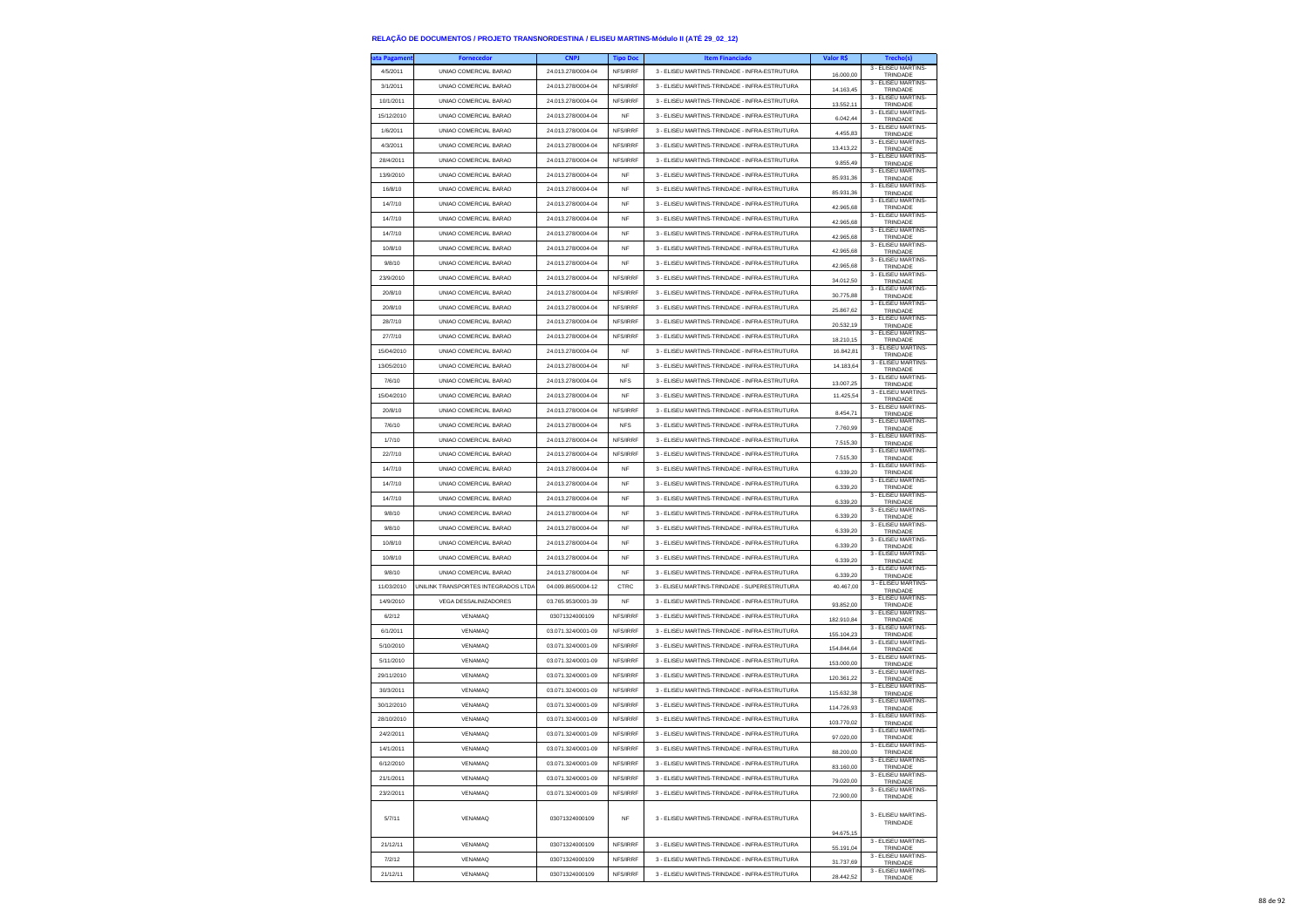**RELAÇÃO DE DOCUMENTOS / PROJETO TRANSNORDESTINA / ELISEU MARTINS-Módulo II (ATÉ 29_02_12)**

| ata Pagament | Fornecedor | CNPJ | Tipo Doc | Item Financiado | Valor R$ | Trecho(s) |
|---|---|---|---|---|---|---|
| 4/5/2011 | UNIAO COMERCIAL BARAO | 24.013.278/0004-04 | NFS/IRRF | 3 - ELISEU MARTINS-TRINDADE - INFRA-ESTRUTURA | 16.000,00 | 3 - ELISEU MARTINS-TRINDADE |
| 3/1/2011 | UNIAO COMERCIAL BARAO | 24.013.278/0004-04 | NFS/IRRF | 3 - ELISEU MARTINS-TRINDADE - INFRA-ESTRUTURA | 14.163,45 | 3 - ELISEU MARTINS-TRINDADE |
| 10/1/2011 | UNIAO COMERCIAL BARAO | 24.013.278/0004-04 | NFS/IRRF | 3 - ELISEU MARTINS-TRINDADE - INFRA-ESTRUTURA | 13.552,11 | 3 - ELISEU MARTINS-TRINDADE |
| 15/12/2010 | UNIAO COMERCIAL BARAO | 24.013.278/0004-04 | NF | 3 - ELISEU MARTINS-TRINDADE - INFRA-ESTRUTURA | 6.042,44 | 3 - ELISEU MARTINS-TRINDADE |
| 1/6/2011 | UNIAO COMERCIAL BARAO | 24.013.278/0004-04 | NFS/IRRF | 3 - ELISEU MARTINS-TRINDADE - INFRA-ESTRUTURA | 4.455,83 | 3 - ELISEU MARTINS-TRINDADE |
| 4/3/2011 | UNIAO COMERCIAL BARAO | 24.013.278/0004-04 | NFS/IRRF | 3 - ELISEU MARTINS-TRINDADE - INFRA-ESTRUTURA | 13.413,22 | 3 - ELISEU MARTINS-TRINDADE |
| 28/4/2011 | UNIAO COMERCIAL BARAO | 24.013.278/0004-04 | NFS/IRRF | 3 - ELISEU MARTINS-TRINDADE - INFRA-ESTRUTURA | 9.855,49 | 3 - ELISEU MARTINS-TRINDADE |
| 13/9/2010 | UNIAO COMERCIAL BARAO | 24.013.278/0004-04 | NF | 3 - ELISEU MARTINS-TRINDADE - INFRA-ESTRUTURA | 85.931,36 | 3 - ELISEU MARTINS-TRINDADE |
| 16/8/10 | UNIAO COMERCIAL BARAO | 24.013.278/0004-04 | NF | 3 - ELISEU MARTINS-TRINDADE - INFRA-ESTRUTURA | 85.931,36 | 3 - ELISEU MARTINS-TRINDADE |
| 14/7/10 | UNIAO COMERCIAL BARAO | 24.013.278/0004-04 | NF | 3 - ELISEU MARTINS-TRINDADE - INFRA-ESTRUTURA | 42.965,68 | 3 - ELISEU MARTINS-TRINDADE |
| 14/7/10 | UNIAO COMERCIAL BARAO | 24.013.278/0004-04 | NF | 3 - ELISEU MARTINS-TRINDADE - INFRA-ESTRUTURA | 42.965,68 | 3 - ELISEU MARTINS-TRINDADE |
| 14/7/10 | UNIAO COMERCIAL BARAO | 24.013.278/0004-04 | NF | 3 - ELISEU MARTINS-TRINDADE - INFRA-ESTRUTURA | 42.965,68 | 3 - ELISEU MARTINS-TRINDADE |
| 10/8/10 | UNIAO COMERCIAL BARAO | 24.013.278/0004-04 | NF | 3 - ELISEU MARTINS-TRINDADE - INFRA-ESTRUTURA | 42.965,68 | 3 - ELISEU MARTINS-TRINDADE |
| 9/8/10 | UNIAO COMERCIAL BARAO | 24.013.278/0004-04 | NF | 3 - ELISEU MARTINS-TRINDADE - INFRA-ESTRUTURA | 42.965,68 | 3 - ELISEU MARTINS-TRINDADE |
| 23/9/2010 | UNIAO COMERCIAL BARAO | 24.013.278/0004-04 | NFS/IRRF | 3 - ELISEU MARTINS-TRINDADE - INFRA-ESTRUTURA | 34.012,50 | 3 - ELISEU MARTINS-TRINDADE |
| 20/8/10 | UNIAO COMERCIAL BARAO | 24.013.278/0004-04 | NFS/IRRF | 3 - ELISEU MARTINS-TRINDADE - INFRA-ESTRUTURA | 30.775,88 | 3 - ELISEU MARTINS-TRINDADE |
| 20/8/10 | UNIAO COMERCIAL BARAO | 24.013.278/0004-04 | NFS/IRRF | 3 - ELISEU MARTINS-TRINDADE - INFRA-ESTRUTURA | 25.867,62 | 3 - ELISEU MARTINS-TRINDADE |
| 28/7/10 | UNIAO COMERCIAL BARAO | 24.013.278/0004-04 | NFS/IRRF | 3 - ELISEU MARTINS-TRINDADE - INFRA-ESTRUTURA | 20.532,19 | 3 - ELISEU MARTINS-TRINDADE |
| 27/7/10 | UNIAO COMERCIAL BARAO | 24.013.278/0004-04 | NFS/IRRF | 3 - ELISEU MARTINS-TRINDADE - INFRA-ESTRUTURA | 18.210,15 | 3 - ELISEU MARTINS-TRINDADE |
| 15/04/2010 | UNIAO COMERCIAL BARAO | 24.013.278/0004-04 | NF | 3 - ELISEU MARTINS-TRINDADE - INFRA-ESTRUTURA | 16.842,81 | 3 - ELISEU MARTINS-TRINDADE |
| 13/05/2010 | UNIAO COMERCIAL BARAO | 24.013.278/0004-04 | NF | 3 - ELISEU MARTINS-TRINDADE - INFRA-ESTRUTURA | 14.183,64 | 3 - ELISEU MARTINS-TRINDADE |
| 7/6/10 | UNIAO COMERCIAL BARAO | 24.013.278/0004-04 | NFS | 3 - ELISEU MARTINS-TRINDADE - INFRA-ESTRUTURA | 13.007,25 | 3 - ELISEU MARTINS-TRINDADE |
| 15/04/2010 | UNIAO COMERCIAL BARAO | 24.013.278/0004-04 | NF | 3 - ELISEU MARTINS-TRINDADE - INFRA-ESTRUTURA | 11.425,54 | 3 - ELISEU MARTINS-TRINDADE |
| 20/8/10 | UNIAO COMERCIAL BARAO | 24.013.278/0004-04 | NFS/IRRF | 3 - ELISEU MARTINS-TRINDADE - INFRA-ESTRUTURA | 8.454,71 | 3 - ELISEU MARTINS-TRINDADE |
| 7/6/10 | UNIAO COMERCIAL BARAO | 24.013.278/0004-04 | NFS | 3 - ELISEU MARTINS-TRINDADE - INFRA-ESTRUTURA | 7.760,99 | 3 - ELISEU MARTINS-TRINDADE |
| 1/7/10 | UNIAO COMERCIAL BARAO | 24.013.278/0004-04 | NFS/IRRF | 3 - ELISEU MARTINS-TRINDADE - INFRA-ESTRUTURA | 7.515,30 | 3 - ELISEU MARTINS-TRINDADE |
| 22/7/10 | UNIAO COMERCIAL BARAO | 24.013.278/0004-04 | NFS/IRRF | 3 - ELISEU MARTINS-TRINDADE - INFRA-ESTRUTURA | 7.515,30 | 3 - ELISEU MARTINS-TRINDADE |
| 14/7/10 | UNIAO COMERCIAL BARAO | 24.013.278/0004-04 | NF | 3 - ELISEU MARTINS-TRINDADE - INFRA-ESTRUTURA | 6.339,20 | 3 - ELISEU MARTINS-TRINDADE |
| 14/7/10 | UNIAO COMERCIAL BARAO | 24.013.278/0004-04 | NF | 3 - ELISEU MARTINS-TRINDADE - INFRA-ESTRUTURA | 6.339,20 | 3 - ELISEU MARTINS-TRINDADE |
| 14/7/10 | UNIAO COMERCIAL BARAO | 24.013.278/0004-04 | NF | 3 - ELISEU MARTINS-TRINDADE - INFRA-ESTRUTURA | 6.339,20 | 3 - ELISEU MARTINS-TRINDADE |
| 9/8/10 | UNIAO COMERCIAL BARAO | 24.013.278/0004-04 | NF | 3 - ELISEU MARTINS-TRINDADE - INFRA-ESTRUTURA | 6.339,20 | 3 - ELISEU MARTINS-TRINDADE |
| 9/8/10 | UNIAO COMERCIAL BARAO | 24.013.278/0004-04 | NF | 3 - ELISEU MARTINS-TRINDADE - INFRA-ESTRUTURA | 6.339,20 | 3 - ELISEU MARTINS-TRINDADE |
| 10/8/10 | UNIAO COMERCIAL BARAO | 24.013.278/0004-04 | NF | 3 - ELISEU MARTINS-TRINDADE - INFRA-ESTRUTURA | 6.339,20 | 3 - ELISEU MARTINS-TRINDADE |
| 10/8/10 | UNIAO COMERCIAL BARAO | 24.013.278/0004-04 | NF | 3 - ELISEU MARTINS-TRINDADE - INFRA-ESTRUTURA | 6.339,20 | 3 - ELISEU MARTINS-TRINDADE |
| 9/8/10 | UNIAO COMERCIAL BARAO | 24.013.278/0004-04 | NF | 3 - ELISEU MARTINS-TRINDADE - INFRA-ESTRUTURA | 6.339,20 | 3 - ELISEU MARTINS-TRINDADE |
| 11/03/2010 | UNILINK TRANSPORTES INTEGRADOS LTDA | 04.009.865/0004-12 | CTRC | 3 - ELISEU MARTINS-TRINDADE - SUPERESTRUTURA | 40.467,00 | 3 - ELISEU MARTINS-TRINDADE |
| 14/9/2010 | VEGA DESSALINIZADORES | 03.765.953/0001-39 | NF | 3 - ELISEU MARTINS-TRINDADE - INFRA-ESTRUTURA | 93.852,00 | 3 - ELISEU MARTINS-TRINDADE |
| 6/2/12 | VENAMAQ | 03071324000109 | NFS/IRRF | 3 - ELISEU MARTINS-TRINDADE - INFRA-ESTRUTURA | 182.910,84 | 3 - ELISEU MARTINS-TRINDADE |
| 6/1/2011 | VENAMAQ | 03.071.324/0001-09 | NFS/IRRF | 3 - ELISEU MARTINS-TRINDADE - INFRA-ESTRUTURA | 155.104,23 | 3 - ELISEU MARTINS-TRINDADE |
| 5/10/2010 | VENAMAQ | 03.071.324/0001-09 | NFS/IRRF | 3 - ELISEU MARTINS-TRINDADE - INFRA-ESTRUTURA | 154.844,64 | 3 - ELISEU MARTINS-TRINDADE |
| 5/11/2010 | VENAMAQ | 03.071.324/0001-09 | NFS/IRRF | 3 - ELISEU MARTINS-TRINDADE - INFRA-ESTRUTURA | 153.000,00 | 3 - ELISEU MARTINS-TRINDADE |
| 29/11/2010 | VENAMAQ | 03.071.324/0001-09 | NFS/IRRF | 3 - ELISEU MARTINS-TRINDADE - INFRA-ESTRUTURA | 120.361,22 | 3 - ELISEU MARTINS-TRINDADE |
| 30/3/2011 | VENAMAQ | 03.071.324/0001-09 | NFS/IRRF | 3 - ELISEU MARTINS-TRINDADE - INFRA-ESTRUTURA | 115.632,38 | 3 - ELISEU MARTINS-TRINDADE |
| 30/12/2010 | VENAMAQ | 03.071.324/0001-09 | NFS/IRRF | 3 - ELISEU MARTINS-TRINDADE - INFRA-ESTRUTURA | 114.726,93 | 3 - ELISEU MARTINS-TRINDADE |
| 28/10/2010 | VENAMAQ | 03.071.324/0001-09 | NFS/IRRF | 3 - ELISEU MARTINS-TRINDADE - INFRA-ESTRUTURA | 103.770,02 | 3 - ELISEU MARTINS-TRINDADE |
| 24/2/2011 | VENAMAQ | 03.071.324/0001-09 | NFS/IRRF | 3 - ELISEU MARTINS-TRINDADE - INFRA-ESTRUTURA | 97.020,00 | 3 - ELISEU MARTINS-TRINDADE |
| 14/1/2011 | VENAMAQ | 03.071.324/0001-09 | NFS/IRRF | 3 - ELISEU MARTINS-TRINDADE - INFRA-ESTRUTURA | 88.200,00 | 3 - ELISEU MARTINS-TRINDADE |
| 6/12/2010 | VENAMAQ | 03.071.324/0001-09 | NFS/IRRF | 3 - ELISEU MARTINS-TRINDADE - INFRA-ESTRUTURA | 83.160,00 | 3 - ELISEU MARTINS-TRINDADE |
| 21/1/2011 | VENAMAQ | 03.071.324/0001-09 | NFS/IRRF | 3 - ELISEU MARTINS-TRINDADE - INFRA-ESTRUTURA | 79.020,00 | 3 - ELISEU MARTINS-TRINDADE |
| 23/2/2011 | VENAMAQ | 03.071.324/0001-09 | NFS/IRRF | 3 - ELISEU MARTINS-TRINDADE - INFRA-ESTRUTURA | 72.900,00 | 3 - ELISEU MARTINS-TRINDADE |
| 5/7/11 | VENAMAQ | 03071324000109 | NF | 3 - ELISEU MARTINS-TRINDADE - INFRA-ESTRUTURA | 94.675,15 | 3 - ELISEU MARTINS-TRINDADE |
| 21/12/11 | VENAMAQ | 03071324000109 | NFS/IRRF | 3 - ELISEU MARTINS-TRINDADE - INFRA-ESTRUTURA | 55.191,04 | 3 - ELISEU MARTINS-TRINDADE |
| 7/2/12 | VENAMAQ | 03071324000109 | NFS/IRRF | 3 - ELISEU MARTINS-TRINDADE - INFRA-ESTRUTURA | 31.737,69 | 3 - ELISEU MARTINS-TRINDADE |
| 21/12/11 | VENAMAQ | 03071324000109 | NFS/IRRF | 3 - ELISEU MARTINS-TRINDADE - INFRA-ESTRUTURA | 28.442,52 | 3 - ELISEU MARTINS-TRINDADE |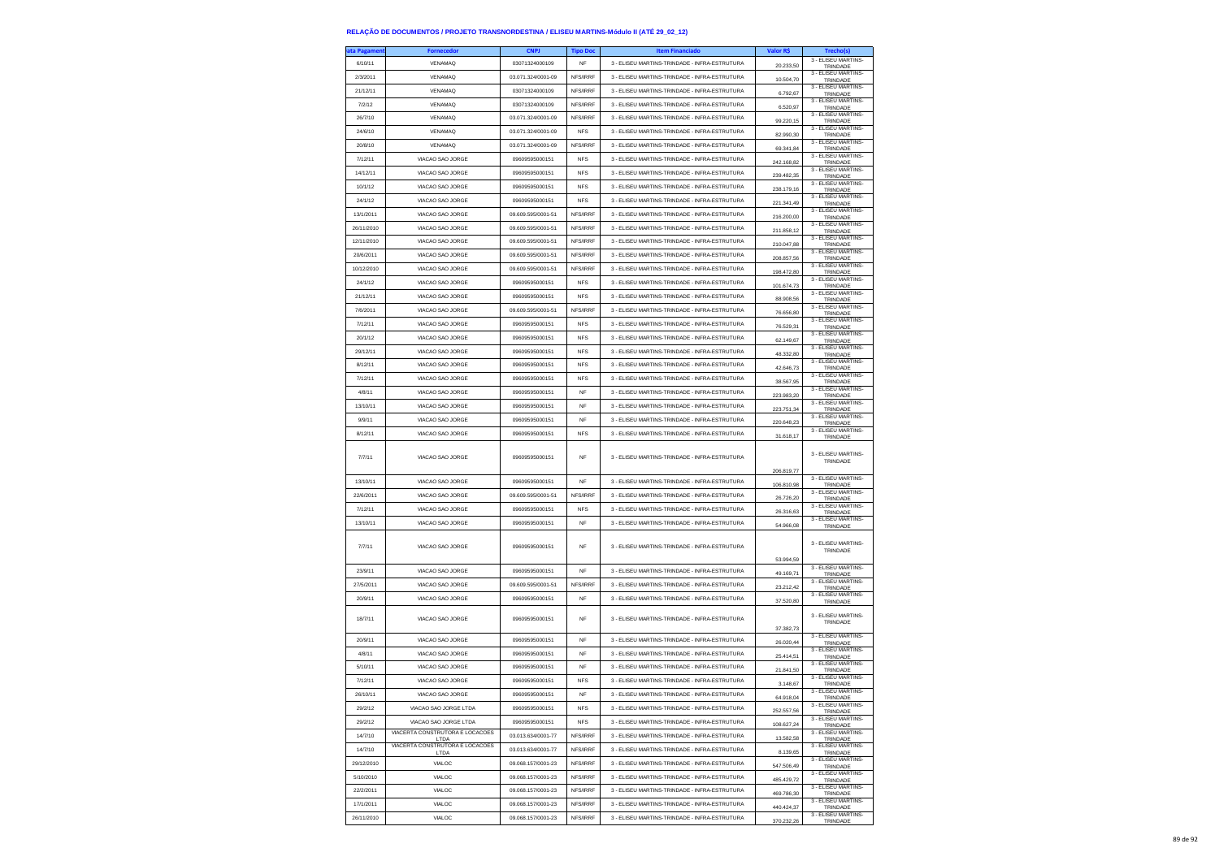## RELAÇÃO DE DOCUMENTOS / PROJETO TRANSNORDESTINA / ELISEU MARTINS-Módulo II (ATÉ 29_02_12)

| ata Pagament | Fornecedor | CNPJ | Tipo Doc | Item Financiado | Valor R$ | Trecho(s) |
|---|---|---|---|---|---|---|
| 6/10/11 | VENAMAQ | 03071324000109 | NF | 3 - ELISEU MARTINS-TRINDADE - INFRA-ESTRUTURA | 20.233,50 | 3 - ELISEU MARTINS-TRINDADE |
| 2/3/2011 | VENAMAQ | 03.071.324/0001-09 | NFS/IRRF | 3 - ELISEU MARTINS-TRINDADE - INFRA-ESTRUTURA | 10.504,70 | 3 - ELISEU MARTINS-TRINDADE |
| 21/12/11 | VENAMAQ | 03071324000109 | NFS/IRRF | 3 - ELISEU MARTINS-TRINDADE - INFRA-ESTRUTURA | 6.792,67 | 3 - ELISEU MARTINS-TRINDADE |
| 7/2/12 | VENAMAQ | 03071324000109 | NFS/IRRF | 3 - ELISEU MARTINS-TRINDADE - INFRA-ESTRUTURA | 6.520,97 | 3 - ELISEU MARTINS-TRINDADE |
| 26/7/10 | VENAMAQ | 03.071.324/0001-09 | NFS/IRRF | 3 - ELISEU MARTINS-TRINDADE - INFRA-ESTRUTURA | 99.220,15 | 3 - ELISEU MARTINS-TRINDADE |
| 24/6/10 | VENAMAQ | 03.071.324/0001-09 | NFS | 3 - ELISEU MARTINS-TRINDADE - INFRA-ESTRUTURA | 82.990,30 | 3 - ELISEU MARTINS-TRINDADE |
| 20/8/10 | VENAMAQ | 03.071.324/0001-09 | NFS/IRRF | 3 - ELISEU MARTINS-TRINDADE - INFRA-ESTRUTURA | 69.341,84 | 3 - ELISEU MARTINS-TRINDADE |
| 7/12/11 | VIACAO SAO JORGE | 09609595000151 | NFS | 3 - ELISEU MARTINS-TRINDADE - INFRA-ESTRUTURA | 242.168,82 | 3 - ELISEU MARTINS-TRINDADE |
| 14/12/11 | VIACAO SAO JORGE | 09609595000151 | NFS | 3 - ELISEU MARTINS-TRINDADE - INFRA-ESTRUTURA | 239.482,35 | 3 - ELISEU MARTINS-TRINDADE |
| 10/1/12 | VIACAO SAO JORGE | 09609595000151 | NFS | 3 - ELISEU MARTINS-TRINDADE - INFRA-ESTRUTURA | 238.179,16 | 3 - ELISEU MARTINS-TRINDADE |
| 24/1/12 | VIACAO SAO JORGE | 09609595000151 | NFS | 3 - ELISEU MARTINS-TRINDADE - INFRA-ESTRUTURA | 221.341,49 | 3 - ELISEU MARTINS-TRINDADE |
| 13/1/2011 | VIACAO SAO JORGE | 09.609.595/0001-51 | NFS/IRRF | 3 - ELISEU MARTINS-TRINDADE - INFRA-ESTRUTURA | 216.200,00 | 3 - ELISEU MARTINS-TRINDADE |
| 26/11/2010 | VIACAO SAO JORGE | 09.609.595/0001-51 | NFS/IRRF | 3 - ELISEU MARTINS-TRINDADE - INFRA-ESTRUTURA | 211.858,12 | 3 - ELISEU MARTINS-TRINDADE |
| 12/11/2010 | VIACAO SAO JORGE | 09.609.595/0001-51 | NFS/IRRF | 3 - ELISEU MARTINS-TRINDADE - INFRA-ESTRUTURA | 210.047,88 | 3 - ELISEU MARTINS-TRINDADE |
| 20/6/2011 | VIACAO SAO JORGE | 09.609.595/0001-51 | NFS/IRRF | 3 - ELISEU MARTINS-TRINDADE - INFRA-ESTRUTURA | 208.857,56 | 3 - ELISEU MARTINS-TRINDADE |
| 10/12/2010 | VIACAO SAO JORGE | 09.609.595/0001-51 | NFS/IRRF | 3 - ELISEU MARTINS-TRINDADE - INFRA-ESTRUTURA | 198.472,80 | 3 - ELISEU MARTINS-TRINDADE |
| 24/1/12 | VIACAO SAO JORGE | 09609595000151 | NFS | 3 - ELISEU MARTINS-TRINDADE - INFRA-ESTRUTURA | 101.674,73 | 3 - ELISEU MARTINS-TRINDADE |
| 21/12/11 | VIACAO SAO JORGE | 09609595000151 | NFS | 3 - ELISEU MARTINS-TRINDADE - INFRA-ESTRUTURA | 88.908,56 | 3 - ELISEU MARTINS-TRINDADE |
| 7/6/2011 | VIACAO SAO JORGE | 09.609.595/0001-51 | NFS/IRRF | 3 - ELISEU MARTINS-TRINDADE - INFRA-ESTRUTURA | 76.656,80 | 3 - ELISEU MARTINS-TRINDADE |
| 7/12/11 | VIACAO SAO JORGE | 09609595000151 | NFS | 3 - ELISEU MARTINS-TRINDADE - INFRA-ESTRUTURA | 76.529,31 | 3 - ELISEU MARTINS-TRINDADE |
| 20/1/12 | VIACAO SAO JORGE | 09609595000151 | NFS | 3 - ELISEU MARTINS-TRINDADE - INFRA-ESTRUTURA | 62.149,67 | 3 - ELISEU MARTINS-TRINDADE |
| 29/12/11 | VIACAO SAO JORGE | 09609595000151 | NFS | 3 - ELISEU MARTINS-TRINDADE - INFRA-ESTRUTURA | 48.332,80 | 3 - ELISEU MARTINS-TRINDADE |
| 8/12/11 | VIACAO SAO JORGE | 09609595000151 | NFS | 3 - ELISEU MARTINS-TRINDADE - INFRA-ESTRUTURA | 42.646,73 | 3 - ELISEU MARTINS-TRINDADE |
| 7/12/11 | VIACAO SAO JORGE | 09609595000151 | NFS | 3 - ELISEU MARTINS-TRINDADE - INFRA-ESTRUTURA | 38.567,95 | 3 - ELISEU MARTINS-TRINDADE |
| 4/8/11 | VIACAO SAO JORGE | 09609595000151 | NF | 3 - ELISEU MARTINS-TRINDADE - INFRA-ESTRUTURA | 223.983,20 | 3 - ELISEU MARTINS-TRINDADE |
| 13/10/11 | VIACAO SAO JORGE | 09609595000151 | NF | 3 - ELISEU MARTINS-TRINDADE - INFRA-ESTRUTURA | 223.751,34 | 3 - ELISEU MARTINS-TRINDADE |
| 9/9/11 | VIACAO SAO JORGE | 09609595000151 | NF | 3 - ELISEU MARTINS-TRINDADE - INFRA-ESTRUTURA | 220.648,23 | 3 - ELISEU MARTINS-TRINDADE |
| 8/12/11 | VIACAO SAO JORGE | 09609595000151 | NFS | 3 - ELISEU MARTINS-TRINDADE - INFRA-ESTRUTURA | 31.618,17 | 3 - ELISEU MARTINS-TRINDADE |
| 7/7/11 | VIACAO SAO JORGE | 09609595000151 | NF | 3 - ELISEU MARTINS-TRINDADE - INFRA-ESTRUTURA | 206.819,77 | 3 - ELISEU MARTINS-TRINDADE |
| 13/10/11 | VIACAO SAO JORGE | 09609595000151 | NF | 3 - ELISEU MARTINS-TRINDADE - INFRA-ESTRUTURA | 106.810,98 | 3 - ELISEU MARTINS-TRINDADE |
| 22/6/2011 | VIACAO SAO JORGE | 09.609.595/0001-51 | NFS/IRRF | 3 - ELISEU MARTINS-TRINDADE - INFRA-ESTRUTURA | 26.726,20 | 3 - ELISEU MARTINS-TRINDADE |
| 7/12/11 | VIACAO SAO JORGE | 09609595000151 | NFS | 3 - ELISEU MARTINS-TRINDADE - INFRA-ESTRUTURA | 26.316,63 | 3 - ELISEU MARTINS-TRINDADE |
| 13/10/11 | VIACAO SAO JORGE | 09609595000151 | NF | 3 - ELISEU MARTINS-TRINDADE - INFRA-ESTRUTURA | 54.966,08 | 3 - ELISEU MARTINS-TRINDADE |
| 7/7/11 | VIACAO SAO JORGE | 09609595000151 | NF | 3 - ELISEU MARTINS-TRINDADE - INFRA-ESTRUTURA | 53.994,59 | 3 - ELISEU MARTINS-TRINDADE |
| 23/9/11 | VIACAO SAO JORGE | 09609595000151 | NF | 3 - ELISEU MARTINS-TRINDADE - INFRA-ESTRUTURA | 49.169,71 | 3 - ELISEU MARTINS-TRINDADE |
| 27/5/2011 | VIACAO SAO JORGE | 09.609.595/0001-51 | NFS/IRRF | 3 - ELISEU MARTINS-TRINDADE - INFRA-ESTRUTURA | 23.212,42 | 3 - ELISEU MARTINS-TRINDADE |
| 20/9/11 | VIACAO SAO JORGE | 09609595000151 | NF | 3 - ELISEU MARTINS-TRINDADE - INFRA-ESTRUTURA | 37.520,80 | 3 - ELISEU MARTINS-TRINDADE |
| 18/7/11 | VIACAO SAO JORGE | 09609595000151 | NF | 3 - ELISEU MARTINS-TRINDADE - INFRA-ESTRUTURA | 37.382,73 | 3 - ELISEU MARTINS-TRINDADE |
| 20/9/11 | VIACAO SAO JORGE | 09609595000151 | NF | 3 - ELISEU MARTINS-TRINDADE - INFRA-ESTRUTURA | 26.020,44 | 3 - ELISEU MARTINS-TRINDADE |
| 4/8/11 | VIACAO SAO JORGE | 09609595000151 | NF | 3 - ELISEU MARTINS-TRINDADE - INFRA-ESTRUTURA | 25.414,51 | 3 - ELISEU MARTINS-TRINDADE |
| 5/10/11 | VIACAO SAO JORGE | 09609595000151 | NF | 3 - ELISEU MARTINS-TRINDADE - INFRA-ESTRUTURA | 21.841,50 | 3 - ELISEU MARTINS-TRINDADE |
| 7/12/11 | VIACAO SAO JORGE | 09609595000151 | NFS | 3 - ELISEU MARTINS-TRINDADE - INFRA-ESTRUTURA | 3.148,67 | 3 - ELISEU MARTINS-TRINDADE |
| 26/10/11 | VIACAO SAO JORGE | 09609595000151 | NF | 3 - ELISEU MARTINS-TRINDADE - INFRA-ESTRUTURA | 64.918,04 | 3 - ELISEU MARTINS-TRINDADE |
| 29/2/12 | VIACAO SAO JORGE LTDA | 09609595000151 | NFS | 3 - ELISEU MARTINS-TRINDADE - INFRA-ESTRUTURA | 252.557,56 | 3 - ELISEU MARTINS-TRINDADE |
| 29/2/12 | VIACAO SAO JORGE LTDA | 09609595000151 | NFS | 3 - ELISEU MARTINS-TRINDADE - INFRA-ESTRUTURA | 108.627,24 | 3 - ELISEU MARTINS-TRINDADE |
| 14/7/10 | VIACERTA CONSTRUTORA E LOCACOES LTDA | 03.013.634/0001-77 | NFS/IRRF | 3 - ELISEU MARTINS-TRINDADE - INFRA-ESTRUTURA | 13.582,58 | 3 - ELISEU MARTINS-TRINDADE |
| 14/7/10 | VIACERTA CONSTRUTORA E LOCACOES LTDA | 03.013.634/0001-77 | NFS/IRRF | 3 - ELISEU MARTINS-TRINDADE - INFRA-ESTRUTURA | 8.139,65 | 3 - ELISEU MARTINS-TRINDADE |
| 29/12/2010 | VIALOC | 09.068.157/0001-23 | NFS/IRRF | 3 - ELISEU MARTINS-TRINDADE - INFRA-ESTRUTURA | 547.506,49 | 3 - ELISEU MARTINS-TRINDADE |
| 5/10/2010 | VIALOC | 09.068.157/0001-23 | NFS/IRRF | 3 - ELISEU MARTINS-TRINDADE - INFRA-ESTRUTURA | 485.429,72 | 3 - ELISEU MARTINS-TRINDADE |
| 22/2/2011 | VIALOC | 09.068.157/0001-23 | NFS/IRRF | 3 - ELISEU MARTINS-TRINDADE - INFRA-ESTRUTURA | 469.786,30 | 3 - ELISEU MARTINS-TRINDADE |
| 17/1/2011 | VIALOC | 09.068.157/0001-23 | NFS/IRRF | 3 - ELISEU MARTINS-TRINDADE - INFRA-ESTRUTURA | 440.424,37 | 3 - ELISEU MARTINS-TRINDADE |
| 26/11/2010 | VIALOC | 09.068.157/0001-23 | NFS/IRRF | 3 - ELISEU MARTINS-TRINDADE - INFRA-ESTRUTURA | 370.232,26 | 3 - ELISEU MARTINS-TRINDADE |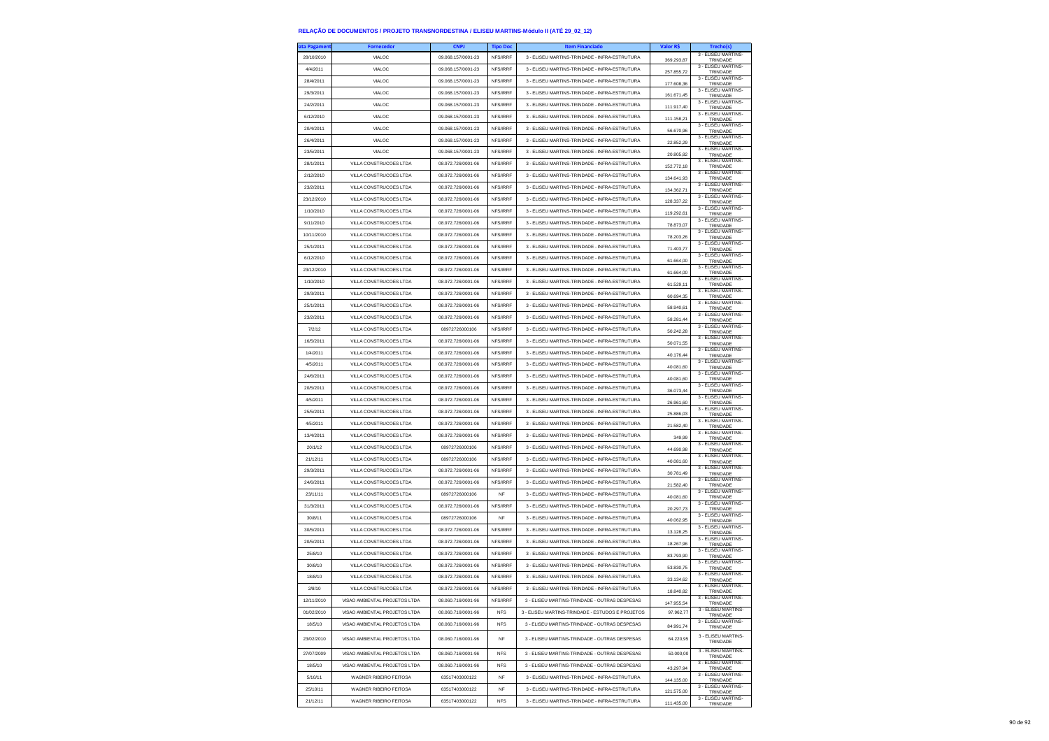**RELAÇÃO DE DOCUMENTOS / PROJETO TRANSNORDESTINA / ELISEU MARTINS-Módulo II (ATÉ 29_02_12)**

| ata Pagament | Fornecedor | CNPJ | Tipo Doc | Item Financiado | Valor R$ | Trecho(s) |
|---|---|---|---|---|---|---|
| 28/10/2010 | VIALOC | 09.068.157/0001-23 | NFS/IRRF | 3 - ELISEU MARTINS-TRINDADE - INFRA-ESTRUTURA | 369.293,87 | 3 - ELISEU MARTINS-TRINDADE |
| 4/4/2011 | VIALOC | 09.068.157/0001-23 | NFS/IRRF | 3 - ELISEU MARTINS-TRINDADE - INFRA-ESTRUTURA | 257.855,72 | 3 - ELISEU MARTINS-TRINDADE |
| 28/4/2011 | VIALOC | 09.068.157/0001-23 | NFS/IRRF | 3 - ELISEU MARTINS-TRINDADE - INFRA-ESTRUTURA | 177.608,36 | 3 - ELISEU MARTINS-TRINDADE |
| 29/3/2011 | VIALOC | 09.068.157/0001-23 | NFS/IRRF | 3 - ELISEU MARTINS-TRINDADE - INFRA-ESTRUTURA | 161.671,45 | 3 - ELISEU MARTINS-TRINDADE |
| 24/2/2011 | VIALOC | 09.068.157/0001-23 | NFS/IRRF | 3 - ELISEU MARTINS-TRINDADE - INFRA-ESTRUTURA | 111.917,40 | 3 - ELISEU MARTINS-TRINDADE |
| 6/12/2010 | VIALOC | 09.068.157/0001-23 | NFS/IRRF | 3 - ELISEU MARTINS-TRINDADE - INFRA-ESTRUTURA | 111.158,21 | 3 - ELISEU MARTINS-TRINDADE |
| 20/4/2011 | VIALOC | 09.068.157/0001-23 | NFS/IRRF | 3 - ELISEU MARTINS-TRINDADE - INFRA-ESTRUTURA | 56.670,96 | 3 - ELISEU MARTINS-TRINDADE |
| 26/4/2011 | VIALOC | 09.068.157/0001-23 | NFS/IRRF | 3 - ELISEU MARTINS-TRINDADE - INFRA-ESTRUTURA | 22.852,29 | 3 - ELISEU MARTINS-TRINDADE |
| 23/5/2011 | VIALOC | 09.068.157/0001-23 | NFS/IRRF | 3 - ELISEU MARTINS-TRINDADE - INFRA-ESTRUTURA | 20.805,82 | 3 - ELISEU MARTINS-TRINDADE |
| 28/1/2011 | VILLA CONSTRUCOES LTDA | 08.972.726/0001-06 | NFS/IRRF | 3 - ELISEU MARTINS-TRINDADE - INFRA-ESTRUTURA | 152.772,18 | 3 - ELISEU MARTINS-TRINDADE |
| 2/12/2010 | VILLA CONSTRUCOES LTDA | 08.972.726/0001-06 | NFS/IRRF | 3 - ELISEU MARTINS-TRINDADE - INFRA-ESTRUTURA | 134.641,93 | 3 - ELISEU MARTINS-TRINDADE |
| 23/2/2011 | VILLA CONSTRUCOES LTDA | 08.972.726/0001-06 | NFS/IRRF | 3 - ELISEU MARTINS-TRINDADE - INFRA-ESTRUTURA | 134.362,71 | 3 - ELISEU MARTINS-TRINDADE |
| 23/12/2010 | VILLA CONSTRUCOES LTDA | 08.972.726/0001-06 | NFS/IRRF | 3 - ELISEU MARTINS-TRINDADE - INFRA-ESTRUTURA | 128.337,22 | 3 - ELISEU MARTINS-TRINDADE |
| 1/10/2010 | VILLA CONSTRUCOES LTDA | 08.972.726/0001-06 | NFS/IRRF | 3 - ELISEU MARTINS-TRINDADE - INFRA-ESTRUTURA | 119.292,61 | 3 - ELISEU MARTINS-TRINDADE |
| 9/11/2010 | VILLA CONSTRUCOES LTDA | 08.972.726/0001-06 | NFS/IRRF | 3 - ELISEU MARTINS-TRINDADE - INFRA-ESTRUTURA | 78.873,07 | 3 - ELISEU MARTINS-TRINDADE |
| 10/11/2010 | VILLA CONSTRUCOES LTDA | 08.972.726/0001-06 | NFS/IRRF | 3 - ELISEU MARTINS-TRINDADE - INFRA-ESTRUTURA | 78.203,26 | 3 - ELISEU MARTINS-TRINDADE |
| 25/1/2011 | VILLA CONSTRUCOES LTDA | 08.972.726/0001-06 | NFS/IRRF | 3 - ELISEU MARTINS-TRINDADE - INFRA-ESTRUTURA | 71.403,77 | 3 - ELISEU MARTINS-TRINDADE |
| 6/12/2010 | VILLA CONSTRUCOES LTDA | 08.972.726/0001-06 | NFS/IRRF | 3 - ELISEU MARTINS-TRINDADE - INFRA-ESTRUTURA | 61.664,00 | 3 - ELISEU MARTINS-TRINDADE |
| 23/12/2010 | VILLA CONSTRUCOES LTDA | 08.972.726/0001-06 | NFS/IRRF | 3 - ELISEU MARTINS-TRINDADE - INFRA-ESTRUTURA | 61.664,00 | 3 - ELISEU MARTINS-TRINDADE |
| 1/10/2010 | VILLA CONSTRUCOES LTDA | 08.972.726/0001-06 | NFS/IRRF | 3 - ELISEU MARTINS-TRINDADE - INFRA-ESTRUTURA | 61.529,11 | 3 - ELISEU MARTINS-TRINDADE |
| 29/3/2011 | VILLA CONSTRUCOES LTDA | 08.972.726/0001-06 | NFS/IRRF | 3 - ELISEU MARTINS-TRINDADE - INFRA-ESTRUTURA | 60.694,35 | 3 - ELISEU MARTINS-TRINDADE |
| 25/1/2011 | VILLA CONSTRUCOES LTDA | 08.972.726/0001-06 | NFS/IRRF | 3 - ELISEU MARTINS-TRINDADE - INFRA-ESTRUTURA | 58.940,61 | 3 - ELISEU MARTINS-TRINDADE |
| 23/2/2011 | VILLA CONSTRUCOES LTDA | 08.972.726/0001-06 | NFS/IRRF | 3 - ELISEU MARTINS-TRINDADE - INFRA-ESTRUTURA | 58.281,44 | 3 - ELISEU MARTINS-TRINDADE |
| 7/2/12 | VILLA CONSTRUCOES LTDA | 08972726000106 | NFS/IRRF | 3 - ELISEU MARTINS-TRINDADE - INFRA-ESTRUTURA | 50.242,28 | 3 - ELISEU MARTINS-TRINDADE |
| 16/5/2011 | VILLA CONSTRUCOES LTDA | 08.972.726/0001-06 | NFS/IRRF | 3 - ELISEU MARTINS-TRINDADE - INFRA-ESTRUTURA | 50.071,55 | 3 - ELISEU MARTINS-TRINDADE |
| 1/4/2011 | VILLA CONSTRUCOES LTDA | 08.972.726/0001-06 | NFS/IRRF | 3 - ELISEU MARTINS-TRINDADE - INFRA-ESTRUTURA | 40.176,44 | 3 - ELISEU MARTINS-TRINDADE |
| 4/5/2011 | VILLA CONSTRUCOES LTDA | 08.972.726/0001-06 | NFS/IRRF | 3 - ELISEU MARTINS-TRINDADE - INFRA-ESTRUTURA | 40.081,60 | 3 - ELISEU MARTINS-TRINDADE |
| 24/6/2011 | VILLA CONSTRUCOES LTDA | 08.972.726/0001-06 | NFS/IRRF | 3 - ELISEU MARTINS-TRINDADE - INFRA-ESTRUTURA | 40.081,60 | 3 - ELISEU MARTINS-TRINDADE |
| 20/5/2011 | VILLA CONSTRUCOES LTDA | 08.972.726/0001-06 | NFS/IRRF | 3 - ELISEU MARTINS-TRINDADE - INFRA-ESTRUTURA | 36.073,44 | 3 - ELISEU MARTINS-TRINDADE |
| 4/5/2011 | VILLA CONSTRUCOES LTDA | 08.972.726/0001-06 | NFS/IRRF | 3 - ELISEU MARTINS-TRINDADE - INFRA-ESTRUTURA | 26.961,60 | 3 - ELISEU MARTINS-TRINDADE |
| 25/5/2011 | VILLA CONSTRUCOES LTDA | 08.972.726/0001-06 | NFS/IRRF | 3 - ELISEU MARTINS-TRINDADE - INFRA-ESTRUTURA | 25.886,03 | 3 - ELISEU MARTINS-TRINDADE |
| 4/5/2011 | VILLA CONSTRUCOES LTDA | 08.972.726/0001-06 | NFS/IRRF | 3 - ELISEU MARTINS-TRINDADE - INFRA-ESTRUTURA | 21.582,40 | 3 - ELISEU MARTINS-TRINDADE |
| 13/4/2011 | VILLA CONSTRUCOES LTDA | 08.972.726/0001-06 | NFS/IRRF | 3 - ELISEU MARTINS-TRINDADE - INFRA-ESTRUTURA | 349,99 | 3 - ELISEU MARTINS-TRINDADE |
| 20/1/12 | VILLA CONSTRUCOES LTDA | 08972726000106 | NFS/IRRF | 3 - ELISEU MARTINS-TRINDADE - INFRA-ESTRUTURA | 44.690,98 | 3 - ELISEU MARTINS-TRINDADE |
| 21/12/11 | VILLA CONSTRUCOES LTDA | 08972726000106 | NFS/IRRF | 3 - ELISEU MARTINS-TRINDADE - INFRA-ESTRUTURA | 40.081,60 | 3 - ELISEU MARTINS-TRINDADE |
| 29/3/2011 | VILLA CONSTRUCOES LTDA | 08.972.726/0001-06 | NFS/IRRF | 3 - ELISEU MARTINS-TRINDADE - INFRA-ESTRUTURA | 30.781,49 | 3 - ELISEU MARTINS-TRINDADE |
| 24/6/2011 | VILLA CONSTRUCOES LTDA | 08.972.726/0001-06 | NFS/IRRF | 3 - ELISEU MARTINS-TRINDADE - INFRA-ESTRUTURA | 21.582,40 | 3 - ELISEU MARTINS-TRINDADE |
| 23/11/11 | VILLA CONSTRUCOES LTDA | 08972726000106 | NF | 3 - ELISEU MARTINS-TRINDADE - INFRA-ESTRUTURA | 40.081,60 | 3 - ELISEU MARTINS-TRINDADE |
| 31/3/2011 | VILLA CONSTRUCOES LTDA | 08.972.726/0001-06 | NFS/IRRF | 3 - ELISEU MARTINS-TRINDADE - INFRA-ESTRUTURA | 20.297,73 | 3 - ELISEU MARTINS-TRINDADE |
| 30/8/11 | VILLA CONSTRUCOES LTDA | 08972726000106 | NF | 3 - ELISEU MARTINS-TRINDADE - INFRA-ESTRUTURA | 40.062,95 | 3 - ELISEU MARTINS-TRINDADE |
| 30/5/2011 | VILLA CONSTRUCOES LTDA | 08.972.726/0001-06 | NFS/IRRF | 3 - ELISEU MARTINS-TRINDADE - INFRA-ESTRUTURA | 13.128,25 | 3 - ELISEU MARTINS-TRINDADE |
| 20/5/2011 | VILLA CONSTRUCOES LTDA | 08.972.726/0001-06 | NFS/IRRF | 3 - ELISEU MARTINS-TRINDADE - INFRA-ESTRUTURA | 18.267,96 | 3 - ELISEU MARTINS-TRINDADE |
| 25/8/10 | VILLA CONSTRUCOES LTDA | 08.972.726/0001-06 | NFS/IRRF | 3 - ELISEU MARTINS-TRINDADE - INFRA-ESTRUTURA | 83.793,90 | 3 - ELISEU MARTINS-TRINDADE |
| 30/8/10 | VILLA CONSTRUCOES LTDA | 08.972.726/0001-06 | NFS/IRRF | 3 - ELISEU MARTINS-TRINDADE - INFRA-ESTRUTURA | 53.830,75 | 3 - ELISEU MARTINS-TRINDADE |
| 18/8/10 | VILLA CONSTRUCOES LTDA | 08.972.726/0001-06 | NFS/IRRF | 3 - ELISEU MARTINS-TRINDADE - INFRA-ESTRUTURA | 33.134,62 | 3 - ELISEU MARTINS-TRINDADE |
| 2/8/10 | VILLA CONSTRUCOES LTDA | 08.972.726/0001-06 | NFS/IRRF | 3 - ELISEU MARTINS-TRINDADE - INFRA-ESTRUTURA | 18.840,82 | 3 - ELISEU MARTINS-TRINDADE |
| 12/11/2010 | VISAO AMBIENTAL PROJETOS LTDA | 08.060.716/0001-96 | NFS/IRRF | 3 - ELISEU MARTINS-TRINDADE - OUTRAS DESPESAS | 147.955,54 | 3 - ELISEU MARTINS-TRINDADE |
| 01/02/2010 | VISAO AMBIENTAL PROJETOS LTDA | 08.060.716/0001-96 | NFS | 3 - ELISEU MARTINS-TRINDADE - ESTUDOS E PROJETOS | 97.962,77 | 3 - ELISEU MARTINS-TRINDADE |
| 18/5/10 | VISAO AMBIENTAL PROJETOS LTDA | 08.060.716/0001-96 | NFS | 3 - ELISEU MARTINS-TRINDADE - OUTRAS DESPESAS | 84.991,74 | 3 - ELISEU MARTINS-TRINDADE |
| 23/02/2010 | VISAO AMBIENTAL PROJETOS LTDA | 08.060.716/0001-96 | NF | 3 - ELISEU MARTINS-TRINDADE - OUTRAS DESPESAS | 64.220,95 | 3 - ELISEU MARTINS-TRINDADE |
| 27/07/2009 | VISAO AMBIENTAL PROJETOS LTDA | 08.060.716/0001-96 | NFS | 3 - ELISEU MARTINS-TRINDADE - OUTRAS DESPESAS | 50.000,00 | 3 - ELISEU MARTINS-TRINDADE |
| 18/5/10 | VISAO AMBIENTAL PROJETOS LTDA | 08.060.716/0001-96 | NFS | 3 - ELISEU MARTINS-TRINDADE - OUTRAS DESPESAS | 43.297,94 | 3 - ELISEU MARTINS-TRINDADE |
| 5/10/11 | WAGNER RIBEIRO FEITOSA | 63517403000122 | NF | 3 - ELISEU MARTINS-TRINDADE - INFRA-ESTRUTURA | 144.135,00 | 3 - ELISEU MARTINS-TRINDADE |
| 25/10/11 | WAGNER RIBEIRO FEITOSA | 63517403000122 | NF | 3 - ELISEU MARTINS-TRINDADE - INFRA-ESTRUTURA | 121.575,00 | 3 - ELISEU MARTINS-TRINDADE |
| 21/12/11 | WAGNER RIBEIRO FEITOSA | 63517403000122 | NFS | 3 - ELISEU MARTINS-TRINDADE - INFRA-ESTRUTURA | 111.435,00 | 3 - ELISEU MARTINS-TRINDADE |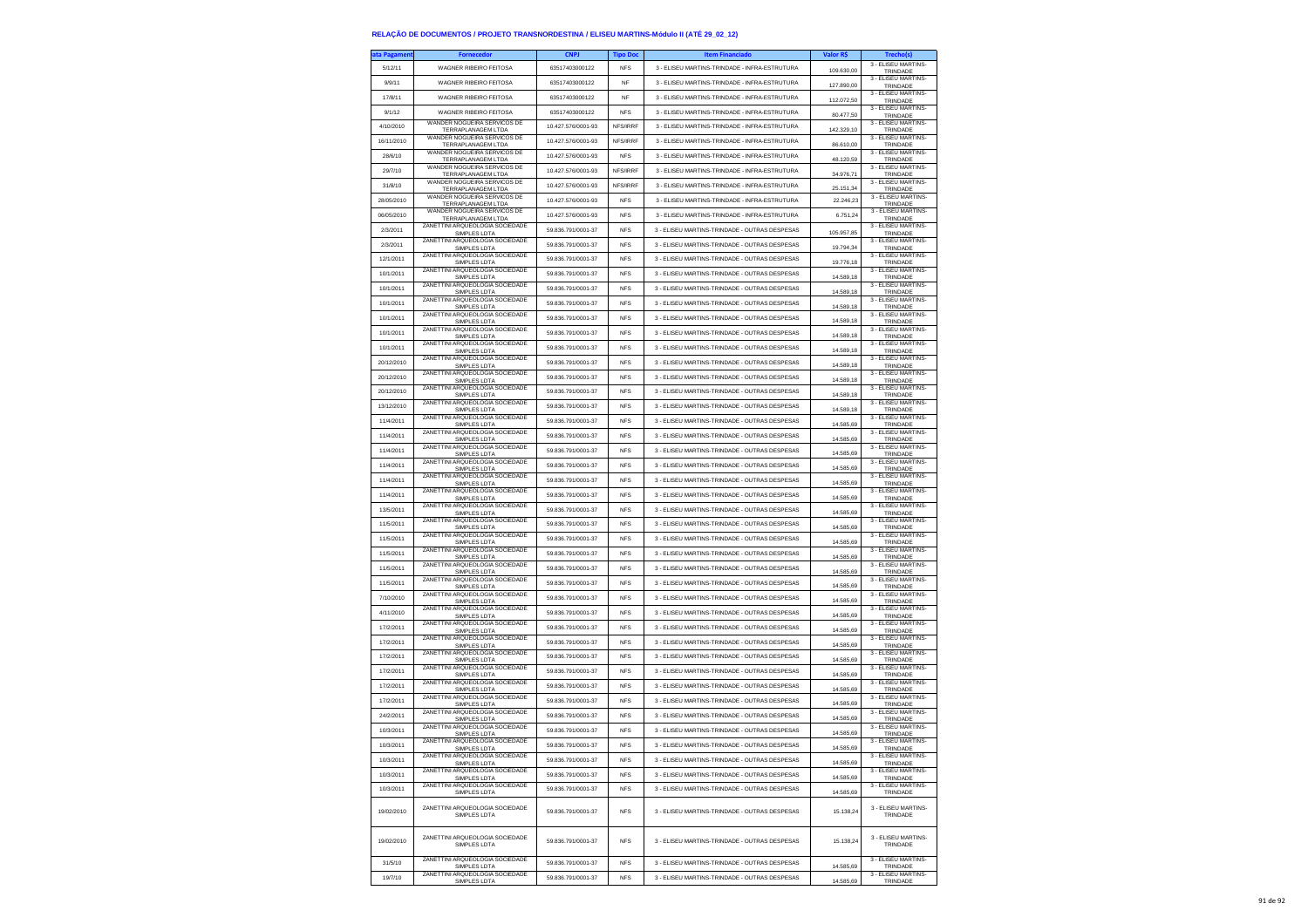## RELAÇÃO DE DOCUMENTOS / PROJETO TRANSNORDESTINA / ELISEU MARTINS-Módulo II (ATÉ 29_02_12)

| ata Pagament | Fornecedor | CNPJ | Tipo Doc | Item Financiado | Valor R$ | Trecho(s) |
|---|---|---|---|---|---|---|
| 5/12/11 | WAGNER RIBEIRO FEITOSA | 63517403000122 | NFS | 3 - ELISEU MARTINS-TRINDADE - INFRA-ESTRUTURA | 109.630,00 | 3 - ELISEU MARTINS-TRINDADE |
| 9/9/11 | WAGNER RIBEIRO FEITOSA | 63517403000122 | NF | 3 - ELISEU MARTINS-TRINDADE - INFRA-ESTRUTURA | 127.890,00 | 3 - ELISEU MARTINS-TRINDADE |
| 17/8/11 | WAGNER RIBEIRO FEITOSA | 63517403000122 | NF | 3 - ELISEU MARTINS-TRINDADE - INFRA-ESTRUTURA | 112.072,50 | 3 - ELISEU MARTINS-TRINDADE |
| 9/1/12 | WAGNER RIBEIRO FEITOSA | 63517403000122 | NFS | 3 - ELISEU MARTINS-TRINDADE - INFRA-ESTRUTURA | 80.477,50 | 3 - ELISEU MARTINS-TRINDADE |
| 4/10/2010 | WANDER NOGUEIRA SERVICOS DE TERRAPLANAGEM LTDA | 10.427.576/0001-93 | NFS/IRRF | 3 - ELISEU MARTINS-TRINDADE - INFRA-ESTRUTURA | 142.329,10 | 3 - ELISEU MARTINS-TRINDADE |
| 16/11/2010 | WANDER NOGUEIRA SERVICOS DE TERRAPLANAGEM LTDA | 10.427.576/0001-93 | NFS/IRRF | 3 - ELISEU MARTINS-TRINDADE - INFRA-ESTRUTURA | 86.610,00 | 3 - ELISEU MARTINS-TRINDADE |
| 28/6/10 | WANDER NOGUEIRA SERVICOS DE TERRAPLANAGEM LTDA | 10.427.576/0001-93 | NFS | 3 - ELISEU MARTINS-TRINDADE - INFRA-ESTRUTURA | 48.120,59 | 3 - ELISEU MARTINS-TRINDADE |
| 29/7/10 | WANDER NOGUEIRA SERVICOS DE TERRAPLANAGEM LTDA | 10.427.576/0001-93 | NFS/IRRF | 3 - ELISEU MARTINS-TRINDADE - INFRA-ESTRUTURA | 34.976,71 | 3 - ELISEU MARTINS-TRINDADE |
| 31/8/10 | WANDER NOGUEIRA SERVICOS DE TERRAPLANAGEM LTDA | 10.427.576/0001-93 | NFS/IRRF | 3 - ELISEU MARTINS-TRINDADE - INFRA-ESTRUTURA | 25.151,34 | 3 - ELISEU MARTINS-TRINDADE |
| 28/05/2010 | WANDER NOGUEIRA SERVICOS DE TERRAPLANAGEM LTDA | 10.427.576/0001-93 | NFS | 3 - ELISEU MARTINS-TRINDADE - INFRA-ESTRUTURA | 22.246,23 | 3 - ELISEU MARTINS-TRINDADE |
| 06/05/2010 | WANDER NOGUEIRA SERVICOS DE TERRAPLANAGEM LTDA | 10.427.576/0001-93 | NFS | 3 - ELISEU MARTINS-TRINDADE - INFRA-ESTRUTURA | 6.751,24 | 3 - ELISEU MARTINS-TRINDADE |
| 2/3/2011 | ZANETTINI ARQUEOLOGIA SOCIEDADE SIMPLES LDTA | 59.836.791/0001-37 | NFS | 3 - ELISEU MARTINS-TRINDADE - OUTRAS DESPESAS | 105.957,85 | 3 - ELISEU MARTINS-TRINDADE |
| 2/3/2011 | ZANETTINI ARQUEOLOGIA SOCIEDADE SIMPLES LDTA | 59.836.791/0001-37 | NFS | 3 - ELISEU MARTINS-TRINDADE - OUTRAS DESPESAS | 19.794,34 | 3 - ELISEU MARTINS-TRINDADE |
| 12/1/2011 | ZANETTINI ARQUEOLOGIA SOCIEDADE SIMPLES LDTA | 59.836.791/0001-37 | NFS | 3 - ELISEU MARTINS-TRINDADE - OUTRAS DESPESAS | 19.776,18 | 3 - ELISEU MARTINS-TRINDADE |
| 10/1/2011 | ZANETTINI ARQUEOLOGIA SOCIEDADE SIMPLES LDTA | 59.836.791/0001-37 | NFS | 3 - ELISEU MARTINS-TRINDADE - OUTRAS DESPESAS | 14.589,18 | 3 - ELISEU MARTINS-TRINDADE |
| 10/1/2011 | ZANETTINI ARQUEOLOGIA SOCIEDADE SIMPLES LDTA | 59.836.791/0001-37 | NFS | 3 - ELISEU MARTINS-TRINDADE - OUTRAS DESPESAS | 14.589,18 | 3 - ELISEU MARTINS-TRINDADE |
| 10/1/2011 | ZANETTINI ARQUEOLOGIA SOCIEDADE SIMPLES LDTA | 59.836.791/0001-37 | NFS | 3 - ELISEU MARTINS-TRINDADE - OUTRAS DESPESAS | 14.589,18 | 3 - ELISEU MARTINS-TRINDADE |
| 10/1/2011 | ZANETTINI ARQUEOLOGIA SOCIEDADE SIMPLES LDTA | 59.836.791/0001-37 | NFS | 3 - ELISEU MARTINS-TRINDADE - OUTRAS DESPESAS | 14.589,18 | 3 - ELISEU MARTINS-TRINDADE |
| 10/1/2011 | ZANETTINI ARQUEOLOGIA SOCIEDADE SIMPLES LDTA | 59.836.791/0001-37 | NFS | 3 - ELISEU MARTINS-TRINDADE - OUTRAS DESPESAS | 14.589,18 | 3 - ELISEU MARTINS-TRINDADE |
| 10/1/2011 | ZANETTINI ARQUEOLOGIA SOCIEDADE SIMPLES LDTA | 59.836.791/0001-37 | NFS | 3 - ELISEU MARTINS-TRINDADE - OUTRAS DESPESAS | 14.589,18 | 3 - ELISEU MARTINS-TRINDADE |
| 20/12/2010 | ZANETTINI ARQUEOLOGIA SOCIEDADE SIMPLES LDTA | 59.836.791/0001-37 | NFS | 3 - ELISEU MARTINS-TRINDADE - OUTRAS DESPESAS | 14.589,18 | 3 - ELISEU MARTINS-TRINDADE |
| 20/12/2010 | ZANETTINI ARQUEOLOGIA SOCIEDADE SIMPLES LDTA | 59.836.791/0001-37 | NFS | 3 - ELISEU MARTINS-TRINDADE - OUTRAS DESPESAS | 14.589,18 | 3 - ELISEU MARTINS-TRINDADE |
| 20/12/2010 | ZANETTINI ARQUEOLOGIA SOCIEDADE SIMPLES LDTA | 59.836.791/0001-37 | NFS | 3 - ELISEU MARTINS-TRINDADE - OUTRAS DESPESAS | 14.589,18 | 3 - ELISEU MARTINS-TRINDADE |
| 13/12/2010 | ZANETTINI ARQUEOLOGIA SOCIEDADE SIMPLES LDTA | 59.836.791/0001-37 | NFS | 3 - ELISEU MARTINS-TRINDADE - OUTRAS DESPESAS | 14.589,18 | 3 - ELISEU MARTINS-TRINDADE |
| 11/4/2011 | ZANETTINI ARQUEOLOGIA SOCIEDADE SIMPLES LDTA | 59.836.791/0001-37 | NFS | 3 - ELISEU MARTINS-TRINDADE - OUTRAS DESPESAS | 14.585,69 | 3 - ELISEU MARTINS-TRINDADE |
| 11/4/2011 | ZANETTINI ARQUEOLOGIA SOCIEDADE SIMPLES LDTA | 59.836.791/0001-37 | NFS | 3 - ELISEU MARTINS-TRINDADE - OUTRAS DESPESAS | 14.585,69 | 3 - ELISEU MARTINS-TRINDADE |
| 11/4/2011 | ZANETTINI ARQUEOLOGIA SOCIEDADE SIMPLES LDTA | 59.836.791/0001-37 | NFS | 3 - ELISEU MARTINS-TRINDADE - OUTRAS DESPESAS | 14.585,69 | 3 - ELISEU MARTINS-TRINDADE |
| 11/4/2011 | ZANETTINI ARQUEOLOGIA SOCIEDADE SIMPLES LDTA | 59.836.791/0001-37 | NFS | 3 - ELISEU MARTINS-TRINDADE - OUTRAS DESPESAS | 14.585,69 | 3 - ELISEU MARTINS-TRINDADE |
| 11/4/2011 | ZANETTINI ARQUEOLOGIA SOCIEDADE SIMPLES LDTA | 59.836.791/0001-37 | NFS | 3 - ELISEU MARTINS-TRINDADE - OUTRAS DESPESAS | 14.585,69 | 3 - ELISEU MARTINS-TRINDADE |
| 11/4/2011 | ZANETTINI ARQUEOLOGIA SOCIEDADE SIMPLES LDTA | 59.836.791/0001-37 | NFS | 3 - ELISEU MARTINS-TRINDADE - OUTRAS DESPESAS | 14.585,69 | 3 - ELISEU MARTINS-TRINDADE |
| 13/5/2011 | ZANETTINI ARQUEOLOGIA SOCIEDADE SIMPLES LDTA | 59.836.791/0001-37 | NFS | 3 - ELISEU MARTINS-TRINDADE - OUTRAS DESPESAS | 14.585,69 | 3 - ELISEU MARTINS-TRINDADE |
| 11/5/2011 | ZANETTINI ARQUEOLOGIA SOCIEDADE SIMPLES LDTA | 59.836.791/0001-37 | NFS | 3 - ELISEU MARTINS-TRINDADE - OUTRAS DESPESAS | 14.585,69 | 3 - ELISEU MARTINS-TRINDADE |
| 11/5/2011 | ZANETTINI ARQUEOLOGIA SOCIEDADE SIMPLES LDTA | 59.836.791/0001-37 | NFS | 3 - ELISEU MARTINS-TRINDADE - OUTRAS DESPESAS | 14.585,69 | 3 - ELISEU MARTINS-TRINDADE |
| 11/5/2011 | ZANETTINI ARQUEOLOGIA SOCIEDADE SIMPLES LDTA | 59.836.791/0001-37 | NFS | 3 - ELISEU MARTINS-TRINDADE - OUTRAS DESPESAS | 14.585,69 | 3 - ELISEU MARTINS-TRINDADE |
| 11/5/2011 | ZANETTINI ARQUEOLOGIA SOCIEDADE SIMPLES LDTA | 59.836.791/0001-37 | NFS | 3 - ELISEU MARTINS-TRINDADE - OUTRAS DESPESAS | 14.585,69 | 3 - ELISEU MARTINS-TRINDADE |
| 11/5/2011 | ZANETTINI ARQUEOLOGIA SOCIEDADE SIMPLES LDTA | 59.836.791/0001-37 | NFS | 3 - ELISEU MARTINS-TRINDADE - OUTRAS DESPESAS | 14.585,69 | 3 - ELISEU MARTINS-TRINDADE |
| 7/10/2010 | ZANETTINI ARQUEOLOGIA SOCIEDADE SIMPLES LDTA | 59.836.791/0001-37 | NFS | 3 - ELISEU MARTINS-TRINDADE - OUTRAS DESPESAS | 14.585,69 | 3 - ELISEU MARTINS-TRINDADE |
| 4/11/2010 | ZANETTINI ARQUEOLOGIA SOCIEDADE SIMPLES LDTA | 59.836.791/0001-37 | NFS | 3 - ELISEU MARTINS-TRINDADE - OUTRAS DESPESAS | 14.585,69 | 3 - ELISEU MARTINS-TRINDADE |
| 17/2/2011 | ZANETTINI ARQUEOLOGIA SOCIEDADE SIMPLES LDTA | 59.836.791/0001-37 | NFS | 3 - ELISEU MARTINS-TRINDADE - OUTRAS DESPESAS | 14.585,69 | 3 - ELISEU MARTINS-TRINDADE |
| 17/2/2011 | ZANETTINI ARQUEOLOGIA SOCIEDADE SIMPLES LDTA | 59.836.791/0001-37 | NFS | 3 - ELISEU MARTINS-TRINDADE - OUTRAS DESPESAS | 14.585,69 | 3 - ELISEU MARTINS-TRINDADE |
| 17/2/2011 | ZANETTINI ARQUEOLOGIA SOCIEDADE SIMPLES LDTA | 59.836.791/0001-37 | NFS | 3 - ELISEU MARTINS-TRINDADE - OUTRAS DESPESAS | 14.585,69 | 3 - ELISEU MARTINS-TRINDADE |
| 17/2/2011 | ZANETTINI ARQUEOLOGIA SOCIEDADE SIMPLES LDTA | 59.836.791/0001-37 | NFS | 3 - ELISEU MARTINS-TRINDADE - OUTRAS DESPESAS | 14.585,69 | 3 - ELISEU MARTINS-TRINDADE |
| 17/2/2011 | ZANETTINI ARQUEOLOGIA SOCIEDADE SIMPLES LDTA | 59.836.791/0001-37 | NFS | 3 - ELISEU MARTINS-TRINDADE - OUTRAS DESPESAS | 14.585,69 | 3 - ELISEU MARTINS-TRINDADE |
| 17/2/2011 | ZANETTINI ARQUEOLOGIA SOCIEDADE SIMPLES LDTA | 59.836.791/0001-37 | NFS | 3 - ELISEU MARTINS-TRINDADE - OUTRAS DESPESAS | 14.585,69 | 3 - ELISEU MARTINS-TRINDADE |
| 24/2/2011 | ZANETTINI ARQUEOLOGIA SOCIEDADE SIMPLES LDTA | 59.836.791/0001-37 | NFS | 3 - ELISEU MARTINS-TRINDADE - OUTRAS DESPESAS | 14.585,69 | 3 - ELISEU MARTINS-TRINDADE |
| 10/3/2011 | ZANETTINI ARQUEOLOGIA SOCIEDADE SIMPLES LDTA | 59.836.791/0001-37 | NFS | 3 - ELISEU MARTINS-TRINDADE - OUTRAS DESPESAS | 14.585,69 | 3 - ELISEU MARTINS-TRINDADE |
| 10/3/2011 | ZANETTINI ARQUEOLOGIA SOCIEDADE SIMPLES LDTA | 59.836.791/0001-37 | NFS | 3 - ELISEU MARTINS-TRINDADE - OUTRAS DESPESAS | 14.585,69 | 3 - ELISEU MARTINS-TRINDADE |
| 10/3/2011 | ZANETTINI ARQUEOLOGIA SOCIEDADE SIMPLES LDTA | 59.836.791/0001-37 | NFS | 3 - ELISEU MARTINS-TRINDADE - OUTRAS DESPESAS | 14.585,69 | 3 - ELISEU MARTINS-TRINDADE |
| 10/3/2011 | ZANETTINI ARQUEOLOGIA SOCIEDADE SIMPLES LDTA | 59.836.791/0001-37 | NFS | 3 - ELISEU MARTINS-TRINDADE - OUTRAS DESPESAS | 14.585,69 | 3 - ELISEU MARTINS-TRINDADE |
| 10/3/2011 | ZANETTINI ARQUEOLOGIA SOCIEDADE SIMPLES LDTA | 59.836.791/0001-37 | NFS | 3 - ELISEU MARTINS-TRINDADE - OUTRAS DESPESAS | 14.585,69 | 3 - ELISEU MARTINS-TRINDADE |
| 19/02/2010 | ZANETTINI ARQUEOLOGIA SOCIEDADE SIMPLES LDTA | 59.836.791/0001-37 | NFS | 3 - ELISEU MARTINS-TRINDADE - OUTRAS DESPESAS | 15.138,24 | 3 - ELISEU MARTINS-TRINDADE |
| 19/02/2010 | ZANETTINI ARQUEOLOGIA SOCIEDADE SIMPLES LDTA | 59.836.791/0001-37 | NFS | 3 - ELISEU MARTINS-TRINDADE - OUTRAS DESPESAS | 15.138,24 | 3 - ELISEU MARTINS-TRINDADE |
| 31/5/10 | ZANETTINI ARQUEOLOGIA SOCIEDADE SIMPLES LDTA | 59.836.791/0001-37 | NFS | 3 - ELISEU MARTINS-TRINDADE - OUTRAS DESPESAS | 14.585,69 | 3 - ELISEU MARTINS-TRINDADE |
| 19/7/10 | ZANETTINI ARQUEOLOGIA SOCIEDADE SIMPLES LDTA | 59.836.791/0001-37 | NFS | 3 - ELISEU MARTINS-TRINDADE - OUTRAS DESPESAS | 14.585,69 | 3 - ELISEU MARTINS-TRINDADE |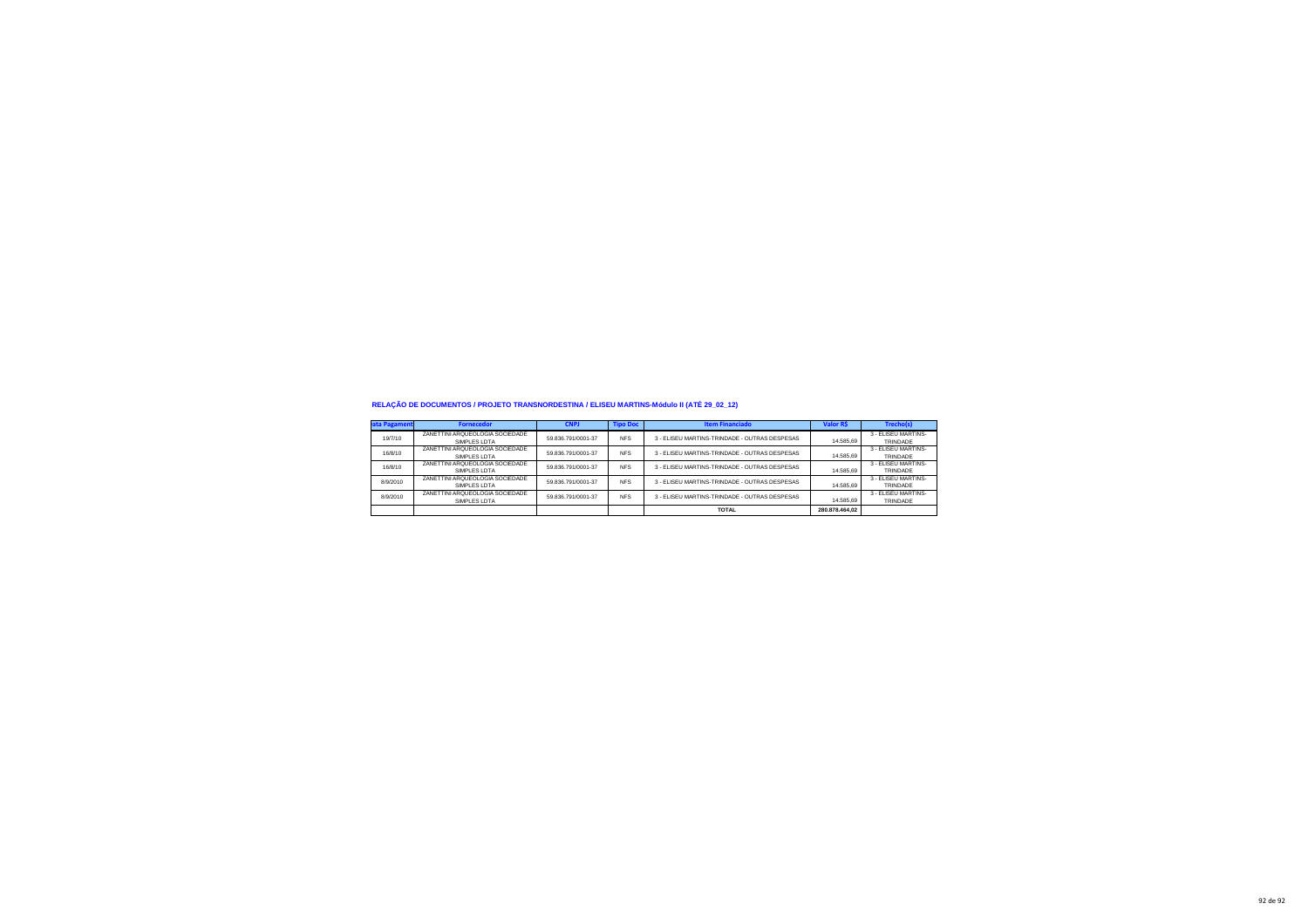**RELAÇÃO DE DOCUMENTOS / PROJETO TRANSNORDESTINA / ELISEU MARTINS-Módulo II (ATÉ 29_02_12)**

| ata Pagament | Fornecedor | CNPJ | Tipo Doc | Item Financiado | Valor R$ | Trecho(s) |
|---|---|---|---|---|---|---|
| 19/7/10 | ZANETTINI ARQUEOLOGIA SOCIEDADE SIMPLES LDTA | 59.836.791/0001-37 | NFS | 3 - ELISEU MARTINS-TRINDADE - OUTRAS DESPESAS | 14.585,69 | 3 - ELISEU MARTINS-TRINDADE |
| 16/8/10 | ZANETTINI ARQUEOLOGIA SOCIEDADE SIMPLES LDTA | 59.836.791/0001-37 | NFS | 3 - ELISEU MARTINS-TRINDADE - OUTRAS DESPESAS | 14.585,69 | 3 - ELISEU MARTINS-TRINDADE |
| 16/8/10 | ZANETTINI ARQUEOLOGIA SOCIEDADE SIMPLES LDTA | 59.836.791/0001-37 | NFS | 3 - ELISEU MARTINS-TRINDADE - OUTRAS DESPESAS | 14.585,69 | 3 - ELISEU MARTINS-TRINDADE |
| 8/9/2010 | ZANETTINI ARQUEOLOGIA SOCIEDADE SIMPLES LDTA | 59.836.791/0001-37 | NFS | 3 - ELISEU MARTINS-TRINDADE - OUTRAS DESPESAS | 14.585,69 | 3 - ELISEU MARTINS-TRINDADE |
| 8/9/2010 | ZANETTINI ARQUEOLOGIA SOCIEDADE SIMPLES LDTA | 59.836.791/0001-37 | NFS | 3 - ELISEU MARTINS-TRINDADE - OUTRAS DESPESAS | 14.585,69 | 3 - ELISEU MARTINS-TRINDADE |
| | | | | **TOTAL** | **280.878.464,02** | |